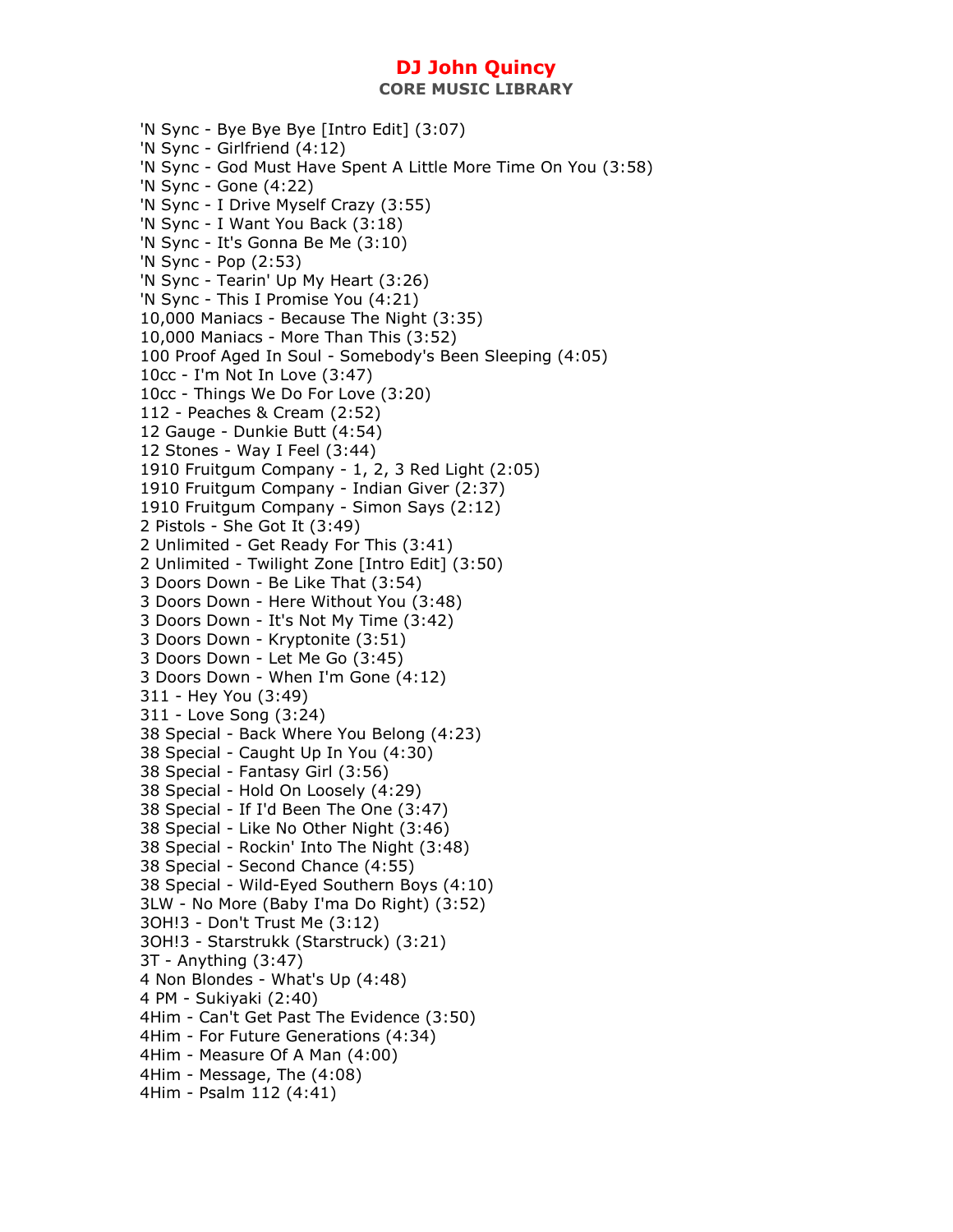# DJ John Quincy

## CORE MUSIC LIBRARY

'N Sync - Bye Bye Bye [Intro Edit] (3:07)
'N Sync - Girlfriend (4:12)
'N Sync - God Must Have Spent A Little More Time On You (3:58)
'N Sync - Gone (4:22)
'N Sync - I Drive Myself Crazy (3:55)
'N Sync - I Want You Back (3:18)
'N Sync - It's Gonna Be Me (3:10)
'N Sync - Pop (2:53)
'N Sync - Tearin' Up My Heart (3:26)
'N Sync - This I Promise You (4:21)
10,000 Maniacs - Because The Night (3:35)
10,000 Maniacs - More Than This (3:52)
100 Proof Aged In Soul - Somebody's Been Sleeping (4:05)
10cc - I'm Not In Love (3:47)
10cc - Things We Do For Love (3:20)
112 - Peaches & Cream (2:52)
12 Gauge - Dunkie Butt (4:54)
12 Stones - Way I Feel (3:44)
1910 Fruitgum Company - 1, 2, 3 Red Light (2:05)
1910 Fruitgum Company - Indian Giver (2:37)
1910 Fruitgum Company - Simon Says (2:12)
2 Pistols - She Got It (3:49)
2 Unlimited - Get Ready For This (3:41)
2 Unlimited - Twilight Zone [Intro Edit] (3:50)
3 Doors Down - Be Like That (3:54)
3 Doors Down - Here Without You (3:48)
3 Doors Down - It's Not My Time (3:42)
3 Doors Down - Kryptonite (3:51)
3 Doors Down - Let Me Go (3:45)
3 Doors Down - When I'm Gone (4:12)
311 - Hey You (3:49)
311 - Love Song (3:24)
38 Special - Back Where You Belong (4:23)
38 Special - Caught Up In You (4:30)
38 Special - Fantasy Girl (3:56)
38 Special - Hold On Loosely (4:29)
38 Special - If I'd Been The One (3:47)
38 Special - Like No Other Night (3:46)
38 Special - Rockin' Into The Night (3:48)
38 Special - Second Chance (4:55)
38 Special - Wild-Eyed Southern Boys (4:10)
3LW - No More (Baby I'ma Do Right) (3:52)
3OH!3 - Don't Trust Me (3:12)
3OH!3 - Starstrukk (Starstruck) (3:21)
3T - Anything (3:47)
4 Non Blondes - What's Up (4:48)
4 PM - Sukiyaki (2:40)
4Him - Can't Get Past The Evidence (3:50)
4Him - For Future Generations (4:34)
4Him - Measure Of A Man (4:00)
4Him - Message, The (4:08)
4Him - Psalm 112 (4:41)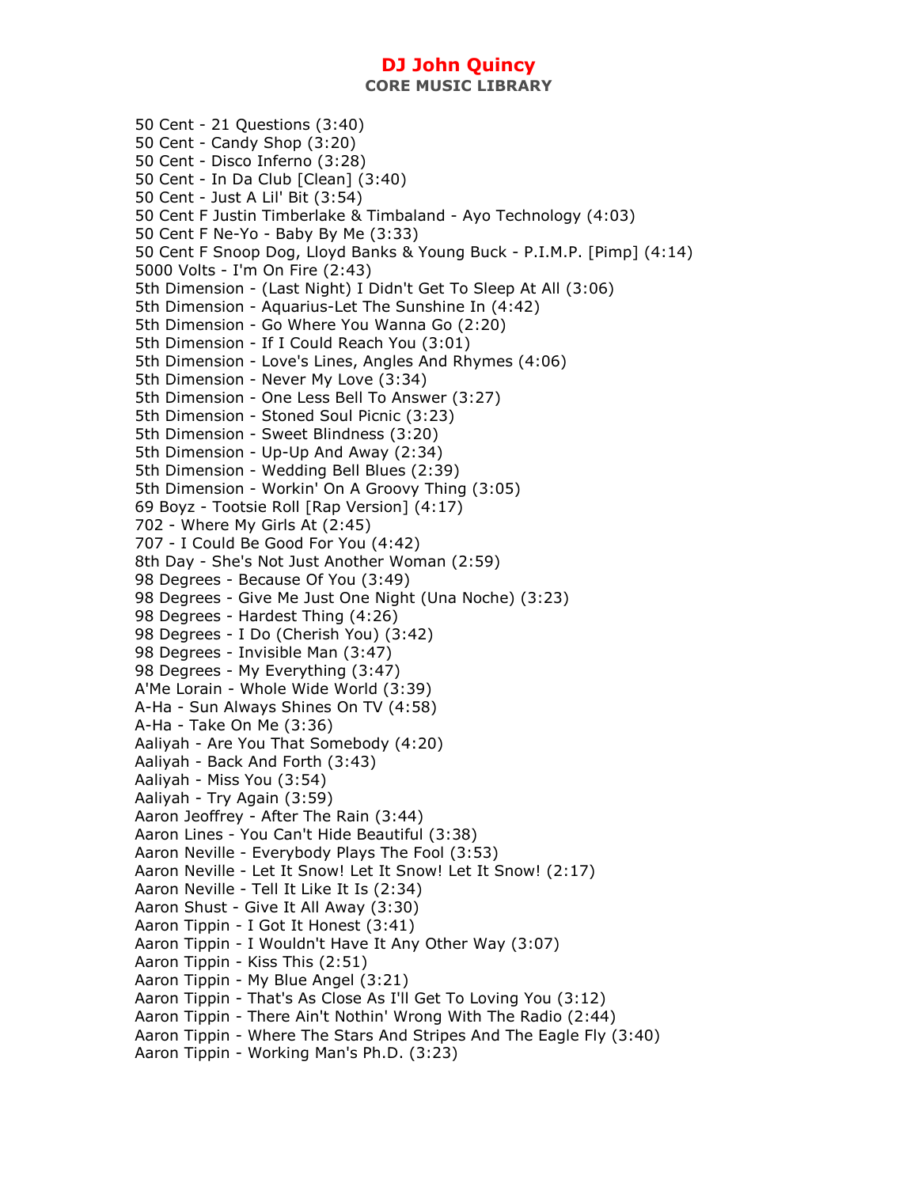# DJ John Quincy

## CORE MUSIC LIBRARY

50 Cent - 21 Questions (3:40)
50 Cent - Candy Shop (3:20)
50 Cent - Disco Inferno (3:28)
50 Cent - In Da Club [Clean] (3:40)
50 Cent - Just A Lil' Bit (3:54)
50 Cent F Justin Timberlake & Timbaland - Ayo Technology (4:03)
50 Cent F Ne-Yo - Baby By Me (3:33)
50 Cent F Snoop Dog, Lloyd Banks & Young Buck - P.I.M.P. [Pimp] (4:14)
5000 Volts - I'm On Fire (2:43)
5th Dimension - (Last Night) I Didn't Get To Sleep At All (3:06)
5th Dimension - Aquarius-Let The Sunshine In (4:42)
5th Dimension - Go Where You Wanna Go (2:20)
5th Dimension - If I Could Reach You (3:01)
5th Dimension - Love's Lines, Angles And Rhymes (4:06)
5th Dimension - Never My Love (3:34)
5th Dimension - One Less Bell To Answer (3:27)
5th Dimension - Stoned Soul Picnic (3:23)
5th Dimension - Sweet Blindness (3:20)
5th Dimension - Up-Up And Away (2:34)
5th Dimension - Wedding Bell Blues (2:39)
5th Dimension - Workin' On A Groovy Thing (3:05)
69 Boyz - Tootsie Roll [Rap Version] (4:17)
702 - Where My Girls At (2:45)
707 - I Could Be Good For You (4:42)
8th Day - She's Not Just Another Woman (2:59)
98 Degrees - Because Of You (3:49)
98 Degrees - Give Me Just One Night (Una Noche) (3:23)
98 Degrees - Hardest Thing (4:26)
98 Degrees - I Do (Cherish You) (3:42)
98 Degrees - Invisible Man (3:47)
98 Degrees - My Everything (3:47)
A'Me Lorain - Whole Wide World (3:39)
A-Ha - Sun Always Shines On TV (4:58)
A-Ha - Take On Me (3:36)
Aaliyah - Are You That Somebody (4:20)
Aaliyah - Back And Forth (3:43)
Aaliyah - Miss You (3:54)
Aaliyah - Try Again (3:59)
Aaron Jeoffrey - After The Rain (3:44)
Aaron Lines - You Can't Hide Beautiful (3:38)
Aaron Neville - Everybody Plays The Fool (3:53)
Aaron Neville - Let It Snow! Let It Snow! Let It Snow! (2:17)
Aaron Neville - Tell It Like It Is (2:34)
Aaron Shust - Give It All Away (3:30)
Aaron Tippin - I Got It Honest (3:41)
Aaron Tippin - I Wouldn't Have It Any Other Way (3:07)
Aaron Tippin - Kiss This (2:51)
Aaron Tippin - My Blue Angel (3:21)
Aaron Tippin - That's As Close As I'll Get To Loving You (3:12)
Aaron Tippin - There Ain't Nothin' Wrong With The Radio (2:44)
Aaron Tippin - Where The Stars And Stripes And The Eagle Fly (3:40)
Aaron Tippin - Working Man's Ph.D. (3:23)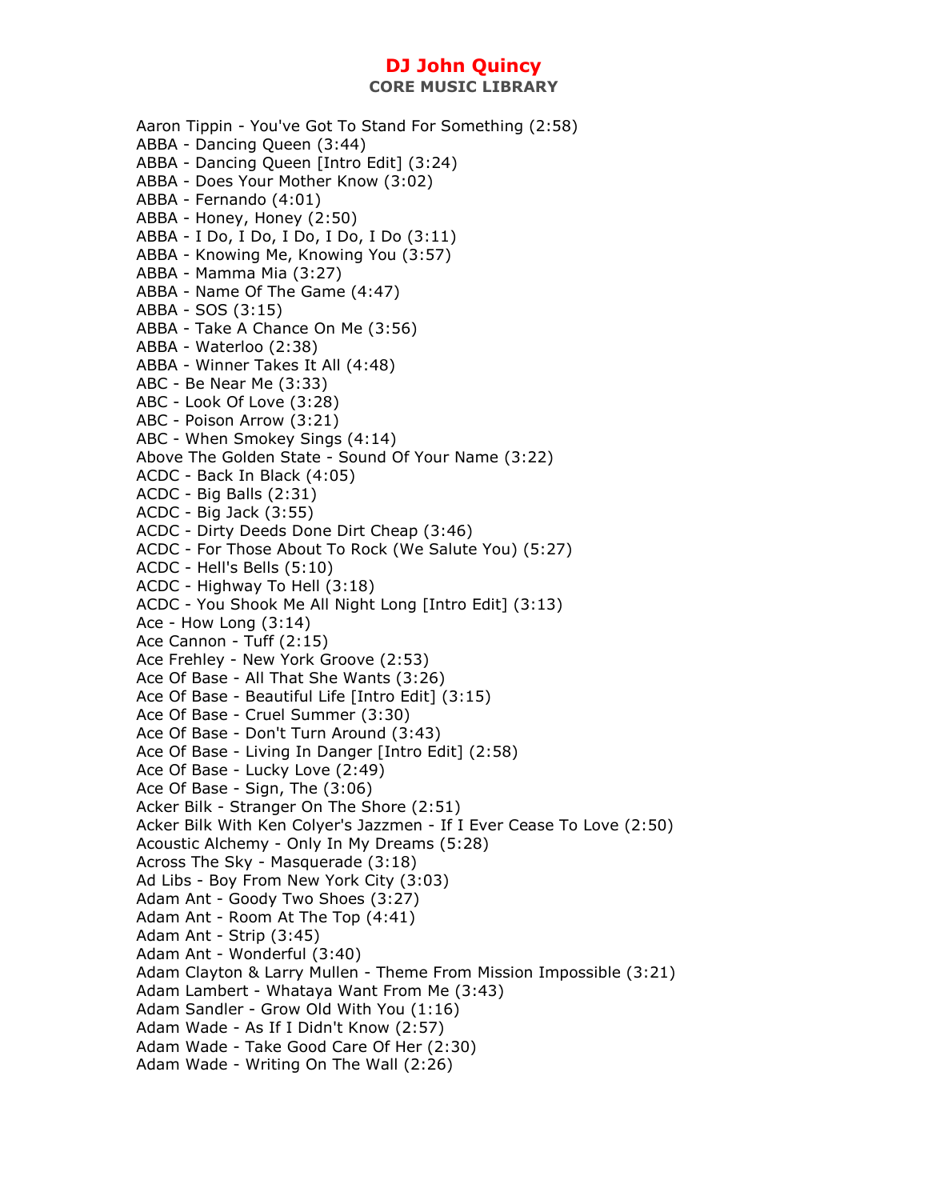# DJ John Quincy

## CORE MUSIC LIBRARY

Aaron Tippin - You've Got To Stand For Something (2:58)
ABBA - Dancing Queen (3:44)
ABBA - Dancing Queen [Intro Edit] (3:24)
ABBA - Does Your Mother Know (3:02)
ABBA - Fernando (4:01)
ABBA - Honey, Honey (2:50)
ABBA - I Do, I Do, I Do, I Do, I Do (3:11)
ABBA - Knowing Me, Knowing You (3:57)
ABBA - Mamma Mia (3:27)
ABBA - Name Of The Game (4:47)
ABBA - SOS (3:15)
ABBA - Take A Chance On Me (3:56)
ABBA - Waterloo (2:38)
ABBA - Winner Takes It All (4:48)
ABC - Be Near Me (3:33)
ABC - Look Of Love (3:28)
ABC - Poison Arrow (3:21)
ABC - When Smokey Sings (4:14)
Above The Golden State - Sound Of Your Name (3:22)
ACDC - Back In Black (4:05)
ACDC - Big Balls (2:31)
ACDC - Big Jack (3:55)
ACDC - Dirty Deeds Done Dirt Cheap (3:46)
ACDC - For Those About To Rock (We Salute You) (5:27)
ACDC - Hell's Bells (5:10)
ACDC - Highway To Hell (3:18)
ACDC - You Shook Me All Night Long [Intro Edit] (3:13)
Ace - How Long (3:14)
Ace Cannon - Tuff (2:15)
Ace Frehley - New York Groove (2:53)
Ace Of Base - All That She Wants (3:26)
Ace Of Base - Beautiful Life [Intro Edit] (3:15)
Ace Of Base - Cruel Summer (3:30)
Ace Of Base - Don't Turn Around (3:43)
Ace Of Base - Living In Danger [Intro Edit] (2:58)
Ace Of Base - Lucky Love (2:49)
Ace Of Base - Sign, The (3:06)
Acker Bilk - Stranger On The Shore (2:51)
Acker Bilk With Ken Colyer's Jazzmen - If I Ever Cease To Love (2:50)
Acoustic Alchemy - Only In My Dreams (5:28)
Across The Sky - Masquerade (3:18)
Ad Libs - Boy From New York City (3:03)
Adam Ant - Goody Two Shoes (3:27)
Adam Ant - Room At The Top (4:41)
Adam Ant - Strip (3:45)
Adam Ant - Wonderful (3:40)
Adam Clayton & Larry Mullen - Theme From Mission Impossible (3:21)
Adam Lambert - Whataya Want From Me (3:43)
Adam Sandler - Grow Old With You (1:16)
Adam Wade - As If I Didn't Know (2:57)
Adam Wade - Take Good Care Of Her (2:30)
Adam Wade - Writing On The Wall (2:26)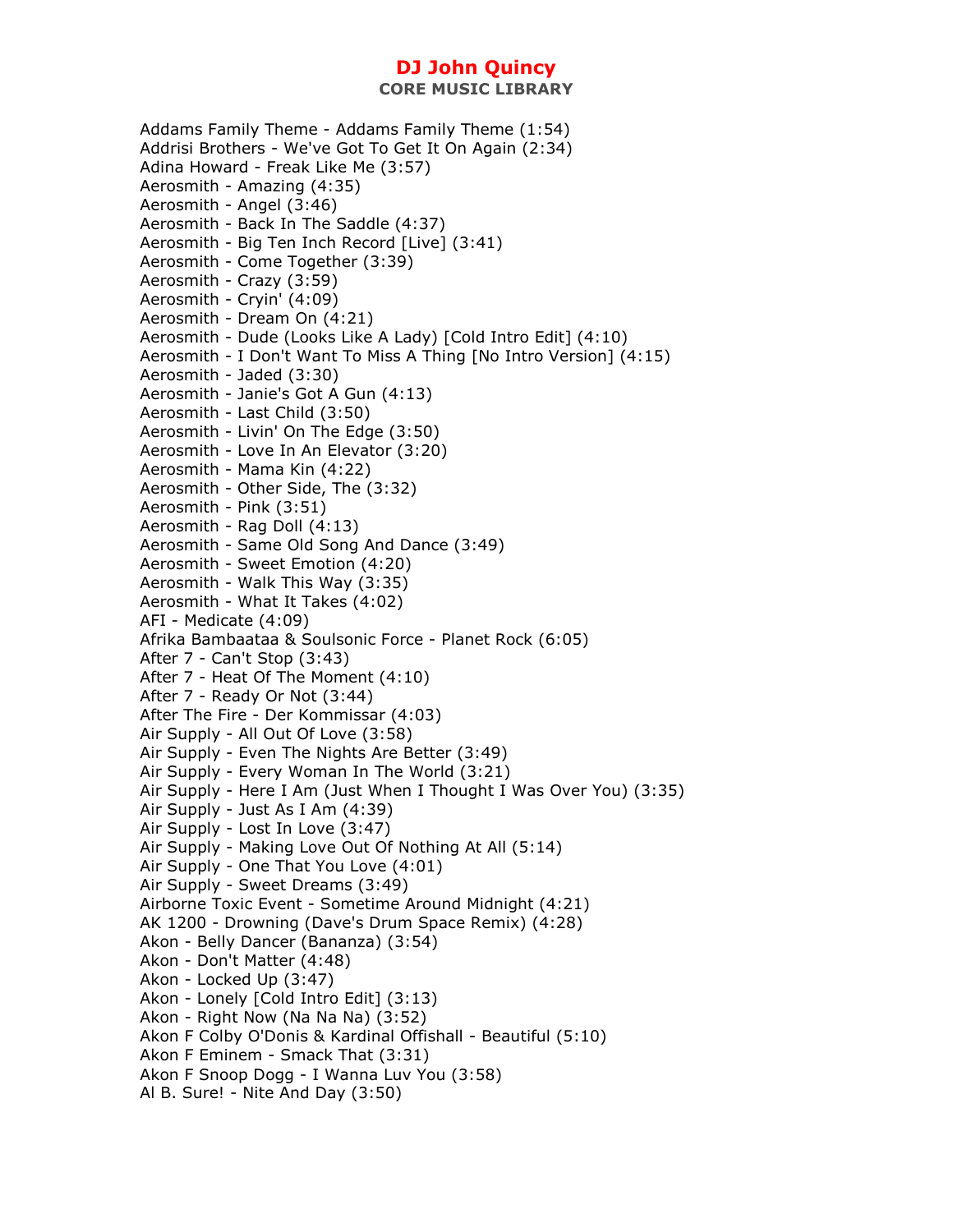# DJ John Quincy

## CORE MUSIC LIBRARY

Addams Family Theme - Addams Family Theme (1:54)
Addrisi Brothers - We've Got To Get It On Again (2:34)
Adina Howard - Freak Like Me (3:57)
Aerosmith - Amazing (4:35)
Aerosmith - Angel (3:46)
Aerosmith - Back In The Saddle (4:37)
Aerosmith - Big Ten Inch Record [Live] (3:41)
Aerosmith - Come Together (3:39)
Aerosmith - Crazy (3:59)
Aerosmith - Cryin' (4:09)
Aerosmith - Dream On (4:21)
Aerosmith - Dude (Looks Like A Lady) [Cold Intro Edit] (4:10)
Aerosmith - I Don't Want To Miss A Thing [No Intro Version] (4:15)
Aerosmith - Jaded (3:30)
Aerosmith - Janie's Got A Gun (4:13)
Aerosmith - Last Child (3:50)
Aerosmith - Livin' On The Edge (3:50)
Aerosmith - Love In An Elevator (3:20)
Aerosmith - Mama Kin (4:22)
Aerosmith - Other Side, The (3:32)
Aerosmith - Pink (3:51)
Aerosmith - Rag Doll (4:13)
Aerosmith - Same Old Song And Dance (3:49)
Aerosmith - Sweet Emotion (4:20)
Aerosmith - Walk This Way (3:35)
Aerosmith - What It Takes (4:02)
AFI - Medicate (4:09)
Afrika Bambaataa & Soulsonic Force - Planet Rock (6:05)
After 7 - Can't Stop (3:43)
After 7 - Heat Of The Moment (4:10)
After 7 - Ready Or Not (3:44)
After The Fire - Der Kommissar (4:03)
Air Supply - All Out Of Love (3:58)
Air Supply - Even The Nights Are Better (3:49)
Air Supply - Every Woman In The World (3:21)
Air Supply - Here I Am (Just When I Thought I Was Over You) (3:35)
Air Supply - Just As I Am (4:39)
Air Supply - Lost In Love (3:47)
Air Supply - Making Love Out Of Nothing At All (5:14)
Air Supply - One That You Love (4:01)
Air Supply - Sweet Dreams (3:49)
Airborne Toxic Event - Sometime Around Midnight (4:21)
AK 1200 - Drowning (Dave's Drum Space Remix) (4:28)
Akon - Belly Dancer (Bananza) (3:54)
Akon - Don't Matter (4:48)
Akon - Locked Up (3:47)
Akon - Lonely [Cold Intro Edit] (3:13)
Akon - Right Now (Na Na Na) (3:52)
Akon F Colby O'Donis & Kardinal Offishall - Beautiful (5:10)
Akon F Eminem - Smack That (3:31)
Akon F Snoop Dogg - I Wanna Luv You (3:58)
Al B. Sure! - Nite And Day (3:50)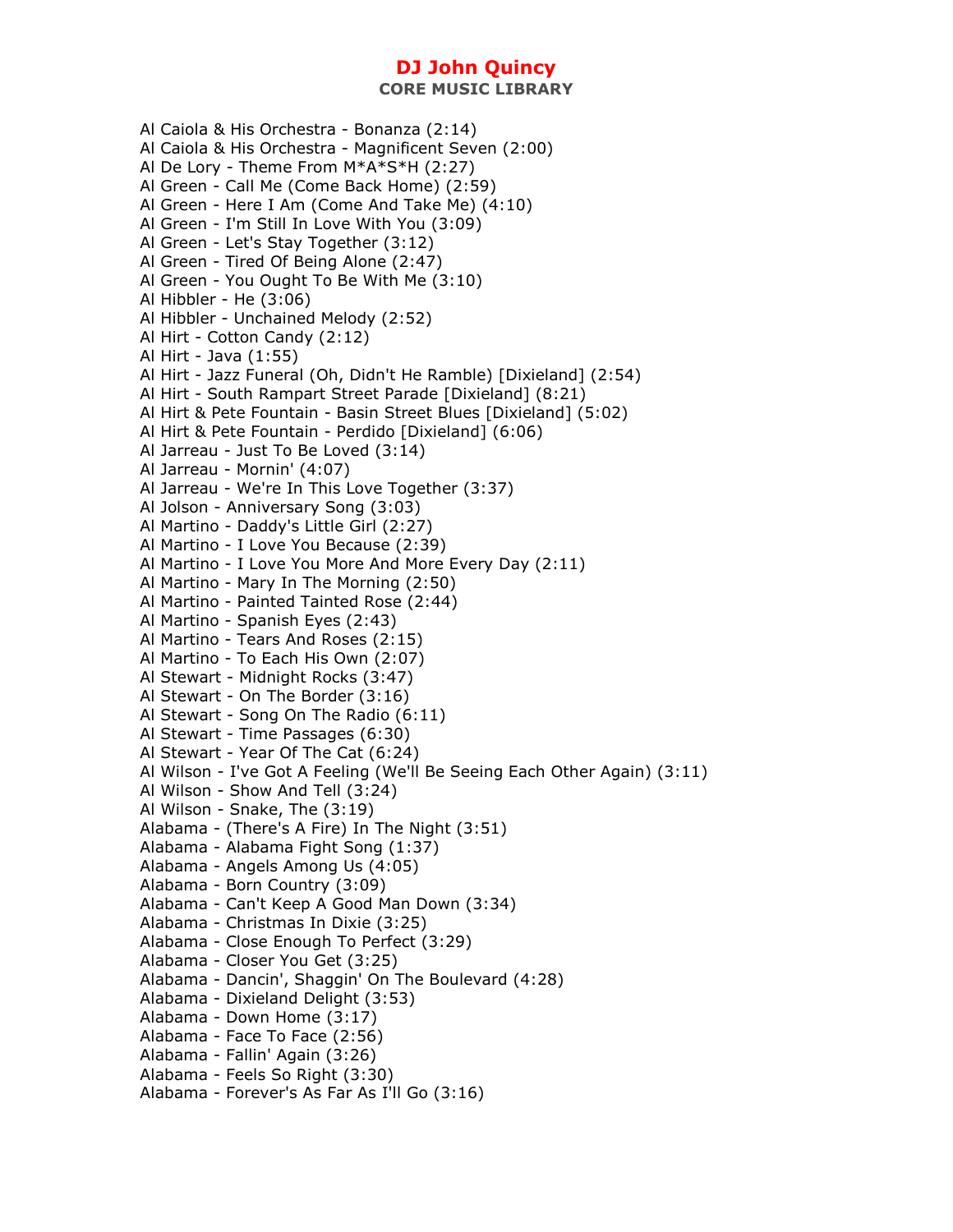Al Caiola & His Orchestra - Bonanza (2:14)
Al Caiola & His Orchestra - Magnificent Seven (2:00)
Al De Lory - Theme From M*A*S*H (2:27)
Al Green - Call Me (Come Back Home) (2:59)
Al Green - Here I Am (Come And Take Me) (4:10)
Al Green - I'm Still In Love With You (3:09)
Al Green - Let's Stay Together (3:12)
Al Green - Tired Of Being Alone (2:47)
Al Green - You Ought To Be With Me (3:10)
Al Hibbler - He (3:06)
Al Hibbler - Unchained Melody (2:52)
Al Hirt - Cotton Candy (2:12)
Al Hirt - Java (1:55)
Al Hirt - Jazz Funeral (Oh, Didn't He Ramble) [Dixieland] (2:54)
Al Hirt - South Rampart Street Parade [Dixieland] (8:21)
Al Hirt & Pete Fountain - Basin Street Blues [Dixieland] (5:02)
Al Hirt & Pete Fountain - Perdido [Dixieland] (6:06)
Al Jarreau - Just To Be Loved (3:14)
Al Jarreau - Mornin' (4:07)
Al Jarreau - We're In This Love Together (3:37)
Al Jolson - Anniversary Song (3:03)
Al Martino - Daddy's Little Girl (2:27)
Al Martino - I Love You Because (2:39)
Al Martino - I Love You More And More Every Day (2:11)
Al Martino - Mary In The Morning (2:50)
Al Martino - Painted Tainted Rose (2:44)
Al Martino - Spanish Eyes (2:43)
Al Martino - Tears And Roses (2:15)
Al Martino - To Each His Own (2:07)
Al Stewart - Midnight Rocks (3:47)
Al Stewart - On The Border (3:16)
Al Stewart - Song On The Radio (6:11)
Al Stewart - Time Passages (6:30)
Al Stewart - Year Of The Cat (6:24)
Al Wilson - I've Got A Feeling (We'll Be Seeing Each Other Again) (3:11)
Al Wilson - Show And Tell (3:24)
Al Wilson - Snake, The (3:19)
Alabama - (There's A Fire) In The Night (3:51)
Alabama - Alabama Fight Song (1:37)
Alabama - Angels Among Us (4:05)
Alabama - Born Country (3:09)
Alabama - Can't Keep A Good Man Down (3:34)
Alabama - Christmas In Dixie (3:25)
Alabama - Close Enough To Perfect (3:29)
Alabama - Closer You Get (3:25)
Alabama - Dancin', Shaggin' On The Boulevard (4:28)
Alabama - Dixieland Delight (3:53)
Alabama - Down Home (3:17)
Alabama - Face To Face (2:56)
Alabama - Fallin' Again (3:26)
Alabama - Feels So Right (3:30)
Alabama - Forever's As Far As I'll Go (3:16)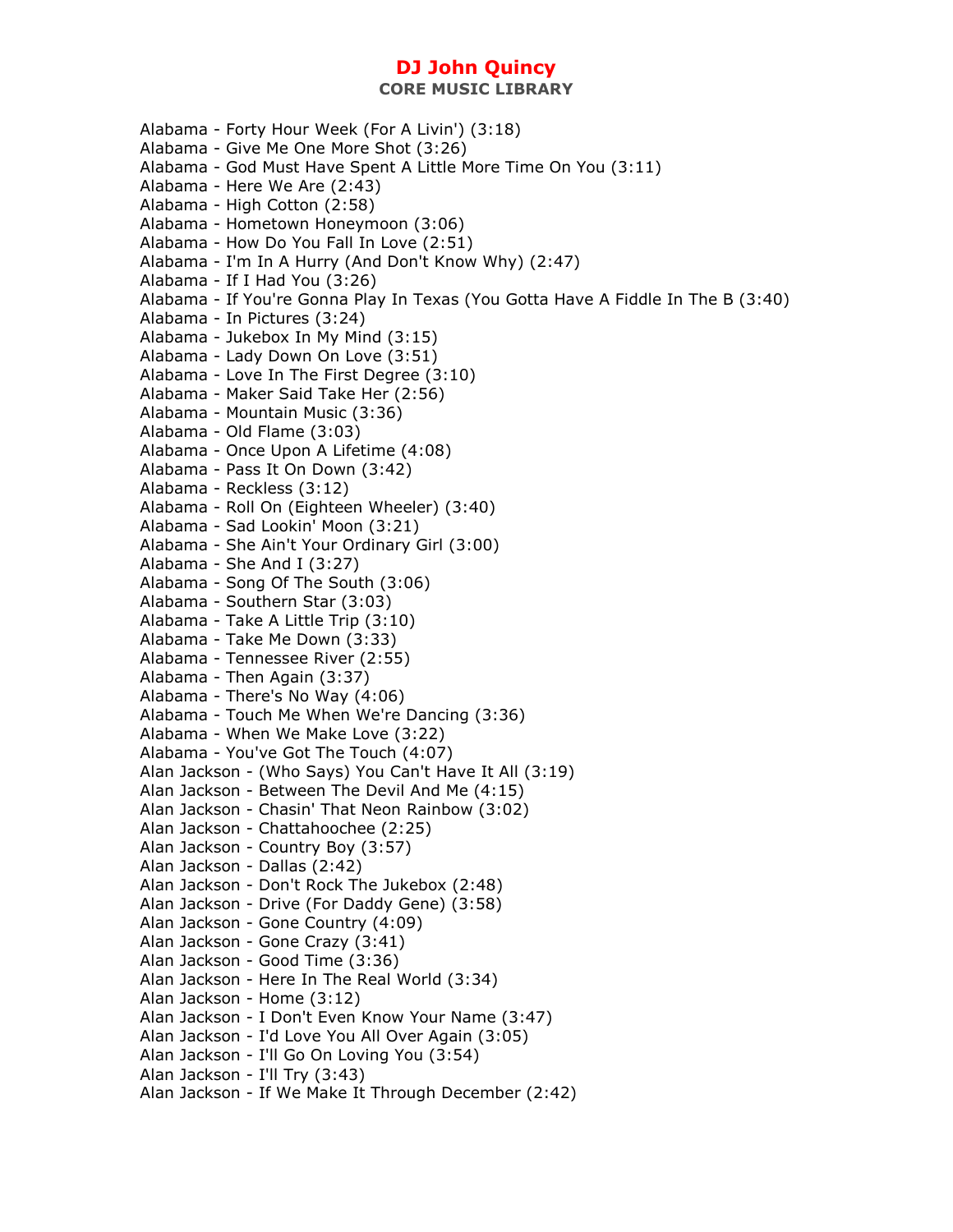Alabama - Forty Hour Week (For A Livin') (3:18)
Alabama - Give Me One More Shot (3:26)
Alabama - God Must Have Spent A Little More Time On You (3:11)
Alabama - Here We Are (2:43)
Alabama - High Cotton (2:58)
Alabama - Hometown Honeymoon (3:06)
Alabama - How Do You Fall In Love (2:51)
Alabama - I'm In A Hurry (And Don't Know Why) (2:47)
Alabama - If I Had You (3:26)
Alabama - If You're Gonna Play In Texas (You Gotta Have A Fiddle In The B (3:40)
Alabama - In Pictures (3:24)
Alabama - Jukebox In My Mind (3:15)
Alabama - Lady Down On Love (3:51)
Alabama - Love In The First Degree (3:10)
Alabama - Maker Said Take Her (2:56)
Alabama - Mountain Music (3:36)
Alabama - Old Flame (3:03)
Alabama - Once Upon A Lifetime (4:08)
Alabama - Pass It On Down (3:42)
Alabama - Reckless (3:12)
Alabama - Roll On (Eighteen Wheeler) (3:40)
Alabama - Sad Lookin' Moon (3:21)
Alabama - She Ain't Your Ordinary Girl (3:00)
Alabama - She And I (3:27)
Alabama - Song Of The South (3:06)
Alabama - Southern Star (3:03)
Alabama - Take A Little Trip (3:10)
Alabama - Take Me Down (3:33)
Alabama - Tennessee River (2:55)
Alabama - Then Again (3:37)
Alabama - There's No Way (4:06)
Alabama - Touch Me When We're Dancing (3:36)
Alabama - When We Make Love (3:22)
Alabama - You've Got The Touch (4:07)
Alan Jackson - (Who Says) You Can't Have It All (3:19)
Alan Jackson - Between The Devil And Me (4:15)
Alan Jackson - Chasin' That Neon Rainbow (3:02)
Alan Jackson - Chattahoochee (2:25)
Alan Jackson - Country Boy (3:57)
Alan Jackson - Dallas (2:42)
Alan Jackson - Don't Rock The Jukebox (2:48)
Alan Jackson - Drive (For Daddy Gene) (3:58)
Alan Jackson - Gone Country (4:09)
Alan Jackson - Gone Crazy (3:41)
Alan Jackson - Good Time (3:36)
Alan Jackson - Here In The Real World (3:34)
Alan Jackson - Home (3:12)
Alan Jackson - I Don't Even Know Your Name (3:47)
Alan Jackson - I'd Love You All Over Again (3:05)
Alan Jackson - I'll Go On Loving You (3:54)
Alan Jackson - I'll Try (3:43)
Alan Jackson - If We Make It Through December (2:42)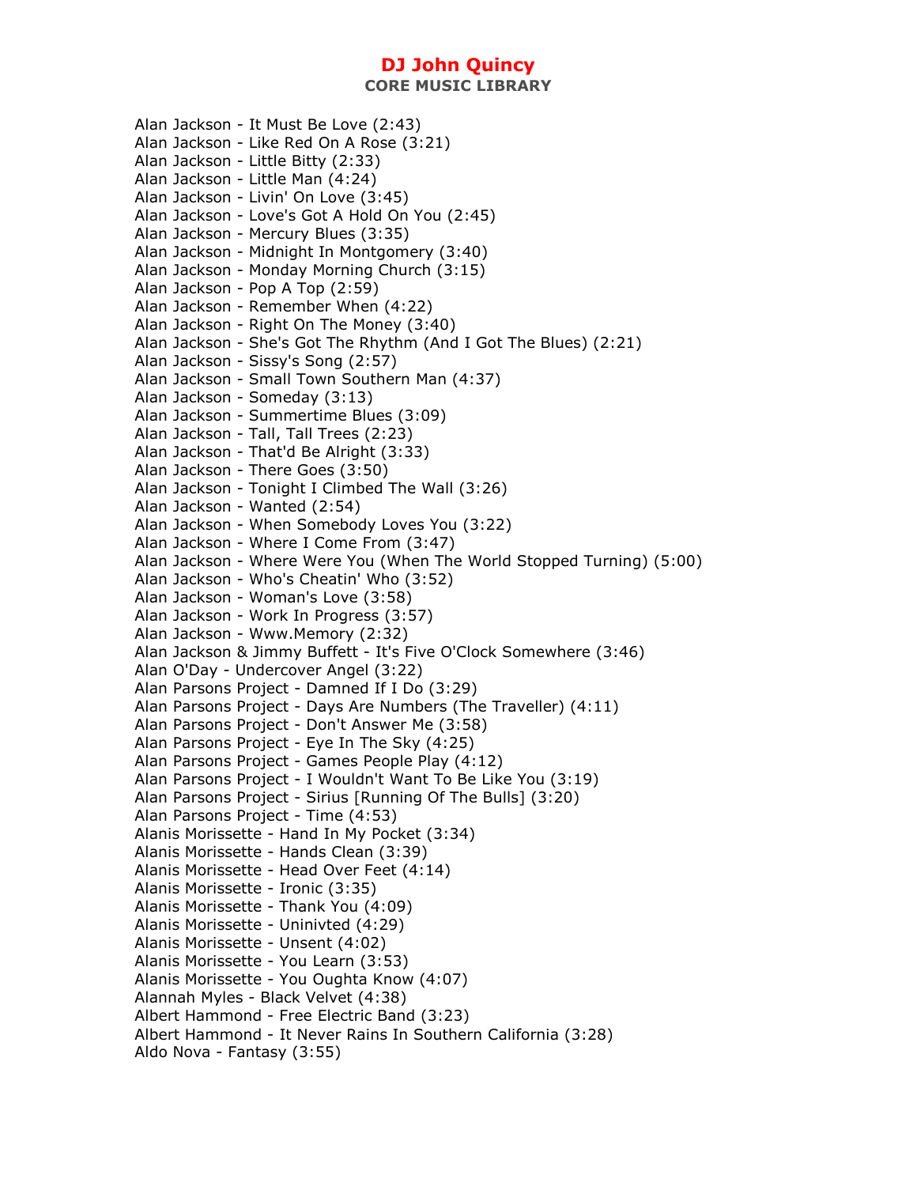Alan Jackson - It Must Be Love (2:43)
Alan Jackson - Like Red On A Rose (3:21)
Alan Jackson - Little Bitty (2:33)
Alan Jackson - Little Man (4:24)
Alan Jackson - Livin' On Love (3:45)
Alan Jackson - Love's Got A Hold On You (2:45)
Alan Jackson - Mercury Blues (3:35)
Alan Jackson - Midnight In Montgomery (3:40)
Alan Jackson - Monday Morning Church (3:15)
Alan Jackson - Pop A Top (2:59)
Alan Jackson - Remember When (4:22)
Alan Jackson - Right On The Money (3:40)
Alan Jackson - She's Got The Rhythm (And I Got The Blues) (2:21)
Alan Jackson - Sissy's Song (2:57)
Alan Jackson - Small Town Southern Man (4:37)
Alan Jackson - Someday (3:13)
Alan Jackson - Summertime Blues (3:09)
Alan Jackson - Tall, Tall Trees (2:23)
Alan Jackson - That'd Be Alright (3:33)
Alan Jackson - There Goes (3:50)
Alan Jackson - Tonight I Climbed The Wall (3:26)
Alan Jackson - Wanted (2:54)
Alan Jackson - When Somebody Loves You (3:22)
Alan Jackson - Where I Come From (3:47)
Alan Jackson - Where Were You (When The World Stopped Turning) (5:00)
Alan Jackson - Who's Cheatin' Who (3:52)
Alan Jackson - Woman's Love (3:58)
Alan Jackson - Work In Progress (3:57)
Alan Jackson - Www.Memory (2:32)
Alan Jackson & Jimmy Buffett - It's Five O'Clock Somewhere (3:46)
Alan O'Day - Undercover Angel (3:22)
Alan Parsons Project - Damned If I Do (3:29)
Alan Parsons Project - Days Are Numbers (The Traveller) (4:11)
Alan Parsons Project - Don't Answer Me (3:58)
Alan Parsons Project - Eye In The Sky (4:25)
Alan Parsons Project - Games People Play (4:12)
Alan Parsons Project - I Wouldn't Want To Be Like You (3:19)
Alan Parsons Project - Sirius [Running Of The Bulls] (3:20)
Alan Parsons Project - Time (4:53)
Alanis Morissette - Hand In My Pocket (3:34)
Alanis Morissette - Hands Clean (3:39)
Alanis Morissette - Head Over Feet (4:14)
Alanis Morissette - Ironic (3:35)
Alanis Morissette - Thank You (4:09)
Alanis Morissette - Uninivted (4:29)
Alanis Morissette - Unsent (4:02)
Alanis Morissette - You Learn (3:53)
Alanis Morissette - You Oughta Know (4:07)
Alannah Myles - Black Velvet (4:38)
Albert Hammond - Free Electric Band (3:23)
Albert Hammond - It Never Rains In Southern California (3:28)
Aldo Nova - Fantasy (3:55)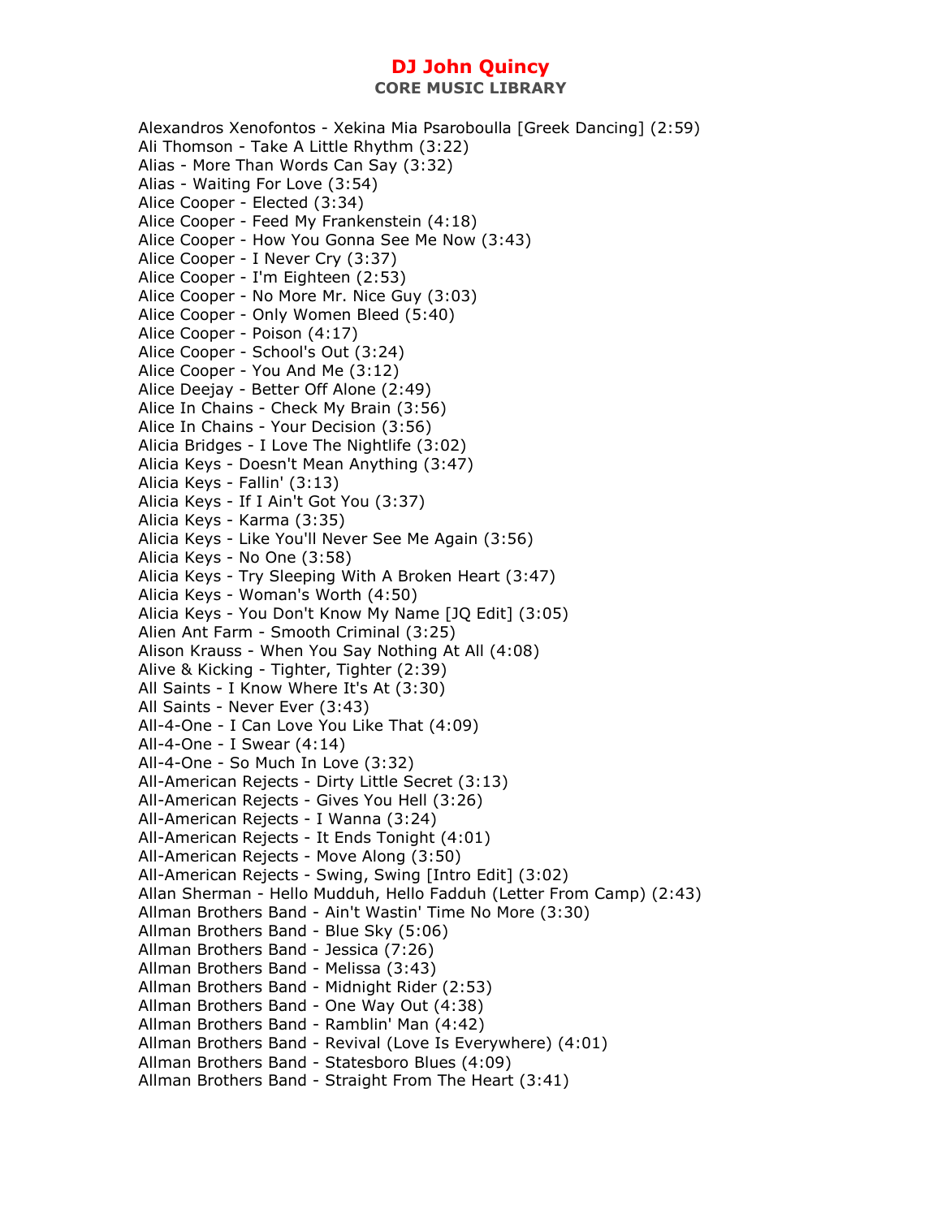# DJ John Quincy

## CORE MUSIC LIBRARY

Alexandros Xenofontos - Xekina Mia Psaroboulla [Greek Dancing] (2:59)
Ali Thomson - Take A Little Rhythm (3:22)
Alias - More Than Words Can Say (3:32)
Alias - Waiting For Love (3:54)
Alice Cooper - Elected (3:34)
Alice Cooper - Feed My Frankenstein (4:18)
Alice Cooper - How You Gonna See Me Now (3:43)
Alice Cooper - I Never Cry (3:37)
Alice Cooper - I'm Eighteen (2:53)
Alice Cooper - No More Mr. Nice Guy (3:03)
Alice Cooper - Only Women Bleed (5:40)
Alice Cooper - Poison (4:17)
Alice Cooper - School's Out (3:24)
Alice Cooper - You And Me (3:12)
Alice Deejay - Better Off Alone (2:49)
Alice In Chains - Check My Brain (3:56)
Alice In Chains - Your Decision (3:56)
Alicia Bridges - I Love The Nightlife (3:02)
Alicia Keys - Doesn't Mean Anything (3:47)
Alicia Keys - Fallin' (3:13)
Alicia Keys - If I Ain't Got You (3:37)
Alicia Keys - Karma (3:35)
Alicia Keys - Like You'll Never See Me Again (3:56)
Alicia Keys - No One (3:58)
Alicia Keys - Try Sleeping With A Broken Heart (3:47)
Alicia Keys - Woman's Worth (4:50)
Alicia Keys - You Don't Know My Name [JQ Edit] (3:05)
Alien Ant Farm - Smooth Criminal (3:25)
Alison Krauss - When You Say Nothing At All (4:08)
Alive & Kicking - Tighter, Tighter (2:39)
All Saints - I Know Where It's At (3:30)
All Saints - Never Ever (3:43)
All-4-One - I Can Love You Like That (4:09)
All-4-One - I Swear (4:14)
All-4-One - So Much In Love (3:32)
All-American Rejects - Dirty Little Secret (3:13)
All-American Rejects - Gives You Hell (3:26)
All-American Rejects - I Wanna (3:24)
All-American Rejects - It Ends Tonight (4:01)
All-American Rejects - Move Along (3:50)
All-American Rejects - Swing, Swing [Intro Edit] (3:02)
Allan Sherman - Hello Mudduh, Hello Fadduh (Letter From Camp) (2:43)
Allman Brothers Band - Ain't Wastin' Time No More (3:30)
Allman Brothers Band - Blue Sky (5:06)
Allman Brothers Band - Jessica (7:26)
Allman Brothers Band - Melissa (3:43)
Allman Brothers Band - Midnight Rider (2:53)
Allman Brothers Band - One Way Out (4:38)
Allman Brothers Band - Ramblin' Man (4:42)
Allman Brothers Band - Revival (Love Is Everywhere) (4:01)
Allman Brothers Band - Statesboro Blues (4:09)
Allman Brothers Band - Straight From The Heart (3:41)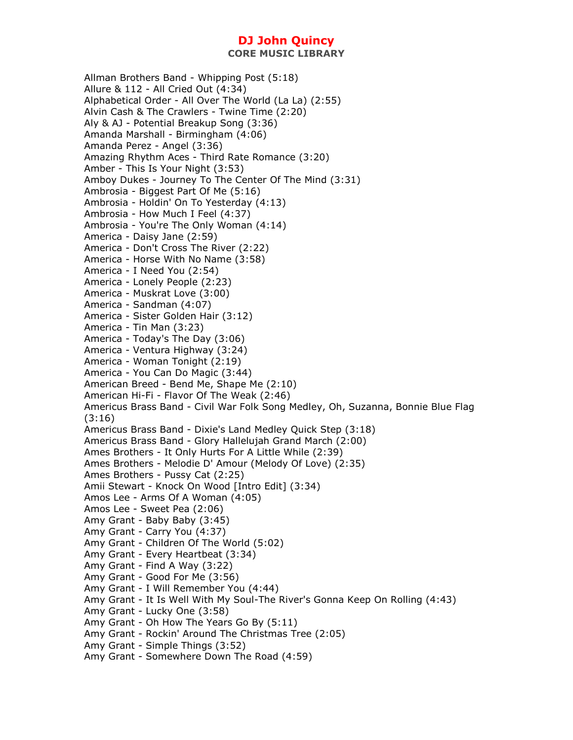Allman Brothers Band - Whipping Post (5:18)
Allure & 112 - All Cried Out (4:34)
Alphabetical Order - All Over The World (La La) (2:55)
Alvin Cash & The Crawlers - Twine Time (2:20)
Aly & AJ - Potential Breakup Song (3:36)
Amanda Marshall - Birmingham (4:06)
Amanda Perez - Angel (3:36)
Amazing Rhythm Aces - Third Rate Romance (3:20)
Amber - This Is Your Night (3:53)
Amboy Dukes - Journey To The Center Of The Mind (3:31)
Ambrosia - Biggest Part Of Me (5:16)
Ambrosia - Holdin' On To Yesterday (4:13)
Ambrosia - How Much I Feel (4:37)
Ambrosia - You're The Only Woman (4:14)
America - Daisy Jane (2:59)
America - Don't Cross The River (2:22)
America - Horse With No Name (3:58)
America - I Need You (2:54)
America - Lonely People (2:23)
America - Muskrat Love (3:00)
America - Sandman (4:07)
America - Sister Golden Hair (3:12)
America - Tin Man (3:23)
America - Today's The Day (3:06)
America - Ventura Highway (3:24)
America - Woman Tonight (2:19)
America - You Can Do Magic (3:44)
American Breed - Bend Me, Shape Me (2:10)
American Hi-Fi - Flavor Of The Weak (2:46)
Americus Brass Band - Civil War Folk Song Medley, Oh, Suzanna, Bonnie Blue Flag (3:16)
Americus Brass Band - Dixie's Land Medley Quick Step (3:18)
Americus Brass Band - Glory Hallelujah Grand March (2:00)
Ames Brothers - It Only Hurts For A Little While (2:39)
Ames Brothers - Melodie D' Amour (Melody Of Love) (2:35)
Ames Brothers - Pussy Cat (2:25)
Amii Stewart - Knock On Wood [Intro Edit] (3:34)
Amos Lee - Arms Of A Woman (4:05)
Amos Lee - Sweet Pea (2:06)
Amy Grant - Baby Baby (3:45)
Amy Grant - Carry You (4:37)
Amy Grant - Children Of The World (5:02)
Amy Grant - Every Heartbeat (3:34)
Amy Grant - Find A Way (3:22)
Amy Grant - Good For Me (3:56)
Amy Grant - I Will Remember You (4:44)
Amy Grant - It Is Well With My Soul-The River's Gonna Keep On Rolling (4:43)
Amy Grant - Lucky One (3:58)
Amy Grant - Oh How The Years Go By (5:11)
Amy Grant - Rockin' Around The Christmas Tree (2:05)
Amy Grant - Simple Things (3:52)
Amy Grant - Somewhere Down The Road (4:59)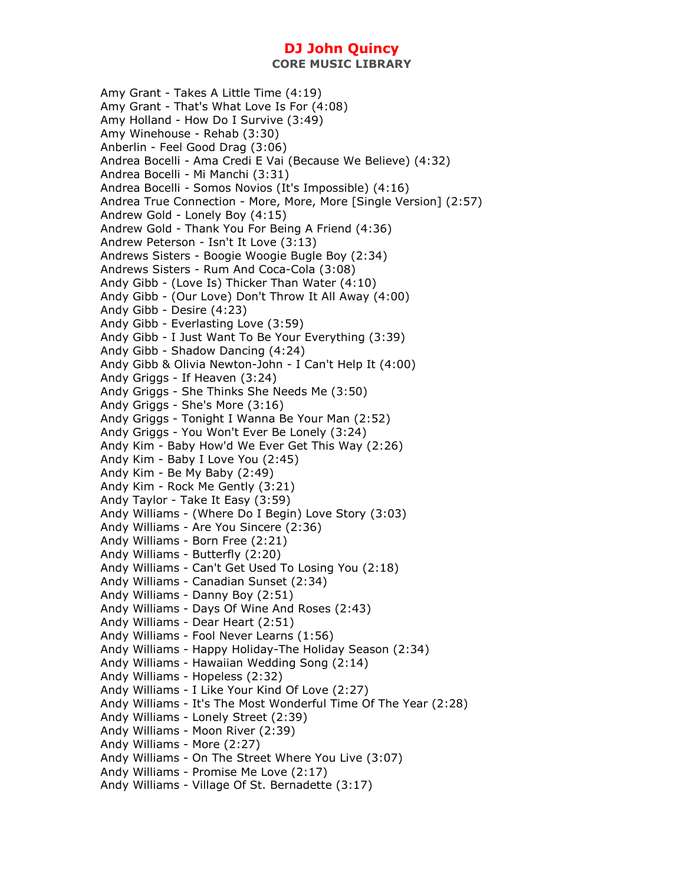Amy Grant - Takes A Little Time (4:19)
Amy Grant - That's What Love Is For (4:08)
Amy Holland - How Do I Survive (3:49)
Amy Winehouse - Rehab (3:30)
Anberlin - Feel Good Drag (3:06)
Andrea Bocelli - Ama Credi E Vai (Because We Believe) (4:32)
Andrea Bocelli - Mi Manchi (3:31)
Andrea Bocelli - Somos Novios (It's Impossible) (4:16)
Andrea True Connection - More, More, More [Single Version] (2:57)
Andrew Gold - Lonely Boy (4:15)
Andrew Gold - Thank You For Being A Friend (4:36)
Andrew Peterson - Isn't It Love (3:13)
Andrews Sisters - Boogie Woogie Bugle Boy (2:34)
Andrews Sisters - Rum And Coca-Cola (3:08)
Andy Gibb - (Love Is) Thicker Than Water (4:10)
Andy Gibb - (Our Love) Don't Throw It All Away (4:00)
Andy Gibb - Desire (4:23)
Andy Gibb - Everlasting Love (3:59)
Andy Gibb - I Just Want To Be Your Everything (3:39)
Andy Gibb - Shadow Dancing (4:24)
Andy Gibb & Olivia Newton-John - I Can't Help It (4:00)
Andy Griggs - If Heaven (3:24)
Andy Griggs - She Thinks She Needs Me (3:50)
Andy Griggs - She's More (3:16)
Andy Griggs - Tonight I Wanna Be Your Man (2:52)
Andy Griggs - You Won't Ever Be Lonely (3:24)
Andy Kim - Baby How'd We Ever Get This Way (2:26)
Andy Kim - Baby I Love You (2:45)
Andy Kim - Be My Baby (2:49)
Andy Kim - Rock Me Gently (3:21)
Andy Taylor - Take It Easy (3:59)
Andy Williams - (Where Do I Begin) Love Story (3:03)
Andy Williams - Are You Sincere (2:36)
Andy Williams - Born Free (2:21)
Andy Williams - Butterfly (2:20)
Andy Williams - Can't Get Used To Losing You (2:18)
Andy Williams - Canadian Sunset (2:34)
Andy Williams - Danny Boy (2:51)
Andy Williams - Days Of Wine And Roses (2:43)
Andy Williams - Dear Heart (2:51)
Andy Williams - Fool Never Learns (1:56)
Andy Williams - Happy Holiday-The Holiday Season (2:34)
Andy Williams - Hawaiian Wedding Song (2:14)
Andy Williams - Hopeless (2:32)
Andy Williams - I Like Your Kind Of Love (2:27)
Andy Williams - It's The Most Wonderful Time Of The Year (2:28)
Andy Williams - Lonely Street (2:39)
Andy Williams - Moon River (2:39)
Andy Williams - More (2:27)
Andy Williams - On The Street Where You Live (3:07)
Andy Williams - Promise Me Love (2:17)
Andy Williams - Village Of St. Bernadette (3:17)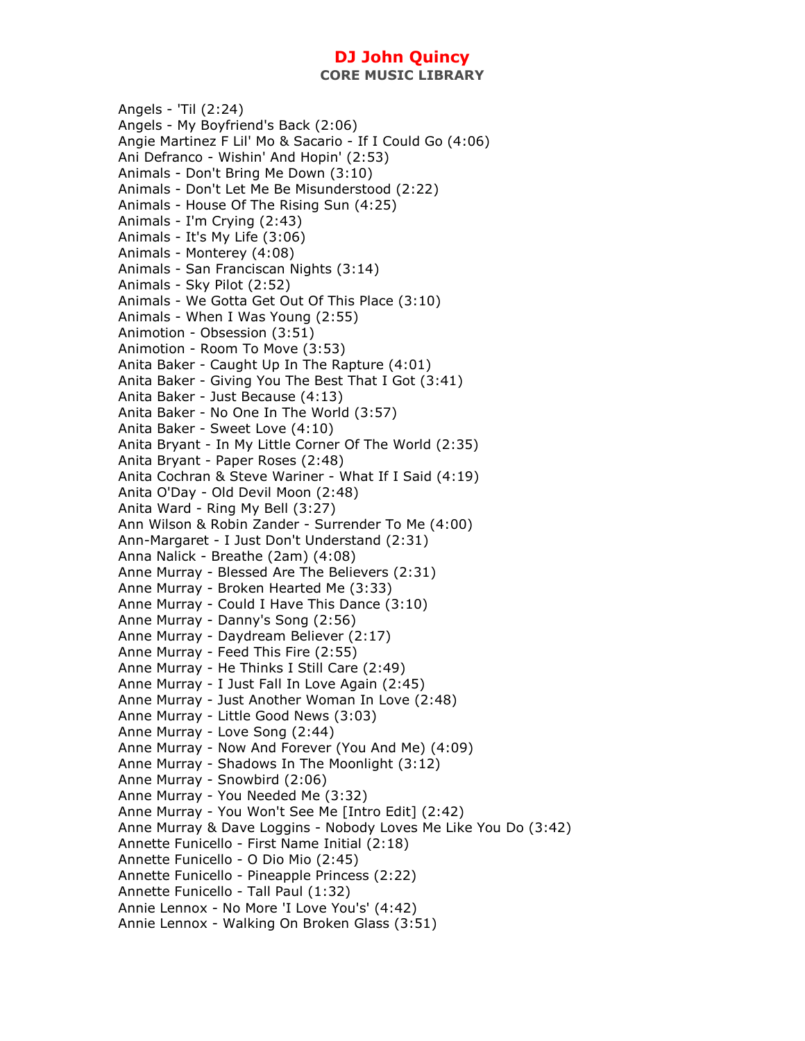Angels - 'Til (2:24)
Angels - My Boyfriend's Back (2:06)
Angie Martinez F Lil' Mo & Sacario - If I Could Go (4:06)
Ani Defranco - Wishin' And Hopin' (2:53)
Animals - Don't Bring Me Down (3:10)
Animals - Don't Let Me Be Misunderstood (2:22)
Animals - House Of The Rising Sun (4:25)
Animals - I'm Crying (2:43)
Animals - It's My Life (3:06)
Animals - Monterey (4:08)
Animals - San Franciscan Nights (3:14)
Animals - Sky Pilot (2:52)
Animals - We Gotta Get Out Of This Place (3:10)
Animals - When I Was Young (2:55)
Animotion - Obsession (3:51)
Animotion - Room To Move (3:53)
Anita Baker - Caught Up In The Rapture (4:01)
Anita Baker - Giving You The Best That I Got (3:41)
Anita Baker - Just Because (4:13)
Anita Baker - No One In The World (3:57)
Anita Baker - Sweet Love (4:10)
Anita Bryant - In My Little Corner Of The World (2:35)
Anita Bryant - Paper Roses (2:48)
Anita Cochran & Steve Wariner - What If I Said (4:19)
Anita O'Day - Old Devil Moon (2:48)
Anita Ward - Ring My Bell (3:27)
Ann Wilson & Robin Zander - Surrender To Me (4:00)
Ann-Margaret - I Just Don't Understand (2:31)
Anna Nalick - Breathe (2am) (4:08)
Anne Murray - Blessed Are The Believers (2:31)
Anne Murray - Broken Hearted Me (3:33)
Anne Murray - Could I Have This Dance (3:10)
Anne Murray - Danny's Song (2:56)
Anne Murray - Daydream Believer (2:17)
Anne Murray - Feed This Fire (2:55)
Anne Murray - He Thinks I Still Care (2:49)
Anne Murray - I Just Fall In Love Again (2:45)
Anne Murray - Just Another Woman In Love (2:48)
Anne Murray - Little Good News (3:03)
Anne Murray - Love Song (2:44)
Anne Murray - Now And Forever (You And Me) (4:09)
Anne Murray - Shadows In The Moonlight (3:12)
Anne Murray - Snowbird (2:06)
Anne Murray - You Needed Me (3:32)
Anne Murray - You Won't See Me [Intro Edit] (2:42)
Anne Murray & Dave Loggins - Nobody Loves Me Like You Do (3:42)
Annette Funicello - First Name Initial (2:18)
Annette Funicello - O Dio Mio (2:45)
Annette Funicello - Pineapple Princess (2:22)
Annette Funicello - Tall Paul (1:32)
Annie Lennox - No More 'I Love You's' (4:42)
Annie Lennox - Walking On Broken Glass (3:51)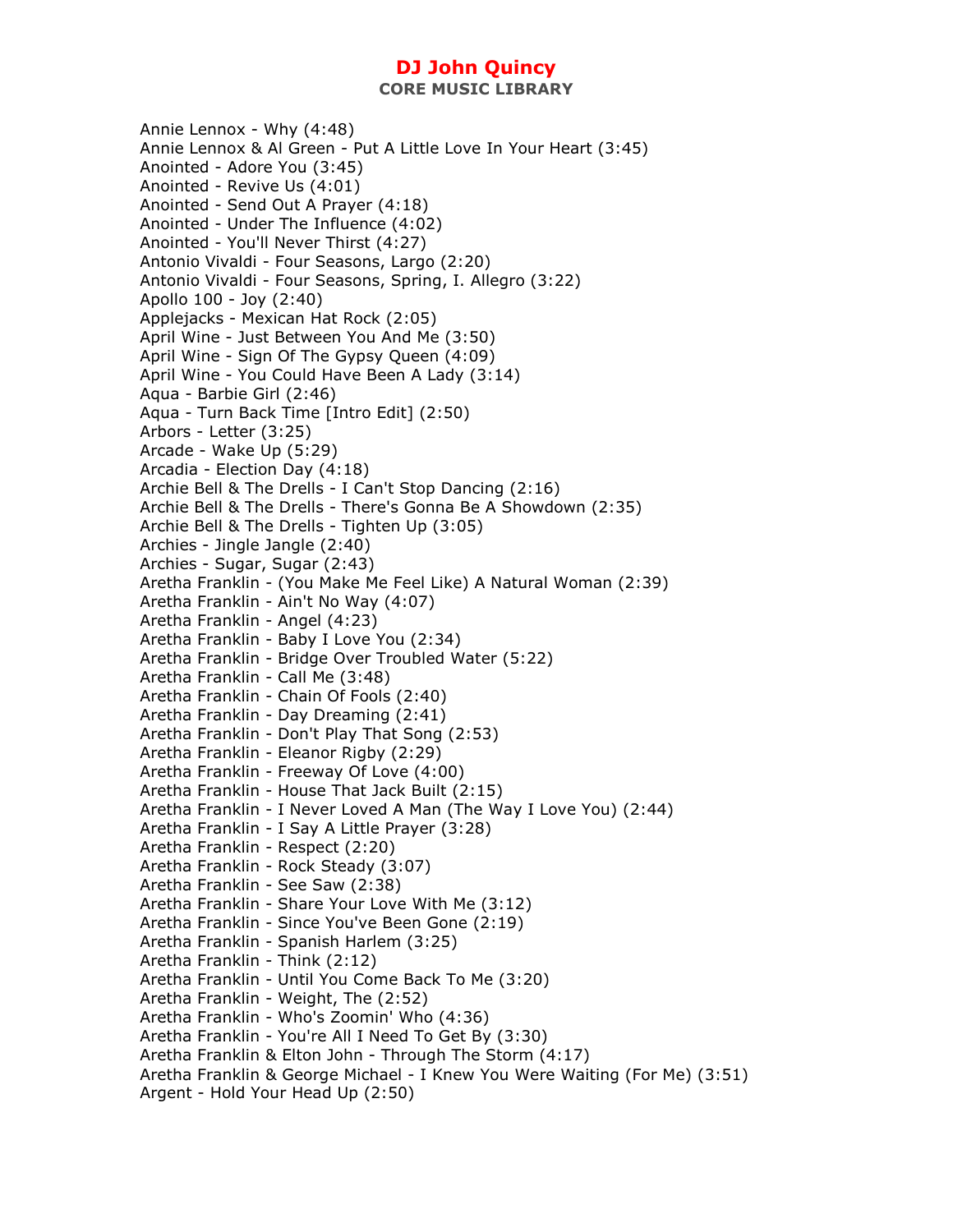Annie Lennox - Why (4:48)
Annie Lennox & Al Green - Put A Little Love In Your Heart (3:45)
Anointed - Adore You (3:45)
Anointed - Revive Us (4:01)
Anointed - Send Out A Prayer (4:18)
Anointed - Under The Influence (4:02)
Anointed - You'll Never Thirst (4:27)
Antonio Vivaldi - Four Seasons, Largo (2:20)
Antonio Vivaldi - Four Seasons, Spring, I. Allegro (3:22)
Apollo 100 - Joy (2:40)
Applejacks - Mexican Hat Rock (2:05)
April Wine - Just Between You And Me (3:50)
April Wine - Sign Of The Gypsy Queen (4:09)
April Wine - You Could Have Been A Lady (3:14)
Aqua - Barbie Girl (2:46)
Aqua - Turn Back Time [Intro Edit] (2:50)
Arbors - Letter (3:25)
Arcade - Wake Up (5:29)
Arcadia - Election Day (4:18)
Archie Bell & The Drells - I Can't Stop Dancing (2:16)
Archie Bell & The Drells - There's Gonna Be A Showdown (2:35)
Archie Bell & The Drells - Tighten Up (3:05)
Archies - Jingle Jangle (2:40)
Archies - Sugar, Sugar (2:43)
Aretha Franklin - (You Make Me Feel Like) A Natural Woman (2:39)
Aretha Franklin - Ain't No Way (4:07)
Aretha Franklin - Angel (4:23)
Aretha Franklin - Baby I Love You (2:34)
Aretha Franklin - Bridge Over Troubled Water (5:22)
Aretha Franklin - Call Me (3:48)
Aretha Franklin - Chain Of Fools (2:40)
Aretha Franklin - Day Dreaming (2:41)
Aretha Franklin - Don't Play That Song (2:53)
Aretha Franklin - Eleanor Rigby (2:29)
Aretha Franklin - Freeway Of Love (4:00)
Aretha Franklin - House That Jack Built (2:15)
Aretha Franklin - I Never Loved A Man (The Way I Love You) (2:44)
Aretha Franklin - I Say A Little Prayer (3:28)
Aretha Franklin - Respect (2:20)
Aretha Franklin - Rock Steady (3:07)
Aretha Franklin - See Saw (2:38)
Aretha Franklin - Share Your Love With Me (3:12)
Aretha Franklin - Since You've Been Gone (2:19)
Aretha Franklin - Spanish Harlem (3:25)
Aretha Franklin - Think (2:12)
Aretha Franklin - Until You Come Back To Me (3:20)
Aretha Franklin - Weight, The (2:52)
Aretha Franklin - Who's Zoomin' Who (4:36)
Aretha Franklin - You're All I Need To Get By (3:30)
Aretha Franklin & Elton John - Through The Storm (4:17)
Aretha Franklin & George Michael - I Knew You Were Waiting (For Me) (3:51)
Argent - Hold Your Head Up (2:50)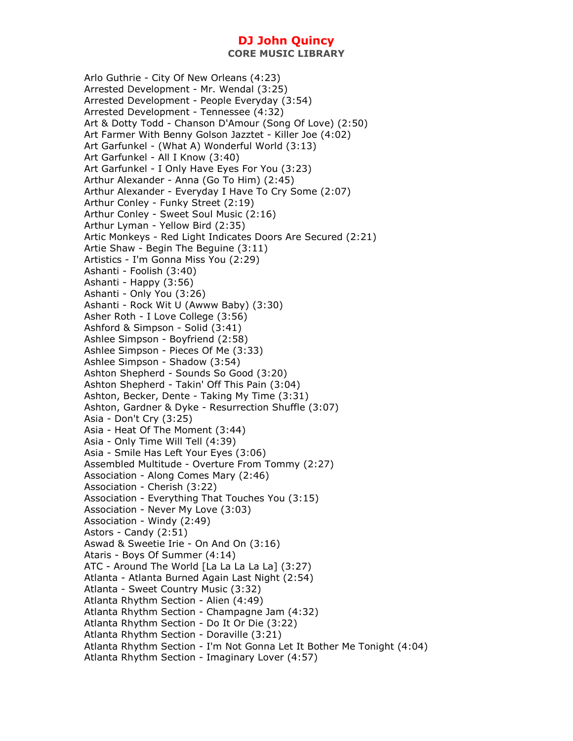# DJ John Quincy

## CORE MUSIC LIBRARY

Arlo Guthrie - City Of New Orleans (4:23)
Arrested Development - Mr. Wendal (3:25)
Arrested Development - People Everyday (3:54)
Arrested Development - Tennessee (4:32)
Art & Dotty Todd - Chanson D'Amour (Song Of Love) (2:50)
Art Farmer With Benny Golson Jazztet - Killer Joe (4:02)
Art Garfunkel - (What A) Wonderful World (3:13)
Art Garfunkel - All I Know (3:40)
Art Garfunkel - I Only Have Eyes For You (3:23)
Arthur Alexander - Anna (Go To Him) (2:45)
Arthur Alexander - Everyday I Have To Cry Some (2:07)
Arthur Conley - Funky Street (2:19)
Arthur Conley - Sweet Soul Music (2:16)
Arthur Lyman - Yellow Bird (2:35)
Artic Monkeys - Red Light Indicates Doors Are Secured (2:21)
Artie Shaw - Begin The Beguine (3:11)
Artistics - I'm Gonna Miss You (2:29)
Ashanti - Foolish (3:40)
Ashanti - Happy (3:56)
Ashanti - Only You (3:26)
Ashanti - Rock Wit U (Awww Baby) (3:30)
Asher Roth - I Love College (3:56)
Ashford & Simpson - Solid (3:41)
Ashlee Simpson - Boyfriend (2:58)
Ashlee Simpson - Pieces Of Me (3:33)
Ashlee Simpson - Shadow (3:54)
Ashton Shepherd - Sounds So Good (3:20)
Ashton Shepherd - Takin' Off This Pain (3:04)
Ashton, Becker, Dente - Taking My Time (3:31)
Ashton, Gardner & Dyke - Resurrection Shuffle (3:07)
Asia - Don't Cry (3:25)
Asia - Heat Of The Moment (3:44)
Asia - Only Time Will Tell (4:39)
Asia - Smile Has Left Your Eyes (3:06)
Assembled Multitude - Overture From Tommy (2:27)
Association - Along Comes Mary (2:46)
Association - Cherish (3:22)
Association - Everything That Touches You (3:15)
Association - Never My Love (3:03)
Association - Windy (2:49)
Astors - Candy (2:51)
Aswad & Sweetie Irie - On And On (3:16)
Ataris - Boys Of Summer (4:14)
ATC - Around The World [La La La La La] (3:27)
Atlanta - Atlanta Burned Again Last Night (2:54)
Atlanta - Sweet Country Music (3:32)
Atlanta Rhythm Section - Alien (4:49)
Atlanta Rhythm Section - Champagne Jam (4:32)
Atlanta Rhythm Section - Do It Or Die (3:22)
Atlanta Rhythm Section - Doraville (3:21)
Atlanta Rhythm Section - I'm Not Gonna Let It Bother Me Tonight (4:04)
Atlanta Rhythm Section - Imaginary Lover (4:57)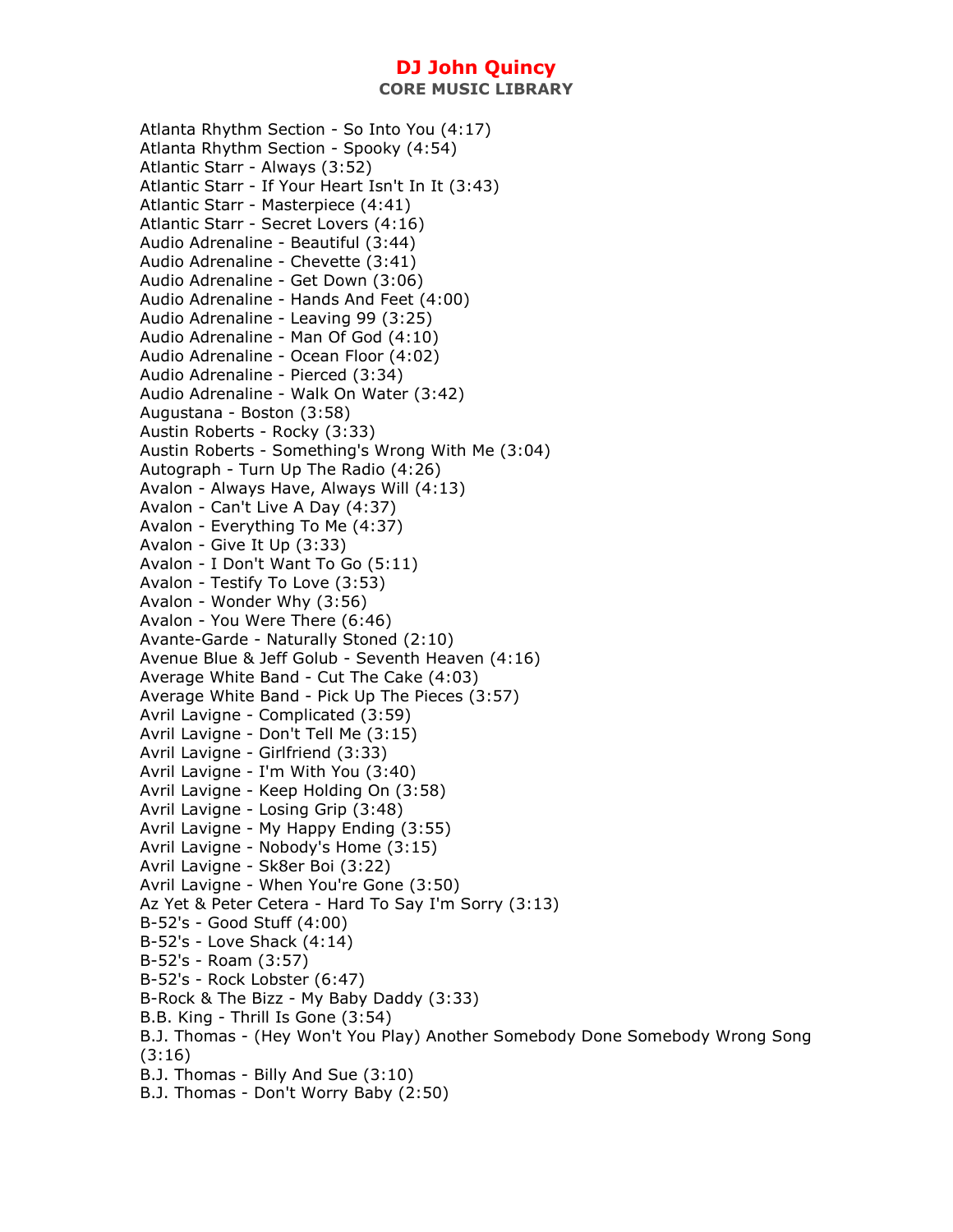Atlanta Rhythm Section - So Into You (4:17)
Atlanta Rhythm Section - Spooky (4:54)
Atlantic Starr - Always (3:52)
Atlantic Starr - If Your Heart Isn't In It (3:43)
Atlantic Starr - Masterpiece (4:41)
Atlantic Starr - Secret Lovers (4:16)
Audio Adrenaline - Beautiful (3:44)
Audio Adrenaline - Chevette (3:41)
Audio Adrenaline - Get Down (3:06)
Audio Adrenaline - Hands And Feet (4:00)
Audio Adrenaline - Leaving 99 (3:25)
Audio Adrenaline - Man Of God (4:10)
Audio Adrenaline - Ocean Floor (4:02)
Audio Adrenaline - Pierced (3:34)
Audio Adrenaline - Walk On Water (3:42)
Augustana - Boston (3:58)
Austin Roberts - Rocky (3:33)
Austin Roberts - Something's Wrong With Me (3:04)
Autograph - Turn Up The Radio (4:26)
Avalon - Always Have, Always Will (4:13)
Avalon - Can't Live A Day (4:37)
Avalon - Everything To Me (4:37)
Avalon - Give It Up (3:33)
Avalon - I Don't Want To Go (5:11)
Avalon - Testify To Love (3:53)
Avalon - Wonder Why (3:56)
Avalon - You Were There (6:46)
Avante-Garde - Naturally Stoned (2:10)
Avenue Blue & Jeff Golub - Seventh Heaven (4:16)
Average White Band - Cut The Cake (4:03)
Average White Band - Pick Up The Pieces (3:57)
Avril Lavigne - Complicated (3:59)
Avril Lavigne - Don't Tell Me (3:15)
Avril Lavigne - Girlfriend (3:33)
Avril Lavigne - I'm With You (3:40)
Avril Lavigne - Keep Holding On (3:58)
Avril Lavigne - Losing Grip (3:48)
Avril Lavigne - My Happy Ending (3:55)
Avril Lavigne - Nobody's Home (3:15)
Avril Lavigne - Sk8er Boi (3:22)
Avril Lavigne - When You're Gone (3:50)
Az Yet & Peter Cetera - Hard To Say I'm Sorry (3:13)
B-52's - Good Stuff (4:00)
B-52's - Love Shack (4:14)
B-52's - Roam (3:57)
B-52's - Rock Lobster (6:47)
B-Rock & The Bizz - My Baby Daddy (3:33)
B.B. King - Thrill Is Gone (3:54)
B.J. Thomas - (Hey Won't You Play) Another Somebody Done Somebody Wrong Song (3:16)
B.J. Thomas - Billy And Sue (3:10)
B.J. Thomas - Don't Worry Baby (2:50)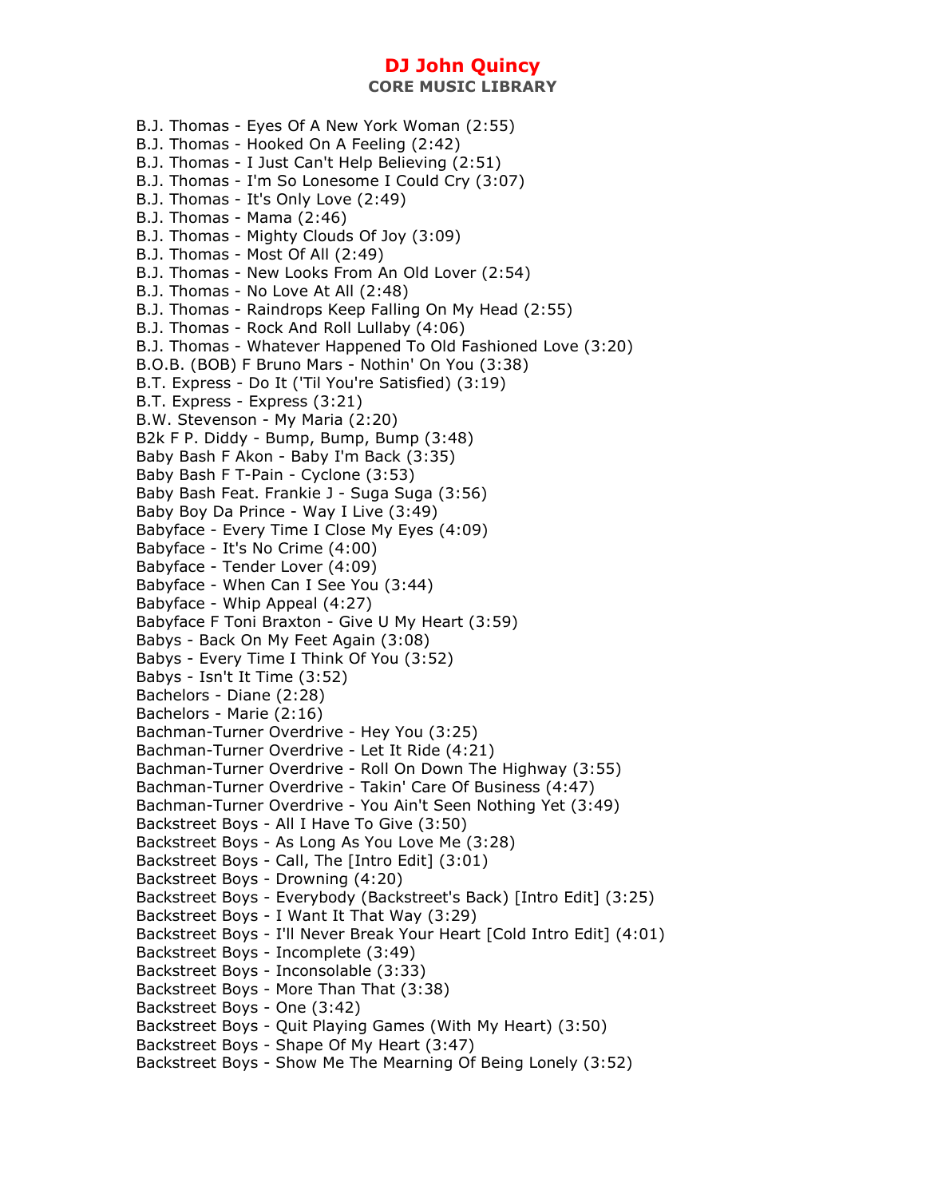B.J. Thomas - Eyes Of A New York Woman (2:55)
B.J. Thomas - Hooked On A Feeling (2:42)
B.J. Thomas - I Just Can't Help Believing (2:51)
B.J. Thomas - I'm So Lonesome I Could Cry (3:07)
B.J. Thomas - It's Only Love (2:49)
B.J. Thomas - Mama (2:46)
B.J. Thomas - Mighty Clouds Of Joy (3:09)
B.J. Thomas - Most Of All (2:49)
B.J. Thomas - New Looks From An Old Lover (2:54)
B.J. Thomas - No Love At All (2:48)
B.J. Thomas - Raindrops Keep Falling On My Head (2:55)
B.J. Thomas - Rock And Roll Lullaby (4:06)
B.J. Thomas - Whatever Happened To Old Fashioned Love (3:20)
B.O.B. (BOB) F Bruno Mars - Nothin' On You (3:38)
B.T. Express - Do It ('Til You're Satisfied) (3:19)
B.T. Express - Express (3:21)
B.W. Stevenson - My Maria (2:20)
B2k F P. Diddy - Bump, Bump, Bump (3:48)
Baby Bash F Akon - Baby I'm Back (3:35)
Baby Bash F T-Pain - Cyclone (3:53)
Baby Bash Feat. Frankie J - Suga Suga (3:56)
Baby Boy Da Prince - Way I Live (3:49)
Babyface - Every Time I Close My Eyes (4:09)
Babyface - It's No Crime (4:00)
Babyface - Tender Lover (4:09)
Babyface - When Can I See You (3:44)
Babyface - Whip Appeal (4:27)
Babyface F Toni Braxton - Give U My Heart (3:59)
Babys - Back On My Feet Again (3:08)
Babys - Every Time I Think Of You (3:52)
Babys - Isn't It Time (3:52)
Bachelors - Diane (2:28)
Bachelors - Marie (2:16)
Bachman-Turner Overdrive - Hey You (3:25)
Bachman-Turner Overdrive - Let It Ride (4:21)
Bachman-Turner Overdrive - Roll On Down The Highway (3:55)
Bachman-Turner Overdrive - Takin' Care Of Business (4:47)
Bachman-Turner Overdrive - You Ain't Seen Nothing Yet (3:49)
Backstreet Boys - All I Have To Give (3:50)
Backstreet Boys - As Long As You Love Me (3:28)
Backstreet Boys - Call, The [Intro Edit] (3:01)
Backstreet Boys - Drowning (4:20)
Backstreet Boys - Everybody (Backstreet's Back) [Intro Edit] (3:25)
Backstreet Boys - I Want It That Way (3:29)
Backstreet Boys - I'll Never Break Your Heart [Cold Intro Edit] (4:01)
Backstreet Boys - Incomplete (3:49)
Backstreet Boys - Inconsolable (3:33)
Backstreet Boys - More Than That (3:38)
Backstreet Boys - One (3:42)
Backstreet Boys - Quit Playing Games (With My Heart) (3:50)
Backstreet Boys - Shape Of My Heart (3:47)
Backstreet Boys - Show Me The Mearning Of Being Lonely (3:52)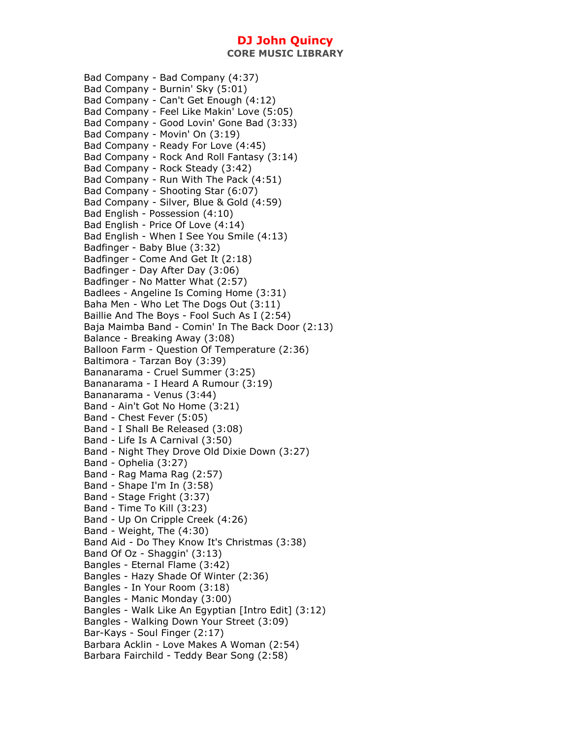Bad Company - Bad Company (4:37)
Bad Company - Burnin' Sky (5:01)
Bad Company - Can't Get Enough (4:12)
Bad Company - Feel Like Makin' Love (5:05)
Bad Company - Good Lovin' Gone Bad (3:33)
Bad Company - Movin' On (3:19)
Bad Company - Ready For Love (4:45)
Bad Company - Rock And Roll Fantasy (3:14)
Bad Company - Rock Steady (3:42)
Bad Company - Run With The Pack (4:51)
Bad Company - Shooting Star (6:07)
Bad Company - Silver, Blue & Gold (4:59)
Bad English - Possession (4:10)
Bad English - Price Of Love (4:14)
Bad English - When I See You Smile (4:13)
Badfinger - Baby Blue (3:32)
Badfinger - Come And Get It (2:18)
Badfinger - Day After Day (3:06)
Badfinger - No Matter What (2:57)
Badlees - Angeline Is Coming Home (3:31)
Baha Men - Who Let The Dogs Out (3:11)
Baillie And The Boys - Fool Such As I (2:54)
Baja Maimba Band - Comin' In The Back Door (2:13)
Balance - Breaking Away (3:08)
Balloon Farm - Question Of Temperature (2:36)
Baltimora - Tarzan Boy (3:39)
Bananarama - Cruel Summer (3:25)
Bananarama - I Heard A Rumour (3:19)
Bananarama - Venus (3:44)
Band - Ain't Got No Home (3:21)
Band - Chest Fever (5:05)
Band - I Shall Be Released (3:08)
Band - Life Is A Carnival (3:50)
Band - Night They Drove Old Dixie Down (3:27)
Band - Ophelia (3:27)
Band - Rag Mama Rag (2:57)
Band - Shape I'm In (3:58)
Band - Stage Fright (3:37)
Band - Time To Kill (3:23)
Band - Up On Cripple Creek (4:26)
Band - Weight, The (4:30)
Band Aid - Do They Know It's Christmas (3:38)
Band Of Oz - Shaggin' (3:13)
Bangles - Eternal Flame (3:42)
Bangles - Hazy Shade Of Winter (2:36)
Bangles - In Your Room (3:18)
Bangles - Manic Monday (3:00)
Bangles - Walk Like An Egyptian [Intro Edit] (3:12)
Bangles - Walking Down Your Street (3:09)
Bar-Kays - Soul Finger (2:17)
Barbara Acklin - Love Makes A Woman (2:54)
Barbara Fairchild - Teddy Bear Song (2:58)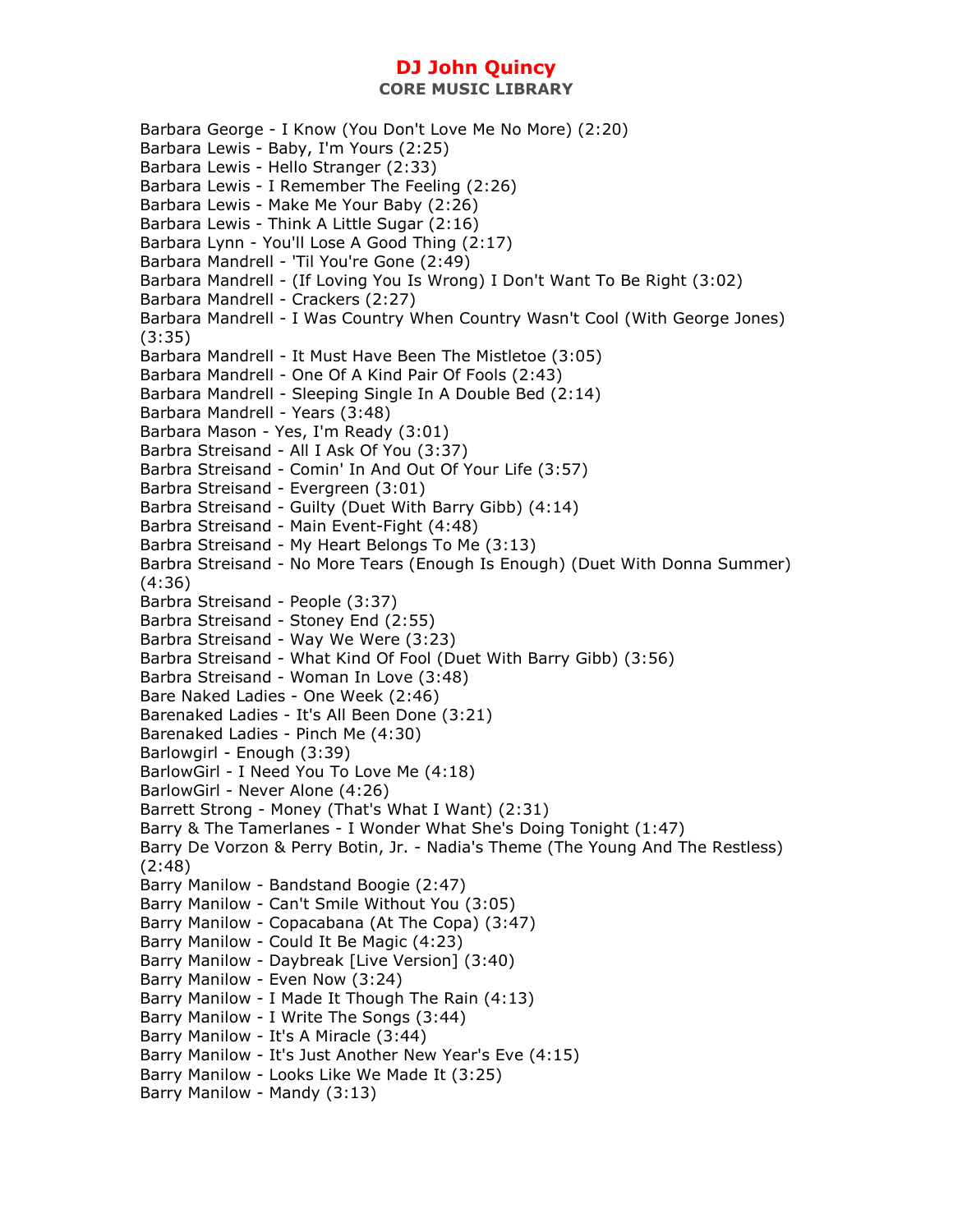Barbara George - I Know (You Don't Love Me No More) (2:20)
Barbara Lewis - Baby, I'm Yours (2:25)
Barbara Lewis - Hello Stranger (2:33)
Barbara Lewis - I Remember The Feeling (2:26)
Barbara Lewis - Make Me Your Baby (2:26)
Barbara Lewis - Think A Little Sugar (2:16)
Barbara Lynn - You'll Lose A Good Thing (2:17)
Barbara Mandrell - 'Til You're Gone (2:49)
Barbara Mandrell - (If Loving You Is Wrong) I Don't Want To Be Right (3:02)
Barbara Mandrell - Crackers (2:27)
Barbara Mandrell - I Was Country When Country Wasn't Cool (With George Jones) (3:35)
Barbara Mandrell - It Must Have Been The Mistletoe (3:05)
Barbara Mandrell - One Of A Kind Pair Of Fools (2:43)
Barbara Mandrell - Sleeping Single In A Double Bed (2:14)
Barbara Mandrell - Years (3:48)
Barbara Mason - Yes, I'm Ready (3:01)
Barbra Streisand - All I Ask Of You (3:37)
Barbra Streisand - Comin' In And Out Of Your Life (3:57)
Barbra Streisand - Evergreen (3:01)
Barbra Streisand - Guilty (Duet With Barry Gibb) (4:14)
Barbra Streisand - Main Event-Fight (4:48)
Barbra Streisand - My Heart Belongs To Me (3:13)
Barbra Streisand - No More Tears (Enough Is Enough) (Duet With Donna Summer) (4:36)
Barbra Streisand - People (3:37)
Barbra Streisand - Stoney End (2:55)
Barbra Streisand - Way We Were (3:23)
Barbra Streisand - What Kind Of Fool (Duet With Barry Gibb) (3:56)
Barbra Streisand - Woman In Love (3:48)
Bare Naked Ladies - One Week (2:46)
Barenaked Ladies - It's All Been Done (3:21)
Barenaked Ladies - Pinch Me (4:30)
Barlowgirl - Enough (3:39)
BarlowGirl - I Need You To Love Me (4:18)
BarlowGirl - Never Alone (4:26)
Barrett Strong - Money (That's What I Want) (2:31)
Barry & The Tamerlanes - I Wonder What She's Doing Tonight (1:47)
Barry De Vorzon & Perry Botin, Jr. - Nadia's Theme (The Young And The Restless) (2:48)
Barry Manilow - Bandstand Boogie (2:47)
Barry Manilow - Can't Smile Without You (3:05)
Barry Manilow - Copacabana (At The Copa) (3:47)
Barry Manilow - Could It Be Magic (4:23)
Barry Manilow - Daybreak [Live Version] (3:40)
Barry Manilow - Even Now (3:24)
Barry Manilow - I Made It Though The Rain (4:13)
Barry Manilow - I Write The Songs (3:44)
Barry Manilow - It's A Miracle (3:44)
Barry Manilow - It's Just Another New Year's Eve (4:15)
Barry Manilow - Looks Like We Made It (3:25)
Barry Manilow - Mandy (3:13)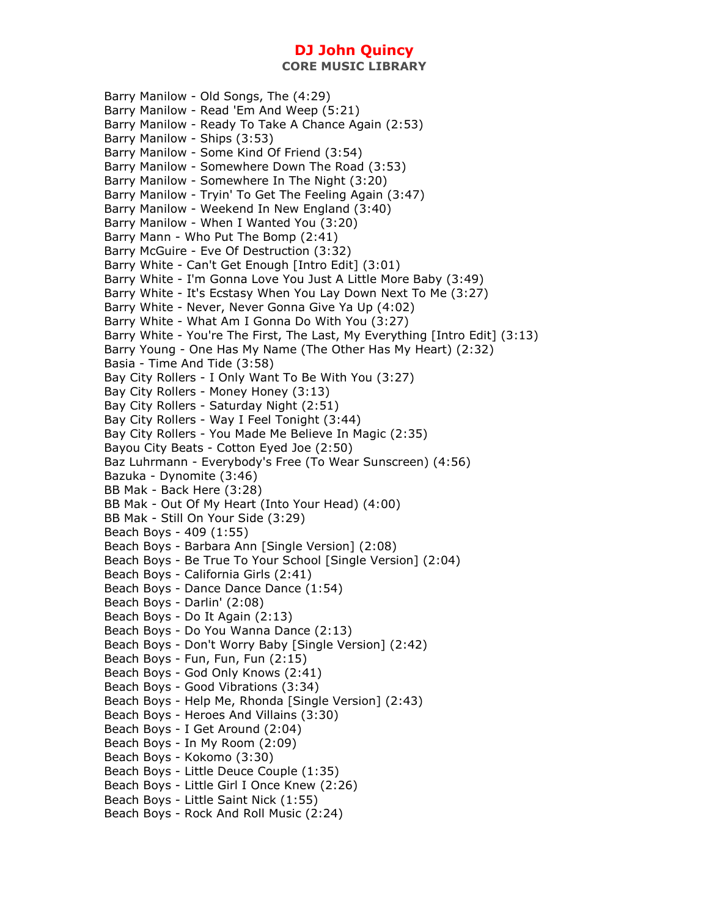# DJ John Quincy
## CORE MUSIC LIBRARY

Barry Manilow - Old Songs, The (4:29)
Barry Manilow - Read 'Em And Weep (5:21)
Barry Manilow - Ready To Take A Chance Again (2:53)
Barry Manilow - Ships (3:53)
Barry Manilow - Some Kind Of Friend (3:54)
Barry Manilow - Somewhere Down The Road (3:53)
Barry Manilow - Somewhere In The Night (3:20)
Barry Manilow - Tryin' To Get The Feeling Again (3:47)
Barry Manilow - Weekend In New England (3:40)
Barry Manilow - When I Wanted You (3:20)
Barry Mann - Who Put The Bomp (2:41)
Barry McGuire - Eve Of Destruction (3:32)
Barry White - Can't Get Enough [Intro Edit] (3:01)
Barry White - I'm Gonna Love You Just A Little More Baby (3:49)
Barry White - It's Ecstasy When You Lay Down Next To Me (3:27)
Barry White - Never, Never Gonna Give Ya Up (4:02)
Barry White - What Am I Gonna Do With You (3:27)
Barry White - You're The First, The Last, My Everything [Intro Edit] (3:13)
Barry Young - One Has My Name (The Other Has My Heart) (2:32)
Basia - Time And Tide (3:58)
Bay City Rollers - I Only Want To Be With You (3:27)
Bay City Rollers - Money Honey (3:13)
Bay City Rollers - Saturday Night (2:51)
Bay City Rollers - Way I Feel Tonight (3:44)
Bay City Rollers - You Made Me Believe In Magic (2:35)
Bayou City Beats - Cotton Eyed Joe (2:50)
Baz Luhrmann - Everybody's Free (To Wear Sunscreen) (4:56)
Bazuka - Dynomite (3:46)
BB Mak - Back Here (3:28)
BB Mak - Out Of My Heart (Into Your Head) (4:00)
BB Mak - Still On Your Side (3:29)
Beach Boys - 409 (1:55)
Beach Boys - Barbara Ann [Single Version] (2:08)
Beach Boys - Be True To Your School [Single Version] (2:04)
Beach Boys - California Girls (2:41)
Beach Boys - Dance Dance Dance (1:54)
Beach Boys - Darlin' (2:08)
Beach Boys - Do It Again (2:13)
Beach Boys - Do You Wanna Dance (2:13)
Beach Boys - Don't Worry Baby [Single Version] (2:42)
Beach Boys - Fun, Fun, Fun (2:15)
Beach Boys - God Only Knows (2:41)
Beach Boys - Good Vibrations (3:34)
Beach Boys - Help Me, Rhonda [Single Version] (2:43)
Beach Boys - Heroes And Villains (3:30)
Beach Boys - I Get Around (2:04)
Beach Boys - In My Room (2:09)
Beach Boys - Kokomo (3:30)
Beach Boys - Little Deuce Couple (1:35)
Beach Boys - Little Girl I Once Knew (2:26)
Beach Boys - Little Saint Nick (1:55)
Beach Boys - Rock And Roll Music (2:24)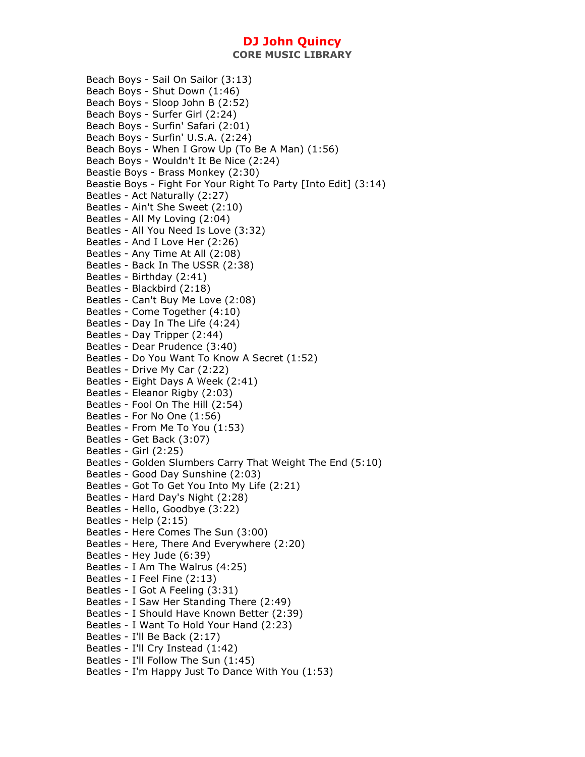Beach Boys - Sail On Sailor (3:13)
Beach Boys - Shut Down (1:46)
Beach Boys - Sloop John B (2:52)
Beach Boys - Surfer Girl (2:24)
Beach Boys - Surfin' Safari (2:01)
Beach Boys - Surfin' U.S.A. (2:24)
Beach Boys - When I Grow Up (To Be A Man) (1:56)
Beach Boys - Wouldn't It Be Nice (2:24)
Beastie Boys - Brass Monkey (2:30)
Beastie Boys - Fight For Your Right To Party [Into Edit] (3:14)
Beatles - Act Naturally (2:27)
Beatles - Ain't She Sweet (2:10)
Beatles - All My Loving (2:04)
Beatles - All You Need Is Love (3:32)
Beatles - And I Love Her (2:26)
Beatles - Any Time At All (2:08)
Beatles - Back In The USSR (2:38)
Beatles - Birthday (2:41)
Beatles - Blackbird (2:18)
Beatles - Can't Buy Me Love (2:08)
Beatles - Come Together (4:10)
Beatles - Day In The Life (4:24)
Beatles - Day Tripper (2:44)
Beatles - Dear Prudence (3:40)
Beatles - Do You Want To Know A Secret (1:52)
Beatles - Drive My Car (2:22)
Beatles - Eight Days A Week (2:41)
Beatles - Eleanor Rigby (2:03)
Beatles - Fool On The Hill (2:54)
Beatles - For No One (1:56)
Beatles - From Me To You (1:53)
Beatles - Get Back (3:07)
Beatles - Girl (2:25)
Beatles - Golden Slumbers Carry That Weight The End (5:10)
Beatles - Good Day Sunshine (2:03)
Beatles - Got To Get You Into My Life (2:21)
Beatles - Hard Day's Night (2:28)
Beatles - Hello, Goodbye (3:22)
Beatles - Help (2:15)
Beatles - Here Comes The Sun (3:00)
Beatles - Here, There And Everywhere (2:20)
Beatles - Hey Jude (6:39)
Beatles - I Am The Walrus (4:25)
Beatles - I Feel Fine (2:13)
Beatles - I Got A Feeling (3:31)
Beatles - I Saw Her Standing There (2:49)
Beatles - I Should Have Known Better (2:39)
Beatles - I Want To Hold Your Hand (2:23)
Beatles - I'll Be Back (2:17)
Beatles - I'll Cry Instead (1:42)
Beatles - I'll Follow The Sun (1:45)
Beatles - I'm Happy Just To Dance With You (1:53)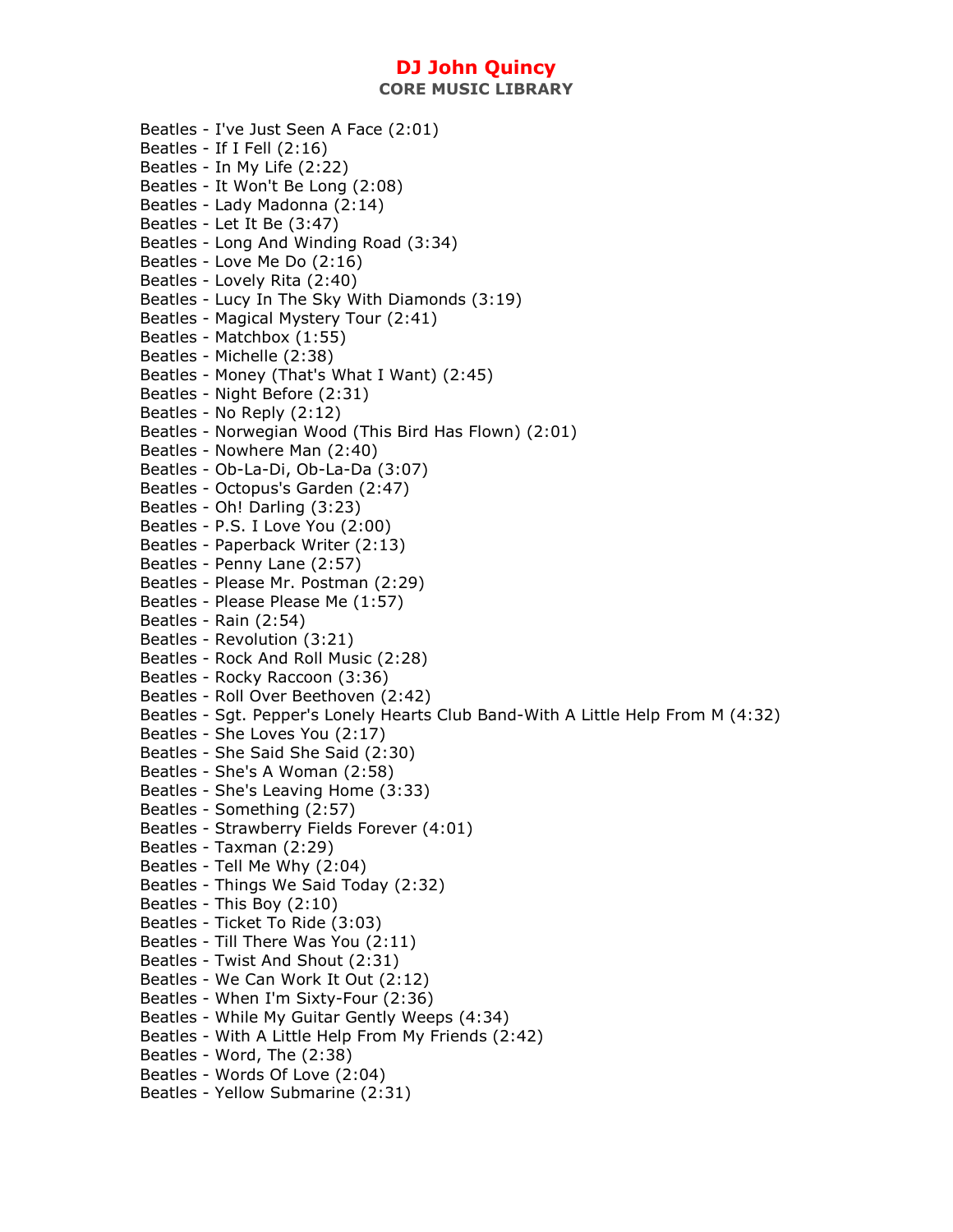# DJ John Quincy

**CORE MUSIC LIBRARY**

Beatles - I've Just Seen A Face (2:01)
Beatles - If I Fell (2:16)
Beatles - In My Life (2:22)
Beatles - It Won't Be Long (2:08)
Beatles - Lady Madonna (2:14)
Beatles - Let It Be (3:47)
Beatles - Long And Winding Road (3:34)
Beatles - Love Me Do (2:16)
Beatles - Lovely Rita (2:40)
Beatles - Lucy In The Sky With Diamonds (3:19)
Beatles - Magical Mystery Tour (2:41)
Beatles - Matchbox (1:55)
Beatles - Michelle (2:38)
Beatles - Money (That's What I Want) (2:45)
Beatles - Night Before (2:31)
Beatles - No Reply (2:12)
Beatles - Norwegian Wood (This Bird Has Flown) (2:01)
Beatles - Nowhere Man (2:40)
Beatles - Ob-La-Di, Ob-La-Da (3:07)
Beatles - Octopus's Garden (2:47)
Beatles - Oh! Darling (3:23)
Beatles - P.S. I Love You (2:00)
Beatles - Paperback Writer (2:13)
Beatles - Penny Lane (2:57)
Beatles - Please Mr. Postman (2:29)
Beatles - Please Please Me (1:57)
Beatles - Rain (2:54)
Beatles - Revolution (3:21)
Beatles - Rock And Roll Music (2:28)
Beatles - Rocky Raccoon (3:36)
Beatles - Roll Over Beethoven (2:42)
Beatles - Sgt. Pepper's Lonely Hearts Club Band-With A Little Help From M (4:32)
Beatles - She Loves You (2:17)
Beatles - She Said She Said (2:30)
Beatles - She's A Woman (2:58)
Beatles - She's Leaving Home (3:33)
Beatles - Something (2:57)
Beatles - Strawberry Fields Forever (4:01)
Beatles - Taxman (2:29)
Beatles - Tell Me Why (2:04)
Beatles - Things We Said Today (2:32)
Beatles - This Boy (2:10)
Beatles - Ticket To Ride (3:03)
Beatles - Till There Was You (2:11)
Beatles - Twist And Shout (2:31)
Beatles - We Can Work It Out (2:12)
Beatles - When I'm Sixty-Four (2:36)
Beatles - While My Guitar Gently Weeps (4:34)
Beatles - With A Little Help From My Friends (2:42)
Beatles - Word, The (2:38)
Beatles - Words Of Love (2:04)
Beatles - Yellow Submarine (2:31)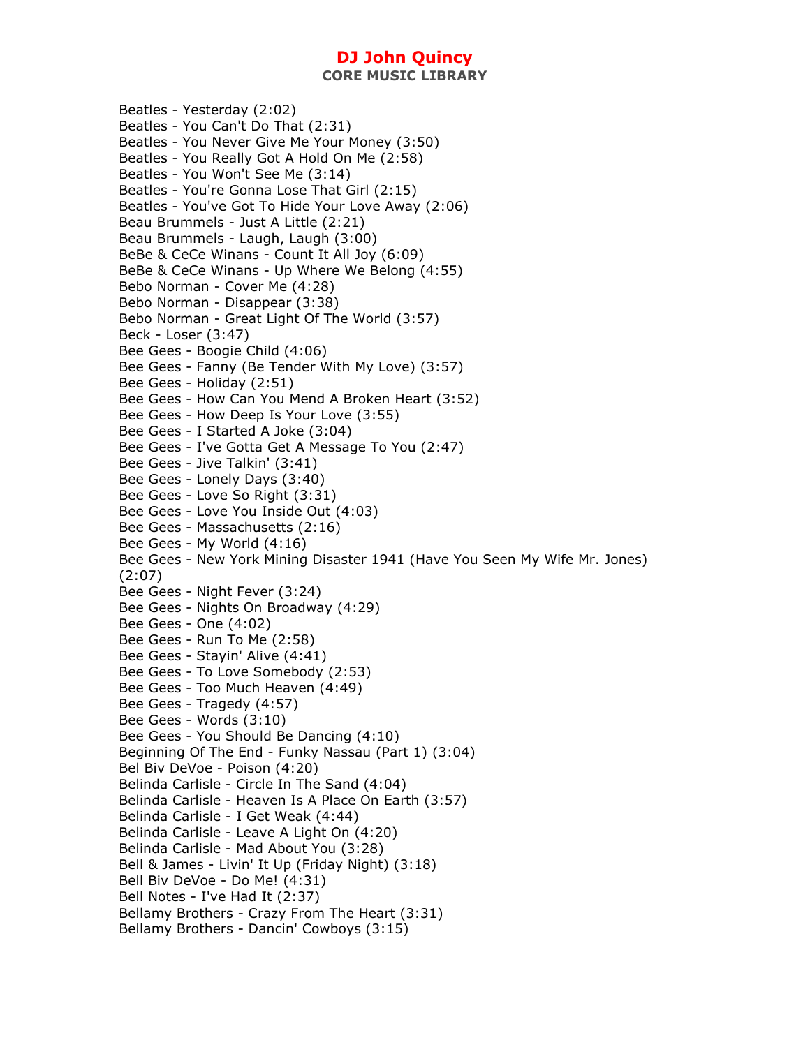Beatles - Yesterday (2:02)
Beatles - You Can't Do That (2:31)
Beatles - You Never Give Me Your Money (3:50)
Beatles - You Really Got A Hold On Me (2:58)
Beatles - You Won't See Me (3:14)
Beatles - You're Gonna Lose That Girl (2:15)
Beatles - You've Got To Hide Your Love Away (2:06)
Beau Brummels - Just A Little (2:21)
Beau Brummels - Laugh, Laugh (3:00)
BeBe & CeCe Winans - Count It All Joy (6:09)
BeBe & CeCe Winans - Up Where We Belong (4:55)
Bebo Norman - Cover Me (4:28)
Bebo Norman - Disappear (3:38)
Bebo Norman - Great Light Of The World (3:57)
Beck - Loser (3:47)
Bee Gees - Boogie Child (4:06)
Bee Gees - Fanny (Be Tender With My Love) (3:57)
Bee Gees - Holiday (2:51)
Bee Gees - How Can You Mend A Broken Heart (3:52)
Bee Gees - How Deep Is Your Love (3:55)
Bee Gees - I Started A Joke (3:04)
Bee Gees - I've Gotta Get A Message To You (2:47)
Bee Gees - Jive Talkin' (3:41)
Bee Gees - Lonely Days (3:40)
Bee Gees - Love So Right (3:31)
Bee Gees - Love You Inside Out (4:03)
Bee Gees - Massachusetts (2:16)
Bee Gees - My World (4:16)
Bee Gees - New York Mining Disaster 1941 (Have You Seen My Wife Mr. Jones) (2:07)
Bee Gees - Night Fever (3:24)
Bee Gees - Nights On Broadway (4:29)
Bee Gees - One (4:02)
Bee Gees - Run To Me (2:58)
Bee Gees - Stayin' Alive (4:41)
Bee Gees - To Love Somebody (2:53)
Bee Gees - Too Much Heaven (4:49)
Bee Gees - Tragedy (4:57)
Bee Gees - Words (3:10)
Bee Gees - You Should Be Dancing (4:10)
Beginning Of The End - Funky Nassau (Part 1) (3:04)
Bel Biv DeVoe - Poison (4:20)
Belinda Carlisle - Circle In The Sand (4:04)
Belinda Carlisle - Heaven Is A Place On Earth (3:57)
Belinda Carlisle - I Get Weak (4:44)
Belinda Carlisle - Leave A Light On (4:20)
Belinda Carlisle - Mad About You (3:28)
Bell & James - Livin' It Up (Friday Night) (3:18)
Bell Biv DeVoe - Do Me! (4:31)
Bell Notes - I've Had It (2:37)
Bellamy Brothers - Crazy From The Heart (3:31)
Bellamy Brothers - Dancin' Cowboys (3:15)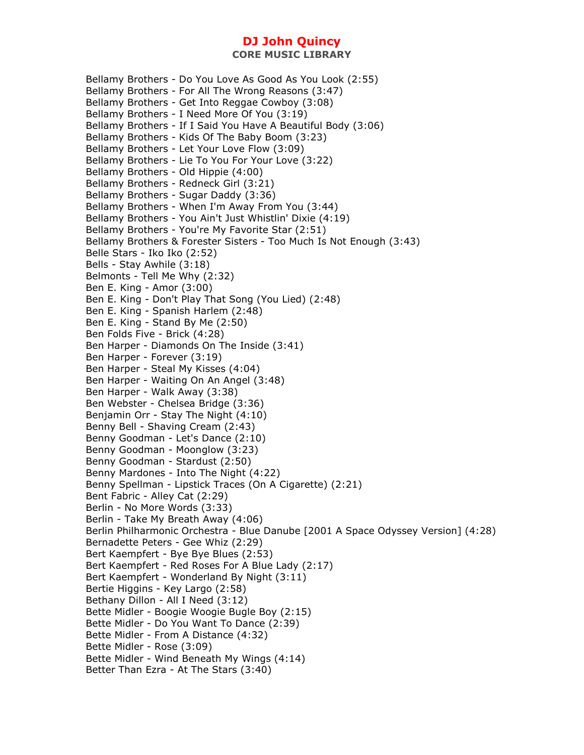Bellamy Brothers - Do You Love As Good As You Look (2:55)
Bellamy Brothers - For All The Wrong Reasons (3:47)
Bellamy Brothers - Get Into Reggae Cowboy (3:08)
Bellamy Brothers - I Need More Of You (3:19)
Bellamy Brothers - If I Said You Have A Beautiful Body (3:06)
Bellamy Brothers - Kids Of The Baby Boom (3:23)
Bellamy Brothers - Let Your Love Flow (3:09)
Bellamy Brothers - Lie To You For Your Love (3:22)
Bellamy Brothers - Old Hippie (4:00)
Bellamy Brothers - Redneck Girl (3:21)
Bellamy Brothers - Sugar Daddy (3:36)
Bellamy Brothers - When I'm Away From You (3:44)
Bellamy Brothers - You Ain't Just Whistlin' Dixie (4:19)
Bellamy Brothers - You're My Favorite Star (2:51)
Bellamy Brothers & Forester Sisters - Too Much Is Not Enough (3:43)
Belle Stars - Iko Iko (2:52)
Bells - Stay Awhile (3:18)
Belmonts - Tell Me Why (2:32)
Ben E. King - Amor (3:00)
Ben E. King - Don't Play That Song (You Lied) (2:48)
Ben E. King - Spanish Harlem (2:48)
Ben E. King - Stand By Me (2:50)
Ben Folds Five - Brick (4:28)
Ben Harper - Diamonds On The Inside (3:41)
Ben Harper - Forever (3:19)
Ben Harper - Steal My Kisses (4:04)
Ben Harper - Waiting On An Angel (3:48)
Ben Harper - Walk Away (3:38)
Ben Webster - Chelsea Bridge (3:36)
Benjamin Orr - Stay The Night (4:10)
Benny Bell - Shaving Cream (2:43)
Benny Goodman - Let's Dance (2:10)
Benny Goodman - Moonglow (3:23)
Benny Goodman - Stardust (2:50)
Benny Mardones - Into The Night (4:22)
Benny Spellman - Lipstick Traces (On A Cigarette) (2:21)
Bent Fabric - Alley Cat (2:29)
Berlin - No More Words (3:33)
Berlin - Take My Breath Away (4:06)
Berlin Philharmonic Orchestra - Blue Danube [2001 A Space Odyssey Version] (4:28)
Bernadette Peters - Gee Whiz (2:29)
Bert Kaempfert - Bye Bye Blues (2:53)
Bert Kaempfert - Red Roses For A Blue Lady (2:17)
Bert Kaempfert - Wonderland By Night (3:11)
Bertie Higgins - Key Largo (2:58)
Bethany Dillon - All I Need (3:12)
Bette Midler - Boogie Woogie Bugle Boy (2:15)
Bette Midler - Do You Want To Dance (2:39)
Bette Midler - From A Distance (4:32)
Bette Midler - Rose (3:09)
Bette Midler - Wind Beneath My Wings (4:14)
Better Than Ezra - At The Stars (3:40)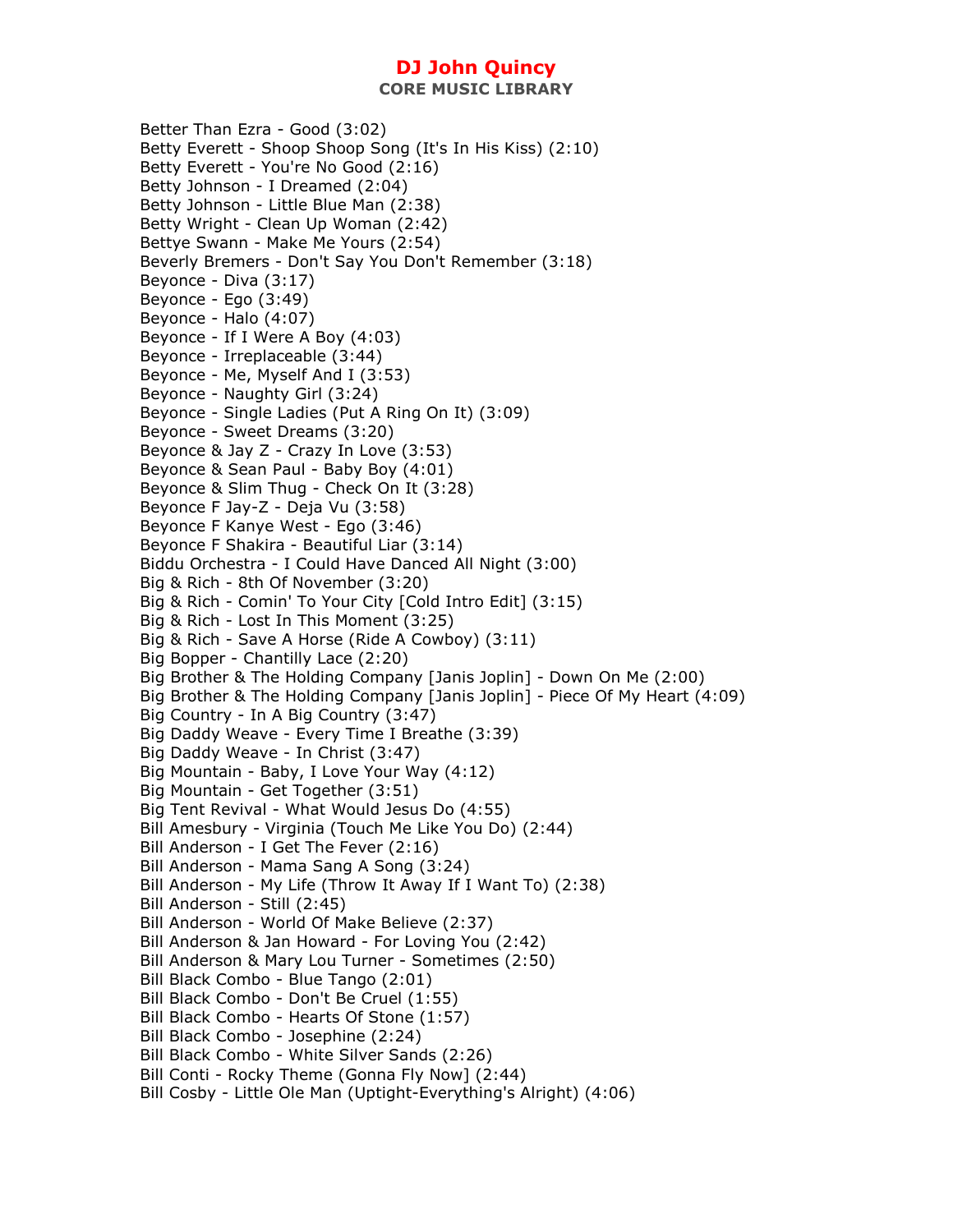# DJ John Quincy

## CORE MUSIC LIBRARY

Better Than Ezra - Good (3:02)
Betty Everett - Shoop Shoop Song (It's In His Kiss) (2:10)
Betty Everett - You're No Good (2:16)
Betty Johnson - I Dreamed (2:04)
Betty Johnson - Little Blue Man (2:38)
Betty Wright - Clean Up Woman (2:42)
Bettye Swann - Make Me Yours (2:54)
Beverly Bremers - Don't Say You Don't Remember (3:18)
Beyonce - Diva (3:17)
Beyonce - Ego (3:49)
Beyonce - Halo (4:07)
Beyonce - If I Were A Boy (4:03)
Beyonce - Irreplaceable (3:44)
Beyonce - Me, Myself And I (3:53)
Beyonce - Naughty Girl (3:24)
Beyonce - Single Ladies (Put A Ring On It) (3:09)
Beyonce - Sweet Dreams (3:20)
Beyonce & Jay Z - Crazy In Love (3:53)
Beyonce & Sean Paul - Baby Boy (4:01)
Beyonce & Slim Thug - Check On It (3:28)
Beyonce F Jay-Z - Deja Vu (3:58)
Beyonce F Kanye West - Ego (3:46)
Beyonce F Shakira - Beautiful Liar (3:14)
Biddu Orchestra - I Could Have Danced All Night (3:00)
Big & Rich - 8th Of November (3:20)
Big & Rich - Comin' To Your City [Cold Intro Edit] (3:15)
Big & Rich - Lost In This Moment (3:25)
Big & Rich - Save A Horse (Ride A Cowboy) (3:11)
Big Bopper - Chantilly Lace (2:20)
Big Brother & The Holding Company [Janis Joplin] - Down On Me (2:00)
Big Brother & The Holding Company [Janis Joplin] - Piece Of My Heart (4:09)
Big Country - In A Big Country (3:47)
Big Daddy Weave - Every Time I Breathe (3:39)
Big Daddy Weave - In Christ (3:47)
Big Mountain - Baby, I Love Your Way (4:12)
Big Mountain - Get Together (3:51)
Big Tent Revival - What Would Jesus Do (4:55)
Bill Amesbury - Virginia (Touch Me Like You Do) (2:44)
Bill Anderson - I Get The Fever (2:16)
Bill Anderson - Mama Sang A Song (3:24)
Bill Anderson - My Life (Throw It Away If I Want To) (2:38)
Bill Anderson - Still (2:45)
Bill Anderson - World Of Make Believe (2:37)
Bill Anderson & Jan Howard - For Loving You (2:42)
Bill Anderson & Mary Lou Turner - Sometimes (2:50)
Bill Black Combo - Blue Tango (2:01)
Bill Black Combo - Don't Be Cruel (1:55)
Bill Black Combo - Hearts Of Stone (1:57)
Bill Black Combo - Josephine (2:24)
Bill Black Combo - White Silver Sands (2:26)
Bill Conti - Rocky Theme (Gonna Fly Now] (2:44)
Bill Cosby - Little Ole Man (Uptight-Everything's Alright) (4:06)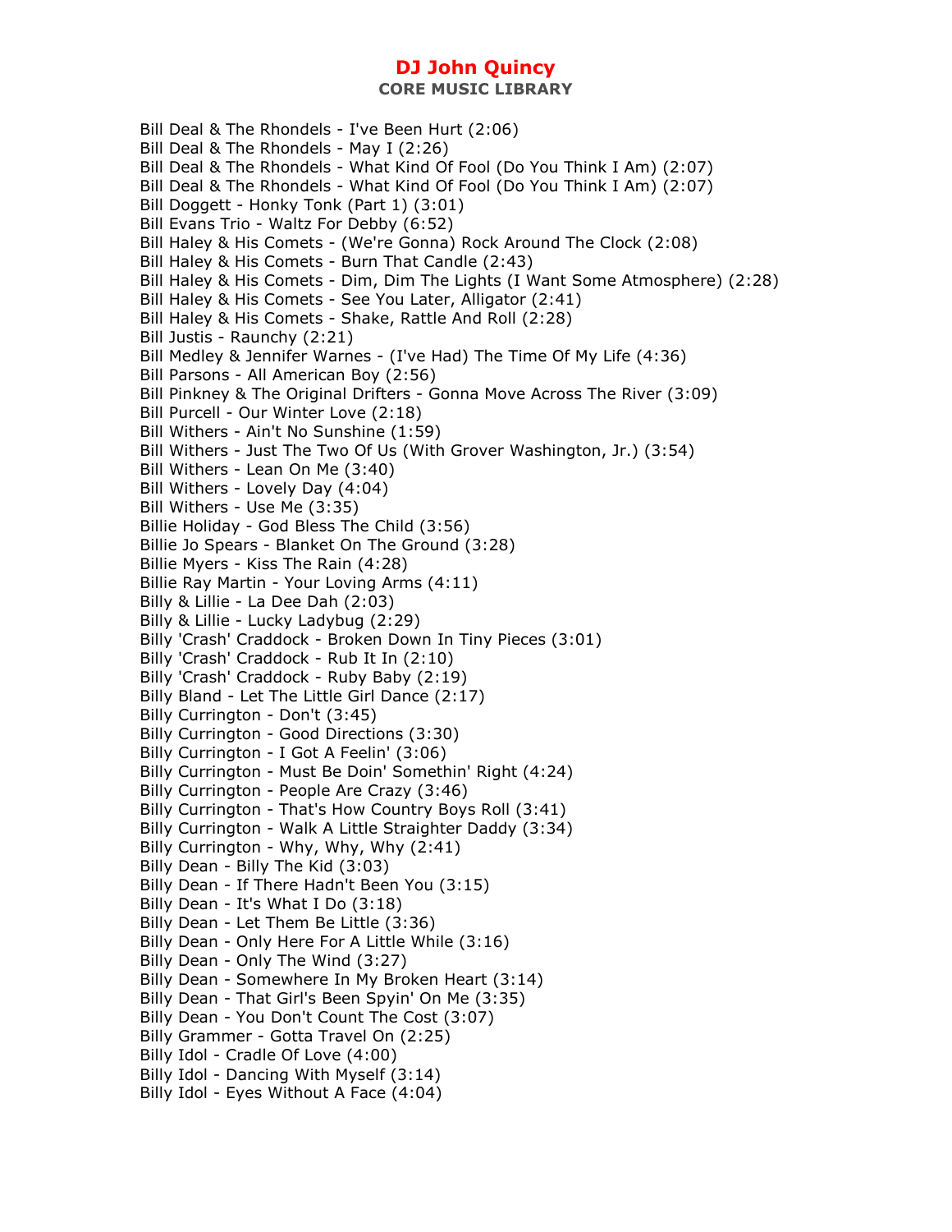Bill Deal & The Rhondels - I've Been Hurt (2:06)
Bill Deal & The Rhondels - May I (2:26)
Bill Deal & The Rhondels - What Kind Of Fool (Do You Think I Am) (2:07)
Bill Deal & The Rhondels - What Kind Of Fool (Do You Think I Am) (2:07)
Bill Doggett - Honky Tonk (Part 1) (3:01)
Bill Evans Trio - Waltz For Debby (6:52)
Bill Haley & His Comets - (We're Gonna) Rock Around The Clock (2:08)
Bill Haley & His Comets - Burn That Candle (2:43)
Bill Haley & His Comets - Dim, Dim The Lights (I Want Some Atmosphere) (2:28)
Bill Haley & His Comets - See You Later, Alligator (2:41)
Bill Haley & His Comets - Shake, Rattle And Roll (2:28)
Bill Justis - Raunchy (2:21)
Bill Medley & Jennifer Warnes - (I've Had) The Time Of My Life (4:36)
Bill Parsons - All American Boy (2:56)
Bill Pinkney & The Original Drifters - Gonna Move Across The River (3:09)
Bill Purcell - Our Winter Love (2:18)
Bill Withers - Ain't No Sunshine (1:59)
Bill Withers - Just The Two Of Us (With Grover Washington, Jr.) (3:54)
Bill Withers - Lean On Me (3:40)
Bill Withers - Lovely Day (4:04)
Bill Withers - Use Me (3:35)
Billie Holiday - God Bless The Child (3:56)
Billie Jo Spears - Blanket On The Ground (3:28)
Billie Myers - Kiss The Rain (4:28)
Billie Ray Martin - Your Loving Arms (4:11)
Billy & Lillie - La Dee Dah (2:03)
Billy & Lillie - Lucky Ladybug (2:29)
Billy 'Crash' Craddock - Broken Down In Tiny Pieces (3:01)
Billy 'Crash' Craddock - Rub It In (2:10)
Billy 'Crash' Craddock - Ruby Baby (2:19)
Billy Bland - Let The Little Girl Dance (2:17)
Billy Currington - Don't (3:45)
Billy Currington - Good Directions (3:30)
Billy Currington - I Got A Feelin' (3:06)
Billy Currington - Must Be Doin' Somethin' Right (4:24)
Billy Currington - People Are Crazy (3:46)
Billy Currington - That's How Country Boys Roll (3:41)
Billy Currington - Walk A Little Straighter Daddy (3:34)
Billy Currington - Why, Why, Why (2:41)
Billy Dean - Billy The Kid (3:03)
Billy Dean - If There Hadn't Been You (3:15)
Billy Dean - It's What I Do (3:18)
Billy Dean - Let Them Be Little (3:36)
Billy Dean - Only Here For A Little While (3:16)
Billy Dean - Only The Wind (3:27)
Billy Dean - Somewhere In My Broken Heart (3:14)
Billy Dean - That Girl's Been Spyin' On Me (3:35)
Billy Dean - You Don't Count The Cost (3:07)
Billy Grammer - Gotta Travel On (2:25)
Billy Idol - Cradle Of Love (4:00)
Billy Idol - Dancing With Myself (3:14)
Billy Idol - Eyes Without A Face (4:04)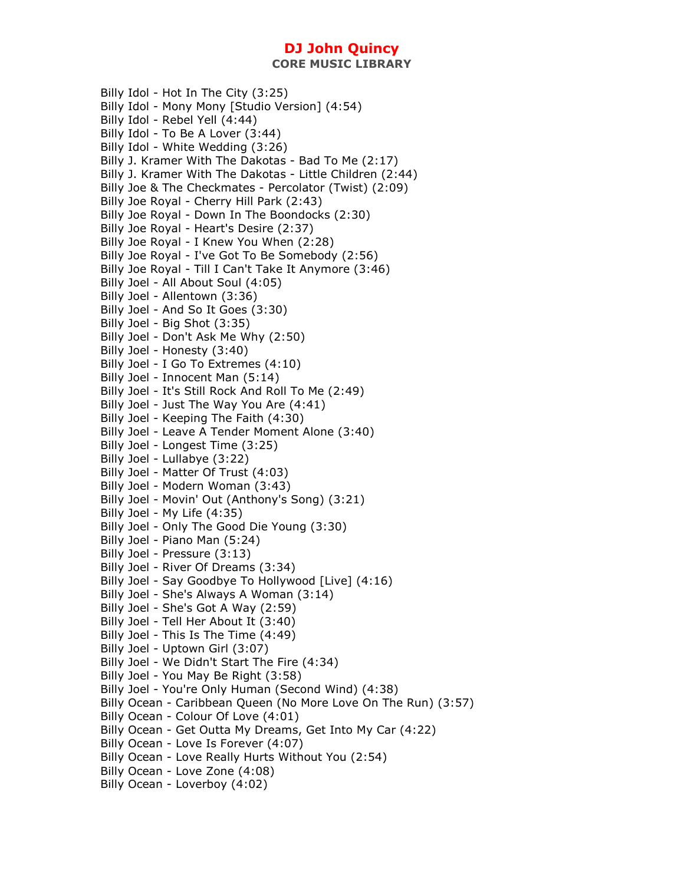Billy Idol - Hot In The City (3:25)
Billy Idol - Mony Mony [Studio Version] (4:54)
Billy Idol - Rebel Yell (4:44)
Billy Idol - To Be A Lover (3:44)
Billy Idol - White Wedding (3:26)
Billy J. Kramer With The Dakotas - Bad To Me (2:17)
Billy J. Kramer With The Dakotas - Little Children (2:44)
Billy Joe & The Checkmates - Percolator (Twist) (2:09)
Billy Joe Royal - Cherry Hill Park (2:43)
Billy Joe Royal - Down In The Boondocks (2:30)
Billy Joe Royal - Heart's Desire (2:37)
Billy Joe Royal - I Knew You When (2:28)
Billy Joe Royal - I've Got To Be Somebody (2:56)
Billy Joe Royal - Till I Can't Take It Anymore (3:46)
Billy Joel - All About Soul (4:05)
Billy Joel - Allentown (3:36)
Billy Joel - And So It Goes (3:30)
Billy Joel - Big Shot (3:35)
Billy Joel - Don't Ask Me Why (2:50)
Billy Joel - Honesty (3:40)
Billy Joel - I Go To Extremes (4:10)
Billy Joel - Innocent Man (5:14)
Billy Joel - It's Still Rock And Roll To Me (2:49)
Billy Joel - Just The Way You Are (4:41)
Billy Joel - Keeping The Faith (4:30)
Billy Joel - Leave A Tender Moment Alone (3:40)
Billy Joel - Longest Time (3:25)
Billy Joel - Lullabye (3:22)
Billy Joel - Matter Of Trust (4:03)
Billy Joel - Modern Woman (3:43)
Billy Joel - Movin' Out (Anthony's Song) (3:21)
Billy Joel - My Life (4:35)
Billy Joel - Only The Good Die Young (3:30)
Billy Joel - Piano Man (5:24)
Billy Joel - Pressure (3:13)
Billy Joel - River Of Dreams (3:34)
Billy Joel - Say Goodbye To Hollywood [Live] (4:16)
Billy Joel - She's Always A Woman (3:14)
Billy Joel - She's Got A Way (2:59)
Billy Joel - Tell Her About It (3:40)
Billy Joel - This Is The Time (4:49)
Billy Joel - Uptown Girl (3:07)
Billy Joel - We Didn't Start The Fire (4:34)
Billy Joel - You May Be Right (3:58)
Billy Joel - You're Only Human (Second Wind) (4:38)
Billy Ocean - Caribbean Queen (No More Love On The Run) (3:57)
Billy Ocean - Colour Of Love (4:01)
Billy Ocean - Get Outta My Dreams, Get Into My Car (4:22)
Billy Ocean - Love Is Forever (4:07)
Billy Ocean - Love Really Hurts Without You (2:54)
Billy Ocean - Love Zone (4:08)
Billy Ocean - Loverboy (4:02)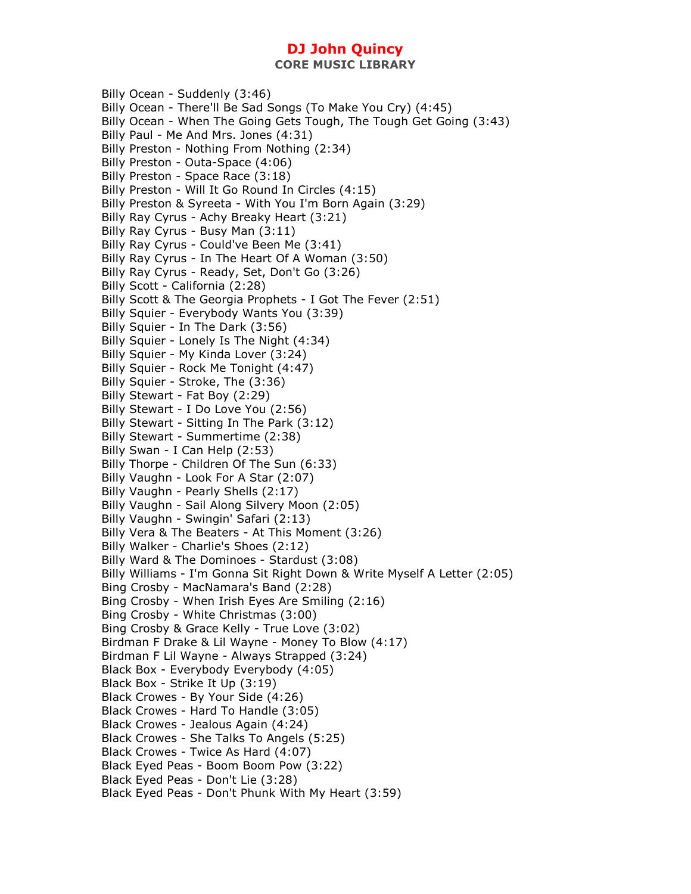Billy Ocean - Suddenly (3:46)
Billy Ocean - There'll Be Sad Songs (To Make You Cry) (4:45)
Billy Ocean - When The Going Gets Tough, The Tough Get Going (3:43)
Billy Paul - Me And Mrs. Jones (4:31)
Billy Preston - Nothing From Nothing (2:34)
Billy Preston - Outa-Space (4:06)
Billy Preston - Space Race (3:18)
Billy Preston - Will It Go Round In Circles (4:15)
Billy Preston & Syreeta - With You I'm Born Again (3:29)
Billy Ray Cyrus - Achy Breaky Heart (3:21)
Billy Ray Cyrus - Busy Man (3:11)
Billy Ray Cyrus - Could've Been Me (3:41)
Billy Ray Cyrus - In The Heart Of A Woman (3:50)
Billy Ray Cyrus - Ready, Set, Don't Go (3:26)
Billy Scott - California (2:28)
Billy Scott & The Georgia Prophets - I Got The Fever (2:51)
Billy Squier - Everybody Wants You (3:39)
Billy Squier - In The Dark (3:56)
Billy Squier - Lonely Is The Night (4:34)
Billy Squier - My Kinda Lover (3:24)
Billy Squier - Rock Me Tonight (4:47)
Billy Squier - Stroke, The (3:36)
Billy Stewart - Fat Boy (2:29)
Billy Stewart - I Do Love You (2:56)
Billy Stewart - Sitting In The Park (3:12)
Billy Stewart - Summertime (2:38)
Billy Swan - I Can Help (2:53)
Billy Thorpe - Children Of The Sun (6:33)
Billy Vaughn - Look For A Star (2:07)
Billy Vaughn - Pearly Shells (2:17)
Billy Vaughn - Sail Along Silvery Moon (2:05)
Billy Vaughn - Swingin' Safari (2:13)
Billy Vera & The Beaters - At This Moment (3:26)
Billy Walker - Charlie's Shoes (2:12)
Billy Ward & The Dominoes - Stardust (3:08)
Billy Williams - I'm Gonna Sit Right Down & Write Myself A Letter (2:05)
Bing Crosby - MacNamara's Band (2:28)
Bing Crosby - When Irish Eyes Are Smiling (2:16)
Bing Crosby - White Christmas (3:00)
Bing Crosby & Grace Kelly - True Love (3:02)
Birdman F Drake & Lil Wayne - Money To Blow (4:17)
Birdman F Lil Wayne - Always Strapped (3:24)
Black Box - Everybody Everybody (4:05)
Black Box - Strike It Up (3:19)
Black Crowes - By Your Side (4:26)
Black Crowes - Hard To Handle (3:05)
Black Crowes - Jealous Again (4:24)
Black Crowes - She Talks To Angels (5:25)
Black Crowes - Twice As Hard (4:07)
Black Eyed Peas - Boom Boom Pow (3:22)
Black Eyed Peas - Don't Lie (3:28)
Black Eyed Peas - Don't Phunk With My Heart (3:59)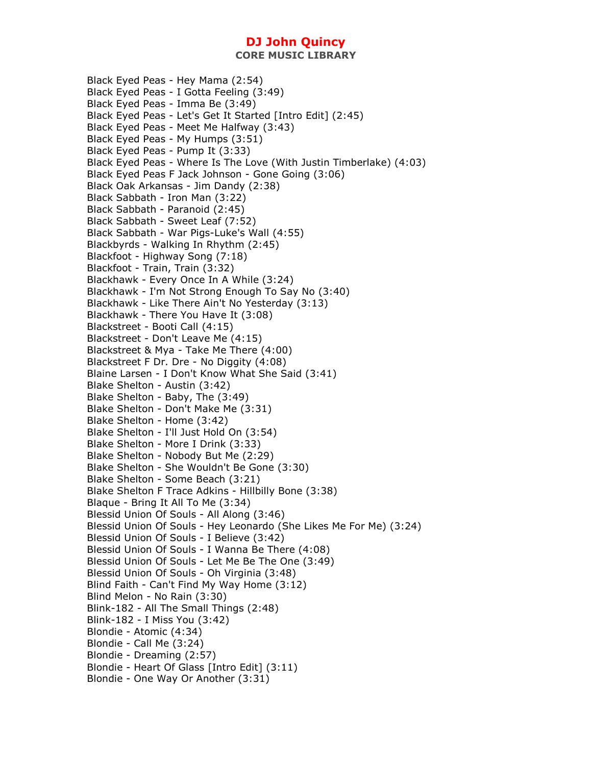Black Eyed Peas - Hey Mama (2:54)
Black Eyed Peas - I Gotta Feeling (3:49)
Black Eyed Peas - Imma Be (3:49)
Black Eyed Peas - Let's Get It Started [Intro Edit] (2:45)
Black Eyed Peas - Meet Me Halfway (3:43)
Black Eyed Peas - My Humps (3:51)
Black Eyed Peas - Pump It (3:33)
Black Eyed Peas - Where Is The Love (With Justin Timberlake) (4:03)
Black Eyed Peas F Jack Johnson - Gone Going (3:06)
Black Oak Arkansas - Jim Dandy (2:38)
Black Sabbath - Iron Man (3:22)
Black Sabbath - Paranoid (2:45)
Black Sabbath - Sweet Leaf (7:52)
Black Sabbath - War Pigs-Luke's Wall (4:55)
Blackbyrds - Walking In Rhythm (2:45)
Blackfoot - Highway Song (7:18)
Blackfoot - Train, Train (3:32)
Blackhawk - Every Once In A While (3:24)
Blackhawk - I'm Not Strong Enough To Say No (3:40)
Blackhawk - Like There Ain't No Yesterday (3:13)
Blackhawk - There You Have It (3:08)
Blackstreet - Booti Call (4:15)
Blackstreet - Don't Leave Me (4:15)
Blackstreet & Mya - Take Me There (4:00)
Blackstreet F Dr. Dre - No Diggity (4:08)
Blaine Larsen - I Don't Know What She Said (3:41)
Blake Shelton - Austin (3:42)
Blake Shelton - Baby, The (3:49)
Blake Shelton - Don't Make Me (3:31)
Blake Shelton - Home (3:42)
Blake Shelton - I'll Just Hold On (3:54)
Blake Shelton - More I Drink (3:33)
Blake Shelton - Nobody But Me (2:29)
Blake Shelton - She Wouldn't Be Gone (3:30)
Blake Shelton - Some Beach (3:21)
Blake Shelton F Trace Adkins - Hillbilly Bone (3:38)
Blaque - Bring It All To Me (3:34)
Blessid Union Of Souls - All Along (3:46)
Blessid Union Of Souls - Hey Leonardo (She Likes Me For Me) (3:24)
Blessid Union Of Souls - I Believe (3:42)
Blessid Union Of Souls - I Wanna Be There (4:08)
Blessid Union Of Souls - Let Me Be The One (3:49)
Blessid Union Of Souls - Oh Virginia (3:48)
Blind Faith - Can't Find My Way Home (3:12)
Blind Melon - No Rain (3:30)
Blink-182 - All The Small Things (2:48)
Blink-182 - I Miss You (3:42)
Blondie - Atomic (4:34)
Blondie - Call Me (3:24)
Blondie - Dreaming (2:57)
Blondie - Heart Of Glass [Intro Edit] (3:11)
Blondie - One Way Or Another (3:31)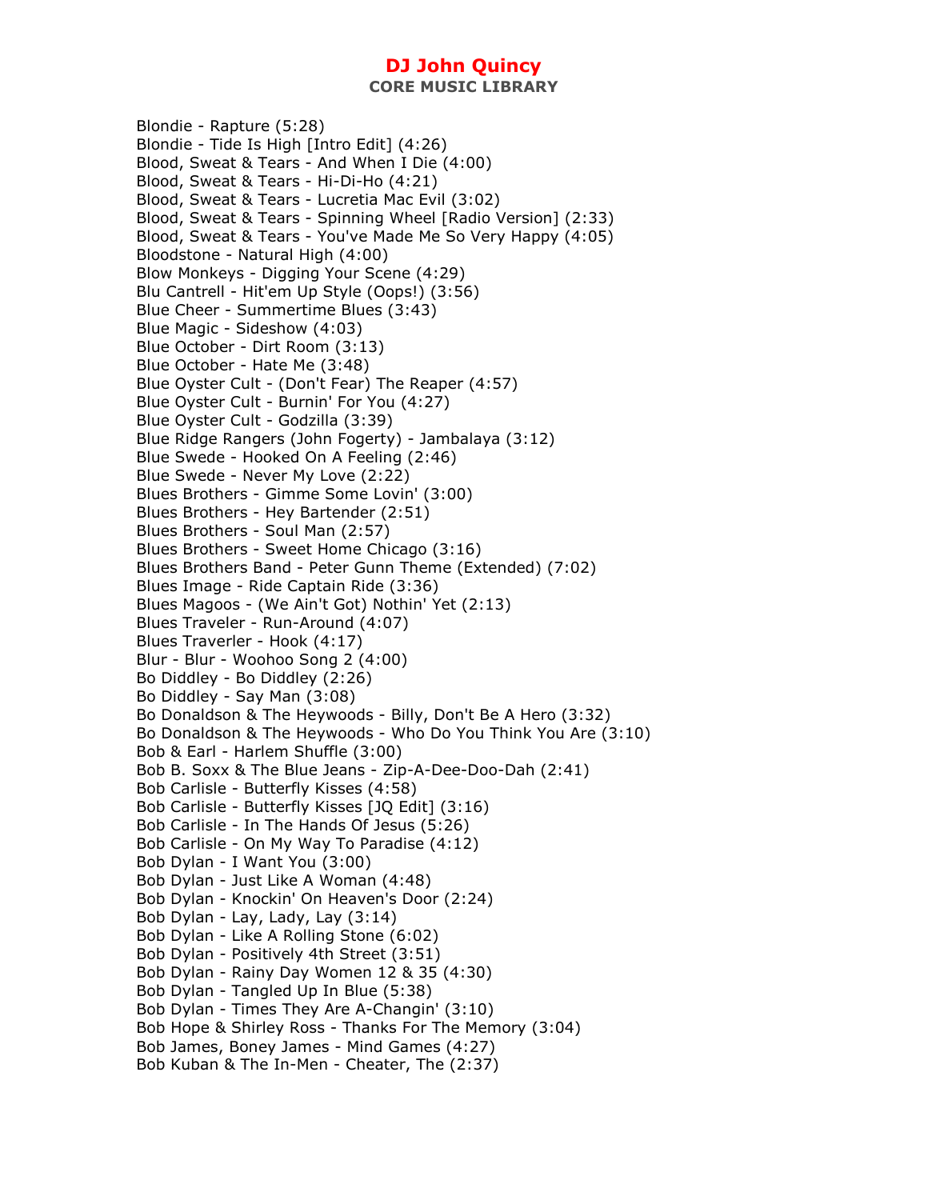# DJ John Quincy

## CORE MUSIC LIBRARY

Blondie - Rapture (5:28)
Blondie - Tide Is High [Intro Edit] (4:26)
Blood, Sweat & Tears - And When I Die (4:00)
Blood, Sweat & Tears - Hi-Di-Ho (4:21)
Blood, Sweat & Tears - Lucretia Mac Evil (3:02)
Blood, Sweat & Tears - Spinning Wheel [Radio Version] (2:33)
Blood, Sweat & Tears - You've Made Me So Very Happy (4:05)
Bloodstone - Natural High (4:00)
Blow Monkeys - Digging Your Scene (4:29)
Blu Cantrell - Hit'em Up Style (Oops!) (3:56)
Blue Cheer - Summertime Blues (3:43)
Blue Magic - Sideshow (4:03)
Blue October - Dirt Room (3:13)
Blue October - Hate Me (3:48)
Blue Oyster Cult - (Don't Fear) The Reaper (4:57)
Blue Oyster Cult - Burnin' For You (4:27)
Blue Oyster Cult - Godzilla (3:39)
Blue Ridge Rangers (John Fogerty) - Jambalaya (3:12)
Blue Swede - Hooked On A Feeling (2:46)
Blue Swede - Never My Love (2:22)
Blues Brothers - Gimme Some Lovin' (3:00)
Blues Brothers - Hey Bartender (2:51)
Blues Brothers - Soul Man (2:57)
Blues Brothers - Sweet Home Chicago (3:16)
Blues Brothers Band - Peter Gunn Theme (Extended) (7:02)
Blues Image - Ride Captain Ride (3:36)
Blues Magoos - (We Ain't Got) Nothin' Yet (2:13)
Blues Traveler - Run-Around (4:07)
Blues Traverler - Hook (4:17)
Blur - Blur - Woohoo Song 2 (4:00)
Bo Diddley - Bo Diddley (2:26)
Bo Diddley - Say Man (3:08)
Bo Donaldson & The Heywoods - Billy, Don't Be A Hero (3:32)
Bo Donaldson & The Heywoods - Who Do You Think You Are (3:10)
Bob & Earl - Harlem Shuffle (3:00)
Bob B. Soxx & The Blue Jeans - Zip-A-Dee-Doo-Dah (2:41)
Bob Carlisle - Butterfly Kisses (4:58)
Bob Carlisle - Butterfly Kisses [JQ Edit] (3:16)
Bob Carlisle - In The Hands Of Jesus (5:26)
Bob Carlisle - On My Way To Paradise (4:12)
Bob Dylan - I Want You (3:00)
Bob Dylan - Just Like A Woman (4:48)
Bob Dylan - Knockin' On Heaven's Door (2:24)
Bob Dylan - Lay, Lady, Lay (3:14)
Bob Dylan - Like A Rolling Stone (6:02)
Bob Dylan - Positively 4th Street (3:51)
Bob Dylan - Rainy Day Women 12 & 35 (4:30)
Bob Dylan - Tangled Up In Blue (5:38)
Bob Dylan - Times They Are A-Changin' (3:10)
Bob Hope & Shirley Ross - Thanks For The Memory (3:04)
Bob James, Boney James - Mind Games (4:27)
Bob Kuban & The In-Men - Cheater, The (2:37)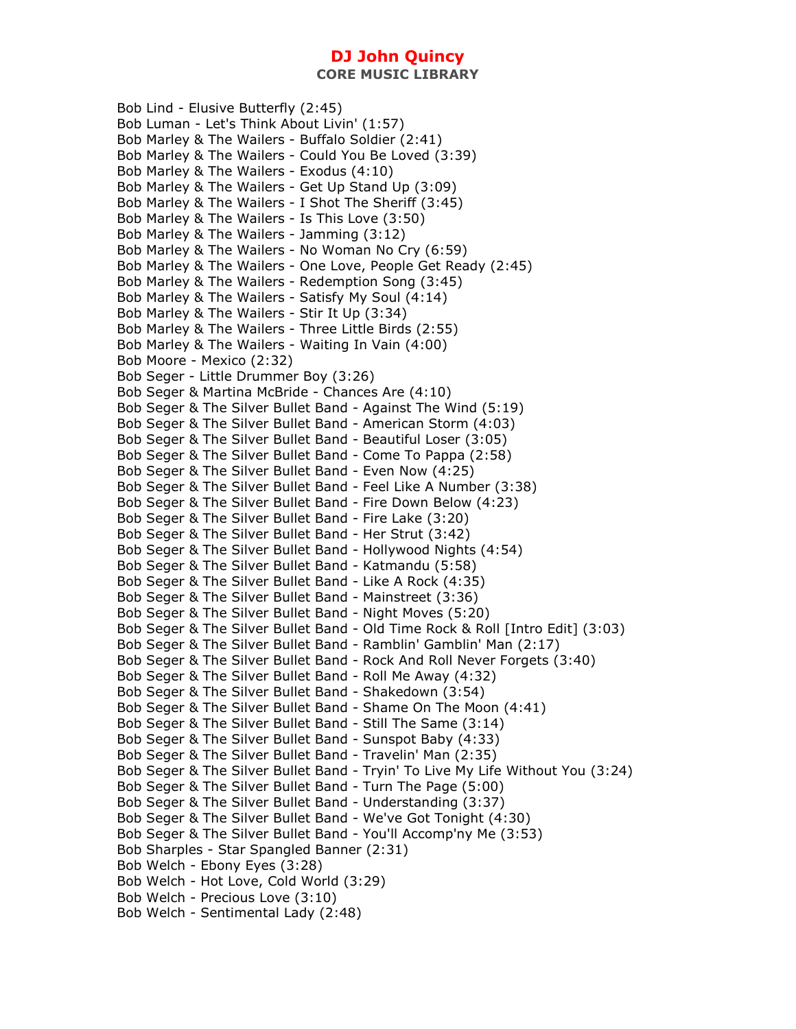Bob Lind - Elusive Butterfly (2:45)
Bob Luman - Let's Think About Livin' (1:57)
Bob Marley & The Wailers - Buffalo Soldier (2:41)
Bob Marley & The Wailers - Could You Be Loved (3:39)
Bob Marley & The Wailers - Exodus (4:10)
Bob Marley & The Wailers - Get Up Stand Up (3:09)
Bob Marley & The Wailers - I Shot The Sheriff (3:45)
Bob Marley & The Wailers - Is This Love (3:50)
Bob Marley & The Wailers - Jamming (3:12)
Bob Marley & The Wailers - No Woman No Cry (6:59)
Bob Marley & The Wailers - One Love, People Get Ready (2:45)
Bob Marley & The Wailers - Redemption Song (3:45)
Bob Marley & The Wailers - Satisfy My Soul (4:14)
Bob Marley & The Wailers - Stir It Up (3:34)
Bob Marley & The Wailers - Three Little Birds (2:55)
Bob Marley & The Wailers - Waiting In Vain (4:00)
Bob Moore - Mexico (2:32)
Bob Seger - Little Drummer Boy (3:26)
Bob Seger & Martina McBride - Chances Are (4:10)
Bob Seger & The Silver Bullet Band - Against The Wind (5:19)
Bob Seger & The Silver Bullet Band - American Storm (4:03)
Bob Seger & The Silver Bullet Band - Beautiful Loser (3:05)
Bob Seger & The Silver Bullet Band - Come To Pappa (2:58)
Bob Seger & The Silver Bullet Band - Even Now (4:25)
Bob Seger & The Silver Bullet Band - Feel Like A Number (3:38)
Bob Seger & The Silver Bullet Band - Fire Down Below (4:23)
Bob Seger & The Silver Bullet Band - Fire Lake (3:20)
Bob Seger & The Silver Bullet Band - Her Strut (3:42)
Bob Seger & The Silver Bullet Band - Hollywood Nights (4:54)
Bob Seger & The Silver Bullet Band - Katmandu (5:58)
Bob Seger & The Silver Bullet Band - Like A Rock (4:35)
Bob Seger & The Silver Bullet Band - Mainstreet (3:36)
Bob Seger & The Silver Bullet Band - Night Moves (5:20)
Bob Seger & The Silver Bullet Band - Old Time Rock & Roll [Intro Edit] (3:03)
Bob Seger & The Silver Bullet Band - Ramblin' Gamblin' Man (2:17)
Bob Seger & The Silver Bullet Band - Rock And Roll Never Forgets (3:40)
Bob Seger & The Silver Bullet Band - Roll Me Away (4:32)
Bob Seger & The Silver Bullet Band - Shakedown (3:54)
Bob Seger & The Silver Bullet Band - Shame On The Moon (4:41)
Bob Seger & The Silver Bullet Band - Still The Same (3:14)
Bob Seger & The Silver Bullet Band - Sunspot Baby (4:33)
Bob Seger & The Silver Bullet Band - Travelin' Man (2:35)
Bob Seger & The Silver Bullet Band - Tryin' To Live My Life Without You (3:24)
Bob Seger & The Silver Bullet Band - Turn The Page (5:00)
Bob Seger & The Silver Bullet Band - Understanding (3:37)
Bob Seger & The Silver Bullet Band - We've Got Tonight (4:30)
Bob Seger & The Silver Bullet Band - You'll Accomp'ny Me (3:53)
Bob Sharples - Star Spangled Banner (2:31)
Bob Welch - Ebony Eyes (3:28)
Bob Welch - Hot Love, Cold World (3:29)
Bob Welch - Precious Love (3:10)
Bob Welch - Sentimental Lady (2:48)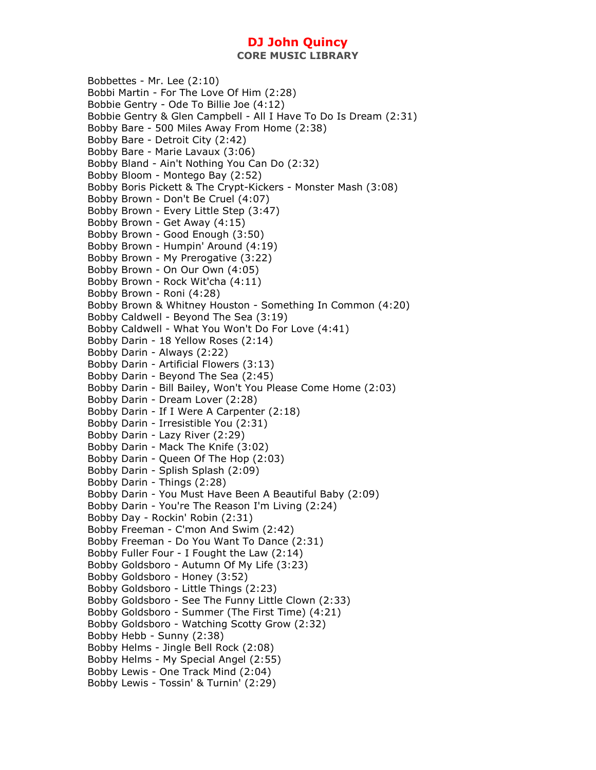Bobbettes - Mr. Lee (2:10)
Bobbi Martin - For The Love Of Him (2:28)
Bobbie Gentry - Ode To Billie Joe (4:12)
Bobbie Gentry & Glen Campbell - All I Have To Do Is Dream (2:31)
Bobby Bare - 500 Miles Away From Home (2:38)
Bobby Bare - Detroit City (2:42)
Bobby Bare - Marie Lavaux (3:06)
Bobby Bland - Ain't Nothing You Can Do (2:32)
Bobby Bloom - Montego Bay (2:52)
Bobby Boris Pickett & The Crypt-Kickers - Monster Mash (3:08)
Bobby Brown - Don't Be Cruel (4:07)
Bobby Brown - Every Little Step (3:47)
Bobby Brown - Get Away (4:15)
Bobby Brown - Good Enough (3:50)
Bobby Brown - Humpin' Around (4:19)
Bobby Brown - My Prerogative (3:22)
Bobby Brown - On Our Own (4:05)
Bobby Brown - Rock Wit'cha (4:11)
Bobby Brown - Roni (4:28)
Bobby Brown & Whitney Houston - Something In Common (4:20)
Bobby Caldwell - Beyond The Sea (3:19)
Bobby Caldwell - What You Won't Do For Love (4:41)
Bobby Darin - 18 Yellow Roses (2:14)
Bobby Darin - Always (2:22)
Bobby Darin - Artificial Flowers (3:13)
Bobby Darin - Beyond The Sea (2:45)
Bobby Darin - Bill Bailey, Won't You Please Come Home (2:03)
Bobby Darin - Dream Lover (2:28)
Bobby Darin - If I Were A Carpenter (2:18)
Bobby Darin - Irresistible You (2:31)
Bobby Darin - Lazy River (2:29)
Bobby Darin - Mack The Knife (3:02)
Bobby Darin - Queen Of The Hop (2:03)
Bobby Darin - Splish Splash (2:09)
Bobby Darin - Things (2:28)
Bobby Darin - You Must Have Been A Beautiful Baby (2:09)
Bobby Darin - You're The Reason I'm Living (2:24)
Bobby Day - Rockin' Robin (2:31)
Bobby Freeman - C'mon And Swim (2:42)
Bobby Freeman - Do You Want To Dance (2:31)
Bobby Fuller Four - I Fought the Law (2:14)
Bobby Goldsboro - Autumn Of My Life (3:23)
Bobby Goldsboro - Honey (3:52)
Bobby Goldsboro - Little Things (2:23)
Bobby Goldsboro - See The Funny Little Clown (2:33)
Bobby Goldsboro - Summer (The First Time) (4:21)
Bobby Goldsboro - Watching Scotty Grow (2:32)
Bobby Hebb - Sunny (2:38)
Bobby Helms - Jingle Bell Rock (2:08)
Bobby Helms - My Special Angel (2:55)
Bobby Lewis - One Track Mind (2:04)
Bobby Lewis - Tossin' & Turnin' (2:29)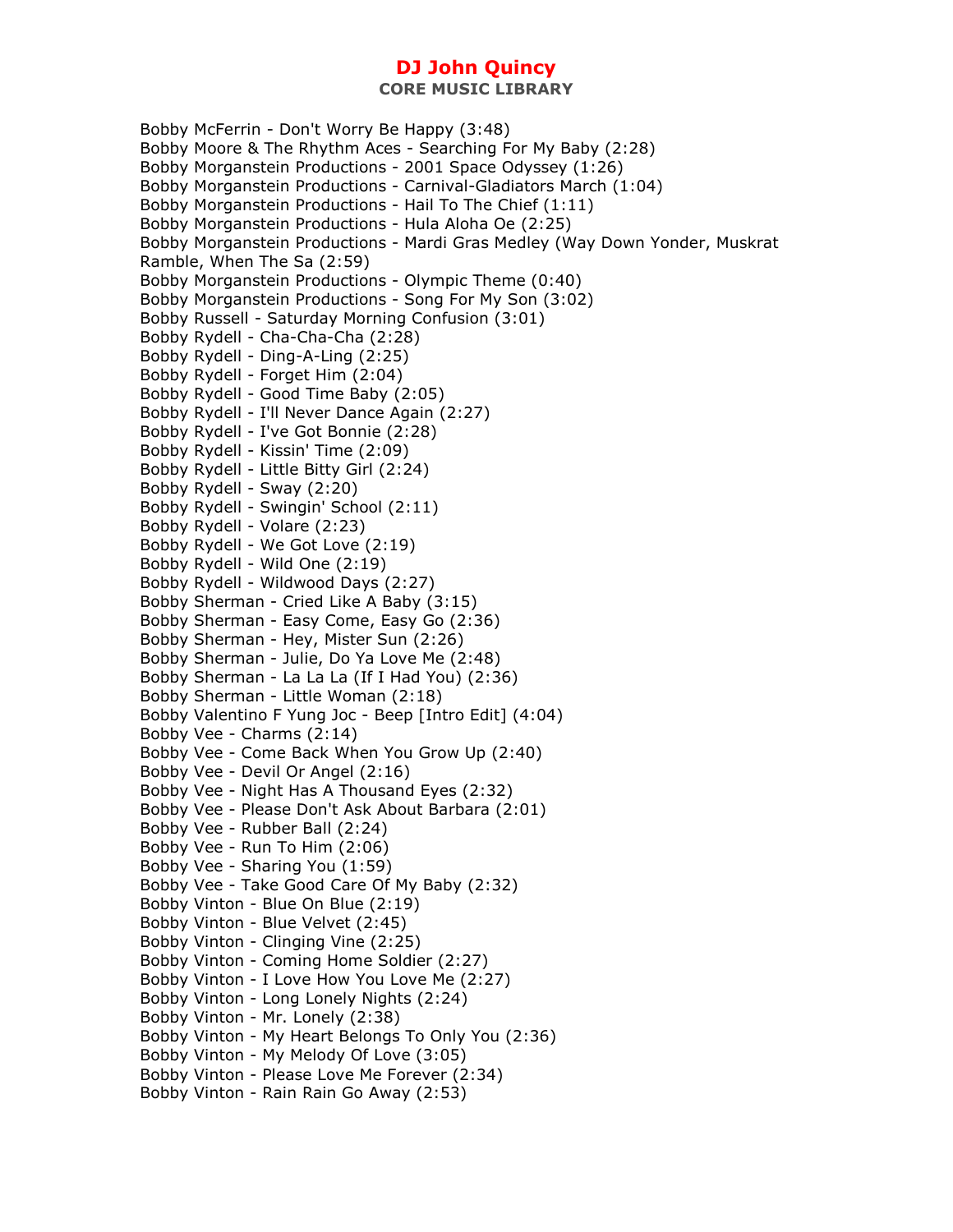Bobby McFerrin - Don't Worry Be Happy (3:48)
Bobby Moore & The Rhythm Aces - Searching For My Baby (2:28)
Bobby Morganstein Productions - 2001 Space Odyssey (1:26)
Bobby Morganstein Productions - Carnival-Gladiators March (1:04)
Bobby Morganstein Productions - Hail To The Chief (1:11)
Bobby Morganstein Productions - Hula Aloha Oe (2:25)
Bobby Morganstein Productions - Mardi Gras Medley (Way Down Yonder, Muskrat Ramble, When The Sa (2:59)
Bobby Morganstein Productions - Olympic Theme (0:40)
Bobby Morganstein Productions - Song For My Son (3:02)
Bobby Russell - Saturday Morning Confusion (3:01)
Bobby Rydell - Cha-Cha-Cha (2:28)
Bobby Rydell - Ding-A-Ling (2:25)
Bobby Rydell - Forget Him (2:04)
Bobby Rydell - Good Time Baby (2:05)
Bobby Rydell - I'll Never Dance Again (2:27)
Bobby Rydell - I've Got Bonnie (2:28)
Bobby Rydell - Kissin' Time (2:09)
Bobby Rydell - Little Bitty Girl (2:24)
Bobby Rydell - Sway (2:20)
Bobby Rydell - Swingin' School (2:11)
Bobby Rydell - Volare (2:23)
Bobby Rydell - We Got Love (2:19)
Bobby Rydell - Wild One (2:19)
Bobby Rydell - Wildwood Days (2:27)
Bobby Sherman - Cried Like A Baby (3:15)
Bobby Sherman - Easy Come, Easy Go (2:36)
Bobby Sherman - Hey, Mister Sun (2:26)
Bobby Sherman - Julie, Do Ya Love Me (2:48)
Bobby Sherman - La La La (If I Had You) (2:36)
Bobby Sherman - Little Woman (2:18)
Bobby Valentino F Yung Joc - Beep [Intro Edit] (4:04)
Bobby Vee - Charms (2:14)
Bobby Vee - Come Back When You Grow Up (2:40)
Bobby Vee - Devil Or Angel (2:16)
Bobby Vee - Night Has A Thousand Eyes (2:32)
Bobby Vee - Please Don't Ask About Barbara (2:01)
Bobby Vee - Rubber Ball (2:24)
Bobby Vee - Run To Him (2:06)
Bobby Vee - Sharing You (1:59)
Bobby Vee - Take Good Care Of My Baby (2:32)
Bobby Vinton - Blue On Blue (2:19)
Bobby Vinton - Blue Velvet (2:45)
Bobby Vinton - Clinging Vine (2:25)
Bobby Vinton - Coming Home Soldier (2:27)
Bobby Vinton - I Love How You Love Me (2:27)
Bobby Vinton - Long Lonely Nights (2:24)
Bobby Vinton - Mr. Lonely (2:38)
Bobby Vinton - My Heart Belongs To Only You (2:36)
Bobby Vinton - My Melody Of Love (3:05)
Bobby Vinton - Please Love Me Forever (2:34)
Bobby Vinton - Rain Rain Go Away (2:53)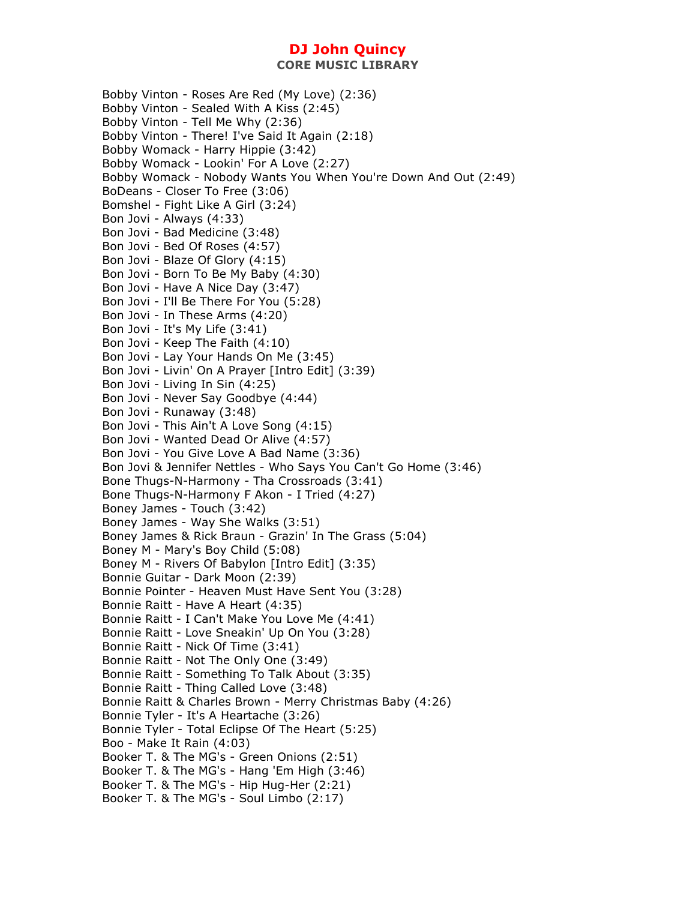Bobby Vinton - Roses Are Red (My Love) (2:36)
Bobby Vinton - Sealed With A Kiss (2:45)
Bobby Vinton - Tell Me Why (2:36)
Bobby Vinton - There! I've Said It Again (2:18)
Bobby Womack - Harry Hippie (3:42)
Bobby Womack - Lookin' For A Love (2:27)
Bobby Womack - Nobody Wants You When You're Down And Out (2:49)
BoDeans - Closer To Free (3:06)
Bomshel - Fight Like A Girl (3:24)
Bon Jovi - Always (4:33)
Bon Jovi - Bad Medicine (3:48)
Bon Jovi - Bed Of Roses (4:57)
Bon Jovi - Blaze Of Glory (4:15)
Bon Jovi - Born To Be My Baby (4:30)
Bon Jovi - Have A Nice Day (3:47)
Bon Jovi - I'll Be There For You (5:28)
Bon Jovi - In These Arms (4:20)
Bon Jovi - It's My Life (3:41)
Bon Jovi - Keep The Faith (4:10)
Bon Jovi - Lay Your Hands On Me (3:45)
Bon Jovi - Livin' On A Prayer [Intro Edit] (3:39)
Bon Jovi - Living In Sin (4:25)
Bon Jovi - Never Say Goodbye (4:44)
Bon Jovi - Runaway (3:48)
Bon Jovi - This Ain't A Love Song (4:15)
Bon Jovi - Wanted Dead Or Alive (4:57)
Bon Jovi - You Give Love A Bad Name (3:36)
Bon Jovi & Jennifer Nettles - Who Says You Can't Go Home (3:46)
Bone Thugs-N-Harmony - Tha Crossroads (3:41)
Bone Thugs-N-Harmony F Akon - I Tried (4:27)
Boney James - Touch (3:42)
Boney James - Way She Walks (3:51)
Boney James & Rick Braun - Grazin' In The Grass (5:04)
Boney M - Mary's Boy Child (5:08)
Boney M - Rivers Of Babylon [Intro Edit] (3:35)
Bonnie Guitar - Dark Moon (2:39)
Bonnie Pointer - Heaven Must Have Sent You (3:28)
Bonnie Raitt - Have A Heart (4:35)
Bonnie Raitt - I Can't Make You Love Me (4:41)
Bonnie Raitt - Love Sneakin' Up On You (3:28)
Bonnie Raitt - Nick Of Time (3:41)
Bonnie Raitt - Not The Only One (3:49)
Bonnie Raitt - Something To Talk About (3:35)
Bonnie Raitt - Thing Called Love (3:48)
Bonnie Raitt & Charles Brown - Merry Christmas Baby (4:26)
Bonnie Tyler - It's A Heartache (3:26)
Bonnie Tyler - Total Eclipse Of The Heart (5:25)
Boo - Make It Rain (4:03)
Booker T. & The MG's - Green Onions (2:51)
Booker T. & The MG's - Hang 'Em High (3:46)
Booker T. & The MG's - Hip Hug-Her (2:21)
Booker T. & The MG's - Soul Limbo (2:17)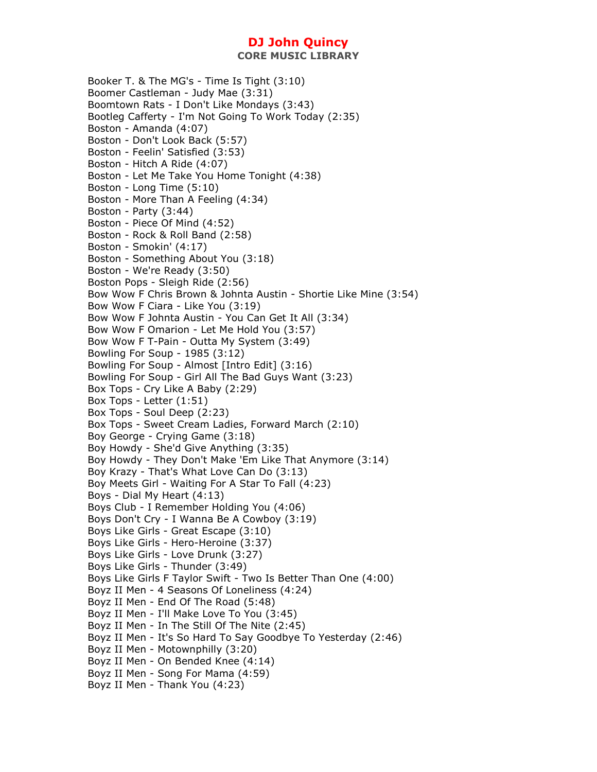Booker T. & The MG's - Time Is Tight (3:10)
Boomer Castleman - Judy Mae (3:31)
Boomtown Rats - I Don't Like Mondays (3:43)
Bootleg Cafferty - I'm Not Going To Work Today (2:35)
Boston - Amanda (4:07)
Boston - Don't Look Back (5:57)
Boston - Feelin' Satisfied (3:53)
Boston - Hitch A Ride (4:07)
Boston - Let Me Take You Home Tonight (4:38)
Boston - Long Time (5:10)
Boston - More Than A Feeling (4:34)
Boston - Party (3:44)
Boston - Piece Of Mind (4:52)
Boston - Rock & Roll Band (2:58)
Boston - Smokin' (4:17)
Boston - Something About You (3:18)
Boston - We're Ready (3:50)
Boston Pops - Sleigh Ride (2:56)
Bow Wow F Chris Brown & Johnta Austin - Shortie Like Mine (3:54)
Bow Wow F Ciara - Like You (3:19)
Bow Wow F Johnta Austin - You Can Get It All (3:34)
Bow Wow F Omarion - Let Me Hold You (3:57)
Bow Wow F T-Pain - Outta My System (3:49)
Bowling For Soup - 1985 (3:12)
Bowling For Soup - Almost [Intro Edit] (3:16)
Bowling For Soup - Girl All The Bad Guys Want (3:23)
Box Tops - Cry Like A Baby (2:29)
Box Tops - Letter (1:51)
Box Tops - Soul Deep (2:23)
Box Tops - Sweet Cream Ladies, Forward March (2:10)
Boy George - Crying Game (3:18)
Boy Howdy - She'd Give Anything (3:35)
Boy Howdy - They Don't Make 'Em Like That Anymore (3:14)
Boy Krazy - That's What Love Can Do (3:13)
Boy Meets Girl - Waiting For A Star To Fall (4:23)
Boys - Dial My Heart (4:13)
Boys Club - I Remember Holding You (4:06)
Boys Don't Cry - I Wanna Be A Cowboy (3:19)
Boys Like Girls - Great Escape (3:10)
Boys Like Girls - Hero-Heroine (3:37)
Boys Like Girls - Love Drunk (3:27)
Boys Like Girls - Thunder (3:49)
Boys Like Girls F Taylor Swift - Two Is Better Than One (4:00)
Boyz II Men - 4 Seasons Of Loneliness (4:24)
Boyz II Men - End Of The Road (5:48)
Boyz II Men - I'll Make Love To You (3:45)
Boyz II Men - In The Still Of The Nite (2:45)
Boyz II Men - It's So Hard To Say Goodbye To Yesterday (2:46)
Boyz II Men - Motownphilly (3:20)
Boyz II Men - On Bended Knee (4:14)
Boyz II Men - Song For Mama (4:59)
Boyz II Men - Thank You (4:23)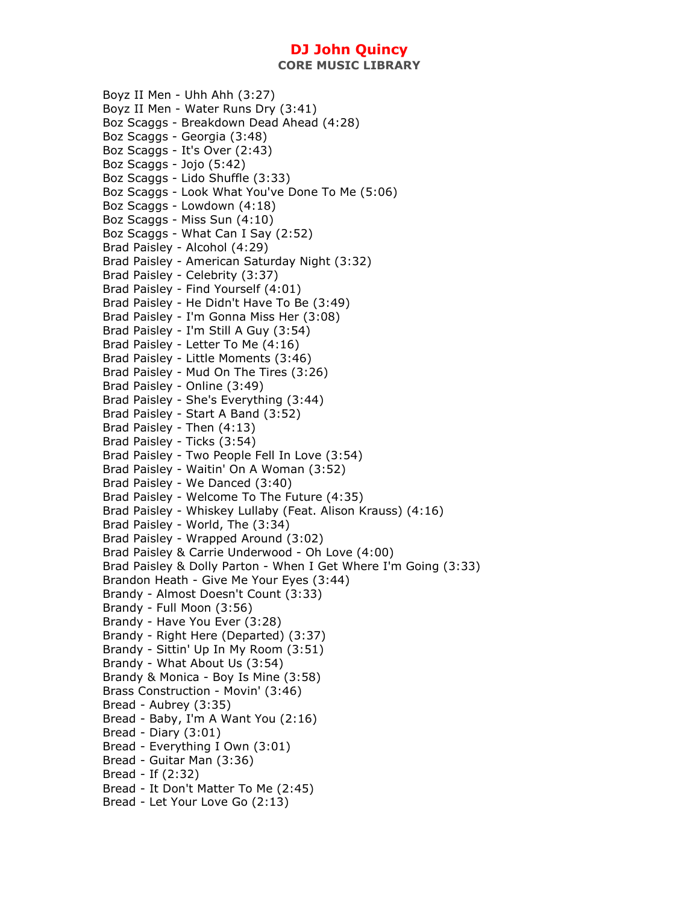Boyz II Men - Uhh Ahh (3:27)
Boyz II Men - Water Runs Dry (3:41)
Boz Scaggs - Breakdown Dead Ahead (4:28)
Boz Scaggs - Georgia (3:48)
Boz Scaggs - It's Over (2:43)
Boz Scaggs - Jojo (5:42)
Boz Scaggs - Lido Shuffle (3:33)
Boz Scaggs - Look What You've Done To Me (5:06)
Boz Scaggs - Lowdown (4:18)
Boz Scaggs - Miss Sun (4:10)
Boz Scaggs - What Can I Say (2:52)
Brad Paisley - Alcohol (4:29)
Brad Paisley - American Saturday Night (3:32)
Brad Paisley - Celebrity (3:37)
Brad Paisley - Find Yourself (4:01)
Brad Paisley - He Didn't Have To Be (3:49)
Brad Paisley - I'm Gonna Miss Her (3:08)
Brad Paisley - I'm Still A Guy (3:54)
Brad Paisley - Letter To Me (4:16)
Brad Paisley - Little Moments (3:46)
Brad Paisley - Mud On The Tires (3:26)
Brad Paisley - Online (3:49)
Brad Paisley - She's Everything (3:44)
Brad Paisley - Start A Band (3:52)
Brad Paisley - Then (4:13)
Brad Paisley - Ticks (3:54)
Brad Paisley - Two People Fell In Love (3:54)
Brad Paisley - Waitin' On A Woman (3:52)
Brad Paisley - We Danced (3:40)
Brad Paisley - Welcome To The Future (4:35)
Brad Paisley - Whiskey Lullaby (Feat. Alison Krauss) (4:16)
Brad Paisley - World, The (3:34)
Brad Paisley - Wrapped Around (3:02)
Brad Paisley & Carrie Underwood - Oh Love (4:00)
Brad Paisley & Dolly Parton - When I Get Where I'm Going (3:33)
Brandon Heath - Give Me Your Eyes (3:44)
Brandy - Almost Doesn't Count (3:33)
Brandy - Full Moon (3:56)
Brandy - Have You Ever (3:28)
Brandy - Right Here (Departed) (3:37)
Brandy - Sittin' Up In My Room (3:51)
Brandy - What About Us (3:54)
Brandy & Monica - Boy Is Mine (3:58)
Brass Construction - Movin' (3:46)
Bread - Aubrey (3:35)
Bread - Baby, I'm A Want You (2:16)
Bread - Diary (3:01)
Bread - Everything I Own (3:01)
Bread - Guitar Man (3:36)
Bread - If (2:32)
Bread - It Don't Matter To Me (2:45)
Bread - Let Your Love Go (2:13)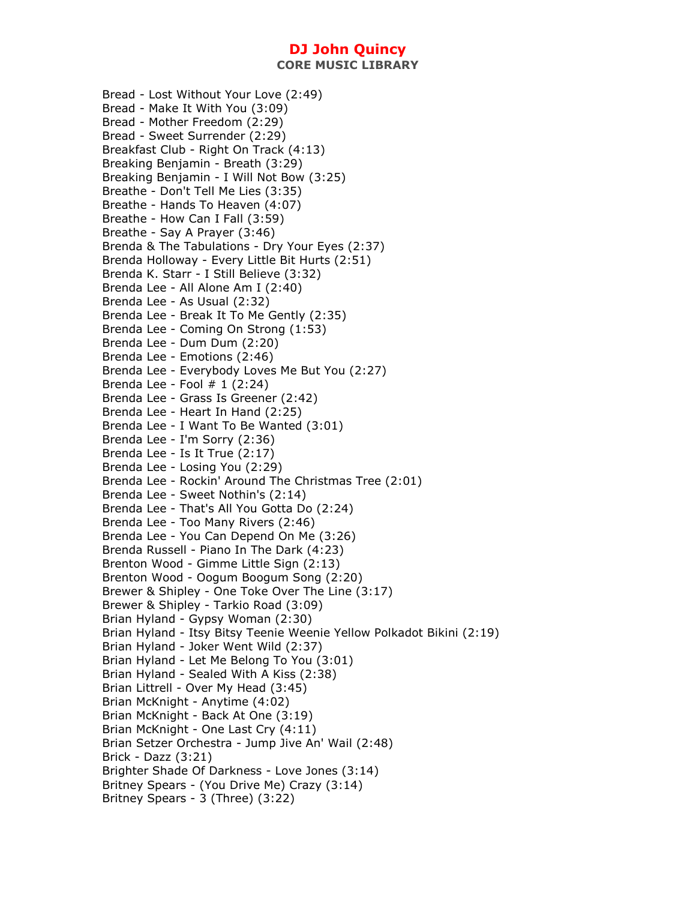Bread - Lost Without Your Love (2:49)
Bread - Make It With You (3:09)
Bread - Mother Freedom (2:29)
Bread - Sweet Surrender (2:29)
Breakfast Club - Right On Track (4:13)
Breaking Benjamin - Breath (3:29)
Breaking Benjamin - I Will Not Bow (3:25)
Breathe - Don't Tell Me Lies (3:35)
Breathe - Hands To Heaven (4:07)
Breathe - How Can I Fall (3:59)
Breathe - Say A Prayer (3:46)
Brenda & The Tabulations - Dry Your Eyes (2:37)
Brenda Holloway - Every Little Bit Hurts (2:51)
Brenda K. Starr - I Still Believe (3:32)
Brenda Lee - All Alone Am I (2:40)
Brenda Lee - As Usual (2:32)
Brenda Lee - Break It To Me Gently (2:35)
Brenda Lee - Coming On Strong (1:53)
Brenda Lee - Dum Dum (2:20)
Brenda Lee - Emotions (2:46)
Brenda Lee - Everybody Loves Me But You (2:27)
Brenda Lee - Fool # 1 (2:24)
Brenda Lee - Grass Is Greener (2:42)
Brenda Lee - Heart In Hand (2:25)
Brenda Lee - I Want To Be Wanted (3:01)
Brenda Lee - I'm Sorry (2:36)
Brenda Lee - Is It True (2:17)
Brenda Lee - Losing You (2:29)
Brenda Lee - Rockin' Around The Christmas Tree (2:01)
Brenda Lee - Sweet Nothin's (2:14)
Brenda Lee - That's All You Gotta Do (2:24)
Brenda Lee - Too Many Rivers (2:46)
Brenda Lee - You Can Depend On Me (3:26)
Brenda Russell - Piano In The Dark (4:23)
Brenton Wood - Gimme Little Sign (2:13)
Brenton Wood - Oogum Boogum Song (2:20)
Brewer & Shipley - One Toke Over The Line (3:17)
Brewer & Shipley - Tarkio Road (3:09)
Brian Hyland - Gypsy Woman (2:30)
Brian Hyland - Itsy Bitsy Teenie Weenie Yellow Polkadot Bikini (2:19)
Brian Hyland - Joker Went Wild (2:37)
Brian Hyland - Let Me Belong To You (3:01)
Brian Hyland - Sealed With A Kiss (2:38)
Brian Littrell - Over My Head (3:45)
Brian McKnight - Anytime (4:02)
Brian McKnight - Back At One (3:19)
Brian McKnight - One Last Cry (4:11)
Brian Setzer Orchestra - Jump Jive An' Wail (2:48)
Brick - Dazz (3:21)
Brighter Shade Of Darkness - Love Jones (3:14)
Britney Spears - (You Drive Me) Crazy (3:14)
Britney Spears - 3 (Three) (3:22)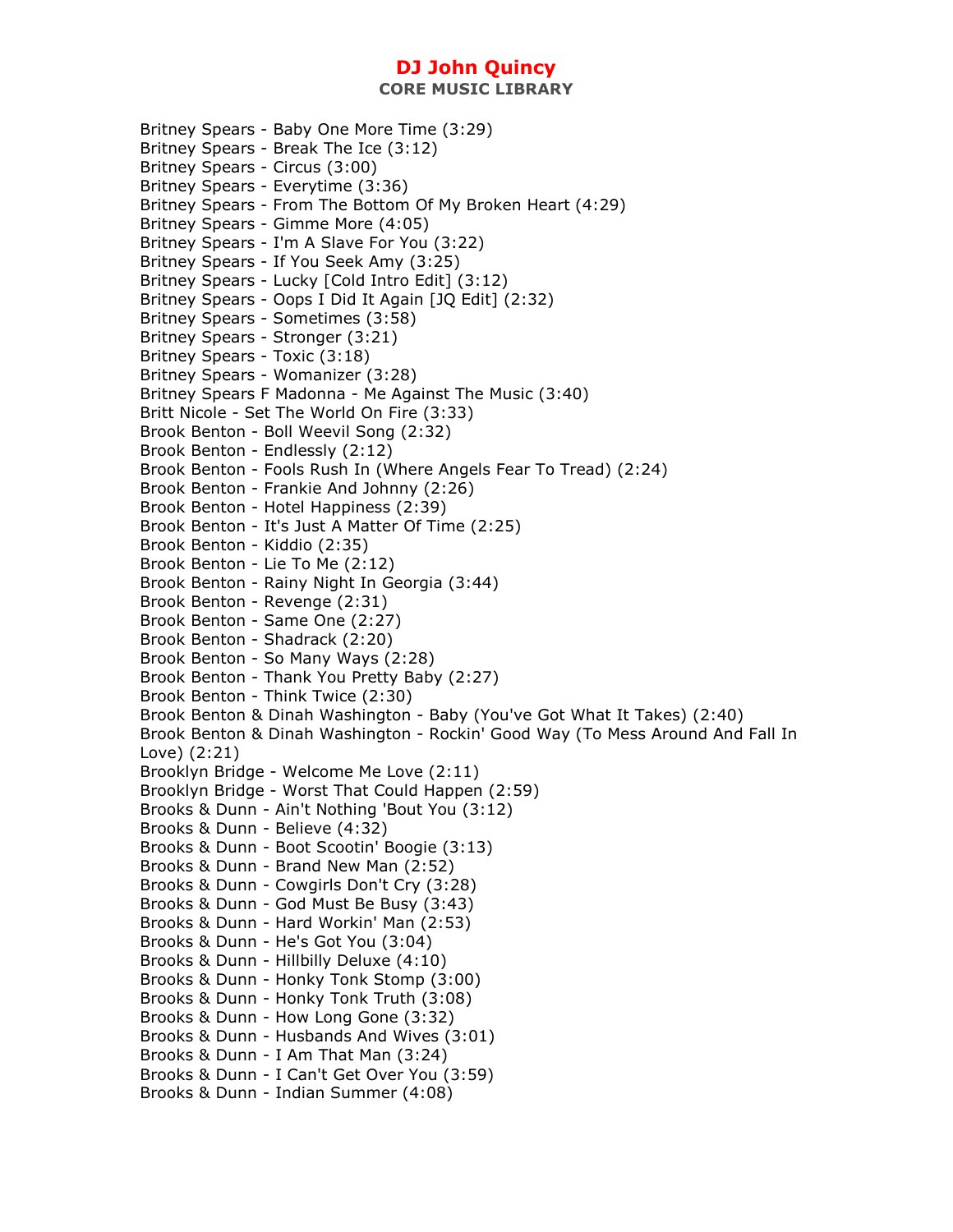Britney Spears - Baby One More Time (3:29)
Britney Spears - Break The Ice (3:12)
Britney Spears - Circus (3:00)
Britney Spears - Everytime (3:36)
Britney Spears - From The Bottom Of My Broken Heart (4:29)
Britney Spears - Gimme More (4:05)
Britney Spears - I'm A Slave For You (3:22)
Britney Spears - If You Seek Amy (3:25)
Britney Spears - Lucky [Cold Intro Edit] (3:12)
Britney Spears - Oops I Did It Again [JQ Edit] (2:32)
Britney Spears - Sometimes (3:58)
Britney Spears - Stronger (3:21)
Britney Spears - Toxic (3:18)
Britney Spears - Womanizer (3:28)
Britney Spears F Madonna - Me Against The Music (3:40)
Britt Nicole - Set The World On Fire (3:33)
Brook Benton - Boll Weevil Song (2:32)
Brook Benton - Endlessly (2:12)
Brook Benton - Fools Rush In (Where Angels Fear To Tread) (2:24)
Brook Benton - Frankie And Johnny (2:26)
Brook Benton - Hotel Happiness (2:39)
Brook Benton - It's Just A Matter Of Time (2:25)
Brook Benton - Kiddio (2:35)
Brook Benton - Lie To Me (2:12)
Brook Benton - Rainy Night In Georgia (3:44)
Brook Benton - Revenge (2:31)
Brook Benton - Same One (2:27)
Brook Benton - Shadrack (2:20)
Brook Benton - So Many Ways (2:28)
Brook Benton - Thank You Pretty Baby (2:27)
Brook Benton - Think Twice (2:30)
Brook Benton & Dinah Washington - Baby (You've Got What It Takes) (2:40)
Brook Benton & Dinah Washington - Rockin' Good Way (To Mess Around And Fall In Love) (2:21)
Brooklyn Bridge - Welcome Me Love (2:11)
Brooklyn Bridge - Worst That Could Happen (2:59)
Brooks & Dunn - Ain't Nothing 'Bout You (3:12)
Brooks & Dunn - Believe (4:32)
Brooks & Dunn - Boot Scootin' Boogie (3:13)
Brooks & Dunn - Brand New Man (2:52)
Brooks & Dunn - Cowgirls Don't Cry (3:28)
Brooks & Dunn - God Must Be Busy (3:43)
Brooks & Dunn - Hard Workin' Man (2:53)
Brooks & Dunn - He's Got You (3:04)
Brooks & Dunn - Hillbilly Deluxe (4:10)
Brooks & Dunn - Honky Tonk Stomp (3:00)
Brooks & Dunn - Honky Tonk Truth (3:08)
Brooks & Dunn - How Long Gone (3:32)
Brooks & Dunn - Husbands And Wives (3:01)
Brooks & Dunn - I Am That Man (3:24)
Brooks & Dunn - I Can't Get Over You (3:59)
Brooks & Dunn - Indian Summer (4:08)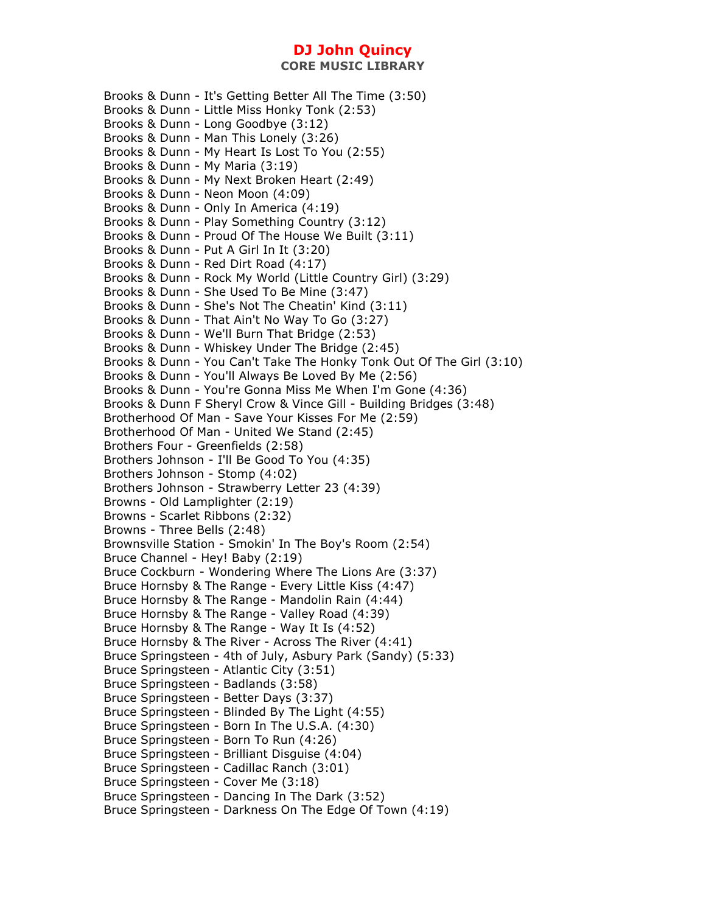# DJ John Quincy

## CORE MUSIC LIBRARY

Brooks & Dunn - It's Getting Better All The Time (3:50)
Brooks & Dunn - Little Miss Honky Tonk (2:53)
Brooks & Dunn - Long Goodbye (3:12)
Brooks & Dunn - Man This Lonely (3:26)
Brooks & Dunn - My Heart Is Lost To You (2:55)
Brooks & Dunn - My Maria (3:19)
Brooks & Dunn - My Next Broken Heart (2:49)
Brooks & Dunn - Neon Moon (4:09)
Brooks & Dunn - Only In America (4:19)
Brooks & Dunn - Play Something Country (3:12)
Brooks & Dunn - Proud Of The House We Built (3:11)
Brooks & Dunn - Put A Girl In It (3:20)
Brooks & Dunn - Red Dirt Road (4:17)
Brooks & Dunn - Rock My World (Little Country Girl) (3:29)
Brooks & Dunn - She Used To Be Mine (3:47)
Brooks & Dunn - She's Not The Cheatin' Kind (3:11)
Brooks & Dunn - That Ain't No Way To Go (3:27)
Brooks & Dunn - We'll Burn That Bridge (2:53)
Brooks & Dunn - Whiskey Under The Bridge (2:45)
Brooks & Dunn - You Can't Take The Honky Tonk Out Of The Girl (3:10)
Brooks & Dunn - You'll Always Be Loved By Me (2:56)
Brooks & Dunn - You're Gonna Miss Me When I'm Gone (4:36)
Brooks & Dunn F Sheryl Crow & Vince Gill - Building Bridges (3:48)
Brotherhood Of Man - Save Your Kisses For Me (2:59)
Brotherhood Of Man - United We Stand (2:45)
Brothers Four - Greenfields (2:58)
Brothers Johnson - I'll Be Good To You (4:35)
Brothers Johnson - Stomp (4:02)
Brothers Johnson - Strawberry Letter 23 (4:39)
Browns - Old Lamplighter (2:19)
Browns - Scarlet Ribbons (2:32)
Browns - Three Bells (2:48)
Brownsville Station - Smokin' In The Boy's Room (2:54)
Bruce Channel - Hey! Baby (2:19)
Bruce Cockburn - Wondering Where The Lions Are (3:37)
Bruce Hornsby & The Range - Every Little Kiss (4:47)
Bruce Hornsby & The Range - Mandolin Rain (4:44)
Bruce Hornsby & The Range - Valley Road (4:39)
Bruce Hornsby & The Range - Way It Is (4:52)
Bruce Hornsby & The River - Across The River (4:41)
Bruce Springsteen - 4th of July, Asbury Park (Sandy) (5:33)
Bruce Springsteen - Atlantic City (3:51)
Bruce Springsteen - Badlands (3:58)
Bruce Springsteen - Better Days (3:37)
Bruce Springsteen - Blinded By The Light (4:55)
Bruce Springsteen - Born In The U.S.A. (4:30)
Bruce Springsteen - Born To Run (4:26)
Bruce Springsteen - Brilliant Disguise (4:04)
Bruce Springsteen - Cadillac Ranch (3:01)
Bruce Springsteen - Cover Me (3:18)
Bruce Springsteen - Dancing In The Dark (3:52)
Bruce Springsteen - Darkness On The Edge Of Town (4:19)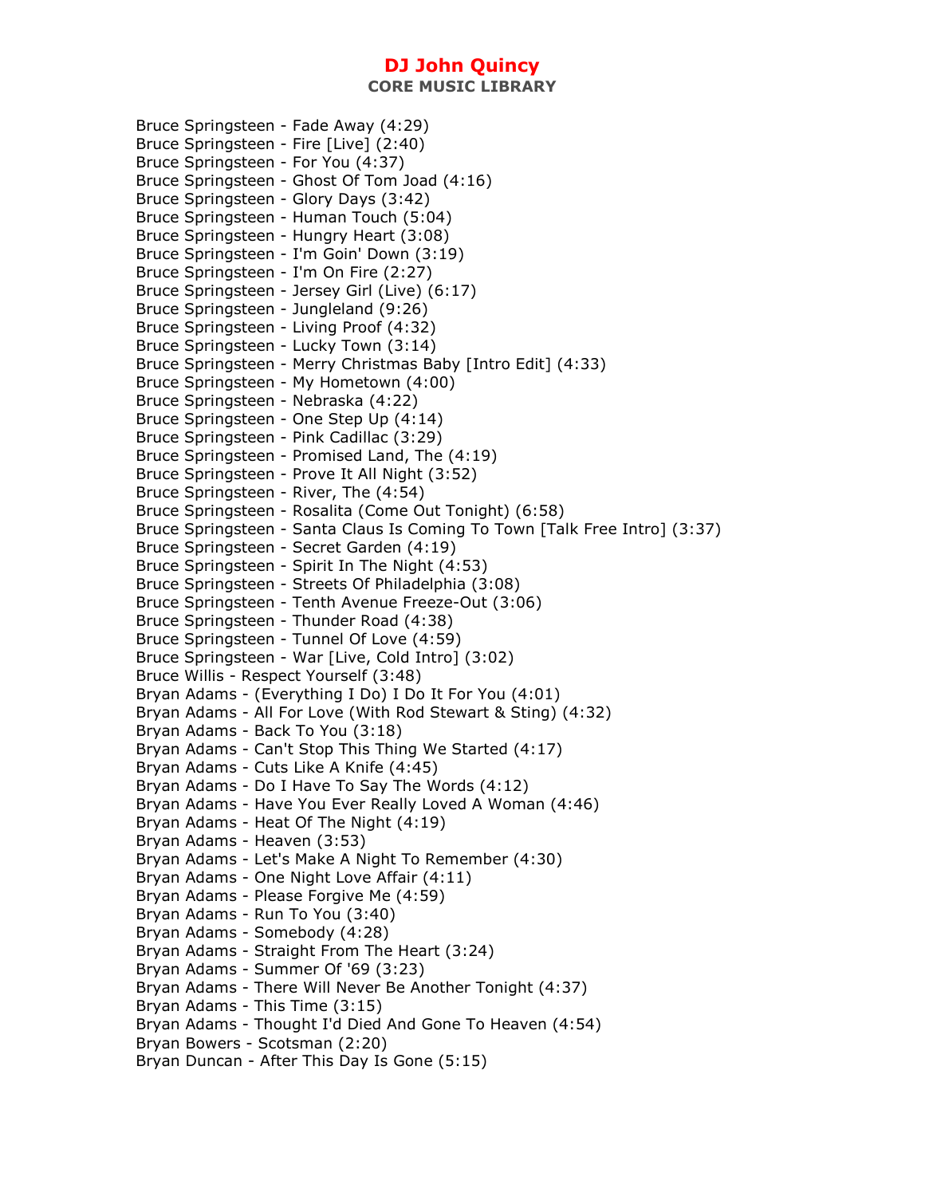Bruce Springsteen - Fade Away (4:29)
Bruce Springsteen - Fire [Live] (2:40)
Bruce Springsteen - For You (4:37)
Bruce Springsteen - Ghost Of Tom Joad (4:16)
Bruce Springsteen - Glory Days (3:42)
Bruce Springsteen - Human Touch (5:04)
Bruce Springsteen - Hungry Heart (3:08)
Bruce Springsteen - I'm Goin' Down (3:19)
Bruce Springsteen - I'm On Fire (2:27)
Bruce Springsteen - Jersey Girl (Live) (6:17)
Bruce Springsteen - Jungleland (9:26)
Bruce Springsteen - Living Proof (4:32)
Bruce Springsteen - Lucky Town (3:14)
Bruce Springsteen - Merry Christmas Baby [Intro Edit] (4:33)
Bruce Springsteen - My Hometown (4:00)
Bruce Springsteen - Nebraska (4:22)
Bruce Springsteen - One Step Up (4:14)
Bruce Springsteen - Pink Cadillac (3:29)
Bruce Springsteen - Promised Land, The (4:19)
Bruce Springsteen - Prove It All Night (3:52)
Bruce Springsteen - River, The (4:54)
Bruce Springsteen - Rosalita (Come Out Tonight) (6:58)
Bruce Springsteen - Santa Claus Is Coming To Town [Talk Free Intro] (3:37)
Bruce Springsteen - Secret Garden (4:19)
Bruce Springsteen - Spirit In The Night (4:53)
Bruce Springsteen - Streets Of Philadelphia (3:08)
Bruce Springsteen - Tenth Avenue Freeze-Out (3:06)
Bruce Springsteen - Thunder Road (4:38)
Bruce Springsteen - Tunnel Of Love (4:59)
Bruce Springsteen - War [Live, Cold Intro] (3:02)
Bruce Willis - Respect Yourself (3:48)
Bryan Adams - (Everything I Do) I Do It For You (4:01)
Bryan Adams - All For Love (With Rod Stewart & Sting) (4:32)
Bryan Adams - Back To You (3:18)
Bryan Adams - Can't Stop This Thing We Started (4:17)
Bryan Adams - Cuts Like A Knife (4:45)
Bryan Adams - Do I Have To Say The Words (4:12)
Bryan Adams - Have You Ever Really Loved A Woman (4:46)
Bryan Adams - Heat Of The Night (4:19)
Bryan Adams - Heaven (3:53)
Bryan Adams - Let's Make A Night To Remember (4:30)
Bryan Adams - One Night Love Affair (4:11)
Bryan Adams - Please Forgive Me (4:59)
Bryan Adams - Run To You (3:40)
Bryan Adams - Somebody (4:28)
Bryan Adams - Straight From The Heart (3:24)
Bryan Adams - Summer Of '69 (3:23)
Bryan Adams - There Will Never Be Another Tonight (4:37)
Bryan Adams - This Time (3:15)
Bryan Adams - Thought I'd Died And Gone To Heaven (4:54)
Bryan Bowers - Scotsman (2:20)
Bryan Duncan - After This Day Is Gone (5:15)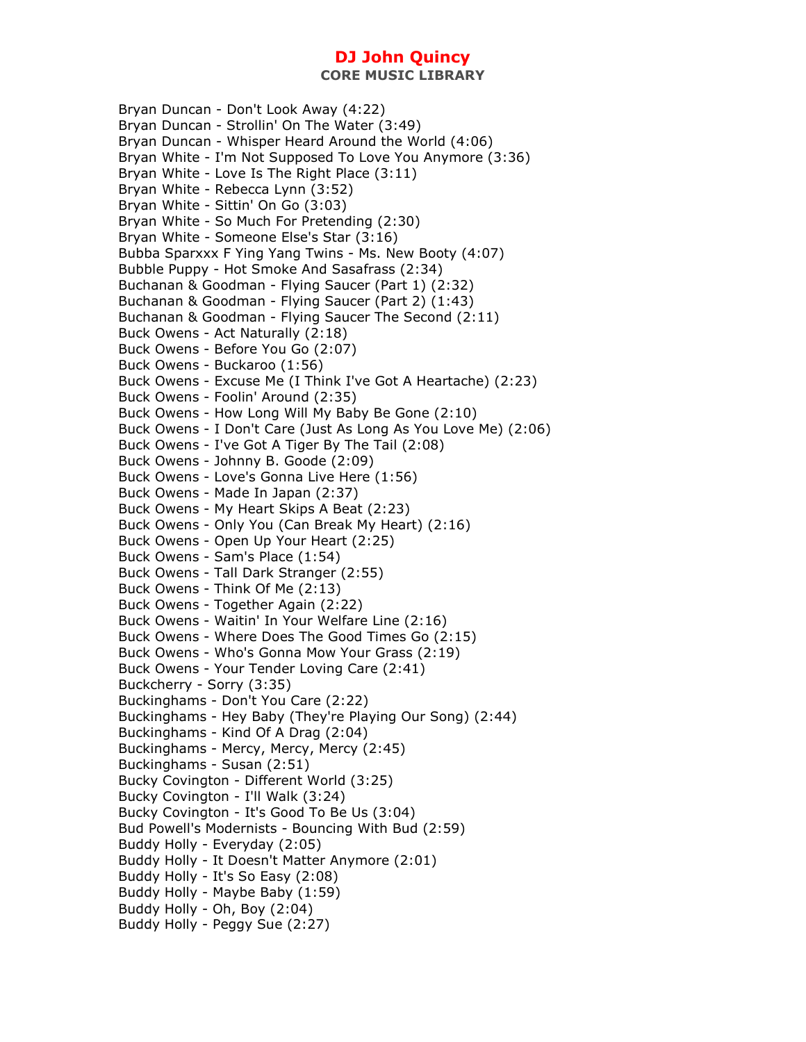Bryan Duncan - Don't Look Away (4:22)
Bryan Duncan - Strollin' On The Water (3:49)
Bryan Duncan - Whisper Heard Around the World (4:06)
Bryan White - I'm Not Supposed To Love You Anymore (3:36)
Bryan White - Love Is The Right Place (3:11)
Bryan White - Rebecca Lynn (3:52)
Bryan White - Sittin' On Go (3:03)
Bryan White - So Much For Pretending (2:30)
Bryan White - Someone Else's Star (3:16)
Bubba Sparxxx F Ying Yang Twins - Ms. New Booty (4:07)
Bubble Puppy - Hot Smoke And Sasafrass (2:34)
Buchanan & Goodman - Flying Saucer (Part 1) (2:32)
Buchanan & Goodman - Flying Saucer (Part 2) (1:43)
Buchanan & Goodman - Flying Saucer The Second (2:11)
Buck Owens - Act Naturally (2:18)
Buck Owens - Before You Go (2:07)
Buck Owens - Buckaroo (1:56)
Buck Owens - Excuse Me (I Think I've Got A Heartache) (2:23)
Buck Owens - Foolin' Around (2:35)
Buck Owens - How Long Will My Baby Be Gone (2:10)
Buck Owens - I Don't Care (Just As Long As You Love Me) (2:06)
Buck Owens - I've Got A Tiger By The Tail (2:08)
Buck Owens - Johnny B. Goode (2:09)
Buck Owens - Love's Gonna Live Here (1:56)
Buck Owens - Made In Japan (2:37)
Buck Owens - My Heart Skips A Beat (2:23)
Buck Owens - Only You (Can Break My Heart) (2:16)
Buck Owens - Open Up Your Heart (2:25)
Buck Owens - Sam's Place (1:54)
Buck Owens - Tall Dark Stranger (2:55)
Buck Owens - Think Of Me (2:13)
Buck Owens - Together Again (2:22)
Buck Owens - Waitin' In Your Welfare Line (2:16)
Buck Owens - Where Does The Good Times Go (2:15)
Buck Owens - Who's Gonna Mow Your Grass (2:19)
Buck Owens - Your Tender Loving Care (2:41)
Buckcherry - Sorry (3:35)
Buckinghams - Don't You Care (2:22)
Buckinghams - Hey Baby (They're Playing Our Song) (2:44)
Buckinghams - Kind Of A Drag (2:04)
Buckinghams - Mercy, Mercy, Mercy (2:45)
Buckinghams - Susan (2:51)
Bucky Covington - Different World (3:25)
Bucky Covington - I'll Walk (3:24)
Bucky Covington - It's Good To Be Us (3:04)
Bud Powell's Modernists - Bouncing With Bud (2:59)
Buddy Holly - Everyday (2:05)
Buddy Holly - It Doesn't Matter Anymore (2:01)
Buddy Holly - It's So Easy (2:08)
Buddy Holly - Maybe Baby (1:59)
Buddy Holly - Oh, Boy (2:04)
Buddy Holly - Peggy Sue (2:27)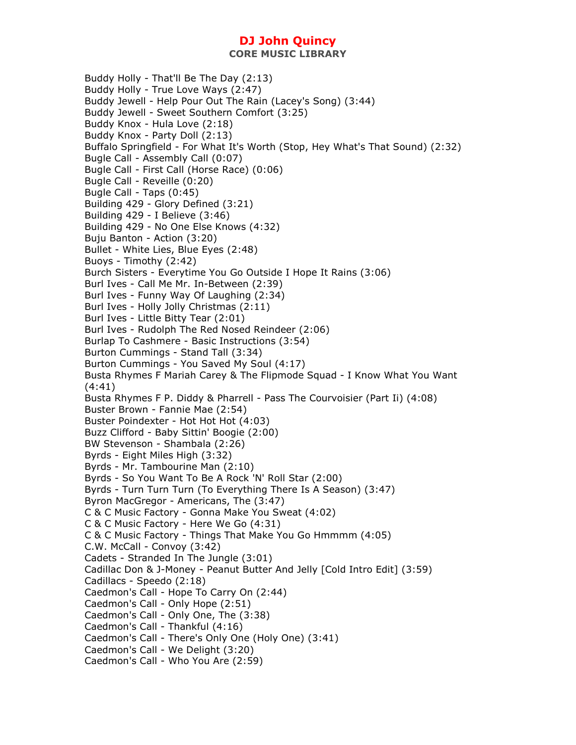Buddy Holly - That'll Be The Day (2:13)
Buddy Holly - True Love Ways (2:47)
Buddy Jewell - Help Pour Out The Rain (Lacey's Song) (3:44)
Buddy Jewell - Sweet Southern Comfort (3:25)
Buddy Knox - Hula Love (2:18)
Buddy Knox - Party Doll (2:13)
Buffalo Springfield - For What It's Worth (Stop, Hey What's That Sound) (2:32)
Bugle Call - Assembly Call (0:07)
Bugle Call - First Call (Horse Race) (0:06)
Bugle Call - Reveille (0:20)
Bugle Call - Taps (0:45)
Building 429 - Glory Defined (3:21)
Building 429 - I Believe (3:46)
Building 429 - No One Else Knows (4:32)
Buju Banton - Action (3:20)
Bullet - White Lies, Blue Eyes (2:48)
Buoys - Timothy (2:42)
Burch Sisters - Everytime You Go Outside I Hope It Rains (3:06)
Burl Ives - Call Me Mr. In-Between (2:39)
Burl Ives - Funny Way Of Laughing (2:34)
Burl Ives - Holly Jolly Christmas (2:11)
Burl Ives - Little Bitty Tear (2:01)
Burl Ives - Rudolph The Red Nosed Reindeer (2:06)
Burlap To Cashmere - Basic Instructions (3:54)
Burton Cummings - Stand Tall (3:34)
Burton Cummings - You Saved My Soul (4:17)
Busta Rhymes F Mariah Carey & The Flipmode Squad - I Know What You Want (4:41)
Busta Rhymes F P. Diddy & Pharrell - Pass The Courvoisier (Part Ii) (4:08)
Buster Brown - Fannie Mae (2:54)
Buster Poindexter - Hot Hot Hot (4:03)
Buzz Clifford - Baby Sittin' Boogie (2:00)
BW Stevenson - Shambala (2:26)
Byrds - Eight Miles High (3:32)
Byrds - Mr. Tambourine Man (2:10)
Byrds - So You Want To Be A Rock 'N' Roll Star (2:00)
Byrds - Turn Turn Turn (To Everything There Is A Season) (3:47)
Byron MacGregor - Americans, The (3:47)
C & C Music Factory - Gonna Make You Sweat (4:02)
C & C Music Factory - Here We Go (4:31)
C & C Music Factory - Things That Make You Go Hmmmm (4:05)
C.W. McCall - Convoy (3:42)
Cadets - Stranded In The Jungle (3:01)
Cadillac Don & J-Money - Peanut Butter And Jelly [Cold Intro Edit] (3:59)
Cadillacs - Speedo (2:18)
Caedmon's Call - Hope To Carry On (2:44)
Caedmon's Call - Only Hope (2:51)
Caedmon's Call - Only One, The (3:38)
Caedmon's Call - Thankful (4:16)
Caedmon's Call - There's Only One (Holy One) (3:41)
Caedmon's Call - We Delight (3:20)
Caedmon's Call - Who You Are (2:59)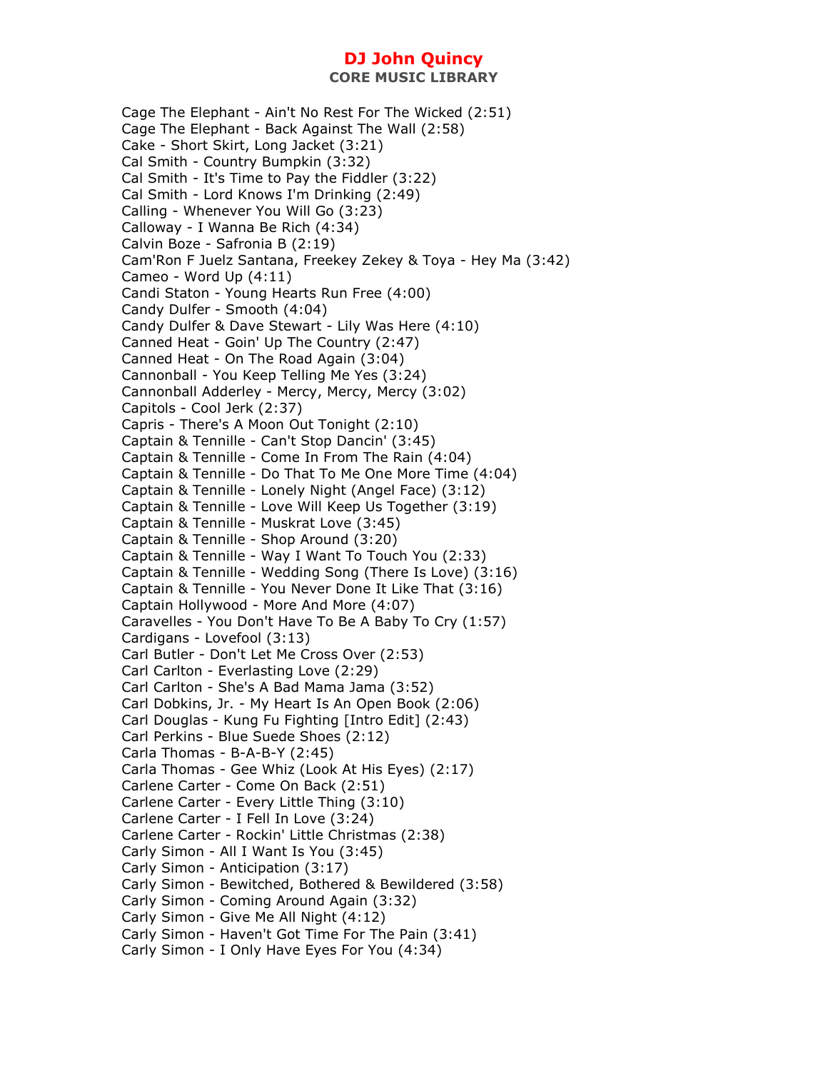# DJ John Quincy

## CORE MUSIC LIBRARY

Cage The Elephant - Ain't No Rest For The Wicked (2:51)
Cage The Elephant - Back Against The Wall (2:58)
Cake - Short Skirt, Long Jacket (3:21)
Cal Smith - Country Bumpkin (3:32)
Cal Smith - It's Time to Pay the Fiddler (3:22)
Cal Smith - Lord Knows I'm Drinking (2:49)
Calling - Whenever You Will Go (3:23)
Calloway - I Wanna Be Rich (4:34)
Calvin Boze - Safronia B (2:19)
Cam'Ron F Juelz Santana, Freekey Zekey & Toya - Hey Ma (3:42)
Cameo - Word Up (4:11)
Candi Staton - Young Hearts Run Free (4:00)
Candy Dulfer - Smooth (4:04)
Candy Dulfer & Dave Stewart - Lily Was Here (4:10)
Canned Heat - Goin' Up The Country (2:47)
Canned Heat - On The Road Again (3:04)
Cannonball - You Keep Telling Me Yes (3:24)
Cannonball Adderley - Mercy, Mercy, Mercy (3:02)
Capitols - Cool Jerk (2:37)
Capris - There's A Moon Out Tonight (2:10)
Captain & Tennille - Can't Stop Dancin' (3:45)
Captain & Tennille - Come In From The Rain (4:04)
Captain & Tennille - Do That To Me One More Time (4:04)
Captain & Tennille - Lonely Night (Angel Face) (3:12)
Captain & Tennille - Love Will Keep Us Together (3:19)
Captain & Tennille - Muskrat Love (3:45)
Captain & Tennille - Shop Around (3:20)
Captain & Tennille - Way I Want To Touch You (2:33)
Captain & Tennille - Wedding Song (There Is Love) (3:16)
Captain & Tennille - You Never Done It Like That (3:16)
Captain Hollywood - More And More (4:07)
Caravelles - You Don't Have To Be A Baby To Cry (1:57)
Cardigans - Lovefool (3:13)
Carl Butler - Don't Let Me Cross Over (2:53)
Carl Carlton - Everlasting Love (2:29)
Carl Carlton - She's A Bad Mama Jama (3:52)
Carl Dobkins, Jr. - My Heart Is An Open Book (2:06)
Carl Douglas - Kung Fu Fighting [Intro Edit] (2:43)
Carl Perkins - Blue Suede Shoes (2:12)
Carla Thomas - B-A-B-Y (2:45)
Carla Thomas - Gee Whiz (Look At His Eyes) (2:17)
Carlene Carter - Come On Back (2:51)
Carlene Carter - Every Little Thing (3:10)
Carlene Carter - I Fell In Love (3:24)
Carlene Carter - Rockin' Little Christmas (2:38)
Carly Simon - All I Want Is You (3:45)
Carly Simon - Anticipation (3:17)
Carly Simon - Bewitched, Bothered & Bewildered (3:58)
Carly Simon - Coming Around Again (3:32)
Carly Simon - Give Me All Night (4:12)
Carly Simon - Haven't Got Time For The Pain (3:41)
Carly Simon - I Only Have Eyes For You (4:34)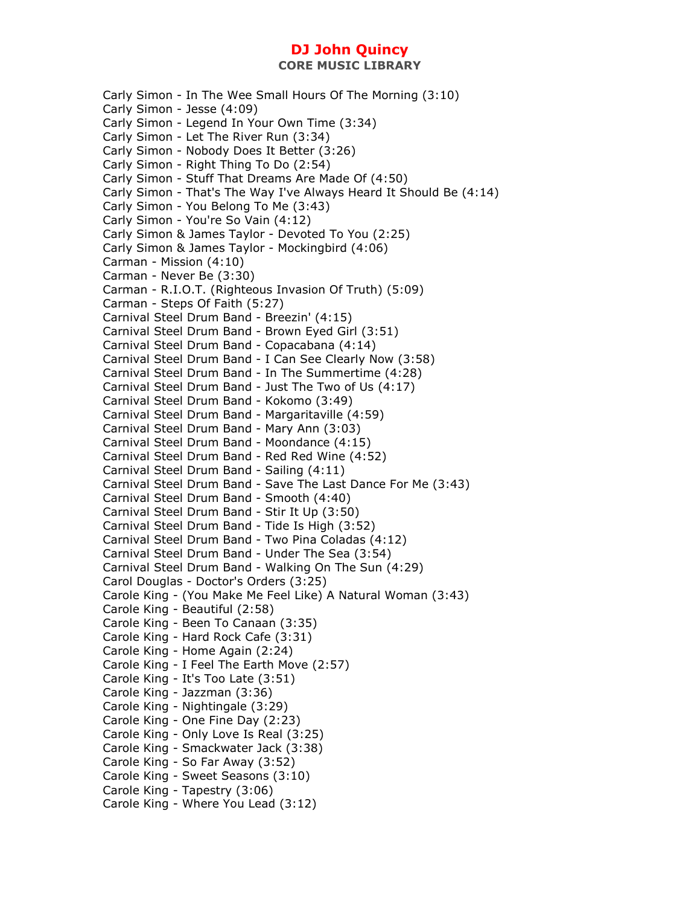Carly Simon - In The Wee Small Hours Of The Morning (3:10)
Carly Simon - Jesse (4:09)
Carly Simon - Legend In Your Own Time (3:34)
Carly Simon - Let The River Run (3:34)
Carly Simon - Nobody Does It Better (3:26)
Carly Simon - Right Thing To Do (2:54)
Carly Simon - Stuff That Dreams Are Made Of (4:50)
Carly Simon - That's The Way I've Always Heard It Should Be (4:14)
Carly Simon - You Belong To Me (3:43)
Carly Simon - You're So Vain (4:12)
Carly Simon & James Taylor - Devoted To You (2:25)
Carly Simon & James Taylor - Mockingbird (4:06)
Carman - Mission (4:10)
Carman - Never Be (3:30)
Carman - R.I.O.T. (Righteous Invasion Of Truth) (5:09)
Carman - Steps Of Faith (5:27)
Carnival Steel Drum Band - Breezin' (4:15)
Carnival Steel Drum Band - Brown Eyed Girl (3:51)
Carnival Steel Drum Band - Copacabana (4:14)
Carnival Steel Drum Band - I Can See Clearly Now (3:58)
Carnival Steel Drum Band - In The Summertime (4:28)
Carnival Steel Drum Band - Just The Two of Us (4:17)
Carnival Steel Drum Band - Kokomo (3:49)
Carnival Steel Drum Band - Margaritaville (4:59)
Carnival Steel Drum Band - Mary Ann (3:03)
Carnival Steel Drum Band - Moondance (4:15)
Carnival Steel Drum Band - Red Red Wine (4:52)
Carnival Steel Drum Band - Sailing (4:11)
Carnival Steel Drum Band - Save The Last Dance For Me (3:43)
Carnival Steel Drum Band - Smooth (4:40)
Carnival Steel Drum Band - Stir It Up (3:50)
Carnival Steel Drum Band - Tide Is High (3:52)
Carnival Steel Drum Band - Two Pina Coladas (4:12)
Carnival Steel Drum Band - Under The Sea (3:54)
Carnival Steel Drum Band - Walking On The Sun (4:29)
Carol Douglas - Doctor's Orders (3:25)
Carole King - (You Make Me Feel Like) A Natural Woman (3:43)
Carole King - Beautiful (2:58)
Carole King - Been To Canaan (3:35)
Carole King - Hard Rock Cafe (3:31)
Carole King - Home Again (2:24)
Carole King - I Feel The Earth Move (2:57)
Carole King - It's Too Late (3:51)
Carole King - Jazzman (3:36)
Carole King - Nightingale (3:29)
Carole King - One Fine Day (2:23)
Carole King - Only Love Is Real (3:25)
Carole King - Smackwater Jack (3:38)
Carole King - So Far Away (3:52)
Carole King - Sweet Seasons (3:10)
Carole King - Tapestry (3:06)
Carole King - Where You Lead (3:12)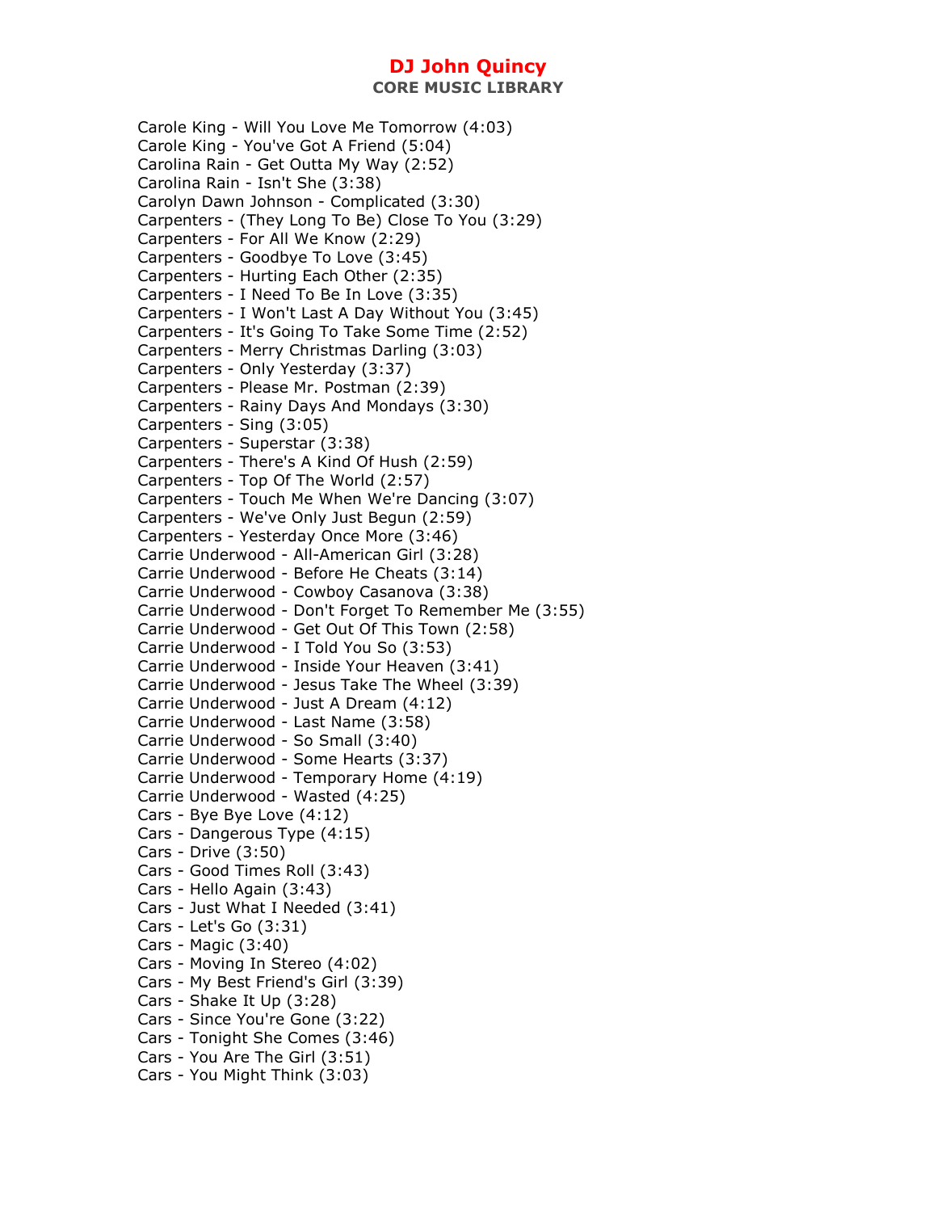Carole King - Will You Love Me Tomorrow (4:03)
Carole King - You've Got A Friend (5:04)
Carolina Rain - Get Outta My Way (2:52)
Carolina Rain - Isn't She (3:38)
Carolyn Dawn Johnson - Complicated (3:30)
Carpenters - (They Long To Be) Close To You (3:29)
Carpenters - For All We Know (2:29)
Carpenters - Goodbye To Love (3:45)
Carpenters - Hurting Each Other (2:35)
Carpenters - I Need To Be In Love (3:35)
Carpenters - I Won't Last A Day Without You (3:45)
Carpenters - It's Going To Take Some Time (2:52)
Carpenters - Merry Christmas Darling (3:03)
Carpenters - Only Yesterday (3:37)
Carpenters - Please Mr. Postman (2:39)
Carpenters - Rainy Days And Mondays (3:30)
Carpenters - Sing (3:05)
Carpenters - Superstar (3:38)
Carpenters - There's A Kind Of Hush (2:59)
Carpenters - Top Of The World (2:57)
Carpenters - Touch Me When We're Dancing (3:07)
Carpenters - We've Only Just Begun (2:59)
Carpenters - Yesterday Once More (3:46)
Carrie Underwood - All-American Girl (3:28)
Carrie Underwood - Before He Cheats (3:14)
Carrie Underwood - Cowboy Casanova (3:38)
Carrie Underwood - Don't Forget To Remember Me (3:55)
Carrie Underwood - Get Out Of This Town (2:58)
Carrie Underwood - I Told You So (3:53)
Carrie Underwood - Inside Your Heaven (3:41)
Carrie Underwood - Jesus Take The Wheel (3:39)
Carrie Underwood - Just A Dream (4:12)
Carrie Underwood - Last Name (3:58)
Carrie Underwood - So Small (3:40)
Carrie Underwood - Some Hearts (3:37)
Carrie Underwood - Temporary Home (4:19)
Carrie Underwood - Wasted (4:25)
Cars - Bye Bye Love (4:12)
Cars - Dangerous Type (4:15)
Cars - Drive (3:50)
Cars - Good Times Roll (3:43)
Cars - Hello Again (3:43)
Cars - Just What I Needed (3:41)
Cars - Let's Go (3:31)
Cars - Magic (3:40)
Cars - Moving In Stereo (4:02)
Cars - My Best Friend's Girl (3:39)
Cars - Shake It Up (3:28)
Cars - Since You're Gone (3:22)
Cars - Tonight She Comes (3:46)
Cars - You Are The Girl (3:51)
Cars - You Might Think (3:03)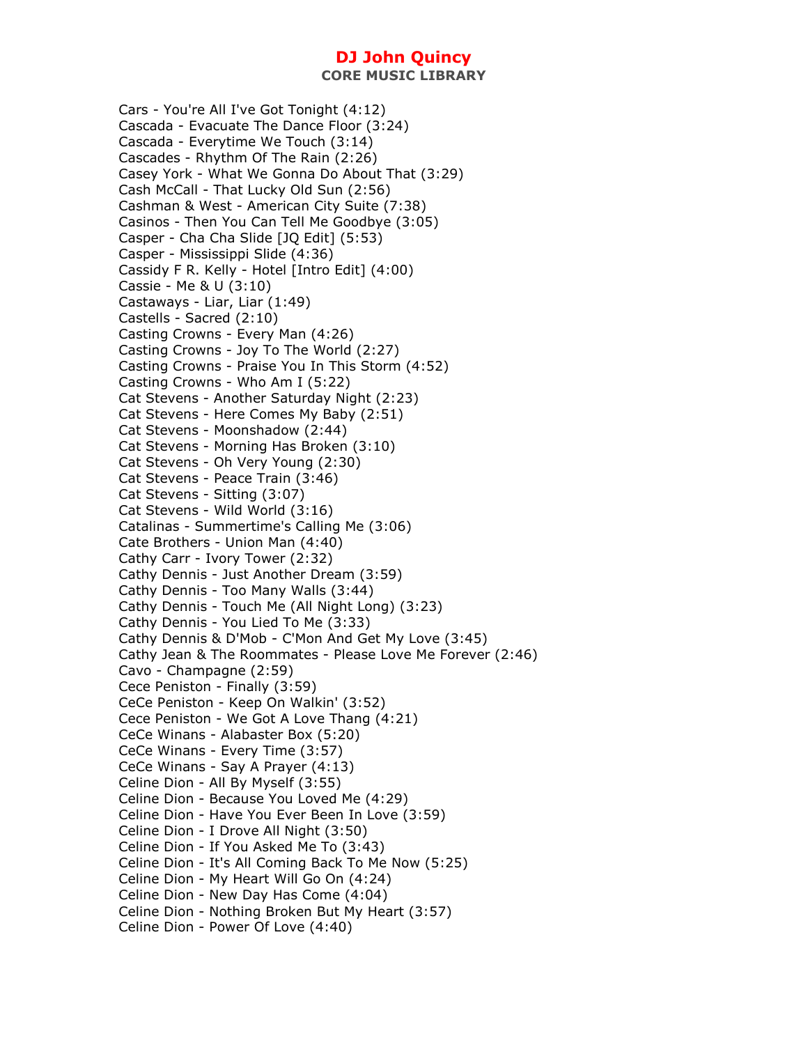# DJ John Quincy

## CORE MUSIC LIBRARY

Cars - You're All I've Got Tonight (4:12)
Cascada - Evacuate The Dance Floor (3:24)
Cascada - Everytime We Touch (3:14)
Cascades - Rhythm Of The Rain (2:26)
Casey York - What We Gonna Do About That (3:29)
Cash McCall - That Lucky Old Sun (2:56)
Cashman & West - American City Suite (7:38)
Casinos - Then You Can Tell Me Goodbye (3:05)
Casper - Cha Cha Slide [JQ Edit] (5:53)
Casper - Mississippi Slide (4:36)
Cassidy F R. Kelly - Hotel [Intro Edit] (4:00)
Cassie - Me & U (3:10)
Castaways - Liar, Liar (1:49)
Castells - Sacred (2:10)
Casting Crowns - Every Man (4:26)
Casting Crowns - Joy To The World (2:27)
Casting Crowns - Praise You In This Storm (4:52)
Casting Crowns - Who Am I (5:22)
Cat Stevens - Another Saturday Night (2:23)
Cat Stevens - Here Comes My Baby (2:51)
Cat Stevens - Moonshadow (2:44)
Cat Stevens - Morning Has Broken (3:10)
Cat Stevens - Oh Very Young (2:30)
Cat Stevens - Peace Train (3:46)
Cat Stevens - Sitting (3:07)
Cat Stevens - Wild World (3:16)
Catalinas - Summertime's Calling Me (3:06)
Cate Brothers - Union Man (4:40)
Cathy Carr - Ivory Tower (2:32)
Cathy Dennis - Just Another Dream (3:59)
Cathy Dennis - Too Many Walls (3:44)
Cathy Dennis - Touch Me (All Night Long) (3:23)
Cathy Dennis - You Lied To Me (3:33)
Cathy Dennis & D'Mob - C'Mon And Get My Love (3:45)
Cathy Jean & The Roommates - Please Love Me Forever (2:46)
Cavo - Champagne (2:59)
Cece Peniston - Finally (3:59)
CeCe Peniston - Keep On Walkin' (3:52)
Cece Peniston - We Got A Love Thang (4:21)
CeCe Winans - Alabaster Box (5:20)
CeCe Winans - Every Time (3:57)
CeCe Winans - Say A Prayer (4:13)
Celine Dion - All By Myself (3:55)
Celine Dion - Because You Loved Me (4:29)
Celine Dion - Have You Ever Been In Love (3:59)
Celine Dion - I Drove All Night (3:50)
Celine Dion - If You Asked Me To (3:43)
Celine Dion - It's All Coming Back To Me Now (5:25)
Celine Dion - My Heart Will Go On (4:24)
Celine Dion - New Day Has Come (4:04)
Celine Dion - Nothing Broken But My Heart (3:57)
Celine Dion - Power Of Love (4:40)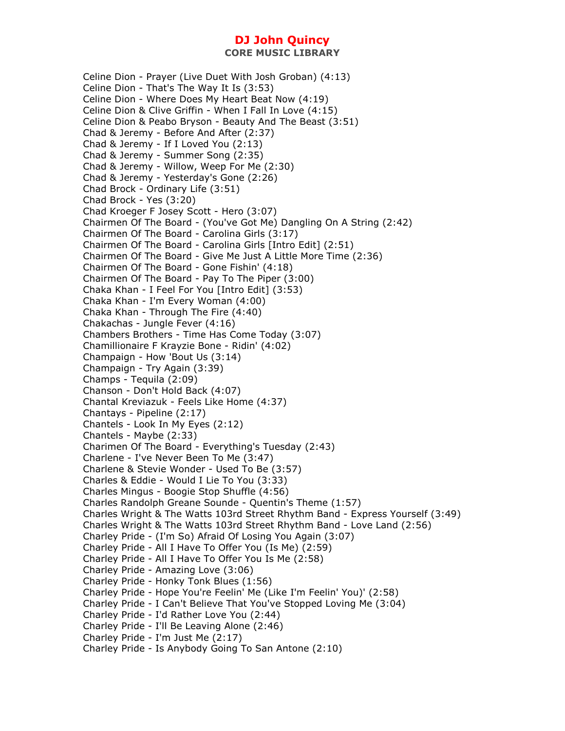Celine Dion - Prayer (Live Duet With Josh Groban) (4:13)
Celine Dion - That's The Way It Is (3:53)
Celine Dion - Where Does My Heart Beat Now (4:19)
Celine Dion & Clive Griffin - When I Fall In Love (4:15)
Celine Dion & Peabo Bryson - Beauty And The Beast (3:51)
Chad & Jeremy - Before And After (2:37)
Chad & Jeremy - If I Loved You (2:13)
Chad & Jeremy - Summer Song (2:35)
Chad & Jeremy - Willow, Weep For Me (2:30)
Chad & Jeremy - Yesterday's Gone (2:26)
Chad Brock - Ordinary Life (3:51)
Chad Brock - Yes (3:20)
Chad Kroeger F Josey Scott - Hero (3:07)
Chairmen Of The Board - (You've Got Me) Dangling On A String (2:42)
Chairmen Of The Board - Carolina Girls (3:17)
Chairmen Of The Board - Carolina Girls [Intro Edit] (2:51)
Chairmen Of The Board - Give Me Just A Little More Time (2:36)
Chairmen Of The Board - Gone Fishin' (4:18)
Chairmen Of The Board - Pay To The Piper (3:00)
Chaka Khan - I Feel For You [Intro Edit] (3:53)
Chaka Khan - I'm Every Woman (4:00)
Chaka Khan - Through The Fire (4:40)
Chakachas - Jungle Fever (4:16)
Chambers Brothers - Time Has Come Today (3:07)
Chamillionaire F Krayzie Bone - Ridin' (4:02)
Champaign - How 'Bout Us (3:14)
Champaign - Try Again (3:39)
Champs - Tequila (2:09)
Chanson - Don't Hold Back (4:07)
Chantal Kreviazuk - Feels Like Home (4:37)
Chantays - Pipeline (2:17)
Chantels - Look In My Eyes (2:12)
Chantels - Maybe (2:33)
Charimen Of The Board - Everything's Tuesday (2:43)
Charlene - I've Never Been To Me (3:47)
Charlene & Stevie Wonder - Used To Be (3:57)
Charles & Eddie - Would I Lie To You (3:33)
Charles Mingus - Boogie Stop Shuffle (4:56)
Charles Randolph Greane Sounde - Quentin's Theme (1:57)
Charles Wright & The Watts 103rd Street Rhythm Band - Express Yourself (3:49)
Charles Wright & The Watts 103rd Street Rhythm Band - Love Land (2:56)
Charley Pride - (I'm So) Afraid Of Losing You Again (3:07)
Charley Pride - All I Have To Offer You (Is Me) (2:59)
Charley Pride - All I Have To Offer You Is Me (2:58)
Charley Pride - Amazing Love (3:06)
Charley Pride - Honky Tonk Blues (1:56)
Charley Pride - Hope You're Feelin' Me (Like I'm Feelin' You)' (2:58)
Charley Pride - I Can't Believe That You've Stopped Loving Me (3:04)
Charley Pride - I'd Rather Love You (2:44)
Charley Pride - I'll Be Leaving Alone (2:46)
Charley Pride - I'm Just Me (2:17)
Charley Pride - Is Anybody Going To San Antone (2:10)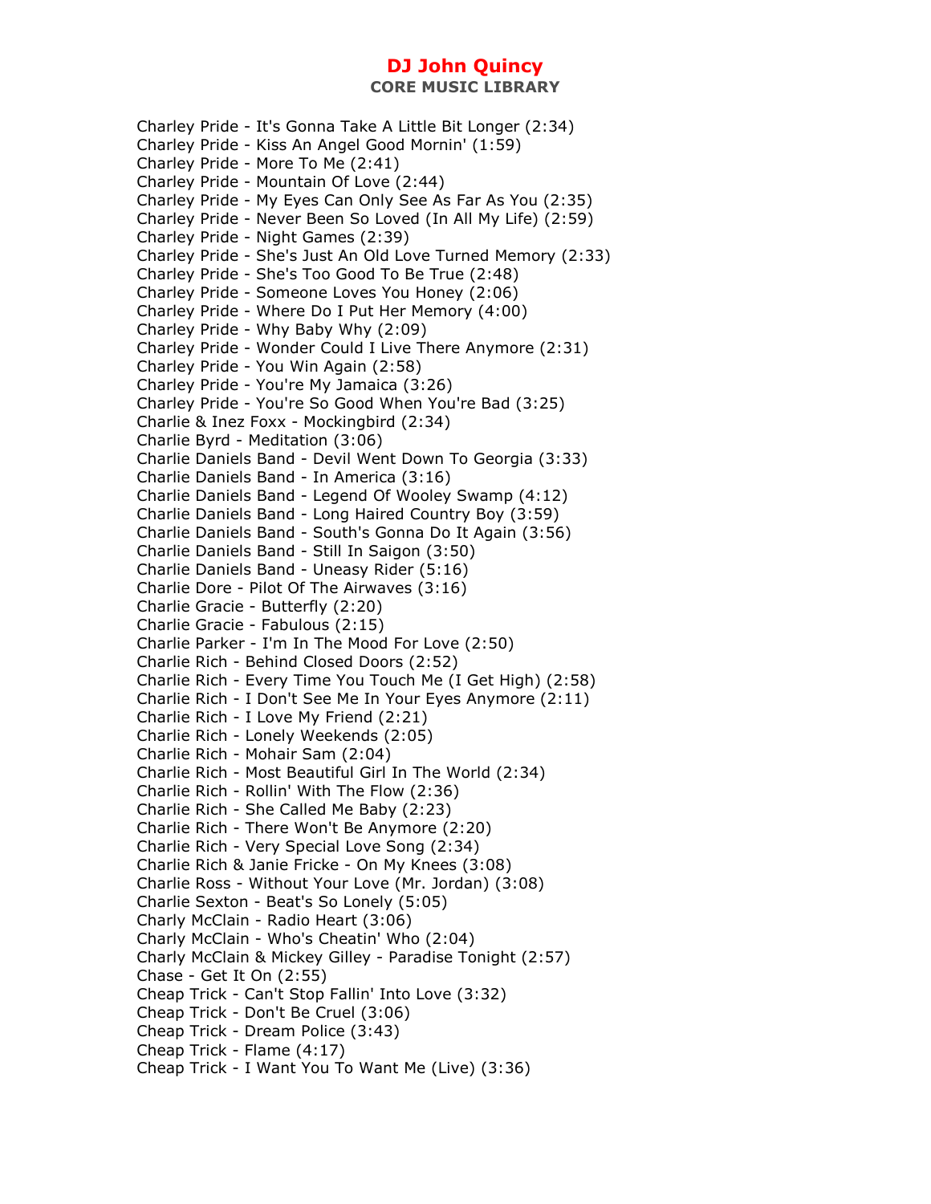Charley Pride - It's Gonna Take A Little Bit Longer (2:34)
Charley Pride - Kiss An Angel Good Mornin' (1:59)
Charley Pride - More To Me (2:41)
Charley Pride - Mountain Of Love (2:44)
Charley Pride - My Eyes Can Only See As Far As You (2:35)
Charley Pride - Never Been So Loved (In All My Life) (2:59)
Charley Pride - Night Games (2:39)
Charley Pride - She's Just An Old Love Turned Memory (2:33)
Charley Pride - She's Too Good To Be True (2:48)
Charley Pride - Someone Loves You Honey (2:06)
Charley Pride - Where Do I Put Her Memory (4:00)
Charley Pride - Why Baby Why (2:09)
Charley Pride - Wonder Could I Live There Anymore (2:31)
Charley Pride - You Win Again (2:58)
Charley Pride - You're My Jamaica (3:26)
Charley Pride - You're So Good When You're Bad (3:25)
Charlie & Inez Foxx - Mockingbird (2:34)
Charlie Byrd - Meditation (3:06)
Charlie Daniels Band - Devil Went Down To Georgia (3:33)
Charlie Daniels Band - In America (3:16)
Charlie Daniels Band - Legend Of Wooley Swamp (4:12)
Charlie Daniels Band - Long Haired Country Boy (3:59)
Charlie Daniels Band - South's Gonna Do It Again (3:56)
Charlie Daniels Band - Still In Saigon (3:50)
Charlie Daniels Band - Uneasy Rider (5:16)
Charlie Dore - Pilot Of The Airwaves (3:16)
Charlie Gracie - Butterfly (2:20)
Charlie Gracie - Fabulous (2:15)
Charlie Parker - I'm In The Mood For Love (2:50)
Charlie Rich - Behind Closed Doors (2:52)
Charlie Rich - Every Time You Touch Me (I Get High) (2:58)
Charlie Rich - I Don't See Me In Your Eyes Anymore (2:11)
Charlie Rich - I Love My Friend (2:21)
Charlie Rich - Lonely Weekends (2:05)
Charlie Rich - Mohair Sam (2:04)
Charlie Rich - Most Beautiful Girl In The World (2:34)
Charlie Rich - Rollin' With The Flow (2:36)
Charlie Rich - She Called Me Baby (2:23)
Charlie Rich - There Won't Be Anymore (2:20)
Charlie Rich - Very Special Love Song (2:34)
Charlie Rich & Janie Fricke - On My Knees (3:08)
Charlie Ross - Without Your Love (Mr. Jordan) (3:08)
Charlie Sexton - Beat's So Lonely (5:05)
Charly McClain - Radio Heart (3:06)
Charly McClain - Who's Cheatin' Who (2:04)
Charly McClain & Mickey Gilley - Paradise Tonight (2:57)
Chase - Get It On (2:55)
Cheap Trick - Can't Stop Fallin' Into Love (3:32)
Cheap Trick - Don't Be Cruel (3:06)
Cheap Trick - Dream Police (3:43)
Cheap Trick - Flame (4:17)
Cheap Trick - I Want You To Want Me (Live) (3:36)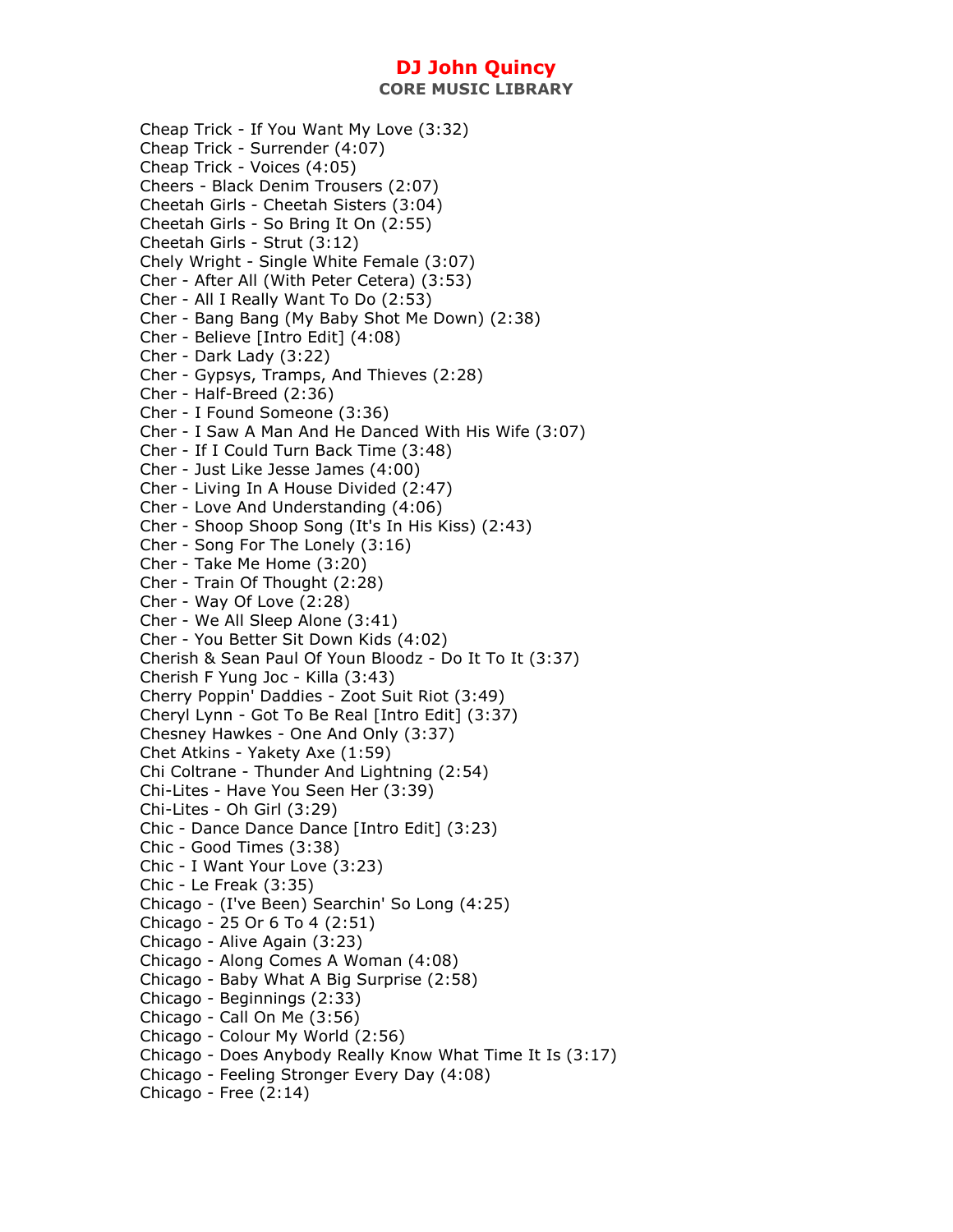# DJ John Quincy

## CORE MUSIC LIBRARY

Cheap Trick - If You Want My Love (3:32)
Cheap Trick - Surrender (4:07)
Cheap Trick - Voices (4:05)
Cheers - Black Denim Trousers (2:07)
Cheetah Girls - Cheetah Sisters (3:04)
Cheetah Girls - So Bring It On (2:55)
Cheetah Girls - Strut (3:12)
Chely Wright - Single White Female (3:07)
Cher - After All (With Peter Cetera) (3:53)
Cher - All I Really Want To Do (2:53)
Cher - Bang Bang (My Baby Shot Me Down) (2:38)
Cher - Believe [Intro Edit] (4:08)
Cher - Dark Lady (3:22)
Cher - Gypsys, Tramps, And Thieves (2:28)
Cher - Half-Breed (2:36)
Cher - I Found Someone (3:36)
Cher - I Saw A Man And He Danced With His Wife (3:07)
Cher - If I Could Turn Back Time (3:48)
Cher - Just Like Jesse James (4:00)
Cher - Living In A House Divided (2:47)
Cher - Love And Understanding (4:06)
Cher - Shoop Shoop Song (It's In His Kiss) (2:43)
Cher - Song For The Lonely (3:16)
Cher - Take Me Home (3:20)
Cher - Train Of Thought (2:28)
Cher - Way Of Love (2:28)
Cher - We All Sleep Alone (3:41)
Cher - You Better Sit Down Kids (4:02)
Cherish & Sean Paul Of Youn Bloodz - Do It To It (3:37)
Cherish F Yung Joc - Killa (3:43)
Cherry Poppin' Daddies - Zoot Suit Riot (3:49)
Cheryl Lynn - Got To Be Real [Intro Edit] (3:37)
Chesney Hawkes - One And Only (3:37)
Chet Atkins - Yakety Axe (1:59)
Chi Coltrane - Thunder And Lightning (2:54)
Chi-Lites - Have You Seen Her (3:39)
Chi-Lites - Oh Girl (3:29)
Chic - Dance Dance Dance [Intro Edit] (3:23)
Chic - Good Times (3:38)
Chic - I Want Your Love (3:23)
Chic - Le Freak (3:35)
Chicago - (I've Been) Searchin' So Long (4:25)
Chicago - 25 Or 6 To 4 (2:51)
Chicago - Alive Again (3:23)
Chicago - Along Comes A Woman (4:08)
Chicago - Baby What A Big Surprise (2:58)
Chicago - Beginnings (2:33)
Chicago - Call On Me (3:56)
Chicago - Colour My World (2:56)
Chicago - Does Anybody Really Know What Time It Is (3:17)
Chicago - Feeling Stronger Every Day (4:08)
Chicago - Free (2:14)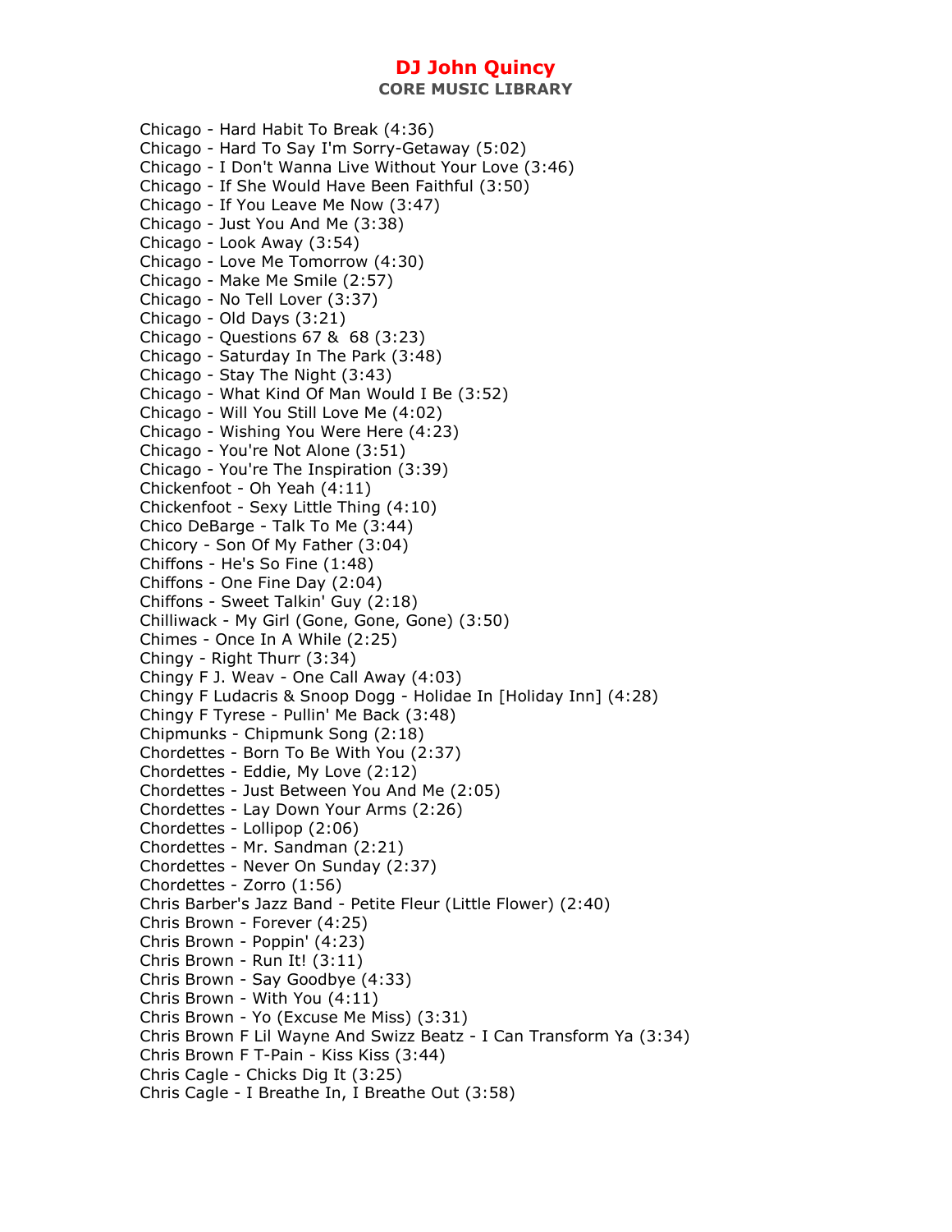Chicago - Hard Habit To Break (4:36)
Chicago - Hard To Say I'm Sorry-Getaway (5:02)
Chicago - I Don't Wanna Live Without Your Love (3:46)
Chicago - If She Would Have Been Faithful (3:50)
Chicago - If You Leave Me Now (3:47)
Chicago - Just You And Me (3:38)
Chicago - Look Away (3:54)
Chicago - Love Me Tomorrow (4:30)
Chicago - Make Me Smile (2:57)
Chicago - No Tell Lover (3:37)
Chicago - Old Days (3:21)
Chicago - Questions 67 & 68 (3:23)
Chicago - Saturday In The Park (3:48)
Chicago - Stay The Night (3:43)
Chicago - What Kind Of Man Would I Be (3:52)
Chicago - Will You Still Love Me (4:02)
Chicago - Wishing You Were Here (4:23)
Chicago - You're Not Alone (3:51)
Chicago - You're The Inspiration (3:39)
Chickenfoot - Oh Yeah (4:11)
Chickenfoot - Sexy Little Thing (4:10)
Chico DeBarge - Talk To Me (3:44)
Chicory - Son Of My Father (3:04)
Chiffons - He's So Fine (1:48)
Chiffons - One Fine Day (2:04)
Chiffons - Sweet Talkin' Guy (2:18)
Chilliwack - My Girl (Gone, Gone, Gone) (3:50)
Chimes - Once In A While (2:25)
Chingy - Right Thurr (3:34)
Chingy F J. Weav - One Call Away (4:03)
Chingy F Ludacris & Snoop Dogg - Holidae In [Holiday Inn] (4:28)
Chingy F Tyrese - Pullin' Me Back (3:48)
Chipmunks - Chipmunk Song (2:18)
Chordettes - Born To Be With You (2:37)
Chordettes - Eddie, My Love (2:12)
Chordettes - Just Between You And Me (2:05)
Chordettes - Lay Down Your Arms (2:26)
Chordettes - Lollipop (2:06)
Chordettes - Mr. Sandman (2:21)
Chordettes - Never On Sunday (2:37)
Chordettes - Zorro (1:56)
Chris Barber's Jazz Band - Petite Fleur (Little Flower) (2:40)
Chris Brown - Forever (4:25)
Chris Brown - Poppin' (4:23)
Chris Brown - Run It! (3:11)
Chris Brown - Say Goodbye (4:33)
Chris Brown - With You (4:11)
Chris Brown - Yo (Excuse Me Miss) (3:31)
Chris Brown F Lil Wayne And Swizz Beatz - I Can Transform Ya (3:34)
Chris Brown F T-Pain - Kiss Kiss (3:44)
Chris Cagle - Chicks Dig It (3:25)
Chris Cagle - I Breathe In, I Breathe Out (3:58)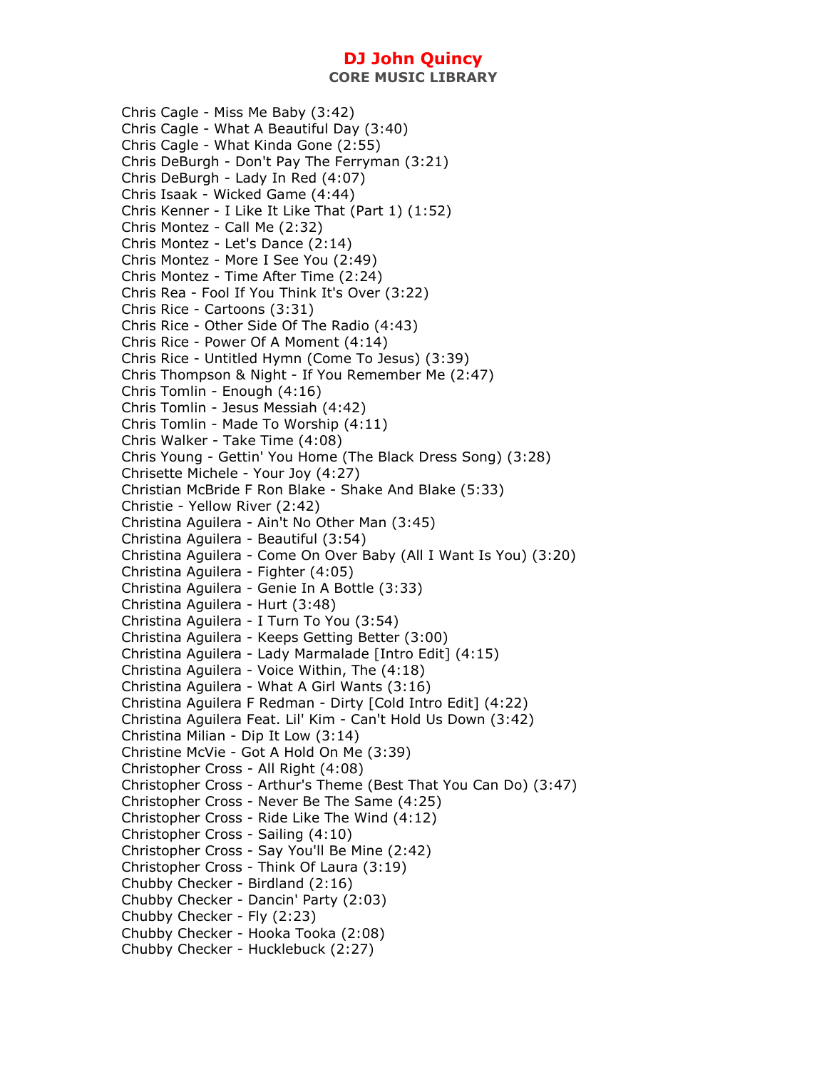Chris Cagle - Miss Me Baby (3:42)
Chris Cagle - What A Beautiful Day (3:40)
Chris Cagle - What Kinda Gone (2:55)
Chris DeBurgh - Don't Pay The Ferryman (3:21)
Chris DeBurgh - Lady In Red (4:07)
Chris Isaak - Wicked Game (4:44)
Chris Kenner - I Like It Like That (Part 1) (1:52)
Chris Montez - Call Me (2:32)
Chris Montez - Let's Dance (2:14)
Chris Montez - More I See You (2:49)
Chris Montez - Time After Time (2:24)
Chris Rea - Fool If You Think It's Over (3:22)
Chris Rice - Cartoons (3:31)
Chris Rice - Other Side Of The Radio (4:43)
Chris Rice - Power Of A Moment (4:14)
Chris Rice - Untitled Hymn (Come To Jesus) (3:39)
Chris Thompson & Night - If You Remember Me (2:47)
Chris Tomlin - Enough (4:16)
Chris Tomlin - Jesus Messiah (4:42)
Chris Tomlin - Made To Worship (4:11)
Chris Walker - Take Time (4:08)
Chris Young - Gettin' You Home (The Black Dress Song) (3:28)
Chrisette Michele - Your Joy (4:27)
Christian McBride F Ron Blake - Shake And Blake (5:33)
Christie - Yellow River (2:42)
Christina Aguilera - Ain't No Other Man (3:45)
Christina Aguilera - Beautiful (3:54)
Christina Aguilera - Come On Over Baby (All I Want Is You) (3:20)
Christina Aguilera - Fighter (4:05)
Christina Aguilera - Genie In A Bottle (3:33)
Christina Aguilera - Hurt (3:48)
Christina Aguilera - I Turn To You (3:54)
Christina Aguilera - Keeps Getting Better (3:00)
Christina Aguilera - Lady Marmalade [Intro Edit] (4:15)
Christina Aguilera - Voice Within, The (4:18)
Christina Aguilera - What A Girl Wants (3:16)
Christina Aguilera F Redman - Dirty [Cold Intro Edit] (4:22)
Christina Aguilera Feat. Lil' Kim - Can't Hold Us Down (3:42)
Christina Milian - Dip It Low (3:14)
Christine McVie - Got A Hold On Me (3:39)
Christopher Cross - All Right (4:08)
Christopher Cross - Arthur's Theme (Best That You Can Do) (3:47)
Christopher Cross - Never Be The Same (4:25)
Christopher Cross - Ride Like The Wind (4:12)
Christopher Cross - Sailing (4:10)
Christopher Cross - Say You'll Be Mine (2:42)
Christopher Cross - Think Of Laura (3:19)
Chubby Checker - Birdland (2:16)
Chubby Checker - Dancin' Party (2:03)
Chubby Checker - Fly (2:23)
Chubby Checker - Hooka Tooka (2:08)
Chubby Checker - Hucklebuck (2:27)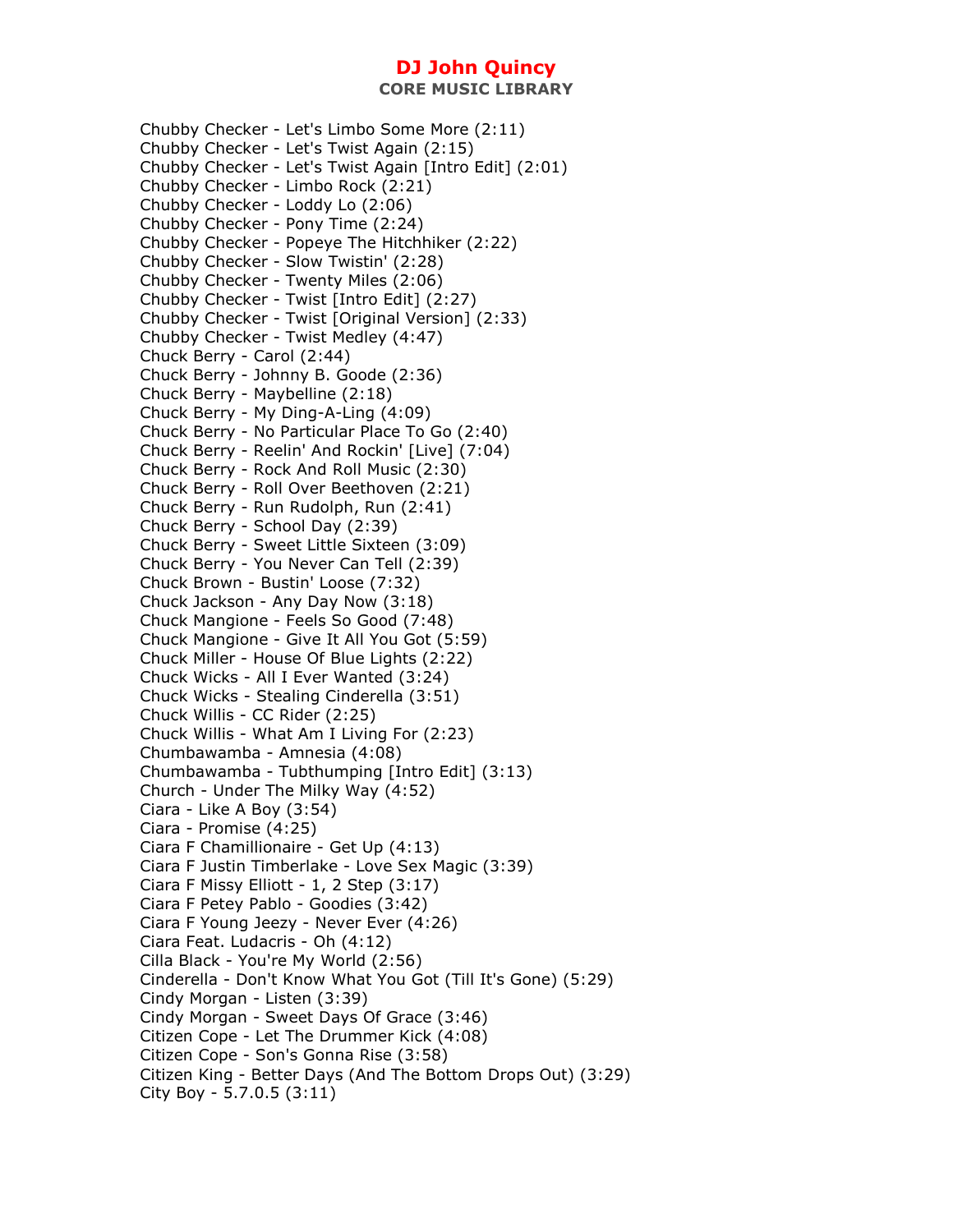Chubby Checker - Let's Limbo Some More (2:11)
Chubby Checker - Let's Twist Again (2:15)
Chubby Checker - Let's Twist Again [Intro Edit] (2:01)
Chubby Checker - Limbo Rock (2:21)
Chubby Checker - Loddy Lo (2:06)
Chubby Checker - Pony Time (2:24)
Chubby Checker - Popeye The Hitchhiker (2:22)
Chubby Checker - Slow Twistin' (2:28)
Chubby Checker - Twenty Miles (2:06)
Chubby Checker - Twist [Intro Edit] (2:27)
Chubby Checker - Twist [Original Version] (2:33)
Chubby Checker - Twist Medley (4:47)
Chuck Berry - Carol (2:44)
Chuck Berry - Johnny B. Goode (2:36)
Chuck Berry - Maybelline (2:18)
Chuck Berry - My Ding-A-Ling (4:09)
Chuck Berry - No Particular Place To Go (2:40)
Chuck Berry - Reelin' And Rockin' [Live] (7:04)
Chuck Berry - Rock And Roll Music (2:30)
Chuck Berry - Roll Over Beethoven (2:21)
Chuck Berry - Run Rudolph, Run (2:41)
Chuck Berry - School Day (2:39)
Chuck Berry - Sweet Little Sixteen (3:09)
Chuck Berry - You Never Can Tell (2:39)
Chuck Brown - Bustin' Loose (7:32)
Chuck Jackson - Any Day Now (3:18)
Chuck Mangione - Feels So Good (7:48)
Chuck Mangione - Give It All You Got (5:59)
Chuck Miller - House Of Blue Lights (2:22)
Chuck Wicks - All I Ever Wanted (3:24)
Chuck Wicks - Stealing Cinderella (3:51)
Chuck Willis - CC Rider (2:25)
Chuck Willis - What Am I Living For (2:23)
Chumbawamba - Amnesia (4:08)
Chumbawamba - Tubthumping [Intro Edit] (3:13)
Church - Under The Milky Way (4:52)
Ciara - Like A Boy (3:54)
Ciara - Promise (4:25)
Ciara F Chamillionaire - Get Up (4:13)
Ciara F Justin Timberlake - Love Sex Magic (3:39)
Ciara F Missy Elliott - 1, 2 Step (3:17)
Ciara F Petey Pablo - Goodies (3:42)
Ciara F Young Jeezy - Never Ever (4:26)
Ciara Feat. Ludacris - Oh (4:12)
Cilla Black - You're My World (2:56)
Cinderella - Don't Know What You Got (Till It's Gone) (5:29)
Cindy Morgan - Listen (3:39)
Cindy Morgan - Sweet Days Of Grace (3:46)
Citizen Cope - Let The Drummer Kick (4:08)
Citizen Cope - Son's Gonna Rise (3:58)
Citizen King - Better Days (And The Bottom Drops Out) (3:29)
City Boy - 5.7.0.5 (3:11)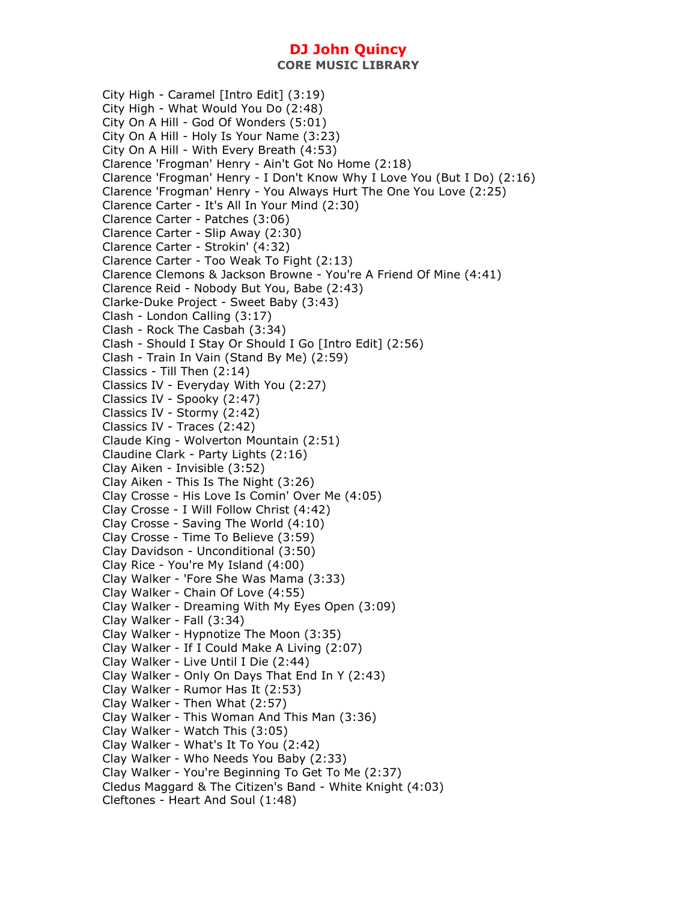City High - Caramel [Intro Edit] (3:19)
City High - What Would You Do (2:48)
City On A Hill - God Of Wonders (5:01)
City On A Hill - Holy Is Your Name (3:23)
City On A Hill - With Every Breath (4:53)
Clarence 'Frogman' Henry - Ain't Got No Home (2:18)
Clarence 'Frogman' Henry - I Don't Know Why I Love You (But I Do) (2:16)
Clarence 'Frogman' Henry - You Always Hurt The One You Love (2:25)
Clarence Carter - It's All In Your Mind (2:30)
Clarence Carter - Patches (3:06)
Clarence Carter - Slip Away (2:30)
Clarence Carter - Strokin' (4:32)
Clarence Carter - Too Weak To Fight (2:13)
Clarence Clemons & Jackson Browne - You're A Friend Of Mine (4:41)
Clarence Reid - Nobody But You, Babe (2:43)
Clarke-Duke Project - Sweet Baby (3:43)
Clash - London Calling (3:17)
Clash - Rock The Casbah (3:34)
Clash - Should I Stay Or Should I Go [Intro Edit] (2:56)
Clash - Train In Vain (Stand By Me) (2:59)
Classics - Till Then (2:14)
Classics IV - Everyday With You (2:27)
Classics IV - Spooky (2:47)
Classics IV - Stormy (2:42)
Classics IV - Traces (2:42)
Claude King - Wolverton Mountain (2:51)
Claudine Clark - Party Lights (2:16)
Clay Aiken - Invisible (3:52)
Clay Aiken - This Is The Night (3:26)
Clay Crosse - His Love Is Comin' Over Me (4:05)
Clay Crosse - I Will Follow Christ (4:42)
Clay Crosse - Saving The World (4:10)
Clay Crosse - Time To Believe (3:59)
Clay Davidson - Unconditional (3:50)
Clay Rice - You're My Island (4:00)
Clay Walker - 'Fore She Was Mama (3:33)
Clay Walker - Chain Of Love (4:55)
Clay Walker - Dreaming With My Eyes Open (3:09)
Clay Walker - Fall (3:34)
Clay Walker - Hypnotize The Moon (3:35)
Clay Walker - If I Could Make A Living (2:07)
Clay Walker - Live Until I Die (2:44)
Clay Walker - Only On Days That End In Y (2:43)
Clay Walker - Rumor Has It (2:53)
Clay Walker - Then What (2:57)
Clay Walker - This Woman And This Man (3:36)
Clay Walker - Watch This (3:05)
Clay Walker - What's It To You (2:42)
Clay Walker - Who Needs You Baby (2:33)
Clay Walker - You're Beginning To Get To Me (2:37)
Cledus Maggard & The Citizen's Band - White Knight (4:03)
Cleftones - Heart And Soul (1:48)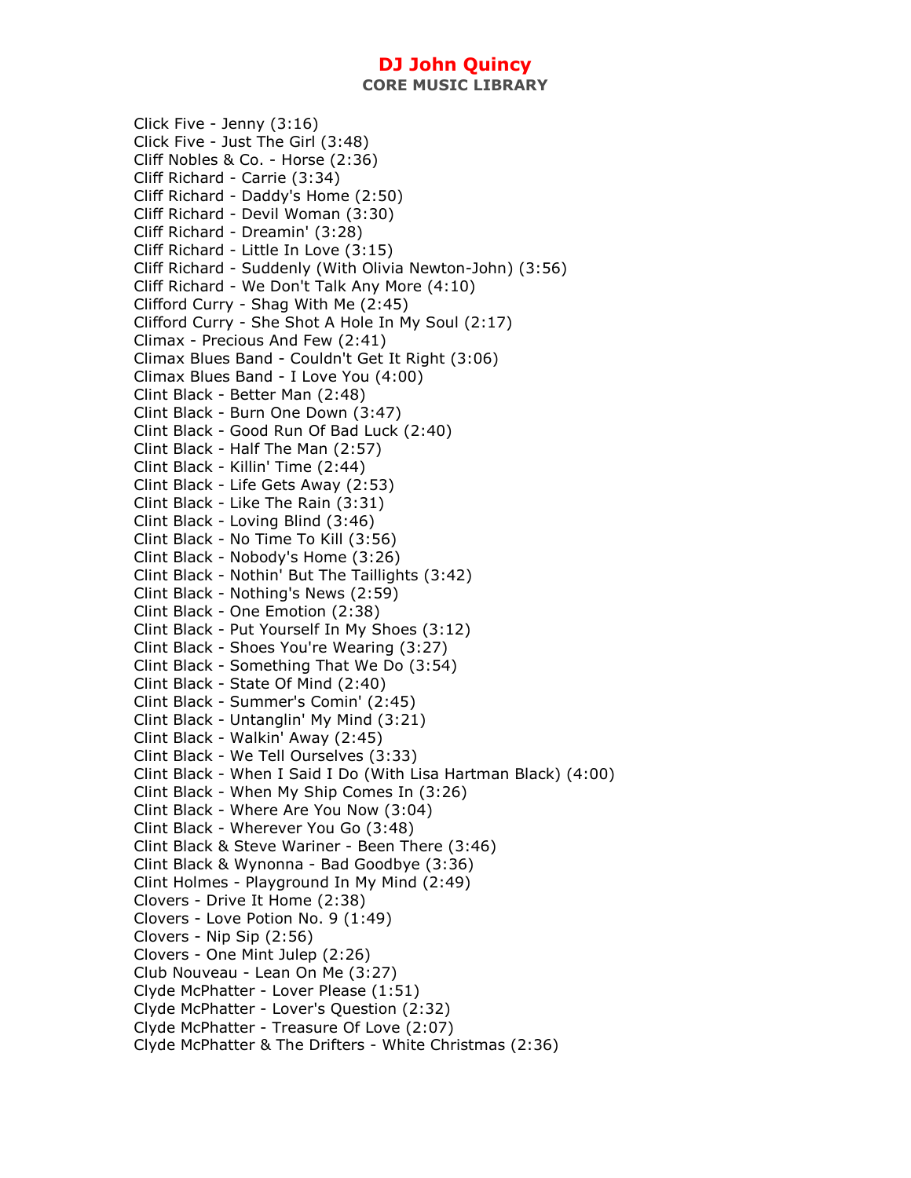Click Five - Jenny (3:16)
Click Five - Just The Girl (3:48)
Cliff Nobles & Co. - Horse (2:36)
Cliff Richard - Carrie (3:34)
Cliff Richard - Daddy's Home (2:50)
Cliff Richard - Devil Woman (3:30)
Cliff Richard - Dreamin' (3:28)
Cliff Richard - Little In Love (3:15)
Cliff Richard - Suddenly (With Olivia Newton-John) (3:56)
Cliff Richard - We Don't Talk Any More (4:10)
Clifford Curry - Shag With Me (2:45)
Clifford Curry - She Shot A Hole In My Soul (2:17)
Climax - Precious And Few (2:41)
Climax Blues Band - Couldn't Get It Right (3:06)
Climax Blues Band - I Love You (4:00)
Clint Black - Better Man (2:48)
Clint Black - Burn One Down (3:47)
Clint Black - Good Run Of Bad Luck (2:40)
Clint Black - Half The Man (2:57)
Clint Black - Killin' Time (2:44)
Clint Black - Life Gets Away (2:53)
Clint Black - Like The Rain (3:31)
Clint Black - Loving Blind (3:46)
Clint Black - No Time To Kill (3:56)
Clint Black - Nobody's Home (3:26)
Clint Black - Nothin' But The Taillights (3:42)
Clint Black - Nothing's News (2:59)
Clint Black - One Emotion (2:38)
Clint Black - Put Yourself In My Shoes (3:12)
Clint Black - Shoes You're Wearing (3:27)
Clint Black - Something That We Do (3:54)
Clint Black - State Of Mind (2:40)
Clint Black - Summer's Comin' (2:45)
Clint Black - Untanglin' My Mind (3:21)
Clint Black - Walkin' Away (2:45)
Clint Black - We Tell Ourselves (3:33)
Clint Black - When I Said I Do (With Lisa Hartman Black) (4:00)
Clint Black - When My Ship Comes In (3:26)
Clint Black - Where Are You Now (3:04)
Clint Black - Wherever You Go (3:48)
Clint Black & Steve Wariner - Been There (3:46)
Clint Black & Wynonna - Bad Goodbye (3:36)
Clint Holmes - Playground In My Mind (2:49)
Clovers - Drive It Home (2:38)
Clovers - Love Potion No. 9 (1:49)
Clovers - Nip Sip (2:56)
Clovers - One Mint Julep (2:26)
Club Nouveau - Lean On Me (3:27)
Clyde McPhatter - Lover Please (1:51)
Clyde McPhatter - Lover's Question (2:32)
Clyde McPhatter - Treasure Of Love (2:07)
Clyde McPhatter & The Drifters - White Christmas (2:36)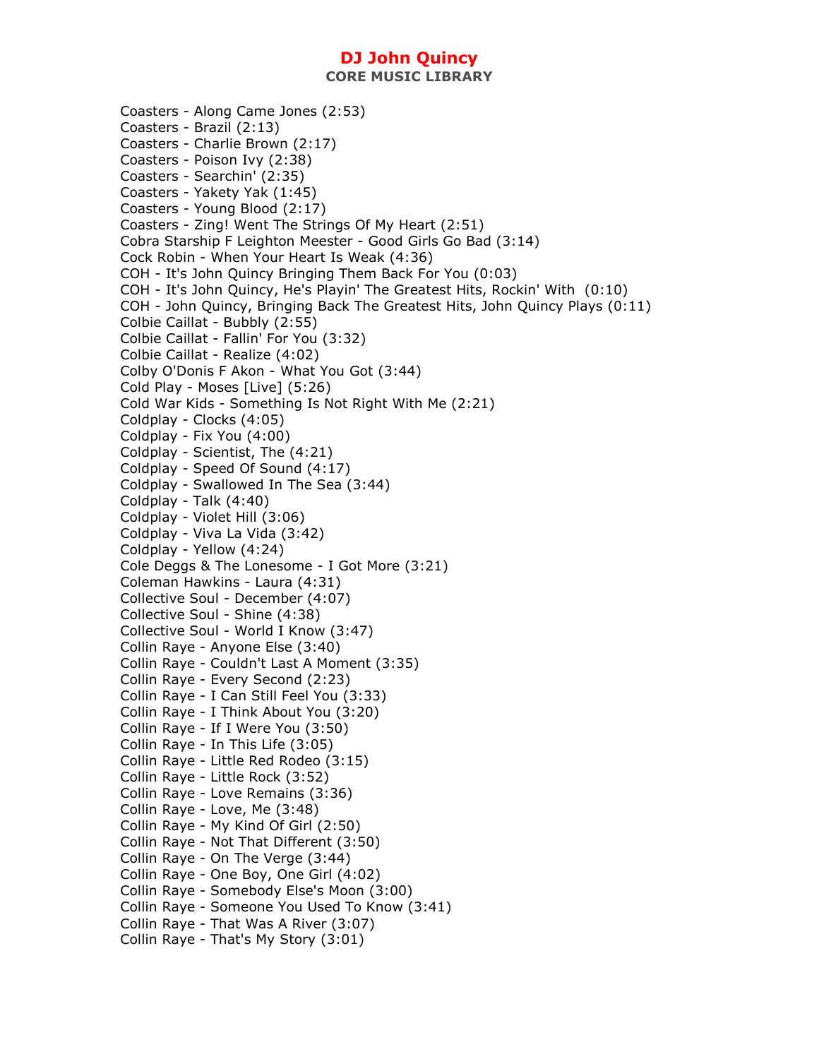Coasters - Along Came Jones (2:53)
Coasters - Brazil (2:13)
Coasters - Charlie Brown (2:17)
Coasters - Poison Ivy (2:38)
Coasters - Searchin' (2:35)
Coasters - Yakety Yak (1:45)
Coasters - Young Blood (2:17)
Coasters - Zing! Went The Strings Of My Heart (2:51)
Cobra Starship F Leighton Meester - Good Girls Go Bad (3:14)
Cock Robin - When Your Heart Is Weak (4:36)
COH - It's John Quincy Bringing Them Back For You (0:03)
COH - It's John Quincy, He's Playin' The Greatest Hits, Rockin' With (0:10)
COH - John Quincy, Bringing Back The Greatest Hits, John Quincy Plays (0:11)
Colbie Caillat - Bubbly (2:55)
Colbie Caillat - Fallin' For You (3:32)
Colbie Caillat - Realize (4:02)
Colby O'Donis F Akon - What You Got (3:44)
Cold Play - Moses [Live] (5:26)
Cold War Kids - Something Is Not Right With Me (2:21)
Coldplay - Clocks (4:05)
Coldplay - Fix You (4:00)
Coldplay - Scientist, The (4:21)
Coldplay - Speed Of Sound (4:17)
Coldplay - Swallowed In The Sea (3:44)
Coldplay - Talk (4:40)
Coldplay - Violet Hill (3:06)
Coldplay - Viva La Vida (3:42)
Coldplay - Yellow (4:24)
Cole Deggs & The Lonesome - I Got More (3:21)
Coleman Hawkins - Laura (4:31)
Collective Soul - December (4:07)
Collective Soul - Shine (4:38)
Collective Soul - World I Know (3:47)
Collin Raye - Anyone Else (3:40)
Collin Raye - Couldn't Last A Moment (3:35)
Collin Raye - Every Second (2:23)
Collin Raye - I Can Still Feel You (3:33)
Collin Raye - I Think About You (3:20)
Collin Raye - If I Were You (3:50)
Collin Raye - In This Life (3:05)
Collin Raye - Little Red Rodeo (3:15)
Collin Raye - Little Rock (3:52)
Collin Raye - Love Remains (3:36)
Collin Raye - Love, Me (3:48)
Collin Raye - My Kind Of Girl (2:50)
Collin Raye - Not That Different (3:50)
Collin Raye - On The Verge (3:44)
Collin Raye - One Boy, One Girl (4:02)
Collin Raye - Somebody Else's Moon (3:00)
Collin Raye - Someone You Used To Know (3:41)
Collin Raye - That Was A River (3:07)
Collin Raye - That's My Story (3:01)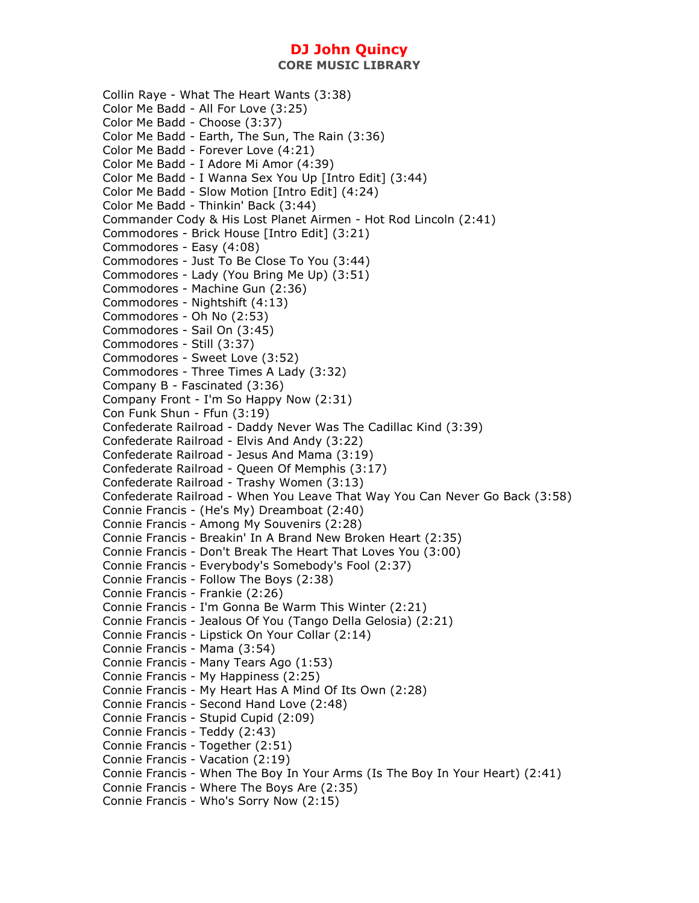Collin Raye - What The Heart Wants (3:38)
Color Me Badd - All For Love (3:25)
Color Me Badd - Choose (3:37)
Color Me Badd - Earth, The Sun, The Rain (3:36)
Color Me Badd - Forever Love (4:21)
Color Me Badd - I Adore Mi Amor (4:39)
Color Me Badd - I Wanna Sex You Up [Intro Edit] (3:44)
Color Me Badd - Slow Motion [Intro Edit] (4:24)
Color Me Badd - Thinkin' Back (3:44)
Commander Cody & His Lost Planet Airmen - Hot Rod Lincoln (2:41)
Commodores - Brick House [Intro Edit] (3:21)
Commodores - Easy (4:08)
Commodores - Just To Be Close To You (3:44)
Commodores - Lady (You Bring Me Up) (3:51)
Commodores - Machine Gun (2:36)
Commodores - Nightshift (4:13)
Commodores - Oh No (2:53)
Commodores - Sail On (3:45)
Commodores - Still (3:37)
Commodores - Sweet Love (3:52)
Commodores - Three Times A Lady (3:32)
Company B - Fascinated (3:36)
Company Front - I'm So Happy Now (2:31)
Con Funk Shun - Ffun (3:19)
Confederate Railroad - Daddy Never Was The Cadillac Kind (3:39)
Confederate Railroad - Elvis And Andy (3:22)
Confederate Railroad - Jesus And Mama (3:19)
Confederate Railroad - Queen Of Memphis (3:17)
Confederate Railroad - Trashy Women (3:13)
Confederate Railroad - When You Leave That Way You Can Never Go Back (3:58)
Connie Francis - (He's My) Dreamboat (2:40)
Connie Francis - Among My Souvenirs (2:28)
Connie Francis - Breakin' In A Brand New Broken Heart (2:35)
Connie Francis - Don't Break The Heart That Loves You (3:00)
Connie Francis - Everybody's Somebody's Fool (2:37)
Connie Francis - Follow The Boys (2:38)
Connie Francis - Frankie (2:26)
Connie Francis - I'm Gonna Be Warm This Winter (2:21)
Connie Francis - Jealous Of You (Tango Della Gelosia) (2:21)
Connie Francis - Lipstick On Your Collar (2:14)
Connie Francis - Mama (3:54)
Connie Francis - Many Tears Ago (1:53)
Connie Francis - My Happiness (2:25)
Connie Francis - My Heart Has A Mind Of Its Own (2:28)
Connie Francis - Second Hand Love (2:48)
Connie Francis - Stupid Cupid (2:09)
Connie Francis - Teddy (2:43)
Connie Francis - Together (2:51)
Connie Francis - Vacation (2:19)
Connie Francis - When The Boy In Your Arms (Is The Boy In Your Heart) (2:41)
Connie Francis - Where The Boys Are (2:35)
Connie Francis - Who's Sorry Now (2:15)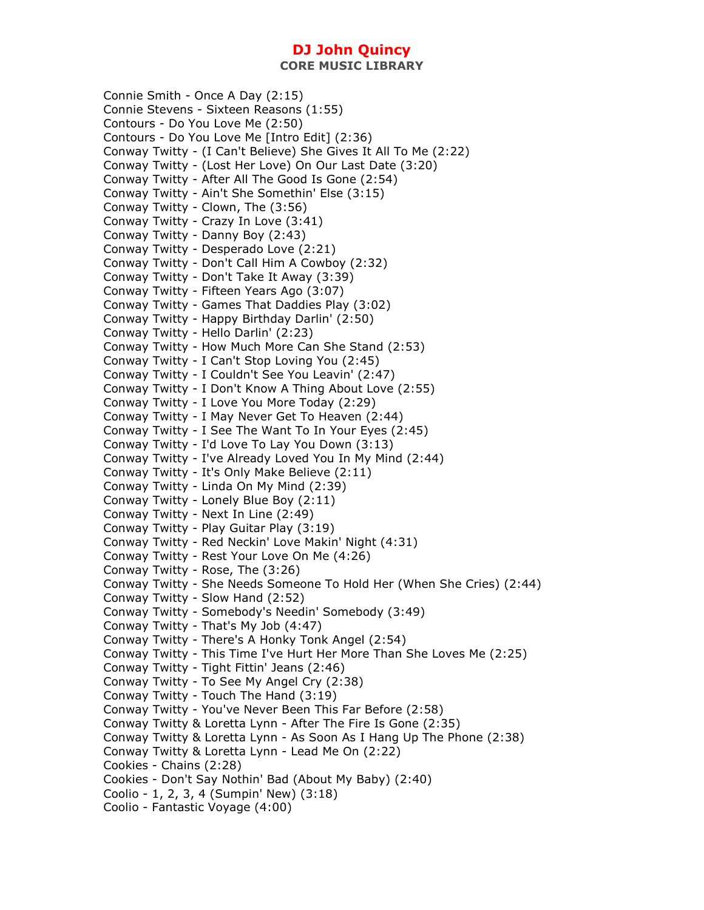Connie Smith - Once A Day (2:15)
Connie Stevens - Sixteen Reasons (1:55)
Contours - Do You Love Me (2:50)
Contours - Do You Love Me [Intro Edit] (2:36)
Conway Twitty - (I Can't Believe) She Gives It All To Me (2:22)
Conway Twitty - (Lost Her Love) On Our Last Date (3:20)
Conway Twitty - After All The Good Is Gone (2:54)
Conway Twitty - Ain't She Somethin' Else (3:15)
Conway Twitty - Clown, The (3:56)
Conway Twitty - Crazy In Love (3:41)
Conway Twitty - Danny Boy (2:43)
Conway Twitty - Desperado Love (2:21)
Conway Twitty - Don't Call Him A Cowboy (2:32)
Conway Twitty - Don't Take It Away (3:39)
Conway Twitty - Fifteen Years Ago (3:07)
Conway Twitty - Games That Daddies Play (3:02)
Conway Twitty - Happy Birthday Darlin' (2:50)
Conway Twitty - Hello Darlin' (2:23)
Conway Twitty - How Much More Can She Stand (2:53)
Conway Twitty - I Can't Stop Loving You (2:45)
Conway Twitty - I Couldn't See You Leavin' (2:47)
Conway Twitty - I Don't Know A Thing About Love (2:55)
Conway Twitty - I Love You More Today (2:29)
Conway Twitty - I May Never Get To Heaven (2:44)
Conway Twitty - I See The Want To In Your Eyes (2:45)
Conway Twitty - I'd Love To Lay You Down (3:13)
Conway Twitty - I've Already Loved You In My Mind (2:44)
Conway Twitty - It's Only Make Believe (2:11)
Conway Twitty - Linda On My Mind (2:39)
Conway Twitty - Lonely Blue Boy (2:11)
Conway Twitty - Next In Line (2:49)
Conway Twitty - Play Guitar Play (3:19)
Conway Twitty - Red Neckin' Love Makin' Night (4:31)
Conway Twitty - Rest Your Love On Me (4:26)
Conway Twitty - Rose, The (3:26)
Conway Twitty - She Needs Someone To Hold Her (When She Cries) (2:44)
Conway Twitty - Slow Hand (2:52)
Conway Twitty - Somebody's Needin' Somebody (3:49)
Conway Twitty - That's My Job (4:47)
Conway Twitty - There's A Honky Tonk Angel (2:54)
Conway Twitty - This Time I've Hurt Her More Than She Loves Me (2:25)
Conway Twitty - Tight Fittin' Jeans (2:46)
Conway Twitty - To See My Angel Cry (2:38)
Conway Twitty - Touch The Hand (3:19)
Conway Twitty - You've Never Been This Far Before (2:58)
Conway Twitty & Loretta Lynn - After The Fire Is Gone (2:35)
Conway Twitty & Loretta Lynn - As Soon As I Hang Up The Phone (2:38)
Conway Twitty & Loretta Lynn - Lead Me On (2:22)
Cookies - Chains (2:28)
Cookies - Don't Say Nothin' Bad (About My Baby) (2:40)
Coolio - 1, 2, 3, 4 (Sumpin' New) (3:18)
Coolio - Fantastic Voyage (4:00)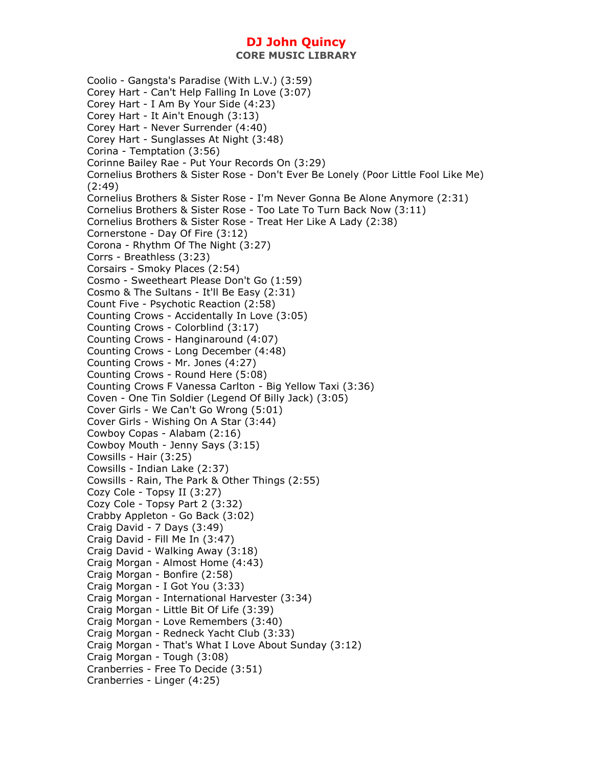Coolio - Gangsta's Paradise (With L.V.) (3:59)
Corey Hart - Can't Help Falling In Love (3:07)
Corey Hart - I Am By Your Side (4:23)
Corey Hart - It Ain't Enough (3:13)
Corey Hart - Never Surrender (4:40)
Corey Hart - Sunglasses At Night (3:48)
Corina - Temptation (3:56)
Corinne Bailey Rae - Put Your Records On (3:29)
Cornelius Brothers & Sister Rose - Don't Ever Be Lonely (Poor Little Fool Like Me) (2:49)
Cornelius Brothers & Sister Rose - I'm Never Gonna Be Alone Anymore (2:31)
Cornelius Brothers & Sister Rose - Too Late To Turn Back Now (3:11)
Cornelius Brothers & Sister Rose - Treat Her Like A Lady (2:38)
Cornerstone - Day Of Fire (3:12)
Corona - Rhythm Of The Night (3:27)
Corrs - Breathless (3:23)
Corsairs - Smoky Places (2:54)
Cosmo - Sweetheart Please Don't Go (1:59)
Cosmo & The Sultans - It'll Be Easy (2:31)
Count Five - Psychotic Reaction (2:58)
Counting Crows - Accidentally In Love (3:05)
Counting Crows - Colorblind (3:17)
Counting Crows - Hanginaround (4:07)
Counting Crows - Long December (4:48)
Counting Crows - Mr. Jones (4:27)
Counting Crows - Round Here (5:08)
Counting Crows F Vanessa Carlton - Big Yellow Taxi (3:36)
Coven - One Tin Soldier (Legend Of Billy Jack) (3:05)
Cover Girls - We Can't Go Wrong (5:01)
Cover Girls - Wishing On A Star (3:44)
Cowboy Copas - Alabam (2:16)
Cowboy Mouth - Jenny Says (3:15)
Cowsills - Hair (3:25)
Cowsills - Indian Lake (2:37)
Cowsills - Rain, The Park & Other Things (2:55)
Cozy Cole - Topsy II (3:27)
Cozy Cole - Topsy Part 2 (3:32)
Crabby Appleton - Go Back (3:02)
Craig David - 7 Days (3:49)
Craig David - Fill Me In (3:47)
Craig David - Walking Away (3:18)
Craig Morgan - Almost Home (4:43)
Craig Morgan - Bonfire (2:58)
Craig Morgan - I Got You (3:33)
Craig Morgan - International Harvester (3:34)
Craig Morgan - Little Bit Of Life (3:39)
Craig Morgan - Love Remembers (3:40)
Craig Morgan - Redneck Yacht Club (3:33)
Craig Morgan - That's What I Love About Sunday (3:12)
Craig Morgan - Tough (3:08)
Cranberries - Free To Decide (3:51)
Cranberries - Linger (4:25)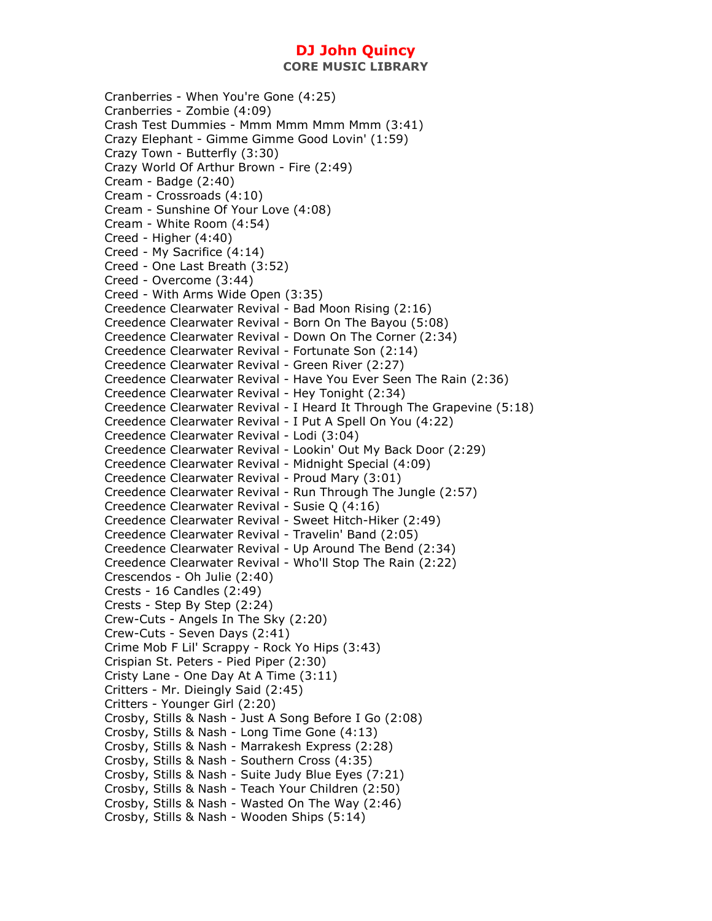Cranberries - When You're Gone (4:25)
Cranberries - Zombie (4:09)
Crash Test Dummies - Mmm Mmm Mmm Mmm (3:41)
Crazy Elephant - Gimme Gimme Good Lovin' (1:59)
Crazy Town - Butterfly (3:30)
Crazy World Of Arthur Brown - Fire (2:49)
Cream - Badge (2:40)
Cream - Crossroads (4:10)
Cream - Sunshine Of Your Love (4:08)
Cream - White Room (4:54)
Creed - Higher (4:40)
Creed - My Sacrifice (4:14)
Creed - One Last Breath (3:52)
Creed - Overcome (3:44)
Creed - With Arms Wide Open (3:35)
Creedence Clearwater Revival - Bad Moon Rising (2:16)
Creedence Clearwater Revival - Born On The Bayou (5:08)
Creedence Clearwater Revival - Down On The Corner (2:34)
Creedence Clearwater Revival - Fortunate Son (2:14)
Creedence Clearwater Revival - Green River (2:27)
Creedence Clearwater Revival - Have You Ever Seen The Rain (2:36)
Creedence Clearwater Revival - Hey Tonight (2:34)
Creedence Clearwater Revival - I Heard It Through The Grapevine (5:18)
Creedence Clearwater Revival - I Put A Spell On You (4:22)
Creedence Clearwater Revival - Lodi (3:04)
Creedence Clearwater Revival - Lookin' Out My Back Door (2:29)
Creedence Clearwater Revival - Midnight Special (4:09)
Creedence Clearwater Revival - Proud Mary (3:01)
Creedence Clearwater Revival - Run Through The Jungle (2:57)
Creedence Clearwater Revival - Susie Q (4:16)
Creedence Clearwater Revival - Sweet Hitch-Hiker (2:49)
Creedence Clearwater Revival - Travelin' Band (2:05)
Creedence Clearwater Revival - Up Around The Bend (2:34)
Creedence Clearwater Revival - Who'll Stop The Rain (2:22)
Crescendos - Oh Julie (2:40)
Crests - 16 Candles (2:49)
Crests - Step By Step (2:24)
Crew-Cuts - Angels In The Sky (2:20)
Crew-Cuts - Seven Days (2:41)
Crime Mob F Lil' Scrappy - Rock Yo Hips (3:43)
Crispian St. Peters - Pied Piper (2:30)
Cristy Lane - One Day At A Time (3:11)
Critters - Mr. Dieingly Said (2:45)
Critters - Younger Girl (2:20)
Crosby, Stills & Nash - Just A Song Before I Go (2:08)
Crosby, Stills & Nash - Long Time Gone (4:13)
Crosby, Stills & Nash - Marrakesh Express (2:28)
Crosby, Stills & Nash - Southern Cross (4:35)
Crosby, Stills & Nash - Suite Judy Blue Eyes (7:21)
Crosby, Stills & Nash - Teach Your Children (2:50)
Crosby, Stills & Nash - Wasted On The Way (2:46)
Crosby, Stills & Nash - Wooden Ships (5:14)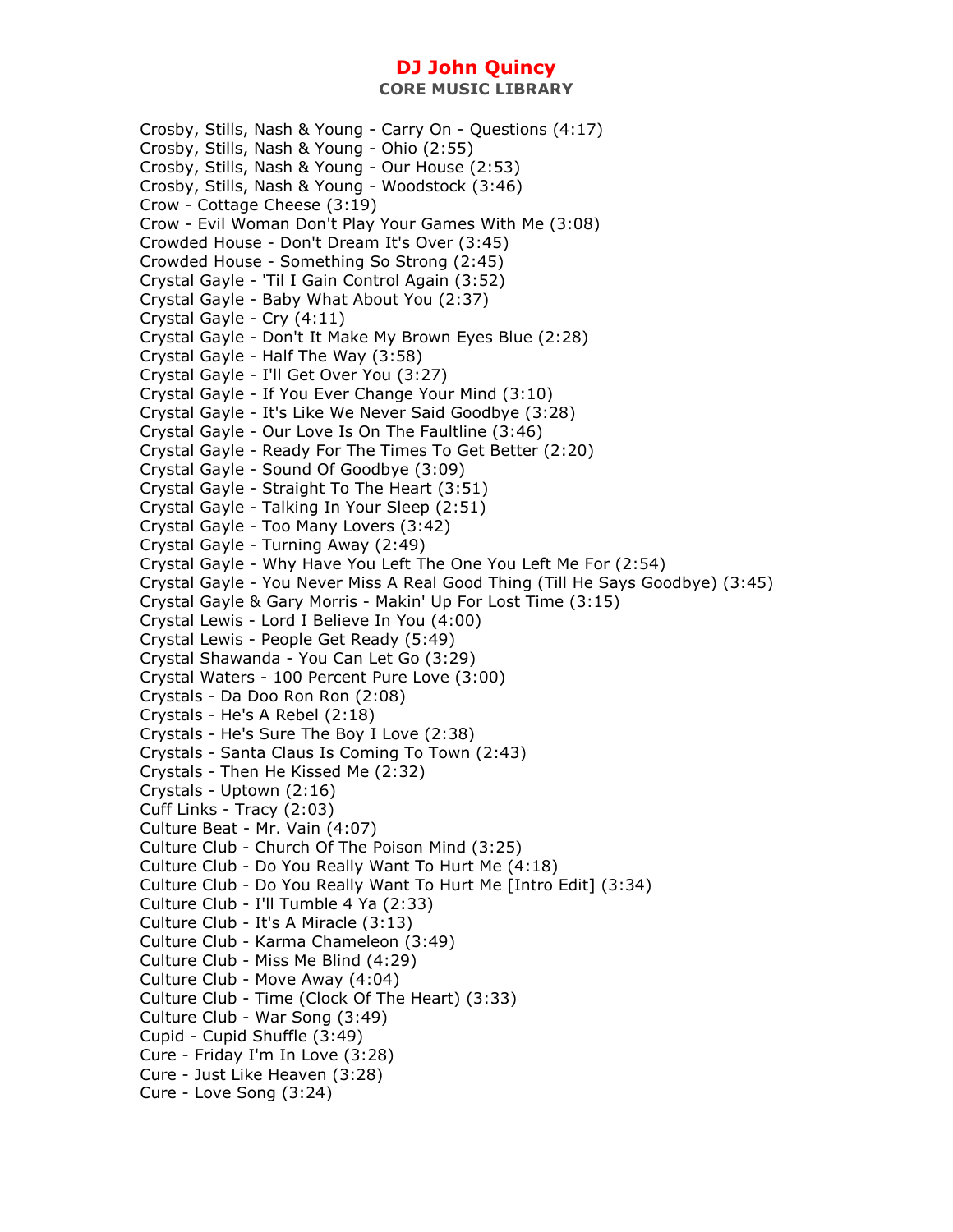Crosby, Stills, Nash & Young - Carry On - Questions (4:17)
Crosby, Stills, Nash & Young - Ohio (2:55)
Crosby, Stills, Nash & Young - Our House (2:53)
Crosby, Stills, Nash & Young - Woodstock (3:46)
Crow - Cottage Cheese (3:19)
Crow - Evil Woman Don't Play Your Games With Me (3:08)
Crowded House - Don't Dream It's Over (3:45)
Crowded House - Something So Strong (2:45)
Crystal Gayle - 'Til I Gain Control Again (3:52)
Crystal Gayle - Baby What About You (2:37)
Crystal Gayle - Cry (4:11)
Crystal Gayle - Don't It Make My Brown Eyes Blue (2:28)
Crystal Gayle - Half The Way (3:58)
Crystal Gayle - I'll Get Over You (3:27)
Crystal Gayle - If You Ever Change Your Mind (3:10)
Crystal Gayle - It's Like We Never Said Goodbye (3:28)
Crystal Gayle - Our Love Is On The Faultline (3:46)
Crystal Gayle - Ready For The Times To Get Better (2:20)
Crystal Gayle - Sound Of Goodbye (3:09)
Crystal Gayle - Straight To The Heart (3:51)
Crystal Gayle - Talking In Your Sleep (2:51)
Crystal Gayle - Too Many Lovers (3:42)
Crystal Gayle - Turning Away (2:49)
Crystal Gayle - Why Have You Left The One You Left Me For (2:54)
Crystal Gayle - You Never Miss A Real Good Thing (Till He Says Goodbye) (3:45)
Crystal Gayle & Gary Morris - Makin' Up For Lost Time (3:15)
Crystal Lewis - Lord I Believe In You (4:00)
Crystal Lewis - People Get Ready (5:49)
Crystal Shawanda - You Can Let Go (3:29)
Crystal Waters - 100 Percent Pure Love (3:00)
Crystals - Da Doo Ron Ron (2:08)
Crystals - He's A Rebel (2:18)
Crystals - He's Sure The Boy I Love (2:38)
Crystals - Santa Claus Is Coming To Town (2:43)
Crystals - Then He Kissed Me (2:32)
Crystals - Uptown (2:16)
Cuff Links - Tracy (2:03)
Culture Beat - Mr. Vain (4:07)
Culture Club - Church Of The Poison Mind (3:25)
Culture Club - Do You Really Want To Hurt Me (4:18)
Culture Club - Do You Really Want To Hurt Me [Intro Edit] (3:34)
Culture Club - I'll Tumble 4 Ya (2:33)
Culture Club - It's A Miracle (3:13)
Culture Club - Karma Chameleon (3:49)
Culture Club - Miss Me Blind (4:29)
Culture Club - Move Away (4:04)
Culture Club - Time (Clock Of The Heart) (3:33)
Culture Club - War Song (3:49)
Cupid - Cupid Shuffle (3:49)
Cure - Friday I'm In Love (3:28)
Cure - Just Like Heaven (3:28)
Cure - Love Song (3:24)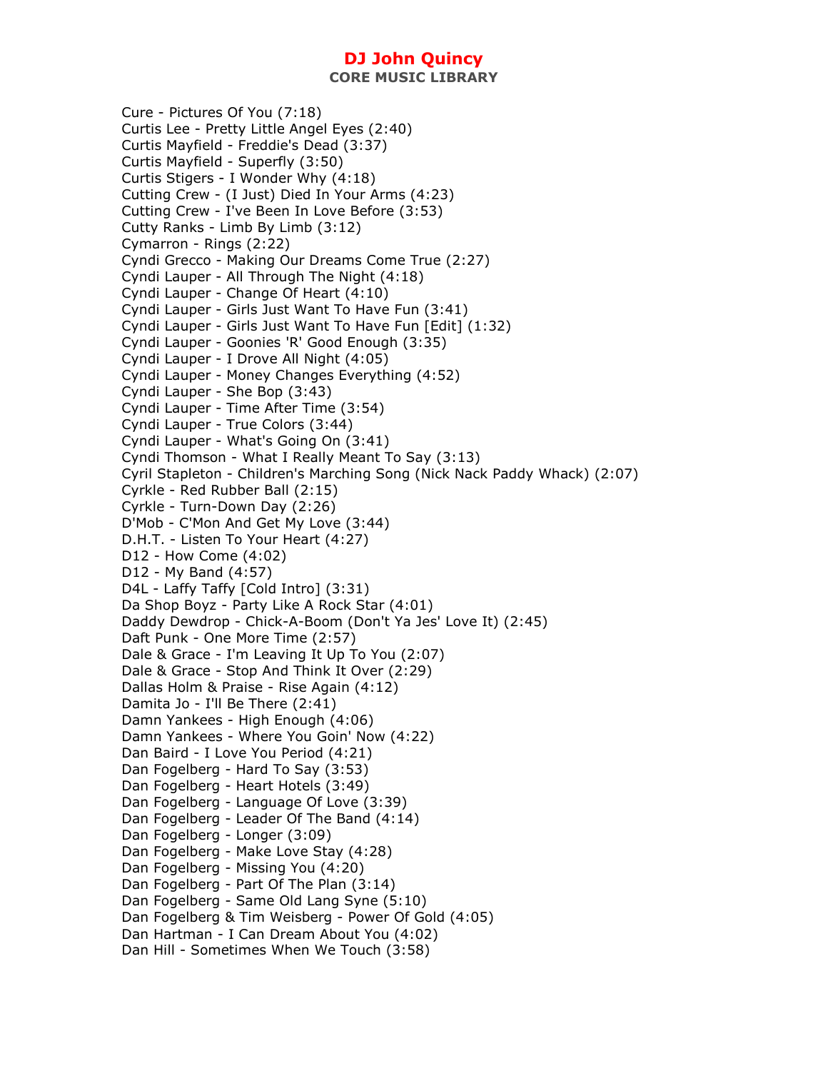Cure - Pictures Of You (7:18)
Curtis Lee - Pretty Little Angel Eyes (2:40)
Curtis Mayfield - Freddie's Dead (3:37)
Curtis Mayfield - Superfly (3:50)
Curtis Stigers - I Wonder Why (4:18)
Cutting Crew - (I Just) Died In Your Arms (4:23)
Cutting Crew - I've Been In Love Before (3:53)
Cutty Ranks - Limb By Limb (3:12)
Cymarron - Rings (2:22)
Cyndi Grecco - Making Our Dreams Come True (2:27)
Cyndi Lauper - All Through The Night (4:18)
Cyndi Lauper - Change Of Heart (4:10)
Cyndi Lauper - Girls Just Want To Have Fun (3:41)
Cyndi Lauper - Girls Just Want To Have Fun [Edit] (1:32)
Cyndi Lauper - Goonies 'R' Good Enough (3:35)
Cyndi Lauper - I Drove All Night (4:05)
Cyndi Lauper - Money Changes Everything (4:52)
Cyndi Lauper - She Bop (3:43)
Cyndi Lauper - Time After Time (3:54)
Cyndi Lauper - True Colors (3:44)
Cyndi Lauper - What's Going On (3:41)
Cyndi Thomson - What I Really Meant To Say (3:13)
Cyril Stapleton - Children's Marching Song (Nick Nack Paddy Whack) (2:07)
Cyrkle - Red Rubber Ball (2:15)
Cyrkle - Turn-Down Day (2:26)
D'Mob - C'Mon And Get My Love (3:44)
D.H.T. - Listen To Your Heart (4:27)
D12 - How Come (4:02)
D12 - My Band (4:57)
D4L - Laffy Taffy [Cold Intro] (3:31)
Da Shop Boyz - Party Like A Rock Star (4:01)
Daddy Dewdrop - Chick-A-Boom (Don't Ya Jes' Love It) (2:45)
Daft Punk - One More Time (2:57)
Dale & Grace - I'm Leaving It Up To You (2:07)
Dale & Grace - Stop And Think It Over (2:29)
Dallas Holm & Praise - Rise Again (4:12)
Damita Jo - I'll Be There (2:41)
Damn Yankees - High Enough (4:06)
Damn Yankees - Where You Goin' Now (4:22)
Dan Baird - I Love You Period (4:21)
Dan Fogelberg - Hard To Say (3:53)
Dan Fogelberg - Heart Hotels (3:49)
Dan Fogelberg - Language Of Love (3:39)
Dan Fogelberg - Leader Of The Band (4:14)
Dan Fogelberg - Longer (3:09)
Dan Fogelberg - Make Love Stay (4:28)
Dan Fogelberg - Missing You (4:20)
Dan Fogelberg - Part Of The Plan (3:14)
Dan Fogelberg - Same Old Lang Syne (5:10)
Dan Fogelberg & Tim Weisberg - Power Of Gold (4:05)
Dan Hartman - I Can Dream About You (4:02)
Dan Hill - Sometimes When We Touch (3:58)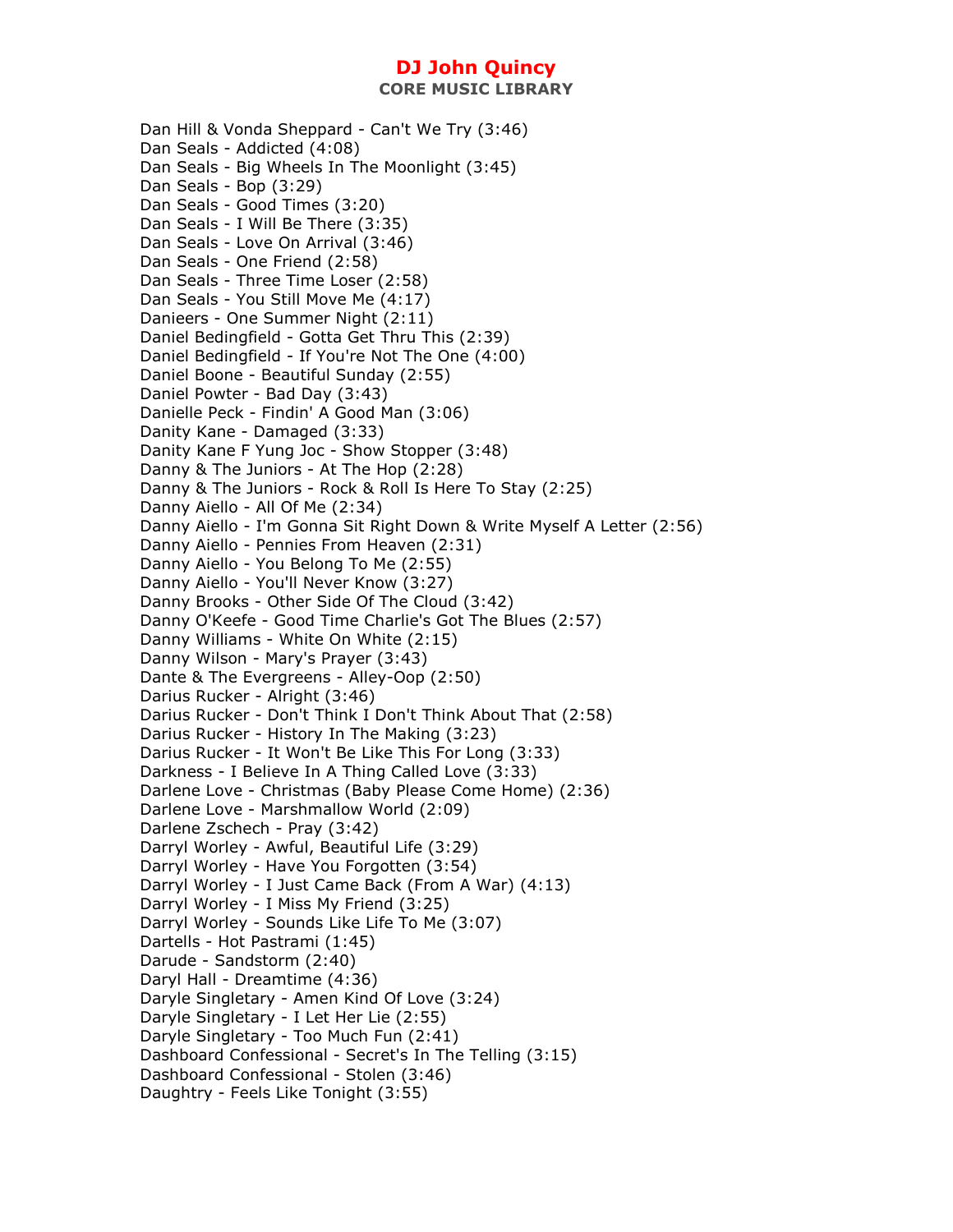Dan Hill & Vonda Sheppard - Can't We Try (3:46)
Dan Seals - Addicted (4:08)
Dan Seals - Big Wheels In The Moonlight (3:45)
Dan Seals - Bop (3:29)
Dan Seals - Good Times (3:20)
Dan Seals - I Will Be There (3:35)
Dan Seals - Love On Arrival (3:46)
Dan Seals - One Friend (2:58)
Dan Seals - Three Time Loser (2:58)
Dan Seals - You Still Move Me (4:17)
Danieers - One Summer Night (2:11)
Daniel Bedingfield - Gotta Get Thru This (2:39)
Daniel Bedingfield - If You're Not The One (4:00)
Daniel Boone - Beautiful Sunday (2:55)
Daniel Powter - Bad Day (3:43)
Danielle Peck - Findin' A Good Man (3:06)
Danity Kane - Damaged (3:33)
Danity Kane F Yung Joc - Show Stopper (3:48)
Danny & The Juniors - At The Hop (2:28)
Danny & The Juniors - Rock & Roll Is Here To Stay (2:25)
Danny Aiello - All Of Me (2:34)
Danny Aiello - I'm Gonna Sit Right Down & Write Myself A Letter (2:56)
Danny Aiello - Pennies From Heaven (2:31)
Danny Aiello - You Belong To Me (2:55)
Danny Aiello - You'll Never Know (3:27)
Danny Brooks - Other Side Of The Cloud (3:42)
Danny O'Keefe - Good Time Charlie's Got The Blues (2:57)
Danny Williams - White On White (2:15)
Danny Wilson - Mary's Prayer (3:43)
Dante & The Evergreens - Alley-Oop (2:50)
Darius Rucker - Alright (3:46)
Darius Rucker - Don't Think I Don't Think About That (2:58)
Darius Rucker - History In The Making (3:23)
Darius Rucker - It Won't Be Like This For Long (3:33)
Darkness - I Believe In A Thing Called Love (3:33)
Darlene Love - Christmas (Baby Please Come Home) (2:36)
Darlene Love - Marshmallow World (2:09)
Darlene Zschech - Pray (3:42)
Darryl Worley - Awful, Beautiful Life (3:29)
Darryl Worley - Have You Forgotten (3:54)
Darryl Worley - I Just Came Back (From A War) (4:13)
Darryl Worley - I Miss My Friend (3:25)
Darryl Worley - Sounds Like Life To Me (3:07)
Dartells - Hot Pastrami (1:45)
Darude - Sandstorm (2:40)
Daryl Hall - Dreamtime (4:36)
Daryle Singletary - Amen Kind Of Love (3:24)
Daryle Singletary - I Let Her Lie (2:55)
Daryle Singletary - Too Much Fun (2:41)
Dashboard Confessional - Secret's In The Telling (3:15)
Dashboard Confessional - Stolen (3:46)
Daughtry - Feels Like Tonight (3:55)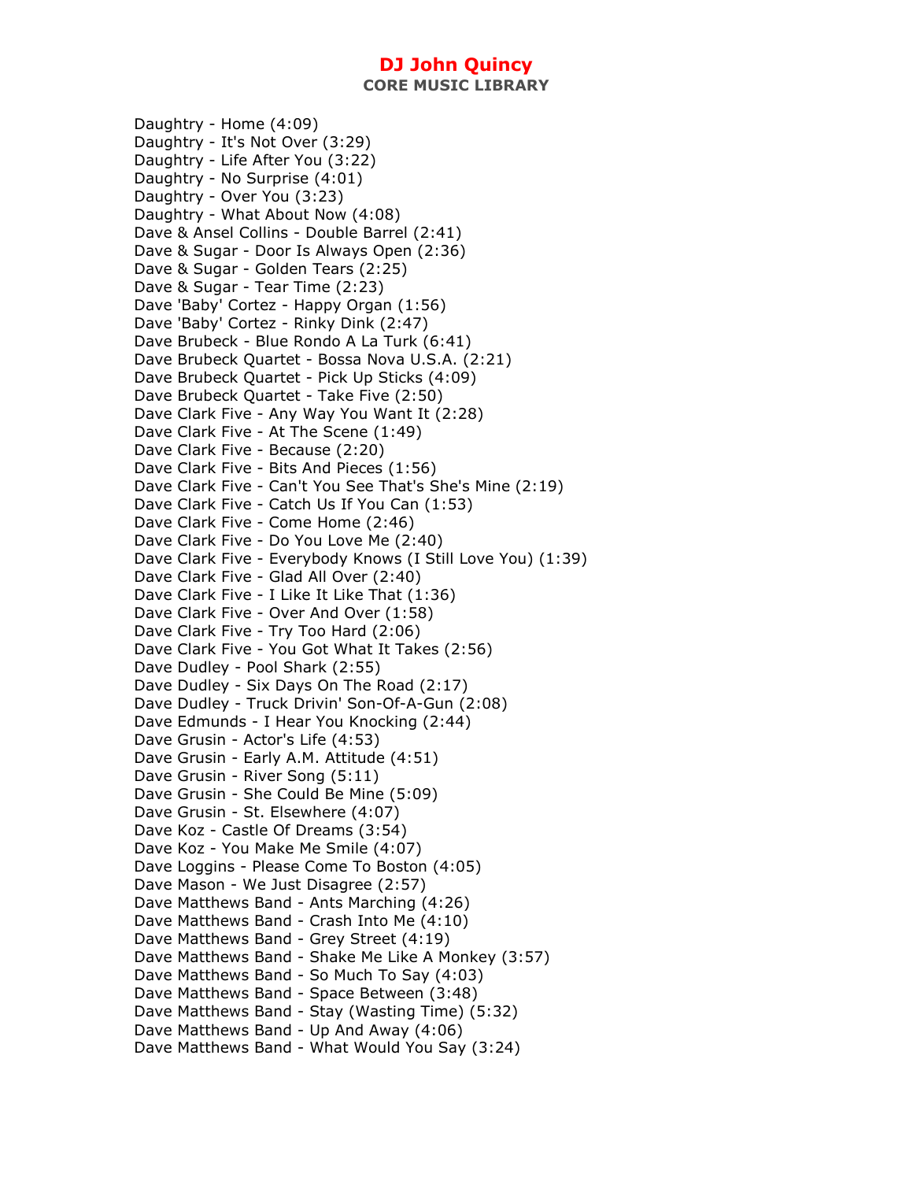# DJ John Quincy

## CORE MUSIC LIBRARY

Daughtry - Home (4:09)
Daughtry - It's Not Over (3:29)
Daughtry - Life After You (3:22)
Daughtry - No Surprise (4:01)
Daughtry - Over You (3:23)
Daughtry - What About Now (4:08)
Dave & Ansel Collins - Double Barrel (2:41)
Dave & Sugar - Door Is Always Open (2:36)
Dave & Sugar - Golden Tears (2:25)
Dave & Sugar - Tear Time (2:23)
Dave 'Baby' Cortez - Happy Organ (1:56)
Dave 'Baby' Cortez - Rinky Dink (2:47)
Dave Brubeck - Blue Rondo A La Turk (6:41)
Dave Brubeck Quartet - Bossa Nova U.S.A. (2:21)
Dave Brubeck Quartet - Pick Up Sticks (4:09)
Dave Brubeck Quartet - Take Five (2:50)
Dave Clark Five - Any Way You Want It (2:28)
Dave Clark Five - At The Scene (1:49)
Dave Clark Five - Because (2:20)
Dave Clark Five - Bits And Pieces (1:56)
Dave Clark Five - Can't You See That's She's Mine (2:19)
Dave Clark Five - Catch Us If You Can (1:53)
Dave Clark Five - Come Home (2:46)
Dave Clark Five - Do You Love Me (2:40)
Dave Clark Five - Everybody Knows (I Still Love You) (1:39)
Dave Clark Five - Glad All Over (2:40)
Dave Clark Five - I Like It Like That (1:36)
Dave Clark Five - Over And Over (1:58)
Dave Clark Five - Try Too Hard (2:06)
Dave Clark Five - You Got What It Takes (2:56)
Dave Dudley - Pool Shark (2:55)
Dave Dudley - Six Days On The Road (2:17)
Dave Dudley - Truck Drivin' Son-Of-A-Gun (2:08)
Dave Edmunds - I Hear You Knocking (2:44)
Dave Grusin - Actor's Life (4:53)
Dave Grusin - Early A.M. Attitude (4:51)
Dave Grusin - River Song (5:11)
Dave Grusin - She Could Be Mine (5:09)
Dave Grusin - St. Elsewhere (4:07)
Dave Koz - Castle Of Dreams (3:54)
Dave Koz - You Make Me Smile (4:07)
Dave Loggins - Please Come To Boston (4:05)
Dave Mason - We Just Disagree (2:57)
Dave Matthews Band - Ants Marching (4:26)
Dave Matthews Band - Crash Into Me (4:10)
Dave Matthews Band - Grey Street (4:19)
Dave Matthews Band - Shake Me Like A Monkey (3:57)
Dave Matthews Band - So Much To Say (4:03)
Dave Matthews Band - Space Between (3:48)
Dave Matthews Band - Stay (Wasting Time) (5:32)
Dave Matthews Band - Up And Away (4:06)
Dave Matthews Band - What Would You Say (3:24)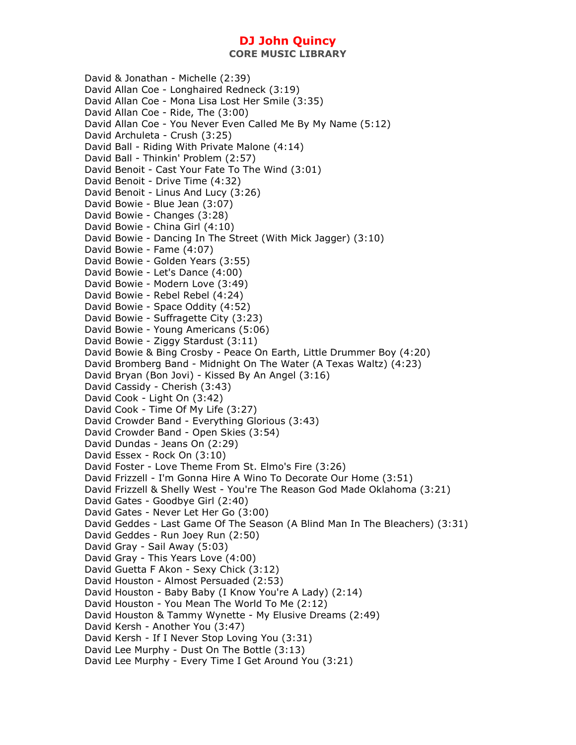David & Jonathan - Michelle (2:39)
David Allan Coe - Longhaired Redneck (3:19)
David Allan Coe - Mona Lisa Lost Her Smile (3:35)
David Allan Coe - Ride, The (3:00)
David Allan Coe - You Never Even Called Me By My Name (5:12)
David Archuleta - Crush (3:25)
David Ball - Riding With Private Malone (4:14)
David Ball - Thinkin' Problem (2:57)
David Benoit - Cast Your Fate To The Wind (3:01)
David Benoit - Drive Time (4:32)
David Benoit - Linus And Lucy (3:26)
David Bowie - Blue Jean (3:07)
David Bowie - Changes (3:28)
David Bowie - China Girl (4:10)
David Bowie - Dancing In The Street (With Mick Jagger) (3:10)
David Bowie - Fame (4:07)
David Bowie - Golden Years (3:55)
David Bowie - Let's Dance (4:00)
David Bowie - Modern Love (3:49)
David Bowie - Rebel Rebel (4:24)
David Bowie - Space Oddity (4:52)
David Bowie - Suffragette City (3:23)
David Bowie - Young Americans (5:06)
David Bowie - Ziggy Stardust (3:11)
David Bowie & Bing Crosby - Peace On Earth, Little Drummer Boy (4:20)
David Bromberg Band - Midnight On The Water (A Texas Waltz) (4:23)
David Bryan (Bon Jovi) - Kissed By An Angel (3:16)
David Cassidy - Cherish (3:43)
David Cook - Light On (3:42)
David Cook - Time Of My Life (3:27)
David Crowder Band - Everything Glorious (3:43)
David Crowder Band - Open Skies (3:54)
David Dundas - Jeans On (2:29)
David Essex - Rock On (3:10)
David Foster - Love Theme From St. Elmo's Fire (3:26)
David Frizzell - I'm Gonna Hire A Wino To Decorate Our Home (3:51)
David Frizzell & Shelly West - You're The Reason God Made Oklahoma (3:21)
David Gates - Goodbye Girl (2:40)
David Gates - Never Let Her Go (3:00)
David Geddes - Last Game Of The Season (A Blind Man In The Bleachers) (3:31)
David Geddes - Run Joey Run (2:50)
David Gray - Sail Away (5:03)
David Gray - This Years Love (4:00)
David Guetta F Akon - Sexy Chick (3:12)
David Houston - Almost Persuaded (2:53)
David Houston - Baby Baby (I Know You're A Lady) (2:14)
David Houston - You Mean The World To Me (2:12)
David Houston & Tammy Wynette - My Elusive Dreams (2:49)
David Kersh - Another You (3:47)
David Kersh - If I Never Stop Loving You (3:31)
David Lee Murphy - Dust On The Bottle (3:13)
David Lee Murphy - Every Time I Get Around You (3:21)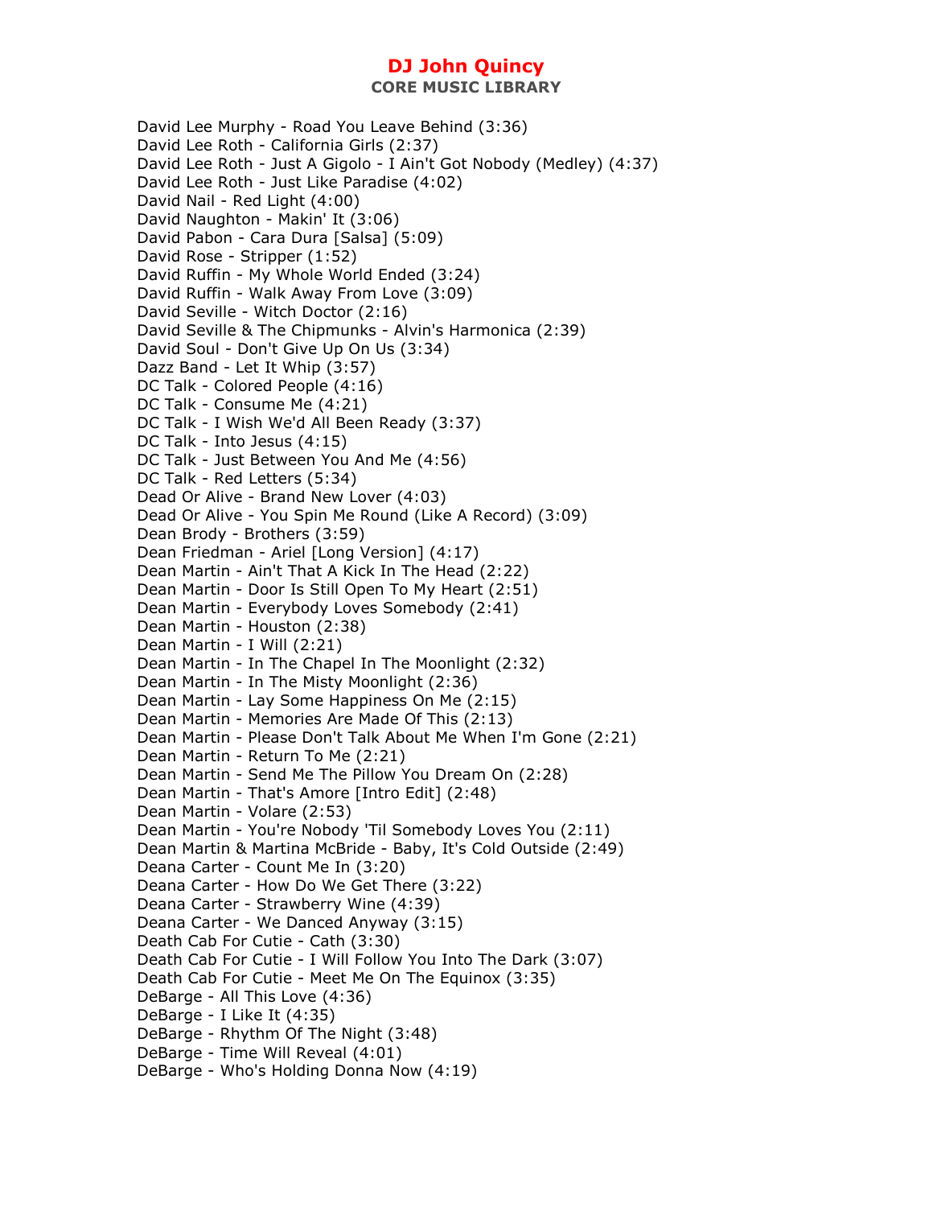# DJ John Quincy

## CORE MUSIC LIBRARY

David Lee Murphy - Road You Leave Behind (3:36)
David Lee Roth - California Girls (2:37)
David Lee Roth - Just A Gigolo - I Ain't Got Nobody (Medley) (4:37)
David Lee Roth - Just Like Paradise (4:02)
David Nail - Red Light (4:00)
David Naughton - Makin' It (3:06)
David Pabon - Cara Dura [Salsa] (5:09)
David Rose - Stripper (1:52)
David Ruffin - My Whole World Ended (3:24)
David Ruffin - Walk Away From Love (3:09)
David Seville - Witch Doctor (2:16)
David Seville & The Chipmunks - Alvin's Harmonica (2:39)
David Soul - Don't Give Up On Us (3:34)
Dazz Band - Let It Whip (3:57)
DC Talk - Colored People (4:16)
DC Talk - Consume Me (4:21)
DC Talk - I Wish We'd All Been Ready (3:37)
DC Talk - Into Jesus (4:15)
DC Talk - Just Between You And Me (4:56)
DC Talk - Red Letters (5:34)
Dead Or Alive - Brand New Lover (4:03)
Dead Or Alive - You Spin Me Round (Like A Record) (3:09)
Dean Brody - Brothers (3:59)
Dean Friedman - Ariel [Long Version] (4:17)
Dean Martin - Ain't That A Kick In The Head (2:22)
Dean Martin - Door Is Still Open To My Heart (2:51)
Dean Martin - Everybody Loves Somebody (2:41)
Dean Martin - Houston (2:38)
Dean Martin - I Will (2:21)
Dean Martin - In The Chapel In The Moonlight (2:32)
Dean Martin - In The Misty Moonlight (2:36)
Dean Martin - Lay Some Happiness On Me (2:15)
Dean Martin - Memories Are Made Of This (2:13)
Dean Martin - Please Don't Talk About Me When I'm Gone (2:21)
Dean Martin - Return To Me (2:21)
Dean Martin - Send Me The Pillow You Dream On (2:28)
Dean Martin - That's Amore [Intro Edit] (2:48)
Dean Martin - Volare (2:53)
Dean Martin - You're Nobody 'Til Somebody Loves You (2:11)
Dean Martin & Martina McBride - Baby, It's Cold Outside (2:49)
Deana Carter - Count Me In (3:20)
Deana Carter - How Do We Get There (3:22)
Deana Carter - Strawberry Wine (4:39)
Deana Carter - We Danced Anyway (3:15)
Death Cab For Cutie - Cath (3:30)
Death Cab For Cutie - I Will Follow You Into The Dark (3:07)
Death Cab For Cutie - Meet Me On The Equinox (3:35)
DeBarge - All This Love (4:36)
DeBarge - I Like It (4:35)
DeBarge - Rhythm Of The Night (3:48)
DeBarge - Time Will Reveal (4:01)
DeBarge - Who's Holding Donna Now (4:19)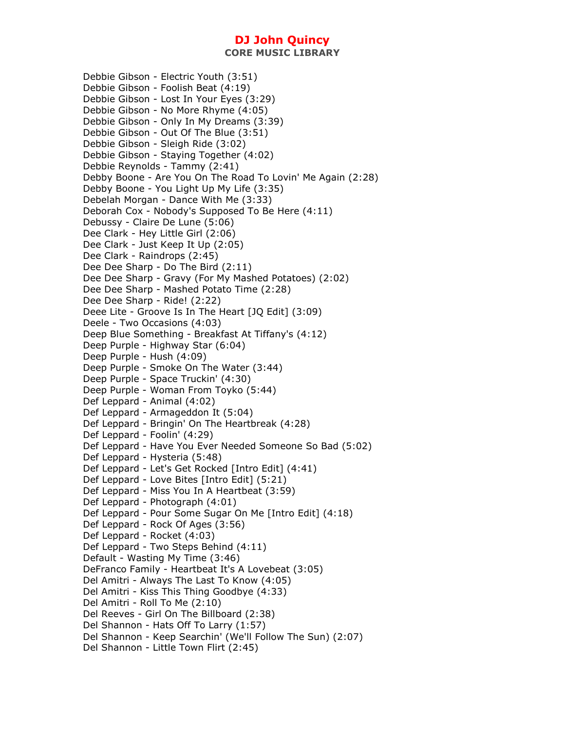# DJ John Quincy

## CORE MUSIC LIBRARY

Debbie Gibson - Electric Youth (3:51)
Debbie Gibson - Foolish Beat (4:19)
Debbie Gibson - Lost In Your Eyes (3:29)
Debbie Gibson - No More Rhyme (4:05)
Debbie Gibson - Only In My Dreams (3:39)
Debbie Gibson - Out Of The Blue (3:51)
Debbie Gibson - Sleigh Ride (3:02)
Debbie Gibson - Staying Together (4:02)
Debbie Reynolds - Tammy (2:41)
Debby Boone - Are You On The Road To Lovin' Me Again (2:28)
Debby Boone - You Light Up My Life (3:35)
Debelah Morgan - Dance With Me (3:33)
Deborah Cox - Nobody's Supposed To Be Here (4:11)
Debussy - Claire De Lune (5:06)
Dee Clark - Hey Little Girl (2:06)
Dee Clark - Just Keep It Up (2:05)
Dee Clark - Raindrops (2:45)
Dee Dee Sharp - Do The Bird (2:11)
Dee Dee Sharp - Gravy (For My Mashed Potatoes) (2:02)
Dee Dee Sharp - Mashed Potato Time (2:28)
Dee Dee Sharp - Ride! (2:22)
Deee Lite - Groove Is In The Heart [JQ Edit] (3:09)
Deele - Two Occasions (4:03)
Deep Blue Something - Breakfast At Tiffany's (4:12)
Deep Purple - Highway Star (6:04)
Deep Purple - Hush (4:09)
Deep Purple - Smoke On The Water (3:44)
Deep Purple - Space Truckin' (4:30)
Deep Purple - Woman From Toyko (5:44)
Def Leppard - Animal (4:02)
Def Leppard - Armageddon It (5:04)
Def Leppard - Bringin' On The Heartbreak (4:28)
Def Leppard - Foolin' (4:29)
Def Leppard - Have You Ever Needed Someone So Bad (5:02)
Def Leppard - Hysteria (5:48)
Def Leppard - Let's Get Rocked [Intro Edit] (4:41)
Def Leppard - Love Bites [Intro Edit] (5:21)
Def Leppard - Miss You In A Heartbeat (3:59)
Def Leppard - Photograph (4:01)
Def Leppard - Pour Some Sugar On Me [Intro Edit] (4:18)
Def Leppard - Rock Of Ages (3:56)
Def Leppard - Rocket (4:03)
Def Leppard - Two Steps Behind (4:11)
Default - Wasting My Time (3:46)
DeFranco Family - Heartbeat It's A Lovebeat (3:05)
Del Amitri - Always The Last To Know (4:05)
Del Amitri - Kiss This Thing Goodbye (4:33)
Del Amitri - Roll To Me (2:10)
Del Reeves - Girl On The Billboard (2:38)
Del Shannon - Hats Off To Larry (1:57)
Del Shannon - Keep Searchin' (We'll Follow The Sun) (2:07)
Del Shannon - Little Town Flirt (2:45)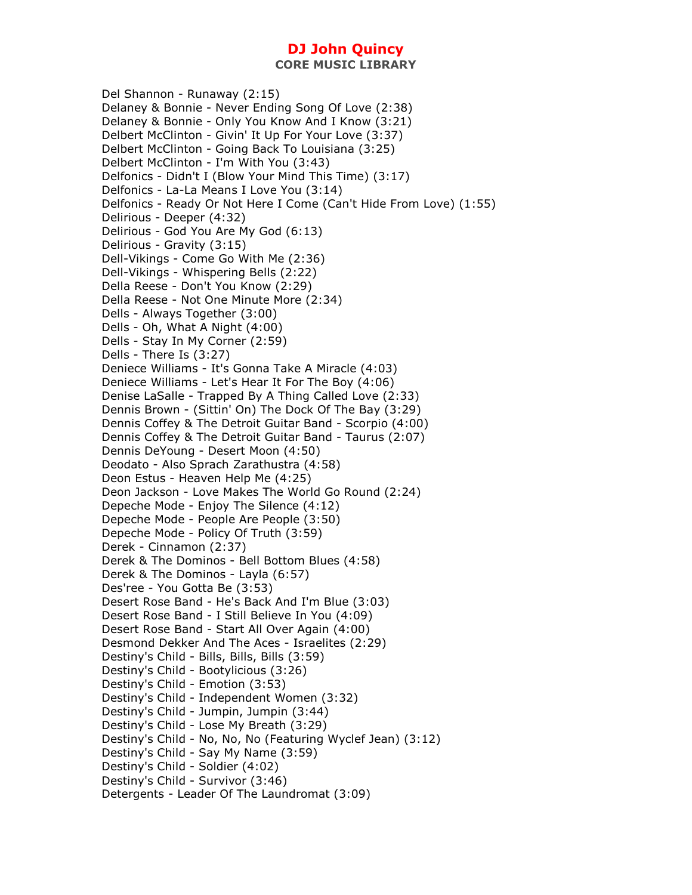Del Shannon - Runaway (2:15)
Delaney & Bonnie - Never Ending Song Of Love (2:38)
Delaney & Bonnie - Only You Know And I Know (3:21)
Delbert McClinton - Givin' It Up For Your Love (3:37)
Delbert McClinton - Going Back To Louisiana (3:25)
Delbert McClinton - I'm With You (3:43)
Delfonics - Didn't I (Blow Your Mind This Time) (3:17)
Delfonics - La-La Means I Love You (3:14)
Delfonics - Ready Or Not Here I Come (Can't Hide From Love) (1:55)
Delirious - Deeper (4:32)
Delirious - God You Are My God (6:13)
Delirious - Gravity (3:15)
Dell-Vikings - Come Go With Me (2:36)
Dell-Vikings - Whispering Bells (2:22)
Della Reese - Don't You Know (2:29)
Della Reese - Not One Minute More (2:34)
Dells - Always Together (3:00)
Dells - Oh, What A Night (4:00)
Dells - Stay In My Corner (2:59)
Dells - There Is (3:27)
Deniece Williams - It's Gonna Take A Miracle (4:03)
Deniece Williams - Let's Hear It For The Boy (4:06)
Denise LaSalle - Trapped By A Thing Called Love (2:33)
Dennis Brown - (Sittin' On) The Dock Of The Bay (3:29)
Dennis Coffey & The Detroit Guitar Band - Scorpio (4:00)
Dennis Coffey & The Detroit Guitar Band - Taurus (2:07)
Dennis DeYoung - Desert Moon (4:50)
Deodato - Also Sprach Zarathustra (4:58)
Deon Estus - Heaven Help Me (4:25)
Deon Jackson - Love Makes The World Go Round (2:24)
Depeche Mode - Enjoy The Silence (4:12)
Depeche Mode - People Are People (3:50)
Depeche Mode - Policy Of Truth (3:59)
Derek - Cinnamon (2:37)
Derek & The Dominos - Bell Bottom Blues (4:58)
Derek & The Dominos - Layla (6:57)
Des'ree - You Gotta Be (3:53)
Desert Rose Band - He's Back And I'm Blue (3:03)
Desert Rose Band - I Still Believe In You (4:09)
Desert Rose Band - Start All Over Again (4:00)
Desmond Dekker And The Aces - Israelites (2:29)
Destiny's Child - Bills, Bills, Bills (3:59)
Destiny's Child - Bootylicious (3:26)
Destiny's Child - Emotion (3:53)
Destiny's Child - Independent Women (3:32)
Destiny's Child - Jumpin, Jumpin (3:44)
Destiny's Child - Lose My Breath (3:29)
Destiny's Child - No, No, No (Featuring Wyclef Jean) (3:12)
Destiny's Child - Say My Name (3:59)
Destiny's Child - Soldier (4:02)
Destiny's Child - Survivor (3:46)
Detergents - Leader Of The Laundromat (3:09)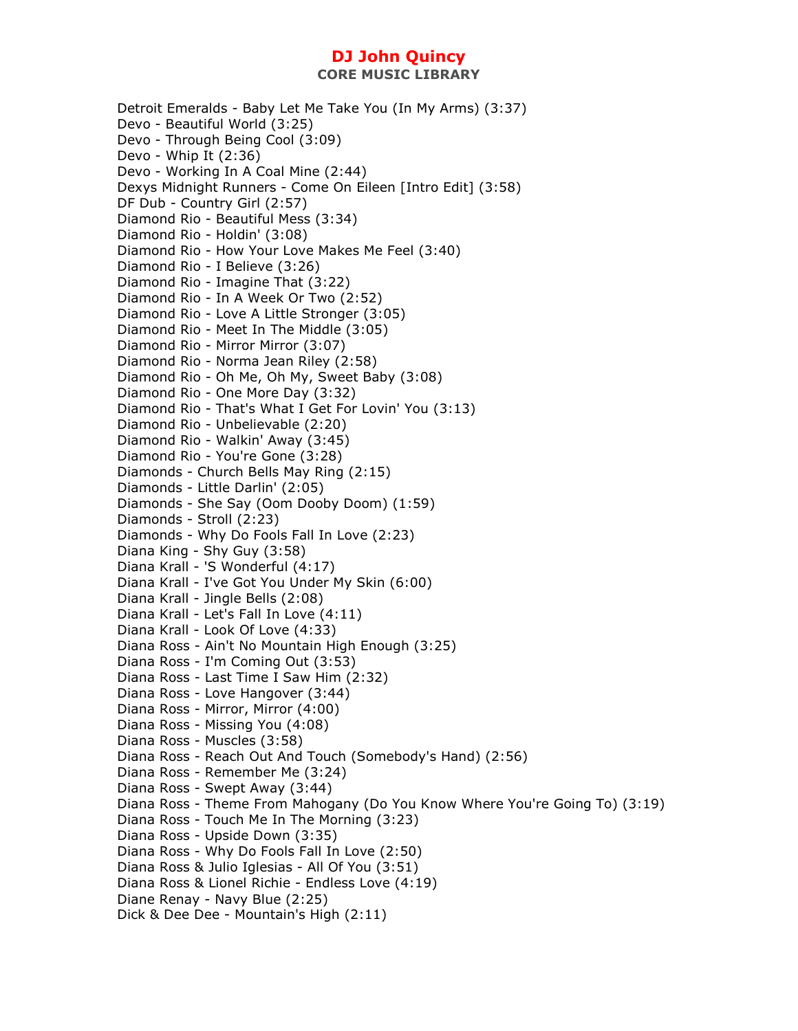Detroit Emeralds - Baby Let Me Take You (In My Arms) (3:37)
Devo - Beautiful World (3:25)
Devo - Through Being Cool (3:09)
Devo - Whip It (2:36)
Devo - Working In A Coal Mine (2:44)
Dexys Midnight Runners - Come On Eileen [Intro Edit] (3:58)
DF Dub - Country Girl (2:57)
Diamond Rio - Beautiful Mess (3:34)
Diamond Rio - Holdin' (3:08)
Diamond Rio - How Your Love Makes Me Feel (3:40)
Diamond Rio - I Believe (3:26)
Diamond Rio - Imagine That (3:22)
Diamond Rio - In A Week Or Two (2:52)
Diamond Rio - Love A Little Stronger (3:05)
Diamond Rio - Meet In The Middle (3:05)
Diamond Rio - Mirror Mirror (3:07)
Diamond Rio - Norma Jean Riley (2:58)
Diamond Rio - Oh Me, Oh My, Sweet Baby (3:08)
Diamond Rio - One More Day (3:32)
Diamond Rio - That's What I Get For Lovin' You (3:13)
Diamond Rio - Unbelievable (2:20)
Diamond Rio - Walkin' Away (3:45)
Diamond Rio - You're Gone (3:28)
Diamonds - Church Bells May Ring (2:15)
Diamonds - Little Darlin' (2:05)
Diamonds - She Say (Oom Dooby Doom) (1:59)
Diamonds - Stroll (2:23)
Diamonds - Why Do Fools Fall In Love (2:23)
Diana King - Shy Guy (3:58)
Diana Krall - 'S Wonderful (4:17)
Diana Krall - I've Got You Under My Skin (6:00)
Diana Krall - Jingle Bells (2:08)
Diana Krall - Let's Fall In Love (4:11)
Diana Krall - Look Of Love (4:33)
Diana Ross - Ain't No Mountain High Enough (3:25)
Diana Ross - I'm Coming Out (3:53)
Diana Ross - Last Time I Saw Him (2:32)
Diana Ross - Love Hangover (3:44)
Diana Ross - Mirror, Mirror (4:00)
Diana Ross - Missing You (4:08)
Diana Ross - Muscles (3:58)
Diana Ross - Reach Out And Touch (Somebody's Hand) (2:56)
Diana Ross - Remember Me (3:24)
Diana Ross - Swept Away (3:44)
Diana Ross - Theme From Mahogany (Do You Know Where You're Going To) (3:19)
Diana Ross - Touch Me In The Morning (3:23)
Diana Ross - Upside Down (3:35)
Diana Ross - Why Do Fools Fall In Love (2:50)
Diana Ross & Julio Iglesias - All Of You (3:51)
Diana Ross & Lionel Richie - Endless Love (4:19)
Diane Renay - Navy Blue (2:25)
Dick & Dee Dee - Mountain's High (2:11)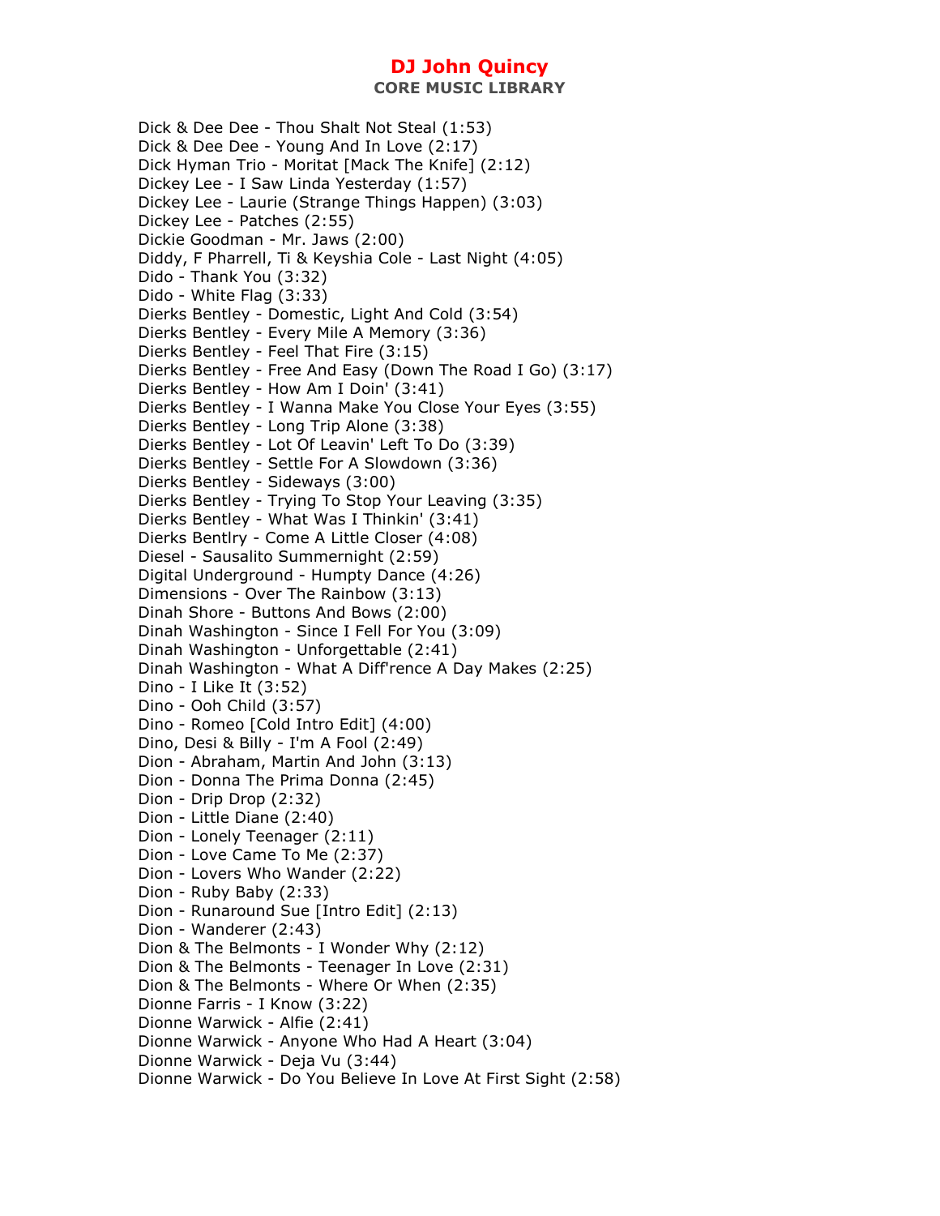# DJ John Quincy

## CORE MUSIC LIBRARY

Dick & Dee Dee - Thou Shalt Not Steal (1:53)
Dick & Dee Dee - Young And In Love (2:17)
Dick Hyman Trio - Moritat [Mack The Knife] (2:12)
Dickey Lee - I Saw Linda Yesterday (1:57)
Dickey Lee - Laurie (Strange Things Happen) (3:03)
Dickey Lee - Patches (2:55)
Dickie Goodman - Mr. Jaws (2:00)
Diddy, F Pharrell, Ti & Keyshia Cole - Last Night (4:05)
Dido - Thank You (3:32)
Dido - White Flag (3:33)
Dierks Bentley - Domestic, Light And Cold (3:54)
Dierks Bentley - Every Mile A Memory (3:36)
Dierks Bentley - Feel That Fire (3:15)
Dierks Bentley - Free And Easy (Down The Road I Go) (3:17)
Dierks Bentley - How Am I Doin' (3:41)
Dierks Bentley - I Wanna Make You Close Your Eyes (3:55)
Dierks Bentley - Long Trip Alone (3:38)
Dierks Bentley - Lot Of Leavin' Left To Do (3:39)
Dierks Bentley - Settle For A Slowdown (3:36)
Dierks Bentley - Sideways (3:00)
Dierks Bentley - Trying To Stop Your Leaving (3:35)
Dierks Bentley - What Was I Thinkin' (3:41)
Dierks Bentlry - Come A Little Closer (4:08)
Diesel - Sausalito Summernight (2:59)
Digital Underground - Humpty Dance (4:26)
Dimensions - Over The Rainbow (3:13)
Dinah Shore - Buttons And Bows (2:00)
Dinah Washington - Since I Fell For You (3:09)
Dinah Washington - Unforgettable (2:41)
Dinah Washington - What A Diff'rence A Day Makes (2:25)
Dino - I Like It (3:52)
Dino - Ooh Child (3:57)
Dino - Romeo [Cold Intro Edit] (4:00)
Dino, Desi & Billy - I'm A Fool (2:49)
Dion - Abraham, Martin And John (3:13)
Dion - Donna The Prima Donna (2:45)
Dion - Drip Drop (2:32)
Dion - Little Diane (2:40)
Dion - Lonely Teenager (2:11)
Dion - Love Came To Me (2:37)
Dion - Lovers Who Wander (2:22)
Dion - Ruby Baby (2:33)
Dion - Runaround Sue [Intro Edit] (2:13)
Dion - Wanderer (2:43)
Dion & The Belmonts - I Wonder Why (2:12)
Dion & The Belmonts - Teenager In Love (2:31)
Dion & The Belmonts - Where Or When (2:35)
Dionne Farris - I Know (3:22)
Dionne Warwick - Alfie (2:41)
Dionne Warwick - Anyone Who Had A Heart (3:04)
Dionne Warwick - Deja Vu (3:44)
Dionne Warwick - Do You Believe In Love At First Sight (2:58)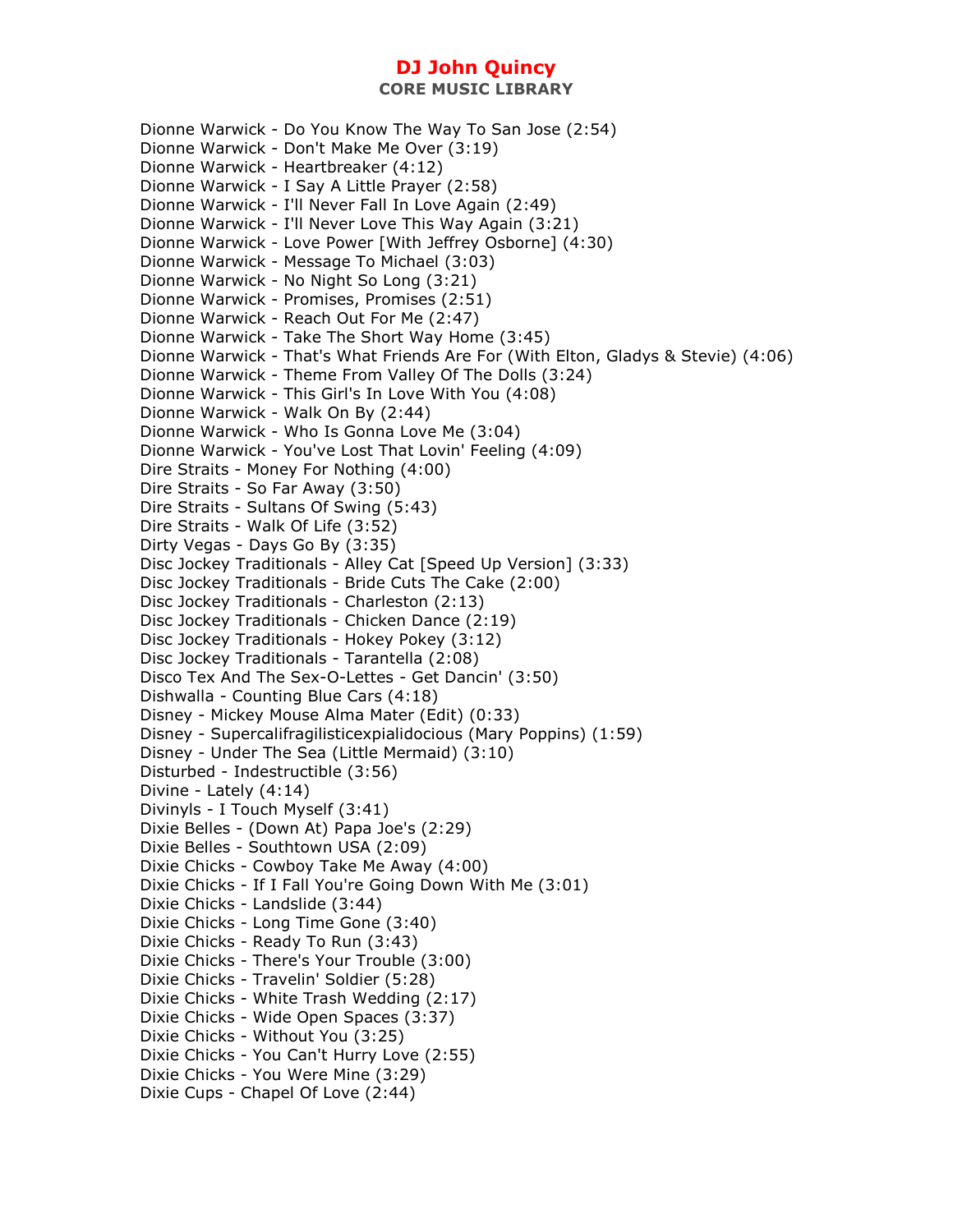# DJ John Quincy

## CORE MUSIC LIBRARY

Dionne Warwick - Do You Know The Way To San Jose (2:54)
Dionne Warwick - Don't Make Me Over (3:19)
Dionne Warwick - Heartbreaker (4:12)
Dionne Warwick - I Say A Little Prayer (2:58)
Dionne Warwick - I'll Never Fall In Love Again (2:49)
Dionne Warwick - I'll Never Love This Way Again (3:21)
Dionne Warwick - Love Power [With Jeffrey Osborne] (4:30)
Dionne Warwick - Message To Michael (3:03)
Dionne Warwick - No Night So Long (3:21)
Dionne Warwick - Promises, Promises (2:51)
Dionne Warwick - Reach Out For Me (2:47)
Dionne Warwick - Take The Short Way Home (3:45)
Dionne Warwick - That's What Friends Are For (With Elton, Gladys & Stevie) (4:06)
Dionne Warwick - Theme From Valley Of The Dolls (3:24)
Dionne Warwick - This Girl's In Love With You (4:08)
Dionne Warwick - Walk On By (2:44)
Dionne Warwick - Who Is Gonna Love Me (3:04)
Dionne Warwick - You've Lost That Lovin' Feeling (4:09)
Dire Straits - Money For Nothing (4:00)
Dire Straits - So Far Away (3:50)
Dire Straits - Sultans Of Swing (5:43)
Dire Straits - Walk Of Life (3:52)
Dirty Vegas - Days Go By (3:35)
Disc Jockey Traditionals - Alley Cat [Speed Up Version] (3:33)
Disc Jockey Traditionals - Bride Cuts The Cake (2:00)
Disc Jockey Traditionals - Charleston (2:13)
Disc Jockey Traditionals - Chicken Dance (2:19)
Disc Jockey Traditionals - Hokey Pokey (3:12)
Disc Jockey Traditionals - Tarantella (2:08)
Disco Tex And The Sex-O-Lettes - Get Dancin' (3:50)
Dishwalla - Counting Blue Cars (4:18)
Disney - Mickey Mouse Alma Mater (Edit) (0:33)
Disney - Supercalifragilisticexpialidocious (Mary Poppins) (1:59)
Disney - Under The Sea (Little Mermaid) (3:10)
Disturbed - Indestructible (3:56)
Divine - Lately (4:14)
Divinyls - I Touch Myself (3:41)
Dixie Belles - (Down At) Papa Joe's (2:29)
Dixie Belles - Southtown USA (2:09)
Dixie Chicks - Cowboy Take Me Away (4:00)
Dixie Chicks - If I Fall You're Going Down With Me (3:01)
Dixie Chicks - Landslide (3:44)
Dixie Chicks - Long Time Gone (3:40)
Dixie Chicks - Ready To Run (3:43)
Dixie Chicks - There's Your Trouble (3:00)
Dixie Chicks - Travelin' Soldier (5:28)
Dixie Chicks - White Trash Wedding (2:17)
Dixie Chicks - Wide Open Spaces (3:37)
Dixie Chicks - Without You (3:25)
Dixie Chicks - You Can't Hurry Love (2:55)
Dixie Chicks - You Were Mine (3:29)
Dixie Cups - Chapel Of Love (2:44)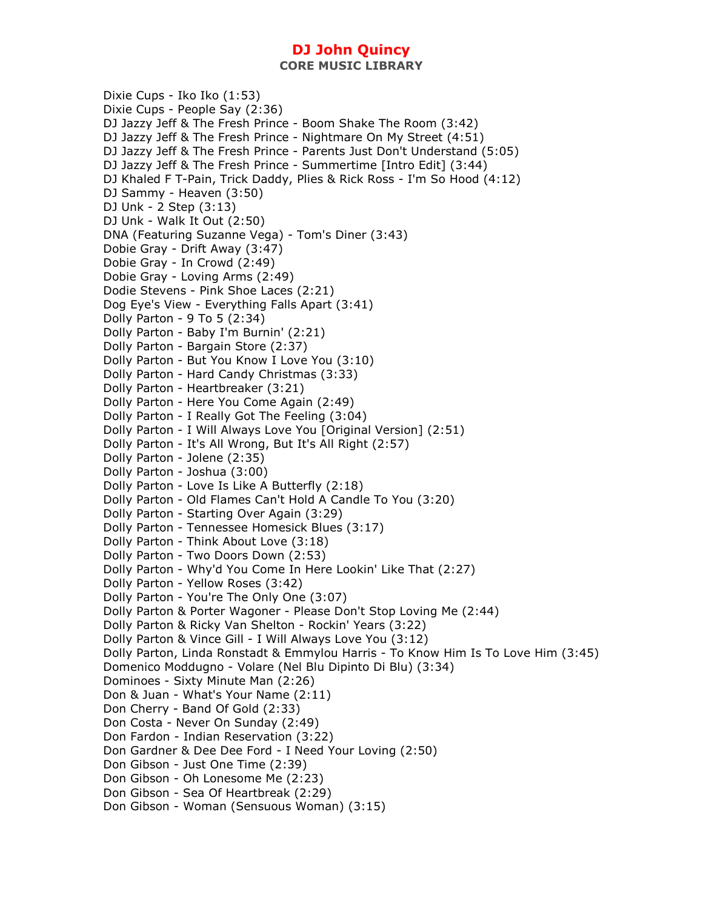Dixie Cups - Iko Iko (1:53)
Dixie Cups - People Say (2:36)
DJ Jazzy Jeff & The Fresh Prince - Boom Shake The Room (3:42)
DJ Jazzy Jeff & The Fresh Prince - Nightmare On My Street (4:51)
DJ Jazzy Jeff & The Fresh Prince - Parents Just Don't Understand (5:05)
DJ Jazzy Jeff & The Fresh Prince - Summertime [Intro Edit] (3:44)
DJ Khaled F T-Pain, Trick Daddy, Plies & Rick Ross - I'm So Hood (4:12)
DJ Sammy - Heaven (3:50)
DJ Unk - 2 Step (3:13)
DJ Unk - Walk It Out (2:50)
DNA (Featuring Suzanne Vega) - Tom's Diner (3:43)
Dobie Gray - Drift Away (3:47)
Dobie Gray - In Crowd (2:49)
Dobie Gray - Loving Arms (2:49)
Dodie Stevens - Pink Shoe Laces (2:21)
Dog Eye's View - Everything Falls Apart (3:41)
Dolly Parton - 9 To 5 (2:34)
Dolly Parton - Baby I'm Burnin' (2:21)
Dolly Parton - Bargain Store (2:37)
Dolly Parton - But You Know I Love You (3:10)
Dolly Parton - Hard Candy Christmas (3:33)
Dolly Parton - Heartbreaker (3:21)
Dolly Parton - Here You Come Again (2:49)
Dolly Parton - I Really Got The Feeling (3:04)
Dolly Parton - I Will Always Love You [Original Version] (2:51)
Dolly Parton - It's All Wrong, But It's All Right (2:57)
Dolly Parton - Jolene (2:35)
Dolly Parton - Joshua (3:00)
Dolly Parton - Love Is Like A Butterfly (2:18)
Dolly Parton - Old Flames Can't Hold A Candle To You (3:20)
Dolly Parton - Starting Over Again (3:29)
Dolly Parton - Tennessee Homesick Blues (3:17)
Dolly Parton - Think About Love (3:18)
Dolly Parton - Two Doors Down (2:53)
Dolly Parton - Why'd You Come In Here Lookin' Like That (2:27)
Dolly Parton - Yellow Roses (3:42)
Dolly Parton - You're The Only One (3:07)
Dolly Parton & Porter Wagoner - Please Don't Stop Loving Me (2:44)
Dolly Parton & Ricky Van Shelton - Rockin' Years (3:22)
Dolly Parton & Vince Gill - I Will Always Love You (3:12)
Dolly Parton, Linda Ronstadt & Emmylou Harris - To Know Him Is To Love Him (3:45)
Domenico Moddugno - Volare (Nel Blu Dipinto Di Blu) (3:34)
Dominoes - Sixty Minute Man (2:26)
Don & Juan - What's Your Name (2:11)
Don Cherry - Band Of Gold (2:33)
Don Costa - Never On Sunday (2:49)
Don Fardon - Indian Reservation (3:22)
Don Gardner & Dee Dee Ford - I Need Your Loving (2:50)
Don Gibson - Just One Time (2:39)
Don Gibson - Oh Lonesome Me (2:23)
Don Gibson - Sea Of Heartbreak (2:29)
Don Gibson - Woman (Sensuous Woman) (3:15)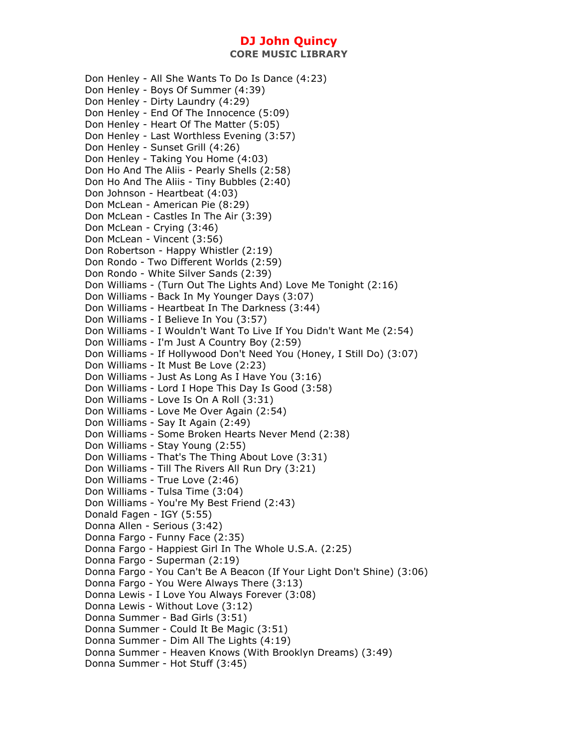Don Henley - All She Wants To Do Is Dance (4:23)
Don Henley - Boys Of Summer (4:39)
Don Henley - Dirty Laundry (4:29)
Don Henley - End Of The Innocence (5:09)
Don Henley - Heart Of The Matter (5:05)
Don Henley - Last Worthless Evening (3:57)
Don Henley - Sunset Grill (4:26)
Don Henley - Taking You Home (4:03)
Don Ho And The Aliis - Pearly Shells (2:58)
Don Ho And The Aliis - Tiny Bubbles (2:40)
Don Johnson - Heartbeat (4:03)
Don McLean - American Pie (8:29)
Don McLean - Castles In The Air (3:39)
Don McLean - Crying (3:46)
Don McLean - Vincent (3:56)
Don Robertson - Happy Whistler (2:19)
Don Rondo - Two Different Worlds (2:59)
Don Rondo - White Silver Sands (2:39)
Don Williams - (Turn Out The Lights And) Love Me Tonight (2:16)
Don Williams - Back In My Younger Days (3:07)
Don Williams - Heartbeat In The Darkness (3:44)
Don Williams - I Believe In You (3:57)
Don Williams - I Wouldn't Want To Live If You Didn't Want Me (2:54)
Don Williams - I'm Just A Country Boy (2:59)
Don Williams - If Hollywood Don't Need You (Honey, I Still Do) (3:07)
Don Williams - It Must Be Love (2:23)
Don Williams - Just As Long As I Have You (3:16)
Don Williams - Lord I Hope This Day Is Good (3:58)
Don Williams - Love Is On A Roll (3:31)
Don Williams - Love Me Over Again (2:54)
Don Williams - Say It Again (2:49)
Don Williams - Some Broken Hearts Never Mend (2:38)
Don Williams - Stay Young (2:55)
Don Williams - That's The Thing About Love (3:31)
Don Williams - Till The Rivers All Run Dry (3:21)
Don Williams - True Love (2:46)
Don Williams - Tulsa Time (3:04)
Don Williams - You're My Best Friend (2:43)
Donald Fagen - IGY (5:55)
Donna Allen - Serious (3:42)
Donna Fargo - Funny Face (2:35)
Donna Fargo - Happiest Girl In The Whole U.S.A. (2:25)
Donna Fargo - Superman (2:19)
Donna Fargo - You Can't Be A Beacon (If Your Light Don't Shine) (3:06)
Donna Fargo - You Were Always There (3:13)
Donna Lewis - I Love You Always Forever (3:08)
Donna Lewis - Without Love (3:12)
Donna Summer - Bad Girls (3:51)
Donna Summer - Could It Be Magic (3:51)
Donna Summer - Dim All The Lights (4:19)
Donna Summer - Heaven Knows (With Brooklyn Dreams) (3:49)
Donna Summer - Hot Stuff (3:45)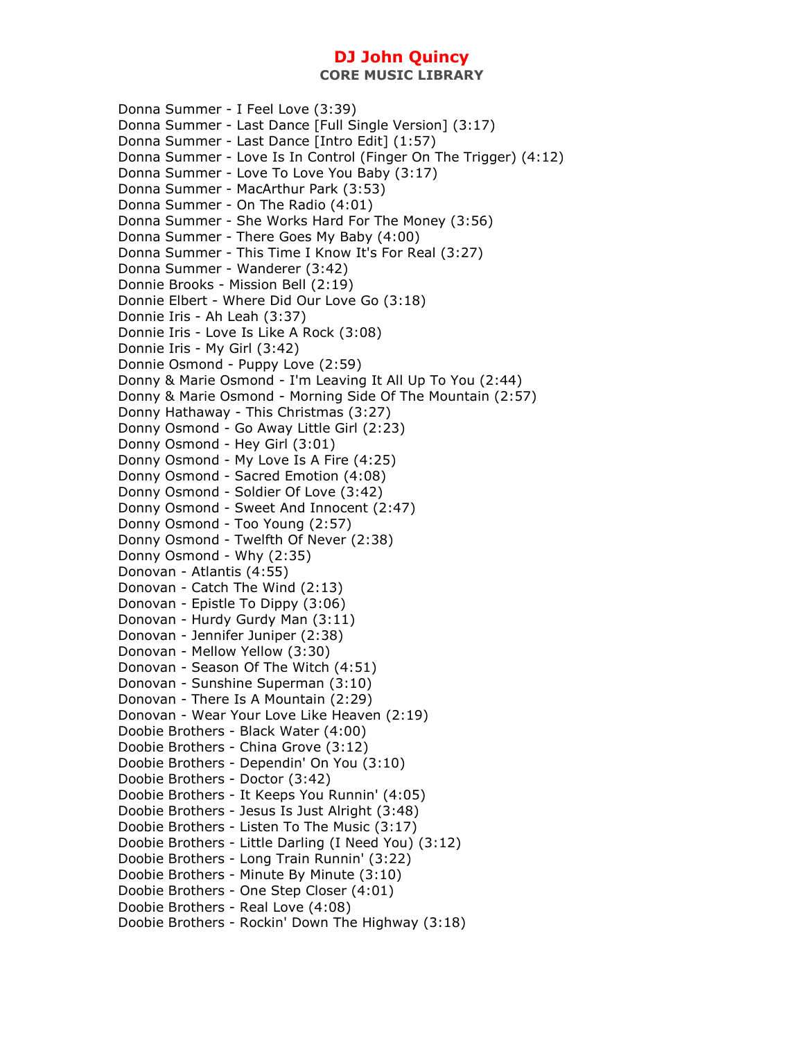Donna Summer - I Feel Love (3:39)
Donna Summer - Last Dance [Full Single Version] (3:17)
Donna Summer - Last Dance [Intro Edit] (1:57)
Donna Summer - Love Is In Control (Finger On The Trigger) (4:12)
Donna Summer - Love To Love You Baby (3:17)
Donna Summer - MacArthur Park (3:53)
Donna Summer - On The Radio (4:01)
Donna Summer - She Works Hard For The Money (3:56)
Donna Summer - There Goes My Baby (4:00)
Donna Summer - This Time I Know It's For Real (3:27)
Donna Summer - Wanderer (3:42)
Donnie Brooks - Mission Bell (2:19)
Donnie Elbert - Where Did Our Love Go (3:18)
Donnie Iris - Ah Leah (3:37)
Donnie Iris - Love Is Like A Rock (3:08)
Donnie Iris - My Girl (3:42)
Donnie Osmond - Puppy Love (2:59)
Donny & Marie Osmond - I'm Leaving It All Up To You (2:44)
Donny & Marie Osmond - Morning Side Of The Mountain (2:57)
Donny Hathaway - This Christmas (3:27)
Donny Osmond - Go Away Little Girl (2:23)
Donny Osmond - Hey Girl (3:01)
Donny Osmond - My Love Is A Fire (4:25)
Donny Osmond - Sacred Emotion (4:08)
Donny Osmond - Soldier Of Love (3:42)
Donny Osmond - Sweet And Innocent (2:47)
Donny Osmond - Too Young (2:57)
Donny Osmond - Twelfth Of Never (2:38)
Donny Osmond - Why (2:35)
Donovan - Atlantis (4:55)
Donovan - Catch The Wind (2:13)
Donovan - Epistle To Dippy (3:06)
Donovan - Hurdy Gurdy Man (3:11)
Donovan - Jennifer Juniper (2:38)
Donovan - Mellow Yellow (3:30)
Donovan - Season Of The Witch (4:51)
Donovan - Sunshine Superman (3:10)
Donovan - There Is A Mountain (2:29)
Donovan - Wear Your Love Like Heaven (2:19)
Doobie Brothers - Black Water (4:00)
Doobie Brothers - China Grove (3:12)
Doobie Brothers - Dependin' On You (3:10)
Doobie Brothers - Doctor (3:42)
Doobie Brothers - It Keeps You Runnin' (4:05)
Doobie Brothers - Jesus Is Just Alright (3:48)
Doobie Brothers - Listen To The Music (3:17)
Doobie Brothers - Little Darling (I Need You) (3:12)
Doobie Brothers - Long Train Runnin' (3:22)
Doobie Brothers - Minute By Minute (3:10)
Doobie Brothers - One Step Closer (4:01)
Doobie Brothers - Real Love (4:08)
Doobie Brothers - Rockin' Down The Highway (3:18)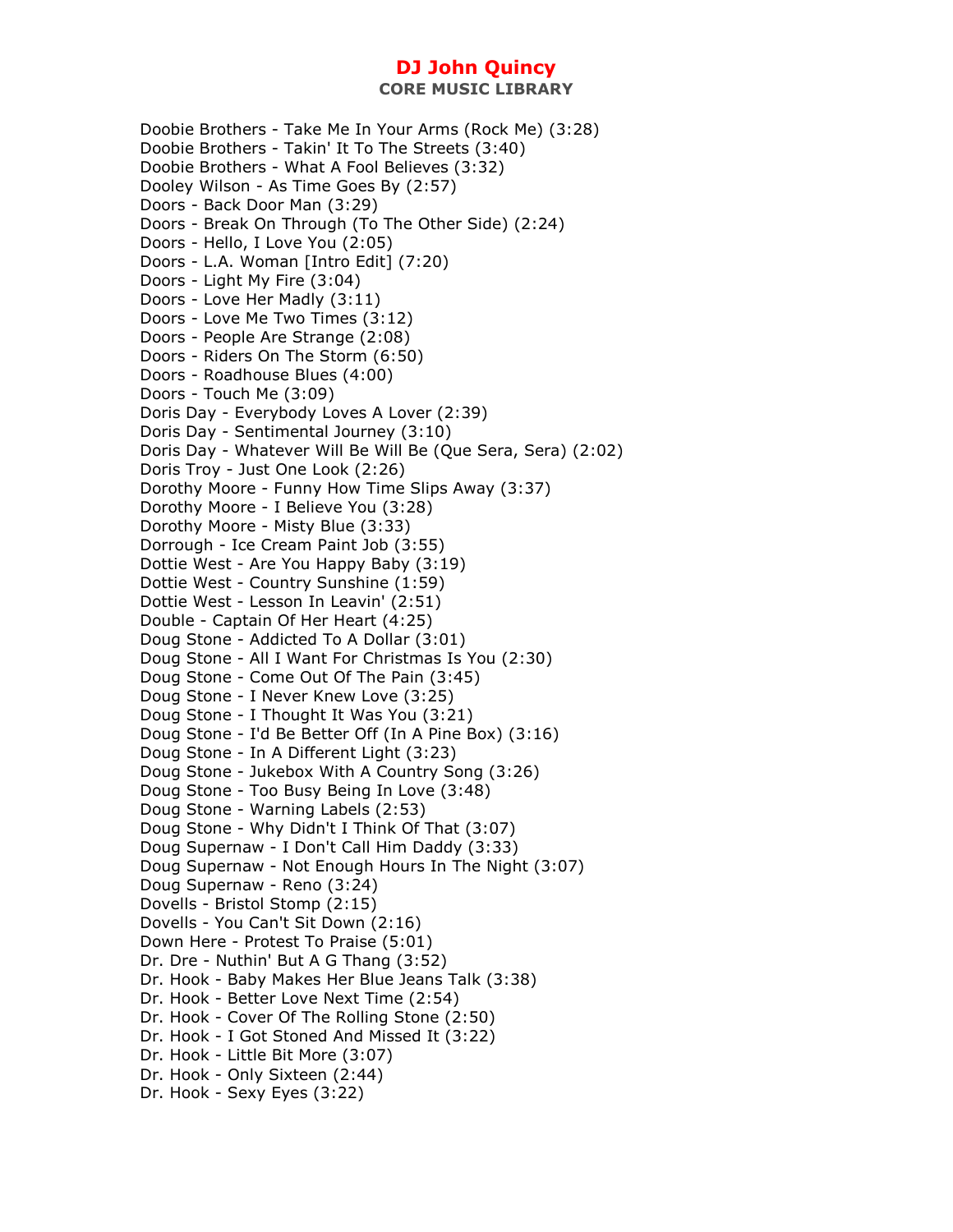# DJ John Quincy

## CORE MUSIC LIBRARY

Doobie Brothers - Take Me In Your Arms (Rock Me) (3:28)
Doobie Brothers - Takin' It To The Streets (3:40)
Doobie Brothers - What A Fool Believes (3:32)
Dooley Wilson - As Time Goes By (2:57)
Doors - Back Door Man (3:29)
Doors - Break On Through (To The Other Side) (2:24)
Doors - Hello, I Love You (2:05)
Doors - L.A. Woman [Intro Edit] (7:20)
Doors - Light My Fire (3:04)
Doors - Love Her Madly (3:11)
Doors - Love Me Two Times (3:12)
Doors - People Are Strange (2:08)
Doors - Riders On The Storm (6:50)
Doors - Roadhouse Blues (4:00)
Doors - Touch Me (3:09)
Doris Day - Everybody Loves A Lover (2:39)
Doris Day - Sentimental Journey (3:10)
Doris Day - Whatever Will Be Will Be (Que Sera, Sera) (2:02)
Doris Troy - Just One Look (2:26)
Dorothy Moore - Funny How Time Slips Away (3:37)
Dorothy Moore - I Believe You (3:28)
Dorothy Moore - Misty Blue (3:33)
Dorrough - Ice Cream Paint Job (3:55)
Dottie West - Are You Happy Baby (3:19)
Dottie West - Country Sunshine (1:59)
Dottie West - Lesson In Leavin' (2:51)
Double - Captain Of Her Heart (4:25)
Doug Stone - Addicted To A Dollar (3:01)
Doug Stone - All I Want For Christmas Is You (2:30)
Doug Stone - Come Out Of The Pain (3:45)
Doug Stone - I Never Knew Love (3:25)
Doug Stone - I Thought It Was You (3:21)
Doug Stone - I'd Be Better Off (In A Pine Box) (3:16)
Doug Stone - In A Different Light (3:23)
Doug Stone - Jukebox With A Country Song (3:26)
Doug Stone - Too Busy Being In Love (3:48)
Doug Stone - Warning Labels (2:53)
Doug Stone - Why Didn't I Think Of That (3:07)
Doug Supernaw - I Don't Call Him Daddy (3:33)
Doug Supernaw - Not Enough Hours In The Night (3:07)
Doug Supernaw - Reno (3:24)
Dovells - Bristol Stomp (2:15)
Dovells - You Can't Sit Down (2:16)
Down Here - Protest To Praise (5:01)
Dr. Dre - Nuthin' But A G Thang (3:52)
Dr. Hook - Baby Makes Her Blue Jeans Talk (3:38)
Dr. Hook - Better Love Next Time (2:54)
Dr. Hook - Cover Of The Rolling Stone (2:50)
Dr. Hook - I Got Stoned And Missed It (3:22)
Dr. Hook - Little Bit More (3:07)
Dr. Hook - Only Sixteen (2:44)
Dr. Hook - Sexy Eyes (3:22)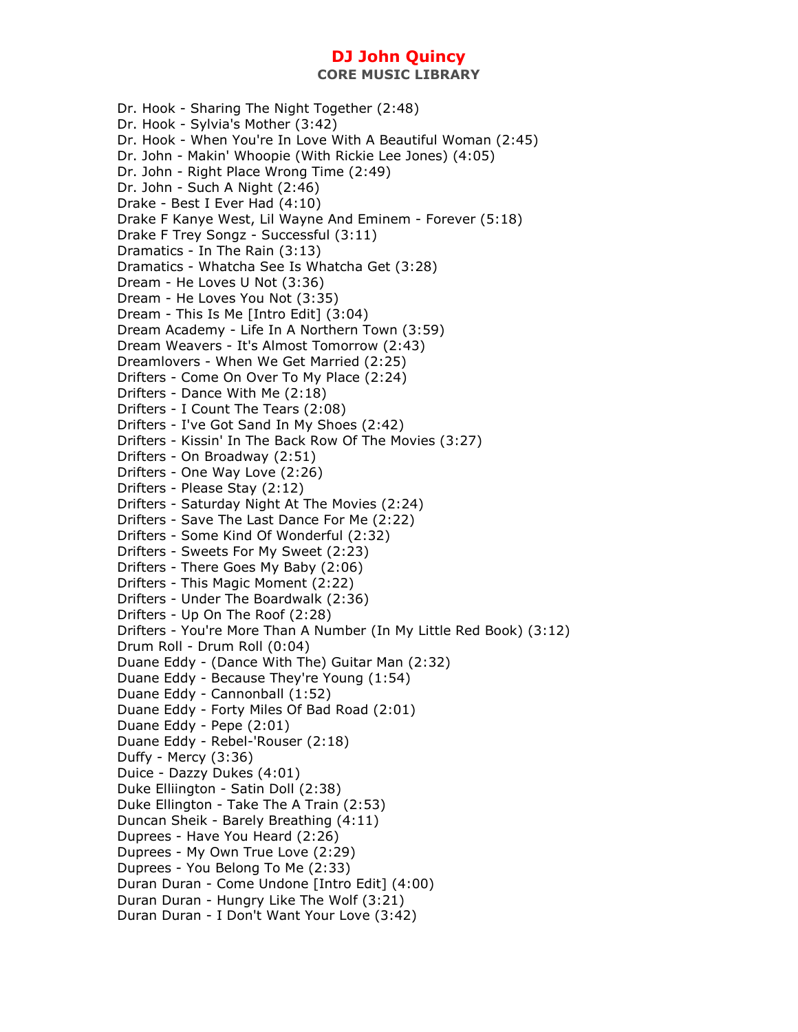Dr. Hook - Sharing The Night Together (2:48)
Dr. Hook - Sylvia's Mother (3:42)
Dr. Hook - When You're In Love With A Beautiful Woman (2:45)
Dr. John - Makin' Whoopie (With Rickie Lee Jones) (4:05)
Dr. John - Right Place Wrong Time (2:49)
Dr. John - Such A Night (2:46)
Drake - Best I Ever Had (4:10)
Drake F Kanye West, Lil Wayne And Eminem - Forever (5:18)
Drake F Trey Songz - Successful (3:11)
Dramatics - In The Rain (3:13)
Dramatics - Whatcha See Is Whatcha Get (3:28)
Dream - He Loves U Not (3:36)
Dream - He Loves You Not (3:35)
Dream - This Is Me [Intro Edit] (3:04)
Dream Academy - Life In A Northern Town (3:59)
Dream Weavers - It's Almost Tomorrow (2:43)
Dreamlovers - When We Get Married (2:25)
Drifters - Come On Over To My Place (2:24)
Drifters - Dance With Me (2:18)
Drifters - I Count The Tears (2:08)
Drifters - I've Got Sand In My Shoes (2:42)
Drifters - Kissin' In The Back Row Of The Movies (3:27)
Drifters - On Broadway (2:51)
Drifters - One Way Love (2:26)
Drifters - Please Stay (2:12)
Drifters - Saturday Night At The Movies (2:24)
Drifters - Save The Last Dance For Me (2:22)
Drifters - Some Kind Of Wonderful (2:32)
Drifters - Sweets For My Sweet (2:23)
Drifters - There Goes My Baby (2:06)
Drifters - This Magic Moment (2:22)
Drifters - Under The Boardwalk (2:36)
Drifters - Up On The Roof (2:28)
Drifters - You're More Than A Number (In My Little Red Book) (3:12)
Drum Roll - Drum Roll (0:04)
Duane Eddy - (Dance With The) Guitar Man (2:32)
Duane Eddy - Because They're Young (1:54)
Duane Eddy - Cannonball (1:52)
Duane Eddy - Forty Miles Of Bad Road (2:01)
Duane Eddy - Pepe (2:01)
Duane Eddy - Rebel-'Rouser (2:18)
Duffy - Mercy (3:36)
Duice - Dazzy Dukes (4:01)
Duke Elliington - Satin Doll (2:38)
Duke Ellington - Take The A Train (2:53)
Duncan Sheik - Barely Breathing (4:11)
Duprees - Have You Heard (2:26)
Duprees - My Own True Love (2:29)
Duprees - You Belong To Me (2:33)
Duran Duran - Come Undone [Intro Edit] (4:00)
Duran Duran - Hungry Like The Wolf (3:21)
Duran Duran - I Don't Want Your Love (3:42)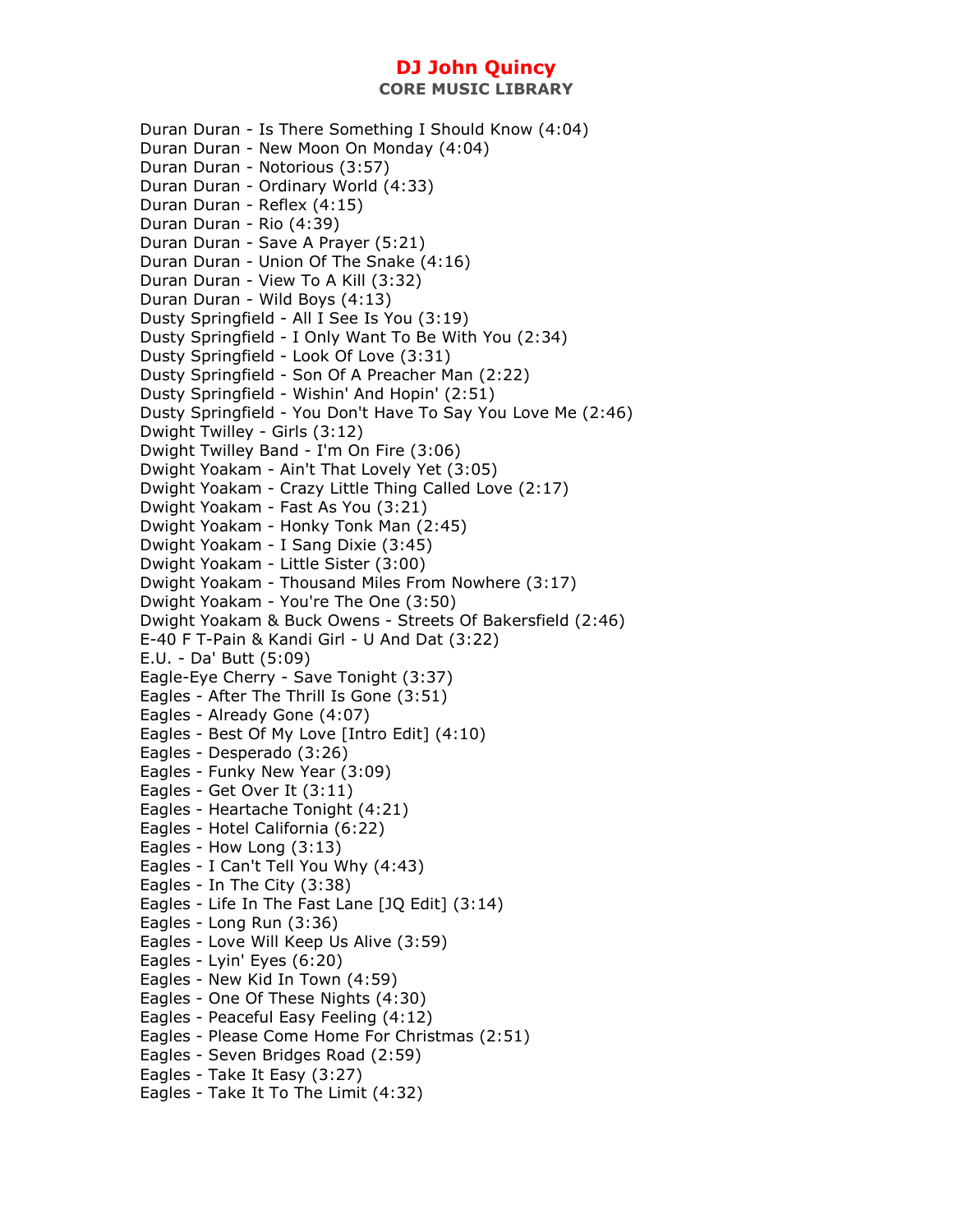# DJ John Quincy

## CORE MUSIC LIBRARY

Duran Duran - Is There Something I Should Know (4:04)
Duran Duran - New Moon On Monday (4:04)
Duran Duran - Notorious (3:57)
Duran Duran - Ordinary World (4:33)
Duran Duran - Reflex (4:15)
Duran Duran - Rio (4:39)
Duran Duran - Save A Prayer (5:21)
Duran Duran - Union Of The Snake (4:16)
Duran Duran - View To A Kill (3:32)
Duran Duran - Wild Boys (4:13)
Dusty Springfield - All I See Is You (3:19)
Dusty Springfield - I Only Want To Be With You (2:34)
Dusty Springfield - Look Of Love (3:31)
Dusty Springfield - Son Of A Preacher Man (2:22)
Dusty Springfield - Wishin' And Hopin' (2:51)
Dusty Springfield - You Don't Have To Say You Love Me (2:46)
Dwight Twilley - Girls (3:12)
Dwight Twilley Band - I'm On Fire (3:06)
Dwight Yoakam - Ain't That Lovely Yet (3:05)
Dwight Yoakam - Crazy Little Thing Called Love (2:17)
Dwight Yoakam - Fast As You (3:21)
Dwight Yoakam - Honky Tonk Man (2:45)
Dwight Yoakam - I Sang Dixie (3:45)
Dwight Yoakam - Little Sister (3:00)
Dwight Yoakam - Thousand Miles From Nowhere (3:17)
Dwight Yoakam - You're The One (3:50)
Dwight Yoakam & Buck Owens - Streets Of Bakersfield (2:46)
E-40 F T-Pain & Kandi Girl - U And Dat (3:22)
E.U. - Da' Butt (5:09)
Eagle-Eye Cherry - Save Tonight (3:37)
Eagles - After The Thrill Is Gone (3:51)
Eagles - Already Gone (4:07)
Eagles - Best Of My Love [Intro Edit] (4:10)
Eagles - Desperado (3:26)
Eagles - Funky New Year (3:09)
Eagles - Get Over It (3:11)
Eagles - Heartache Tonight (4:21)
Eagles - Hotel California (6:22)
Eagles - How Long (3:13)
Eagles - I Can't Tell You Why (4:43)
Eagles - In The City (3:38)
Eagles - Life In The Fast Lane [JQ Edit] (3:14)
Eagles - Long Run (3:36)
Eagles - Love Will Keep Us Alive (3:59)
Eagles - Lyin' Eyes (6:20)
Eagles - New Kid In Town (4:59)
Eagles - One Of These Nights (4:30)
Eagles - Peaceful Easy Feeling (4:12)
Eagles - Please Come Home For Christmas (2:51)
Eagles - Seven Bridges Road (2:59)
Eagles - Take It Easy (3:27)
Eagles - Take It To The Limit (4:32)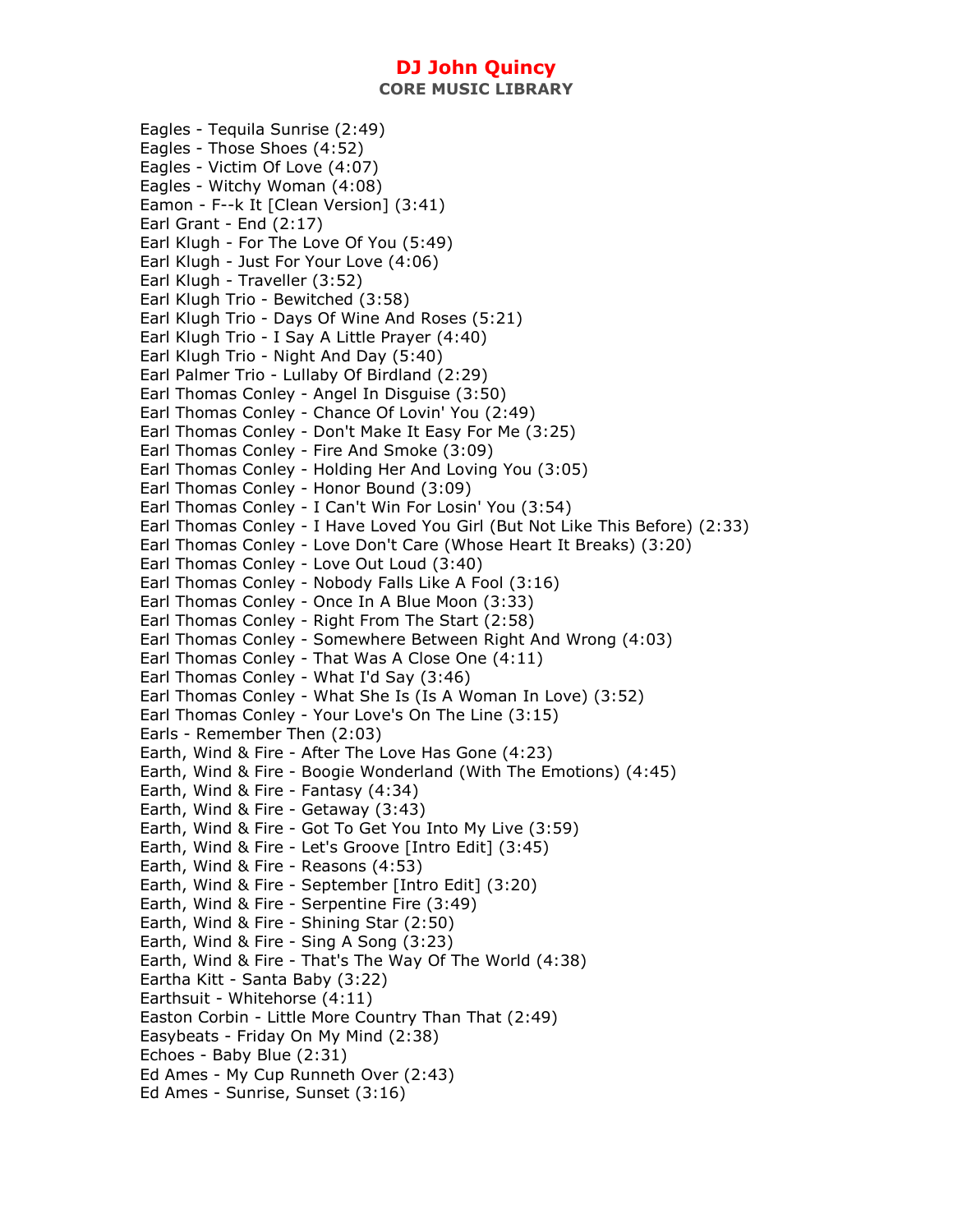Eagles - Tequila Sunrise (2:49)
Eagles - Those Shoes (4:52)
Eagles - Victim Of Love (4:07)
Eagles - Witchy Woman (4:08)
Eamon - F--k It [Clean Version] (3:41)
Earl Grant - End (2:17)
Earl Klugh - For The Love Of You (5:49)
Earl Klugh - Just For Your Love (4:06)
Earl Klugh - Traveller (3:52)
Earl Klugh Trio - Bewitched (3:58)
Earl Klugh Trio - Days Of Wine And Roses (5:21)
Earl Klugh Trio - I Say A Little Prayer (4:40)
Earl Klugh Trio - Night And Day (5:40)
Earl Palmer Trio - Lullaby Of Birdland (2:29)
Earl Thomas Conley - Angel In Disguise (3:50)
Earl Thomas Conley - Chance Of Lovin' You (2:49)
Earl Thomas Conley - Don't Make It Easy For Me (3:25)
Earl Thomas Conley - Fire And Smoke (3:09)
Earl Thomas Conley - Holding Her And Loving You (3:05)
Earl Thomas Conley - Honor Bound (3:09)
Earl Thomas Conley - I Can't Win For Losin' You (3:54)
Earl Thomas Conley - I Have Loved You Girl (But Not Like This Before) (2:33)
Earl Thomas Conley - Love Don't Care (Whose Heart It Breaks) (3:20)
Earl Thomas Conley - Love Out Loud (3:40)
Earl Thomas Conley - Nobody Falls Like A Fool (3:16)
Earl Thomas Conley - Once In A Blue Moon (3:33)
Earl Thomas Conley - Right From The Start (2:58)
Earl Thomas Conley - Somewhere Between Right And Wrong (4:03)
Earl Thomas Conley - That Was A Close One (4:11)
Earl Thomas Conley - What I'd Say (3:46)
Earl Thomas Conley - What She Is (Is A Woman In Love) (3:52)
Earl Thomas Conley - Your Love's On The Line (3:15)
Earls - Remember Then (2:03)
Earth, Wind & Fire - After The Love Has Gone (4:23)
Earth, Wind & Fire - Boogie Wonderland (With The Emotions) (4:45)
Earth, Wind & Fire - Fantasy (4:34)
Earth, Wind & Fire - Getaway (3:43)
Earth, Wind & Fire - Got To Get You Into My Live (3:59)
Earth, Wind & Fire - Let's Groove [Intro Edit] (3:45)
Earth, Wind & Fire - Reasons (4:53)
Earth, Wind & Fire - September [Intro Edit] (3:20)
Earth, Wind & Fire - Serpentine Fire (3:49)
Earth, Wind & Fire - Shining Star (2:50)
Earth, Wind & Fire - Sing A Song (3:23)
Earth, Wind & Fire - That's The Way Of The World (4:38)
Eartha Kitt - Santa Baby (3:22)
Earthsuit - Whitehorse (4:11)
Easton Corbin - Little More Country Than That (2:49)
Easybeats - Friday On My Mind (2:38)
Echoes - Baby Blue (2:31)
Ed Ames - My Cup Runneth Over (2:43)
Ed Ames - Sunrise, Sunset (3:16)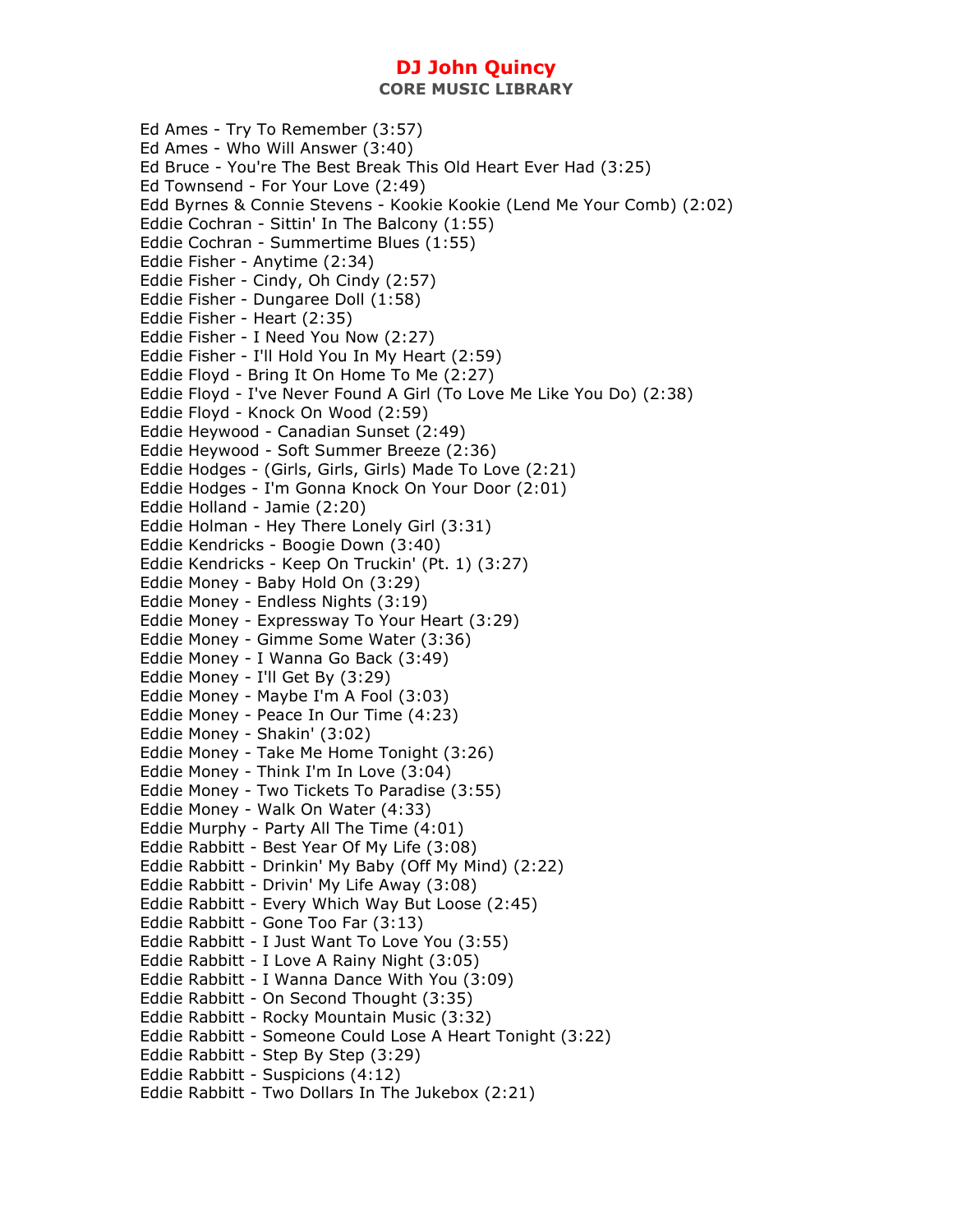Ed Ames - Try To Remember (3:57)
Ed Ames - Who Will Answer (3:40)
Ed Bruce - You're The Best Break This Old Heart Ever Had (3:25)
Ed Townsend - For Your Love (2:49)
Edd Byrnes & Connie Stevens - Kookie Kookie (Lend Me Your Comb) (2:02)
Eddie Cochran - Sittin' In The Balcony (1:55)
Eddie Cochran - Summertime Blues (1:55)
Eddie Fisher - Anytime (2:34)
Eddie Fisher - Cindy, Oh Cindy (2:57)
Eddie Fisher - Dungaree Doll (1:58)
Eddie Fisher - Heart (2:35)
Eddie Fisher - I Need You Now (2:27)
Eddie Fisher - I'll Hold You In My Heart (2:59)
Eddie Floyd - Bring It On Home To Me (2:27)
Eddie Floyd - I've Never Found A Girl (To Love Me Like You Do) (2:38)
Eddie Floyd - Knock On Wood (2:59)
Eddie Heywood - Canadian Sunset (2:49)
Eddie Heywood - Soft Summer Breeze (2:36)
Eddie Hodges - (Girls, Girls, Girls) Made To Love (2:21)
Eddie Hodges - I'm Gonna Knock On Your Door (2:01)
Eddie Holland - Jamie (2:20)
Eddie Holman - Hey There Lonely Girl (3:31)
Eddie Kendricks - Boogie Down (3:40)
Eddie Kendricks - Keep On Truckin' (Pt. 1) (3:27)
Eddie Money - Baby Hold On (3:29)
Eddie Money - Endless Nights (3:19)
Eddie Money - Expressway To Your Heart (3:29)
Eddie Money - Gimme Some Water (3:36)
Eddie Money - I Wanna Go Back (3:49)
Eddie Money - I'll Get By (3:29)
Eddie Money - Maybe I'm A Fool (3:03)
Eddie Money - Peace In Our Time (4:23)
Eddie Money - Shakin' (3:02)
Eddie Money - Take Me Home Tonight (3:26)
Eddie Money - Think I'm In Love (3:04)
Eddie Money - Two Tickets To Paradise (3:55)
Eddie Money - Walk On Water (4:33)
Eddie Murphy - Party All The Time (4:01)
Eddie Rabbitt - Best Year Of My Life (3:08)
Eddie Rabbitt - Drinkin' My Baby (Off My Mind) (2:22)
Eddie Rabbitt - Drivin' My Life Away (3:08)
Eddie Rabbitt - Every Which Way But Loose (2:45)
Eddie Rabbitt - Gone Too Far (3:13)
Eddie Rabbitt - I Just Want To Love You (3:55)
Eddie Rabbitt - I Love A Rainy Night (3:05)
Eddie Rabbitt - I Wanna Dance With You (3:09)
Eddie Rabbitt - On Second Thought (3:35)
Eddie Rabbitt - Rocky Mountain Music (3:32)
Eddie Rabbitt - Someone Could Lose A Heart Tonight (3:22)
Eddie Rabbitt - Step By Step (3:29)
Eddie Rabbitt - Suspicions (4:12)
Eddie Rabbitt - Two Dollars In The Jukebox (2:21)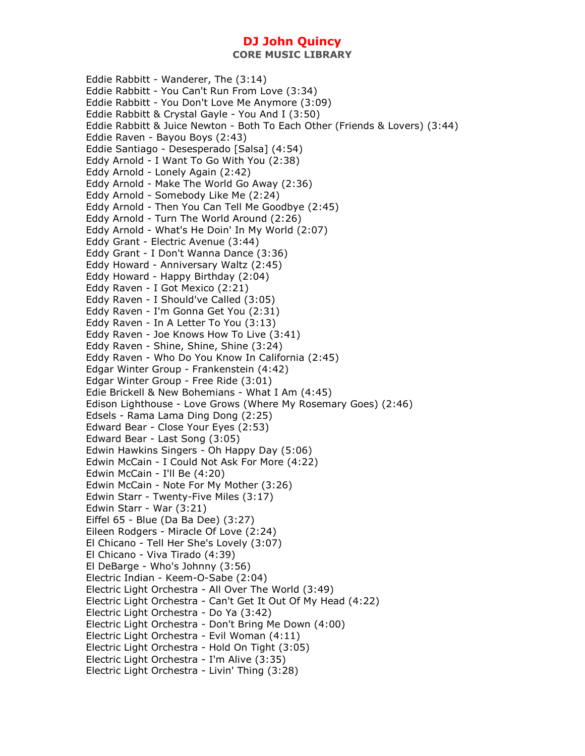Eddie Rabbitt - Wanderer, The (3:14)
Eddie Rabbitt - You Can't Run From Love (3:34)
Eddie Rabbitt - You Don't Love Me Anymore (3:09)
Eddie Rabbitt & Crystal Gayle - You And I (3:50)
Eddie Rabbitt & Juice Newton - Both To Each Other (Friends & Lovers) (3:44)
Eddie Raven - Bayou Boys (2:43)
Eddie Santiago - Desesperado [Salsa] (4:54)
Eddy Arnold - I Want To Go With You (2:38)
Eddy Arnold - Lonely Again (2:42)
Eddy Arnold - Make The World Go Away (2:36)
Eddy Arnold - Somebody Like Me (2:24)
Eddy Arnold - Then You Can Tell Me Goodbye (2:45)
Eddy Arnold - Turn The World Around (2:26)
Eddy Arnold - What's He Doin' In My World (2:07)
Eddy Grant - Electric Avenue (3:44)
Eddy Grant - I Don't Wanna Dance (3:36)
Eddy Howard - Anniversary Waltz (2:45)
Eddy Howard - Happy Birthday (2:04)
Eddy Raven - I Got Mexico (2:21)
Eddy Raven - I Should've Called (3:05)
Eddy Raven - I'm Gonna Get You (2:31)
Eddy Raven - In A Letter To You (3:13)
Eddy Raven - Joe Knows How To Live (3:41)
Eddy Raven - Shine, Shine, Shine (3:24)
Eddy Raven - Who Do You Know In California (2:45)
Edgar Winter Group - Frankenstein (4:42)
Edgar Winter Group - Free Ride (3:01)
Edie Brickell & New Bohemians - What I Am (4:45)
Edison Lighthouse - Love Grows (Where My Rosemary Goes) (2:46)
Edsels - Rama Lama Ding Dong (2:25)
Edward Bear - Close Your Eyes (2:53)
Edward Bear - Last Song (3:05)
Edwin Hawkins Singers - Oh Happy Day (5:06)
Edwin McCain - I Could Not Ask For More (4:22)
Edwin McCain - I'll Be (4:20)
Edwin McCain - Note For My Mother (3:26)
Edwin Starr - Twenty-Five Miles (3:17)
Edwin Starr - War (3:21)
Eiffel 65 - Blue (Da Ba Dee) (3:27)
Eileen Rodgers - Miracle Of Love (2:24)
El Chicano - Tell Her She's Lovely (3:07)
El Chicano - Viva Tirado (4:39)
El DeBarge - Who's Johnny (3:56)
Electric Indian - Keem-O-Sabe (2:04)
Electric Light Orchestra - All Over The World (3:49)
Electric Light Orchestra - Can't Get It Out Of My Head (4:22)
Electric Light Orchestra - Do Ya (3:42)
Electric Light Orchestra - Don't Bring Me Down (4:00)
Electric Light Orchestra - Evil Woman (4:11)
Electric Light Orchestra - Hold On Tight (3:05)
Electric Light Orchestra - I'm Alive (3:35)
Electric Light Orchestra - Livin' Thing (3:28)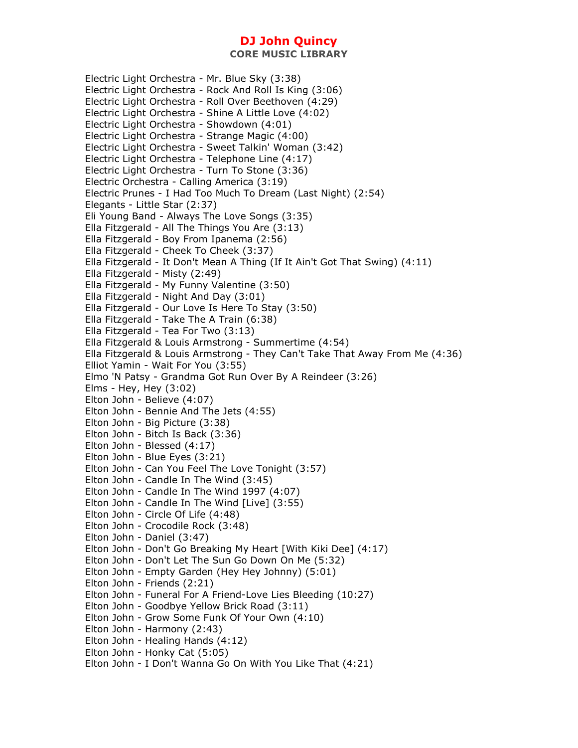Electric Light Orchestra - Mr. Blue Sky (3:38)
Electric Light Orchestra - Rock And Roll Is King (3:06)
Electric Light Orchestra - Roll Over Beethoven (4:29)
Electric Light Orchestra - Shine A Little Love (4:02)
Electric Light Orchestra - Showdown (4:01)
Electric Light Orchestra - Strange Magic (4:00)
Electric Light Orchestra - Sweet Talkin' Woman (3:42)
Electric Light Orchestra - Telephone Line (4:17)
Electric Light Orchestra - Turn To Stone (3:36)
Electric Orchestra - Calling America (3:19)
Electric Prunes - I Had Too Much To Dream (Last Night) (2:54)
Elegants - Little Star (2:37)
Eli Young Band - Always The Love Songs (3:35)
Ella Fitzgerald - All The Things You Are (3:13)
Ella Fitzgerald - Boy From Ipanema (2:56)
Ella Fitzgerald - Cheek To Cheek (3:37)
Ella Fitzgerald - It Don't Mean A Thing (If It Ain't Got That Swing) (4:11)
Ella Fitzgerald - Misty (2:49)
Ella Fitzgerald - My Funny Valentine (3:50)
Ella Fitzgerald - Night And Day (3:01)
Ella Fitzgerald - Our Love Is Here To Stay (3:50)
Ella Fitzgerald - Take The A Train (6:38)
Ella Fitzgerald - Tea For Two (3:13)
Ella Fitzgerald & Louis Armstrong - Summertime (4:54)
Ella Fitzgerald & Louis Armstrong - They Can't Take That Away From Me (4:36)
Elliot Yamin - Wait For You (3:55)
Elmo 'N Patsy - Grandma Got Run Over By A Reindeer (3:26)
Elms - Hey, Hey (3:02)
Elton John - Believe (4:07)
Elton John - Bennie And The Jets (4:55)
Elton John - Big Picture (3:38)
Elton John - Bitch Is Back (3:36)
Elton John - Blessed (4:17)
Elton John - Blue Eyes (3:21)
Elton John - Can You Feel The Love Tonight (3:57)
Elton John - Candle In The Wind (3:45)
Elton John - Candle In The Wind 1997 (4:07)
Elton John - Candle In The Wind [Live] (3:55)
Elton John - Circle Of Life (4:48)
Elton John - Crocodile Rock (3:48)
Elton John - Daniel (3:47)
Elton John - Don't Go Breaking My Heart [With Kiki Dee] (4:17)
Elton John - Don't Let The Sun Go Down On Me (5:32)
Elton John - Empty Garden (Hey Hey Johnny) (5:01)
Elton John - Friends (2:21)
Elton John - Funeral For A Friend-Love Lies Bleeding (10:27)
Elton John - Goodbye Yellow Brick Road (3:11)
Elton John - Grow Some Funk Of Your Own (4:10)
Elton John - Harmony (2:43)
Elton John - Healing Hands (4:12)
Elton John - Honky Cat (5:05)
Elton John - I Don't Wanna Go On With You Like That (4:21)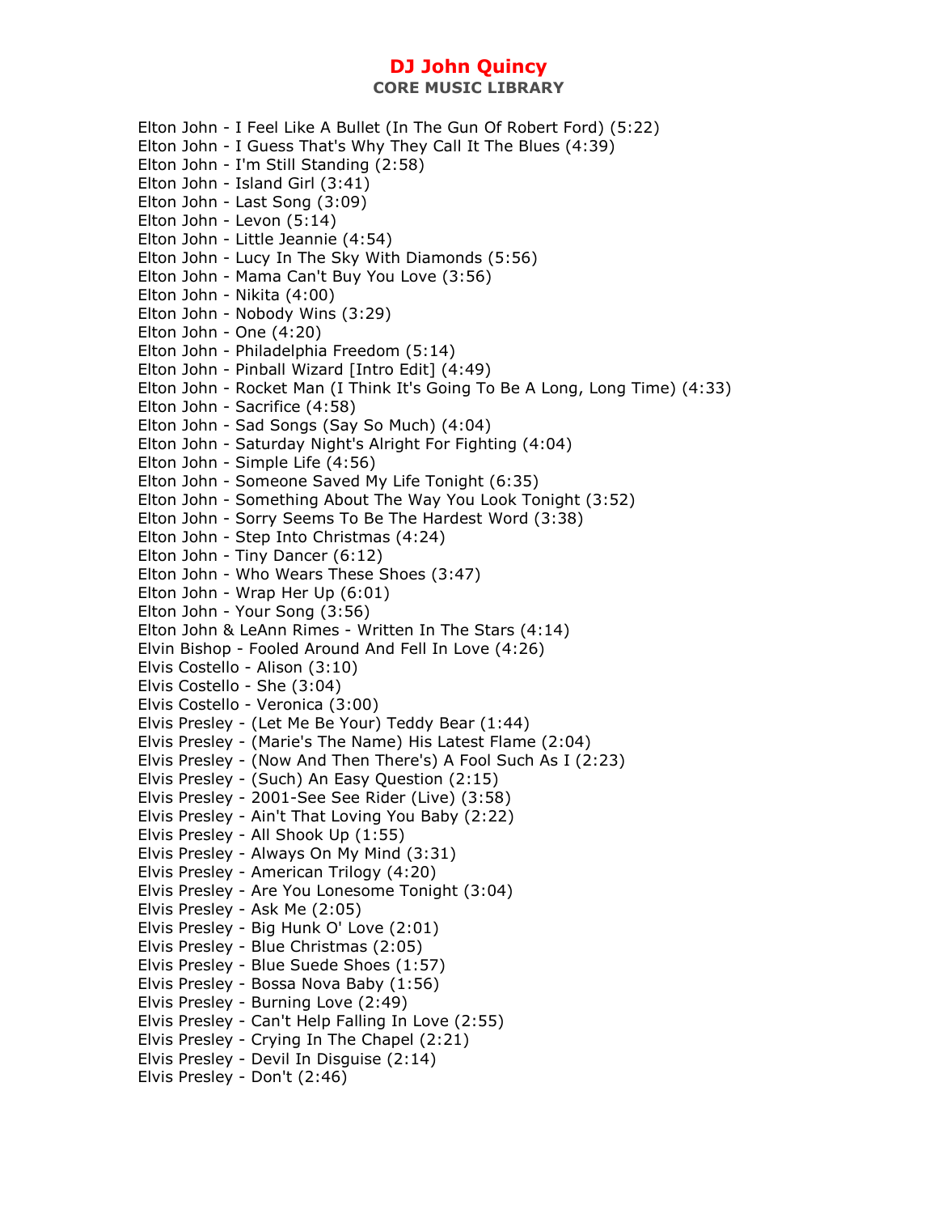# DJ John Quincy

## CORE MUSIC LIBRARY

Elton John - I Feel Like A Bullet (In The Gun Of Robert Ford) (5:22)
Elton John - I Guess That's Why They Call It The Blues (4:39)
Elton John - I'm Still Standing (2:58)
Elton John - Island Girl (3:41)
Elton John - Last Song (3:09)
Elton John - Levon (5:14)
Elton John - Little Jeannie (4:54)
Elton John - Lucy In The Sky With Diamonds (5:56)
Elton John - Mama Can't Buy You Love (3:56)
Elton John - Nikita (4:00)
Elton John - Nobody Wins (3:29)
Elton John - One (4:20)
Elton John - Philadelphia Freedom (5:14)
Elton John - Pinball Wizard [Intro Edit] (4:49)
Elton John - Rocket Man (I Think It's Going To Be A Long, Long Time) (4:33)
Elton John - Sacrifice (4:58)
Elton John - Sad Songs (Say So Much) (4:04)
Elton John - Saturday Night's Alright For Fighting (4:04)
Elton John - Simple Life (4:56)
Elton John - Someone Saved My Life Tonight (6:35)
Elton John - Something About The Way You Look Tonight (3:52)
Elton John - Sorry Seems To Be The Hardest Word (3:38)
Elton John - Step Into Christmas (4:24)
Elton John - Tiny Dancer (6:12)
Elton John - Who Wears These Shoes (3:47)
Elton John - Wrap Her Up (6:01)
Elton John - Your Song (3:56)
Elton John & LeAnn Rimes - Written In The Stars (4:14)
Elvin Bishop - Fooled Around And Fell In Love (4:26)
Elvis Costello - Alison (3:10)
Elvis Costello - She (3:04)
Elvis Costello - Veronica (3:00)
Elvis Presley - (Let Me Be Your) Teddy Bear (1:44)
Elvis Presley - (Marie's The Name) His Latest Flame (2:04)
Elvis Presley - (Now And Then There's) A Fool Such As I (2:23)
Elvis Presley - (Such) An Easy Question (2:15)
Elvis Presley - 2001-See See Rider (Live) (3:58)
Elvis Presley - Ain't That Loving You Baby (2:22)
Elvis Presley - All Shook Up (1:55)
Elvis Presley - Always On My Mind (3:31)
Elvis Presley - American Trilogy (4:20)
Elvis Presley - Are You Lonesome Tonight (3:04)
Elvis Presley - Ask Me (2:05)
Elvis Presley - Big Hunk O' Love (2:01)
Elvis Presley - Blue Christmas (2:05)
Elvis Presley - Blue Suede Shoes (1:57)
Elvis Presley - Bossa Nova Baby (1:56)
Elvis Presley - Burning Love (2:49)
Elvis Presley - Can't Help Falling In Love (2:55)
Elvis Presley - Crying In The Chapel (2:21)
Elvis Presley - Devil In Disguise (2:14)
Elvis Presley - Don't (2:46)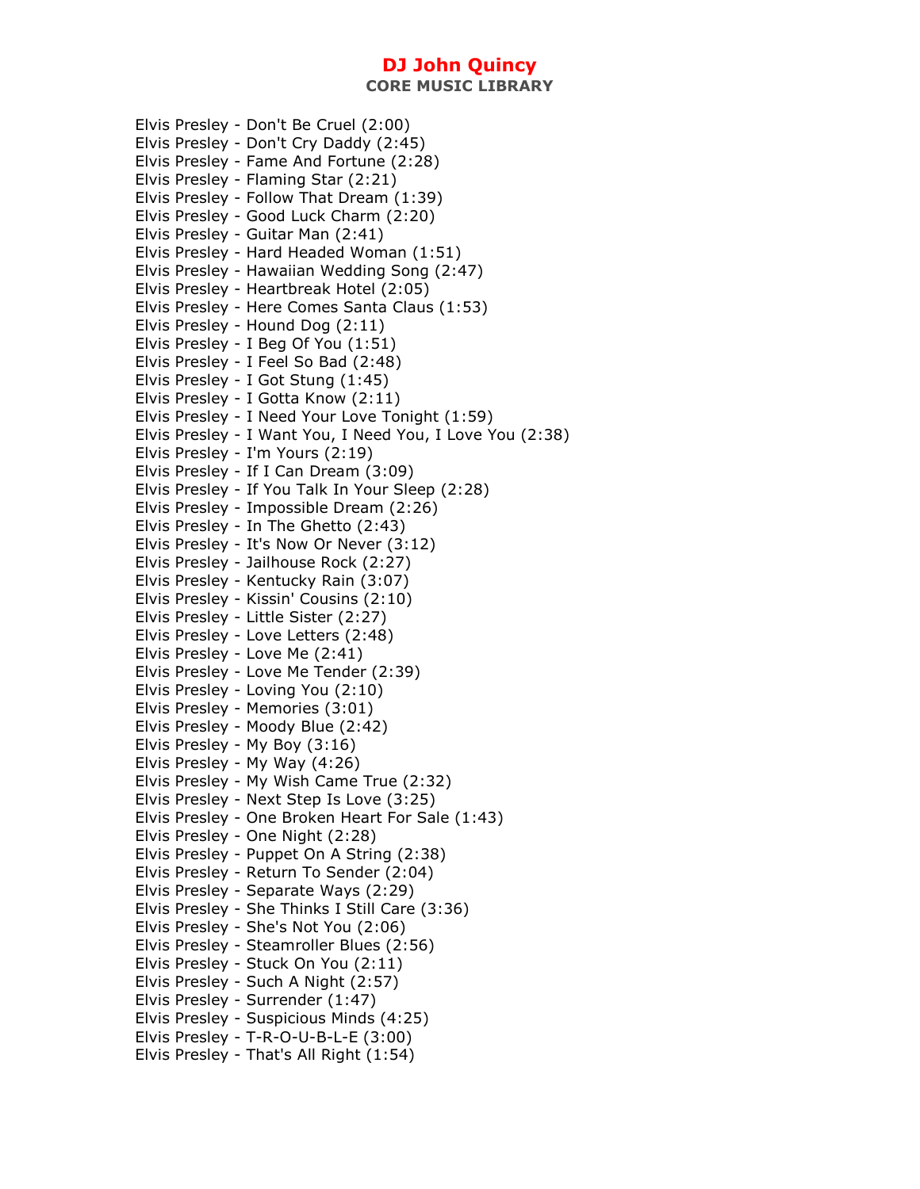Elvis Presley - Don't Be Cruel (2:00)
Elvis Presley - Don't Cry Daddy (2:45)
Elvis Presley - Fame And Fortune (2:28)
Elvis Presley - Flaming Star (2:21)
Elvis Presley - Follow That Dream (1:39)
Elvis Presley - Good Luck Charm (2:20)
Elvis Presley - Guitar Man (2:41)
Elvis Presley - Hard Headed Woman (1:51)
Elvis Presley - Hawaiian Wedding Song (2:47)
Elvis Presley - Heartbreak Hotel (2:05)
Elvis Presley - Here Comes Santa Claus (1:53)
Elvis Presley - Hound Dog (2:11)
Elvis Presley - I Beg Of You (1:51)
Elvis Presley - I Feel So Bad (2:48)
Elvis Presley - I Got Stung (1:45)
Elvis Presley - I Gotta Know (2:11)
Elvis Presley - I Need Your Love Tonight (1:59)
Elvis Presley - I Want You, I Need You, I Love You (2:38)
Elvis Presley - I'm Yours (2:19)
Elvis Presley - If I Can Dream (3:09)
Elvis Presley - If You Talk In Your Sleep (2:28)
Elvis Presley - Impossible Dream (2:26)
Elvis Presley - In The Ghetto (2:43)
Elvis Presley - It's Now Or Never (3:12)
Elvis Presley - Jailhouse Rock (2:27)
Elvis Presley - Kentucky Rain (3:07)
Elvis Presley - Kissin' Cousins (2:10)
Elvis Presley - Little Sister (2:27)
Elvis Presley - Love Letters (2:48)
Elvis Presley - Love Me (2:41)
Elvis Presley - Love Me Tender (2:39)
Elvis Presley - Loving You (2:10)
Elvis Presley - Memories (3:01)
Elvis Presley - Moody Blue (2:42)
Elvis Presley - My Boy (3:16)
Elvis Presley - My Way (4:26)
Elvis Presley - My Wish Came True (2:32)
Elvis Presley - Next Step Is Love (3:25)
Elvis Presley - One Broken Heart For Sale (1:43)
Elvis Presley - One Night (2:28)
Elvis Presley - Puppet On A String (2:38)
Elvis Presley - Return To Sender (2:04)
Elvis Presley - Separate Ways (2:29)
Elvis Presley - She Thinks I Still Care (3:36)
Elvis Presley - She's Not You (2:06)
Elvis Presley - Steamroller Blues (2:56)
Elvis Presley - Stuck On You (2:11)
Elvis Presley - Such A Night (2:57)
Elvis Presley - Surrender (1:47)
Elvis Presley - Suspicious Minds (4:25)
Elvis Presley - T-R-O-U-B-L-E (3:00)
Elvis Presley - That's All Right (1:54)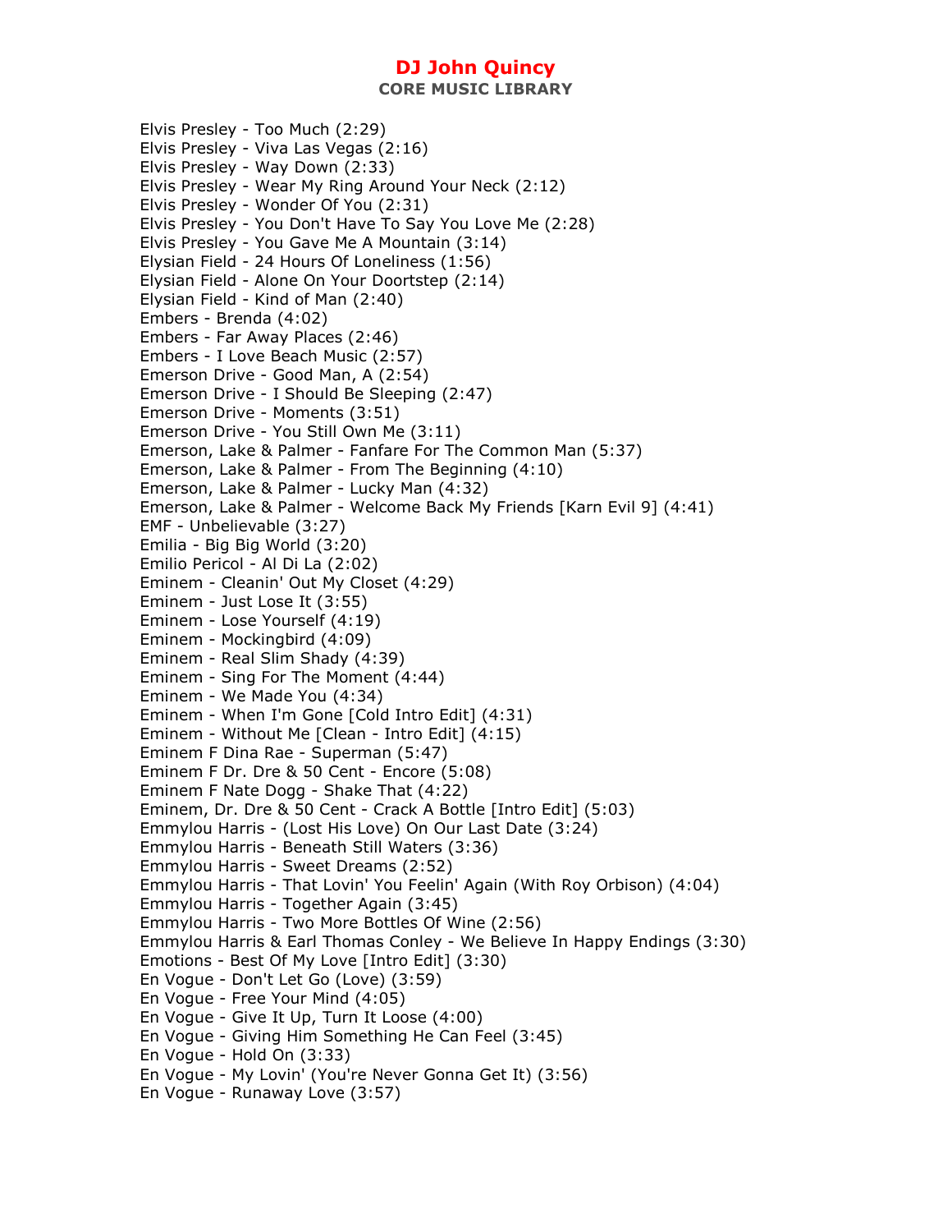Elvis Presley - Too Much (2:29)
Elvis Presley - Viva Las Vegas (2:16)
Elvis Presley - Way Down (2:33)
Elvis Presley - Wear My Ring Around Your Neck (2:12)
Elvis Presley - Wonder Of You (2:31)
Elvis Presley - You Don't Have To Say You Love Me (2:28)
Elvis Presley - You Gave Me A Mountain (3:14)
Elysian Field - 24 Hours Of Loneliness (1:56)
Elysian Field - Alone On Your Doortstep (2:14)
Elysian Field - Kind of Man (2:40)
Embers - Brenda (4:02)
Embers - Far Away Places (2:46)
Embers - I Love Beach Music (2:57)
Emerson Drive - Good Man, A (2:54)
Emerson Drive - I Should Be Sleeping (2:47)
Emerson Drive - Moments (3:51)
Emerson Drive - You Still Own Me (3:11)
Emerson, Lake & Palmer - Fanfare For The Common Man (5:37)
Emerson, Lake & Palmer - From The Beginning (4:10)
Emerson, Lake & Palmer - Lucky Man (4:32)
Emerson, Lake & Palmer - Welcome Back My Friends [Karn Evil 9] (4:41)
EMF - Unbelievable (3:27)
Emilia - Big Big World (3:20)
Emilio Pericol - Al Di La (2:02)
Eminem - Cleanin' Out My Closet (4:29)
Eminem - Just Lose It (3:55)
Eminem - Lose Yourself (4:19)
Eminem - Mockingbird (4:09)
Eminem - Real Slim Shady (4:39)
Eminem - Sing For The Moment (4:44)
Eminem - We Made You (4:34)
Eminem - When I'm Gone [Cold Intro Edit] (4:31)
Eminem - Without Me [Clean - Intro Edit] (4:15)
Eminem F Dina Rae - Superman (5:47)
Eminem F Dr. Dre & 50 Cent - Encore (5:08)
Eminem F Nate Dogg - Shake That (4:22)
Eminem, Dr. Dre & 50 Cent - Crack A Bottle [Intro Edit] (5:03)
Emmylou Harris - (Lost His Love) On Our Last Date (3:24)
Emmylou Harris - Beneath Still Waters (3:36)
Emmylou Harris - Sweet Dreams (2:52)
Emmylou Harris - That Lovin' You Feelin' Again (With Roy Orbison) (4:04)
Emmylou Harris - Together Again (3:45)
Emmylou Harris - Two More Bottles Of Wine (2:56)
Emmylou Harris & Earl Thomas Conley - We Believe In Happy Endings (3:30)
Emotions - Best Of My Love [Intro Edit] (3:30)
En Vogue - Don't Let Go (Love) (3:59)
En Vogue - Free Your Mind (4:05)
En Vogue - Give It Up, Turn It Loose (4:00)
En Vogue - Giving Him Something He Can Feel (3:45)
En Vogue - Hold On (3:33)
En Vogue - My Lovin' (You're Never Gonna Get It) (3:56)
En Vogue - Runaway Love (3:57)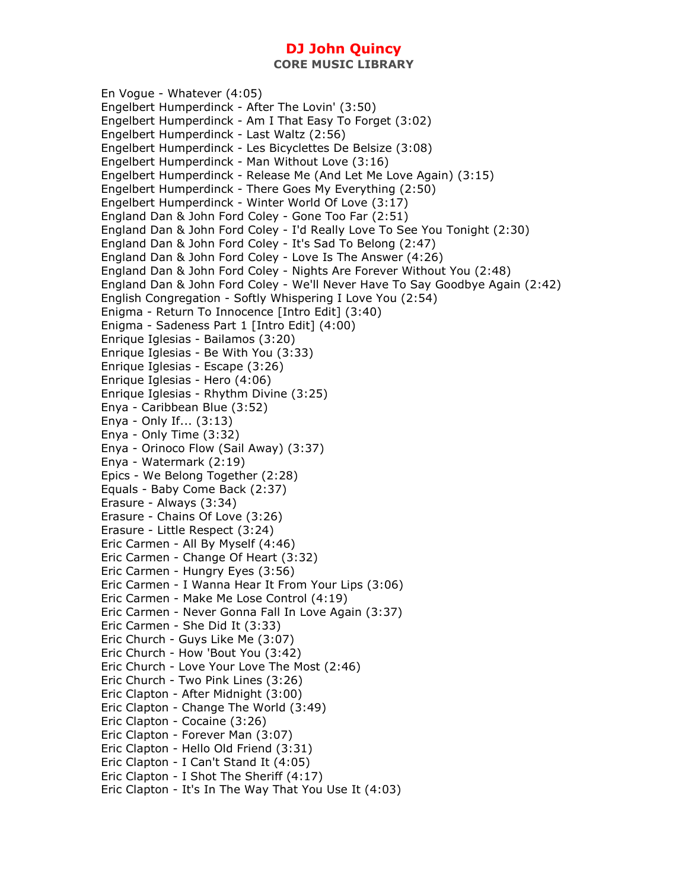# DJ John Quincy

## CORE MUSIC LIBRARY

En Vogue - Whatever (4:05)
Engelbert Humperdinck - After The Lovin' (3:50)
Engelbert Humperdinck - Am I That Easy To Forget (3:02)
Engelbert Humperdinck - Last Waltz (2:56)
Engelbert Humperdinck - Les Bicyclettes De Belsize (3:08)
Engelbert Humperdinck - Man Without Love (3:16)
Engelbert Humperdinck - Release Me (And Let Me Love Again) (3:15)
Engelbert Humperdinck - There Goes My Everything (2:50)
Engelbert Humperdinck - Winter World Of Love (3:17)
England Dan & John Ford Coley - Gone Too Far (2:51)
England Dan & John Ford Coley - I'd Really Love To See You Tonight (2:30)
England Dan & John Ford Coley - It's Sad To Belong (2:47)
England Dan & John Ford Coley - Love Is The Answer (4:26)
England Dan & John Ford Coley - Nights Are Forever Without You (2:48)
England Dan & John Ford Coley - We'll Never Have To Say Goodbye Again (2:42)
English Congregation - Softly Whispering I Love You (2:54)
Enigma - Return To Innocence [Intro Edit] (3:40)
Enigma - Sadeness Part 1 [Intro Edit] (4:00)
Enrique Iglesias - Bailamos (3:20)
Enrique Iglesias - Be With You (3:33)
Enrique Iglesias - Escape (3:26)
Enrique Iglesias - Hero (4:06)
Enrique Iglesias - Rhythm Divine (3:25)
Enya - Caribbean Blue (3:52)
Enya - Only If... (3:13)
Enya - Only Time (3:32)
Enya - Orinoco Flow (Sail Away) (3:37)
Enya - Watermark (2:19)
Epics - We Belong Together (2:28)
Equals - Baby Come Back (2:37)
Erasure - Always (3:34)
Erasure - Chains Of Love (3:26)
Erasure - Little Respect (3:24)
Eric Carmen - All By Myself (4:46)
Eric Carmen - Change Of Heart (3:32)
Eric Carmen - Hungry Eyes (3:56)
Eric Carmen - I Wanna Hear It From Your Lips (3:06)
Eric Carmen - Make Me Lose Control (4:19)
Eric Carmen - Never Gonna Fall In Love Again (3:37)
Eric Carmen - She Did It (3:33)
Eric Church - Guys Like Me (3:07)
Eric Church - How 'Bout You (3:42)
Eric Church - Love Your Love The Most (2:46)
Eric Church - Two Pink Lines (3:26)
Eric Clapton - After Midnight (3:00)
Eric Clapton - Change The World (3:49)
Eric Clapton - Cocaine (3:26)
Eric Clapton - Forever Man (3:07)
Eric Clapton - Hello Old Friend (3:31)
Eric Clapton - I Can't Stand It (4:05)
Eric Clapton - I Shot The Sheriff (4:17)
Eric Clapton - It's In The Way That You Use It (4:03)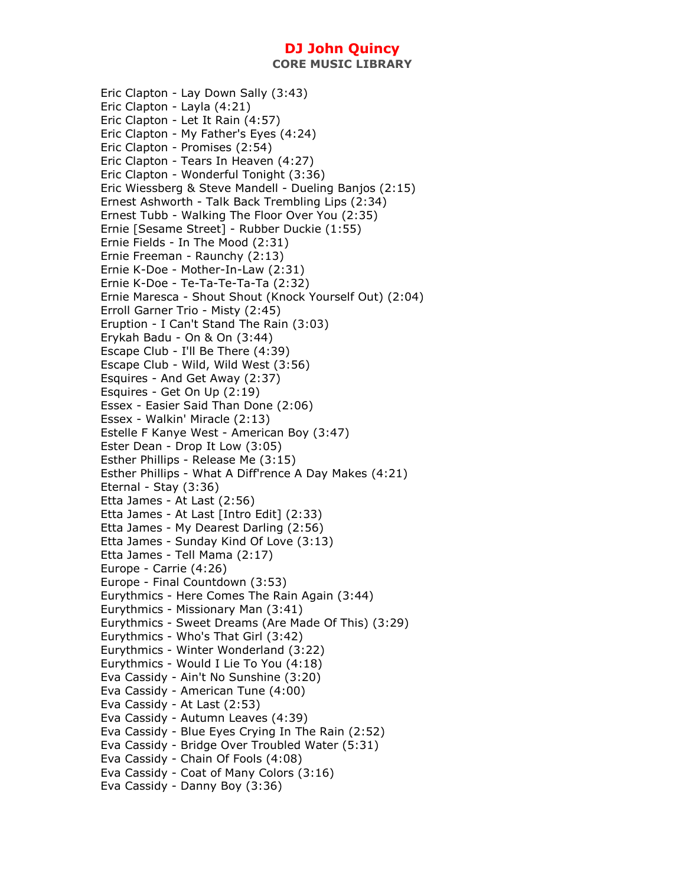Eric Clapton - Lay Down Sally (3:43)
Eric Clapton - Layla (4:21)
Eric Clapton - Let It Rain (4:57)
Eric Clapton - My Father's Eyes (4:24)
Eric Clapton - Promises (2:54)
Eric Clapton - Tears In Heaven (4:27)
Eric Clapton - Wonderful Tonight (3:36)
Eric Wiessberg & Steve Mandell - Dueling Banjos (2:15)
Ernest Ashworth - Talk Back Trembling Lips (2:34)
Ernest Tubb - Walking The Floor Over You (2:35)
Ernie [Sesame Street] - Rubber Duckie (1:55)
Ernie Fields - In The Mood (2:31)
Ernie Freeman - Raunchy (2:13)
Ernie K-Doe - Mother-In-Law (2:31)
Ernie K-Doe - Te-Ta-Te-Ta-Ta (2:32)
Ernie Maresca - Shout Shout (Knock Yourself Out) (2:04)
Erroll Garner Trio - Misty (2:45)
Eruption - I Can't Stand The Rain (3:03)
Erykah Badu - On & On (3:44)
Escape Club - I'll Be There (4:39)
Escape Club - Wild, Wild West (3:56)
Esquires - And Get Away (2:37)
Esquires - Get On Up (2:19)
Essex - Easier Said Than Done (2:06)
Essex - Walkin' Miracle (2:13)
Estelle F Kanye West - American Boy (3:47)
Ester Dean - Drop It Low (3:05)
Esther Phillips - Release Me (3:15)
Esther Phillips - What A Diff'rence A Day Makes (4:21)
Eternal - Stay (3:36)
Etta James - At Last (2:56)
Etta James - At Last [Intro Edit] (2:33)
Etta James - My Dearest Darling (2:56)
Etta James - Sunday Kind Of Love (3:13)
Etta James - Tell Mama (2:17)
Europe - Carrie (4:26)
Europe - Final Countdown (3:53)
Eurythmics - Here Comes The Rain Again (3:44)
Eurythmics - Missionary Man (3:41)
Eurythmics - Sweet Dreams (Are Made Of This) (3:29)
Eurythmics - Who's That Girl (3:42)
Eurythmics - Winter Wonderland (3:22)
Eurythmics - Would I Lie To You (4:18)
Eva Cassidy - Ain't No Sunshine (3:20)
Eva Cassidy - American Tune (4:00)
Eva Cassidy - At Last (2:53)
Eva Cassidy - Autumn Leaves (4:39)
Eva Cassidy - Blue Eyes Crying In The Rain (2:52)
Eva Cassidy - Bridge Over Troubled Water (5:31)
Eva Cassidy - Chain Of Fools (4:08)
Eva Cassidy - Coat of Many Colors (3:16)
Eva Cassidy - Danny Boy (3:36)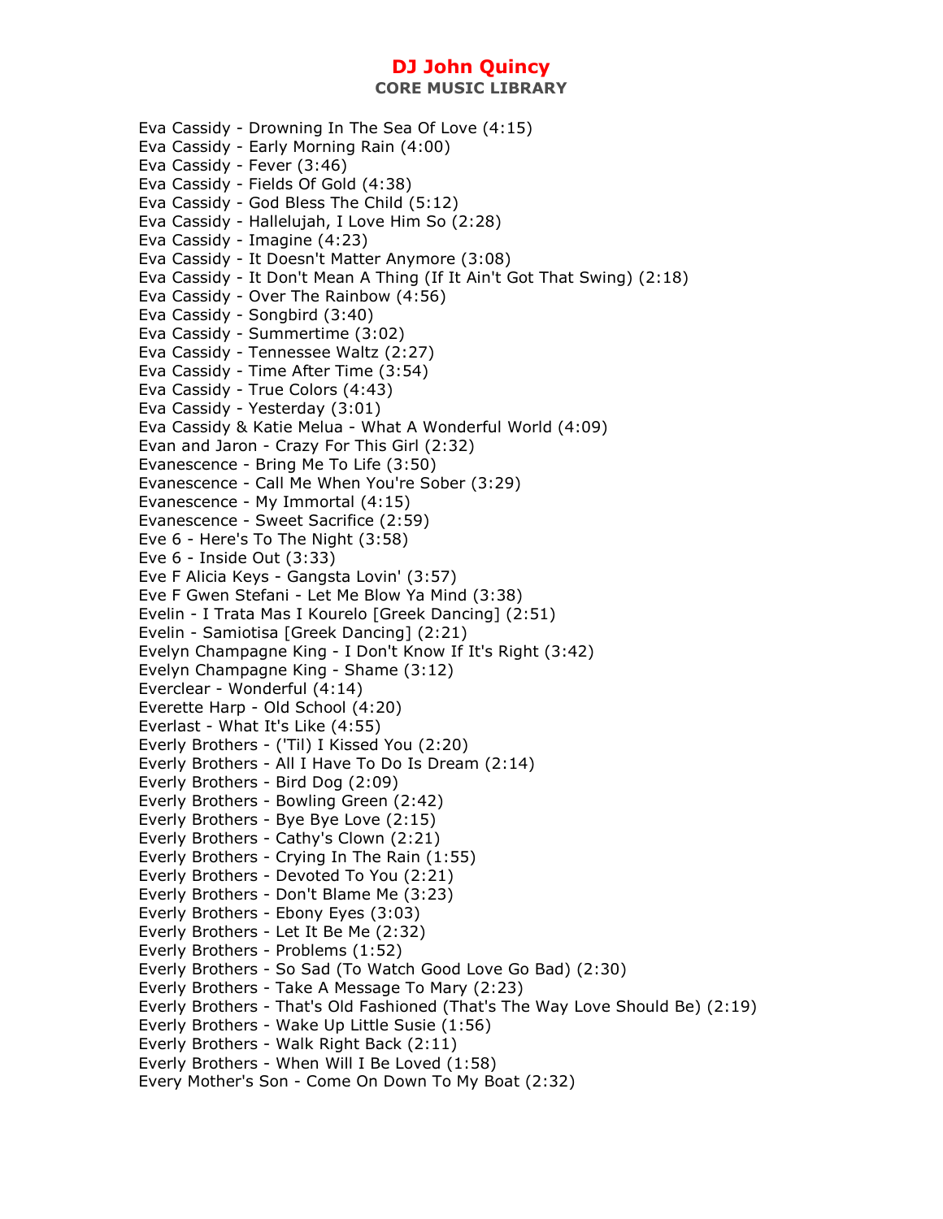Eva Cassidy - Drowning In The Sea Of Love (4:15)
Eva Cassidy - Early Morning Rain (4:00)
Eva Cassidy - Fever (3:46)
Eva Cassidy - Fields Of Gold (4:38)
Eva Cassidy - God Bless The Child (5:12)
Eva Cassidy - Hallelujah, I Love Him So (2:28)
Eva Cassidy - Imagine (4:23)
Eva Cassidy - It Doesn't Matter Anymore (3:08)
Eva Cassidy - It Don't Mean A Thing (If It Ain't Got That Swing) (2:18)
Eva Cassidy - Over The Rainbow (4:56)
Eva Cassidy - Songbird (3:40)
Eva Cassidy - Summertime (3:02)
Eva Cassidy - Tennessee Waltz (2:27)
Eva Cassidy - Time After Time (3:54)
Eva Cassidy - True Colors (4:43)
Eva Cassidy - Yesterday (3:01)
Eva Cassidy & Katie Melua - What A Wonderful World (4:09)
Evan and Jaron - Crazy For This Girl (2:32)
Evanescence - Bring Me To Life (3:50)
Evanescence - Call Me When You're Sober (3:29)
Evanescence - My Immortal (4:15)
Evanescence - Sweet Sacrifice (2:59)
Eve 6 - Here's To The Night (3:58)
Eve 6 - Inside Out (3:33)
Eve F Alicia Keys - Gangsta Lovin' (3:57)
Eve F Gwen Stefani - Let Me Blow Ya Mind (3:38)
Evelin - I Trata Mas I Kourelo [Greek Dancing] (2:51)
Evelin - Samiotisa [Greek Dancing] (2:21)
Evelyn Champagne King - I Don't Know If It's Right (3:42)
Evelyn Champagne King - Shame (3:12)
Everclear - Wonderful (4:14)
Everette Harp - Old School (4:20)
Everlast - What It's Like (4:55)
Everly Brothers - ('Til) I Kissed You (2:20)
Everly Brothers - All I Have To Do Is Dream (2:14)
Everly Brothers - Bird Dog (2:09)
Everly Brothers - Bowling Green (2:42)
Everly Brothers - Bye Bye Love (2:15)
Everly Brothers - Cathy's Clown (2:21)
Everly Brothers - Crying In The Rain (1:55)
Everly Brothers - Devoted To You (2:21)
Everly Brothers - Don't Blame Me (3:23)
Everly Brothers - Ebony Eyes (3:03)
Everly Brothers - Let It Be Me (2:32)
Everly Brothers - Problems (1:52)
Everly Brothers - So Sad (To Watch Good Love Go Bad) (2:30)
Everly Brothers - Take A Message To Mary (2:23)
Everly Brothers - That's Old Fashioned (That's The Way Love Should Be) (2:19)
Everly Brothers - Wake Up Little Susie (1:56)
Everly Brothers - Walk Right Back (2:11)
Everly Brothers - When Will I Be Loved (1:58)
Every Mother's Son - Come On Down To My Boat (2:32)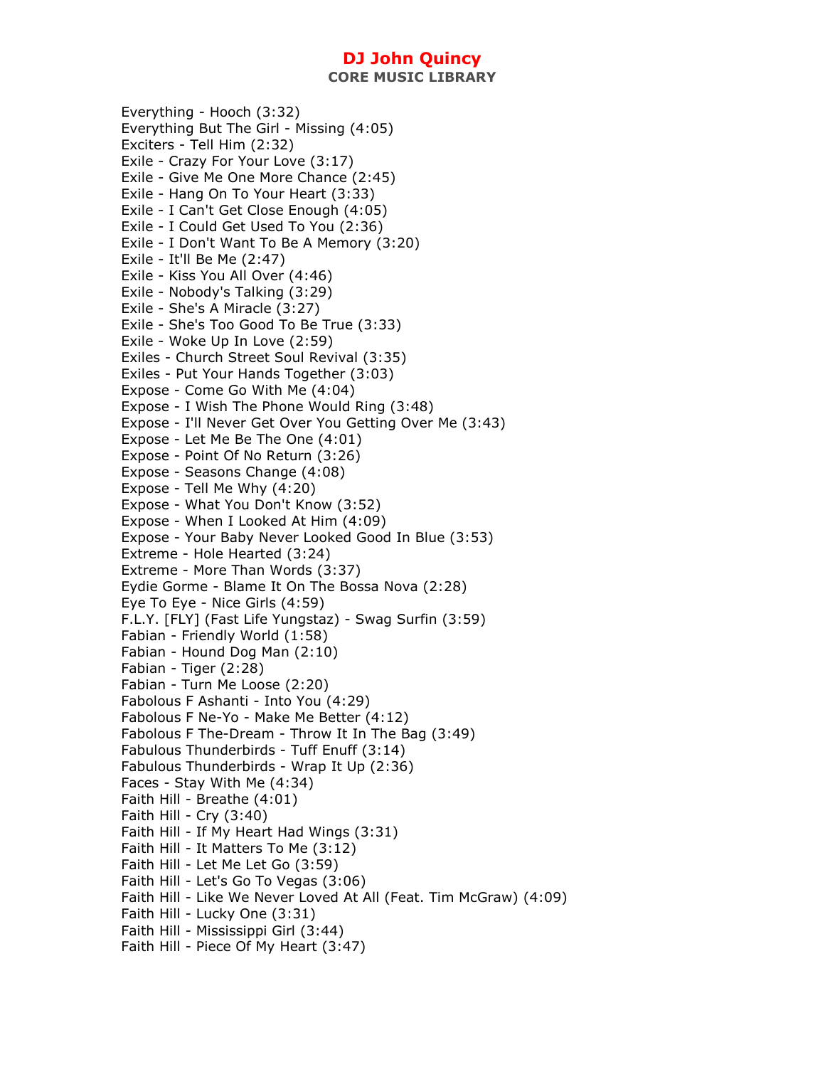Everything - Hooch (3:32)
Everything But The Girl - Missing (4:05)
Exciters - Tell Him (2:32)
Exile - Crazy For Your Love (3:17)
Exile - Give Me One More Chance (2:45)
Exile - Hang On To Your Heart (3:33)
Exile - I Can't Get Close Enough (4:05)
Exile - I Could Get Used To You (2:36)
Exile - I Don't Want To Be A Memory (3:20)
Exile - It'll Be Me (2:47)
Exile - Kiss You All Over (4:46)
Exile - Nobody's Talking (3:29)
Exile - She's A Miracle (3:27)
Exile - She's Too Good To Be True (3:33)
Exile - Woke Up In Love (2:59)
Exiles - Church Street Soul Revival (3:35)
Exiles - Put Your Hands Together (3:03)
Expose - Come Go With Me (4:04)
Expose - I Wish The Phone Would Ring (3:48)
Expose - I'll Never Get Over You Getting Over Me (3:43)
Expose - Let Me Be The One (4:01)
Expose - Point Of No Return (3:26)
Expose - Seasons Change (4:08)
Expose - Tell Me Why (4:20)
Expose - What You Don't Know (3:52)
Expose - When I Looked At Him (4:09)
Expose - Your Baby Never Looked Good In Blue (3:53)
Extreme - Hole Hearted (3:24)
Extreme - More Than Words (3:37)
Eydie Gorme - Blame It On The Bossa Nova (2:28)
Eye To Eye - Nice Girls (4:59)
F.L.Y. [FLY] (Fast Life Yungstaz) - Swag Surfin (3:59)
Fabian - Friendly World (1:58)
Fabian - Hound Dog Man (2:10)
Fabian - Tiger (2:28)
Fabian - Turn Me Loose (2:20)
Fabolous F Ashanti - Into You (4:29)
Fabolous F Ne-Yo - Make Me Better (4:12)
Fabolous F The-Dream - Throw It In The Bag (3:49)
Fabulous Thunderbirds - Tuff Enuff (3:14)
Fabulous Thunderbirds - Wrap It Up (2:36)
Faces - Stay With Me (4:34)
Faith Hill - Breathe (4:01)
Faith Hill - Cry (3:40)
Faith Hill - If My Heart Had Wings (3:31)
Faith Hill - It Matters To Me (3:12)
Faith Hill - Let Me Let Go (3:59)
Faith Hill - Let's Go To Vegas (3:06)
Faith Hill - Like We Never Loved At All (Feat. Tim McGraw) (4:09)
Faith Hill - Lucky One (3:31)
Faith Hill - Mississippi Girl (3:44)
Faith Hill - Piece Of My Heart (3:47)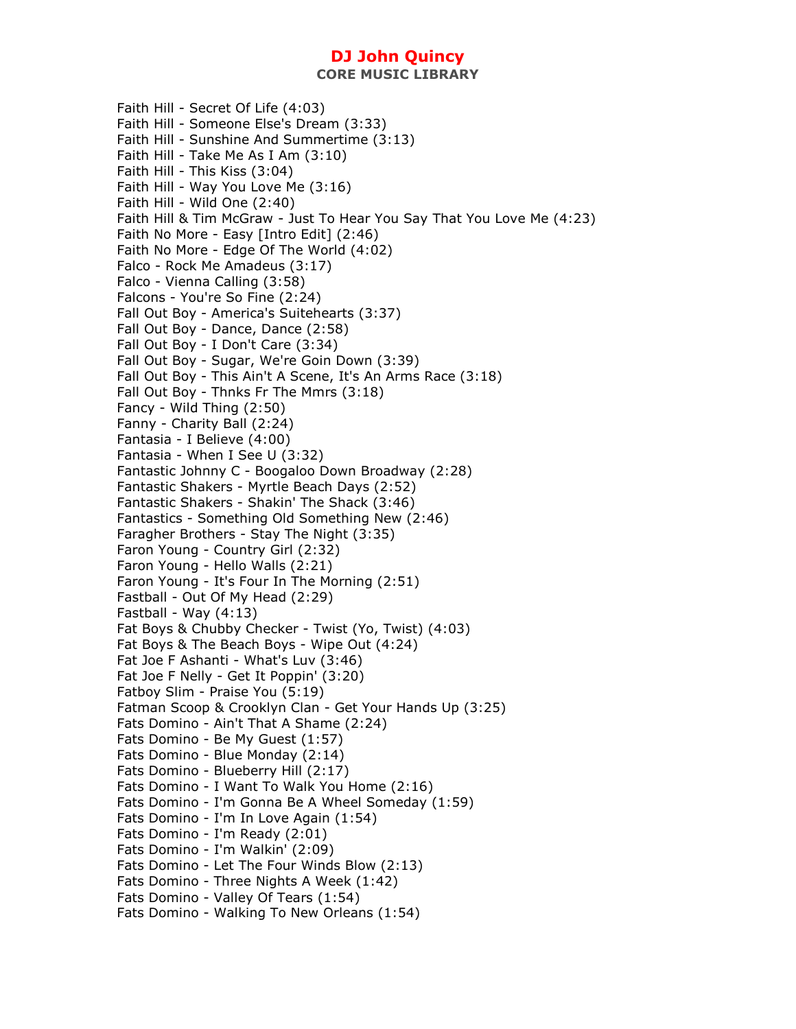Faith Hill - Secret Of Life (4:03)
Faith Hill - Someone Else's Dream (3:33)
Faith Hill - Sunshine And Summertime (3:13)
Faith Hill - Take Me As I Am (3:10)
Faith Hill - This Kiss (3:04)
Faith Hill - Way You Love Me (3:16)
Faith Hill - Wild One (2:40)
Faith Hill & Tim McGraw - Just To Hear You Say That You Love Me (4:23)
Faith No More - Easy [Intro Edit] (2:46)
Faith No More - Edge Of The World (4:02)
Falco - Rock Me Amadeus (3:17)
Falco - Vienna Calling (3:58)
Falcons - You're So Fine (2:24)
Fall Out Boy - America's Suitehearts (3:37)
Fall Out Boy - Dance, Dance (2:58)
Fall Out Boy - I Don't Care (3:34)
Fall Out Boy - Sugar, We're Goin Down (3:39)
Fall Out Boy - This Ain't A Scene, It's An Arms Race (3:18)
Fall Out Boy - Thnks Fr The Mmrs (3:18)
Fancy - Wild Thing (2:50)
Fanny - Charity Ball (2:24)
Fantasia - I Believe (4:00)
Fantasia - When I See U (3:32)
Fantastic Johnny C - Boogaloo Down Broadway (2:28)
Fantastic Shakers - Myrtle Beach Days (2:52)
Fantastic Shakers - Shakin' The Shack (3:46)
Fantastics - Something Old Something New (2:46)
Faragher Brothers - Stay The Night (3:35)
Faron Young - Country Girl (2:32)
Faron Young - Hello Walls (2:21)
Faron Young - It's Four In The Morning (2:51)
Fastball - Out Of My Head (2:29)
Fastball - Way (4:13)
Fat Boys & Chubby Checker - Twist (Yo, Twist) (4:03)
Fat Boys & The Beach Boys - Wipe Out (4:24)
Fat Joe F Ashanti - What's Luv (3:46)
Fat Joe F Nelly - Get It Poppin' (3:20)
Fatboy Slim - Praise You (5:19)
Fatman Scoop & Crooklyn Clan - Get Your Hands Up (3:25)
Fats Domino - Ain't That A Shame (2:24)
Fats Domino - Be My Guest (1:57)
Fats Domino - Blue Monday (2:14)
Fats Domino - Blueberry Hill (2:17)
Fats Domino - I Want To Walk You Home (2:16)
Fats Domino - I'm Gonna Be A Wheel Someday (1:59)
Fats Domino - I'm In Love Again (1:54)
Fats Domino - I'm Ready (2:01)
Fats Domino - I'm Walkin' (2:09)
Fats Domino - Let The Four Winds Blow (2:13)
Fats Domino - Three Nights A Week (1:42)
Fats Domino - Valley Of Tears (1:54)
Fats Domino - Walking To New Orleans (1:54)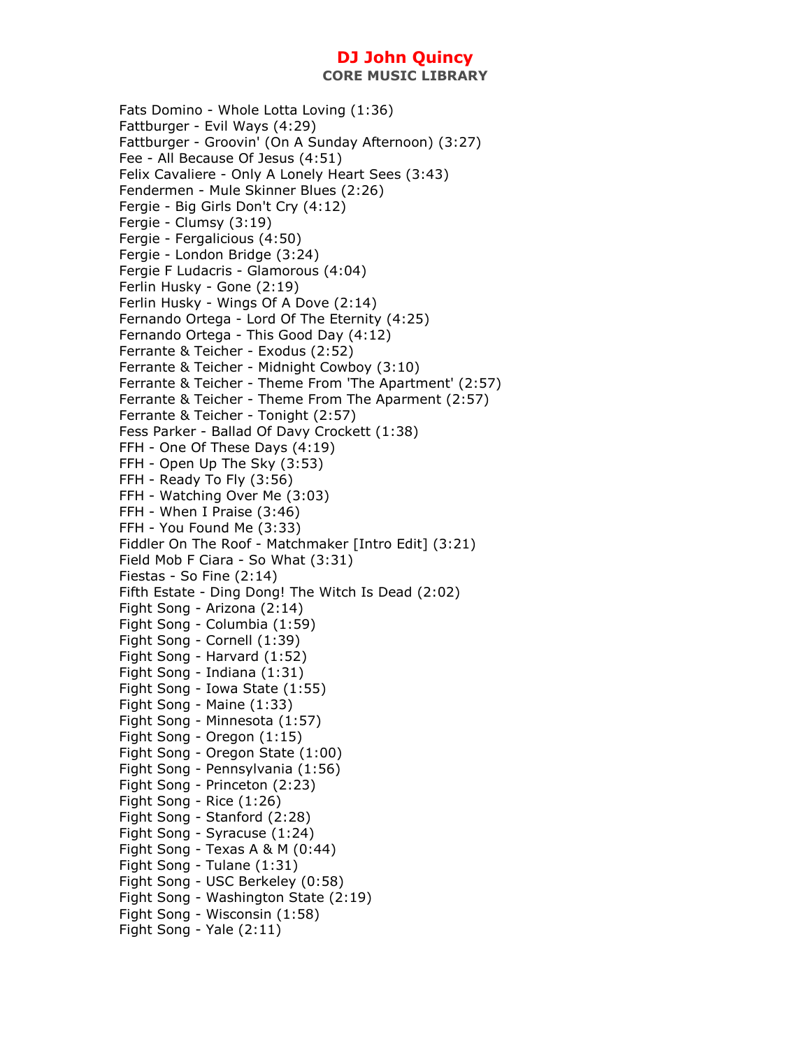# DJ John Quincy

## CORE MUSIC LIBRARY

Fats Domino - Whole Lotta Loving (1:36)
Fattburger - Evil Ways (4:29)
Fattburger - Groovin' (On A Sunday Afternoon) (3:27)
Fee - All Because Of Jesus (4:51)
Felix Cavaliere - Only A Lonely Heart Sees (3:43)
Fendermen - Mule Skinner Blues (2:26)
Fergie - Big Girls Don't Cry (4:12)
Fergie - Clumsy (3:19)
Fergie - Fergalicious (4:50)
Fergie - London Bridge (3:24)
Fergie F Ludacris - Glamorous (4:04)
Ferlin Husky - Gone (2:19)
Ferlin Husky - Wings Of A Dove (2:14)
Fernando Ortega - Lord Of The Eternity (4:25)
Fernando Ortega - This Good Day (4:12)
Ferrante & Teicher - Exodus (2:52)
Ferrante & Teicher - Midnight Cowboy (3:10)
Ferrante & Teicher - Theme From 'The Apartment' (2:57)
Ferrante & Teicher - Theme From The Aparment (2:57)
Ferrante & Teicher - Tonight (2:57)
Fess Parker - Ballad Of Davy Crockett (1:38)
FFH - One Of These Days (4:19)
FFH - Open Up The Sky (3:53)
FFH - Ready To Fly (3:56)
FFH - Watching Over Me (3:03)
FFH - When I Praise (3:46)
FFH - You Found Me (3:33)
Fiddler On The Roof - Matchmaker [Intro Edit] (3:21)
Field Mob F Ciara - So What (3:31)
Fiestas - So Fine (2:14)
Fifth Estate - Ding Dong! The Witch Is Dead (2:02)
Fight Song - Arizona (2:14)
Fight Song - Columbia (1:59)
Fight Song - Cornell (1:39)
Fight Song - Harvard (1:52)
Fight Song - Indiana (1:31)
Fight Song - Iowa State (1:55)
Fight Song - Maine (1:33)
Fight Song - Minnesota (1:57)
Fight Song - Oregon (1:15)
Fight Song - Oregon State (1:00)
Fight Song - Pennsylvania (1:56)
Fight Song - Princeton (2:23)
Fight Song - Rice (1:26)
Fight Song - Stanford (2:28)
Fight Song - Syracuse (1:24)
Fight Song - Texas A & M (0:44)
Fight Song - Tulane (1:31)
Fight Song - USC Berkeley (0:58)
Fight Song - Washington State (2:19)
Fight Song - Wisconsin (1:58)
Fight Song - Yale (2:11)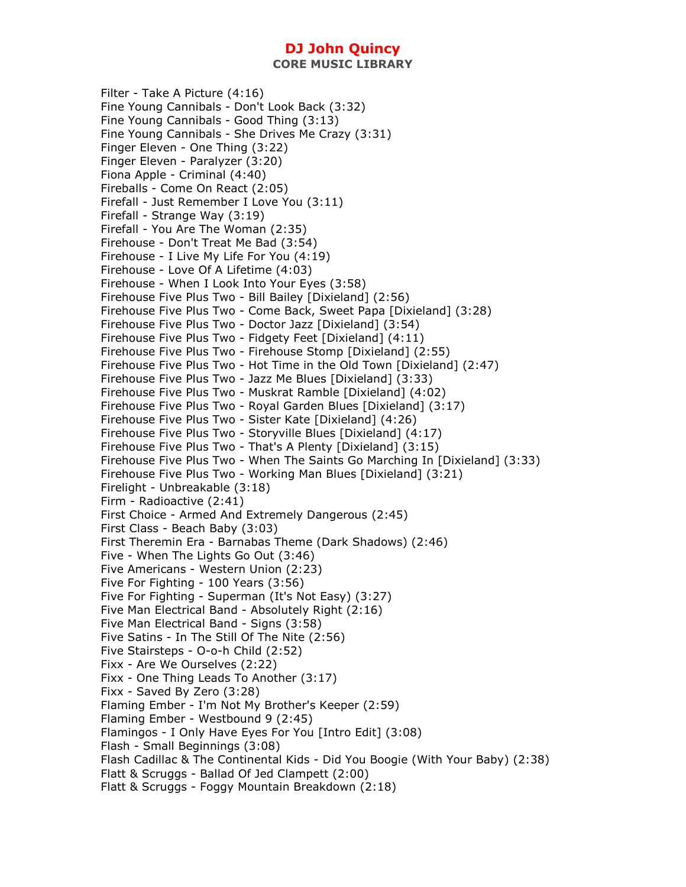Filter - Take A Picture (4:16)
Fine Young Cannibals - Don't Look Back (3:32)
Fine Young Cannibals - Good Thing (3:13)
Fine Young Cannibals - She Drives Me Crazy (3:31)
Finger Eleven - One Thing (3:22)
Finger Eleven - Paralyzer (3:20)
Fiona Apple - Criminal (4:40)
Fireballs - Come On React (2:05)
Firefall - Just Remember I Love You (3:11)
Firefall - Strange Way (3:19)
Firefall - You Are The Woman (2:35)
Firehouse - Don't Treat Me Bad (3:54)
Firehouse - I Live My Life For You (4:19)
Firehouse - Love Of A Lifetime (4:03)
Firehouse - When I Look Into Your Eyes (3:58)
Firehouse Five Plus Two - Bill Bailey [Dixieland] (2:56)
Firehouse Five Plus Two - Come Back, Sweet Papa [Dixieland] (3:28)
Firehouse Five Plus Two - Doctor Jazz [Dixieland] (3:54)
Firehouse Five Plus Two - Fidgety Feet [Dixieland] (4:11)
Firehouse Five Plus Two - Firehouse Stomp [Dixieland] (2:55)
Firehouse Five Plus Two - Hot Time in the Old Town [Dixieland] (2:47)
Firehouse Five Plus Two - Jazz Me Blues [Dixieland] (3:33)
Firehouse Five Plus Two - Muskrat Ramble [Dixieland] (4:02)
Firehouse Five Plus Two - Royal Garden Blues [Dixieland] (3:17)
Firehouse Five Plus Two - Sister Kate [Dixieland] (4:26)
Firehouse Five Plus Two - Storyville Blues [Dixieland] (4:17)
Firehouse Five Plus Two - That's A Plenty [Dixieland] (3:15)
Firehouse Five Plus Two - When The Saints Go Marching In [Dixieland] (3:33)
Firehouse Five Plus Two - Working Man Blues [Dixieland] (3:21)
Firelight - Unbreakable (3:18)
Firm - Radioactive (2:41)
First Choice - Armed And Extremely Dangerous (2:45)
First Class - Beach Baby (3:03)
First Theremin Era - Barnabas Theme (Dark Shadows) (2:46)
Five - When The Lights Go Out (3:46)
Five Americans - Western Union (2:23)
Five For Fighting - 100 Years (3:56)
Five For Fighting - Superman (It's Not Easy) (3:27)
Five Man Electrical Band - Absolutely Right (2:16)
Five Man Electrical Band - Signs (3:58)
Five Satins - In The Still Of The Nite (2:56)
Five Stairsteps - O-o-h Child (2:52)
Fixx - Are We Ourselves (2:22)
Fixx - One Thing Leads To Another (3:17)
Fixx - Saved By Zero (3:28)
Flaming Ember - I'm Not My Brother's Keeper (2:59)
Flaming Ember - Westbound 9 (2:45)
Flamingos - I Only Have Eyes For You [Intro Edit] (3:08)
Flash - Small Beginnings (3:08)
Flash Cadillac & The Continental Kids - Did You Boogie (With Your Baby) (2:38)
Flatt & Scruggs - Ballad Of Jed Clampett (2:00)
Flatt & Scruggs - Foggy Mountain Breakdown (2:18)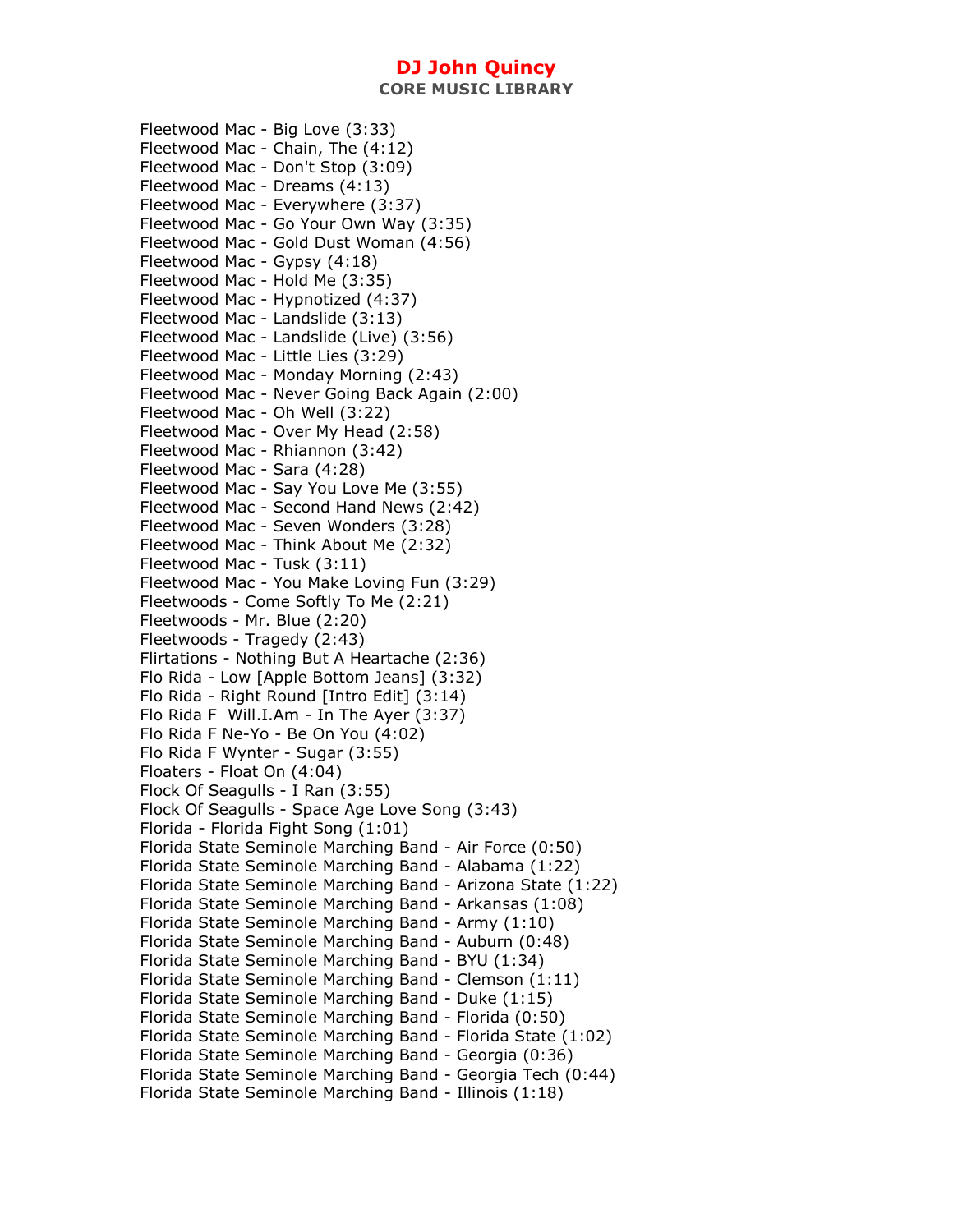Fleetwood Mac - Big Love (3:33)
Fleetwood Mac - Chain, The (4:12)
Fleetwood Mac - Don't Stop (3:09)
Fleetwood Mac - Dreams (4:13)
Fleetwood Mac - Everywhere (3:37)
Fleetwood Mac - Go Your Own Way (3:35)
Fleetwood Mac - Gold Dust Woman (4:56)
Fleetwood Mac - Gypsy (4:18)
Fleetwood Mac - Hold Me (3:35)
Fleetwood Mac - Hypnotized (4:37)
Fleetwood Mac - Landslide (3:13)
Fleetwood Mac - Landslide (Live) (3:56)
Fleetwood Mac - Little Lies (3:29)
Fleetwood Mac - Monday Morning (2:43)
Fleetwood Mac - Never Going Back Again (2:00)
Fleetwood Mac - Oh Well (3:22)
Fleetwood Mac - Over My Head (2:58)
Fleetwood Mac - Rhiannon (3:42)
Fleetwood Mac - Sara (4:28)
Fleetwood Mac - Say You Love Me (3:55)
Fleetwood Mac - Second Hand News (2:42)
Fleetwood Mac - Seven Wonders (3:28)
Fleetwood Mac - Think About Me (2:32)
Fleetwood Mac - Tusk (3:11)
Fleetwood Mac - You Make Loving Fun (3:29)
Fleetwoods - Come Softly To Me (2:21)
Fleetwoods - Mr. Blue (2:20)
Fleetwoods - Tragedy (2:43)
Flirtations - Nothing But A Heartache (2:36)
Flo Rida - Low [Apple Bottom Jeans] (3:32)
Flo Rida - Right Round [Intro Edit] (3:14)
Flo Rida F Will.I.Am - In The Ayer (3:37)
Flo Rida F Ne-Yo - Be On You (4:02)
Flo Rida F Wynter - Sugar (3:55)
Floaters - Float On (4:04)
Flock Of Seagulls - I Ran (3:55)
Flock Of Seagulls - Space Age Love Song (3:43)
Florida - Florida Fight Song (1:01)
Florida State Seminole Marching Band - Air Force (0:50)
Florida State Seminole Marching Band - Alabama (1:22)
Florida State Seminole Marching Band - Arizona State (1:22)
Florida State Seminole Marching Band - Arkansas (1:08)
Florida State Seminole Marching Band - Army (1:10)
Florida State Seminole Marching Band - Auburn (0:48)
Florida State Seminole Marching Band - BYU (1:34)
Florida State Seminole Marching Band - Clemson (1:11)
Florida State Seminole Marching Band - Duke (1:15)
Florida State Seminole Marching Band - Florida (0:50)
Florida State Seminole Marching Band - Florida State (1:02)
Florida State Seminole Marching Band - Georgia (0:36)
Florida State Seminole Marching Band - Georgia Tech (0:44)
Florida State Seminole Marching Band - Illinois (1:18)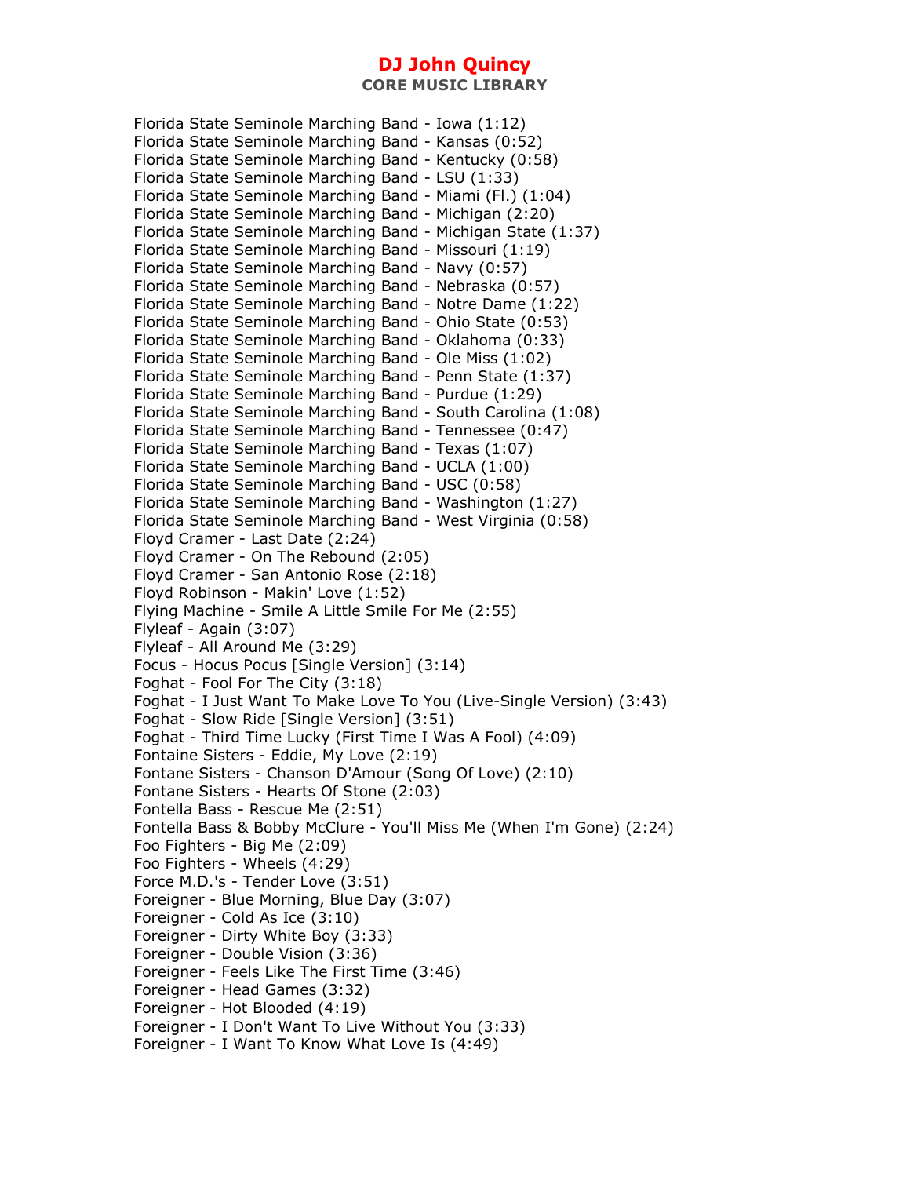Florida State Seminole Marching Band - Iowa (1:12)
Florida State Seminole Marching Band - Kansas (0:52)
Florida State Seminole Marching Band - Kentucky (0:58)
Florida State Seminole Marching Band - LSU (1:33)
Florida State Seminole Marching Band - Miami (Fl.) (1:04)
Florida State Seminole Marching Band - Michigan (2:20)
Florida State Seminole Marching Band - Michigan State (1:37)
Florida State Seminole Marching Band - Missouri (1:19)
Florida State Seminole Marching Band - Navy (0:57)
Florida State Seminole Marching Band - Nebraska (0:57)
Florida State Seminole Marching Band - Notre Dame (1:22)
Florida State Seminole Marching Band - Ohio State (0:53)
Florida State Seminole Marching Band - Oklahoma (0:33)
Florida State Seminole Marching Band - Ole Miss (1:02)
Florida State Seminole Marching Band - Penn State (1:37)
Florida State Seminole Marching Band - Purdue (1:29)
Florida State Seminole Marching Band - South Carolina (1:08)
Florida State Seminole Marching Band - Tennessee (0:47)
Florida State Seminole Marching Band - Texas (1:07)
Florida State Seminole Marching Band - UCLA (1:00)
Florida State Seminole Marching Band - USC (0:58)
Florida State Seminole Marching Band - Washington (1:27)
Florida State Seminole Marching Band - West Virginia (0:58)
Floyd Cramer - Last Date (2:24)
Floyd Cramer - On The Rebound (2:05)
Floyd Cramer - San Antonio Rose (2:18)
Floyd Robinson - Makin' Love (1:52)
Flying Machine - Smile A Little Smile For Me (2:55)
Flyleaf - Again (3:07)
Flyleaf - All Around Me (3:29)
Focus - Hocus Pocus [Single Version] (3:14)
Foghat - Fool For The City (3:18)
Foghat - I Just Want To Make Love To You (Live-Single Version) (3:43)
Foghat - Slow Ride [Single Version] (3:51)
Foghat - Third Time Lucky (First Time I Was A Fool) (4:09)
Fontaine Sisters - Eddie, My Love (2:19)
Fontane Sisters - Chanson D'Amour (Song Of Love) (2:10)
Fontane Sisters - Hearts Of Stone (2:03)
Fontella Bass - Rescue Me (2:51)
Fontella Bass & Bobby McClure - You'll Miss Me (When I'm Gone) (2:24)
Foo Fighters - Big Me (2:09)
Foo Fighters - Wheels (4:29)
Force M.D.'s - Tender Love (3:51)
Foreigner - Blue Morning, Blue Day (3:07)
Foreigner - Cold As Ice (3:10)
Foreigner - Dirty White Boy (3:33)
Foreigner - Double Vision (3:36)
Foreigner - Feels Like The First Time (3:46)
Foreigner - Head Games (3:32)
Foreigner - Hot Blooded (4:19)
Foreigner - I Don't Want To Live Without You (3:33)
Foreigner - I Want To Know What Love Is (4:49)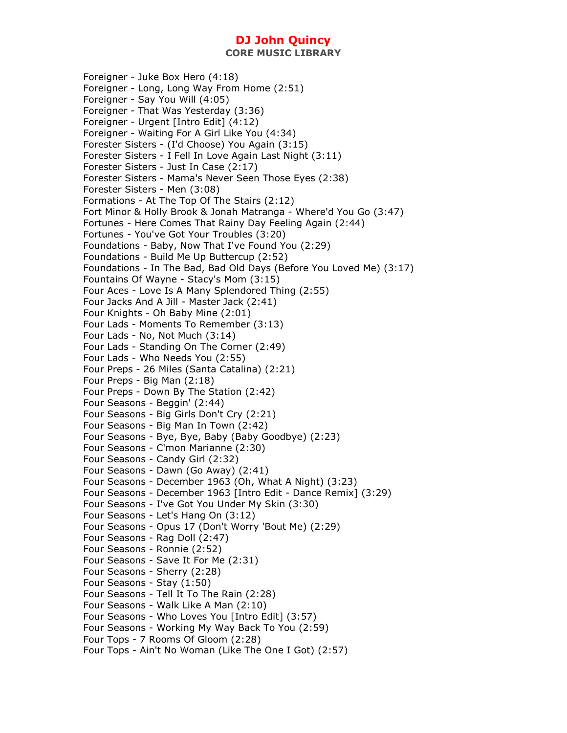# DJ John Quincy

**CORE MUSIC LIBRARY**

Foreigner - Juke Box Hero (4:18)
Foreigner - Long, Long Way From Home (2:51)
Foreigner - Say You Will (4:05)
Foreigner - That Was Yesterday (3:36)
Foreigner - Urgent [Intro Edit] (4:12)
Foreigner - Waiting For A Girl Like You (4:34)
Forester Sisters - (I'd Choose) You Again (3:15)
Forester Sisters - I Fell In Love Again Last Night (3:11)
Forester Sisters - Just In Case (2:17)
Forester Sisters - Mama's Never Seen Those Eyes (2:38)
Forester Sisters - Men (3:08)
Formations - At The Top Of The Stairs (2:12)
Fort Minor & Holly Brook & Jonah Matranga - Where'd You Go (3:47)
Fortunes - Here Comes That Rainy Day Feeling Again (2:44)
Fortunes - You've Got Your Troubles (3:20)
Foundations - Baby, Now That I've Found You (2:29)
Foundations - Build Me Up Buttercup (2:52)
Foundations - In The Bad, Bad Old Days (Before You Loved Me) (3:17)
Fountains Of Wayne - Stacy's Mom (3:15)
Four Aces - Love Is A Many Splendored Thing (2:55)
Four Jacks And A Jill - Master Jack (2:41)
Four Knights - Oh Baby Mine (2:01)
Four Lads - Moments To Remember (3:13)
Four Lads - No, Not Much (3:14)
Four Lads - Standing On The Corner (2:49)
Four Lads - Who Needs You (2:55)
Four Preps - 26 Miles (Santa Catalina) (2:21)
Four Preps - Big Man (2:18)
Four Preps - Down By The Station (2:42)
Four Seasons - Beggin' (2:44)
Four Seasons - Big Girls Don't Cry (2:21)
Four Seasons - Big Man In Town (2:42)
Four Seasons - Bye, Bye, Baby (Baby Goodbye) (2:23)
Four Seasons - C'mon Marianne (2:30)
Four Seasons - Candy Girl (2:32)
Four Seasons - Dawn (Go Away) (2:41)
Four Seasons - December 1963 (Oh, What A Night) (3:23)
Four Seasons - December 1963 [Intro Edit - Dance Remix] (3:29)
Four Seasons - I've Got You Under My Skin (3:30)
Four Seasons - Let's Hang On (3:12)
Four Seasons - Opus 17 (Don't Worry 'Bout Me) (2:29)
Four Seasons - Rag Doll (2:47)
Four Seasons - Ronnie (2:52)
Four Seasons - Save It For Me (2:31)
Four Seasons - Sherry (2:28)
Four Seasons - Stay (1:50)
Four Seasons - Tell It To The Rain (2:28)
Four Seasons - Walk Like A Man (2:10)
Four Seasons - Who Loves You [Intro Edit] (3:57)
Four Seasons - Working My Way Back To You (2:59)
Four Tops - 7 Rooms Of Gloom (2:28)
Four Tops - Ain't No Woman (Like The One I Got) (2:57)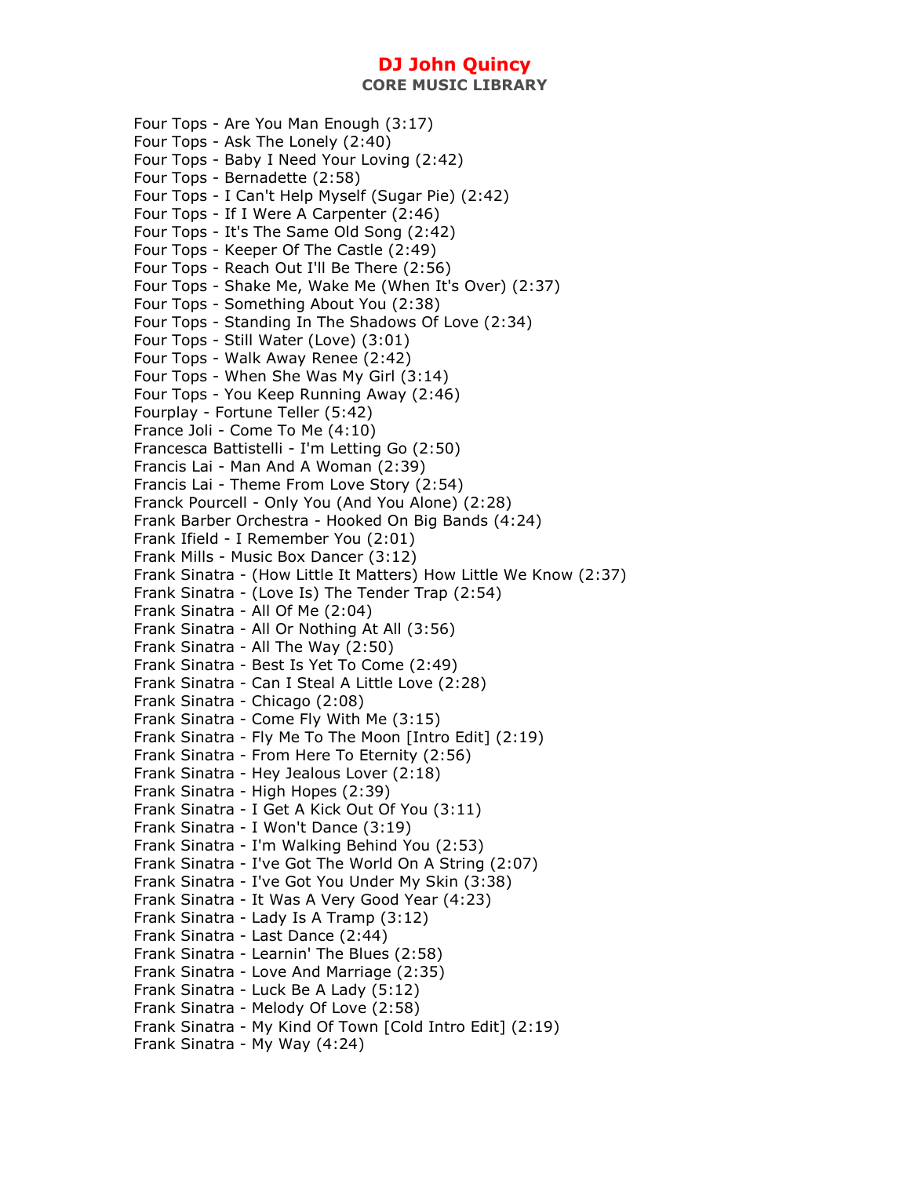# DJ John Quincy

## CORE MUSIC LIBRARY

Four Tops - Are You Man Enough (3:17)
Four Tops - Ask The Lonely (2:40)
Four Tops - Baby I Need Your Loving (2:42)
Four Tops - Bernadette (2:58)
Four Tops - I Can't Help Myself (Sugar Pie) (2:42)
Four Tops - If I Were A Carpenter (2:46)
Four Tops - It's The Same Old Song (2:42)
Four Tops - Keeper Of The Castle (2:49)
Four Tops - Reach Out I'll Be There (2:56)
Four Tops - Shake Me, Wake Me (When It's Over) (2:37)
Four Tops - Something About You (2:38)
Four Tops - Standing In The Shadows Of Love (2:34)
Four Tops - Still Water (Love) (3:01)
Four Tops - Walk Away Renee (2:42)
Four Tops - When She Was My Girl (3:14)
Four Tops - You Keep Running Away (2:46)
Fourplay - Fortune Teller (5:42)
France Joli - Come To Me (4:10)
Francesca Battistelli - I'm Letting Go (2:50)
Francis Lai - Man And A Woman (2:39)
Francis Lai - Theme From Love Story (2:54)
Franck Pourcell - Only You (And You Alone) (2:28)
Frank Barber Orchestra - Hooked On Big Bands (4:24)
Frank Ifield - I Remember You (2:01)
Frank Mills - Music Box Dancer (3:12)
Frank Sinatra - (How Little It Matters) How Little We Know (2:37)
Frank Sinatra - (Love Is) The Tender Trap (2:54)
Frank Sinatra - All Of Me (2:04)
Frank Sinatra - All Or Nothing At All (3:56)
Frank Sinatra - All The Way (2:50)
Frank Sinatra - Best Is Yet To Come (2:49)
Frank Sinatra - Can I Steal A Little Love (2:28)
Frank Sinatra - Chicago (2:08)
Frank Sinatra - Come Fly With Me (3:15)
Frank Sinatra - Fly Me To The Moon [Intro Edit] (2:19)
Frank Sinatra - From Here To Eternity (2:56)
Frank Sinatra - Hey Jealous Lover (2:18)
Frank Sinatra - High Hopes (2:39)
Frank Sinatra - I Get A Kick Out Of You (3:11)
Frank Sinatra - I Won't Dance (3:19)
Frank Sinatra - I'm Walking Behind You (2:53)
Frank Sinatra - I've Got The World On A String (2:07)
Frank Sinatra - I've Got You Under My Skin (3:38)
Frank Sinatra - It Was A Very Good Year (4:23)
Frank Sinatra - Lady Is A Tramp (3:12)
Frank Sinatra - Last Dance (2:44)
Frank Sinatra - Learnin' The Blues (2:58)
Frank Sinatra - Love And Marriage (2:35)
Frank Sinatra - Luck Be A Lady (5:12)
Frank Sinatra - Melody Of Love (2:58)
Frank Sinatra - My Kind Of Town [Cold Intro Edit] (2:19)
Frank Sinatra - My Way (4:24)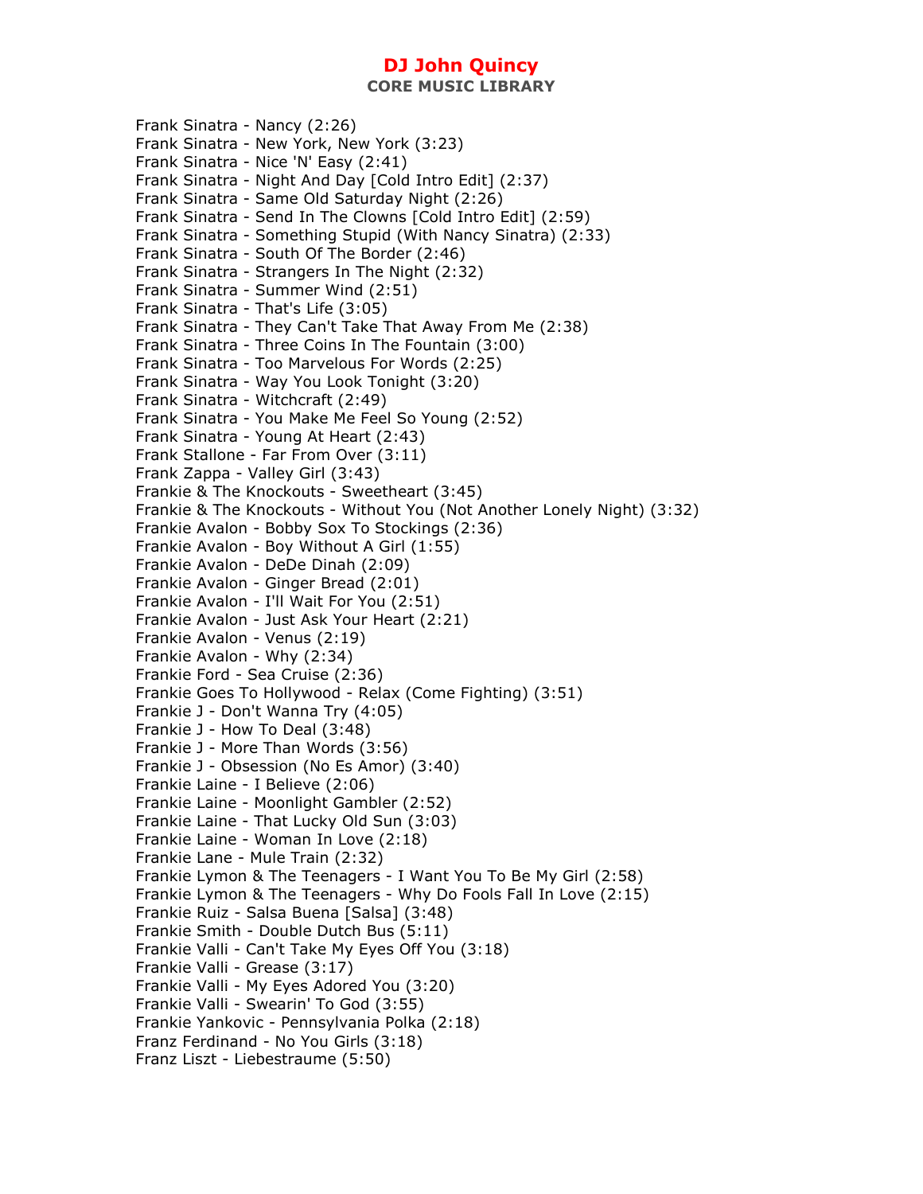Frank Sinatra - Nancy (2:26)
Frank Sinatra - New York, New York (3:23)
Frank Sinatra - Nice 'N' Easy (2:41)
Frank Sinatra - Night And Day [Cold Intro Edit] (2:37)
Frank Sinatra - Same Old Saturday Night (2:26)
Frank Sinatra - Send In The Clowns [Cold Intro Edit] (2:59)
Frank Sinatra - Something Stupid (With Nancy Sinatra) (2:33)
Frank Sinatra - South Of The Border (2:46)
Frank Sinatra - Strangers In The Night (2:32)
Frank Sinatra - Summer Wind (2:51)
Frank Sinatra - That's Life (3:05)
Frank Sinatra - They Can't Take That Away From Me (2:38)
Frank Sinatra - Three Coins In The Fountain (3:00)
Frank Sinatra - Too Marvelous For Words (2:25)
Frank Sinatra - Way You Look Tonight (3:20)
Frank Sinatra - Witchcraft (2:49)
Frank Sinatra - You Make Me Feel So Young (2:52)
Frank Sinatra - Young At Heart (2:43)
Frank Stallone - Far From Over (3:11)
Frank Zappa - Valley Girl (3:43)
Frankie & The Knockouts - Sweetheart (3:45)
Frankie & The Knockouts - Without You (Not Another Lonely Night) (3:32)
Frankie Avalon - Bobby Sox To Stockings (2:36)
Frankie Avalon - Boy Without A Girl (1:55)
Frankie Avalon - DeDe Dinah (2:09)
Frankie Avalon - Ginger Bread (2:01)
Frankie Avalon - I'll Wait For You (2:51)
Frankie Avalon - Just Ask Your Heart (2:21)
Frankie Avalon - Venus (2:19)
Frankie Avalon - Why (2:34)
Frankie Ford - Sea Cruise (2:36)
Frankie Goes To Hollywood - Relax (Come Fighting) (3:51)
Frankie J - Don't Wanna Try (4:05)
Frankie J - How To Deal (3:48)
Frankie J - More Than Words (3:56)
Frankie J - Obsession (No Es Amor) (3:40)
Frankie Laine - I Believe (2:06)
Frankie Laine - Moonlight Gambler (2:52)
Frankie Laine - That Lucky Old Sun (3:03)
Frankie Laine - Woman In Love (2:18)
Frankie Lane - Mule Train (2:32)
Frankie Lymon & The Teenagers - I Want You To Be My Girl (2:58)
Frankie Lymon & The Teenagers - Why Do Fools Fall In Love (2:15)
Frankie Ruiz - Salsa Buena [Salsa] (3:48)
Frankie Smith - Double Dutch Bus (5:11)
Frankie Valli - Can't Take My Eyes Off You (3:18)
Frankie Valli - Grease (3:17)
Frankie Valli - My Eyes Adored You (3:20)
Frankie Valli - Swearin' To God (3:55)
Frankie Yankovic - Pennsylvania Polka (2:18)
Franz Ferdinand - No You Girls (3:18)
Franz Liszt - Liebestraume (5:50)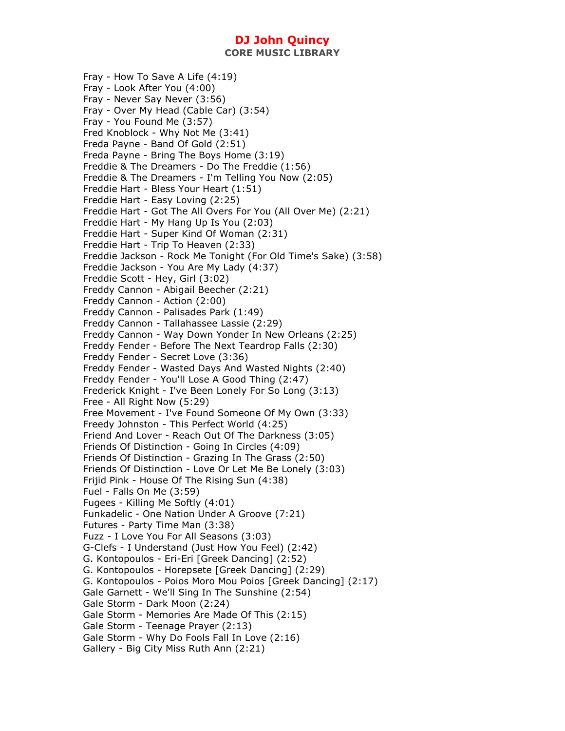# DJ John Quincy

**CORE MUSIC LIBRARY**

Fray - How To Save A Life (4:19)
Fray - Look After You (4:00)
Fray - Never Say Never (3:56)
Fray - Over My Head (Cable Car) (3:54)
Fray - You Found Me (3:57)
Fred Knoblock - Why Not Me (3:41)
Freda Payne - Band Of Gold (2:51)
Freda Payne - Bring The Boys Home (3:19)
Freddie & The Dreamers - Do The Freddie (1:56)
Freddie & The Dreamers - I'm Telling You Now (2:05)
Freddie Hart - Bless Your Heart (1:51)
Freddie Hart - Easy Loving (2:25)
Freddie Hart - Got The All Overs For You (All Over Me) (2:21)
Freddie Hart - My Hang Up Is You (2:03)
Freddie Hart - Super Kind Of Woman (2:31)
Freddie Hart - Trip To Heaven (2:33)
Freddie Jackson - Rock Me Tonight (For Old Time's Sake) (3:58)
Freddie Jackson - You Are My Lady (4:37)
Freddie Scott - Hey, Girl (3:02)
Freddy Cannon - Abigail Beecher (2:21)
Freddy Cannon - Action (2:00)
Freddy Cannon - Palisades Park (1:49)
Freddy Cannon - Tallahassee Lassie (2:29)
Freddy Cannon - Way Down Yonder In New Orleans (2:25)
Freddy Fender - Before The Next Teardrop Falls (2:30)
Freddy Fender - Secret Love (3:36)
Freddy Fender - Wasted Days And Wasted Nights (2:40)
Freddy Fender - You'll Lose A Good Thing (2:47)
Frederick Knight - I've Been Lonely For So Long (3:13)
Free - All Right Now (5:29)
Free Movement - I've Found Someone Of My Own (3:33)
Freedy Johnston - This Perfect World (4:25)
Friend And Lover - Reach Out Of The Darkness (3:05)
Friends Of Distinction - Going In Circles (4:09)
Friends Of Distinction - Grazing In The Grass (2:50)
Friends Of Distinction - Love Or Let Me Be Lonely (3:03)
Frijid Pink - House Of The Rising Sun (4:38)
Fuel - Falls On Me (3:59)
Fugees - Killing Me Softly (4:01)
Funkadelic - One Nation Under A Groove (7:21)
Futures - Party Time Man (3:38)
Fuzz - I Love You For All Seasons (3:03)
G-Clefs - I Understand (Just How You Feel) (2:42)
G. Kontopoulos - Eri-Eri [Greek Dancing] (2:52)
G. Kontopoulos - Horepsete [Greek Dancing] (2:29)
G. Kontopoulos - Poios Moro Mou Poios [Greek Dancing] (2:17)
Gale Garnett - We'll Sing In The Sunshine (2:54)
Gale Storm - Dark Moon (2:24)
Gale Storm - Memories Are Made Of This (2:15)
Gale Storm - Teenage Prayer (2:13)
Gale Storm - Why Do Fools Fall In Love (2:16)
Gallery - Big City Miss Ruth Ann (2:21)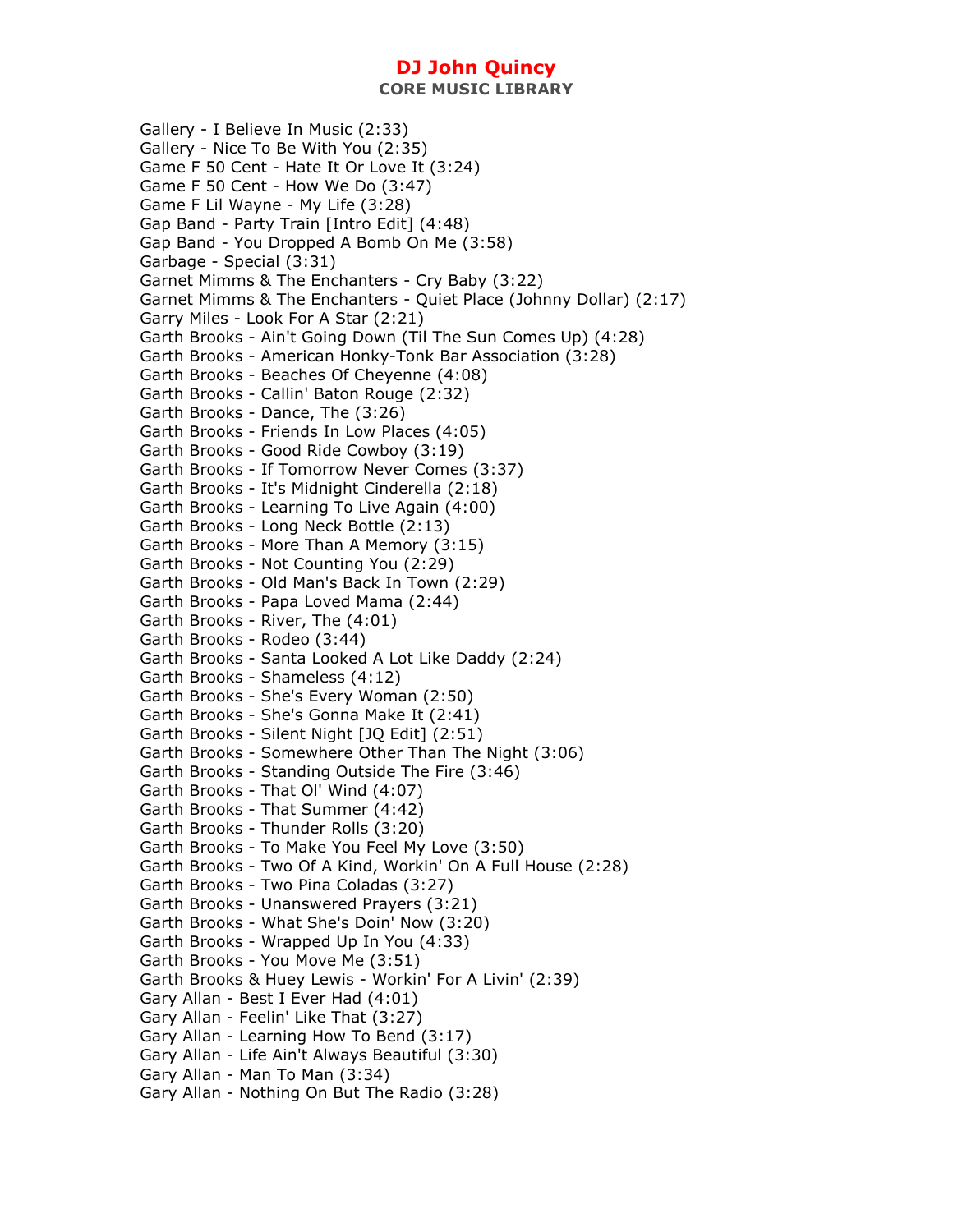Gallery - I Believe In Music (2:33)
Gallery - Nice To Be With You (2:35)
Game F 50 Cent - Hate It Or Love It (3:24)
Game F 50 Cent - How We Do (3:47)
Game F Lil Wayne - My Life (3:28)
Gap Band - Party Train [Intro Edit] (4:48)
Gap Band - You Dropped A Bomb On Me (3:58)
Garbage - Special (3:31)
Garnet Mimms & The Enchanters - Cry Baby (3:22)
Garnet Mimms & The Enchanters - Quiet Place (Johnny Dollar) (2:17)
Garry Miles - Look For A Star (2:21)
Garth Brooks - Ain't Going Down (Til The Sun Comes Up) (4:28)
Garth Brooks - American Honky-Tonk Bar Association (3:28)
Garth Brooks - Beaches Of Cheyenne (4:08)
Garth Brooks - Callin' Baton Rouge (2:32)
Garth Brooks - Dance, The (3:26)
Garth Brooks - Friends In Low Places (4:05)
Garth Brooks - Good Ride Cowboy (3:19)
Garth Brooks - If Tomorrow Never Comes (3:37)
Garth Brooks - It's Midnight Cinderella (2:18)
Garth Brooks - Learning To Live Again (4:00)
Garth Brooks - Long Neck Bottle (2:13)
Garth Brooks - More Than A Memory (3:15)
Garth Brooks - Not Counting You (2:29)
Garth Brooks - Old Man's Back In Town (2:29)
Garth Brooks - Papa Loved Mama (2:44)
Garth Brooks - River, The (4:01)
Garth Brooks - Rodeo (3:44)
Garth Brooks - Santa Looked A Lot Like Daddy (2:24)
Garth Brooks - Shameless (4:12)
Garth Brooks - She's Every Woman (2:50)
Garth Brooks - She's Gonna Make It (2:41)
Garth Brooks - Silent Night [JQ Edit] (2:51)
Garth Brooks - Somewhere Other Than The Night (3:06)
Garth Brooks - Standing Outside The Fire (3:46)
Garth Brooks - That Ol' Wind (4:07)
Garth Brooks - That Summer (4:42)
Garth Brooks - Thunder Rolls (3:20)
Garth Brooks - To Make You Feel My Love (3:50)
Garth Brooks - Two Of A Kind, Workin' On A Full House (2:28)
Garth Brooks - Two Pina Coladas (3:27)
Garth Brooks - Unanswered Prayers (3:21)
Garth Brooks - What She's Doin' Now (3:20)
Garth Brooks - Wrapped Up In You (4:33)
Garth Brooks - You Move Me (3:51)
Garth Brooks & Huey Lewis - Workin' For A Livin' (2:39)
Gary Allan - Best I Ever Had (4:01)
Gary Allan - Feelin' Like That (3:27)
Gary Allan - Learning How To Bend (3:17)
Gary Allan - Life Ain't Always Beautiful (3:30)
Gary Allan - Man To Man (3:34)
Gary Allan - Nothing On But The Radio (3:28)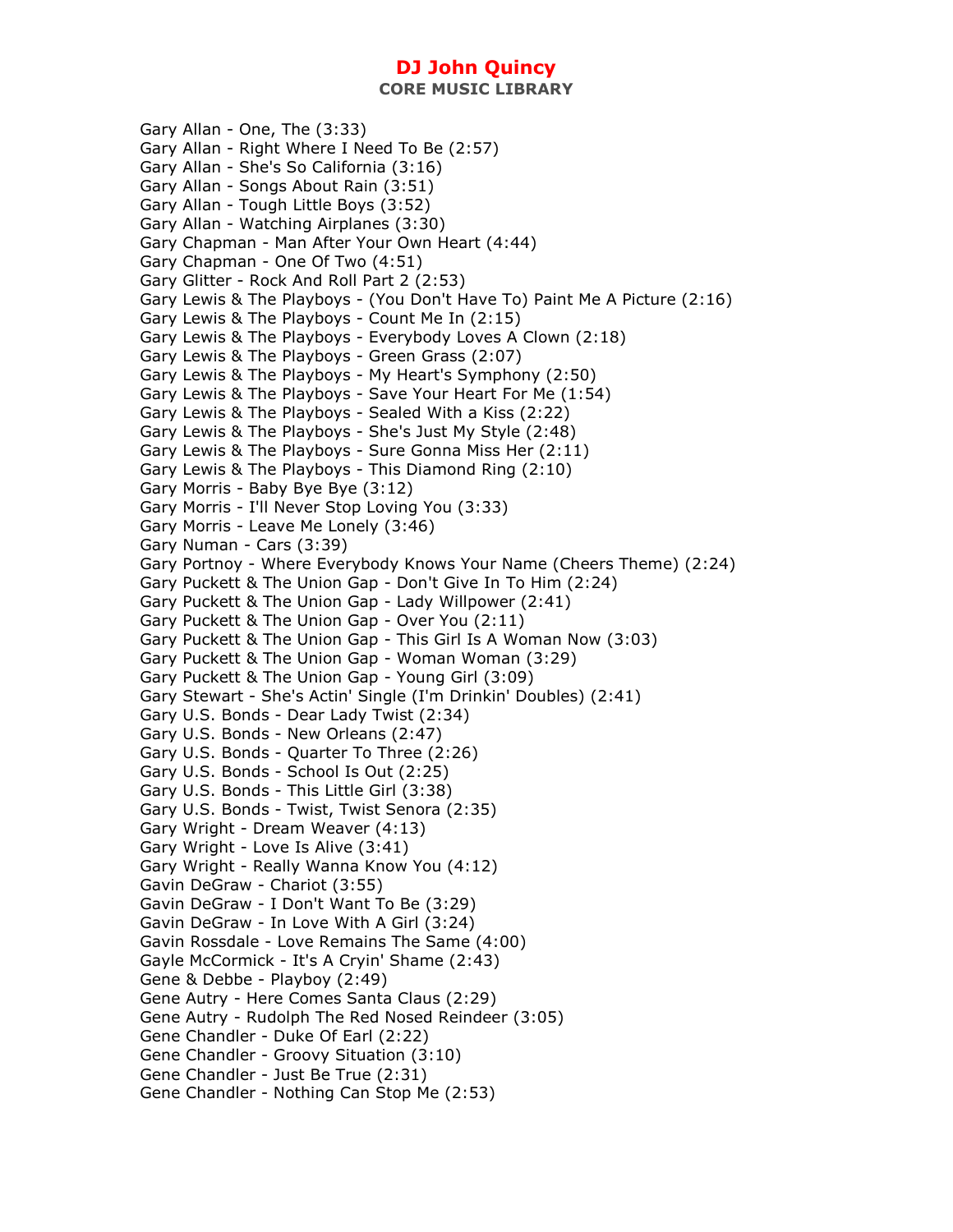Gary Allan - One, The (3:33)
Gary Allan - Right Where I Need To Be (2:57)
Gary Allan - She's So California (3:16)
Gary Allan - Songs About Rain (3:51)
Gary Allan - Tough Little Boys (3:52)
Gary Allan - Watching Airplanes (3:30)
Gary Chapman - Man After Your Own Heart (4:44)
Gary Chapman - One Of Two (4:51)
Gary Glitter - Rock And Roll Part 2 (2:53)
Gary Lewis & The Playboys - (You Don't Have To) Paint Me A Picture (2:16)
Gary Lewis & The Playboys - Count Me In (2:15)
Gary Lewis & The Playboys - Everybody Loves A Clown (2:18)
Gary Lewis & The Playboys - Green Grass (2:07)
Gary Lewis & The Playboys - My Heart's Symphony (2:50)
Gary Lewis & The Playboys - Save Your Heart For Me (1:54)
Gary Lewis & The Playboys - Sealed With a Kiss (2:22)
Gary Lewis & The Playboys - She's Just My Style (2:48)
Gary Lewis & The Playboys - Sure Gonna Miss Her (2:11)
Gary Lewis & The Playboys - This Diamond Ring (2:10)
Gary Morris - Baby Bye Bye (3:12)
Gary Morris - I'll Never Stop Loving You (3:33)
Gary Morris - Leave Me Lonely (3:46)
Gary Numan - Cars (3:39)
Gary Portnoy - Where Everybody Knows Your Name (Cheers Theme) (2:24)
Gary Puckett & The Union Gap - Don't Give In To Him (2:24)
Gary Puckett & The Union Gap - Lady Willpower (2:41)
Gary Puckett & The Union Gap - Over You (2:11)
Gary Puckett & The Union Gap - This Girl Is A Woman Now (3:03)
Gary Puckett & The Union Gap - Woman Woman (3:29)
Gary Puckett & The Union Gap - Young Girl (3:09)
Gary Stewart - She's Actin' Single (I'm Drinkin' Doubles) (2:41)
Gary U.S. Bonds - Dear Lady Twist (2:34)
Gary U.S. Bonds - New Orleans (2:47)
Gary U.S. Bonds - Quarter To Three (2:26)
Gary U.S. Bonds - School Is Out (2:25)
Gary U.S. Bonds - This Little Girl (3:38)
Gary U.S. Bonds - Twist, Twist Senora (2:35)
Gary Wright - Dream Weaver (4:13)
Gary Wright - Love Is Alive (3:41)
Gary Wright - Really Wanna Know You (4:12)
Gavin DeGraw - Chariot (3:55)
Gavin DeGraw - I Don't Want To Be (3:29)
Gavin DeGraw - In Love With A Girl (3:24)
Gavin Rossdale - Love Remains The Same (4:00)
Gayle McCormick - It's A Cryin' Shame (2:43)
Gene & Debbe - Playboy (2:49)
Gene Autry - Here Comes Santa Claus (2:29)
Gene Autry - Rudolph The Red Nosed Reindeer (3:05)
Gene Chandler - Duke Of Earl (2:22)
Gene Chandler - Groovy Situation (3:10)
Gene Chandler - Just Be True (2:31)
Gene Chandler - Nothing Can Stop Me (2:53)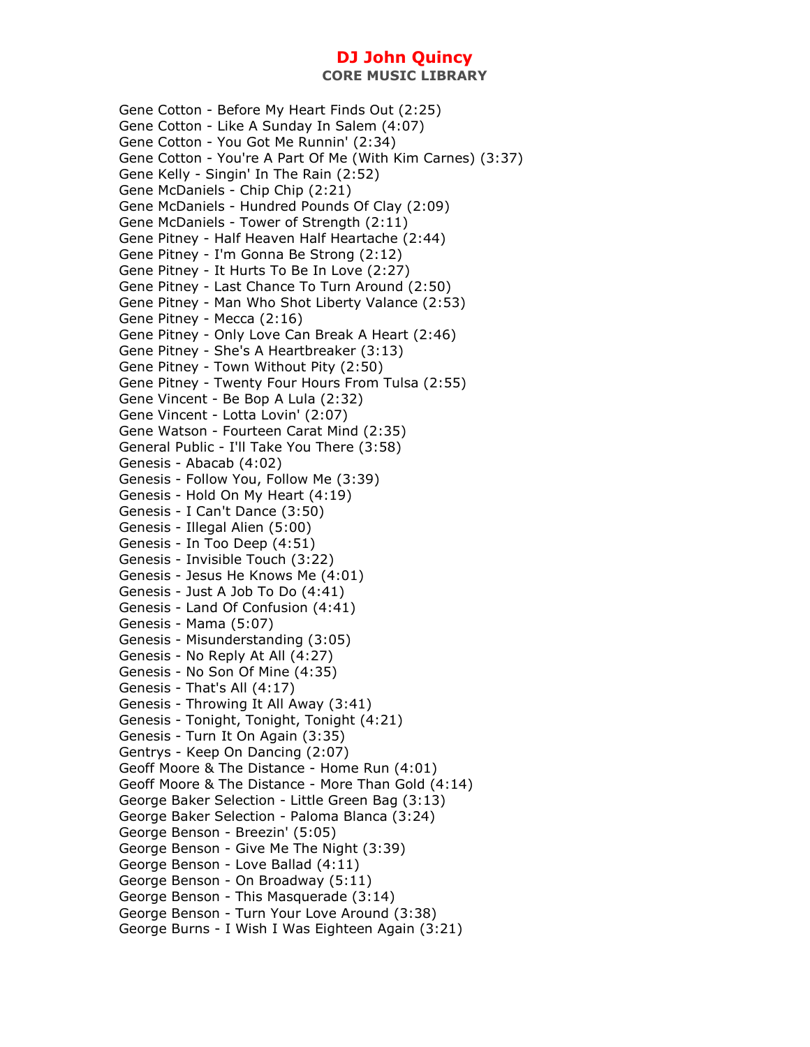Gene Cotton - Before My Heart Finds Out (2:25)
Gene Cotton - Like A Sunday In Salem (4:07)
Gene Cotton - You Got Me Runnin' (2:34)
Gene Cotton - You're A Part Of Me (With Kim Carnes) (3:37)
Gene Kelly - Singin' In The Rain (2:52)
Gene McDaniels - Chip Chip (2:21)
Gene McDaniels - Hundred Pounds Of Clay (2:09)
Gene McDaniels - Tower of Strength (2:11)
Gene Pitney - Half Heaven Half Heartache (2:44)
Gene Pitney - I'm Gonna Be Strong (2:12)
Gene Pitney - It Hurts To Be In Love (2:27)
Gene Pitney - Last Chance To Turn Around (2:50)
Gene Pitney - Man Who Shot Liberty Valance (2:53)
Gene Pitney - Mecca (2:16)
Gene Pitney - Only Love Can Break A Heart (2:46)
Gene Pitney - She's A Heartbreaker (3:13)
Gene Pitney - Town Without Pity (2:50)
Gene Pitney - Twenty Four Hours From Tulsa (2:55)
Gene Vincent - Be Bop A Lula (2:32)
Gene Vincent - Lotta Lovin' (2:07)
Gene Watson - Fourteen Carat Mind (2:35)
General Public - I'll Take You There (3:58)
Genesis - Abacab (4:02)
Genesis - Follow You, Follow Me (3:39)
Genesis - Hold On My Heart (4:19)
Genesis - I Can't Dance (3:50)
Genesis - Illegal Alien (5:00)
Genesis - In Too Deep (4:51)
Genesis - Invisible Touch (3:22)
Genesis - Jesus He Knows Me (4:01)
Genesis - Just A Job To Do (4:41)
Genesis - Land Of Confusion (4:41)
Genesis - Mama (5:07)
Genesis - Misunderstanding (3:05)
Genesis - No Reply At All (4:27)
Genesis - No Son Of Mine (4:35)
Genesis - That's All (4:17)
Genesis - Throwing It All Away (3:41)
Genesis - Tonight, Tonight, Tonight (4:21)
Genesis - Turn It On Again (3:35)
Gentrys - Keep On Dancing (2:07)
Geoff Moore & The Distance - Home Run (4:01)
Geoff Moore & The Distance - More Than Gold (4:14)
George Baker Selection - Little Green Bag (3:13)
George Baker Selection - Paloma Blanca (3:24)
George Benson - Breezin' (5:05)
George Benson - Give Me The Night (3:39)
George Benson - Love Ballad (4:11)
George Benson - On Broadway (5:11)
George Benson - This Masquerade (3:14)
George Benson - Turn Your Love Around (3:38)
George Burns - I Wish I Was Eighteen Again (3:21)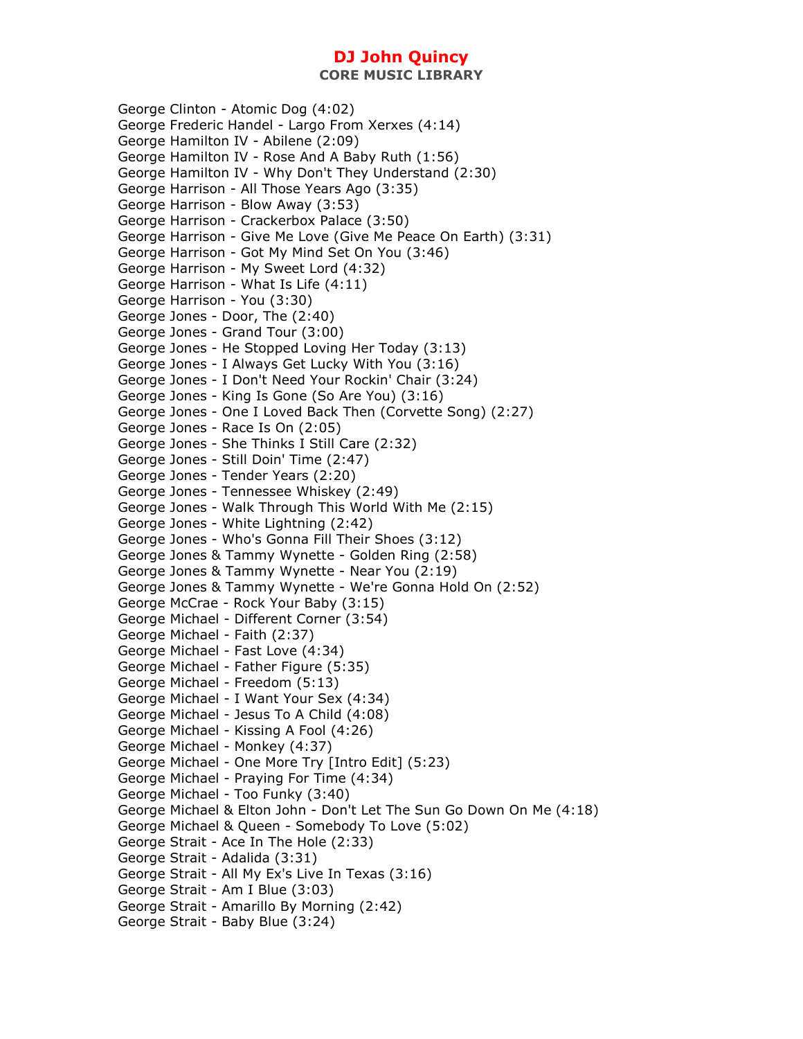George Clinton - Atomic Dog (4:02)
George Frederic Handel - Largo From Xerxes (4:14)
George Hamilton IV - Abilene (2:09)
George Hamilton IV - Rose And A Baby Ruth (1:56)
George Hamilton IV - Why Don't They Understand (2:30)
George Harrison - All Those Years Ago (3:35)
George Harrison - Blow Away (3:53)
George Harrison - Crackerbox Palace (3:50)
George Harrison - Give Me Love (Give Me Peace On Earth) (3:31)
George Harrison - Got My Mind Set On You (3:46)
George Harrison - My Sweet Lord (4:32)
George Harrison - What Is Life (4:11)
George Harrison - You (3:30)
George Jones - Door, The (2:40)
George Jones - Grand Tour (3:00)
George Jones - He Stopped Loving Her Today (3:13)
George Jones - I Always Get Lucky With You (3:16)
George Jones - I Don't Need Your Rockin' Chair (3:24)
George Jones - King Is Gone (So Are You) (3:16)
George Jones - One I Loved Back Then (Corvette Song) (2:27)
George Jones - Race Is On (2:05)
George Jones - She Thinks I Still Care (2:32)
George Jones - Still Doin' Time (2:47)
George Jones - Tender Years (2:20)
George Jones - Tennessee Whiskey (2:49)
George Jones - Walk Through This World With Me (2:15)
George Jones - White Lightning (2:42)
George Jones - Who's Gonna Fill Their Shoes (3:12)
George Jones & Tammy Wynette - Golden Ring (2:58)
George Jones & Tammy Wynette - Near You (2:19)
George Jones & Tammy Wynette - We're Gonna Hold On (2:52)
George McCrae - Rock Your Baby (3:15)
George Michael - Different Corner (3:54)
George Michael - Faith (2:37)
George Michael - Fast Love (4:34)
George Michael - Father Figure (5:35)
George Michael - Freedom (5:13)
George Michael - I Want Your Sex (4:34)
George Michael - Jesus To A Child (4:08)
George Michael - Kissing A Fool (4:26)
George Michael - Monkey (4:37)
George Michael - One More Try [Intro Edit] (5:23)
George Michael - Praying For Time (4:34)
George Michael - Too Funky (3:40)
George Michael & Elton John - Don't Let The Sun Go Down On Me (4:18)
George Michael & Queen - Somebody To Love (5:02)
George Strait - Ace In The Hole (2:33)
George Strait - Adalida (3:31)
George Strait - All My Ex's Live In Texas (3:16)
George Strait - Am I Blue (3:03)
George Strait - Amarillo By Morning (2:42)
George Strait - Baby Blue (3:24)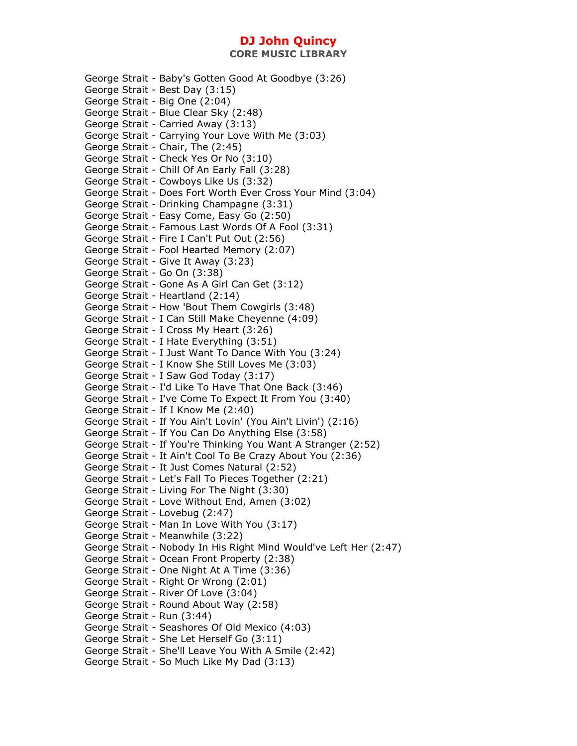George Strait - Baby's Gotten Good At Goodbye (3:26)
George Strait - Best Day (3:15)
George Strait - Big One (2:04)
George Strait - Blue Clear Sky (2:48)
George Strait - Carried Away (3:13)
George Strait - Carrying Your Love With Me (3:03)
George Strait - Chair, The (2:45)
George Strait - Check Yes Or No (3:10)
George Strait - Chill Of An Early Fall (3:28)
George Strait - Cowboys Like Us (3:32)
George Strait - Does Fort Worth Ever Cross Your Mind (3:04)
George Strait - Drinking Champagne (3:31)
George Strait - Easy Come, Easy Go (2:50)
George Strait - Famous Last Words Of A Fool (3:31)
George Strait - Fire I Can't Put Out (2:56)
George Strait - Fool Hearted Memory (2:07)
George Strait - Give It Away (3:23)
George Strait - Go On (3:38)
George Strait - Gone As A Girl Can Get (3:12)
George Strait - Heartland (2:14)
George Strait - How 'Bout Them Cowgirls (3:48)
George Strait - I Can Still Make Cheyenne (4:09)
George Strait - I Cross My Heart (3:26)
George Strait - I Hate Everything (3:51)
George Strait - I Just Want To Dance With You (3:24)
George Strait - I Know She Still Loves Me (3:03)
George Strait - I Saw God Today (3:17)
George Strait - I'd Like To Have That One Back (3:46)
George Strait - I've Come To Expect It From You (3:40)
George Strait - If I Know Me (2:40)
George Strait - If You Ain't Lovin' (You Ain't Livin') (2:16)
George Strait - If You Can Do Anything Else (3:58)
George Strait - If You're Thinking You Want A Stranger (2:52)
George Strait - It Ain't Cool To Be Crazy About You (2:36)
George Strait - It Just Comes Natural (2:52)
George Strait - Let's Fall To Pieces Together (2:21)
George Strait - Living For The Night (3:30)
George Strait - Love Without End, Amen (3:02)
George Strait - Lovebug (2:47)
George Strait - Man In Love With You (3:17)
George Strait - Meanwhile (3:22)
George Strait - Nobody In His Right Mind Would've Left Her (2:47)
George Strait - Ocean Front Property (2:38)
George Strait - One Night At A Time (3:36)
George Strait - Right Or Wrong (2:01)
George Strait - River Of Love (3:04)
George Strait - Round About Way (2:58)
George Strait - Run (3:44)
George Strait - Seashores Of Old Mexico (4:03)
George Strait - She Let Herself Go (3:11)
George Strait - She'll Leave You With A Smile (2:42)
George Strait - So Much Like My Dad (3:13)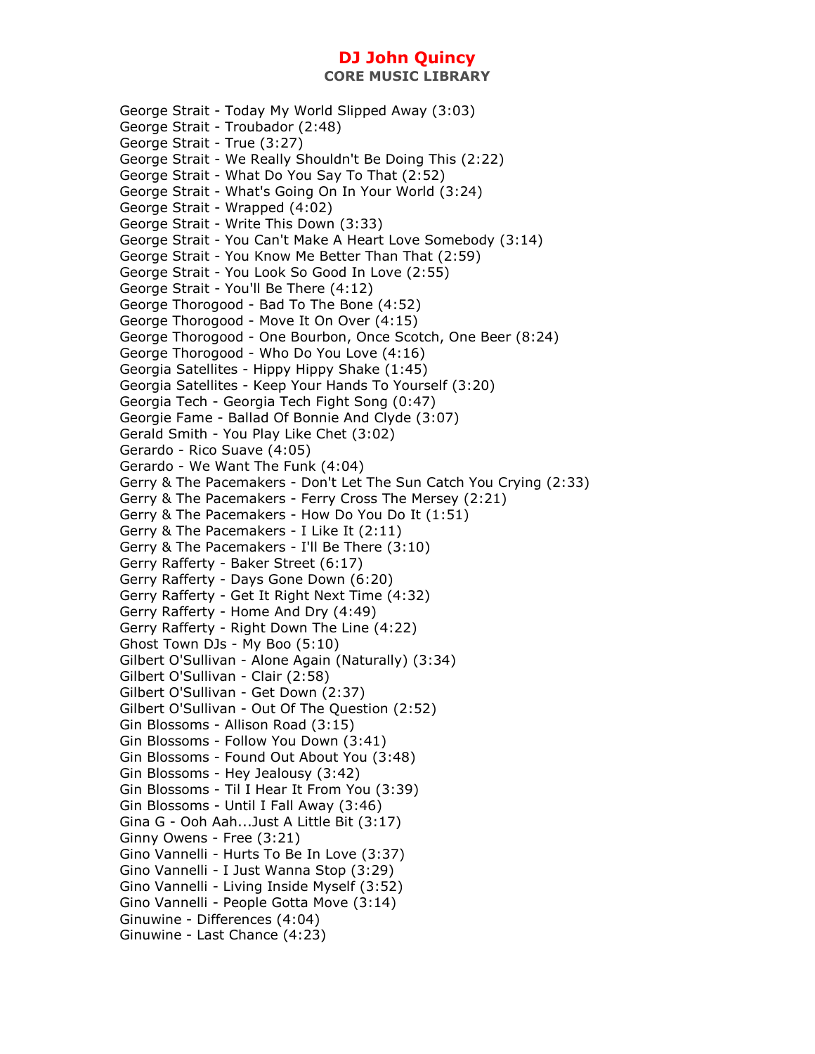# DJ John Quincy

## CORE MUSIC LIBRARY

George Strait - Today My World Slipped Away (3:03)
George Strait - Troubador (2:48)
George Strait - True (3:27)
George Strait - We Really Shouldn't Be Doing This (2:22)
George Strait - What Do You Say To That (2:52)
George Strait - What's Going On In Your World (3:24)
George Strait - Wrapped (4:02)
George Strait - Write This Down (3:33)
George Strait - You Can't Make A Heart Love Somebody (3:14)
George Strait - You Know Me Better Than That (2:59)
George Strait - You Look So Good In Love (2:55)
George Strait - You'll Be There (4:12)
George Thorogood - Bad To The Bone (4:52)
George Thorogood - Move It On Over (4:15)
George Thorogood - One Bourbon, Once Scotch, One Beer (8:24)
George Thorogood - Who Do You Love (4:16)
Georgia Satellites - Hippy Hippy Shake (1:45)
Georgia Satellites - Keep Your Hands To Yourself (3:20)
Georgia Tech - Georgia Tech Fight Song (0:47)
Georgie Fame - Ballad Of Bonnie And Clyde (3:07)
Gerald Smith - You Play Like Chet (3:02)
Gerardo - Rico Suave (4:05)
Gerardo - We Want The Funk (4:04)
Gerry & The Pacemakers - Don't Let The Sun Catch You Crying (2:33)
Gerry & The Pacemakers - Ferry Cross The Mersey (2:21)
Gerry & The Pacemakers - How Do You Do It (1:51)
Gerry & The Pacemakers - I Like It (2:11)
Gerry & The Pacemakers - I'll Be There (3:10)
Gerry Rafferty - Baker Street (6:17)
Gerry Rafferty - Days Gone Down (6:20)
Gerry Rafferty - Get It Right Next Time (4:32)
Gerry Rafferty - Home And Dry (4:49)
Gerry Rafferty - Right Down The Line (4:22)
Ghost Town DJs - My Boo (5:10)
Gilbert O'Sullivan - Alone Again (Naturally) (3:34)
Gilbert O'Sullivan - Clair (2:58)
Gilbert O'Sullivan - Get Down (2:37)
Gilbert O'Sullivan - Out Of The Question (2:52)
Gin Blossoms - Allison Road (3:15)
Gin Blossoms - Follow You Down (3:41)
Gin Blossoms - Found Out About You (3:48)
Gin Blossoms - Hey Jealousy (3:42)
Gin Blossoms - Til I Hear It From You (3:39)
Gin Blossoms - Until I Fall Away (3:46)
Gina G - Ooh Aah...Just A Little Bit (3:17)
Ginny Owens - Free (3:21)
Gino Vannelli - Hurts To Be In Love (3:37)
Gino Vannelli - I Just Wanna Stop (3:29)
Gino Vannelli - Living Inside Myself (3:52)
Gino Vannelli - People Gotta Move (3:14)
Ginuwine - Differences (4:04)
Ginuwine - Last Chance (4:23)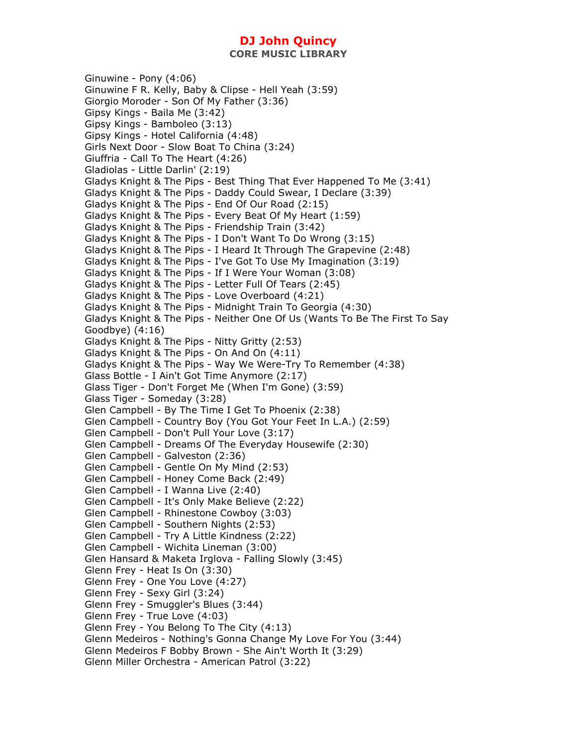Ginuwine - Pony (4:06)
Ginuwine F R. Kelly, Baby & Clipse - Hell Yeah (3:59)
Giorgio Moroder - Son Of My Father (3:36)
Gipsy Kings - Baila Me (3:42)
Gipsy Kings - Bamboleo (3:13)
Gipsy Kings - Hotel California (4:48)
Girls Next Door - Slow Boat To China (3:24)
Giuffria - Call To The Heart (4:26)
Gladiolas - Little Darlin' (2:19)
Gladys Knight & The Pips - Best Thing That Ever Happened To Me (3:41)
Gladys Knight & The Pips - Daddy Could Swear, I Declare (3:39)
Gladys Knight & The Pips - End Of Our Road (2:15)
Gladys Knight & The Pips - Every Beat Of My Heart (1:59)
Gladys Knight & The Pips - Friendship Train (3:42)
Gladys Knight & The Pips - I Don't Want To Do Wrong (3:15)
Gladys Knight & The Pips - I Heard It Through The Grapevine (2:48)
Gladys Knight & The Pips - I've Got To Use My Imagination (3:19)
Gladys Knight & The Pips - If I Were Your Woman (3:08)
Gladys Knight & The Pips - Letter Full Of Tears (2:45)
Gladys Knight & The Pips - Love Overboard (4:21)
Gladys Knight & The Pips - Midnight Train To Georgia (4:30)
Gladys Knight & The Pips - Neither One Of Us (Wants To Be The First To Say Goodbye) (4:16)
Gladys Knight & The Pips - Nitty Gritty (2:53)
Gladys Knight & The Pips - On And On (4:11)
Gladys Knight & The Pips - Way We Were-Try To Remember (4:38)
Glass Bottle - I Ain't Got Time Anymore (2:17)
Glass Tiger - Don't Forget Me (When I'm Gone) (3:59)
Glass Tiger - Someday (3:28)
Glen Campbell - By The Time I Get To Phoenix (2:38)
Glen Campbell - Country Boy (You Got Your Feet In L.A.) (2:59)
Glen Campbell - Don't Pull Your Love (3:17)
Glen Campbell - Dreams Of The Everyday Housewife (2:30)
Glen Campbell - Galveston (2:36)
Glen Campbell - Gentle On My Mind (2:53)
Glen Campbell - Honey Come Back (2:49)
Glen Campbell - I Wanna Live (2:40)
Glen Campbell - It's Only Make Believe (2:22)
Glen Campbell - Rhinestone Cowboy (3:03)
Glen Campbell - Southern Nights (2:53)
Glen Campbell - Try A Little Kindness (2:22)
Glen Campbell - Wichita Lineman (3:00)
Glen Hansard & Maketa Irglova - Falling Slowly (3:45)
Glenn Frey - Heat Is On (3:30)
Glenn Frey - One You Love (4:27)
Glenn Frey - Sexy Girl (3:24)
Glenn Frey - Smuggler's Blues (3:44)
Glenn Frey - True Love (4:03)
Glenn Frey - You Belong To The City (4:13)
Glenn Medeiros - Nothing's Gonna Change My Love For You (3:44)
Glenn Medeiros F Bobby Brown - She Ain't Worth It (3:29)
Glenn Miller Orchestra - American Patrol (3:22)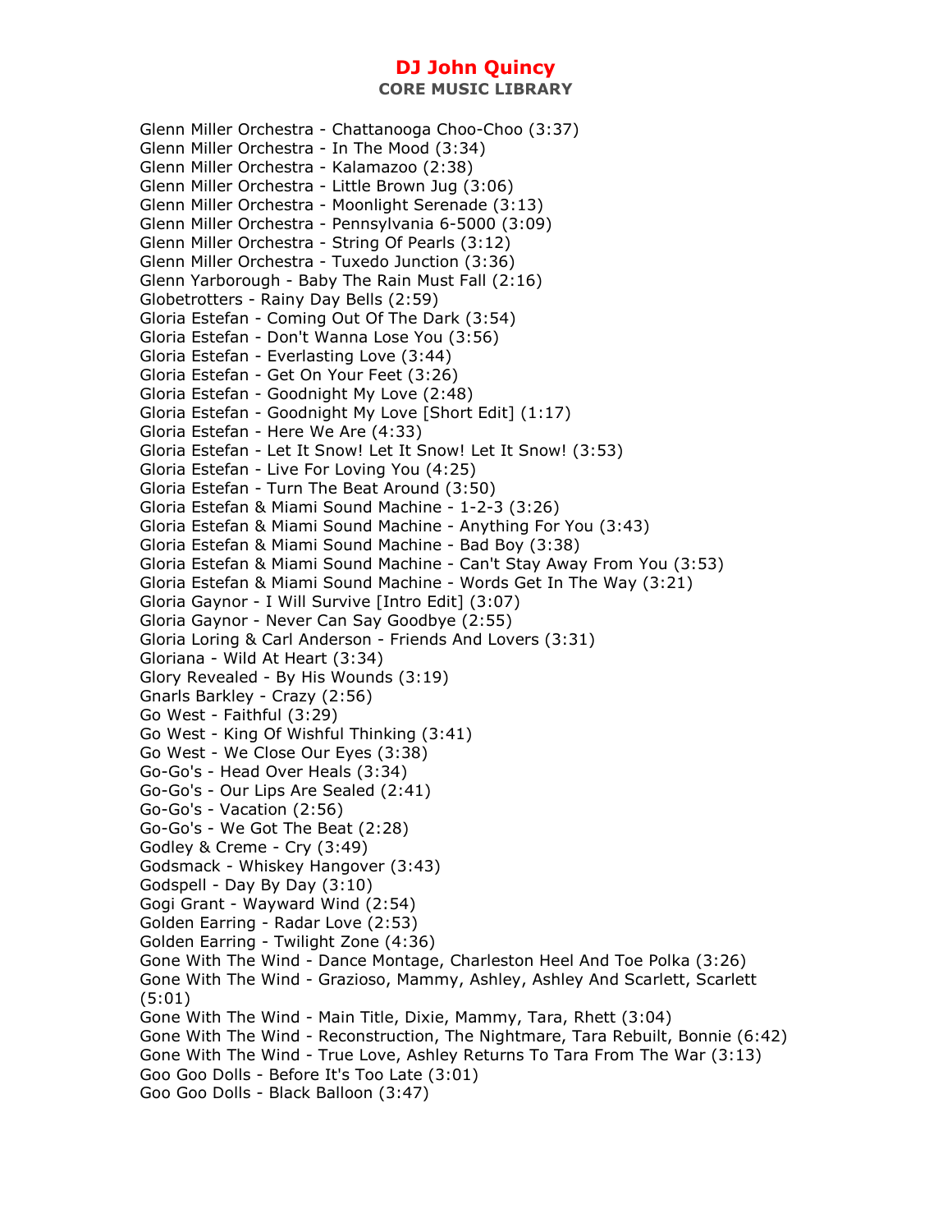# DJ John Quincy

## CORE MUSIC LIBRARY

Glenn Miller Orchestra - Chattanooga Choo-Choo (3:37)
Glenn Miller Orchestra - In The Mood (3:34)
Glenn Miller Orchestra - Kalamazoo (2:38)
Glenn Miller Orchestra - Little Brown Jug (3:06)
Glenn Miller Orchestra - Moonlight Serenade (3:13)
Glenn Miller Orchestra - Pennsylvania 6-5000 (3:09)
Glenn Miller Orchestra - String Of Pearls (3:12)
Glenn Miller Orchestra - Tuxedo Junction (3:36)
Glenn Yarborough - Baby The Rain Must Fall (2:16)
Globetrotters - Rainy Day Bells (2:59)
Gloria Estefan - Coming Out Of The Dark (3:54)
Gloria Estefan - Don't Wanna Lose You (3:56)
Gloria Estefan - Everlasting Love (3:44)
Gloria Estefan - Get On Your Feet (3:26)
Gloria Estefan - Goodnight My Love (2:48)
Gloria Estefan - Goodnight My Love [Short Edit] (1:17)
Gloria Estefan - Here We Are (4:33)
Gloria Estefan - Let It Snow! Let It Snow! Let It Snow! (3:53)
Gloria Estefan - Live For Loving You (4:25)
Gloria Estefan - Turn The Beat Around (3:50)
Gloria Estefan & Miami Sound Machine - 1-2-3 (3:26)
Gloria Estefan & Miami Sound Machine - Anything For You (3:43)
Gloria Estefan & Miami Sound Machine - Bad Boy (3:38)
Gloria Estefan & Miami Sound Machine - Can't Stay Away From You (3:53)
Gloria Estefan & Miami Sound Machine - Words Get In The Way (3:21)
Gloria Gaynor - I Will Survive [Intro Edit] (3:07)
Gloria Gaynor - Never Can Say Goodbye (2:55)
Gloria Loring & Carl Anderson - Friends And Lovers (3:31)
Gloriana - Wild At Heart (3:34)
Glory Revealed - By His Wounds (3:19)
Gnarls Barkley - Crazy (2:56)
Go West - Faithful (3:29)
Go West - King Of Wishful Thinking (3:41)
Go West - We Close Our Eyes (3:38)
Go-Go's - Head Over Heals (3:34)
Go-Go's - Our Lips Are Sealed (2:41)
Go-Go's - Vacation (2:56)
Go-Go's - We Got The Beat (2:28)
Godley & Creme - Cry (3:49)
Godsmack - Whiskey Hangover (3:43)
Godspell - Day By Day (3:10)
Gogi Grant - Wayward Wind (2:54)
Golden Earring - Radar Love (2:53)
Golden Earring - Twilight Zone (4:36)
Gone With The Wind - Dance Montage, Charleston Heel And Toe Polka (3:26)
Gone With The Wind - Grazioso, Mammy, Ashley, Ashley And Scarlett, Scarlett (5:01)
Gone With The Wind - Main Title, Dixie, Mammy, Tara, Rhett (3:04)
Gone With The Wind - Reconstruction, The Nightmare, Tara Rebuilt, Bonnie (6:42)
Gone With The Wind - True Love, Ashley Returns To Tara From The War (3:13)
Goo Goo Dolls - Before It's Too Late (3:01)
Goo Goo Dolls - Black Balloon (3:47)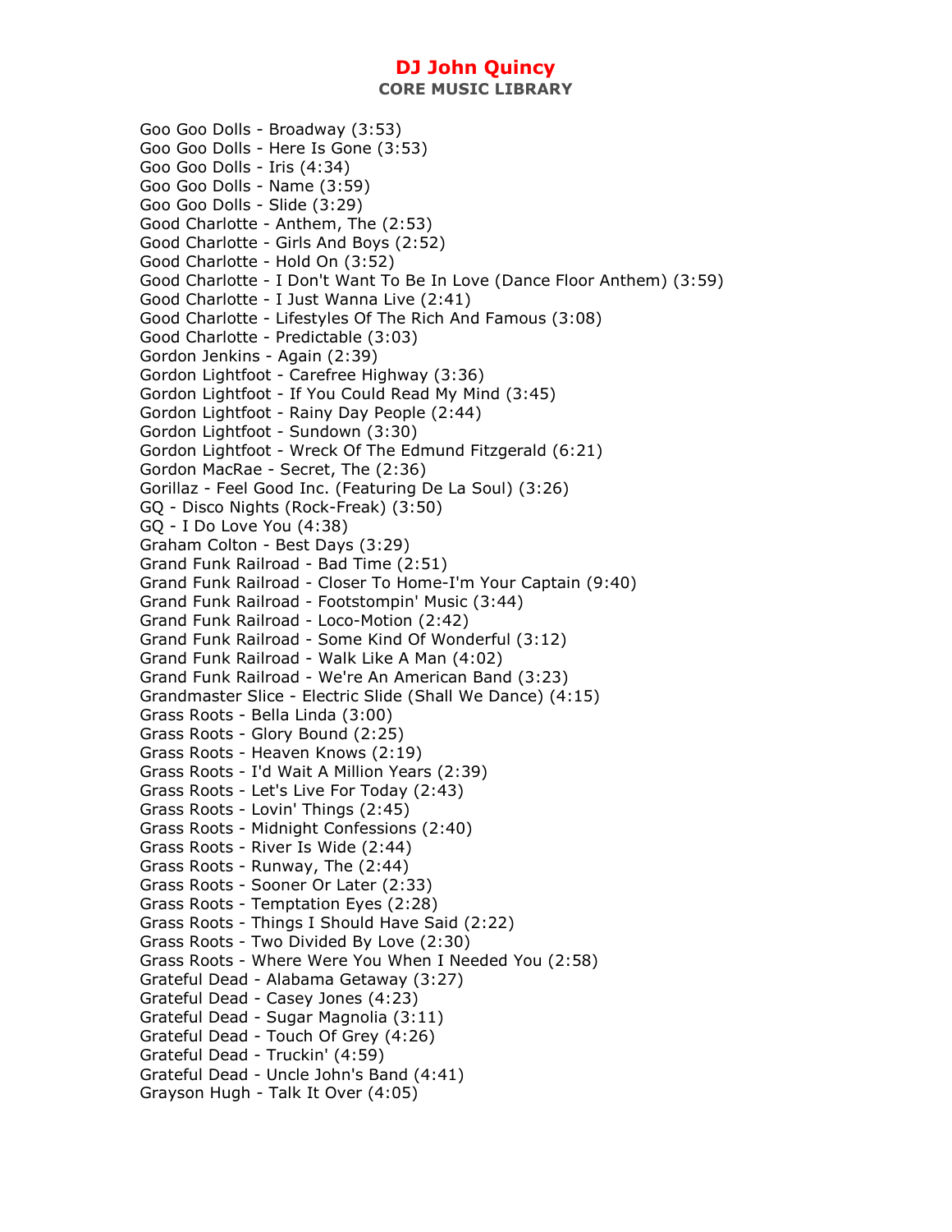# DJ John Quincy

**CORE MUSIC LIBRARY**

Goo Goo Dolls - Broadway (3:53)
Goo Goo Dolls - Here Is Gone (3:53)
Goo Goo Dolls - Iris (4:34)
Goo Goo Dolls - Name (3:59)
Goo Goo Dolls - Slide (3:29)
Good Charlotte - Anthem, The (2:53)
Good Charlotte - Girls And Boys (2:52)
Good Charlotte - Hold On (3:52)
Good Charlotte - I Don't Want To Be In Love (Dance Floor Anthem) (3:59)
Good Charlotte - I Just Wanna Live (2:41)
Good Charlotte - Lifestyles Of The Rich And Famous (3:08)
Good Charlotte - Predictable (3:03)
Gordon Jenkins - Again (2:39)
Gordon Lightfoot - Carefree Highway (3:36)
Gordon Lightfoot - If You Could Read My Mind (3:45)
Gordon Lightfoot - Rainy Day People (2:44)
Gordon Lightfoot - Sundown (3:30)
Gordon Lightfoot - Wreck Of The Edmund Fitzgerald (6:21)
Gordon MacRae - Secret, The (2:36)
Gorillaz - Feel Good Inc. (Featuring De La Soul) (3:26)
GQ - Disco Nights (Rock-Freak) (3:50)
GQ - I Do Love You (4:38)
Graham Colton - Best Days (3:29)
Grand Funk Railroad - Bad Time (2:51)
Grand Funk Railroad - Closer To Home-I'm Your Captain (9:40)
Grand Funk Railroad - Footstompin' Music (3:44)
Grand Funk Railroad - Loco-Motion (2:42)
Grand Funk Railroad - Some Kind Of Wonderful (3:12)
Grand Funk Railroad - Walk Like A Man (4:02)
Grand Funk Railroad - We're An American Band (3:23)
Grandmaster Slice - Electric Slide (Shall We Dance) (4:15)
Grass Roots - Bella Linda (3:00)
Grass Roots - Glory Bound (2:25)
Grass Roots - Heaven Knows (2:19)
Grass Roots - I'd Wait A Million Years (2:39)
Grass Roots - Let's Live For Today (2:43)
Grass Roots - Lovin' Things (2:45)
Grass Roots - Midnight Confessions (2:40)
Grass Roots - River Is Wide (2:44)
Grass Roots - Runway, The (2:44)
Grass Roots - Sooner Or Later (2:33)
Grass Roots - Temptation Eyes (2:28)
Grass Roots - Things I Should Have Said (2:22)
Grass Roots - Two Divided By Love (2:30)
Grass Roots - Where Were You When I Needed You (2:58)
Grateful Dead - Alabama Getaway (3:27)
Grateful Dead - Casey Jones (4:23)
Grateful Dead - Sugar Magnolia (3:11)
Grateful Dead - Touch Of Grey (4:26)
Grateful Dead - Truckin' (4:59)
Grateful Dead - Uncle John's Band (4:41)
Grayson Hugh - Talk It Over (4:05)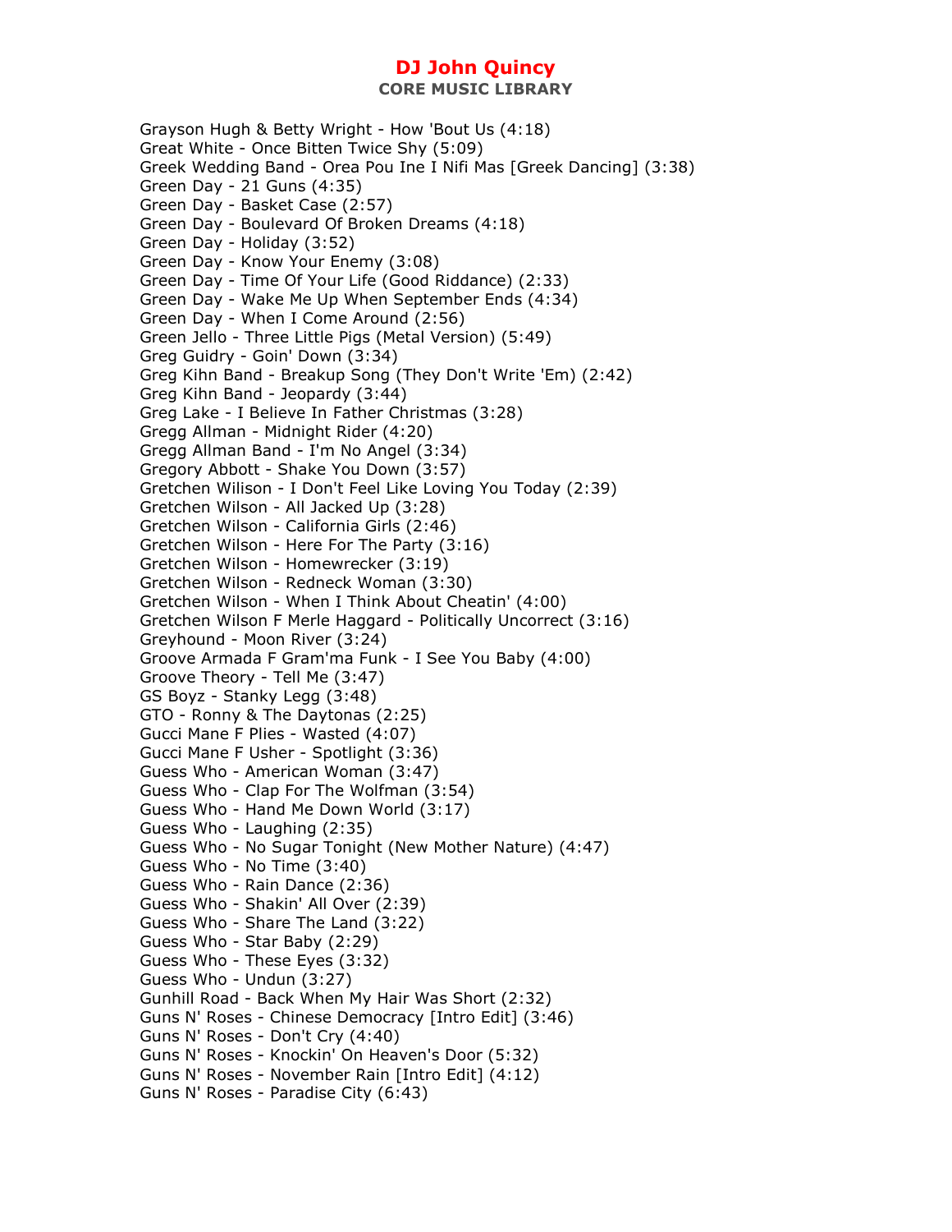Grayson Hugh & Betty Wright - How 'Bout Us (4:18)
Great White - Once Bitten Twice Shy (5:09)
Greek Wedding Band - Orea Pou Ine I Nifi Mas [Greek Dancing] (3:38)
Green Day - 21 Guns (4:35)
Green Day - Basket Case (2:57)
Green Day - Boulevard Of Broken Dreams (4:18)
Green Day - Holiday (3:52)
Green Day - Know Your Enemy (3:08)
Green Day - Time Of Your Life (Good Riddance) (2:33)
Green Day - Wake Me Up When September Ends (4:34)
Green Day - When I Come Around (2:56)
Green Jello - Three Little Pigs (Metal Version) (5:49)
Greg Guidry - Goin' Down (3:34)
Greg Kihn Band - Breakup Song (They Don't Write 'Em) (2:42)
Greg Kihn Band - Jeopardy (3:44)
Greg Lake - I Believe In Father Christmas (3:28)
Gregg Allman - Midnight Rider (4:20)
Gregg Allman Band - I'm No Angel (3:34)
Gregory Abbott - Shake You Down (3:57)
Gretchen Wilison - I Don't Feel Like Loving You Today (2:39)
Gretchen Wilson - All Jacked Up (3:28)
Gretchen Wilson - California Girls (2:46)
Gretchen Wilson - Here For The Party (3:16)
Gretchen Wilson - Homewrecker (3:19)
Gretchen Wilson - Redneck Woman (3:30)
Gretchen Wilson - When I Think About Cheatin' (4:00)
Gretchen Wilson F Merle Haggard - Politically Uncorrect (3:16)
Greyhound - Moon River (3:24)
Groove Armada F Gram'ma Funk - I See You Baby (4:00)
Groove Theory - Tell Me (3:47)
GS Boyz - Stanky Legg (3:48)
GTO - Ronny & The Daytonas (2:25)
Gucci Mane F Plies - Wasted (4:07)
Gucci Mane F Usher - Spotlight (3:36)
Guess Who - American Woman (3:47)
Guess Who - Clap For The Wolfman (3:54)
Guess Who - Hand Me Down World (3:17)
Guess Who - Laughing (2:35)
Guess Who - No Sugar Tonight (New Mother Nature) (4:47)
Guess Who - No Time (3:40)
Guess Who - Rain Dance (2:36)
Guess Who - Shakin' All Over (2:39)
Guess Who - Share The Land (3:22)
Guess Who - Star Baby (2:29)
Guess Who - These Eyes (3:32)
Guess Who - Undun (3:27)
Gunhill Road - Back When My Hair Was Short (2:32)
Guns N' Roses - Chinese Democracy [Intro Edit] (3:46)
Guns N' Roses - Don't Cry (4:40)
Guns N' Roses - Knockin' On Heaven's Door (5:32)
Guns N' Roses - November Rain [Intro Edit] (4:12)
Guns N' Roses - Paradise City (6:43)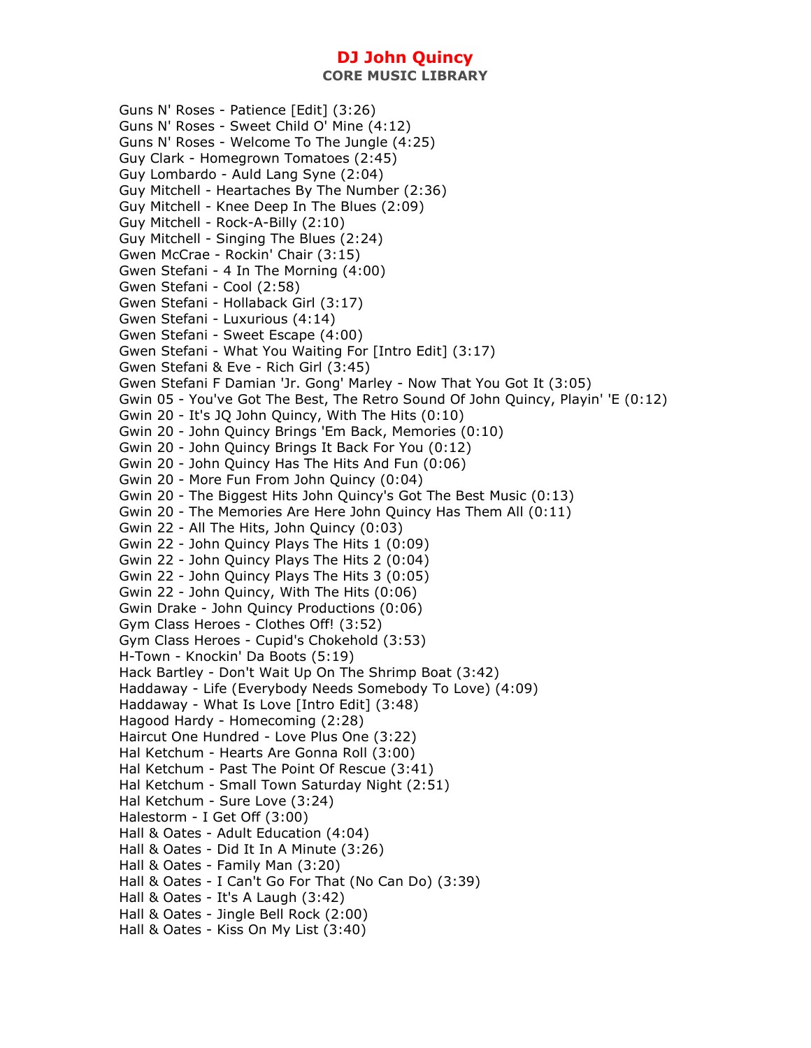Guns N' Roses - Patience [Edit] (3:26)
Guns N' Roses - Sweet Child O' Mine (4:12)
Guns N' Roses - Welcome To The Jungle (4:25)
Guy Clark - Homegrown Tomatoes (2:45)
Guy Lombardo - Auld Lang Syne (2:04)
Guy Mitchell - Heartaches By The Number (2:36)
Guy Mitchell - Knee Deep In The Blues (2:09)
Guy Mitchell - Rock-A-Billy (2:10)
Guy Mitchell - Singing The Blues (2:24)
Gwen McCrae - Rockin' Chair (3:15)
Gwen Stefani - 4 In The Morning (4:00)
Gwen Stefani - Cool (2:58)
Gwen Stefani - Hollaback Girl (3:17)
Gwen Stefani - Luxurious (4:14)
Gwen Stefani - Sweet Escape (4:00)
Gwen Stefani - What You Waiting For [Intro Edit] (3:17)
Gwen Stefani & Eve - Rich Girl (3:45)
Gwen Stefani F Damian 'Jr. Gong' Marley - Now That You Got It (3:05)
Gwin 05 - You've Got The Best, The Retro Sound Of John Quincy, Playin' 'E (0:12)
Gwin 20 - It's JQ John Quincy, With The Hits (0:10)
Gwin 20 - John Quincy Brings 'Em Back, Memories (0:10)
Gwin 20 - John Quincy Brings It Back For You (0:12)
Gwin 20 - John Quincy Has The Hits And Fun (0:06)
Gwin 20 - More Fun From John Quincy (0:04)
Gwin 20 - The Biggest Hits John Quincy's Got The Best Music (0:13)
Gwin 20 - The Memories Are Here John Quincy Has Them All (0:11)
Gwin 22 - All The Hits, John Quincy (0:03)
Gwin 22 - John Quincy Plays The Hits 1 (0:09)
Gwin 22 - John Quincy Plays The Hits 2 (0:04)
Gwin 22 - John Quincy Plays The Hits 3 (0:05)
Gwin 22 - John Quincy, With The Hits (0:06)
Gwin Drake - John Quincy Productions (0:06)
Gym Class Heroes - Clothes Off! (3:52)
Gym Class Heroes - Cupid's Chokehold (3:53)
H-Town - Knockin' Da Boots (5:19)
Hack Bartley - Don't Wait Up On The Shrimp Boat (3:42)
Haddaway - Life (Everybody Needs Somebody To Love) (4:09)
Haddaway - What Is Love [Intro Edit] (3:48)
Hagood Hardy - Homecoming (2:28)
Haircut One Hundred - Love Plus One (3:22)
Hal Ketchum - Hearts Are Gonna Roll (3:00)
Hal Ketchum - Past The Point Of Rescue (3:41)
Hal Ketchum - Small Town Saturday Night (2:51)
Hal Ketchum - Sure Love (3:24)
Halestorm - I Get Off (3:00)
Hall & Oates - Adult Education (4:04)
Hall & Oates - Did It In A Minute (3:26)
Hall & Oates - Family Man (3:20)
Hall & Oates - I Can't Go For That (No Can Do) (3:39)
Hall & Oates - It's A Laugh (3:42)
Hall & Oates - Jingle Bell Rock (2:00)
Hall & Oates - Kiss On My List (3:40)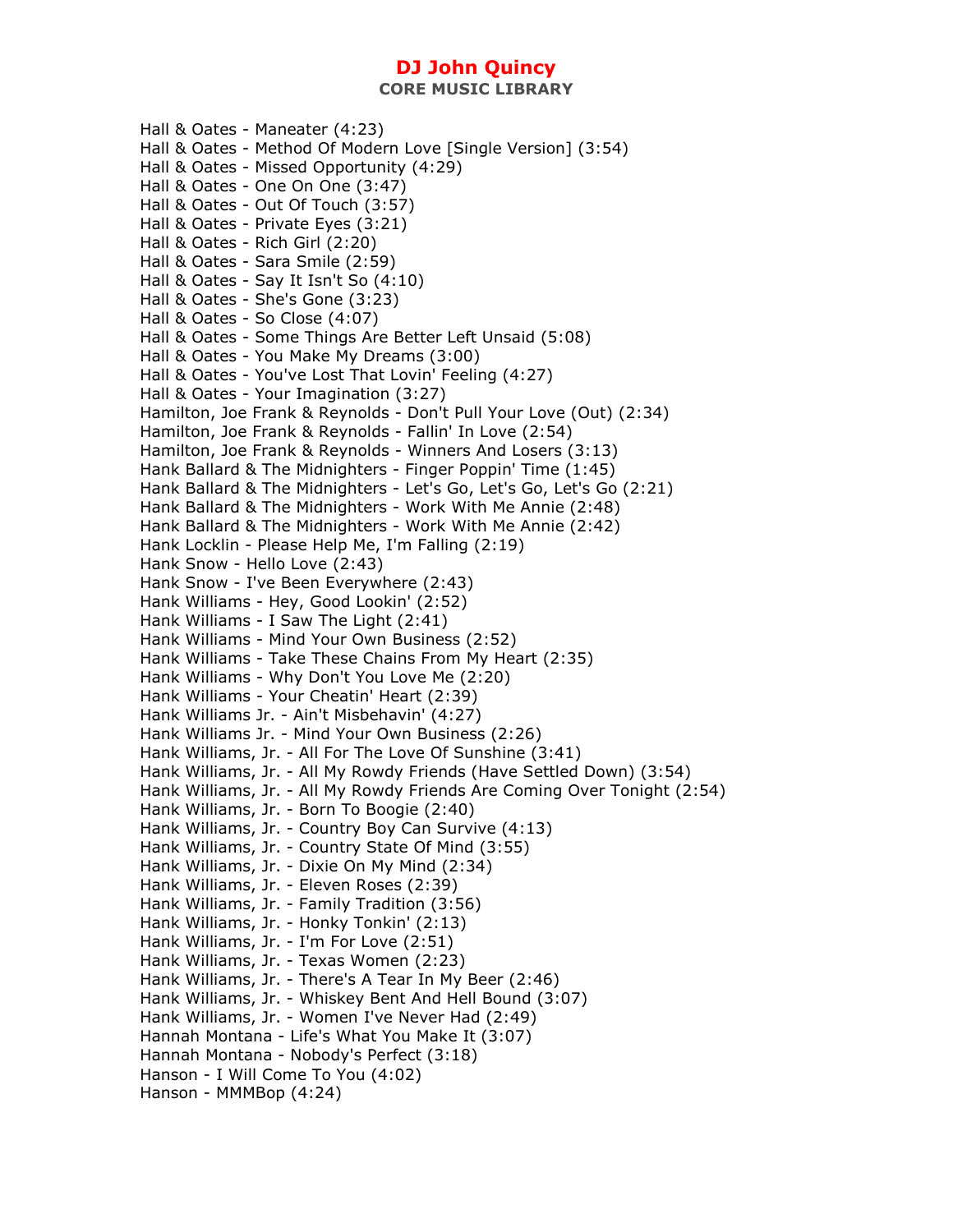Hall & Oates - Maneater (4:23)
Hall & Oates - Method Of Modern Love [Single Version] (3:54)
Hall & Oates - Missed Opportunity (4:29)
Hall & Oates - One On One (3:47)
Hall & Oates - Out Of Touch (3:57)
Hall & Oates - Private Eyes (3:21)
Hall & Oates - Rich Girl (2:20)
Hall & Oates - Sara Smile (2:59)
Hall & Oates - Say It Isn't So (4:10)
Hall & Oates - She's Gone (3:23)
Hall & Oates - So Close (4:07)
Hall & Oates - Some Things Are Better Left Unsaid (5:08)
Hall & Oates - You Make My Dreams (3:00)
Hall & Oates - You've Lost That Lovin' Feeling (4:27)
Hall & Oates - Your Imagination (3:27)
Hamilton, Joe Frank & Reynolds - Don't Pull Your Love (Out) (2:34)
Hamilton, Joe Frank & Reynolds - Fallin' In Love (2:54)
Hamilton, Joe Frank & Reynolds - Winners And Losers (3:13)
Hank Ballard & The Midnighters - Finger Poppin' Time (1:45)
Hank Ballard & The Midnighters - Let's Go, Let's Go, Let's Go (2:21)
Hank Ballard & The Midnighters - Work With Me Annie (2:48)
Hank Ballard & The Midnighters - Work With Me Annie (2:42)
Hank Locklin - Please Help Me, I'm Falling (2:19)
Hank Snow - Hello Love (2:43)
Hank Snow - I've Been Everywhere (2:43)
Hank Williams - Hey, Good Lookin' (2:52)
Hank Williams - I Saw The Light (2:41)
Hank Williams - Mind Your Own Business (2:52)
Hank Williams - Take These Chains From My Heart (2:35)
Hank Williams - Why Don't You Love Me (2:20)
Hank Williams - Your Cheatin' Heart (2:39)
Hank Williams Jr. - Ain't Misbehavin' (4:27)
Hank Williams Jr. - Mind Your Own Business (2:26)
Hank Williams, Jr. - All For The Love Of Sunshine (3:41)
Hank Williams, Jr. - All My Rowdy Friends (Have Settled Down) (3:54)
Hank Williams, Jr. - All My Rowdy Friends Are Coming Over Tonight (2:54)
Hank Williams, Jr. - Born To Boogie (2:40)
Hank Williams, Jr. - Country Boy Can Survive (4:13)
Hank Williams, Jr. - Country State Of Mind (3:55)
Hank Williams, Jr. - Dixie On My Mind (2:34)
Hank Williams, Jr. - Eleven Roses (2:39)
Hank Williams, Jr. - Family Tradition (3:56)
Hank Williams, Jr. - Honky Tonkin' (2:13)
Hank Williams, Jr. - I'm For Love (2:51)
Hank Williams, Jr. - Texas Women (2:23)
Hank Williams, Jr. - There's A Tear In My Beer (2:46)
Hank Williams, Jr. - Whiskey Bent And Hell Bound (3:07)
Hank Williams, Jr. - Women I've Never Had (2:49)
Hannah Montana - Life's What You Make It (3:07)
Hannah Montana - Nobody's Perfect (3:18)
Hanson - I Will Come To You (4:02)
Hanson - MMMBop (4:24)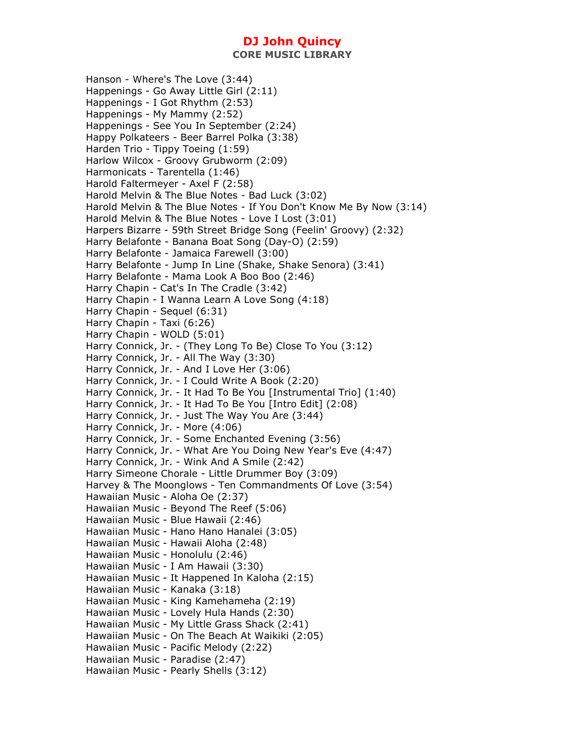Hanson - Where's The Love (3:44)
Happenings - Go Away Little Girl (2:11)
Happenings - I Got Rhythm (2:53)
Happenings - My Mammy (2:52)
Happenings - See You In September (2:24)
Happy Polkateers - Beer Barrel Polka (3:38)
Harden Trio - Tippy Toeing (1:59)
Harlow Wilcox - Groovy Grubworm (2:09)
Harmonicats - Tarentella (1:46)
Harold Faltermeyer - Axel F (2:58)
Harold Melvin & The Blue Notes - Bad Luck (3:02)
Harold Melvin & The Blue Notes - If You Don't Know Me By Now (3:14)
Harold Melvin & The Blue Notes - Love I Lost (3:01)
Harpers Bizarre - 59th Street Bridge Song (Feelin' Groovy) (2:32)
Harry Belafonte - Banana Boat Song (Day-O) (2:59)
Harry Belafonte - Jamaica Farewell (3:00)
Harry Belafonte - Jump In Line (Shake, Shake Senora) (3:41)
Harry Belafonte - Mama Look A Boo Boo (2:46)
Harry Chapin - Cat's In The Cradle (3:42)
Harry Chapin - I Wanna Learn A Love Song (4:18)
Harry Chapin - Sequel (6:31)
Harry Chapin - Taxi (6:26)
Harry Chapin - WOLD (5:01)
Harry Connick, Jr. - (They Long To Be) Close To You (3:12)
Harry Connick, Jr. - All The Way (3:30)
Harry Connick, Jr. - And I Love Her (3:06)
Harry Connick, Jr. - I Could Write A Book (2:20)
Harry Connick, Jr. - It Had To Be You [Instrumental Trio] (1:40)
Harry Connick, Jr. - It Had To Be You [Intro Edit] (2:08)
Harry Connick, Jr. - Just The Way You Are (3:44)
Harry Connick, Jr. - More (4:06)
Harry Connick, Jr. - Some Enchanted Evening (3:56)
Harry Connick, Jr. - What Are You Doing New Year's Eve (4:47)
Harry Connick, Jr. - Wink And A Smile (2:42)
Harry Simeone Chorale - Little Drummer Boy (3:09)
Harvey & The Moonglows - Ten Commandments Of Love (3:54)
Hawaiian Music - Aloha Oe (2:37)
Hawaiian Music - Beyond The Reef (5:06)
Hawaiian Music - Blue Hawaii (2:46)
Hawaiian Music - Hano Hano Hanalei (3:05)
Hawaiian Music - Hawaii Aloha (2:48)
Hawaiian Music - Honolulu (2:46)
Hawaiian Music - I Am Hawaii (3:30)
Hawaiian Music - It Happened In Kaloha (2:15)
Hawaiian Music - Kanaka (3:18)
Hawaiian Music - King Kamehameha (2:19)
Hawaiian Music - Lovely Hula Hands (2:30)
Hawaiian Music - My Little Grass Shack (2:41)
Hawaiian Music - On The Beach At Waikiki (2:05)
Hawaiian Music - Pacific Melody (2:22)
Hawaiian Music - Paradise (2:47)
Hawaiian Music - Pearly Shells (3:12)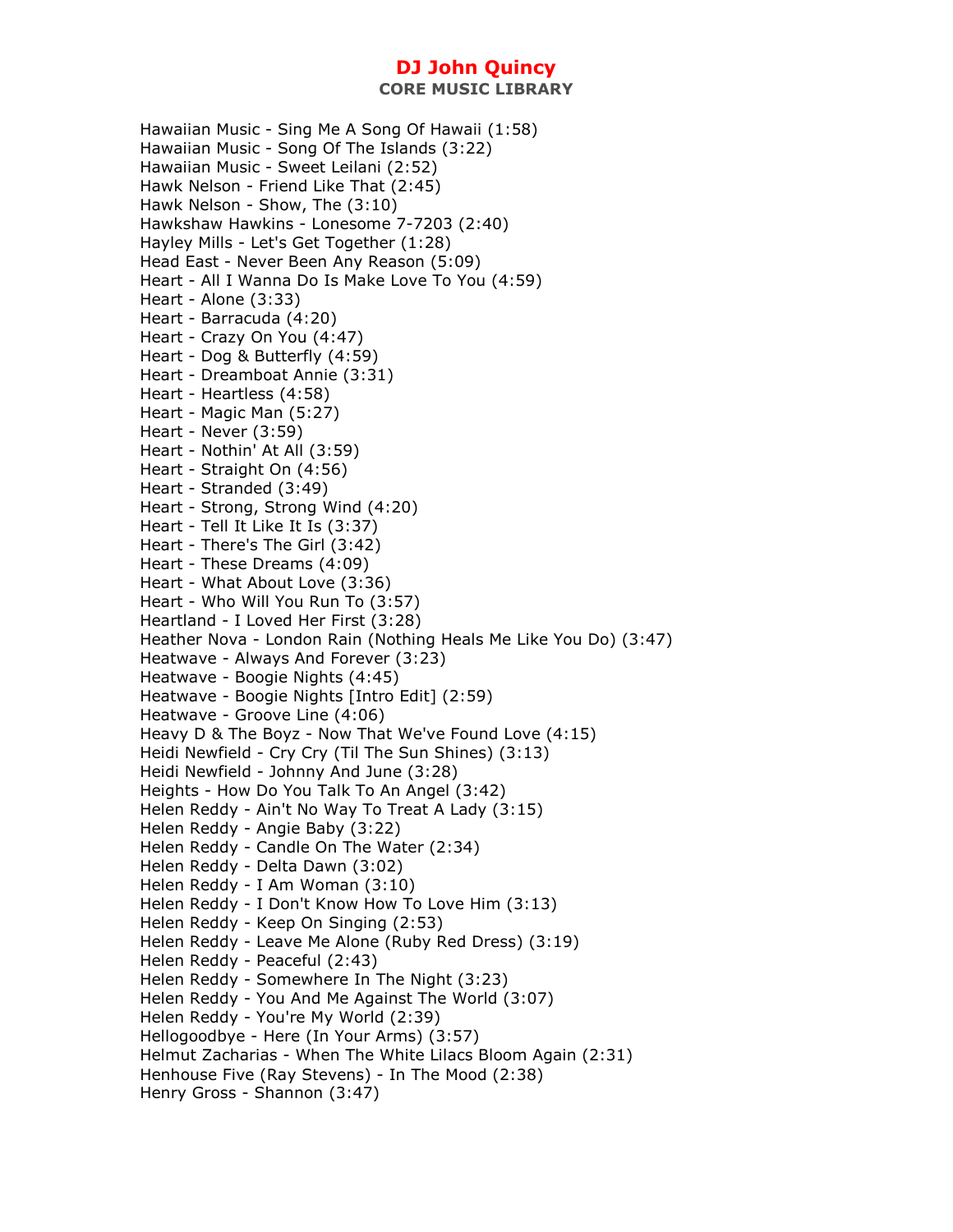Hawaiian Music - Sing Me A Song Of Hawaii (1:58)
Hawaiian Music - Song Of The Islands (3:22)
Hawaiian Music - Sweet Leilani (2:52)
Hawk Nelson - Friend Like That (2:45)
Hawk Nelson - Show, The (3:10)
Hawkshaw Hawkins - Lonesome 7-7203 (2:40)
Hayley Mills - Let's Get Together (1:28)
Head East - Never Been Any Reason (5:09)
Heart - All I Wanna Do Is Make Love To You (4:59)
Heart - Alone (3:33)
Heart - Barracuda (4:20)
Heart - Crazy On You (4:47)
Heart - Dog & Butterfly (4:59)
Heart - Dreamboat Annie (3:31)
Heart - Heartless (4:58)
Heart - Magic Man (5:27)
Heart - Never (3:59)
Heart - Nothin' At All (3:59)
Heart - Straight On (4:56)
Heart - Stranded (3:49)
Heart - Strong, Strong Wind (4:20)
Heart - Tell It Like It Is (3:37)
Heart - There's The Girl (3:42)
Heart - These Dreams (4:09)
Heart - What About Love (3:36)
Heart - Who Will You Run To (3:57)
Heartland - I Loved Her First (3:28)
Heather Nova - London Rain (Nothing Heals Me Like You Do) (3:47)
Heatwave - Always And Forever (3:23)
Heatwave - Boogie Nights (4:45)
Heatwave - Boogie Nights [Intro Edit] (2:59)
Heatwave - Groove Line (4:06)
Heavy D & The Boyz - Now That We've Found Love (4:15)
Heidi Newfield - Cry Cry (Til The Sun Shines) (3:13)
Heidi Newfield - Johnny And June (3:28)
Heights - How Do You Talk To An Angel (3:42)
Helen Reddy - Ain't No Way To Treat A Lady (3:15)
Helen Reddy - Angie Baby (3:22)
Helen Reddy - Candle On The Water (2:34)
Helen Reddy - Delta Dawn (3:02)
Helen Reddy - I Am Woman (3:10)
Helen Reddy - I Don't Know How To Love Him (3:13)
Helen Reddy - Keep On Singing (2:53)
Helen Reddy - Leave Me Alone (Ruby Red Dress) (3:19)
Helen Reddy - Peaceful (2:43)
Helen Reddy - Somewhere In The Night (3:23)
Helen Reddy - You And Me Against The World (3:07)
Helen Reddy - You're My World (2:39)
Hellogoodbye - Here (In Your Arms) (3:57)
Helmut Zacharias - When The White Lilacs Bloom Again (2:31)
Henhouse Five (Ray Stevens) - In The Mood (2:38)
Henry Gross - Shannon (3:47)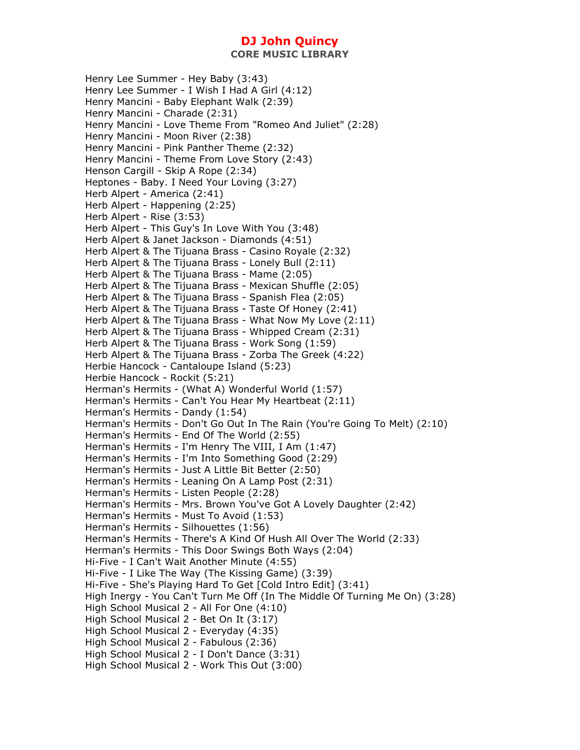Henry Lee Summer - Hey Baby (3:43)
Henry Lee Summer - I Wish I Had A Girl (4:12)
Henry Mancini - Baby Elephant Walk (2:39)
Henry Mancini - Charade (2:31)
Henry Mancini - Love Theme From "Romeo And Juliet" (2:28)
Henry Mancini - Moon River (2:38)
Henry Mancini - Pink Panther Theme (2:32)
Henry Mancini - Theme From Love Story (2:43)
Henson Cargill - Skip A Rope (2:34)
Heptones - Baby. I Need Your Loving (3:27)
Herb Alpert - America (2:41)
Herb Alpert - Happening (2:25)
Herb Alpert - Rise (3:53)
Herb Alpert - This Guy's In Love With You (3:48)
Herb Alpert & Janet Jackson - Diamonds (4:51)
Herb Alpert & The Tijuana Brass - Casino Royale (2:32)
Herb Alpert & The Tijuana Brass - Lonely Bull (2:11)
Herb Alpert & The Tijuana Brass - Mame (2:05)
Herb Alpert & The Tijuana Brass - Mexican Shuffle (2:05)
Herb Alpert & The Tijuana Brass - Spanish Flea (2:05)
Herb Alpert & The Tijuana Brass - Taste Of Honey (2:41)
Herb Alpert & The Tijuana Brass - What Now My Love (2:11)
Herb Alpert & The Tijuana Brass - Whipped Cream (2:31)
Herb Alpert & The Tijuana Brass - Work Song (1:59)
Herb Alpert & The Tijuana Brass - Zorba The Greek (4:22)
Herbie Hancock - Cantaloupe Island (5:23)
Herbie Hancock - Rockit (5:21)
Herman's Hermits - (What A) Wonderful World (1:57)
Herman's Hermits - Can't You Hear My Heartbeat (2:11)
Herman's Hermits - Dandy (1:54)
Herman's Hermits - Don't Go Out In The Rain (You're Going To Melt) (2:10)
Herman's Hermits - End Of The World (2:55)
Herman's Hermits - I'm Henry The VIII, I Am (1:47)
Herman's Hermits - I'm Into Something Good (2:29)
Herman's Hermits - Just A Little Bit Better (2:50)
Herman's Hermits - Leaning On A Lamp Post (2:31)
Herman's Hermits - Listen People (2:28)
Herman's Hermits - Mrs. Brown You've Got A Lovely Daughter (2:42)
Herman's Hermits - Must To Avoid (1:53)
Herman's Hermits - Silhouettes (1:56)
Herman's Hermits - There's A Kind Of Hush All Over The World (2:33)
Herman's Hermits - This Door Swings Both Ways (2:04)
Hi-Five - I Can't Wait Another Minute (4:55)
Hi-Five - I Like The Way (The Kissing Game) (3:39)
Hi-Five - She's Playing Hard To Get [Cold Intro Edit] (3:41)
High Inergy - You Can't Turn Me Off (In The Middle Of Turning Me On) (3:28)
High School Musical 2 - All For One (4:10)
High School Musical 2 - Bet On It (3:17)
High School Musical 2 - Everyday (4:35)
High School Musical 2 - Fabulous (2:36)
High School Musical 2 - I Don't Dance (3:31)
High School Musical 2 - Work This Out (3:00)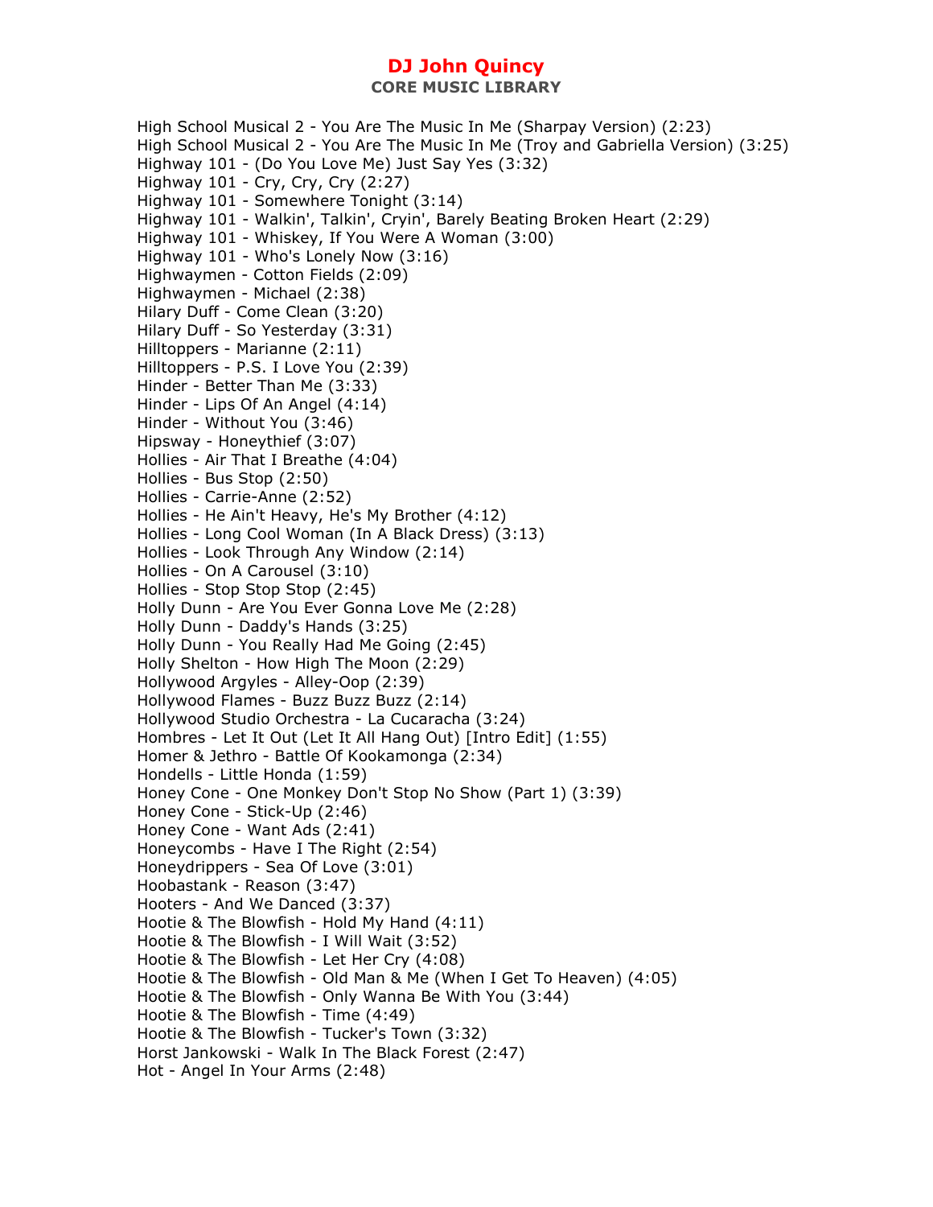# DJ John Quincy

## CORE MUSIC LIBRARY

High School Musical 2 - You Are The Music In Me (Sharpay Version) (2:23)
High School Musical 2 - You Are The Music In Me (Troy and Gabriella Version) (3:25)
Highway 101 - (Do You Love Me) Just Say Yes (3:32)
Highway 101 - Cry, Cry, Cry (2:27)
Highway 101 - Somewhere Tonight (3:14)
Highway 101 - Walkin', Talkin', Cryin', Barely Beating Broken Heart (2:29)
Highway 101 - Whiskey, If You Were A Woman (3:00)
Highway 101 - Who's Lonely Now (3:16)
Highwaymen - Cotton Fields (2:09)
Highwaymen - Michael (2:38)
Hilary Duff - Come Clean (3:20)
Hilary Duff - So Yesterday (3:31)
Hilltoppers - Marianne (2:11)
Hilltoppers - P.S. I Love You (2:39)
Hinder - Better Than Me (3:33)
Hinder - Lips Of An Angel (4:14)
Hinder - Without You (3:46)
Hipsway - Honeythief (3:07)
Hollies - Air That I Breathe (4:04)
Hollies - Bus Stop (2:50)
Hollies - Carrie-Anne (2:52)
Hollies - He Ain't Heavy, He's My Brother (4:12)
Hollies - Long Cool Woman (In A Black Dress) (3:13)
Hollies - Look Through Any Window (2:14)
Hollies - On A Carousel (3:10)
Hollies - Stop Stop Stop (2:45)
Holly Dunn - Are You Ever Gonna Love Me (2:28)
Holly Dunn - Daddy's Hands (3:25)
Holly Dunn - You Really Had Me Going (2:45)
Holly Shelton - How High The Moon (2:29)
Hollywood Argyles - Alley-Oop (2:39)
Hollywood Flames - Buzz Buzz Buzz (2:14)
Hollywood Studio Orchestra - La Cucaracha (3:24)
Hombres - Let It Out (Let It All Hang Out) [Intro Edit] (1:55)
Homer & Jethro - Battle Of Kookamonga (2:34)
Hondells - Little Honda (1:59)
Honey Cone - One Monkey Don't Stop No Show (Part 1) (3:39)
Honey Cone - Stick-Up (2:46)
Honey Cone - Want Ads (2:41)
Honeycombs - Have I The Right (2:54)
Honeydrippers - Sea Of Love (3:01)
Hoobastank - Reason (3:47)
Hooters - And We Danced (3:37)
Hootie & The Blowfish - Hold My Hand (4:11)
Hootie & The Blowfish - I Will Wait (3:52)
Hootie & The Blowfish - Let Her Cry (4:08)
Hootie & The Blowfish - Old Man & Me (When I Get To Heaven) (4:05)
Hootie & The Blowfish - Only Wanna Be With You (3:44)
Hootie & The Blowfish - Time (4:49)
Hootie & The Blowfish - Tucker's Town (3:32)
Horst Jankowski - Walk In The Black Forest (2:47)
Hot - Angel In Your Arms (2:48)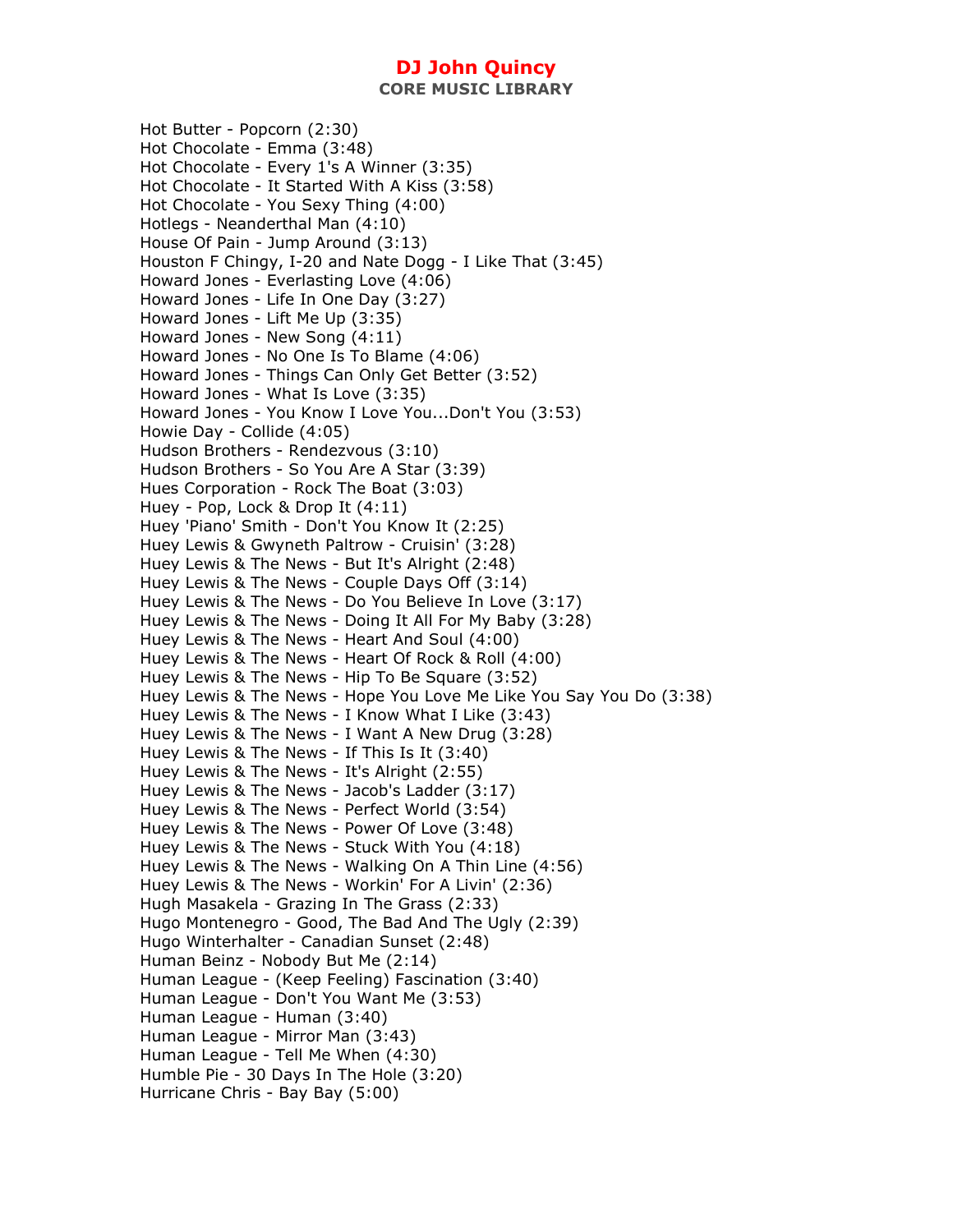Hot Butter - Popcorn (2:30)
Hot Chocolate - Emma (3:48)
Hot Chocolate - Every 1's A Winner (3:35)
Hot Chocolate - It Started With A Kiss (3:58)
Hot Chocolate - You Sexy Thing (4:00)
Hotlegs - Neanderthal Man (4:10)
House Of Pain - Jump Around (3:13)
Houston F Chingy, I-20 and Nate Dogg - I Like That (3:45)
Howard Jones - Everlasting Love (4:06)
Howard Jones - Life In One Day (3:27)
Howard Jones - Lift Me Up (3:35)
Howard Jones - New Song (4:11)
Howard Jones - No One Is To Blame (4:06)
Howard Jones - Things Can Only Get Better (3:52)
Howard Jones - What Is Love (3:35)
Howard Jones - You Know I Love You...Don't You (3:53)
Howie Day - Collide (4:05)
Hudson Brothers - Rendezvous (3:10)
Hudson Brothers - So You Are A Star (3:39)
Hues Corporation - Rock The Boat (3:03)
Huey - Pop, Lock & Drop It (4:11)
Huey 'Piano' Smith - Don't You Know It (2:25)
Huey Lewis & Gwyneth Paltrow - Cruisin' (3:28)
Huey Lewis & The News - But It's Alright (2:48)
Huey Lewis & The News - Couple Days Off (3:14)
Huey Lewis & The News - Do You Believe In Love (3:17)
Huey Lewis & The News - Doing It All For My Baby (3:28)
Huey Lewis & The News - Heart And Soul (4:00)
Huey Lewis & The News - Heart Of Rock & Roll (4:00)
Huey Lewis & The News - Hip To Be Square (3:52)
Huey Lewis & The News - Hope You Love Me Like You Say You Do (3:38)
Huey Lewis & The News - I Know What I Like (3:43)
Huey Lewis & The News - I Want A New Drug (3:28)
Huey Lewis & The News - If This Is It (3:40)
Huey Lewis & The News - It's Alright (2:55)
Huey Lewis & The News - Jacob's Ladder (3:17)
Huey Lewis & The News - Perfect World (3:54)
Huey Lewis & The News - Power Of Love (3:48)
Huey Lewis & The News - Stuck With You (4:18)
Huey Lewis & The News - Walking On A Thin Line (4:56)
Huey Lewis & The News - Workin' For A Livin' (2:36)
Hugh Masakela - Grazing In The Grass (2:33)
Hugo Montenegro - Good, The Bad And The Ugly (2:39)
Hugo Winterhalter - Canadian Sunset (2:48)
Human Beinz - Nobody But Me (2:14)
Human League - (Keep Feeling) Fascination (3:40)
Human League - Don't You Want Me (3:53)
Human League - Human (3:40)
Human League - Mirror Man (3:43)
Human League - Tell Me When (4:30)
Humble Pie - 30 Days In The Hole (3:20)
Hurricane Chris - Bay Bay (5:00)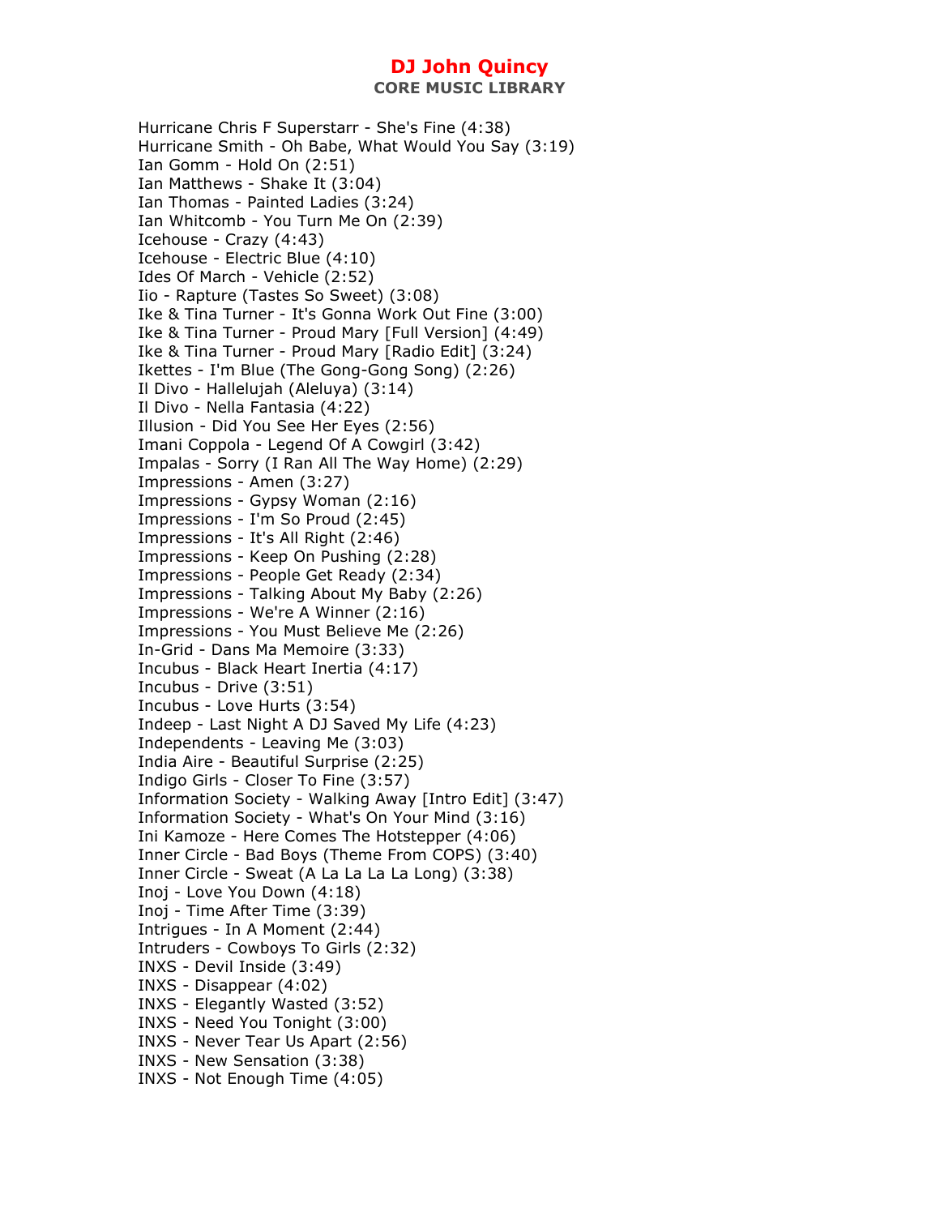Hurricane Chris F Superstarr - She's Fine (4:38)
Hurricane Smith - Oh Babe, What Would You Say (3:19)
Ian Gomm - Hold On (2:51)
Ian Matthews - Shake It (3:04)
Ian Thomas - Painted Ladies (3:24)
Ian Whitcomb - You Turn Me On (2:39)
Icehouse - Crazy (4:43)
Icehouse - Electric Blue (4:10)
Ides Of March - Vehicle (2:52)
Iio - Rapture (Tastes So Sweet) (3:08)
Ike & Tina Turner - It's Gonna Work Out Fine (3:00)
Ike & Tina Turner - Proud Mary [Full Version] (4:49)
Ike & Tina Turner - Proud Mary [Radio Edit] (3:24)
Ikettes - I'm Blue (The Gong-Gong Song) (2:26)
Il Divo - Hallelujah (Aleluya) (3:14)
Il Divo - Nella Fantasia (4:22)
Illusion - Did You See Her Eyes (2:56)
Imani Coppola - Legend Of A Cowgirl (3:42)
Impalas - Sorry (I Ran All The Way Home) (2:29)
Impressions - Amen (3:27)
Impressions - Gypsy Woman (2:16)
Impressions - I'm So Proud (2:45)
Impressions - It's All Right (2:46)
Impressions - Keep On Pushing (2:28)
Impressions - People Get Ready (2:34)
Impressions - Talking About My Baby (2:26)
Impressions - We're A Winner (2:16)
Impressions - You Must Believe Me (2:26)
In-Grid - Dans Ma Memoire (3:33)
Incubus - Black Heart Inertia (4:17)
Incubus - Drive (3:51)
Incubus - Love Hurts (3:54)
Indeep - Last Night A DJ Saved My Life (4:23)
Independents - Leaving Me (3:03)
India Aire - Beautiful Surprise (2:25)
Indigo Girls - Closer To Fine (3:57)
Information Society - Walking Away [Intro Edit] (3:47)
Information Society - What's On Your Mind (3:16)
Ini Kamoze - Here Comes The Hotstepper (4:06)
Inner Circle - Bad Boys (Theme From COPS) (3:40)
Inner Circle - Sweat (A La La La La Long) (3:38)
Inoj - Love You Down (4:18)
Inoj - Time After Time (3:39)
Intrigues - In A Moment (2:44)
Intruders - Cowboys To Girls (2:32)
INXS - Devil Inside (3:49)
INXS - Disappear (4:02)
INXS - Elegantly Wasted (3:52)
INXS - Need You Tonight (3:00)
INXS - Never Tear Us Apart (2:56)
INXS - New Sensation (3:38)
INXS - Not Enough Time (4:05)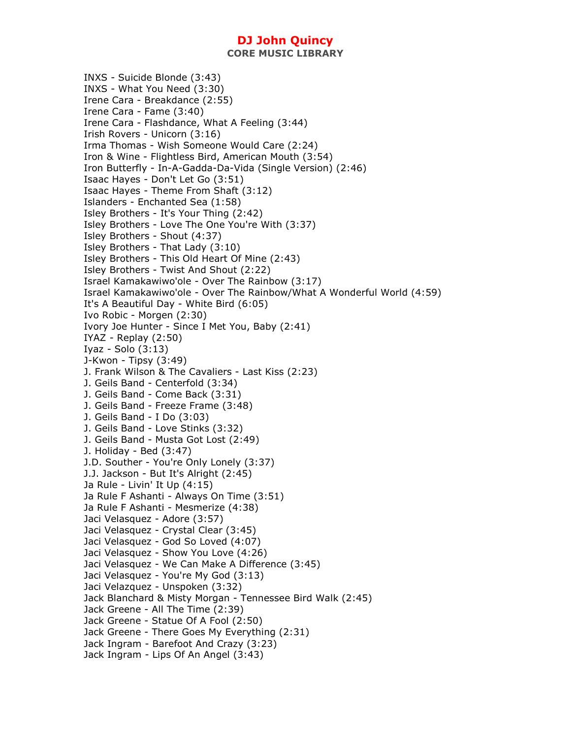INXS - Suicide Blonde (3:43)
INXS - What You Need (3:30)
Irene Cara - Breakdance (2:55)
Irene Cara - Fame (3:40)
Irene Cara - Flashdance, What A Feeling (3:44)
Irish Rovers - Unicorn (3:16)
Irma Thomas - Wish Someone Would Care (2:24)
Iron & Wine - Flightless Bird, American Mouth (3:54)
Iron Butterfly - In-A-Gadda-Da-Vida (Single Version) (2:46)
Isaac Hayes - Don't Let Go (3:51)
Isaac Hayes - Theme From Shaft (3:12)
Islanders - Enchanted Sea (1:58)
Isley Brothers - It's Your Thing (2:42)
Isley Brothers - Love The One You're With (3:37)
Isley Brothers - Shout (4:37)
Isley Brothers - That Lady (3:10)
Isley Brothers - This Old Heart Of Mine (2:43)
Isley Brothers - Twist And Shout (2:22)
Israel Kamakawiwo'ole - Over The Rainbow (3:17)
Israel Kamakawiwo'ole - Over The Rainbow/What A Wonderful World (4:59)
It's A Beautiful Day - White Bird (6:05)
Ivo Robic - Morgen (2:30)
Ivory Joe Hunter - Since I Met You, Baby (2:41)
IYAZ - Replay (2:50)
Iyaz - Solo (3:13)
J-Kwon - Tipsy (3:49)
J. Frank Wilson & The Cavaliers - Last Kiss (2:23)
J. Geils Band - Centerfold (3:34)
J. Geils Band - Come Back (3:31)
J. Geils Band - Freeze Frame (3:48)
J. Geils Band - I Do (3:03)
J. Geils Band - Love Stinks (3:32)
J. Geils Band - Musta Got Lost (2:49)
J. Holiday - Bed (3:47)
J.D. Souther - You're Only Lonely (3:37)
J.J. Jackson - But It's Alright (2:45)
Ja Rule - Livin' It Up (4:15)
Ja Rule F Ashanti - Always On Time (3:51)
Ja Rule F Ashanti - Mesmerize (4:38)
Jaci Velasquez - Adore (3:57)
Jaci Velasquez - Crystal Clear (3:45)
Jaci Velasquez - God So Loved (4:07)
Jaci Velasquez - Show You Love (4:26)
Jaci Velasquez - We Can Make A Difference (3:45)
Jaci Velasquez - You're My God (3:13)
Jaci Velazquez - Unspoken (3:32)
Jack Blanchard & Misty Morgan - Tennessee Bird Walk (2:45)
Jack Greene - All The Time (2:39)
Jack Greene - Statue Of A Fool (2:50)
Jack Greene - There Goes My Everything (2:31)
Jack Ingram - Barefoot And Crazy (3:23)
Jack Ingram - Lips Of An Angel (3:43)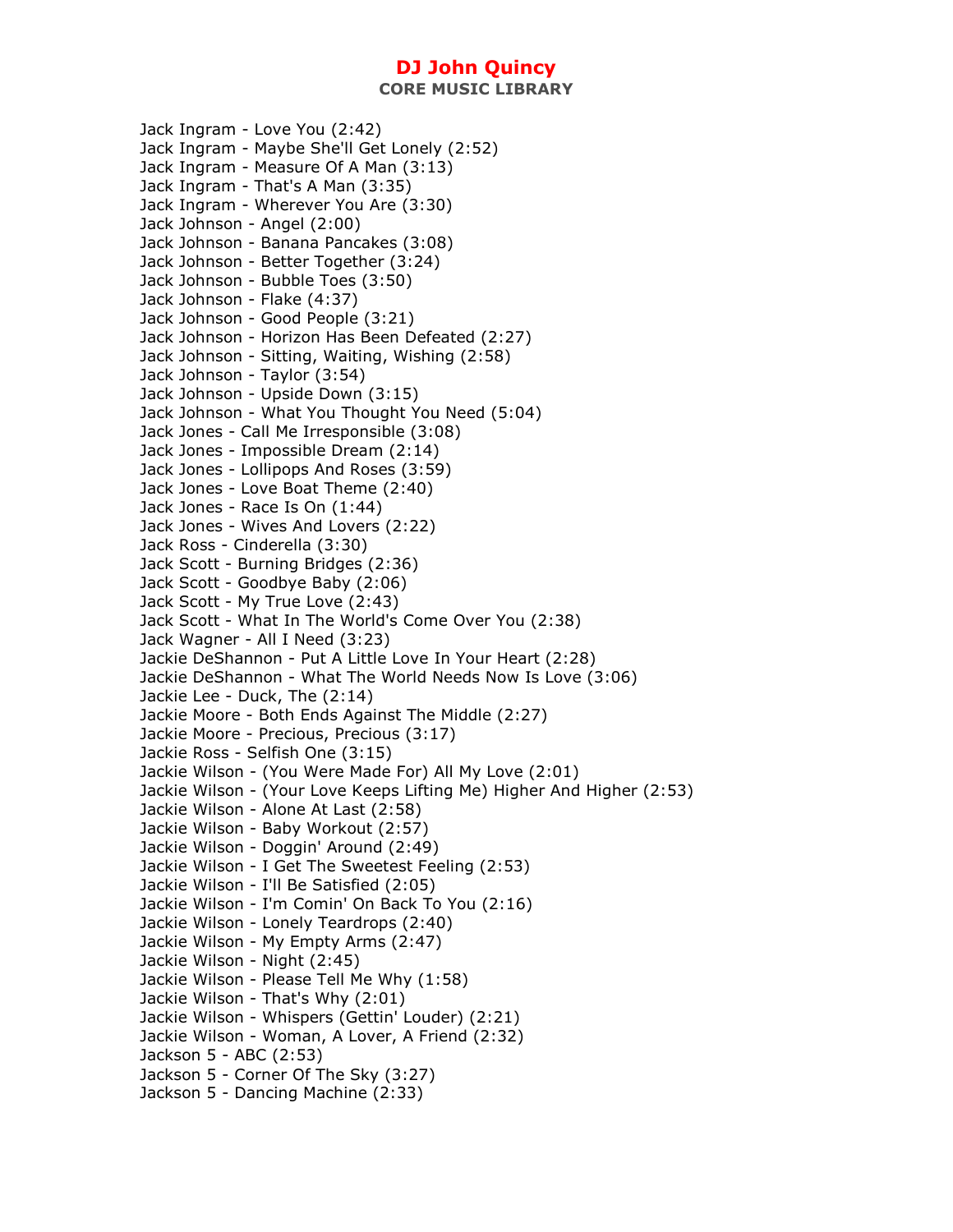Jack Ingram - Love You (2:42)
Jack Ingram - Maybe She'll Get Lonely (2:52)
Jack Ingram - Measure Of A Man (3:13)
Jack Ingram - That's A Man (3:35)
Jack Ingram - Wherever You Are (3:30)
Jack Johnson - Angel (2:00)
Jack Johnson - Banana Pancakes (3:08)
Jack Johnson - Better Together (3:24)
Jack Johnson - Bubble Toes (3:50)
Jack Johnson - Flake (4:37)
Jack Johnson - Good People (3:21)
Jack Johnson - Horizon Has Been Defeated (2:27)
Jack Johnson - Sitting, Waiting, Wishing (2:58)
Jack Johnson - Taylor (3:54)
Jack Johnson - Upside Down (3:15)
Jack Johnson - What You Thought You Need (5:04)
Jack Jones - Call Me Irresponsible (3:08)
Jack Jones - Impossible Dream (2:14)
Jack Jones - Lollipops And Roses (3:59)
Jack Jones - Love Boat Theme (2:40)
Jack Jones - Race Is On (1:44)
Jack Jones - Wives And Lovers (2:22)
Jack Ross - Cinderella (3:30)
Jack Scott - Burning Bridges (2:36)
Jack Scott - Goodbye Baby (2:06)
Jack Scott - My True Love (2:43)
Jack Scott - What In The World's Come Over You (2:38)
Jack Wagner - All I Need (3:23)
Jackie DeShannon - Put A Little Love In Your Heart (2:28)
Jackie DeShannon - What The World Needs Now Is Love (3:06)
Jackie Lee - Duck, The (2:14)
Jackie Moore - Both Ends Against The Middle (2:27)
Jackie Moore - Precious, Precious (3:17)
Jackie Ross - Selfish One (3:15)
Jackie Wilson - (You Were Made For) All My Love (2:01)
Jackie Wilson - (Your Love Keeps Lifting Me) Higher And Higher (2:53)
Jackie Wilson - Alone At Last (2:58)
Jackie Wilson - Baby Workout (2:57)
Jackie Wilson - Doggin' Around (2:49)
Jackie Wilson - I Get The Sweetest Feeling (2:53)
Jackie Wilson - I'll Be Satisfied (2:05)
Jackie Wilson - I'm Comin' On Back To You (2:16)
Jackie Wilson - Lonely Teardrops (2:40)
Jackie Wilson - My Empty Arms (2:47)
Jackie Wilson - Night (2:45)
Jackie Wilson - Please Tell Me Why (1:58)
Jackie Wilson - That's Why (2:01)
Jackie Wilson - Whispers (Gettin' Louder) (2:21)
Jackie Wilson - Woman, A Lover, A Friend (2:32)
Jackson 5 - ABC (2:53)
Jackson 5 - Corner Of The Sky (3:27)
Jackson 5 - Dancing Machine (2:33)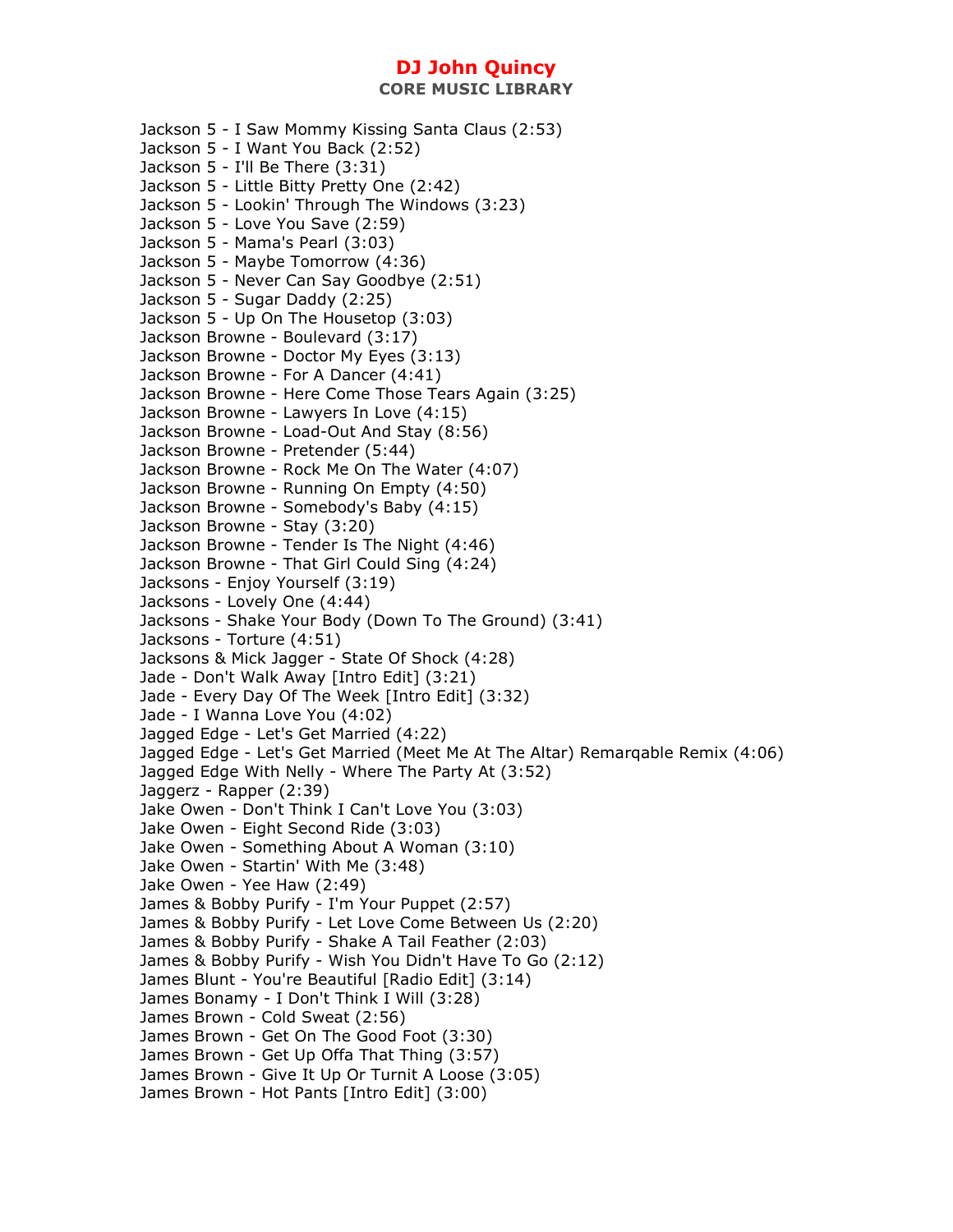Jackson 5 - I Saw Mommy Kissing Santa Claus (2:53)
Jackson 5 - I Want You Back (2:52)
Jackson 5 - I'll Be There (3:31)
Jackson 5 - Little Bitty Pretty One (2:42)
Jackson 5 - Lookin' Through The Windows (3:23)
Jackson 5 - Love You Save (2:59)
Jackson 5 - Mama's Pearl (3:03)
Jackson 5 - Maybe Tomorrow (4:36)
Jackson 5 - Never Can Say Goodbye (2:51)
Jackson 5 - Sugar Daddy (2:25)
Jackson 5 - Up On The Housetop (3:03)
Jackson Browne - Boulevard (3:17)
Jackson Browne - Doctor My Eyes (3:13)
Jackson Browne - For A Dancer (4:41)
Jackson Browne - Here Come Those Tears Again (3:25)
Jackson Browne - Lawyers In Love (4:15)
Jackson Browne - Load-Out And Stay (8:56)
Jackson Browne - Pretender (5:44)
Jackson Browne - Rock Me On The Water (4:07)
Jackson Browne - Running On Empty (4:50)
Jackson Browne - Somebody's Baby (4:15)
Jackson Browne - Stay (3:20)
Jackson Browne - Tender Is The Night (4:46)
Jackson Browne - That Girl Could Sing (4:24)
Jacksons - Enjoy Yourself (3:19)
Jacksons - Lovely One (4:44)
Jacksons - Shake Your Body (Down To The Ground) (3:41)
Jacksons - Torture (4:51)
Jacksons & Mick Jagger - State Of Shock (4:28)
Jade - Don't Walk Away [Intro Edit] (3:21)
Jade - Every Day Of The Week [Intro Edit] (3:32)
Jade - I Wanna Love You (4:02)
Jagged Edge - Let's Get Married (4:22)
Jagged Edge - Let's Get Married (Meet Me At The Altar) Remarqable Remix (4:06)
Jagged Edge With Nelly - Where The Party At (3:52)
Jaggerz - Rapper (2:39)
Jake Owen - Don't Think I Can't Love You (3:03)
Jake Owen - Eight Second Ride (3:03)
Jake Owen - Something About A Woman (3:10)
Jake Owen - Startin' With Me (3:48)
Jake Owen - Yee Haw (2:49)
James & Bobby Purify - I'm Your Puppet (2:57)
James & Bobby Purify - Let Love Come Between Us (2:20)
James & Bobby Purify - Shake A Tail Feather (2:03)
James & Bobby Purify - Wish You Didn't Have To Go (2:12)
James Blunt - You're Beautiful [Radio Edit] (3:14)
James Bonamy - I Don't Think I Will (3:28)
James Brown - Cold Sweat (2:56)
James Brown - Get On The Good Foot (3:30)
James Brown - Get Up Offa That Thing (3:57)
James Brown - Give It Up Or Turnit A Loose (3:05)
James Brown - Hot Pants [Intro Edit] (3:00)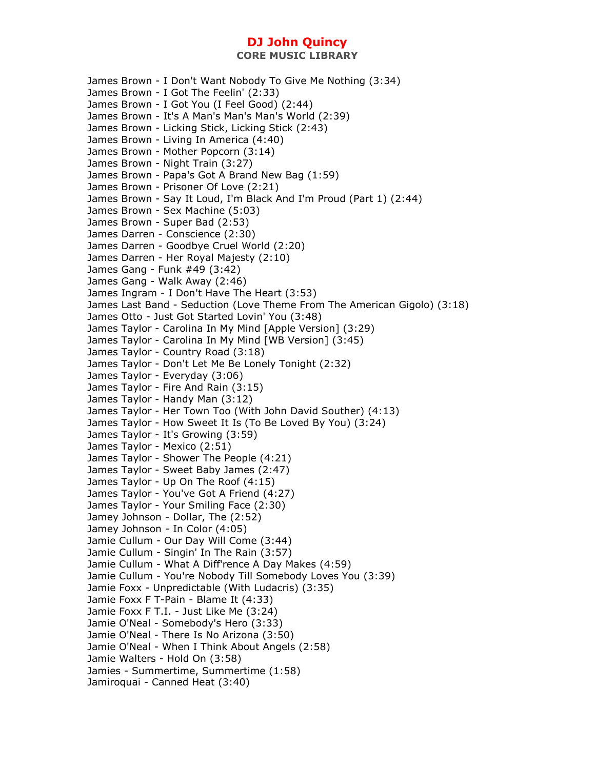# DJ John Quincy

## CORE MUSIC LIBRARY

James Brown - I Don't Want Nobody To Give Me Nothing (3:34)
James Brown - I Got The Feelin' (2:33)
James Brown - I Got You (I Feel Good) (2:44)
James Brown - It's A Man's Man's Man's World (2:39)
James Brown - Licking Stick, Licking Stick (2:43)
James Brown - Living In America (4:40)
James Brown - Mother Popcorn (3:14)
James Brown - Night Train (3:27)
James Brown - Papa's Got A Brand New Bag (1:59)
James Brown - Prisoner Of Love (2:21)
James Brown - Say It Loud, I'm Black And I'm Proud (Part 1) (2:44)
James Brown - Sex Machine (5:03)
James Brown - Super Bad (2:53)
James Darren - Conscience (2:30)
James Darren - Goodbye Cruel World (2:20)
James Darren - Her Royal Majesty (2:10)
James Gang - Funk #49 (3:42)
James Gang - Walk Away (2:46)
James Ingram - I Don't Have The Heart (3:53)
James Last Band - Seduction (Love Theme From The American Gigolo) (3:18)
James Otto - Just Got Started Lovin' You (3:48)
James Taylor - Carolina In My Mind [Apple Version] (3:29)
James Taylor - Carolina In My Mind [WB Version] (3:45)
James Taylor - Country Road (3:18)
James Taylor - Don't Let Me Be Lonely Tonight (2:32)
James Taylor - Everyday (3:06)
James Taylor - Fire And Rain (3:15)
James Taylor - Handy Man (3:12)
James Taylor - Her Town Too (With John David Souther) (4:13)
James Taylor - How Sweet It Is (To Be Loved By You) (3:24)
James Taylor - It's Growing (3:59)
James Taylor - Mexico (2:51)
James Taylor - Shower The People (4:21)
James Taylor - Sweet Baby James (2:47)
James Taylor - Up On The Roof (4:15)
James Taylor - You've Got A Friend (4:27)
James Taylor - Your Smiling Face (2:30)
Jamey Johnson - Dollar, The (2:52)
Jamey Johnson - In Color (4:05)
Jamie Cullum - Our Day Will Come (3:44)
Jamie Cullum - Singin' In The Rain (3:57)
Jamie Cullum - What A Diff'rence A Day Makes (4:59)
Jamie Cullum - You're Nobody Till Somebody Loves You (3:39)
Jamie Foxx - Unpredictable (With Ludacris) (3:35)
Jamie Foxx F T-Pain - Blame It (4:33)
Jamie Foxx F T.I. - Just Like Me (3:24)
Jamie O'Neal - Somebody's Hero (3:33)
Jamie O'Neal - There Is No Arizona (3:50)
Jamie O'Neal - When I Think About Angels (2:58)
Jamie Walters - Hold On (3:58)
Jamies - Summertime, Summertime (1:58)
Jamiroquai - Canned Heat (3:40)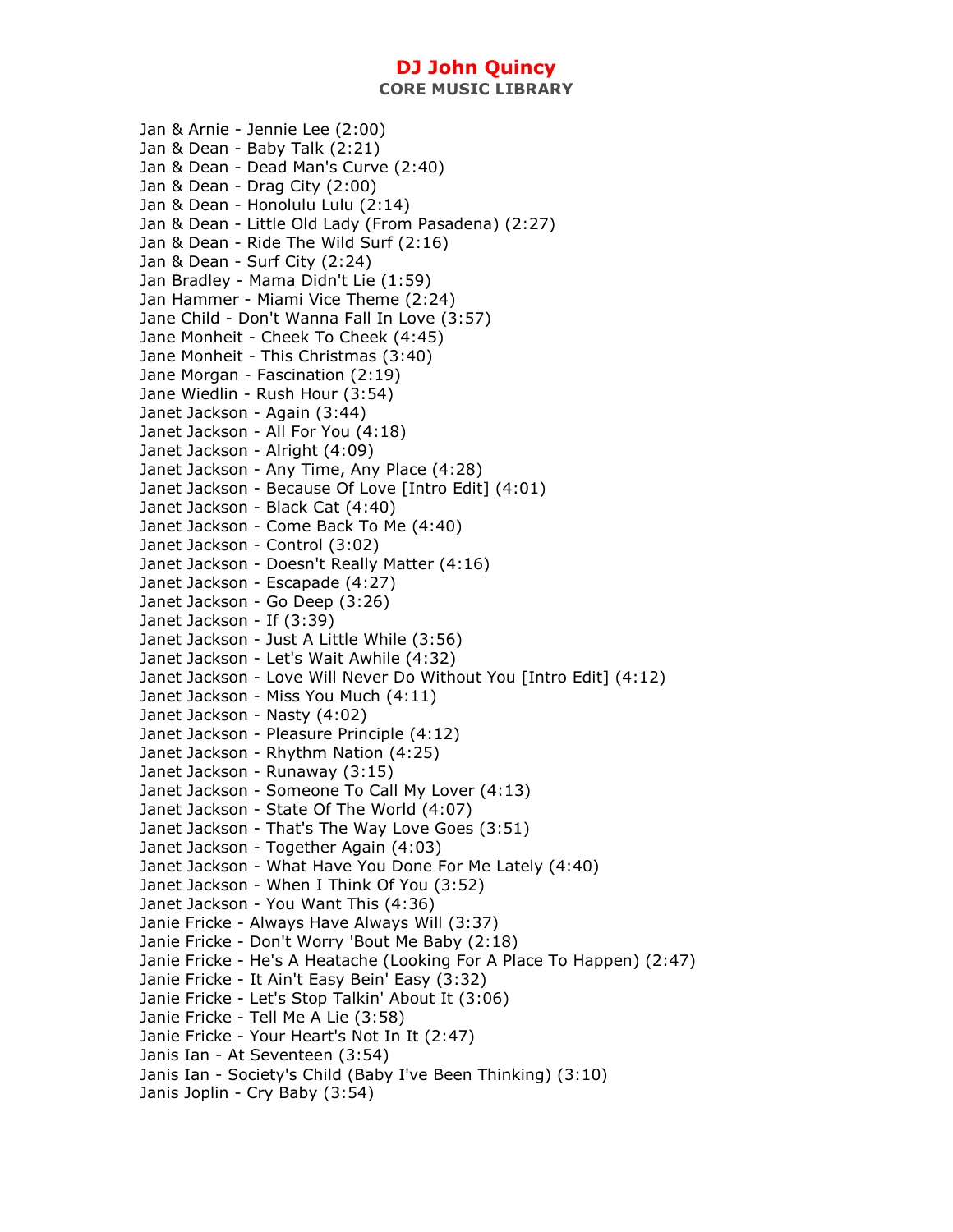Jan & Arnie - Jennie Lee (2:00)
Jan & Dean - Baby Talk (2:21)
Jan & Dean - Dead Man's Curve (2:40)
Jan & Dean - Drag City (2:00)
Jan & Dean - Honolulu Lulu (2:14)
Jan & Dean - Little Old Lady (From Pasadena) (2:27)
Jan & Dean - Ride The Wild Surf (2:16)
Jan & Dean - Surf City (2:24)
Jan Bradley - Mama Didn't Lie (1:59)
Jan Hammer - Miami Vice Theme (2:24)
Jane Child - Don't Wanna Fall In Love (3:57)
Jane Monheit - Cheek To Cheek (4:45)
Jane Monheit - This Christmas (3:40)
Jane Morgan - Fascination (2:19)
Jane Wiedlin - Rush Hour (3:54)
Janet Jackson - Again (3:44)
Janet Jackson - All For You (4:18)
Janet Jackson - Alright (4:09)
Janet Jackson - Any Time, Any Place (4:28)
Janet Jackson - Because Of Love [Intro Edit] (4:01)
Janet Jackson - Black Cat (4:40)
Janet Jackson - Come Back To Me (4:40)
Janet Jackson - Control (3:02)
Janet Jackson - Doesn't Really Matter (4:16)
Janet Jackson - Escapade (4:27)
Janet Jackson - Go Deep (3:26)
Janet Jackson - If (3:39)
Janet Jackson - Just A Little While (3:56)
Janet Jackson - Let's Wait Awhile (4:32)
Janet Jackson - Love Will Never Do Without You [Intro Edit] (4:12)
Janet Jackson - Miss You Much (4:11)
Janet Jackson - Nasty (4:02)
Janet Jackson - Pleasure Principle (4:12)
Janet Jackson - Rhythm Nation (4:25)
Janet Jackson - Runaway (3:15)
Janet Jackson - Someone To Call My Lover (4:13)
Janet Jackson - State Of The World (4:07)
Janet Jackson - That's The Way Love Goes (3:51)
Janet Jackson - Together Again (4:03)
Janet Jackson - What Have You Done For Me Lately (4:40)
Janet Jackson - When I Think Of You (3:52)
Janet Jackson - You Want This (4:36)
Janie Fricke - Always Have Always Will (3:37)
Janie Fricke - Don't Worry 'Bout Me Baby (2:18)
Janie Fricke - He's A Heatache (Looking For A Place To Happen) (2:47)
Janie Fricke - It Ain't Easy Bein' Easy (3:32)
Janie Fricke - Let's Stop Talkin' About It (3:06)
Janie Fricke - Tell Me A Lie (3:58)
Janie Fricke - Your Heart's Not In It (2:47)
Janis Ian - At Seventeen (3:54)
Janis Ian - Society's Child (Baby I've Been Thinking) (3:10)
Janis Joplin - Cry Baby (3:54)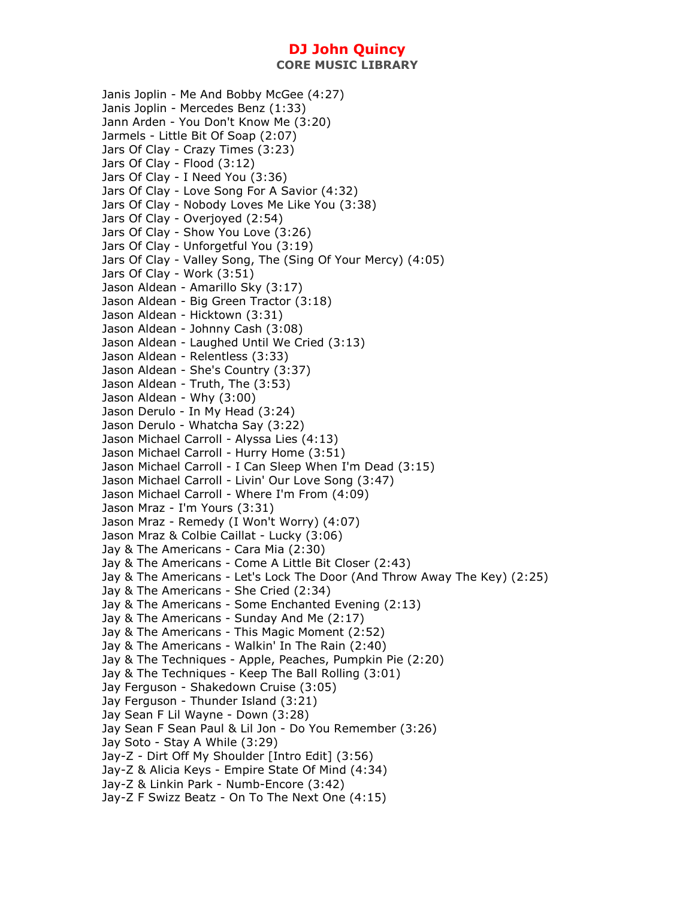# DJ John Quincy

**CORE MUSIC LIBRARY**

Janis Joplin - Me And Bobby McGee (4:27)
Janis Joplin - Mercedes Benz (1:33)
Jann Arden - You Don't Know Me (3:20)
Jarmels - Little Bit Of Soap (2:07)
Jars Of Clay - Crazy Times (3:23)
Jars Of Clay - Flood (3:12)
Jars Of Clay - I Need You (3:36)
Jars Of Clay - Love Song For A Savior (4:32)
Jars Of Clay - Nobody Loves Me Like You (3:38)
Jars Of Clay - Overjoyed (2:54)
Jars Of Clay - Show You Love (3:26)
Jars Of Clay - Unforgetful You (3:19)
Jars Of Clay - Valley Song, The (Sing Of Your Mercy) (4:05)
Jars Of Clay - Work (3:51)
Jason Aldean - Amarillo Sky (3:17)
Jason Aldean - Big Green Tractor (3:18)
Jason Aldean - Hicktown (3:31)
Jason Aldean - Johnny Cash (3:08)
Jason Aldean - Laughed Until We Cried (3:13)
Jason Aldean - Relentless (3:33)
Jason Aldean - She's Country (3:37)
Jason Aldean - Truth, The (3:53)
Jason Aldean - Why (3:00)
Jason Derulo - In My Head (3:24)
Jason Derulo - Whatcha Say (3:22)
Jason Michael Carroll - Alyssa Lies (4:13)
Jason Michael Carroll - Hurry Home (3:51)
Jason Michael Carroll - I Can Sleep When I'm Dead (3:15)
Jason Michael Carroll - Livin' Our Love Song (3:47)
Jason Michael Carroll - Where I'm From (4:09)
Jason Mraz - I'm Yours (3:31)
Jason Mraz - Remedy (I Won't Worry) (4:07)
Jason Mraz & Colbie Caillat - Lucky (3:06)
Jay & The Americans - Cara Mia (2:30)
Jay & The Americans - Come A Little Bit Closer (2:43)
Jay & The Americans - Let's Lock The Door (And Throw Away The Key) (2:25)
Jay & The Americans - She Cried (2:34)
Jay & The Americans - Some Enchanted Evening (2:13)
Jay & The Americans - Sunday And Me (2:17)
Jay & The Americans - This Magic Moment (2:52)
Jay & The Americans - Walkin' In The Rain (2:40)
Jay & The Techniques - Apple, Peaches, Pumpkin Pie (2:20)
Jay & The Techniques - Keep The Ball Rolling (3:01)
Jay Ferguson - Shakedown Cruise (3:05)
Jay Ferguson - Thunder Island (3:21)
Jay Sean F Lil Wayne - Down (3:28)
Jay Sean F Sean Paul & Lil Jon - Do You Remember (3:26)
Jay Soto - Stay A While (3:29)
Jay-Z - Dirt Off My Shoulder [Intro Edit] (3:56)
Jay-Z & Alicia Keys - Empire State Of Mind (4:34)
Jay-Z & Linkin Park - Numb-Encore (3:42)
Jay-Z F Swizz Beatz - On To The Next One (4:15)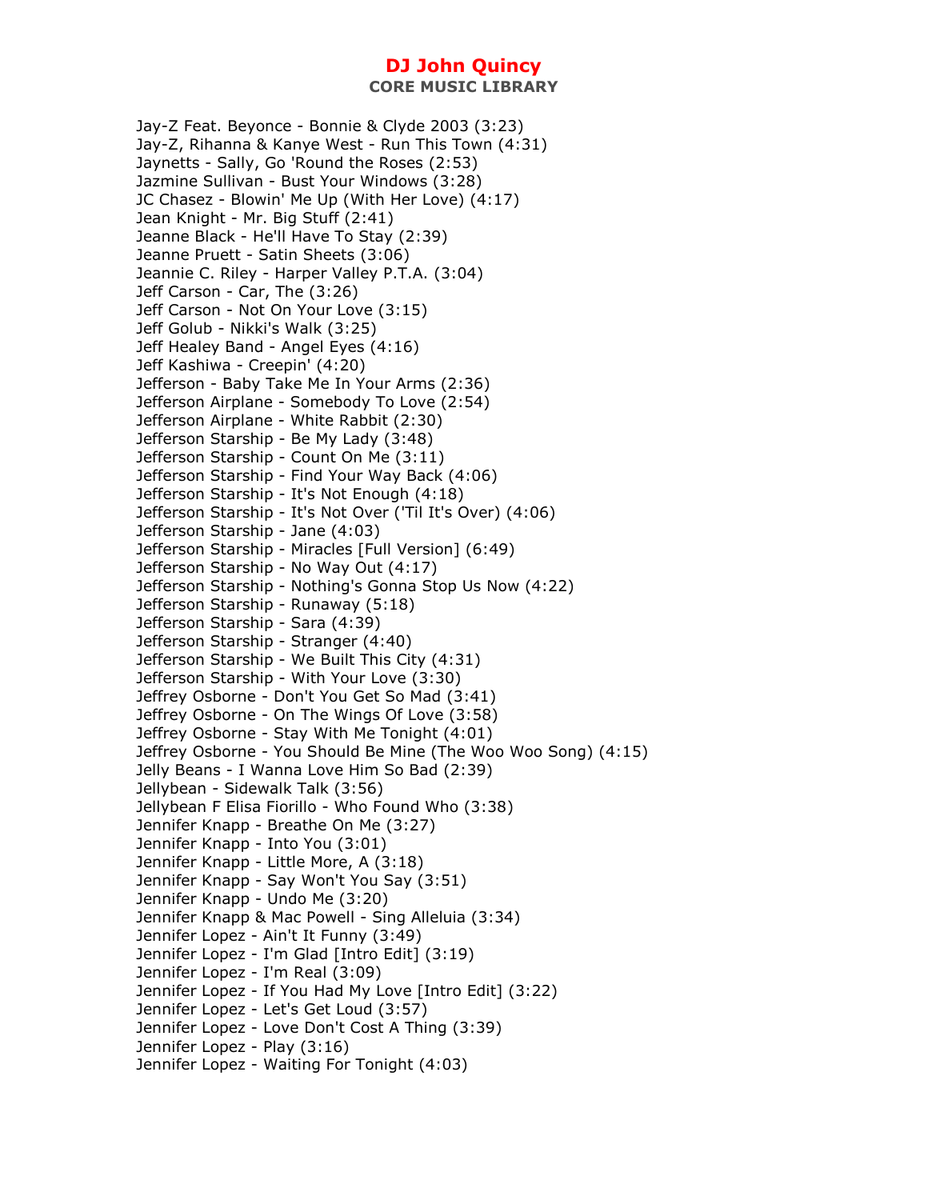Jay-Z Feat. Beyonce - Bonnie & Clyde 2003 (3:23)
Jay-Z, Rihanna & Kanye West - Run This Town (4:31)
Jaynetts - Sally, Go 'Round the Roses (2:53)
Jazmine Sullivan - Bust Your Windows (3:28)
JC Chasez - Blowin' Me Up (With Her Love) (4:17)
Jean Knight - Mr. Big Stuff (2:41)
Jeanne Black - He'll Have To Stay (2:39)
Jeanne Pruett - Satin Sheets (3:06)
Jeannie C. Riley - Harper Valley P.T.A. (3:04)
Jeff Carson - Car, The (3:26)
Jeff Carson - Not On Your Love (3:15)
Jeff Golub - Nikki's Walk (3:25)
Jeff Healey Band - Angel Eyes (4:16)
Jeff Kashiwa - Creepin' (4:20)
Jefferson - Baby Take Me In Your Arms (2:36)
Jefferson Airplane - Somebody To Love (2:54)
Jefferson Airplane - White Rabbit (2:30)
Jefferson Starship - Be My Lady (3:48)
Jefferson Starship - Count On Me (3:11)
Jefferson Starship - Find Your Way Back (4:06)
Jefferson Starship - It's Not Enough (4:18)
Jefferson Starship - It's Not Over ('Til It's Over) (4:06)
Jefferson Starship - Jane (4:03)
Jefferson Starship - Miracles [Full Version] (6:49)
Jefferson Starship - No Way Out (4:17)
Jefferson Starship - Nothing's Gonna Stop Us Now (4:22)
Jefferson Starship - Runaway (5:18)
Jefferson Starship - Sara (4:39)
Jefferson Starship - Stranger (4:40)
Jefferson Starship - We Built This City (4:31)
Jefferson Starship - With Your Love (3:30)
Jeffrey Osborne - Don't You Get So Mad (3:41)
Jeffrey Osborne - On The Wings Of Love (3:58)
Jeffrey Osborne - Stay With Me Tonight (4:01)
Jeffrey Osborne - You Should Be Mine (The Woo Woo Song) (4:15)
Jelly Beans - I Wanna Love Him So Bad (2:39)
Jellybean - Sidewalk Talk (3:56)
Jellybean F Elisa Fiorillo - Who Found Who (3:38)
Jennifer Knapp - Breathe On Me (3:27)
Jennifer Knapp - Into You (3:01)
Jennifer Knapp - Little More, A (3:18)
Jennifer Knapp - Say Won't You Say (3:51)
Jennifer Knapp - Undo Me (3:20)
Jennifer Knapp & Mac Powell - Sing Alleluia (3:34)
Jennifer Lopez - Ain't It Funny (3:49)
Jennifer Lopez - I'm Glad [Intro Edit] (3:19)
Jennifer Lopez - I'm Real (3:09)
Jennifer Lopez - If You Had My Love [Intro Edit] (3:22)
Jennifer Lopez - Let's Get Loud (3:57)
Jennifer Lopez - Love Don't Cost A Thing (3:39)
Jennifer Lopez - Play (3:16)
Jennifer Lopez - Waiting For Tonight (4:03)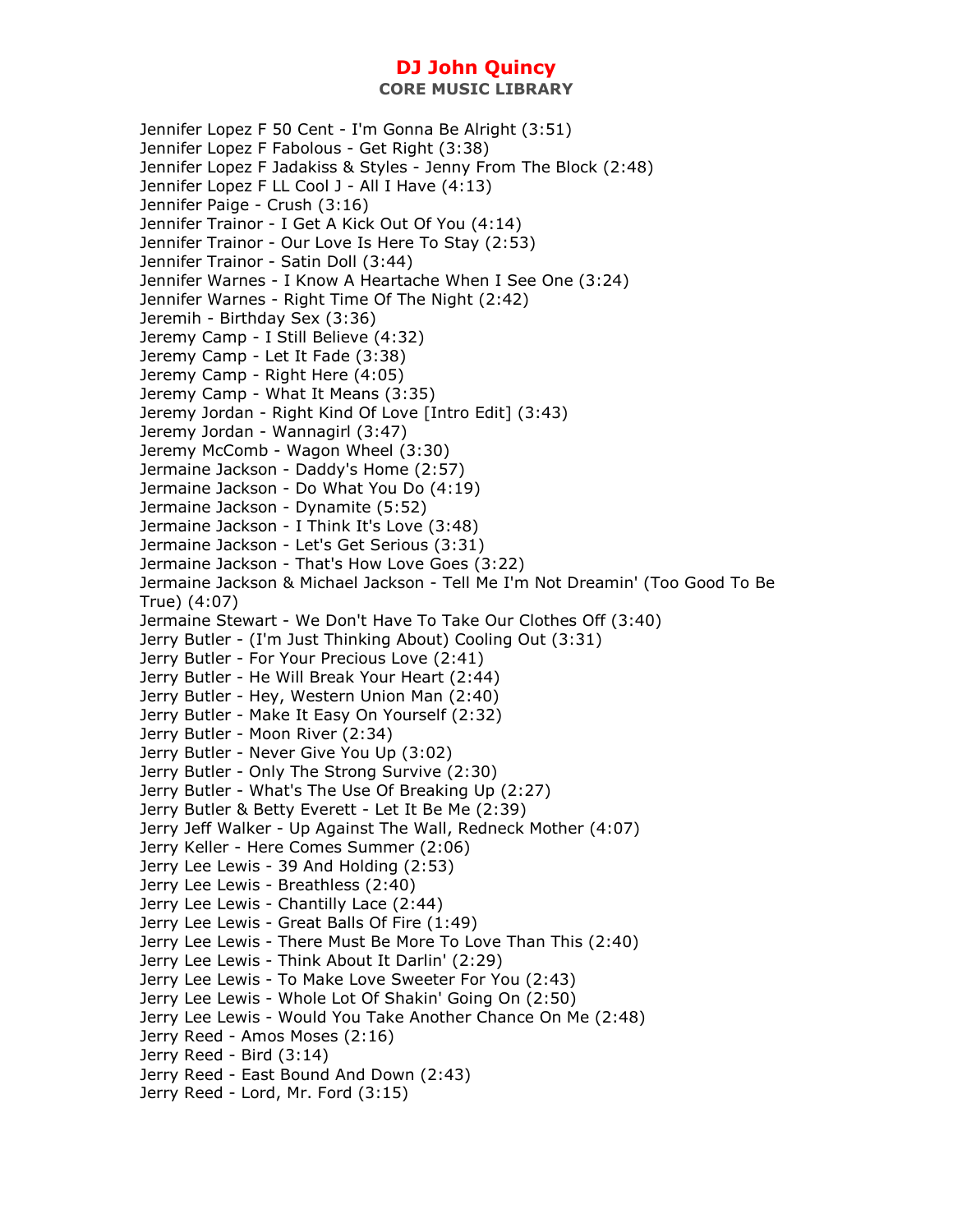Jennifer Lopez F 50 Cent - I'm Gonna Be Alright (3:51)
Jennifer Lopez F Fabolous - Get Right (3:38)
Jennifer Lopez F Jadakiss & Styles - Jenny From The Block (2:48)
Jennifer Lopez F LL Cool J - All I Have (4:13)
Jennifer Paige - Crush (3:16)
Jennifer Trainor - I Get A Kick Out Of You (4:14)
Jennifer Trainor - Our Love Is Here To Stay (2:53)
Jennifer Trainor - Satin Doll (3:44)
Jennifer Warnes - I Know A Heartache When I See One (3:24)
Jennifer Warnes - Right Time Of The Night (2:42)
Jeremih - Birthday Sex (3:36)
Jeremy Camp - I Still Believe (4:32)
Jeremy Camp - Let It Fade (3:38)
Jeremy Camp - Right Here (4:05)
Jeremy Camp - What It Means (3:35)
Jeremy Jordan - Right Kind Of Love [Intro Edit] (3:43)
Jeremy Jordan - Wannagirl (3:47)
Jeremy McComb - Wagon Wheel (3:30)
Jermaine Jackson - Daddy's Home (2:57)
Jermaine Jackson - Do What You Do (4:19)
Jermaine Jackson - Dynamite (5:52)
Jermaine Jackson - I Think It's Love (3:48)
Jermaine Jackson - Let's Get Serious (3:31)
Jermaine Jackson - That's How Love Goes (3:22)
Jermaine Jackson & Michael Jackson - Tell Me I'm Not Dreamin' (Too Good To Be True) (4:07)
Jermaine Stewart - We Don't Have To Take Our Clothes Off (3:40)
Jerry Butler - (I'm Just Thinking About) Cooling Out (3:31)
Jerry Butler - For Your Precious Love (2:41)
Jerry Butler - He Will Break Your Heart (2:44)
Jerry Butler - Hey, Western Union Man (2:40)
Jerry Butler - Make It Easy On Yourself (2:32)
Jerry Butler - Moon River (2:34)
Jerry Butler - Never Give You Up (3:02)
Jerry Butler - Only The Strong Survive (2:30)
Jerry Butler - What's The Use Of Breaking Up (2:27)
Jerry Butler & Betty Everett - Let It Be Me (2:39)
Jerry Jeff Walker - Up Against The Wall, Redneck Mother (4:07)
Jerry Keller - Here Comes Summer (2:06)
Jerry Lee Lewis - 39 And Holding (2:53)
Jerry Lee Lewis - Breathless (2:40)
Jerry Lee Lewis - Chantilly Lace (2:44)
Jerry Lee Lewis - Great Balls Of Fire (1:49)
Jerry Lee Lewis - There Must Be More To Love Than This (2:40)
Jerry Lee Lewis - Think About It Darlin' (2:29)
Jerry Lee Lewis - To Make Love Sweeter For You (2:43)
Jerry Lee Lewis - Whole Lot Of Shakin' Going On (2:50)
Jerry Lee Lewis - Would You Take Another Chance On Me (2:48)
Jerry Reed - Amos Moses (2:16)
Jerry Reed - Bird (3:14)
Jerry Reed - East Bound And Down (2:43)
Jerry Reed - Lord, Mr. Ford (3:15)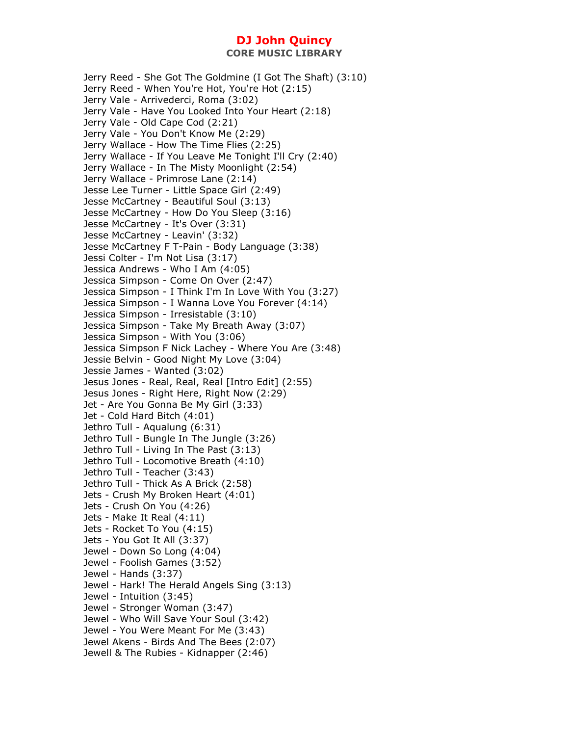Jerry Reed - She Got The Goldmine (I Got The Shaft) (3:10)
Jerry Reed - When You're Hot, You're Hot (2:15)
Jerry Vale - Arrivederci, Roma (3:02)
Jerry Vale - Have You Looked Into Your Heart (2:18)
Jerry Vale - Old Cape Cod (2:21)
Jerry Vale - You Don't Know Me (2:29)
Jerry Wallace - How The Time Flies (2:25)
Jerry Wallace - If You Leave Me Tonight I'll Cry (2:40)
Jerry Wallace - In The Misty Moonlight (2:54)
Jerry Wallace - Primrose Lane (2:14)
Jesse Lee Turner - Little Space Girl (2:49)
Jesse McCartney - Beautiful Soul (3:13)
Jesse McCartney - How Do You Sleep (3:16)
Jesse McCartney - It's Over (3:31)
Jesse McCartney - Leavin' (3:32)
Jesse McCartney F T-Pain - Body Language (3:38)
Jessi Colter - I'm Not Lisa (3:17)
Jessica Andrews - Who I Am (4:05)
Jessica Simpson - Come On Over (2:47)
Jessica Simpson - I Think I'm In Love With You (3:27)
Jessica Simpson - I Wanna Love You Forever (4:14)
Jessica Simpson - Irresistable (3:10)
Jessica Simpson - Take My Breath Away (3:07)
Jessica Simpson - With You (3:06)
Jessica Simpson F Nick Lachey - Where You Are (3:48)
Jessie Belvin - Good Night My Love (3:04)
Jessie James - Wanted (3:02)
Jesus Jones - Real, Real, Real [Intro Edit] (2:55)
Jesus Jones - Right Here, Right Now (2:29)
Jet - Are You Gonna Be My Girl (3:33)
Jet - Cold Hard Bitch (4:01)
Jethro Tull - Aqualung (6:31)
Jethro Tull - Bungle In The Jungle (3:26)
Jethro Tull - Living In The Past (3:13)
Jethro Tull - Locomotive Breath (4:10)
Jethro Tull - Teacher (3:43)
Jethro Tull - Thick As A Brick (2:58)
Jets - Crush My Broken Heart (4:01)
Jets - Crush On You (4:26)
Jets - Make It Real (4:11)
Jets - Rocket To You (4:15)
Jets - You Got It All (3:37)
Jewel - Down So Long (4:04)
Jewel - Foolish Games (3:52)
Jewel - Hands (3:37)
Jewel - Hark! The Herald Angels Sing (3:13)
Jewel - Intuition (3:45)
Jewel - Stronger Woman (3:47)
Jewel - Who Will Save Your Soul (3:42)
Jewel - You Were Meant For Me (3:43)
Jewel Akens - Birds And The Bees (2:07)
Jewell & The Rubies - Kidnapper (2:46)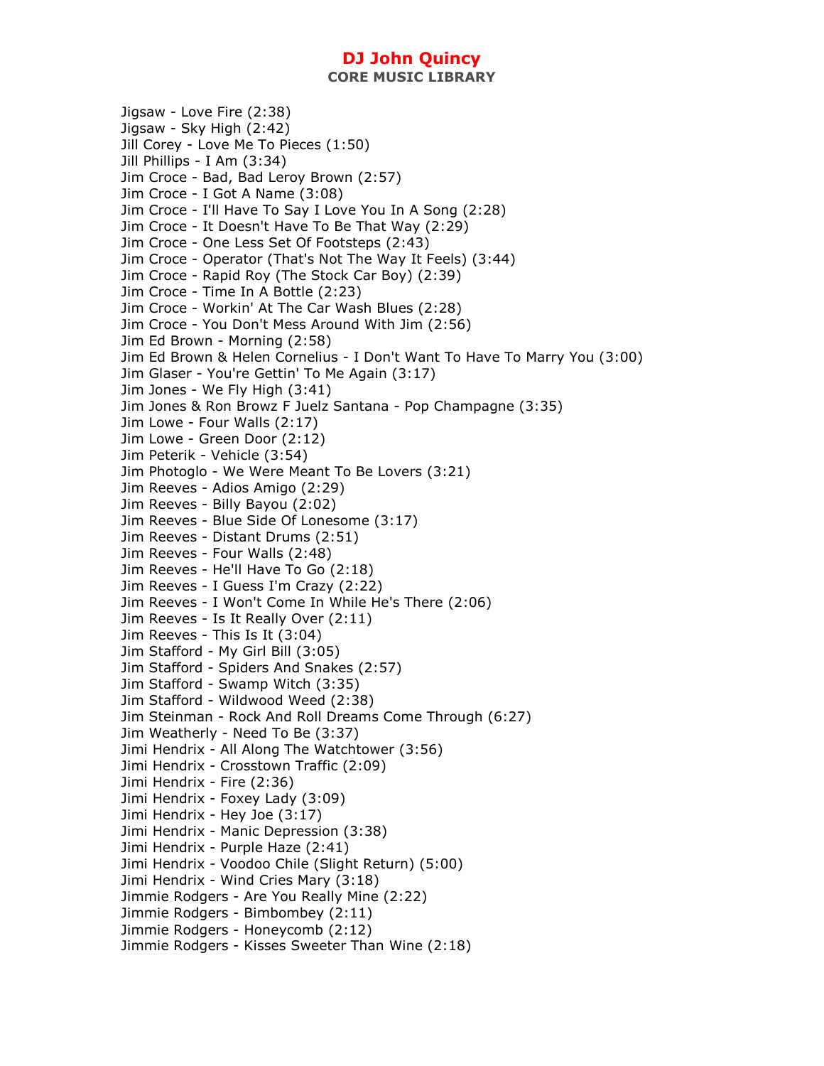# DJ John Quincy

**CORE MUSIC LIBRARY**

Jigsaw - Love Fire (2:38)
Jigsaw - Sky High (2:42)
Jill Corey - Love Me To Pieces (1:50)
Jill Phillips - I Am (3:34)
Jim Croce - Bad, Bad Leroy Brown (2:57)
Jim Croce - I Got A Name (3:08)
Jim Croce - I'll Have To Say I Love You In A Song (2:28)
Jim Croce - It Doesn't Have To Be That Way (2:29)
Jim Croce - One Less Set Of Footsteps (2:43)
Jim Croce - Operator (That's Not The Way It Feels) (3:44)
Jim Croce - Rapid Roy (The Stock Car Boy) (2:39)
Jim Croce - Time In A Bottle (2:23)
Jim Croce - Workin' At The Car Wash Blues (2:28)
Jim Croce - You Don't Mess Around With Jim (2:56)
Jim Ed Brown - Morning (2:58)
Jim Ed Brown & Helen Cornelius - I Don't Want To Have To Marry You (3:00)
Jim Glaser - You're Gettin' To Me Again (3:17)
Jim Jones - We Fly High (3:41)
Jim Jones & Ron Browz F Juelz Santana - Pop Champagne (3:35)
Jim Lowe - Four Walls (2:17)
Jim Lowe - Green Door (2:12)
Jim Peterik - Vehicle (3:54)
Jim Photoglo - We Were Meant To Be Lovers (3:21)
Jim Reeves - Adios Amigo (2:29)
Jim Reeves - Billy Bayou (2:02)
Jim Reeves - Blue Side Of Lonesome (3:17)
Jim Reeves - Distant Drums (2:51)
Jim Reeves - Four Walls (2:48)
Jim Reeves - He'll Have To Go (2:18)
Jim Reeves - I Guess I'm Crazy (2:22)
Jim Reeves - I Won't Come In While He's There (2:06)
Jim Reeves - Is It Really Over (2:11)
Jim Reeves - This Is It (3:04)
Jim Stafford - My Girl Bill (3:05)
Jim Stafford - Spiders And Snakes (2:57)
Jim Stafford - Swamp Witch (3:35)
Jim Stafford - Wildwood Weed (2:38)
Jim Steinman - Rock And Roll Dreams Come Through (6:27)
Jim Weatherly - Need To Be (3:37)
Jimi Hendrix - All Along The Watchtower (3:56)
Jimi Hendrix - Crosstown Traffic (2:09)
Jimi Hendrix - Fire (2:36)
Jimi Hendrix - Foxey Lady (3:09)
Jimi Hendrix - Hey Joe (3:17)
Jimi Hendrix - Manic Depression (3:38)
Jimi Hendrix - Purple Haze (2:41)
Jimi Hendrix - Voodoo Chile (Slight Return) (5:00)
Jimi Hendrix - Wind Cries Mary (3:18)
Jimmie Rodgers - Are You Really Mine (2:22)
Jimmie Rodgers - Bimbombey (2:11)
Jimmie Rodgers - Honeycomb (2:12)
Jimmie Rodgers - Kisses Sweeter Than Wine (2:18)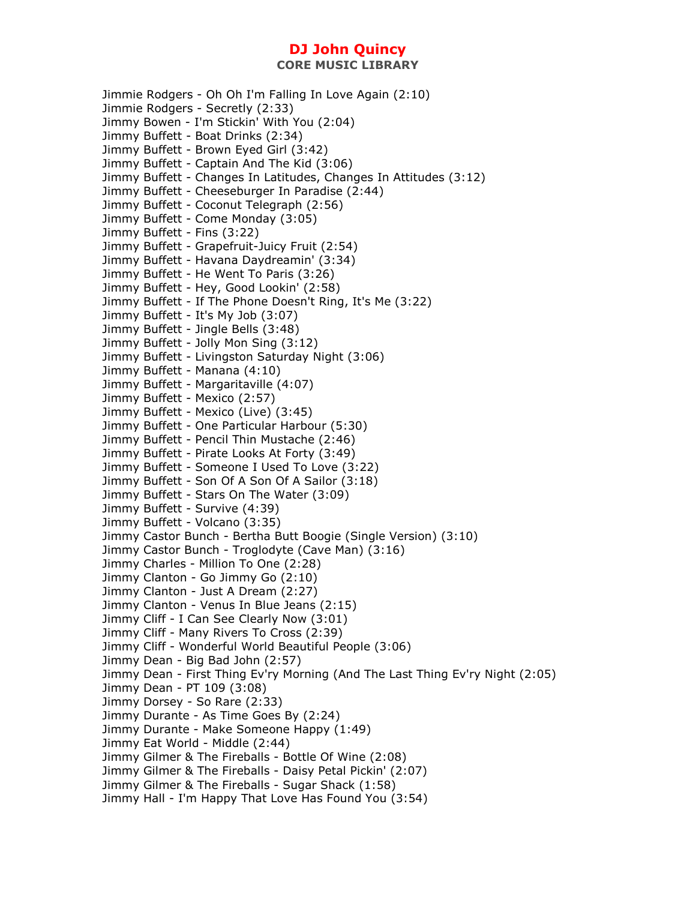Jimmie Rodgers - Oh Oh I'm Falling In Love Again (2:10)
Jimmie Rodgers - Secretly (2:33)
Jimmy Bowen - I'm Stickin' With You (2:04)
Jimmy Buffett - Boat Drinks (2:34)
Jimmy Buffett - Brown Eyed Girl (3:42)
Jimmy Buffett - Captain And The Kid (3:06)
Jimmy Buffett - Changes In Latitudes, Changes In Attitudes (3:12)
Jimmy Buffett - Cheeseburger In Paradise (2:44)
Jimmy Buffett - Coconut Telegraph (2:56)
Jimmy Buffett - Come Monday (3:05)
Jimmy Buffett - Fins (3:22)
Jimmy Buffett - Grapefruit-Juicy Fruit (2:54)
Jimmy Buffett - Havana Daydreamin' (3:34)
Jimmy Buffett - He Went To Paris (3:26)
Jimmy Buffett - Hey, Good Lookin' (2:58)
Jimmy Buffett - If The Phone Doesn't Ring, It's Me (3:22)
Jimmy Buffett - It's My Job (3:07)
Jimmy Buffett - Jingle Bells (3:48)
Jimmy Buffett - Jolly Mon Sing (3:12)
Jimmy Buffett - Livingston Saturday Night (3:06)
Jimmy Buffett - Manana (4:10)
Jimmy Buffett - Margaritaville (4:07)
Jimmy Buffett - Mexico (2:57)
Jimmy Buffett - Mexico (Live) (3:45)
Jimmy Buffett - One Particular Harbour (5:30)
Jimmy Buffett - Pencil Thin Mustache (2:46)
Jimmy Buffett - Pirate Looks At Forty (3:49)
Jimmy Buffett - Someone I Used To Love (3:22)
Jimmy Buffett - Son Of A Son Of A Sailor (3:18)
Jimmy Buffett - Stars On The Water (3:09)
Jimmy Buffett - Survive (4:39)
Jimmy Buffett - Volcano (3:35)
Jimmy Castor Bunch - Bertha Butt Boogie (Single Version) (3:10)
Jimmy Castor Bunch - Troglodyte (Cave Man) (3:16)
Jimmy Charles - Million To One (2:28)
Jimmy Clanton - Go Jimmy Go (2:10)
Jimmy Clanton - Just A Dream (2:27)
Jimmy Clanton - Venus In Blue Jeans (2:15)
Jimmy Cliff - I Can See Clearly Now (3:01)
Jimmy Cliff - Many Rivers To Cross (2:39)
Jimmy Cliff - Wonderful World Beautiful People (3:06)
Jimmy Dean - Big Bad John (2:57)
Jimmy Dean - First Thing Ev'ry Morning (And The Last Thing Ev'ry Night (2:05)
Jimmy Dean - PT 109 (3:08)
Jimmy Dorsey - So Rare (2:33)
Jimmy Durante - As Time Goes By (2:24)
Jimmy Durante - Make Someone Happy (1:49)
Jimmy Eat World - Middle (2:44)
Jimmy Gilmer & The Fireballs - Bottle Of Wine (2:08)
Jimmy Gilmer & The Fireballs - Daisy Petal Pickin' (2:07)
Jimmy Gilmer & The Fireballs - Sugar Shack (1:58)
Jimmy Hall - I'm Happy That Love Has Found You (3:54)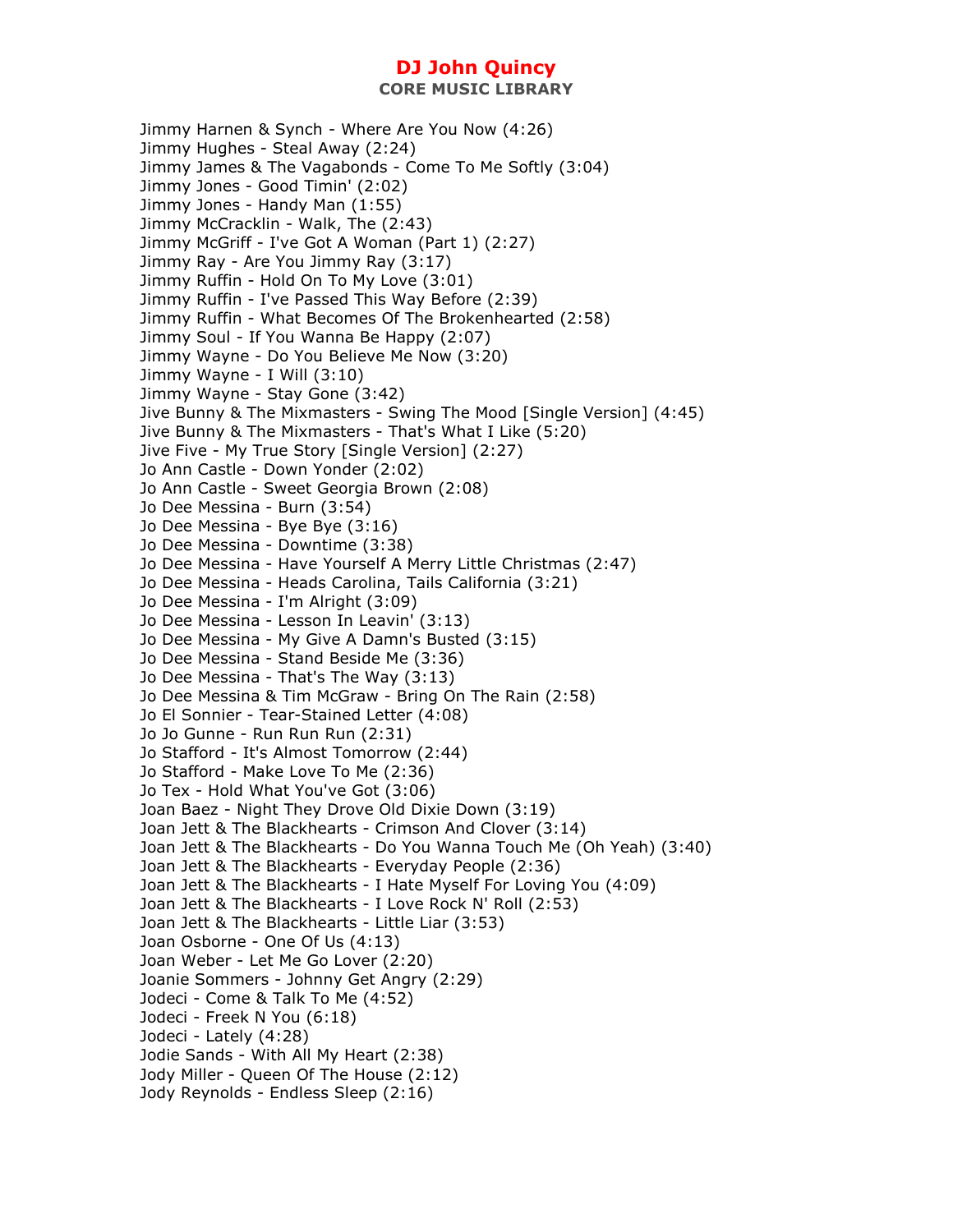Jimmy Harnen & Synch - Where Are You Now (4:26)
Jimmy Hughes - Steal Away (2:24)
Jimmy James & The Vagabonds - Come To Me Softly (3:04)
Jimmy Jones - Good Timin' (2:02)
Jimmy Jones - Handy Man (1:55)
Jimmy McCracklin - Walk, The (2:43)
Jimmy McGriff - I've Got A Woman (Part 1) (2:27)
Jimmy Ray - Are You Jimmy Ray (3:17)
Jimmy Ruffin - Hold On To My Love (3:01)
Jimmy Ruffin - I've Passed This Way Before (2:39)
Jimmy Ruffin - What Becomes Of The Brokenhearted (2:58)
Jimmy Soul - If You Wanna Be Happy (2:07)
Jimmy Wayne - Do You Believe Me Now (3:20)
Jimmy Wayne - I Will (3:10)
Jimmy Wayne - Stay Gone (3:42)
Jive Bunny & The Mixmasters - Swing The Mood [Single Version] (4:45)
Jive Bunny & The Mixmasters - That's What I Like (5:20)
Jive Five - My True Story [Single Version] (2:27)
Jo Ann Castle - Down Yonder (2:02)
Jo Ann Castle - Sweet Georgia Brown (2:08)
Jo Dee Messina - Burn (3:54)
Jo Dee Messina - Bye Bye (3:16)
Jo Dee Messina - Downtime (3:38)
Jo Dee Messina - Have Yourself A Merry Little Christmas (2:47)
Jo Dee Messina - Heads Carolina, Tails California (3:21)
Jo Dee Messina - I'm Alright (3:09)
Jo Dee Messina - Lesson In Leavin' (3:13)
Jo Dee Messina - My Give A Damn's Busted (3:15)
Jo Dee Messina - Stand Beside Me (3:36)
Jo Dee Messina - That's The Way (3:13)
Jo Dee Messina & Tim McGraw - Bring On The Rain (2:58)
Jo El Sonnier - Tear-Stained Letter (4:08)
Jo Jo Gunne - Run Run Run (2:31)
Jo Stafford - It's Almost Tomorrow (2:44)
Jo Stafford - Make Love To Me (2:36)
Jo Tex - Hold What You've Got (3:06)
Joan Baez - Night They Drove Old Dixie Down (3:19)
Joan Jett & The Blackhearts - Crimson And Clover (3:14)
Joan Jett & The Blackhearts - Do You Wanna Touch Me (Oh Yeah) (3:40)
Joan Jett & The Blackhearts - Everyday People (2:36)
Joan Jett & The Blackhearts - I Hate Myself For Loving You (4:09)
Joan Jett & The Blackhearts - I Love Rock N' Roll (2:53)
Joan Jett & The Blackhearts - Little Liar (3:53)
Joan Osborne - One Of Us (4:13)
Joan Weber - Let Me Go Lover (2:20)
Joanie Sommers - Johnny Get Angry (2:29)
Jodeci - Come & Talk To Me (4:52)
Jodeci - Freek N You (6:18)
Jodeci - Lately (4:28)
Jodie Sands - With All My Heart (2:38)
Jody Miller - Queen Of The House (2:12)
Jody Reynolds - Endless Sleep (2:16)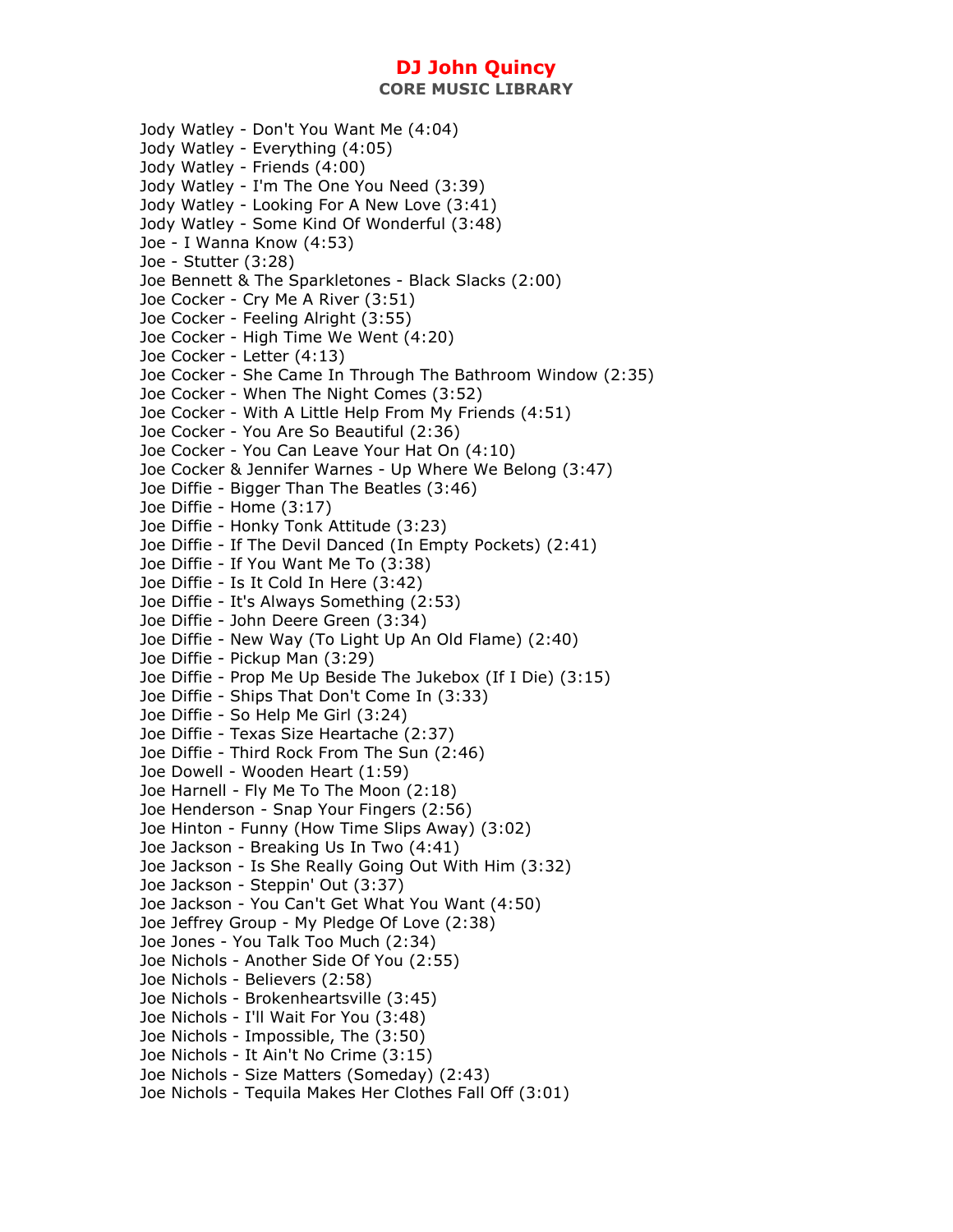# DJ John Quincy

## CORE MUSIC LIBRARY

Jody Watley - Don't You Want Me (4:04)
Jody Watley - Everything (4:05)
Jody Watley - Friends (4:00)
Jody Watley - I'm The One You Need (3:39)
Jody Watley - Looking For A New Love (3:41)
Jody Watley - Some Kind Of Wonderful (3:48)
Joe - I Wanna Know (4:53)
Joe - Stutter (3:28)
Joe Bennett & The Sparkletones - Black Slacks (2:00)
Joe Cocker - Cry Me A River (3:51)
Joe Cocker - Feeling Alright (3:55)
Joe Cocker - High Time We Went (4:20)
Joe Cocker - Letter (4:13)
Joe Cocker - She Came In Through The Bathroom Window (2:35)
Joe Cocker - When The Night Comes (3:52)
Joe Cocker - With A Little Help From My Friends (4:51)
Joe Cocker - You Are So Beautiful (2:36)
Joe Cocker - You Can Leave Your Hat On (4:10)
Joe Cocker & Jennifer Warnes - Up Where We Belong (3:47)
Joe Diffie - Bigger Than The Beatles (3:46)
Joe Diffie - Home (3:17)
Joe Diffie - Honky Tonk Attitude (3:23)
Joe Diffie - If The Devil Danced (In Empty Pockets) (2:41)
Joe Diffie - If You Want Me To (3:38)
Joe Diffie - Is It Cold In Here (3:42)
Joe Diffie - It's Always Something (2:53)
Joe Diffie - John Deere Green (3:34)
Joe Diffie - New Way (To Light Up An Old Flame) (2:40)
Joe Diffie - Pickup Man (3:29)
Joe Diffie - Prop Me Up Beside The Jukebox (If I Die) (3:15)
Joe Diffie - Ships That Don't Come In (3:33)
Joe Diffie - So Help Me Girl (3:24)
Joe Diffie - Texas Size Heartache (2:37)
Joe Diffie - Third Rock From The Sun (2:46)
Joe Dowell - Wooden Heart (1:59)
Joe Harnell - Fly Me To The Moon (2:18)
Joe Henderson - Snap Your Fingers (2:56)
Joe Hinton - Funny (How Time Slips Away) (3:02)
Joe Jackson - Breaking Us In Two (4:41)
Joe Jackson - Is She Really Going Out With Him (3:32)
Joe Jackson - Steppin' Out (3:37)
Joe Jackson - You Can't Get What You Want (4:50)
Joe Jeffrey Group - My Pledge Of Love (2:38)
Joe Jones - You Talk Too Much (2:34)
Joe Nichols - Another Side Of You (2:55)
Joe Nichols - Believers (2:58)
Joe Nichols - Brokenheartsville (3:45)
Joe Nichols - I'll Wait For You (3:48)
Joe Nichols - Impossible, The (3:50)
Joe Nichols - It Ain't No Crime (3:15)
Joe Nichols - Size Matters (Someday) (2:43)
Joe Nichols - Tequila Makes Her Clothes Fall Off (3:01)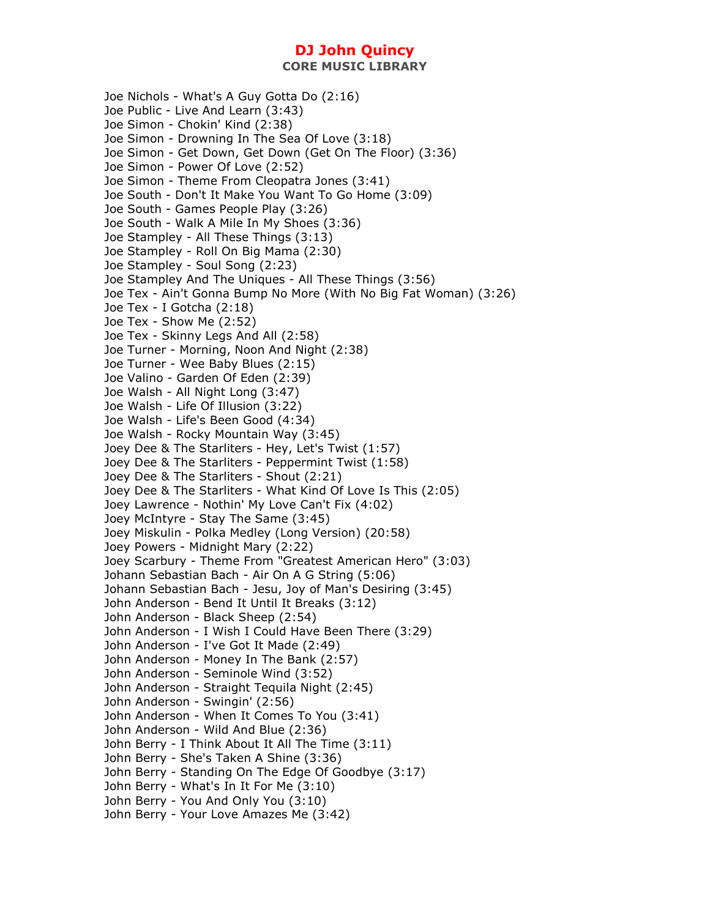Joe Nichols - What's A Guy Gotta Do (2:16)
Joe Public - Live And Learn (3:43)
Joe Simon - Chokin' Kind (2:38)
Joe Simon - Drowning In The Sea Of Love (3:18)
Joe Simon - Get Down, Get Down (Get On The Floor) (3:36)
Joe Simon - Power Of Love (2:52)
Joe Simon - Theme From Cleopatra Jones (3:41)
Joe South - Don't It Make You Want To Go Home (3:09)
Joe South - Games People Play (3:26)
Joe South - Walk A Mile In My Shoes (3:36)
Joe Stampley - All These Things (3:13)
Joe Stampley - Roll On Big Mama (2:30)
Joe Stampley - Soul Song (2:23)
Joe Stampley And The Uniques - All These Things (3:56)
Joe Tex - Ain't Gonna Bump No More (With No Big Fat Woman) (3:26)
Joe Tex - I Gotcha (2:18)
Joe Tex - Show Me (2:52)
Joe Tex - Skinny Legs And All (2:58)
Joe Turner - Morning, Noon And Night (2:38)
Joe Turner - Wee Baby Blues (2:15)
Joe Valino - Garden Of Eden (2:39)
Joe Walsh - All Night Long (3:47)
Joe Walsh - Life Of Illusion (3:22)
Joe Walsh - Life's Been Good (4:34)
Joe Walsh - Rocky Mountain Way (3:45)
Joey Dee & The Starliters - Hey, Let's Twist (1:57)
Joey Dee & The Starliters - Peppermint Twist (1:58)
Joey Dee & The Starliters - Shout (2:21)
Joey Dee & The Starliters - What Kind Of Love Is This (2:05)
Joey Lawrence - Nothin' My Love Can't Fix (4:02)
Joey McIntyre - Stay The Same (3:45)
Joey Miskulin - Polka Medley (Long Version) (20:58)
Joey Powers - Midnight Mary (2:22)
Joey Scarbury - Theme From "Greatest American Hero" (3:03)
Johann Sebastian Bach - Air On A G String (5:06)
Johann Sebastian Bach - Jesu, Joy of Man's Desiring (3:45)
John Anderson - Bend It Until It Breaks (3:12)
John Anderson - Black Sheep (2:54)
John Anderson - I Wish I Could Have Been There (3:29)
John Anderson - I've Got It Made (2:49)
John Anderson - Money In The Bank (2:57)
John Anderson - Seminole Wind (3:52)
John Anderson - Straight Tequila Night (2:45)
John Anderson - Swingin' (2:56)
John Anderson - When It Comes To You (3:41)
John Anderson - Wild And Blue (2:36)
John Berry - I Think About It All The Time (3:11)
John Berry - She's Taken A Shine (3:36)
John Berry - Standing On The Edge Of Goodbye (3:17)
John Berry - What's In It For Me (3:10)
John Berry - You And Only You (3:10)
John Berry - Your Love Amazes Me (3:42)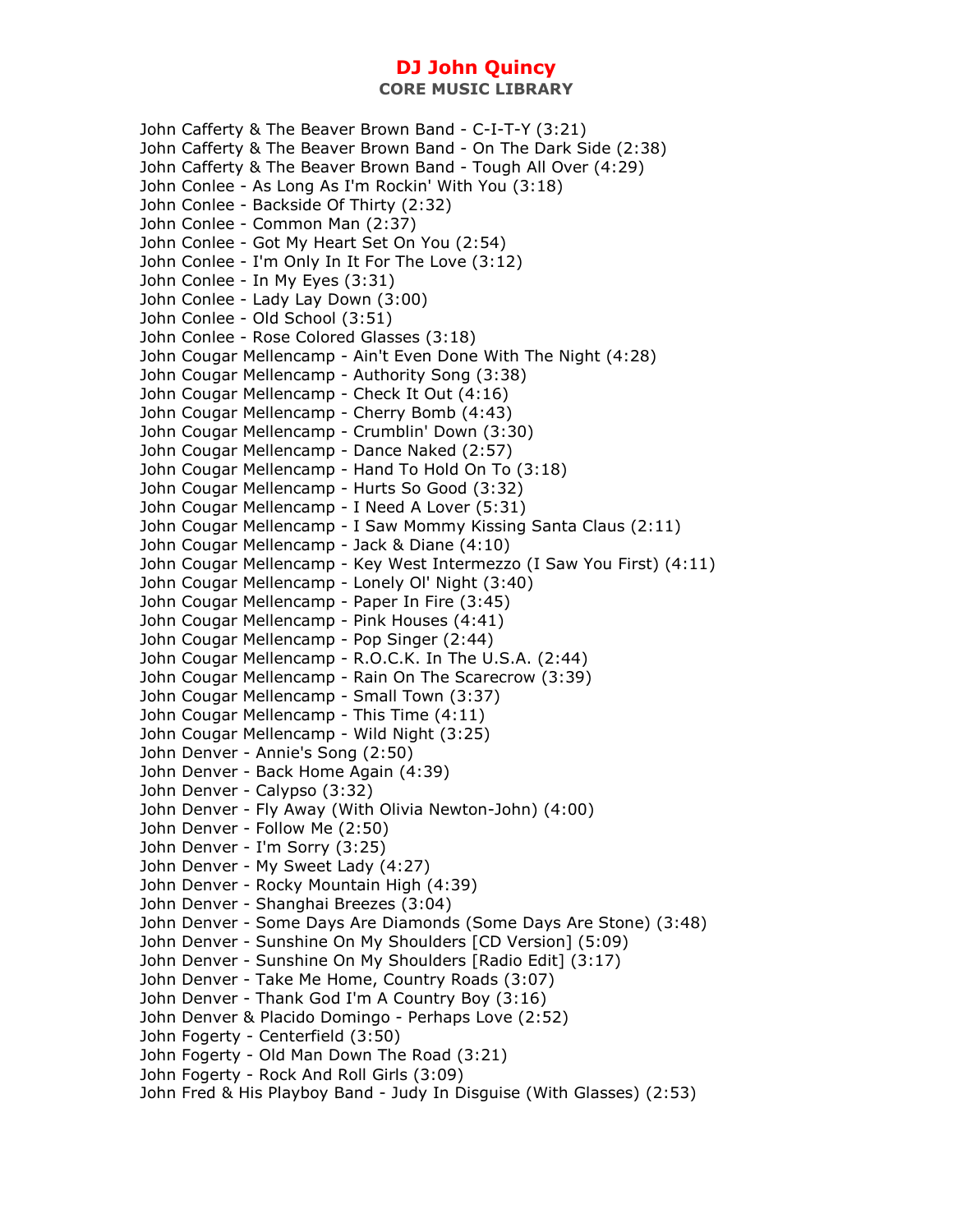John Cafferty & The Beaver Brown Band - C-I-T-Y (3:21)
John Cafferty & The Beaver Brown Band - On The Dark Side (2:38)
John Cafferty & The Beaver Brown Band - Tough All Over (4:29)
John Conlee - As Long As I'm Rockin' With You (3:18)
John Conlee - Backside Of Thirty (2:32)
John Conlee - Common Man (2:37)
John Conlee - Got My Heart Set On You (2:54)
John Conlee - I'm Only In It For The Love (3:12)
John Conlee - In My Eyes (3:31)
John Conlee - Lady Lay Down (3:00)
John Conlee - Old School (3:51)
John Conlee - Rose Colored Glasses (3:18)
John Cougar Mellencamp - Ain't Even Done With The Night (4:28)
John Cougar Mellencamp - Authority Song (3:38)
John Cougar Mellencamp - Check It Out (4:16)
John Cougar Mellencamp - Cherry Bomb (4:43)
John Cougar Mellencamp - Crumblin' Down (3:30)
John Cougar Mellencamp - Dance Naked (2:57)
John Cougar Mellencamp - Hand To Hold On To (3:18)
John Cougar Mellencamp - Hurts So Good (3:32)
John Cougar Mellencamp - I Need A Lover (5:31)
John Cougar Mellencamp - I Saw Mommy Kissing Santa Claus (2:11)
John Cougar Mellencamp - Jack & Diane (4:10)
John Cougar Mellencamp - Key West Intermezzo (I Saw You First) (4:11)
John Cougar Mellencamp - Lonely Ol' Night (3:40)
John Cougar Mellencamp - Paper In Fire (3:45)
John Cougar Mellencamp - Pink Houses (4:41)
John Cougar Mellencamp - Pop Singer (2:44)
John Cougar Mellencamp - R.O.C.K. In The U.S.A. (2:44)
John Cougar Mellencamp - Rain On The Scarecrow (3:39)
John Cougar Mellencamp - Small Town (3:37)
John Cougar Mellencamp - This Time (4:11)
John Cougar Mellencamp - Wild Night (3:25)
John Denver - Annie's Song (2:50)
John Denver - Back Home Again (4:39)
John Denver - Calypso (3:32)
John Denver - Fly Away (With Olivia Newton-John) (4:00)
John Denver - Follow Me (2:50)
John Denver - I'm Sorry (3:25)
John Denver - My Sweet Lady (4:27)
John Denver - Rocky Mountain High (4:39)
John Denver - Shanghai Breezes (3:04)
John Denver - Some Days Are Diamonds (Some Days Are Stone) (3:48)
John Denver - Sunshine On My Shoulders [CD Version] (5:09)
John Denver - Sunshine On My Shoulders [Radio Edit] (3:17)
John Denver - Take Me Home, Country Roads (3:07)
John Denver - Thank God I'm A Country Boy (3:16)
John Denver & Placido Domingo - Perhaps Love (2:52)
John Fogerty - Centerfield (3:50)
John Fogerty - Old Man Down The Road (3:21)
John Fogerty - Rock And Roll Girls (3:09)
John Fred & His Playboy Band - Judy In Disguise (With Glasses) (2:53)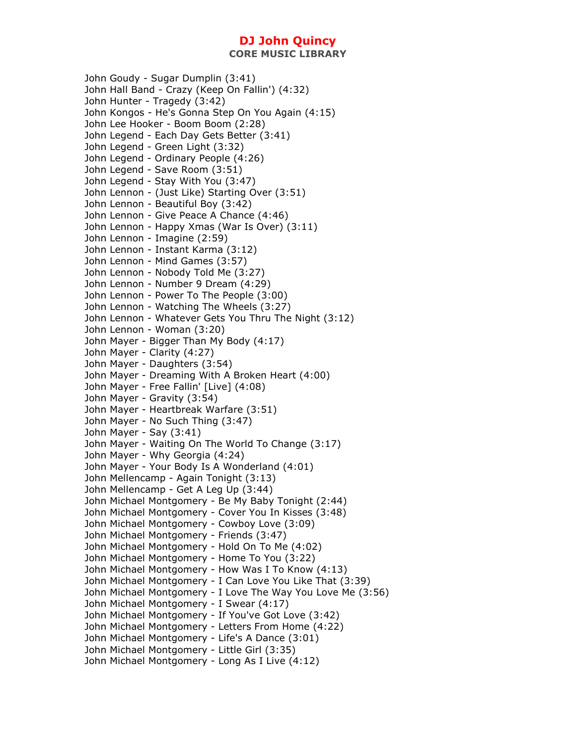John Goudy - Sugar Dumplin (3:41)
John Hall Band - Crazy (Keep On Fallin') (4:32)
John Hunter - Tragedy (3:42)
John Kongos - He's Gonna Step On You Again (4:15)
John Lee Hooker - Boom Boom (2:28)
John Legend - Each Day Gets Better (3:41)
John Legend - Green Light (3:32)
John Legend - Ordinary People (4:26)
John Legend - Save Room (3:51)
John Legend - Stay With You (3:47)
John Lennon - (Just Like) Starting Over (3:51)
John Lennon - Beautiful Boy (3:42)
John Lennon - Give Peace A Chance (4:46)
John Lennon - Happy Xmas (War Is Over) (3:11)
John Lennon - Imagine (2:59)
John Lennon - Instant Karma (3:12)
John Lennon - Mind Games (3:57)
John Lennon - Nobody Told Me (3:27)
John Lennon - Number 9 Dream (4:29)
John Lennon - Power To The People (3:00)
John Lennon - Watching The Wheels (3:27)
John Lennon - Whatever Gets You Thru The Night (3:12)
John Lennon - Woman (3:20)
John Mayer - Bigger Than My Body (4:17)
John Mayer - Clarity (4:27)
John Mayer - Daughters (3:54)
John Mayer - Dreaming With A Broken Heart (4:00)
John Mayer - Free Fallin' [Live] (4:08)
John Mayer - Gravity (3:54)
John Mayer - Heartbreak Warfare (3:51)
John Mayer - No Such Thing (3:47)
John Mayer - Say (3:41)
John Mayer - Waiting On The World To Change (3:17)
John Mayer - Why Georgia (4:24)
John Mayer - Your Body Is A Wonderland (4:01)
John Mellencamp - Again Tonight (3:13)
John Mellencamp - Get A Leg Up (3:44)
John Michael Montgomery - Be My Baby Tonight (2:44)
John Michael Montgomery - Cover You In Kisses (3:48)
John Michael Montgomery - Cowboy Love (3:09)
John Michael Montgomery - Friends (3:47)
John Michael Montgomery - Hold On To Me (4:02)
John Michael Montgomery - Home To You (3:22)
John Michael Montgomery - How Was I To Know (4:13)
John Michael Montgomery - I Can Love You Like That (3:39)
John Michael Montgomery - I Love The Way You Love Me (3:56)
John Michael Montgomery - I Swear (4:17)
John Michael Montgomery - If You've Got Love (3:42)
John Michael Montgomery - Letters From Home (4:22)
John Michael Montgomery - Life's A Dance (3:01)
John Michael Montgomery - Little Girl (3:35)
John Michael Montgomery - Long As I Live (4:12)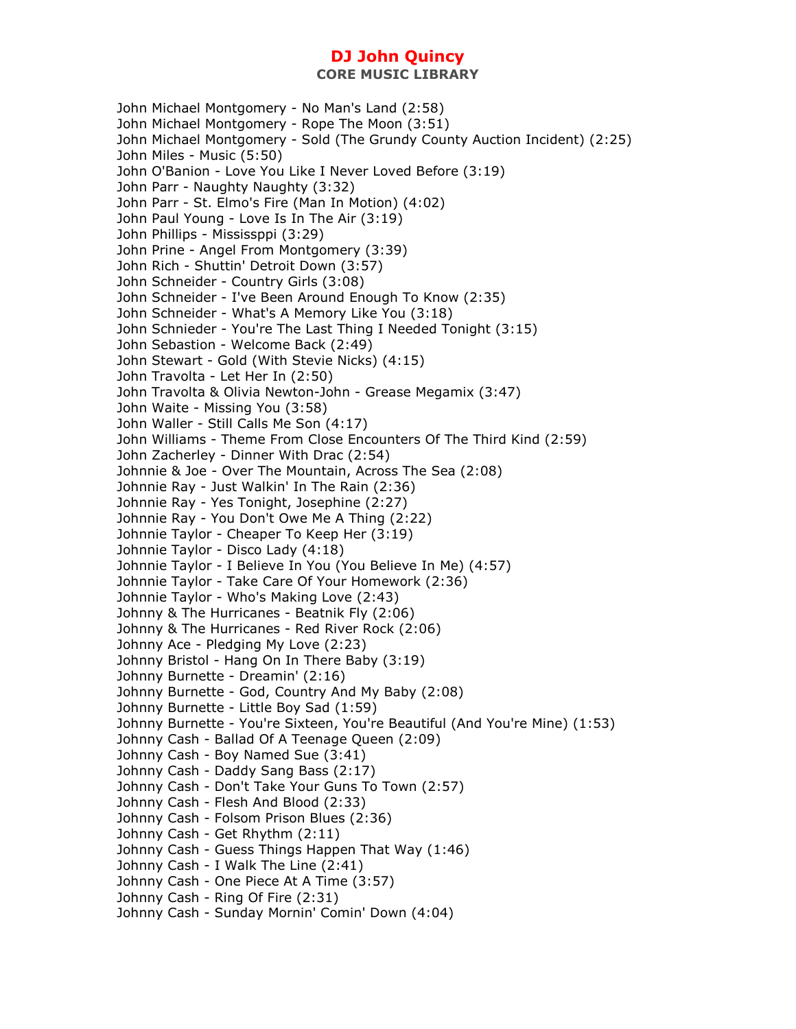John Michael Montgomery - No Man's Land (2:58)
John Michael Montgomery - Rope The Moon (3:51)
John Michael Montgomery - Sold (The Grundy County Auction Incident) (2:25)
John Miles - Music (5:50)
John O'Banion - Love You Like I Never Loved Before (3:19)
John Parr - Naughty Naughty (3:32)
John Parr - St. Elmo's Fire (Man In Motion) (4:02)
John Paul Young - Love Is In The Air (3:19)
John Phillips - Mississppi (3:29)
John Prine - Angel From Montgomery (3:39)
John Rich - Shuttin' Detroit Down (3:57)
John Schneider - Country Girls (3:08)
John Schneider - I've Been Around Enough To Know (2:35)
John Schneider - What's A Memory Like You (3:18)
John Schnieder - You're The Last Thing I Needed Tonight (3:15)
John Sebastion - Welcome Back (2:49)
John Stewart - Gold (With Stevie Nicks) (4:15)
John Travolta - Let Her In (2:50)
John Travolta & Olivia Newton-John - Grease Megamix (3:47)
John Waite - Missing You (3:58)
John Waller - Still Calls Me Son (4:17)
John Williams - Theme From Close Encounters Of The Third Kind (2:59)
John Zacherley - Dinner With Drac (2:54)
Johnnie & Joe - Over The Mountain, Across The Sea (2:08)
Johnnie Ray - Just Walkin' In The Rain (2:36)
Johnnie Ray - Yes Tonight, Josephine (2:27)
Johnnie Ray - You Don't Owe Me A Thing (2:22)
Johnnie Taylor - Cheaper To Keep Her (3:19)
Johnnie Taylor - Disco Lady (4:18)
Johnnie Taylor - I Believe In You (You Believe In Me) (4:57)
Johnnie Taylor - Take Care Of Your Homework (2:36)
Johnnie Taylor - Who's Making Love (2:43)
Johnny & The Hurricanes - Beatnik Fly (2:06)
Johnny & The Hurricanes - Red River Rock (2:06)
Johnny Ace - Pledging My Love (2:23)
Johnny Bristol - Hang On In There Baby (3:19)
Johnny Burnette - Dreamin' (2:16)
Johnny Burnette - God, Country And My Baby (2:08)
Johnny Burnette - Little Boy Sad (1:59)
Johnny Burnette - You're Sixteen, You're Beautiful (And You're Mine) (1:53)
Johnny Cash - Ballad Of A Teenage Queen (2:09)
Johnny Cash - Boy Named Sue (3:41)
Johnny Cash - Daddy Sang Bass (2:17)
Johnny Cash - Don't Take Your Guns To Town (2:57)
Johnny Cash - Flesh And Blood (2:33)
Johnny Cash - Folsom Prison Blues (2:36)
Johnny Cash - Get Rhythm (2:11)
Johnny Cash - Guess Things Happen That Way (1:46)
Johnny Cash - I Walk The Line (2:41)
Johnny Cash - One Piece At A Time (3:57)
Johnny Cash - Ring Of Fire (2:31)
Johnny Cash - Sunday Mornin' Comin' Down (4:04)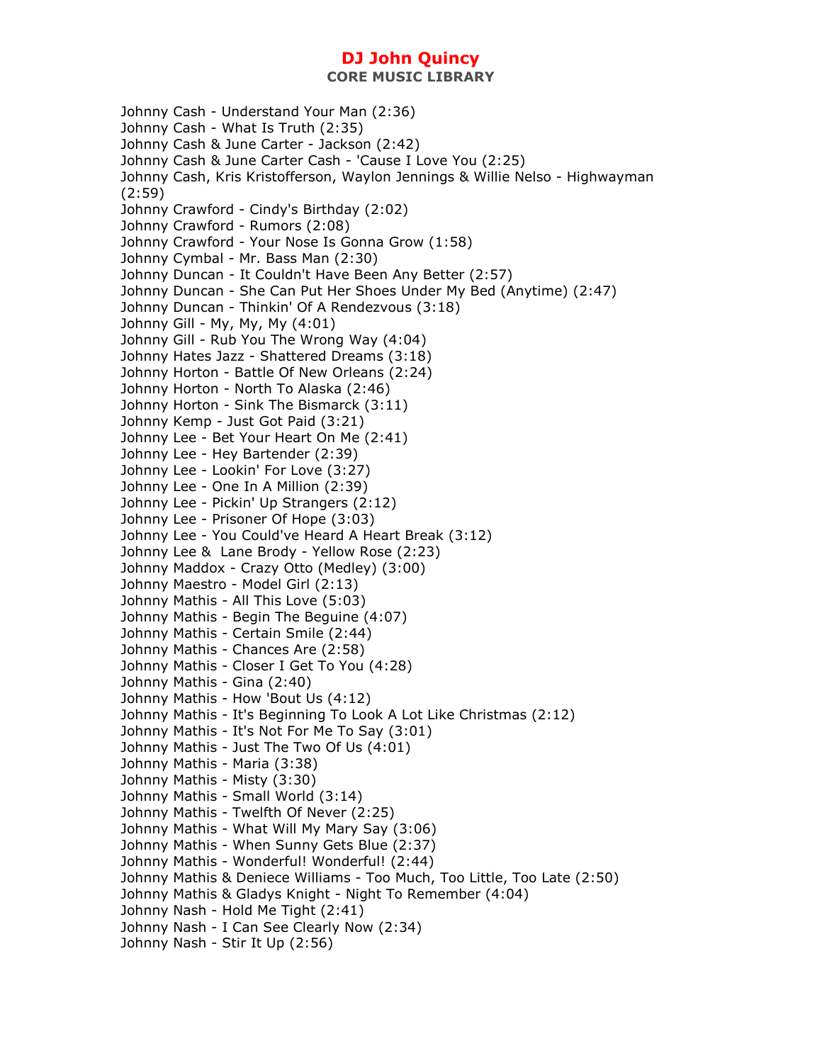Johnny Cash - Understand Your Man (2:36)
Johnny Cash - What Is Truth (2:35)
Johnny Cash & June Carter - Jackson (2:42)
Johnny Cash & June Carter Cash - 'Cause I Love You (2:25)
Johnny Cash, Kris Kristofferson, Waylon Jennings & Willie Nelso - Highwayman (2:59)
Johnny Crawford - Cindy's Birthday (2:02)
Johnny Crawford - Rumors (2:08)
Johnny Crawford - Your Nose Is Gonna Grow (1:58)
Johnny Cymbal - Mr. Bass Man (2:30)
Johnny Duncan - It Couldn't Have Been Any Better (2:57)
Johnny Duncan - She Can Put Her Shoes Under My Bed (Anytime) (2:47)
Johnny Duncan - Thinkin' Of A Rendezvous (3:18)
Johnny Gill - My, My, My (4:01)
Johnny Gill - Rub You The Wrong Way (4:04)
Johnny Hates Jazz - Shattered Dreams (3:18)
Johnny Horton - Battle Of New Orleans (2:24)
Johnny Horton - North To Alaska (2:46)
Johnny Horton - Sink The Bismarck (3:11)
Johnny Kemp - Just Got Paid (3:21)
Johnny Lee - Bet Your Heart On Me (2:41)
Johnny Lee - Hey Bartender (2:39)
Johnny Lee - Lookin' For Love (3:27)
Johnny Lee - One In A Million (2:39)
Johnny Lee - Pickin' Up Strangers (2:12)
Johnny Lee - Prisoner Of Hope (3:03)
Johnny Lee - You Could've Heard A Heart Break (3:12)
Johnny Lee & Lane Brody - Yellow Rose (2:23)
Johnny Maddox - Crazy Otto (Medley) (3:00)
Johnny Maestro - Model Girl (2:13)
Johnny Mathis - All This Love (5:03)
Johnny Mathis - Begin The Beguine (4:07)
Johnny Mathis - Certain Smile (2:44)
Johnny Mathis - Chances Are (2:58)
Johnny Mathis - Closer I Get To You (4:28)
Johnny Mathis - Gina (2:40)
Johnny Mathis - How 'Bout Us (4:12)
Johnny Mathis - It's Beginning To Look A Lot Like Christmas (2:12)
Johnny Mathis - It's Not For Me To Say (3:01)
Johnny Mathis - Just The Two Of Us (4:01)
Johnny Mathis - Maria (3:38)
Johnny Mathis - Misty (3:30)
Johnny Mathis - Small World (3:14)
Johnny Mathis - Twelfth Of Never (2:25)
Johnny Mathis - What Will My Mary Say (3:06)
Johnny Mathis - When Sunny Gets Blue (2:37)
Johnny Mathis - Wonderful! Wonderful! (2:44)
Johnny Mathis & Deniece Williams - Too Much, Too Little, Too Late (2:50)
Johnny Mathis & Gladys Knight - Night To Remember (4:04)
Johnny Nash - Hold Me Tight (2:41)
Johnny Nash - I Can See Clearly Now (2:34)
Johnny Nash - Stir It Up (2:56)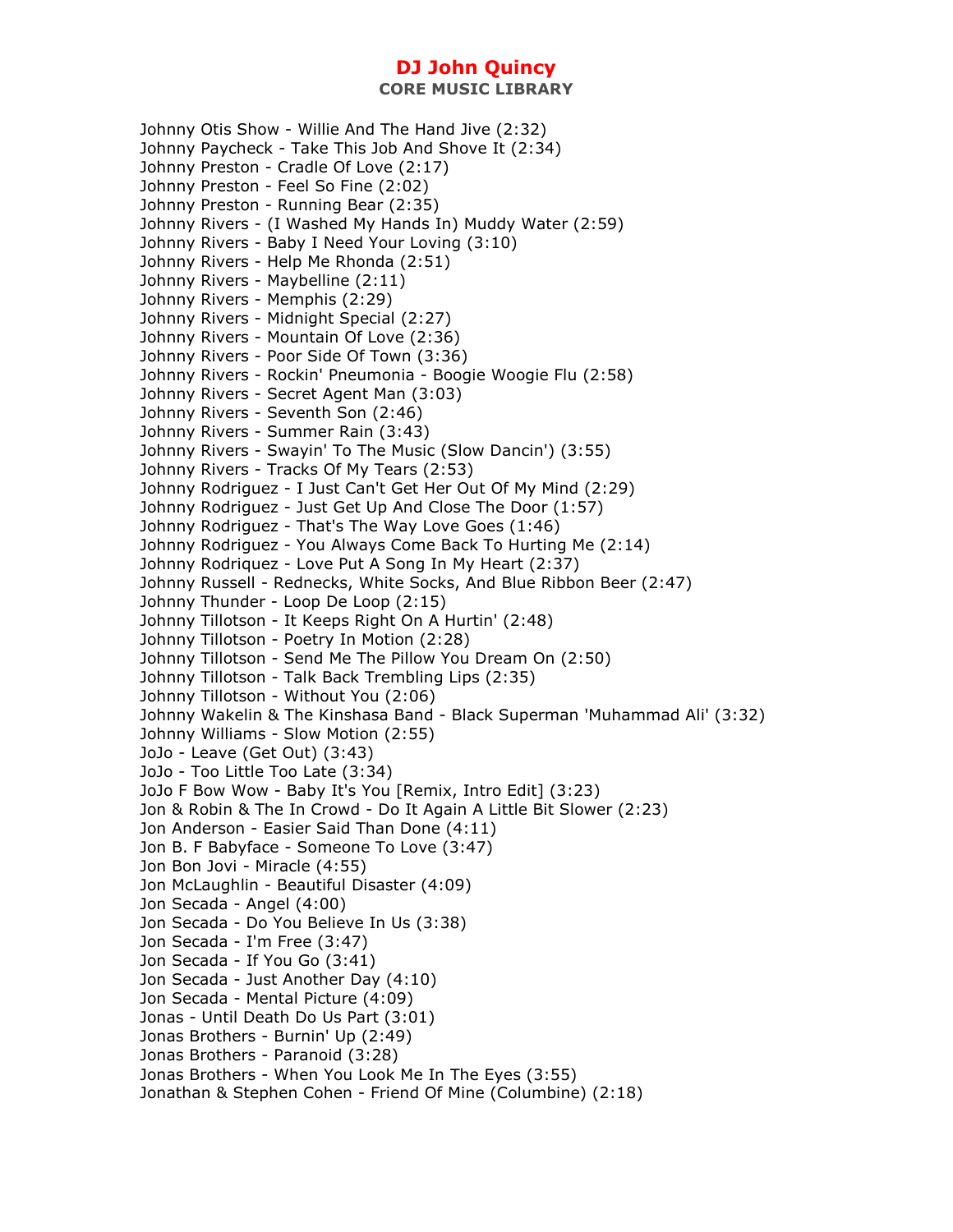Johnny Otis Show - Willie And The Hand Jive (2:32)
Johnny Paycheck - Take This Job And Shove It (2:34)
Johnny Preston - Cradle Of Love (2:17)
Johnny Preston - Feel So Fine (2:02)
Johnny Preston - Running Bear (2:35)
Johnny Rivers - (I Washed My Hands In) Muddy Water (2:59)
Johnny Rivers - Baby I Need Your Loving (3:10)
Johnny Rivers - Help Me Rhonda (2:51)
Johnny Rivers - Maybelline (2:11)
Johnny Rivers - Memphis (2:29)
Johnny Rivers - Midnight Special (2:27)
Johnny Rivers - Mountain Of Love (2:36)
Johnny Rivers - Poor Side Of Town (3:36)
Johnny Rivers - Rockin' Pneumonia - Boogie Woogie Flu (2:58)
Johnny Rivers - Secret Agent Man (3:03)
Johnny Rivers - Seventh Son (2:46)
Johnny Rivers - Summer Rain (3:43)
Johnny Rivers - Swayin' To The Music (Slow Dancin') (3:55)
Johnny Rivers - Tracks Of My Tears (2:53)
Johnny Rodriguez - I Just Can't Get Her Out Of My Mind (2:29)
Johnny Rodriguez - Just Get Up And Close The Door (1:57)
Johnny Rodriguez - That's The Way Love Goes (1:46)
Johnny Rodriguez - You Always Come Back To Hurting Me (2:14)
Johnny Rodriquez - Love Put A Song In My Heart (2:37)
Johnny Russell - Rednecks, White Socks, And Blue Ribbon Beer (2:47)
Johnny Thunder - Loop De Loop (2:15)
Johnny Tillotson - It Keeps Right On A Hurtin' (2:48)
Johnny Tillotson - Poetry In Motion (2:28)
Johnny Tillotson - Send Me The Pillow You Dream On (2:50)
Johnny Tillotson - Talk Back Trembling Lips (2:35)
Johnny Tillotson - Without You (2:06)
Johnny Wakelin & The Kinshasa Band - Black Superman 'Muhammad Ali' (3:32)
Johnny Williams - Slow Motion (2:55)
JoJo - Leave (Get Out) (3:43)
JoJo - Too Little Too Late (3:34)
JoJo F Bow Wow - Baby It's You [Remix, Intro Edit] (3:23)
Jon & Robin & The In Crowd - Do It Again A Little Bit Slower (2:23)
Jon Anderson - Easier Said Than Done (4:11)
Jon B. F Babyface - Someone To Love (3:47)
Jon Bon Jovi - Miracle (4:55)
Jon McLaughlin - Beautiful Disaster (4:09)
Jon Secada - Angel (4:00)
Jon Secada - Do You Believe In Us (3:38)
Jon Secada - I'm Free (3:47)
Jon Secada - If You Go (3:41)
Jon Secada - Just Another Day (4:10)
Jon Secada - Mental Picture (4:09)
Jonas - Until Death Do Us Part (3:01)
Jonas Brothers - Burnin' Up (2:49)
Jonas Brothers - Paranoid (3:28)
Jonas Brothers - When You Look Me In The Eyes (3:55)
Jonathan & Stephen Cohen - Friend Of Mine (Columbine) (2:18)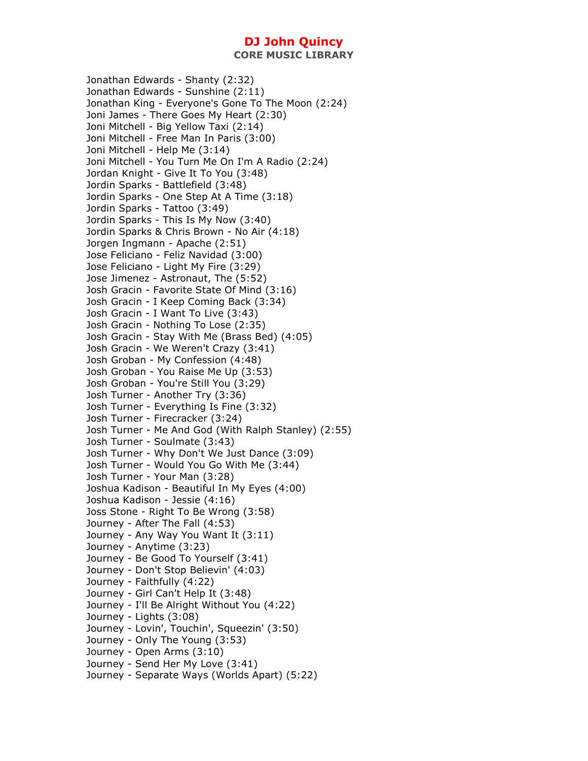Jonathan Edwards - Shanty (2:32)
Jonathan Edwards - Sunshine (2:11)
Jonathan King - Everyone's Gone To The Moon (2:24)
Joni James - There Goes My Heart (2:30)
Joni Mitchell - Big Yellow Taxi (2:14)
Joni Mitchell - Free Man In Paris (3:00)
Joni Mitchell - Help Me (3:14)
Joni Mitchell - You Turn Me On I'm A Radio (2:24)
Jordan Knight - Give It To You (3:48)
Jordin Sparks - Battlefield (3:48)
Jordin Sparks - One Step At A Time (3:18)
Jordin Sparks - Tattoo (3:49)
Jordin Sparks - This Is My Now (3:40)
Jordin Sparks & Chris Brown - No Air (4:18)
Jorgen Ingmann - Apache (2:51)
Jose Feliciano - Feliz Navidad (3:00)
Jose Feliciano - Light My Fire (3:29)
Jose Jimenez - Astronaut, The (5:52)
Josh Gracin - Favorite State Of Mind (3:16)
Josh Gracin - I Keep Coming Back (3:34)
Josh Gracin - I Want To Live (3:43)
Josh Gracin - Nothing To Lose (2:35)
Josh Gracin - Stay With Me (Brass Bed) (4:05)
Josh Gracin - We Weren't Crazy (3:41)
Josh Groban - My Confession (4:48)
Josh Groban - You Raise Me Up (3:53)
Josh Groban - You're Still You (3:29)
Josh Turner - Another Try (3:36)
Josh Turner - Everything Is Fine (3:32)
Josh Turner - Firecracker (3:24)
Josh Turner - Me And God (With Ralph Stanley) (2:55)
Josh Turner - Soulmate (3:43)
Josh Turner - Why Don't We Just Dance (3:09)
Josh Turner - Would You Go With Me (3:44)
Josh Turner - Your Man (3:28)
Joshua Kadison - Beautiful In My Eyes (4:00)
Joshua Kadison - Jessie (4:16)
Joss Stone - Right To Be Wrong (3:58)
Journey - After The Fall (4:53)
Journey - Any Way You Want It (3:11)
Journey - Anytime (3:23)
Journey - Be Good To Yourself (3:41)
Journey - Don't Stop Believin' (4:03)
Journey - Faithfully (4:22)
Journey - Girl Can't Help It (3:48)
Journey - I'll Be Alright Without You (4:22)
Journey - Lights (3:08)
Journey - Lovin', Touchin', Squeezin' (3:50)
Journey - Only The Young (3:53)
Journey - Open Arms (3:10)
Journey - Send Her My Love (3:41)
Journey - Separate Ways (Worlds Apart) (5:22)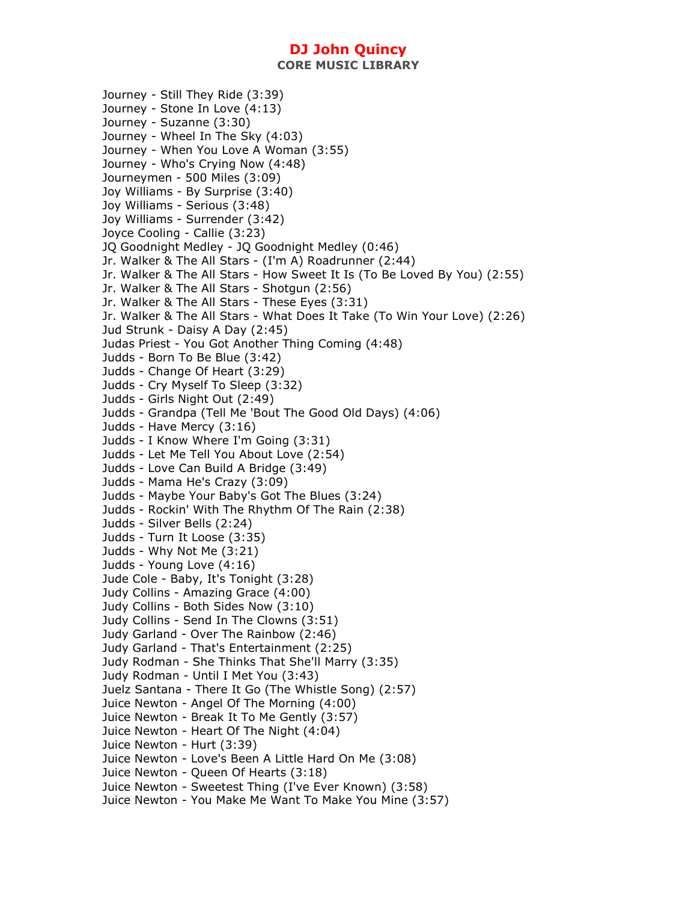Journey - Still They Ride (3:39)
Journey - Stone In Love (4:13)
Journey - Suzanne (3:30)
Journey - Wheel In The Sky (4:03)
Journey - When You Love A Woman (3:55)
Journey - Who's Crying Now (4:48)
Journeymen - 500 Miles (3:09)
Joy Williams - By Surprise (3:40)
Joy Williams - Serious (3:48)
Joy Williams - Surrender (3:42)
Joyce Cooling - Callie (3:23)
JQ Goodnight Medley - JQ Goodnight Medley (0:46)
Jr. Walker & The All Stars - (I'm A) Roadrunner (2:44)
Jr. Walker & The All Stars - How Sweet It Is (To Be Loved By You) (2:55)
Jr. Walker & The All Stars - Shotgun (2:56)
Jr. Walker & The All Stars - These Eyes (3:31)
Jr. Walker & The All Stars - What Does It Take (To Win Your Love) (2:26)
Jud Strunk - Daisy A Day (2:45)
Judas Priest - You Got Another Thing Coming (4:48)
Judds - Born To Be Blue (3:42)
Judds - Change Of Heart (3:29)
Judds - Cry Myself To Sleep (3:32)
Judds - Girls Night Out (2:49)
Judds - Grandpa (Tell Me 'Bout The Good Old Days) (4:06)
Judds - Have Mercy (3:16)
Judds - I Know Where I'm Going (3:31)
Judds - Let Me Tell You About Love (2:54)
Judds - Love Can Build A Bridge (3:49)
Judds - Mama He's Crazy (3:09)
Judds - Maybe Your Baby's Got The Blues (3:24)
Judds - Rockin' With The Rhythm Of The Rain (2:38)
Judds - Silver Bells (2:24)
Judds - Turn It Loose (3:35)
Judds - Why Not Me (3:21)
Judds - Young Love (4:16)
Jude Cole - Baby, It's Tonight (3:28)
Judy Collins - Amazing Grace (4:00)
Judy Collins - Both Sides Now (3:10)
Judy Collins - Send In The Clowns (3:51)
Judy Garland - Over The Rainbow (2:46)
Judy Garland - That's Entertainment (2:25)
Judy Rodman - She Thinks That She'll Marry (3:35)
Judy Rodman - Until I Met You (3:43)
Juelz Santana - There It Go (The Whistle Song) (2:57)
Juice Newton - Angel Of The Morning (4:00)
Juice Newton - Break It To Me Gently (3:57)
Juice Newton - Heart Of The Night (4:04)
Juice Newton - Hurt (3:39)
Juice Newton - Love's Been A Little Hard On Me (3:08)
Juice Newton - Queen Of Hearts (3:18)
Juice Newton - Sweetest Thing (I've Ever Known) (3:58)
Juice Newton - You Make Me Want To Make You Mine (3:57)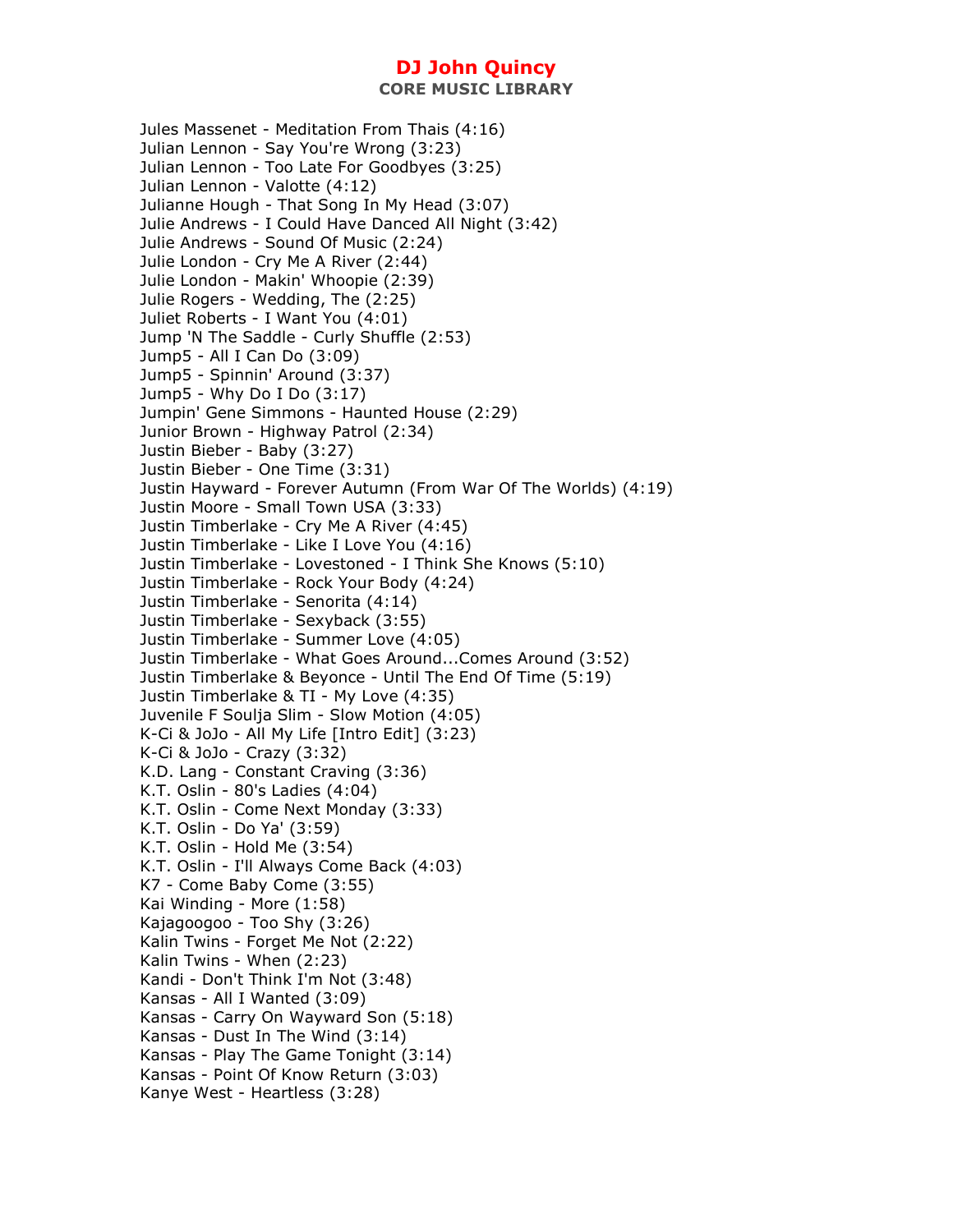# DJ John Quincy

## CORE MUSIC LIBRARY

Jules Massenet - Meditation From Thais (4:16)
Julian Lennon - Say You're Wrong (3:23)
Julian Lennon - Too Late For Goodbyes (3:25)
Julian Lennon - Valotte (4:12)
Julianne Hough - That Song In My Head (3:07)
Julie Andrews - I Could Have Danced All Night (3:42)
Julie Andrews - Sound Of Music (2:24)
Julie London - Cry Me A River (2:44)
Julie London - Makin' Whoopie (2:39)
Julie Rogers - Wedding, The (2:25)
Juliet Roberts - I Want You (4:01)
Jump 'N The Saddle - Curly Shuffle (2:53)
Jump5 - All I Can Do (3:09)
Jump5 - Spinnin' Around (3:37)
Jump5 - Why Do I Do (3:17)
Jumpin' Gene Simmons - Haunted House (2:29)
Junior Brown - Highway Patrol (2:34)
Justin Bieber - Baby (3:27)
Justin Bieber - One Time (3:31)
Justin Hayward - Forever Autumn (From War Of The Worlds) (4:19)
Justin Moore - Small Town USA (3:33)
Justin Timberlake - Cry Me A River (4:45)
Justin Timberlake - Like I Love You (4:16)
Justin Timberlake - Lovestoned - I Think She Knows (5:10)
Justin Timberlake - Rock Your Body (4:24)
Justin Timberlake - Senorita (4:14)
Justin Timberlake - Sexyback (3:55)
Justin Timberlake - Summer Love (4:05)
Justin Timberlake - What Goes Around...Comes Around (3:52)
Justin Timberlake & Beyonce - Until The End Of Time (5:19)
Justin Timberlake & TI - My Love (4:35)
Juvenile F Soulja Slim - Slow Motion (4:05)
K-Ci & JoJo - All My Life [Intro Edit] (3:23)
K-Ci & JoJo - Crazy (3:32)
K.D. Lang - Constant Craving (3:36)
K.T. Oslin - 80's Ladies (4:04)
K.T. Oslin - Come Next Monday (3:33)
K.T. Oslin - Do Ya' (3:59)
K.T. Oslin - Hold Me (3:54)
K.T. Oslin - I'll Always Come Back (4:03)
K7 - Come Baby Come (3:55)
Kai Winding - More (1:58)
Kajagoogoo - Too Shy (3:26)
Kalin Twins - Forget Me Not (2:22)
Kalin Twins - When (2:23)
Kandi - Don't Think I'm Not (3:48)
Kansas - All I Wanted (3:09)
Kansas - Carry On Wayward Son (5:18)
Kansas - Dust In The Wind (3:14)
Kansas - Play The Game Tonight (3:14)
Kansas - Point Of Know Return (3:03)
Kanye West - Heartless (3:28)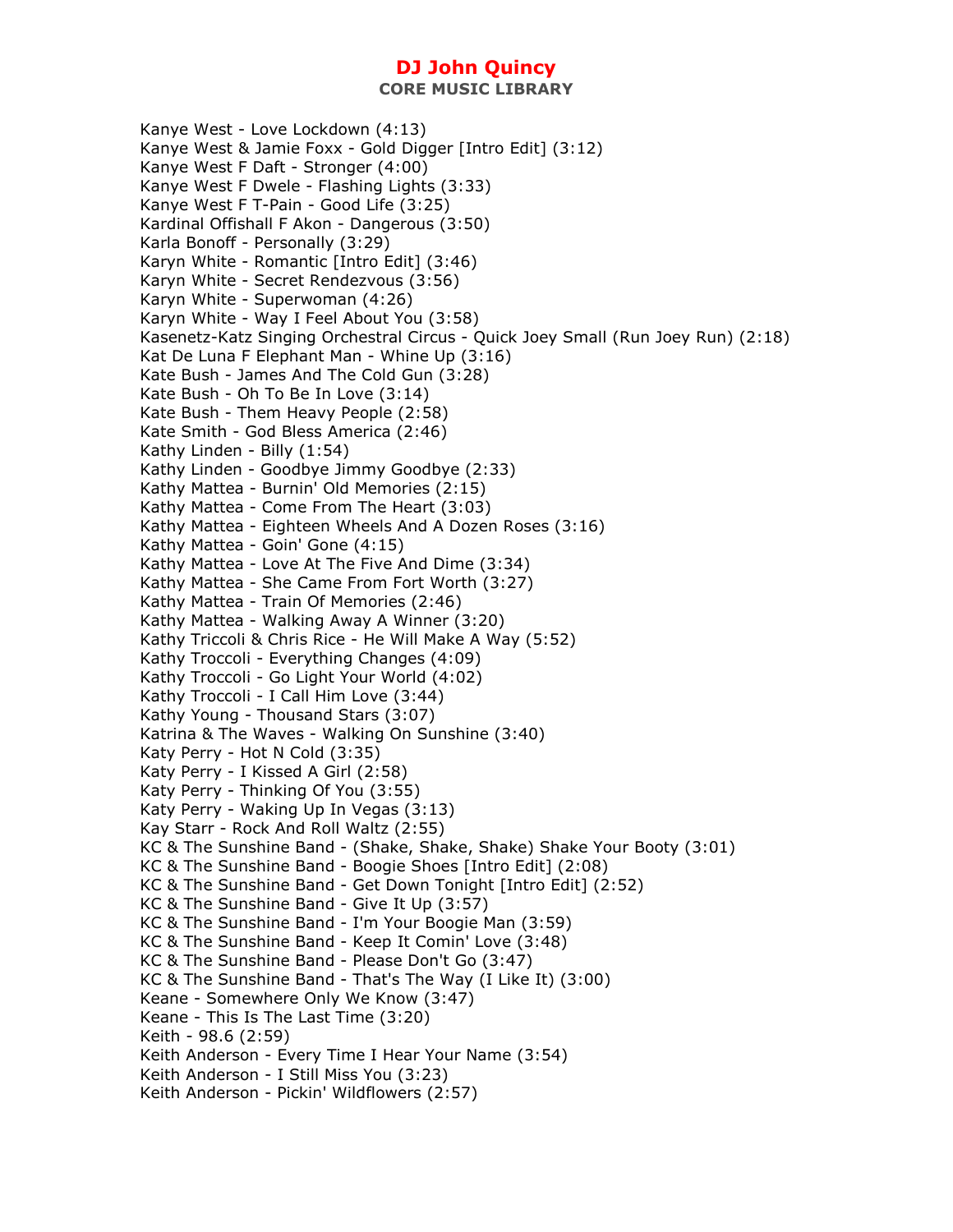Kanye West - Love Lockdown (4:13)
Kanye West & Jamie Foxx - Gold Digger [Intro Edit] (3:12)
Kanye West F Daft - Stronger (4:00)
Kanye West F Dwele - Flashing Lights (3:33)
Kanye West F T-Pain - Good Life (3:25)
Kardinal Offishall F Akon - Dangerous (3:50)
Karla Bonoff - Personally (3:29)
Karyn White - Romantic [Intro Edit] (3:46)
Karyn White - Secret Rendezvous (3:56)
Karyn White - Superwoman (4:26)
Karyn White - Way I Feel About You (3:58)
Kasenetz-Katz Singing Orchestral Circus - Quick Joey Small (Run Joey Run) (2:18)
Kat De Luna F Elephant Man - Whine Up (3:16)
Kate Bush - James And The Cold Gun (3:28)
Kate Bush - Oh To Be In Love (3:14)
Kate Bush - Them Heavy People (2:58)
Kate Smith - God Bless America (2:46)
Kathy Linden - Billy (1:54)
Kathy Linden - Goodbye Jimmy Goodbye (2:33)
Kathy Mattea - Burnin' Old Memories (2:15)
Kathy Mattea - Come From The Heart (3:03)
Kathy Mattea - Eighteen Wheels And A Dozen Roses (3:16)
Kathy Mattea - Goin' Gone (4:15)
Kathy Mattea - Love At The Five And Dime (3:34)
Kathy Mattea - She Came From Fort Worth (3:27)
Kathy Mattea - Train Of Memories (2:46)
Kathy Mattea - Walking Away A Winner (3:20)
Kathy Triccoli & Chris Rice - He Will Make A Way (5:52)
Kathy Troccoli - Everything Changes (4:09)
Kathy Troccoli - Go Light Your World (4:02)
Kathy Troccoli - I Call Him Love (3:44)
Kathy Young - Thousand Stars (3:07)
Katrina & The Waves - Walking On Sunshine (3:40)
Katy Perry - Hot N Cold (3:35)
Katy Perry - I Kissed A Girl (2:58)
Katy Perry - Thinking Of You (3:55)
Katy Perry - Waking Up In Vegas (3:13)
Kay Starr - Rock And Roll Waltz (2:55)
KC & The Sunshine Band - (Shake, Shake, Shake) Shake Your Booty (3:01)
KC & The Sunshine Band - Boogie Shoes [Intro Edit] (2:08)
KC & The Sunshine Band - Get Down Tonight [Intro Edit] (2:52)
KC & The Sunshine Band - Give It Up (3:57)
KC & The Sunshine Band - I'm Your Boogie Man (3:59)
KC & The Sunshine Band - Keep It Comin' Love (3:48)
KC & The Sunshine Band - Please Don't Go (3:47)
KC & The Sunshine Band - That's The Way (I Like It) (3:00)
Keane - Somewhere Only We Know (3:47)
Keane - This Is The Last Time (3:20)
Keith - 98.6 (2:59)
Keith Anderson - Every Time I Hear Your Name (3:54)
Keith Anderson - I Still Miss You (3:23)
Keith Anderson - Pickin' Wildflowers (2:57)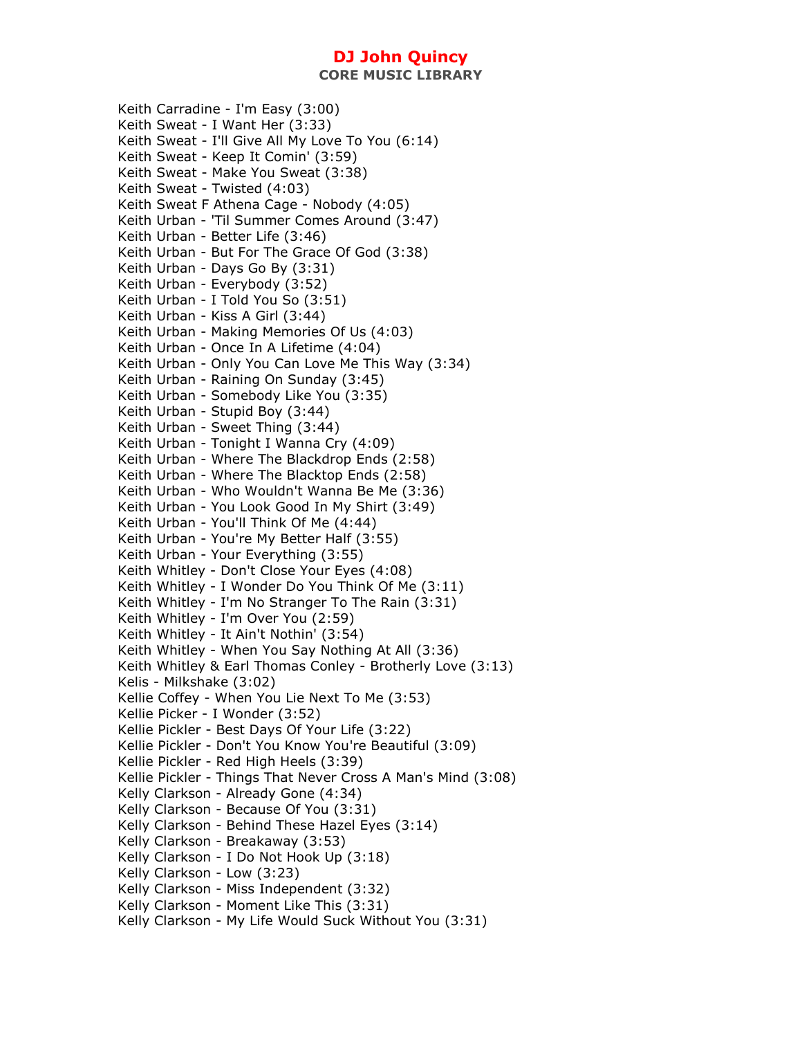Keith Carradine - I'm Easy (3:00)
Keith Sweat - I Want Her (3:33)
Keith Sweat - I'll Give All My Love To You (6:14)
Keith Sweat - Keep It Comin' (3:59)
Keith Sweat - Make You Sweat (3:38)
Keith Sweat - Twisted (4:03)
Keith Sweat F Athena Cage - Nobody (4:05)
Keith Urban - 'Til Summer Comes Around (3:47)
Keith Urban - Better Life (3:46)
Keith Urban - But For The Grace Of God (3:38)
Keith Urban - Days Go By (3:31)
Keith Urban - Everybody (3:52)
Keith Urban - I Told You So (3:51)
Keith Urban - Kiss A Girl (3:44)
Keith Urban - Making Memories Of Us (4:03)
Keith Urban - Once In A Lifetime (4:04)
Keith Urban - Only You Can Love Me This Way (3:34)
Keith Urban - Raining On Sunday (3:45)
Keith Urban - Somebody Like You (3:35)
Keith Urban - Stupid Boy (3:44)
Keith Urban - Sweet Thing (3:44)
Keith Urban - Tonight I Wanna Cry (4:09)
Keith Urban - Where The Blackdrop Ends (2:58)
Keith Urban - Where The Blacktop Ends (2:58)
Keith Urban - Who Wouldn't Wanna Be Me (3:36)
Keith Urban - You Look Good In My Shirt (3:49)
Keith Urban - You'll Think Of Me (4:44)
Keith Urban - You're My Better Half (3:55)
Keith Urban - Your Everything (3:55)
Keith Whitley - Don't Close Your Eyes (4:08)
Keith Whitley - I Wonder Do You Think Of Me (3:11)
Keith Whitley - I'm No Stranger To The Rain (3:31)
Keith Whitley - I'm Over You (2:59)
Keith Whitley - It Ain't Nothin' (3:54)
Keith Whitley - When You Say Nothing At All (3:36)
Keith Whitley & Earl Thomas Conley - Brotherly Love (3:13)
Kelis - Milkshake (3:02)
Kellie Coffey - When You Lie Next To Me (3:53)
Kellie Picker - I Wonder (3:52)
Kellie Pickler - Best Days Of Your Life (3:22)
Kellie Pickler - Don't You Know You're Beautiful (3:09)
Kellie Pickler - Red High Heels (3:39)
Kellie Pickler - Things That Never Cross A Man's Mind (3:08)
Kelly Clarkson - Already Gone (4:34)
Kelly Clarkson - Because Of You (3:31)
Kelly Clarkson - Behind These Hazel Eyes (3:14)
Kelly Clarkson - Breakaway (3:53)
Kelly Clarkson - I Do Not Hook Up (3:18)
Kelly Clarkson - Low (3:23)
Kelly Clarkson - Miss Independent (3:32)
Kelly Clarkson - Moment Like This (3:31)
Kelly Clarkson - My Life Would Suck Without You (3:31)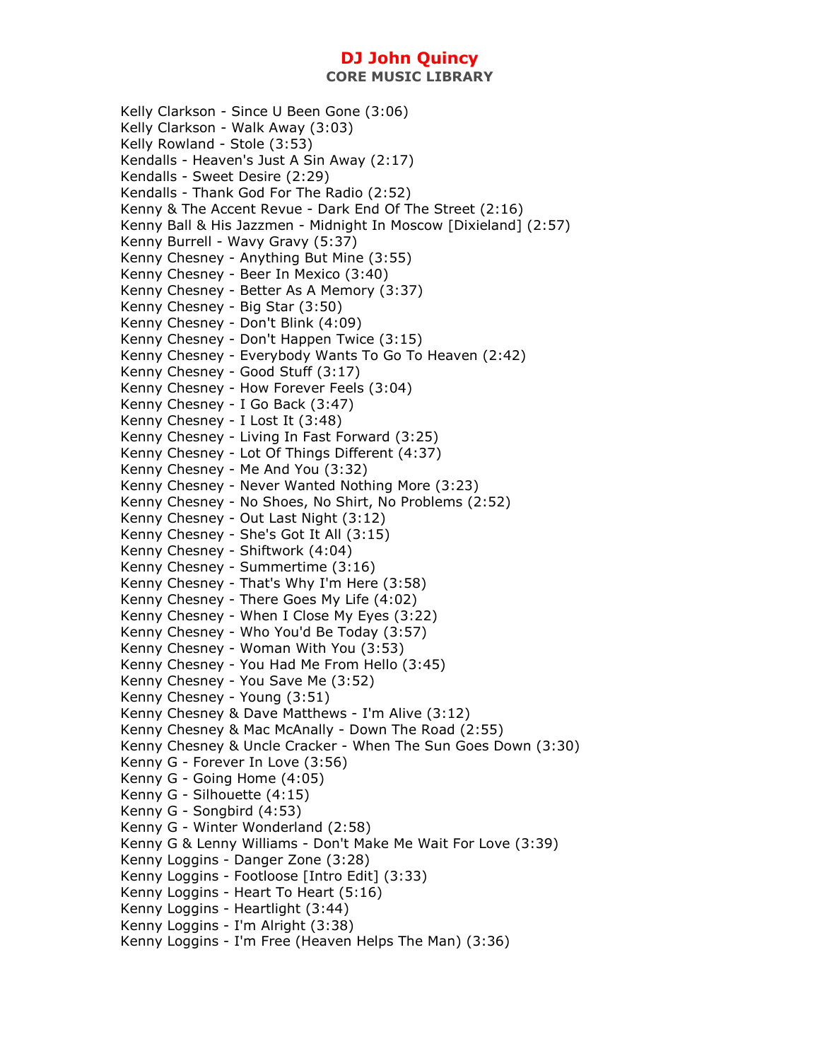Kelly Clarkson - Since U Been Gone (3:06)
Kelly Clarkson - Walk Away (3:03)
Kelly Rowland - Stole (3:53)
Kendalls - Heaven's Just A Sin Away (2:17)
Kendalls - Sweet Desire (2:29)
Kendalls - Thank God For The Radio (2:52)
Kenny & The Accent Revue - Dark End Of The Street (2:16)
Kenny Ball & His Jazzmen - Midnight In Moscow [Dixieland] (2:57)
Kenny Burrell - Wavy Gravy (5:37)
Kenny Chesney - Anything But Mine (3:55)
Kenny Chesney - Beer In Mexico (3:40)
Kenny Chesney - Better As A Memory (3:37)
Kenny Chesney - Big Star (3:50)
Kenny Chesney - Don't Blink (4:09)
Kenny Chesney - Don't Happen Twice (3:15)
Kenny Chesney - Everybody Wants To Go To Heaven (2:42)
Kenny Chesney - Good Stuff (3:17)
Kenny Chesney - How Forever Feels (3:04)
Kenny Chesney - I Go Back (3:47)
Kenny Chesney - I Lost It (3:48)
Kenny Chesney - Living In Fast Forward (3:25)
Kenny Chesney - Lot Of Things Different (4:37)
Kenny Chesney - Me And You (3:32)
Kenny Chesney - Never Wanted Nothing More (3:23)
Kenny Chesney - No Shoes, No Shirt, No Problems (2:52)
Kenny Chesney - Out Last Night (3:12)
Kenny Chesney - She's Got It All (3:15)
Kenny Chesney - Shiftwork (4:04)
Kenny Chesney - Summertime (3:16)
Kenny Chesney - That's Why I'm Here (3:58)
Kenny Chesney - There Goes My Life (4:02)
Kenny Chesney - When I Close My Eyes (3:22)
Kenny Chesney - Who You'd Be Today (3:57)
Kenny Chesney - Woman With You (3:53)
Kenny Chesney - You Had Me From Hello (3:45)
Kenny Chesney - You Save Me (3:52)
Kenny Chesney - Young (3:51)
Kenny Chesney & Dave Matthews - I'm Alive (3:12)
Kenny Chesney & Mac McAnally - Down The Road (2:55)
Kenny Chesney & Uncle Cracker - When The Sun Goes Down (3:30)
Kenny G - Forever In Love (3:56)
Kenny G - Going Home (4:05)
Kenny G - Silhouette (4:15)
Kenny G - Songbird (4:53)
Kenny G - Winter Wonderland (2:58)
Kenny G & Lenny Williams - Don't Make Me Wait For Love (3:39)
Kenny Loggins - Danger Zone (3:28)
Kenny Loggins - Footloose [Intro Edit] (3:33)
Kenny Loggins - Heart To Heart (5:16)
Kenny Loggins - Heartlight (3:44)
Kenny Loggins - I'm Alright (3:38)
Kenny Loggins - I'm Free (Heaven Helps The Man) (3:36)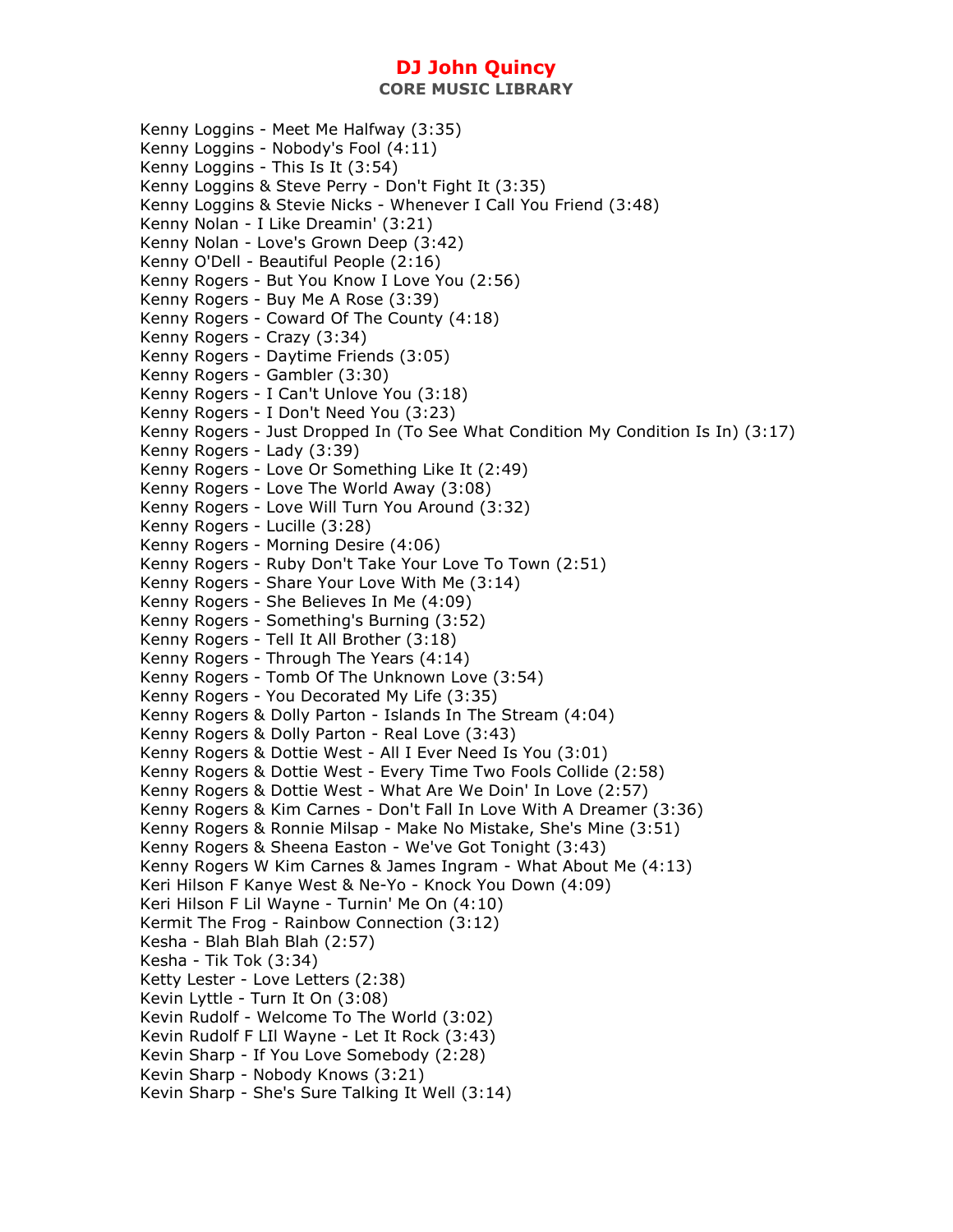Kenny Loggins - Meet Me Halfway (3:35)
Kenny Loggins - Nobody's Fool (4:11)
Kenny Loggins - This Is It (3:54)
Kenny Loggins & Steve Perry - Don't Fight It (3:35)
Kenny Loggins & Stevie Nicks - Whenever I Call You Friend (3:48)
Kenny Nolan - I Like Dreamin' (3:21)
Kenny Nolan - Love's Grown Deep (3:42)
Kenny O'Dell - Beautiful People (2:16)
Kenny Rogers - But You Know I Love You (2:56)
Kenny Rogers - Buy Me A Rose (3:39)
Kenny Rogers - Coward Of The County (4:18)
Kenny Rogers - Crazy (3:34)
Kenny Rogers - Daytime Friends (3:05)
Kenny Rogers - Gambler (3:30)
Kenny Rogers - I Can't Unlove You (3:18)
Kenny Rogers - I Don't Need You (3:23)
Kenny Rogers - Just Dropped In (To See What Condition My Condition Is In) (3:17)
Kenny Rogers - Lady (3:39)
Kenny Rogers - Love Or Something Like It (2:49)
Kenny Rogers - Love The World Away (3:08)
Kenny Rogers - Love Will Turn You Around (3:32)
Kenny Rogers - Lucille (3:28)
Kenny Rogers - Morning Desire (4:06)
Kenny Rogers - Ruby Don't Take Your Love To Town (2:51)
Kenny Rogers - Share Your Love With Me (3:14)
Kenny Rogers - She Believes In Me (4:09)
Kenny Rogers - Something's Burning (3:52)
Kenny Rogers - Tell It All Brother (3:18)
Kenny Rogers - Through The Years (4:14)
Kenny Rogers - Tomb Of The Unknown Love (3:54)
Kenny Rogers - You Decorated My Life (3:35)
Kenny Rogers & Dolly Parton - Islands In The Stream (4:04)
Kenny Rogers & Dolly Parton - Real Love (3:43)
Kenny Rogers & Dottie West - All I Ever Need Is You (3:01)
Kenny Rogers & Dottie West - Every Time Two Fools Collide (2:58)
Kenny Rogers & Dottie West - What Are We Doin' In Love (2:57)
Kenny Rogers & Kim Carnes - Don't Fall In Love With A Dreamer (3:36)
Kenny Rogers & Ronnie Milsap - Make No Mistake, She's Mine (3:51)
Kenny Rogers & Sheena Easton - We've Got Tonight (3:43)
Kenny Rogers W Kim Carnes & James Ingram - What About Me (4:13)
Keri Hilson F Kanye West & Ne-Yo - Knock You Down (4:09)
Keri Hilson F Lil Wayne - Turnin' Me On (4:10)
Kermit The Frog - Rainbow Connection (3:12)
Kesha - Blah Blah Blah (2:57)
Kesha - Tik Tok (3:34)
Ketty Lester - Love Letters (2:38)
Kevin Lyttle - Turn It On (3:08)
Kevin Rudolf - Welcome To The World (3:02)
Kevin Rudolf F LIl Wayne - Let It Rock (3:43)
Kevin Sharp - If You Love Somebody (2:28)
Kevin Sharp - Nobody Knows (3:21)
Kevin Sharp - She's Sure Talking It Well (3:14)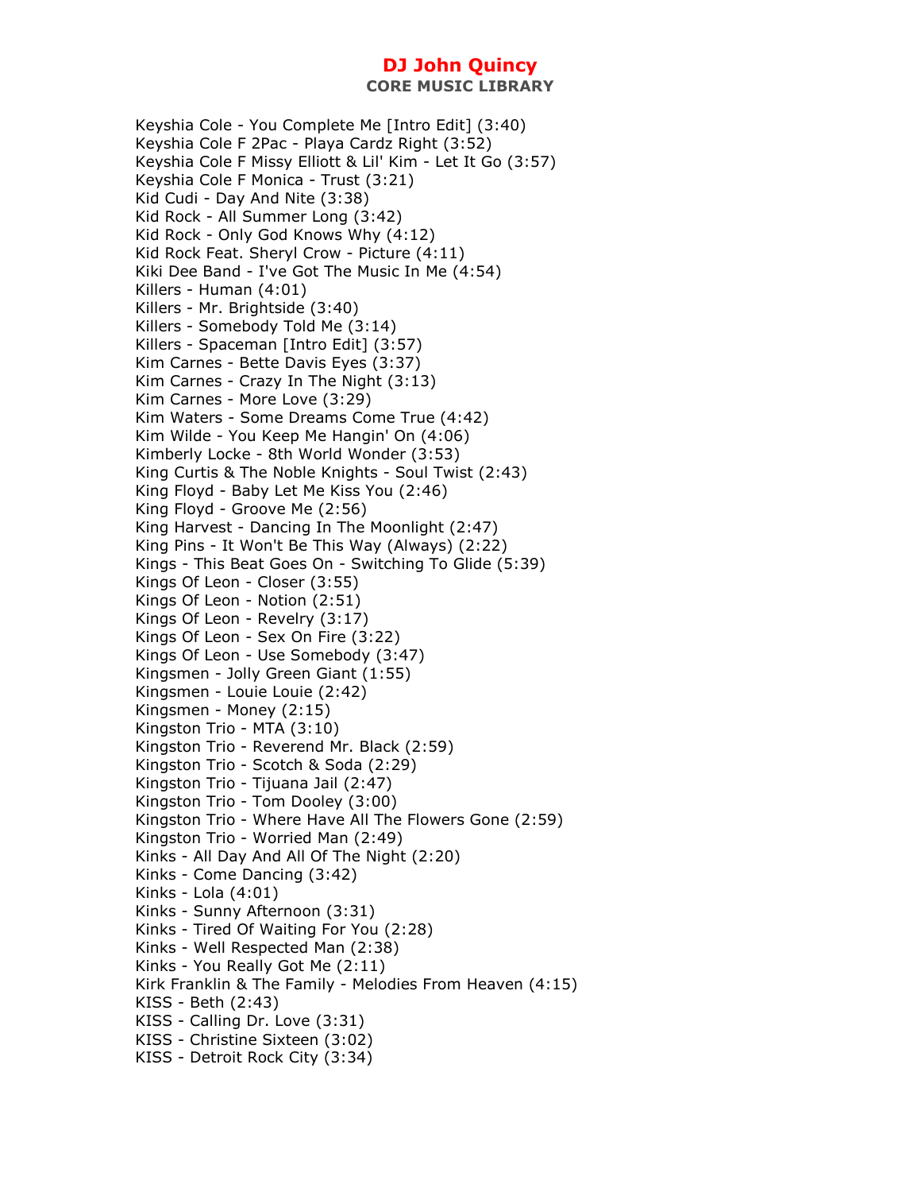# DJ John Quincy

## CORE MUSIC LIBRARY

Keyshia Cole - You Complete Me [Intro Edit] (3:40)
Keyshia Cole F 2Pac - Playa Cardz Right (3:52)
Keyshia Cole F Missy Elliott & Lil' Kim - Let It Go (3:57)
Keyshia Cole F Monica - Trust (3:21)
Kid Cudi - Day And Nite (3:38)
Kid Rock - All Summer Long (3:42)
Kid Rock - Only God Knows Why (4:12)
Kid Rock Feat. Sheryl Crow - Picture (4:11)
Kiki Dee Band - I've Got The Music In Me (4:54)
Killers - Human (4:01)
Killers - Mr. Brightside (3:40)
Killers - Somebody Told Me (3:14)
Killers - Spaceman [Intro Edit] (3:57)
Kim Carnes - Bette Davis Eyes (3:37)
Kim Carnes - Crazy In The Night (3:13)
Kim Carnes - More Love (3:29)
Kim Waters - Some Dreams Come True (4:42)
Kim Wilde - You Keep Me Hangin' On (4:06)
Kimberly Locke - 8th World Wonder (3:53)
King Curtis & The Noble Knights - Soul Twist (2:43)
King Floyd - Baby Let Me Kiss You (2:46)
King Floyd - Groove Me (2:56)
King Harvest - Dancing In The Moonlight (2:47)
King Pins - It Won't Be This Way (Always) (2:22)
Kings - This Beat Goes On - Switching To Glide (5:39)
Kings Of Leon - Closer (3:55)
Kings Of Leon - Notion (2:51)
Kings Of Leon - Revelry (3:17)
Kings Of Leon - Sex On Fire (3:22)
Kings Of Leon - Use Somebody (3:47)
Kingsmen - Jolly Green Giant (1:55)
Kingsmen - Louie Louie (2:42)
Kingsmen - Money (2:15)
Kingston Trio - MTA (3:10)
Kingston Trio - Reverend Mr. Black (2:59)
Kingston Trio - Scotch & Soda (2:29)
Kingston Trio - Tijuana Jail (2:47)
Kingston Trio - Tom Dooley (3:00)
Kingston Trio - Where Have All The Flowers Gone (2:59)
Kingston Trio - Worried Man (2:49)
Kinks - All Day And All Of The Night (2:20)
Kinks - Come Dancing (3:42)
Kinks - Lola (4:01)
Kinks - Sunny Afternoon (3:31)
Kinks - Tired Of Waiting For You (2:28)
Kinks - Well Respected Man (2:38)
Kinks - You Really Got Me (2:11)
Kirk Franklin & The Family - Melodies From Heaven (4:15)
KISS - Beth (2:43)
KISS - Calling Dr. Love (3:31)
KISS - Christine Sixteen (3:02)
KISS - Detroit Rock City (3:34)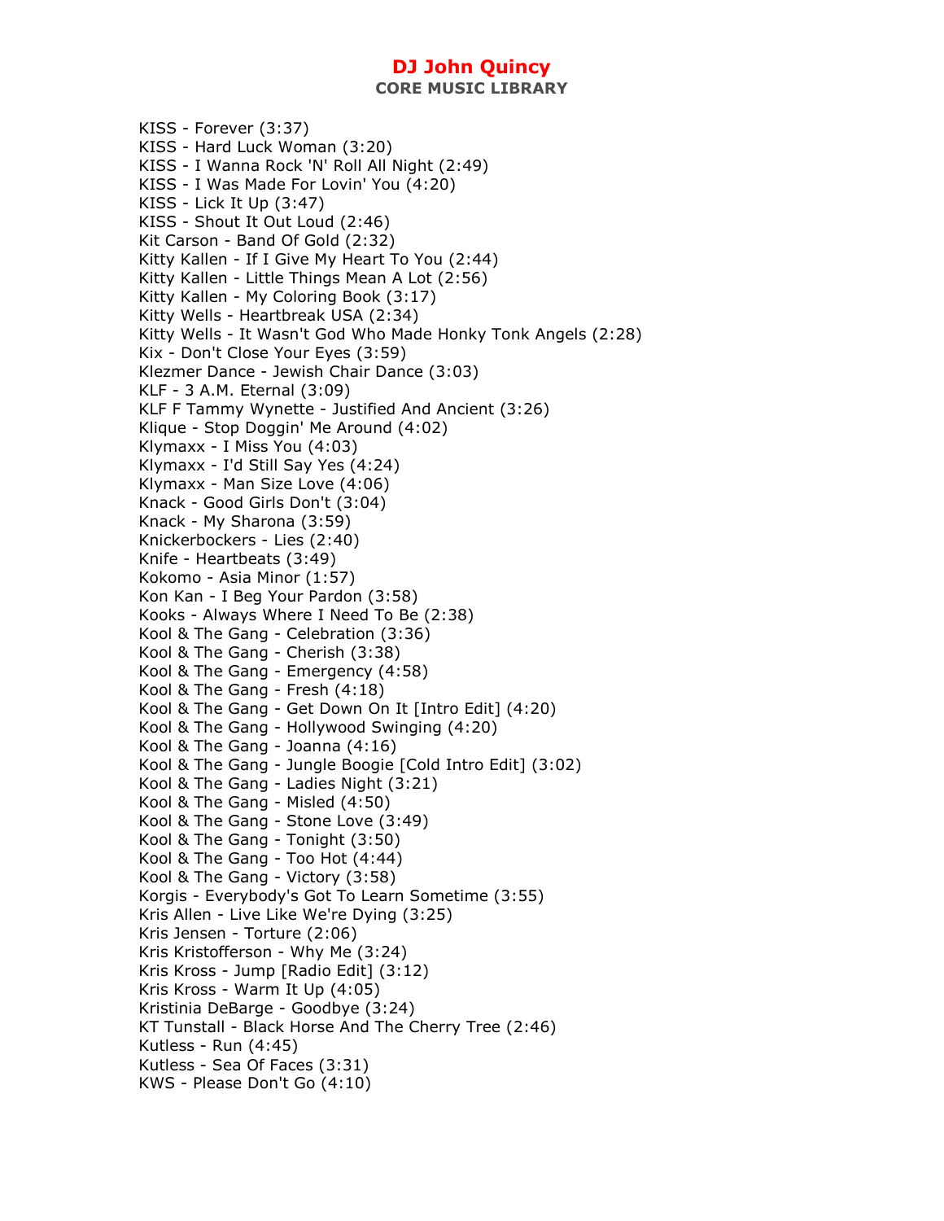KISS - Forever (3:37)
KISS - Hard Luck Woman (3:20)
KISS - I Wanna Rock 'N' Roll All Night (2:49)
KISS - I Was Made For Lovin' You (4:20)
KISS - Lick It Up (3:47)
KISS - Shout It Out Loud (2:46)
Kit Carson - Band Of Gold (2:32)
Kitty Kallen - If I Give My Heart To You (2:44)
Kitty Kallen - Little Things Mean A Lot (2:56)
Kitty Kallen - My Coloring Book (3:17)
Kitty Wells - Heartbreak USA (2:34)
Kitty Wells - It Wasn't God Who Made Honky Tonk Angels (2:28)
Kix - Don't Close Your Eyes (3:59)
Klezmer Dance - Jewish Chair Dance (3:03)
KLF - 3 A.M. Eternal (3:09)
KLF F Tammy Wynette - Justified And Ancient (3:26)
Klique - Stop Doggin' Me Around (4:02)
Klymaxx - I Miss You (4:03)
Klymaxx - I'd Still Say Yes (4:24)
Klymaxx - Man Size Love (4:06)
Knack - Good Girls Don't (3:04)
Knack - My Sharona (3:59)
Knickerbockers - Lies (2:40)
Knife - Heartbeats (3:49)
Kokomo - Asia Minor (1:57)
Kon Kan - I Beg Your Pardon (3:58)
Kooks - Always Where I Need To Be (2:38)
Kool & The Gang - Celebration (3:36)
Kool & The Gang - Cherish (3:38)
Kool & The Gang - Emergency (4:58)
Kool & The Gang - Fresh (4:18)
Kool & The Gang - Get Down On It [Intro Edit] (4:20)
Kool & The Gang - Hollywood Swinging (4:20)
Kool & The Gang - Joanna (4:16)
Kool & The Gang - Jungle Boogie [Cold Intro Edit] (3:02)
Kool & The Gang - Ladies Night (3:21)
Kool & The Gang - Misled (4:50)
Kool & The Gang - Stone Love (3:49)
Kool & The Gang - Tonight (3:50)
Kool & The Gang - Too Hot (4:44)
Kool & The Gang - Victory (3:58)
Korgis - Everybody's Got To Learn Sometime (3:55)
Kris Allen - Live Like We're Dying (3:25)
Kris Jensen - Torture (2:06)
Kris Kristofferson - Why Me (3:24)
Kris Kross - Jump [Radio Edit] (3:12)
Kris Kross - Warm It Up (4:05)
Kristinia DeBarge - Goodbye (3:24)
KT Tunstall - Black Horse And The Cherry Tree (2:46)
Kutless - Run (4:45)
Kutless - Sea Of Faces (3:31)
KWS - Please Don't Go (4:10)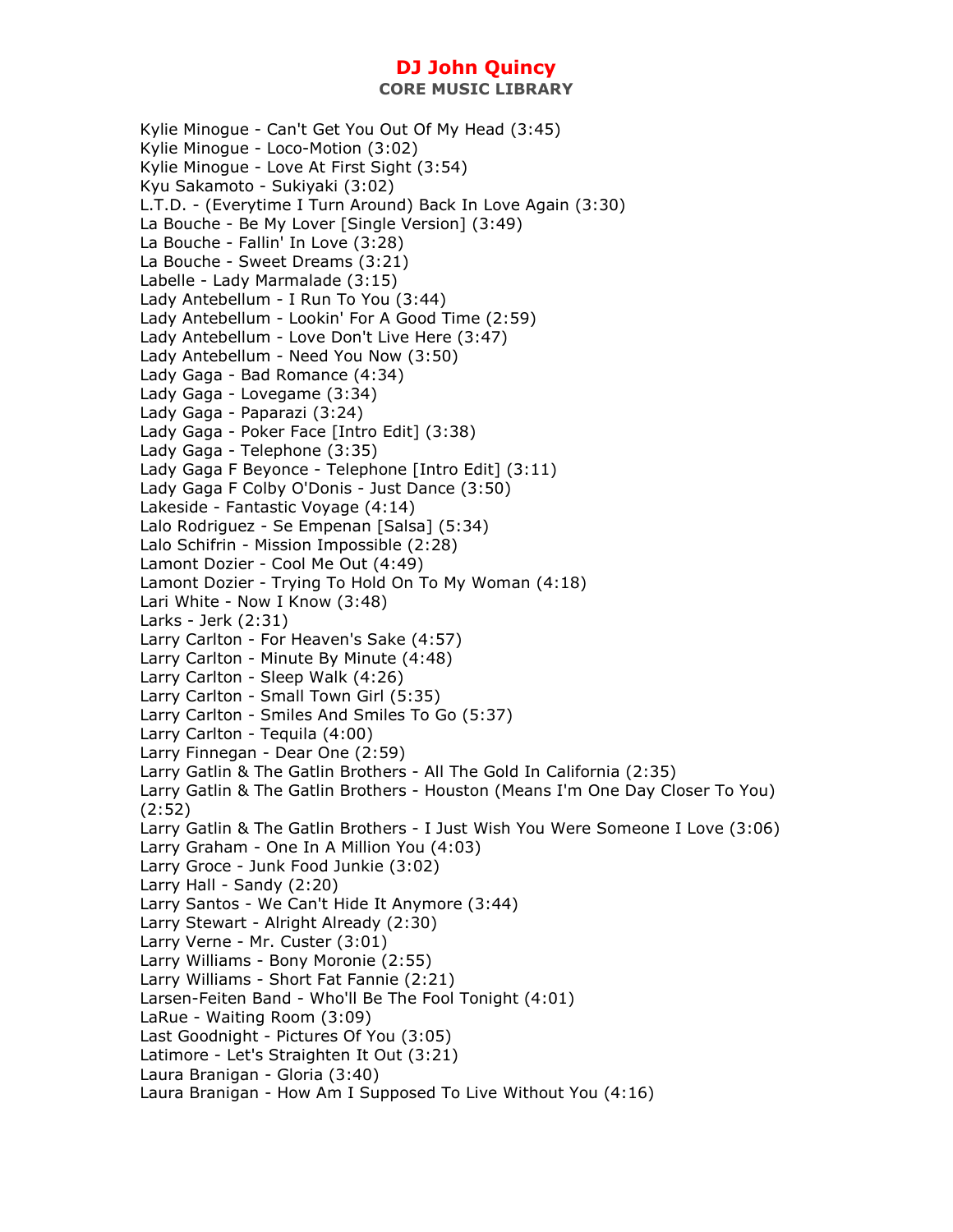Kylie Minogue - Can't Get You Out Of My Head (3:45)
Kylie Minogue - Loco-Motion (3:02)
Kylie Minogue - Love At First Sight (3:54)
Kyu Sakamoto - Sukiyaki (3:02)
L.T.D. - (Everytime I Turn Around) Back In Love Again (3:30)
La Bouche - Be My Lover [Single Version] (3:49)
La Bouche - Fallin' In Love (3:28)
La Bouche - Sweet Dreams (3:21)
Labelle - Lady Marmalade (3:15)
Lady Antebellum - I Run To You (3:44)
Lady Antebellum - Lookin' For A Good Time (2:59)
Lady Antebellum - Love Don't Live Here (3:47)
Lady Antebellum - Need You Now (3:50)
Lady Gaga - Bad Romance (4:34)
Lady Gaga - Lovegame (3:34)
Lady Gaga - Paparazi (3:24)
Lady Gaga - Poker Face [Intro Edit] (3:38)
Lady Gaga - Telephone (3:35)
Lady Gaga F Beyonce - Telephone [Intro Edit] (3:11)
Lady Gaga F Colby O'Donis - Just Dance (3:50)
Lakeside - Fantastic Voyage (4:14)
Lalo Rodriguez - Se Empenan [Salsa] (5:34)
Lalo Schifrin - Mission Impossible (2:28)
Lamont Dozier - Cool Me Out (4:49)
Lamont Dozier - Trying To Hold On To My Woman (4:18)
Lari White - Now I Know (3:48)
Larks - Jerk (2:31)
Larry Carlton - For Heaven's Sake (4:57)
Larry Carlton - Minute By Minute (4:48)
Larry Carlton - Sleep Walk (4:26)
Larry Carlton - Small Town Girl (5:35)
Larry Carlton - Smiles And Smiles To Go (5:37)
Larry Carlton - Tequila (4:00)
Larry Finnegan - Dear One (2:59)
Larry Gatlin & The Gatlin Brothers - All The Gold In California (2:35)
Larry Gatlin & The Gatlin Brothers - Houston (Means I'm One Day Closer To You) (2:52)
Larry Gatlin & The Gatlin Brothers - I Just Wish You Were Someone I Love (3:06)
Larry Graham - One In A Million You (4:03)
Larry Groce - Junk Food Junkie (3:02)
Larry Hall - Sandy (2:20)
Larry Santos - We Can't Hide It Anymore (3:44)
Larry Stewart - Alright Already (2:30)
Larry Verne - Mr. Custer (3:01)
Larry Williams - Bony Moronie (2:55)
Larry Williams - Short Fat Fannie (2:21)
Larsen-Feiten Band - Who'll Be The Fool Tonight (4:01)
LaRue - Waiting Room (3:09)
Last Goodnight - Pictures Of You (3:05)
Latimore - Let's Straighten It Out (3:21)
Laura Branigan - Gloria (3:40)
Laura Branigan - How Am I Supposed To Live Without You (4:16)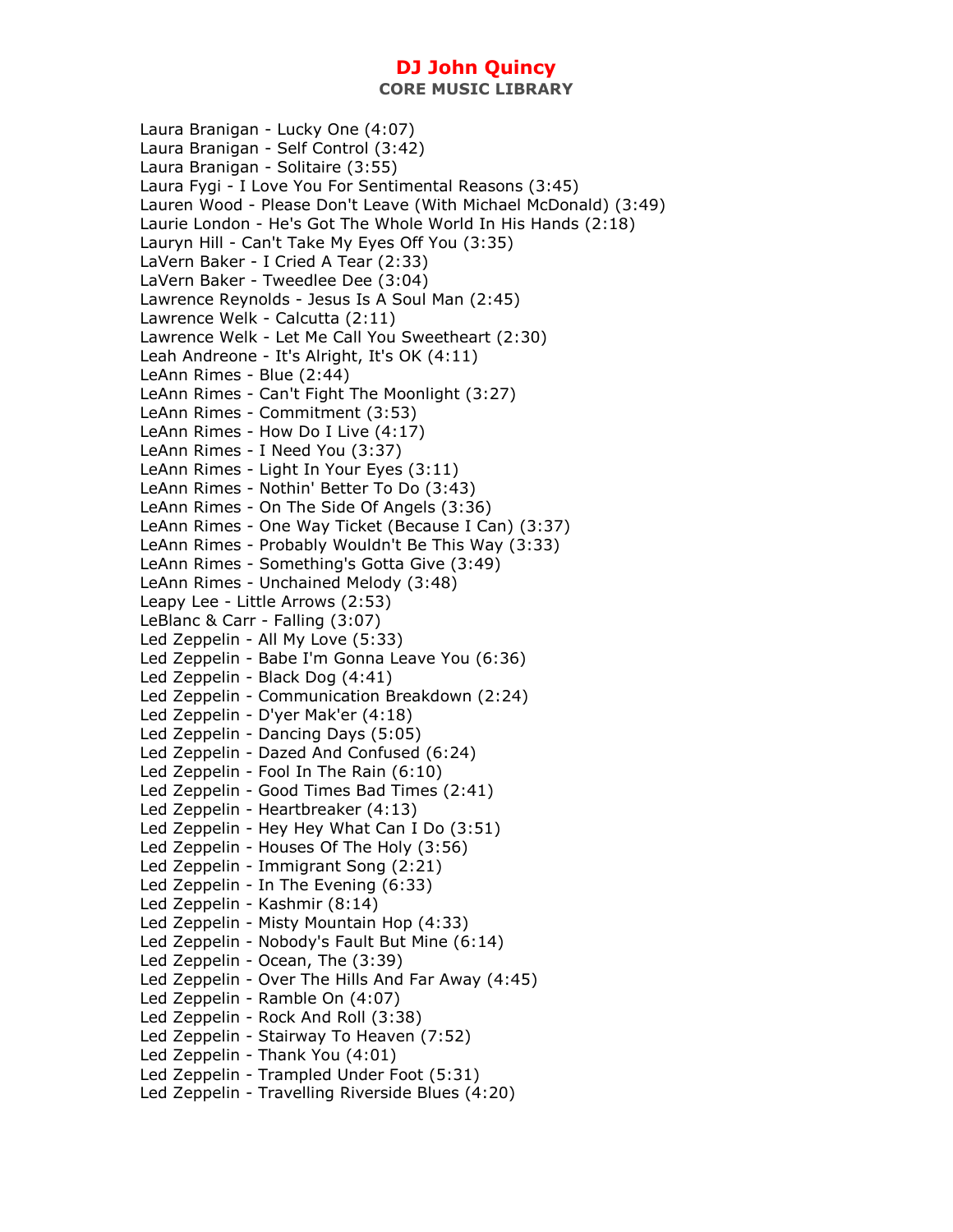Laura Branigan - Lucky One (4:07)
Laura Branigan - Self Control (3:42)
Laura Branigan - Solitaire (3:55)
Laura Fygi - I Love You For Sentimental Reasons (3:45)
Lauren Wood - Please Don't Leave (With Michael McDonald) (3:49)
Laurie London - He's Got The Whole World In His Hands (2:18)
Lauryn Hill - Can't Take My Eyes Off You (3:35)
LaVern Baker - I Cried A Tear (2:33)
LaVern Baker - Tweedlee Dee (3:04)
Lawrence Reynolds - Jesus Is A Soul Man (2:45)
Lawrence Welk - Calcutta (2:11)
Lawrence Welk - Let Me Call You Sweetheart (2:30)
Leah Andreone - It's Alright, It's OK (4:11)
LeAnn Rimes - Blue (2:44)
LeAnn Rimes - Can't Fight The Moonlight (3:27)
LeAnn Rimes - Commitment (3:53)
LeAnn Rimes - How Do I Live (4:17)
LeAnn Rimes - I Need You (3:37)
LeAnn Rimes - Light In Your Eyes (3:11)
LeAnn Rimes - Nothin' Better To Do (3:43)
LeAnn Rimes - On The Side Of Angels (3:36)
LeAnn Rimes - One Way Ticket (Because I Can) (3:37)
LeAnn Rimes - Probably Wouldn't Be This Way (3:33)
LeAnn Rimes - Something's Gotta Give (3:49)
LeAnn Rimes - Unchained Melody (3:48)
Leapy Lee - Little Arrows (2:53)
LeBlanc & Carr - Falling (3:07)
Led Zeppelin - All My Love (5:33)
Led Zeppelin - Babe I'm Gonna Leave You (6:36)
Led Zeppelin - Black Dog (4:41)
Led Zeppelin - Communication Breakdown (2:24)
Led Zeppelin - D'yer Mak'er (4:18)
Led Zeppelin - Dancing Days (5:05)
Led Zeppelin - Dazed And Confused (6:24)
Led Zeppelin - Fool In The Rain (6:10)
Led Zeppelin - Good Times Bad Times (2:41)
Led Zeppelin - Heartbreaker (4:13)
Led Zeppelin - Hey Hey What Can I Do (3:51)
Led Zeppelin - Houses Of The Holy (3:56)
Led Zeppelin - Immigrant Song (2:21)
Led Zeppelin - In The Evening (6:33)
Led Zeppelin - Kashmir (8:14)
Led Zeppelin - Misty Mountain Hop (4:33)
Led Zeppelin - Nobody's Fault But Mine (6:14)
Led Zeppelin - Ocean, The (3:39)
Led Zeppelin - Over The Hills And Far Away (4:45)
Led Zeppelin - Ramble On (4:07)
Led Zeppelin - Rock And Roll (3:38)
Led Zeppelin - Stairway To Heaven (7:52)
Led Zeppelin - Thank You (4:01)
Led Zeppelin - Trampled Under Foot (5:31)
Led Zeppelin - Travelling Riverside Blues (4:20)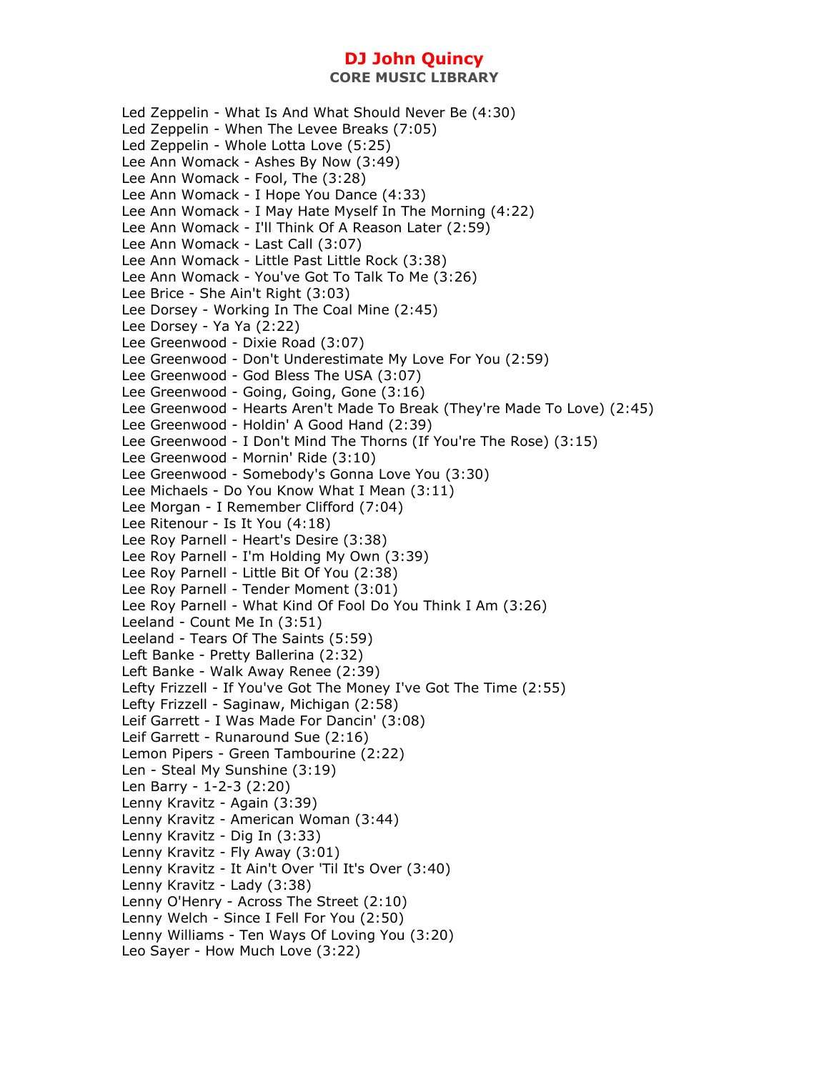Led Zeppelin - What Is And What Should Never Be (4:30)
Led Zeppelin - When The Levee Breaks (7:05)
Led Zeppelin - Whole Lotta Love (5:25)
Lee Ann Womack - Ashes By Now (3:49)
Lee Ann Womack - Fool, The (3:28)
Lee Ann Womack - I Hope You Dance (4:33)
Lee Ann Womack - I May Hate Myself In The Morning (4:22)
Lee Ann Womack - I'll Think Of A Reason Later (2:59)
Lee Ann Womack - Last Call (3:07)
Lee Ann Womack - Little Past Little Rock (3:38)
Lee Ann Womack - You've Got To Talk To Me (3:26)
Lee Brice - She Ain't Right (3:03)
Lee Dorsey - Working In The Coal Mine (2:45)
Lee Dorsey - Ya Ya (2:22)
Lee Greenwood - Dixie Road (3:07)
Lee Greenwood - Don't Underestimate My Love For You (2:59)
Lee Greenwood - God Bless The USA (3:07)
Lee Greenwood - Going, Going, Gone (3:16)
Lee Greenwood - Hearts Aren't Made To Break (They're Made To Love) (2:45)
Lee Greenwood - Holdin' A Good Hand (2:39)
Lee Greenwood - I Don't Mind The Thorns (If You're The Rose) (3:15)
Lee Greenwood - Mornin' Ride (3:10)
Lee Greenwood - Somebody's Gonna Love You (3:30)
Lee Michaels - Do You Know What I Mean (3:11)
Lee Morgan - I Remember Clifford (7:04)
Lee Ritenour - Is It You (4:18)
Lee Roy Parnell - Heart's Desire (3:38)
Lee Roy Parnell - I'm Holding My Own (3:39)
Lee Roy Parnell - Little Bit Of You (2:38)
Lee Roy Parnell - Tender Moment (3:01)
Lee Roy Parnell - What Kind Of Fool Do You Think I Am (3:26)
Leeland - Count Me In (3:51)
Leeland - Tears Of The Saints (5:59)
Left Banke - Pretty Ballerina (2:32)
Left Banke - Walk Away Renee (2:39)
Lefty Frizzell - If You've Got The Money I've Got The Time (2:55)
Lefty Frizzell - Saginaw, Michigan (2:58)
Leif Garrett - I Was Made For Dancin' (3:08)
Leif Garrett - Runaround Sue (2:16)
Lemon Pipers - Green Tambourine (2:22)
Len - Steal My Sunshine (3:19)
Len Barry - 1-2-3 (2:20)
Lenny Kravitz - Again (3:39)
Lenny Kravitz - American Woman (3:44)
Lenny Kravitz - Dig In (3:33)
Lenny Kravitz - Fly Away (3:01)
Lenny Kravitz - It Ain't Over 'Til It's Over (3:40)
Lenny Kravitz - Lady (3:38)
Lenny O'Henry - Across The Street (2:10)
Lenny Welch - Since I Fell For You (2:50)
Lenny Williams - Ten Ways Of Loving You (3:20)
Leo Sayer - How Much Love (3:22)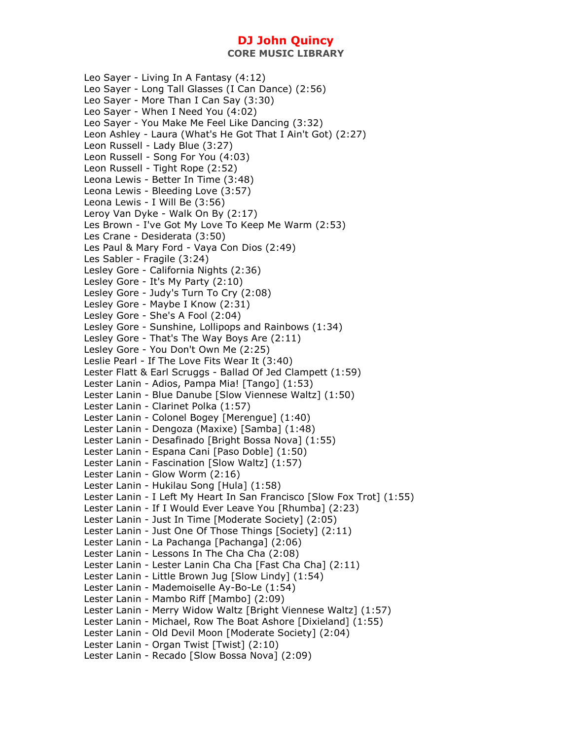# DJ John Quincy

## CORE MUSIC LIBRARY

Leo Sayer - Living In A Fantasy (4:12)
Leo Sayer - Long Tall Glasses (I Can Dance) (2:56)
Leo Sayer - More Than I Can Say (3:30)
Leo Sayer - When I Need You (4:02)
Leo Sayer - You Make Me Feel Like Dancing (3:32)
Leon Ashley - Laura (What's He Got That I Ain't Got) (2:27)
Leon Russell - Lady Blue (3:27)
Leon Russell - Song For You (4:03)
Leon Russell - Tight Rope (2:52)
Leona Lewis - Better In Time (3:48)
Leona Lewis - Bleeding Love (3:57)
Leona Lewis - I Will Be (3:56)
Leroy Van Dyke - Walk On By (2:17)
Les Brown - I've Got My Love To Keep Me Warm (2:53)
Les Crane - Desiderata (3:50)
Les Paul & Mary Ford - Vaya Con Dios (2:49)
Les Sabler - Fragile (3:24)
Lesley Gore - California Nights (2:36)
Lesley Gore - It's My Party (2:10)
Lesley Gore - Judy's Turn To Cry (2:08)
Lesley Gore - Maybe I Know (2:31)
Lesley Gore - She's A Fool (2:04)
Lesley Gore - Sunshine, Lollipops and Rainbows (1:34)
Lesley Gore - That's The Way Boys Are (2:11)
Lesley Gore - You Don't Own Me (2:25)
Leslie Pearl - If The Love Fits Wear It (3:40)
Lester Flatt & Earl Scruggs - Ballad Of Jed Clampett (1:59)
Lester Lanin - Adios, Pampa Mia! [Tango] (1:53)
Lester Lanin - Blue Danube [Slow Viennese Waltz] (1:50)
Lester Lanin - Clarinet Polka (1:57)
Lester Lanin - Colonel Bogey [Merengue] (1:40)
Lester Lanin - Dengoza (Maxixe) [Samba] (1:48)
Lester Lanin - Desafinado [Bright Bossa Nova] (1:55)
Lester Lanin - Espana Cani [Paso Doble] (1:50)
Lester Lanin - Fascination [Slow Waltz] (1:57)
Lester Lanin - Glow Worm (2:16)
Lester Lanin - Hukilau Song [Hula] (1:58)
Lester Lanin - I Left My Heart In San Francisco [Slow Fox Trot] (1:55)
Lester Lanin - If I Would Ever Leave You [Rhumba] (2:23)
Lester Lanin - Just In Time [Moderate Society] (2:05)
Lester Lanin - Just One Of Those Things [Society] (2:11)
Lester Lanin - La Pachanga [Pachanga] (2:06)
Lester Lanin - Lessons In The Cha Cha (2:08)
Lester Lanin - Lester Lanin Cha Cha [Fast Cha Cha] (2:11)
Lester Lanin - Little Brown Jug [Slow Lindy] (1:54)
Lester Lanin - Mademoiselle Ay-Bo-Le (1:54)
Lester Lanin - Mambo Riff [Mambo] (2:09)
Lester Lanin - Merry Widow Waltz [Bright Viennese Waltz] (1:57)
Lester Lanin - Michael, Row The Boat Ashore [Dixieland] (1:55)
Lester Lanin - Old Devil Moon [Moderate Society] (2:04)
Lester Lanin - Organ Twist [Twist] (2:10)
Lester Lanin - Recado [Slow Bossa Nova] (2:09)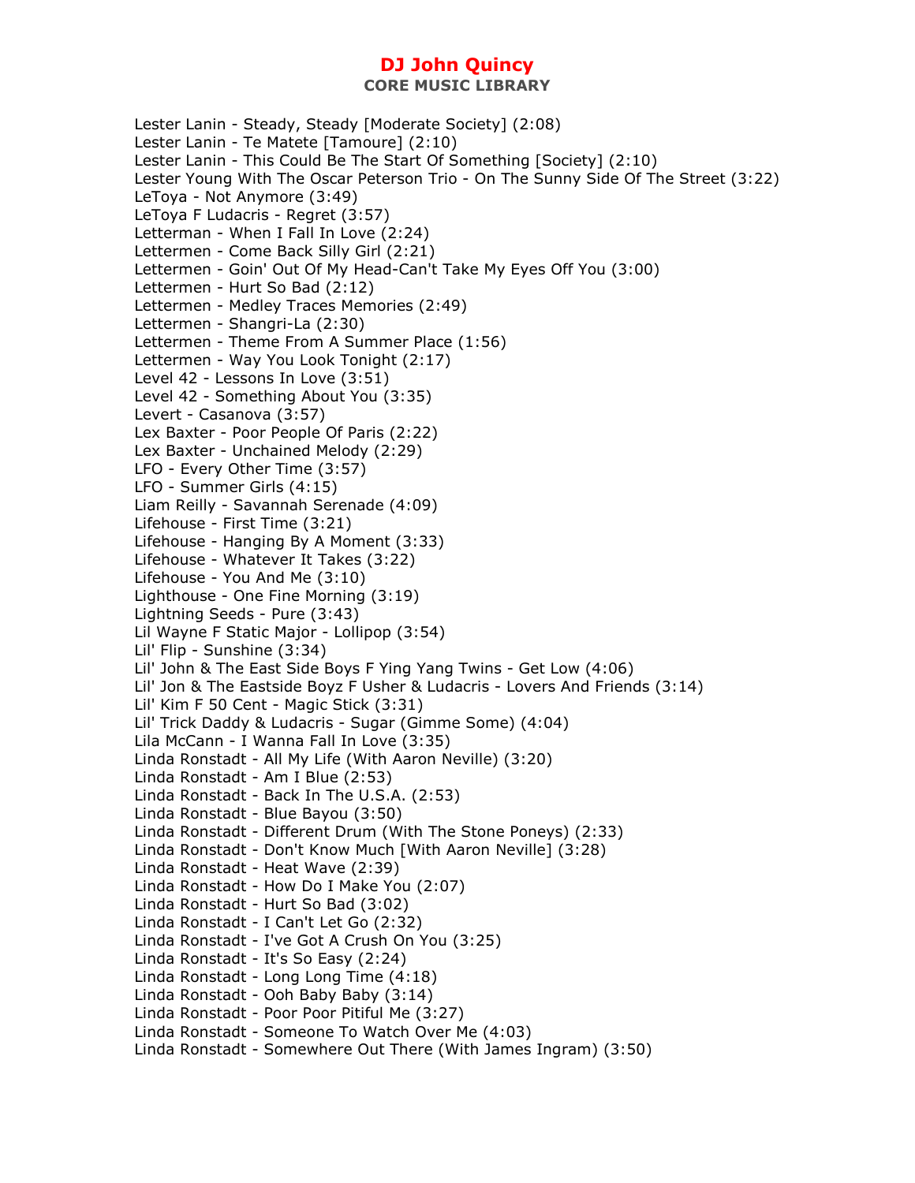# DJ John Quincy

## CORE MUSIC LIBRARY

Lester Lanin - Steady, Steady [Moderate Society] (2:08)
Lester Lanin - Te Matete [Tamoure] (2:10)
Lester Lanin - This Could Be The Start Of Something [Society] (2:10)
Lester Young With The Oscar Peterson Trio - On The Sunny Side Of The Street (3:22)
LeToya - Not Anymore (3:49)
LeToya F Ludacris - Regret (3:57)
Letterman - When I Fall In Love (2:24)
Lettermen - Come Back Silly Girl (2:21)
Lettermen - Goin' Out Of My Head-Can't Take My Eyes Off You (3:00)
Lettermen - Hurt So Bad (2:12)
Lettermen - Medley Traces Memories (2:49)
Lettermen - Shangri-La (2:30)
Lettermen - Theme From A Summer Place (1:56)
Lettermen - Way You Look Tonight (2:17)
Level 42 - Lessons In Love (3:51)
Level 42 - Something About You (3:35)
Levert - Casanova (3:57)
Lex Baxter - Poor People Of Paris (2:22)
Lex Baxter - Unchained Melody (2:29)
LFO - Every Other Time (3:57)
LFO - Summer Girls (4:15)
Liam Reilly - Savannah Serenade (4:09)
Lifehouse - First Time (3:21)
Lifehouse - Hanging By A Moment (3:33)
Lifehouse - Whatever It Takes (3:22)
Lifehouse - You And Me (3:10)
Lighthouse - One Fine Morning (3:19)
Lightning Seeds - Pure (3:43)
Lil Wayne F Static Major - Lollipop (3:54)
Lil' Flip - Sunshine (3:34)
Lil' John & The East Side Boys F Ying Yang Twins - Get Low (4:06)
Lil' Jon & The Eastside Boyz F Usher & Ludacris - Lovers And Friends (3:14)
Lil' Kim F 50 Cent - Magic Stick (3:31)
Lil' Trick Daddy & Ludacris - Sugar (Gimme Some) (4:04)
Lila McCann - I Wanna Fall In Love (3:35)
Linda Ronstadt - All My Life (With Aaron Neville) (3:20)
Linda Ronstadt - Am I Blue (2:53)
Linda Ronstadt - Back In The U.S.A. (2:53)
Linda Ronstadt - Blue Bayou (3:50)
Linda Ronstadt - Different Drum (With The Stone Poneys) (2:33)
Linda Ronstadt - Don't Know Much [With Aaron Neville] (3:28)
Linda Ronstadt - Heat Wave (2:39)
Linda Ronstadt - How Do I Make You (2:07)
Linda Ronstadt - Hurt So Bad (3:02)
Linda Ronstadt - I Can't Let Go (2:32)
Linda Ronstadt - I've Got A Crush On You (3:25)
Linda Ronstadt - It's So Easy (2:24)
Linda Ronstadt - Long Long Time (4:18)
Linda Ronstadt - Ooh Baby Baby (3:14)
Linda Ronstadt - Poor Poor Pitiful Me (3:27)
Linda Ronstadt - Someone To Watch Over Me (4:03)
Linda Ronstadt - Somewhere Out There (With James Ingram) (3:50)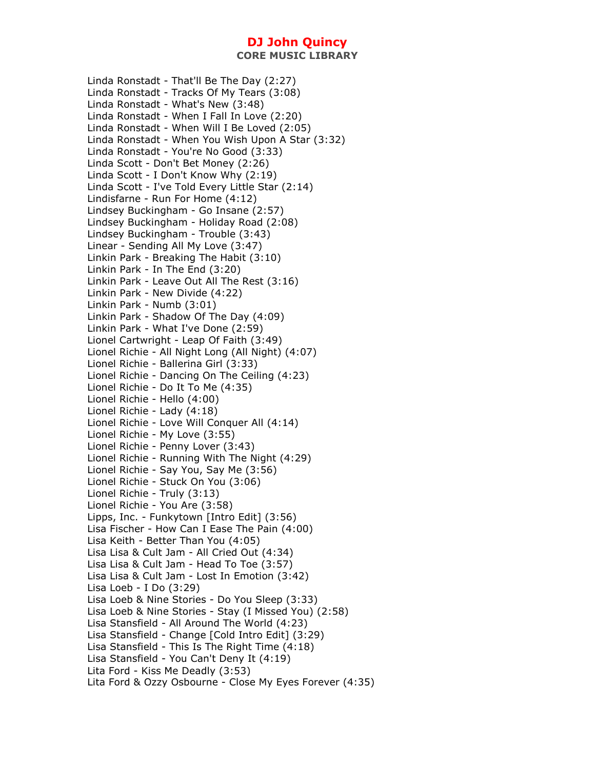Linda Ronstadt - That'll Be The Day (2:27)
Linda Ronstadt - Tracks Of My Tears (3:08)
Linda Ronstadt - What's New (3:48)
Linda Ronstadt - When I Fall In Love (2:20)
Linda Ronstadt - When Will I Be Loved (2:05)
Linda Ronstadt - When You Wish Upon A Star (3:32)
Linda Ronstadt - You're No Good (3:33)
Linda Scott - Don't Bet Money (2:26)
Linda Scott - I Don't Know Why (2:19)
Linda Scott - I've Told Every Little Star (2:14)
Lindisfarne - Run For Home (4:12)
Lindsey Buckingham - Go Insane (2:57)
Lindsey Buckingham - Holiday Road (2:08)
Lindsey Buckingham - Trouble (3:43)
Linear - Sending All My Love (3:47)
Linkin Park - Breaking The Habit (3:10)
Linkin Park - In The End (3:20)
Linkin Park - Leave Out All The Rest (3:16)
Linkin Park - New Divide (4:22)
Linkin Park - Numb (3:01)
Linkin Park - Shadow Of The Day (4:09)
Linkin Park - What I've Done (2:59)
Lionel Cartwright - Leap Of Faith (3:49)
Lionel Richie - All Night Long (All Night) (4:07)
Lionel Richie - Ballerina Girl (3:33)
Lionel Richie - Dancing On The Ceiling (4:23)
Lionel Richie - Do It To Me (4:35)
Lionel Richie - Hello (4:00)
Lionel Richie - Lady (4:18)
Lionel Richie - Love Will Conquer All (4:14)
Lionel Richie - My Love (3:55)
Lionel Richie - Penny Lover (3:43)
Lionel Richie - Running With The Night (4:29)
Lionel Richie - Say You, Say Me (3:56)
Lionel Richie - Stuck On You (3:06)
Lionel Richie - Truly (3:13)
Lionel Richie - You Are (3:58)
Lipps, Inc. - Funkytown [Intro Edit] (3:56)
Lisa Fischer - How Can I Ease The Pain (4:00)
Lisa Keith - Better Than You (4:05)
Lisa Lisa & Cult Jam - All Cried Out (4:34)
Lisa Lisa & Cult Jam - Head To Toe (3:57)
Lisa Lisa & Cult Jam - Lost In Emotion (3:42)
Lisa Loeb - I Do (3:29)
Lisa Loeb & Nine Stories - Do You Sleep (3:33)
Lisa Loeb & Nine Stories - Stay (I Missed You) (2:58)
Lisa Stansfield - All Around The World (4:23)
Lisa Stansfield - Change [Cold Intro Edit] (3:29)
Lisa Stansfield - This Is The Right Time (4:18)
Lisa Stansfield - You Can't Deny It (4:19)
Lita Ford - Kiss Me Deadly (3:53)
Lita Ford & Ozzy Osbourne - Close My Eyes Forever (4:35)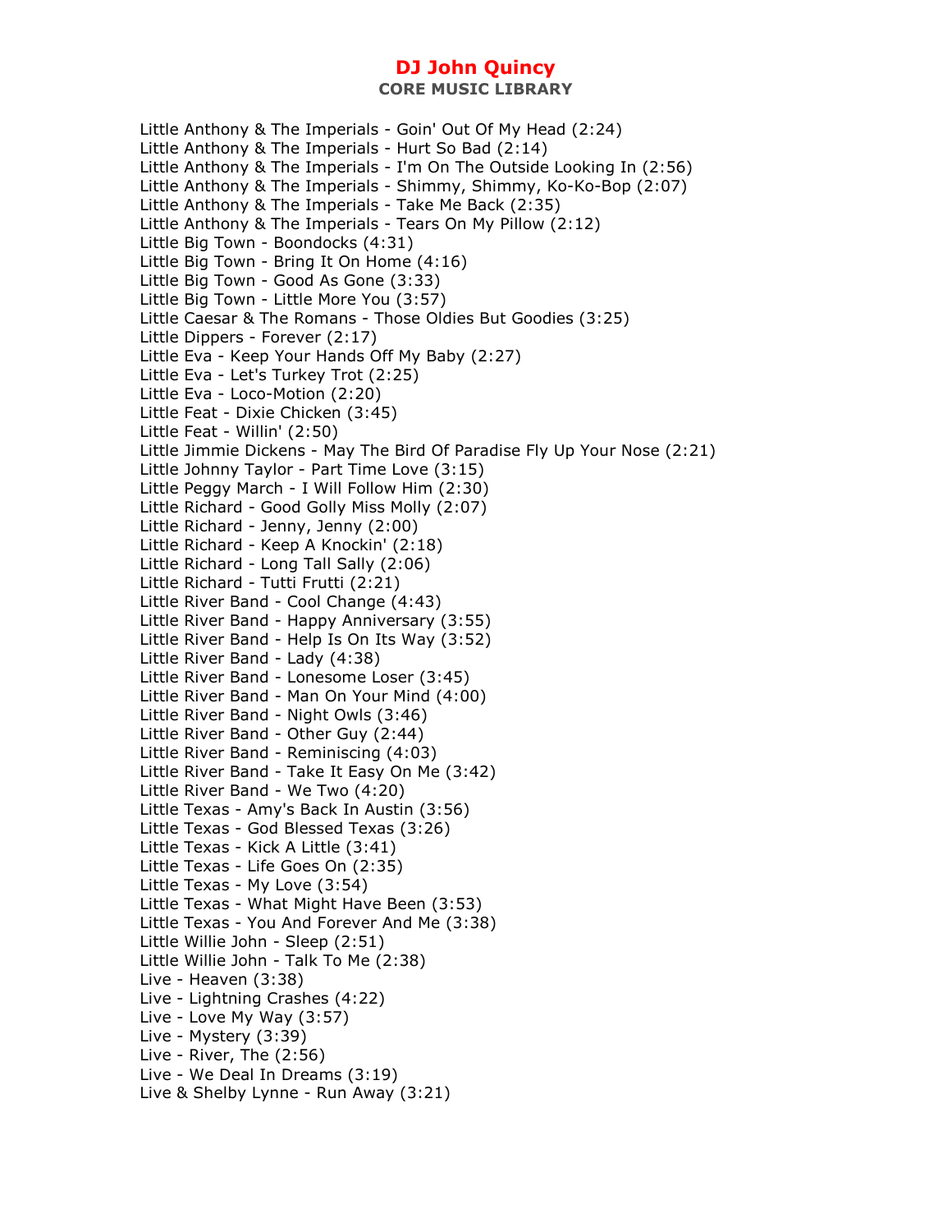# DJ John Quincy

## CORE MUSIC LIBRARY

Little Anthony & The Imperials - Goin' Out Of My Head (2:24)
Little Anthony & The Imperials - Hurt So Bad (2:14)
Little Anthony & The Imperials - I'm On The Outside Looking In (2:56)
Little Anthony & The Imperials - Shimmy, Shimmy, Ko-Ko-Bop (2:07)
Little Anthony & The Imperials - Take Me Back (2:35)
Little Anthony & The Imperials - Tears On My Pillow (2:12)
Little Big Town - Boondocks (4:31)
Little Big Town - Bring It On Home (4:16)
Little Big Town - Good As Gone (3:33)
Little Big Town - Little More You (3:57)
Little Caesar & The Romans - Those Oldies But Goodies (3:25)
Little Dippers - Forever (2:17)
Little Eva - Keep Your Hands Off My Baby (2:27)
Little Eva - Let's Turkey Trot (2:25)
Little Eva - Loco-Motion (2:20)
Little Feat - Dixie Chicken (3:45)
Little Feat - Willin' (2:50)
Little Jimmie Dickens - May The Bird Of Paradise Fly Up Your Nose (2:21)
Little Johnny Taylor - Part Time Love (3:15)
Little Peggy March - I Will Follow Him (2:30)
Little Richard - Good Golly Miss Molly (2:07)
Little Richard - Jenny, Jenny (2:00)
Little Richard - Keep A Knockin' (2:18)
Little Richard - Long Tall Sally (2:06)
Little Richard - Tutti Frutti (2:21)
Little River Band - Cool Change (4:43)
Little River Band - Happy Anniversary (3:55)
Little River Band - Help Is On Its Way (3:52)
Little River Band - Lady (4:38)
Little River Band - Lonesome Loser (3:45)
Little River Band - Man On Your Mind (4:00)
Little River Band - Night Owls (3:46)
Little River Band - Other Guy (2:44)
Little River Band - Reminiscing (4:03)
Little River Band - Take It Easy On Me (3:42)
Little River Band - We Two (4:20)
Little Texas - Amy's Back In Austin (3:56)
Little Texas - God Blessed Texas (3:26)
Little Texas - Kick A Little (3:41)
Little Texas - Life Goes On (2:35)
Little Texas - My Love (3:54)
Little Texas - What Might Have Been (3:53)
Little Texas - You And Forever And Me (3:38)
Little Willie John - Sleep (2:51)
Little Willie John - Talk To Me (2:38)
Live - Heaven (3:38)
Live - Lightning Crashes (4:22)
Live - Love My Way (3:57)
Live - Mystery (3:39)
Live - River, The (2:56)
Live - We Deal In Dreams (3:19)
Live & Shelby Lynne - Run Away (3:21)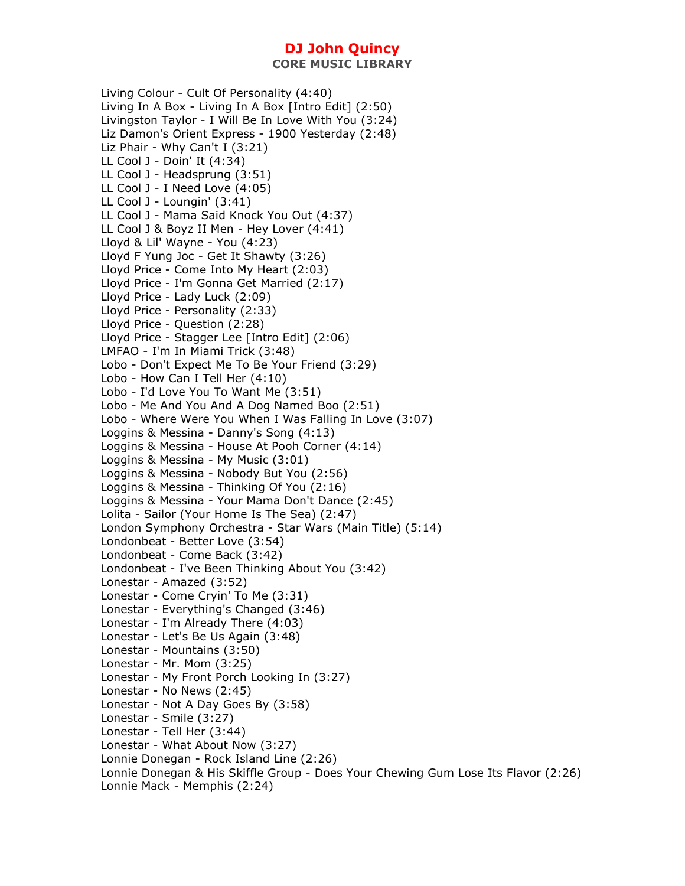# DJ John Quincy

**CORE MUSIC LIBRARY**

Living Colour - Cult Of Personality (4:40)
Living In A Box - Living In A Box [Intro Edit] (2:50)
Livingston Taylor - I Will Be In Love With You (3:24)
Liz Damon's Orient Express - 1900 Yesterday (2:48)
Liz Phair - Why Can't I (3:21)
LL Cool J - Doin' It (4:34)
LL Cool J - Headsprung (3:51)
LL Cool J - I Need Love (4:05)
LL Cool J - Loungin' (3:41)
LL Cool J - Mama Said Knock You Out (4:37)
LL Cool J & Boyz II Men - Hey Lover (4:41)
Lloyd & Lil' Wayne - You (4:23)
Lloyd F Yung Joc - Get It Shawty (3:26)
Lloyd Price - Come Into My Heart (2:03)
Lloyd Price - I'm Gonna Get Married (2:17)
Lloyd Price - Lady Luck (2:09)
Lloyd Price - Personality (2:33)
Lloyd Price - Question (2:28)
Lloyd Price - Stagger Lee [Intro Edit] (2:06)
LMFAO - I'm In Miami Trick (3:48)
Lobo - Don't Expect Me To Be Your Friend (3:29)
Lobo - How Can I Tell Her (4:10)
Lobo - I'd Love You To Want Me (3:51)
Lobo - Me And You And A Dog Named Boo (2:51)
Lobo - Where Were You When I Was Falling In Love (3:07)
Loggins & Messina - Danny's Song (4:13)
Loggins & Messina - House At Pooh Corner (4:14)
Loggins & Messina - My Music (3:01)
Loggins & Messina - Nobody But You (2:56)
Loggins & Messina - Thinking Of You (2:16)
Loggins & Messina - Your Mama Don't Dance (2:45)
Lolita - Sailor (Your Home Is The Sea) (2:47)
London Symphony Orchestra - Star Wars (Main Title) (5:14)
Londonbeat - Better Love (3:54)
Londonbeat - Come Back (3:42)
Londonbeat - I've Been Thinking About You (3:42)
Lonestar - Amazed (3:52)
Lonestar - Come Cryin' To Me (3:31)
Lonestar - Everything's Changed (3:46)
Lonestar - I'm Already There (4:03)
Lonestar - Let's Be Us Again (3:48)
Lonestar - Mountains (3:50)
Lonestar - Mr. Mom (3:25)
Lonestar - My Front Porch Looking In (3:27)
Lonestar - No News (2:45)
Lonestar - Not A Day Goes By (3:58)
Lonestar - Smile (3:27)
Lonestar - Tell Her (3:44)
Lonestar - What About Now (3:27)
Lonnie Donegan - Rock Island Line (2:26)
Lonnie Donegan & His Skiffle Group - Does Your Chewing Gum Lose Its Flavor (2:26)
Lonnie Mack - Memphis (2:24)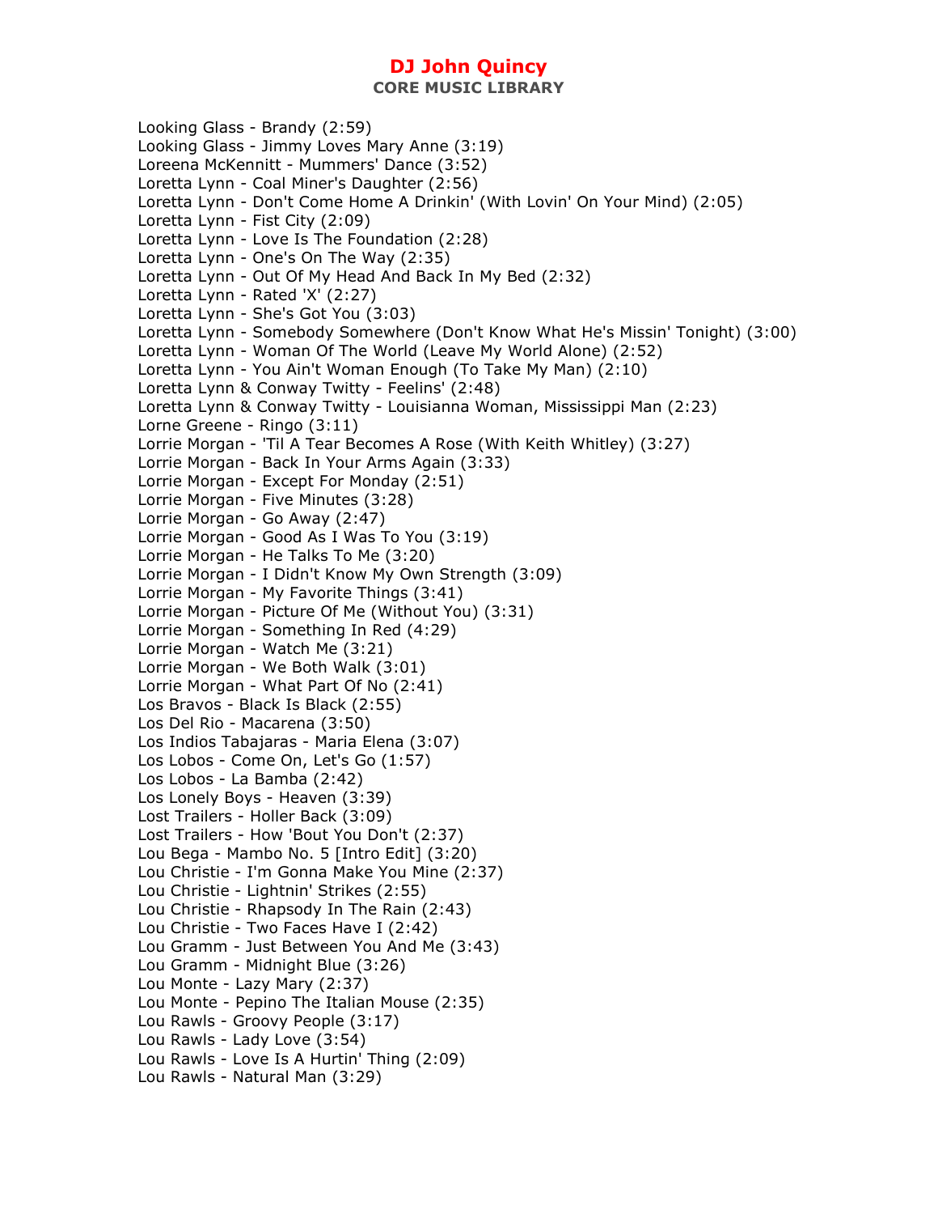Looking Glass - Brandy (2:59)
Looking Glass - Jimmy Loves Mary Anne (3:19)
Loreena McKennitt - Mummers' Dance (3:52)
Loretta Lynn - Coal Miner's Daughter (2:56)
Loretta Lynn - Don't Come Home A Drinkin' (With Lovin' On Your Mind) (2:05)
Loretta Lynn - Fist City (2:09)
Loretta Lynn - Love Is The Foundation (2:28)
Loretta Lynn - One's On The Way (2:35)
Loretta Lynn - Out Of My Head And Back In My Bed (2:32)
Loretta Lynn - Rated 'X' (2:27)
Loretta Lynn - She's Got You (3:03)
Loretta Lynn - Somebody Somewhere (Don't Know What He's Missin' Tonight) (3:00)
Loretta Lynn - Woman Of The World (Leave My World Alone) (2:52)
Loretta Lynn - You Ain't Woman Enough (To Take My Man) (2:10)
Loretta Lynn & Conway Twitty - Feelins' (2:48)
Loretta Lynn & Conway Twitty - Louisianna Woman, Mississippi Man (2:23)
Lorne Greene - Ringo (3:11)
Lorrie Morgan - 'Til A Tear Becomes A Rose (With Keith Whitley) (3:27)
Lorrie Morgan - Back In Your Arms Again (3:33)
Lorrie Morgan - Except For Monday (2:51)
Lorrie Morgan - Five Minutes (3:28)
Lorrie Morgan - Go Away (2:47)
Lorrie Morgan - Good As I Was To You (3:19)
Lorrie Morgan - He Talks To Me (3:20)
Lorrie Morgan - I Didn't Know My Own Strength (3:09)
Lorrie Morgan - My Favorite Things (3:41)
Lorrie Morgan - Picture Of Me (Without You) (3:31)
Lorrie Morgan - Something In Red (4:29)
Lorrie Morgan - Watch Me (3:21)
Lorrie Morgan - We Both Walk (3:01)
Lorrie Morgan - What Part Of No (2:41)
Los Bravos - Black Is Black (2:55)
Los Del Rio - Macarena (3:50)
Los Indios Tabajaras - Maria Elena (3:07)
Los Lobos - Come On, Let's Go (1:57)
Los Lobos - La Bamba (2:42)
Los Lonely Boys - Heaven (3:39)
Lost Trailers - Holler Back (3:09)
Lost Trailers - How 'Bout You Don't (2:37)
Lou Bega - Mambo No. 5 [Intro Edit] (3:20)
Lou Christie - I'm Gonna Make You Mine (2:37)
Lou Christie - Lightnin' Strikes (2:55)
Lou Christie - Rhapsody In The Rain (2:43)
Lou Christie - Two Faces Have I (2:42)
Lou Gramm - Just Between You And Me (3:43)
Lou Gramm - Midnight Blue (3:26)
Lou Monte - Lazy Mary (2:37)
Lou Monte - Pepino The Italian Mouse (2:35)
Lou Rawls - Groovy People (3:17)
Lou Rawls - Lady Love (3:54)
Lou Rawls - Love Is A Hurtin' Thing (2:09)
Lou Rawls - Natural Man (3:29)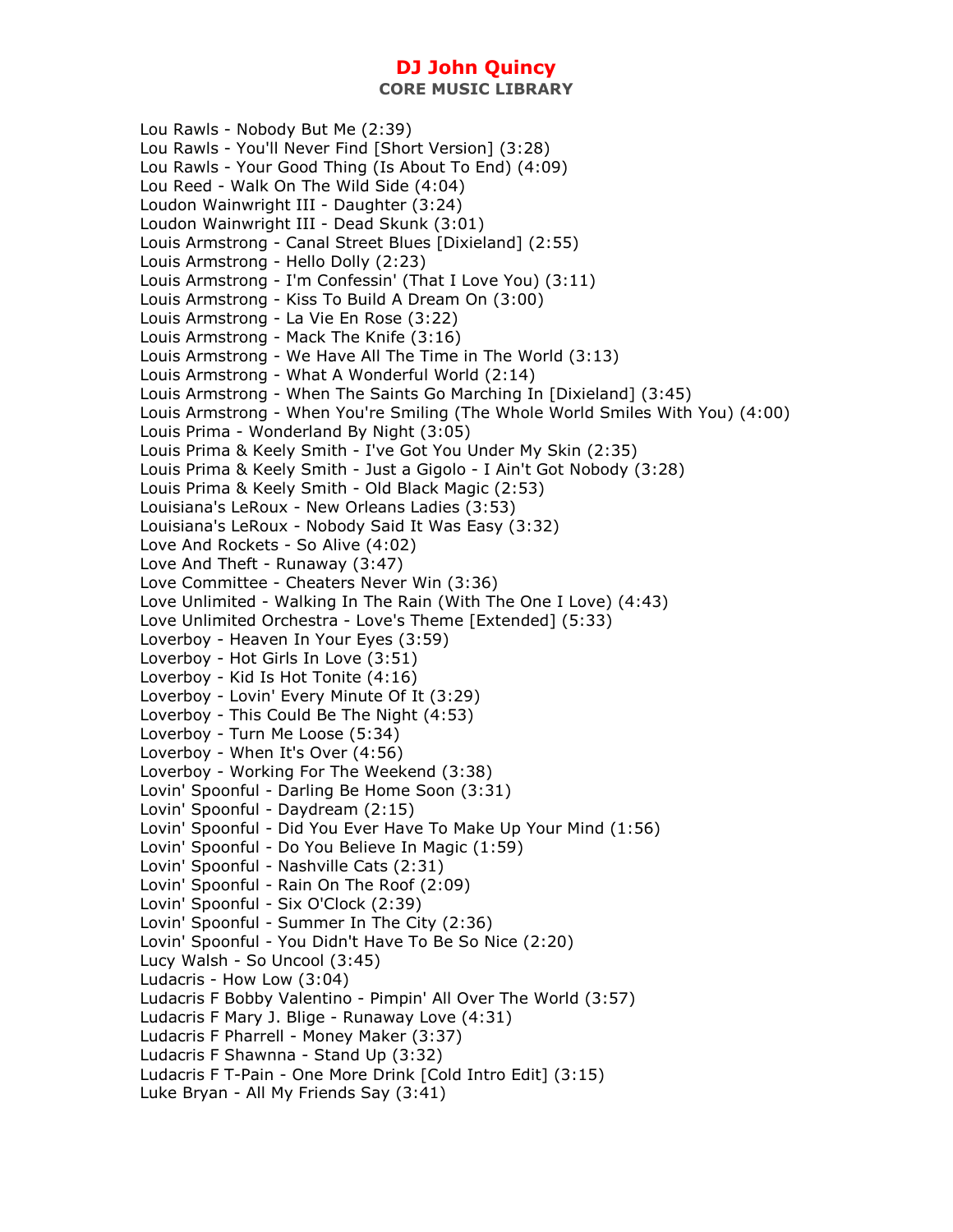Lou Rawls - Nobody But Me (2:39)
Lou Rawls - You'll Never Find [Short Version] (3:28)
Lou Rawls - Your Good Thing (Is About To End) (4:09)
Lou Reed - Walk On The Wild Side (4:04)
Loudon Wainwright III - Daughter (3:24)
Loudon Wainwright III - Dead Skunk (3:01)
Louis Armstrong - Canal Street Blues [Dixieland] (2:55)
Louis Armstrong - Hello Dolly (2:23)
Louis Armstrong - I'm Confessin' (That I Love You) (3:11)
Louis Armstrong - Kiss To Build A Dream On (3:00)
Louis Armstrong - La Vie En Rose (3:22)
Louis Armstrong - Mack The Knife (3:16)
Louis Armstrong - We Have All The Time in The World (3:13)
Louis Armstrong - What A Wonderful World (2:14)
Louis Armstrong - When The Saints Go Marching In [Dixieland] (3:45)
Louis Armstrong - When You're Smiling (The Whole World Smiles With You) (4:00)
Louis Prima - Wonderland By Night (3:05)
Louis Prima & Keely Smith - I've Got You Under My Skin (2:35)
Louis Prima & Keely Smith - Just a Gigolo - I Ain't Got Nobody (3:28)
Louis Prima & Keely Smith - Old Black Magic (2:53)
Louisiana's LeRoux - New Orleans Ladies (3:53)
Louisiana's LeRoux - Nobody Said It Was Easy (3:32)
Love And Rockets - So Alive (4:02)
Love And Theft - Runaway (3:47)
Love Committee - Cheaters Never Win (3:36)
Love Unlimited - Walking In The Rain (With The One I Love) (4:43)
Love Unlimited Orchestra - Love's Theme [Extended] (5:33)
Loverboy - Heaven In Your Eyes (3:59)
Loverboy - Hot Girls In Love (3:51)
Loverboy - Kid Is Hot Tonite (4:16)
Loverboy - Lovin' Every Minute Of It (3:29)
Loverboy - This Could Be The Night (4:53)
Loverboy - Turn Me Loose (5:34)
Loverboy - When It's Over (4:56)
Loverboy - Working For The Weekend (3:38)
Lovin' Spoonful - Darling Be Home Soon (3:31)
Lovin' Spoonful - Daydream (2:15)
Lovin' Spoonful - Did You Ever Have To Make Up Your Mind (1:56)
Lovin' Spoonful - Do You Believe In Magic (1:59)
Lovin' Spoonful - Nashville Cats (2:31)
Lovin' Spoonful - Rain On The Roof (2:09)
Lovin' Spoonful - Six O'Clock (2:39)
Lovin' Spoonful - Summer In The City (2:36)
Lovin' Spoonful - You Didn't Have To Be So Nice (2:20)
Lucy Walsh - So Uncool (3:45)
Ludacris - How Low (3:04)
Ludacris F Bobby Valentino - Pimpin' All Over The World (3:57)
Ludacris F Mary J. Blige - Runaway Love (4:31)
Ludacris F Pharrell - Money Maker (3:37)
Ludacris F Shawnna - Stand Up (3:32)
Ludacris F T-Pain - One More Drink [Cold Intro Edit] (3:15)
Luke Bryan - All My Friends Say (3:41)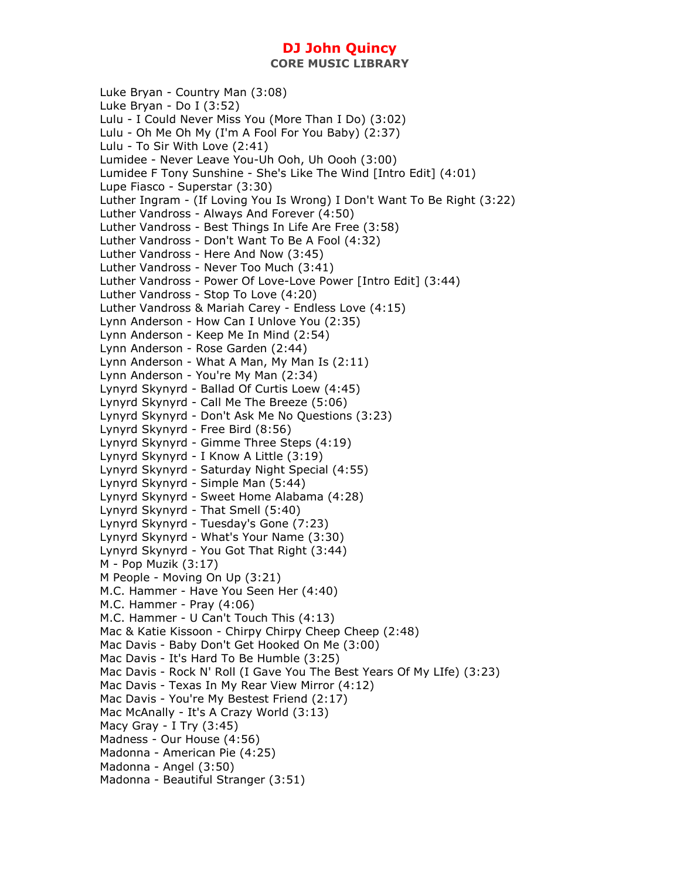# DJ John Quincy

## CORE MUSIC LIBRARY

Luke Bryan - Country Man (3:08)
Luke Bryan - Do I (3:52)
Lulu - I Could Never Miss You (More Than I Do) (3:02)
Lulu - Oh Me Oh My (I'm A Fool For You Baby) (2:37)
Lulu - To Sir With Love (2:41)
Lumidee - Never Leave You-Uh Ooh, Uh Oooh (3:00)
Lumidee F Tony Sunshine - She's Like The Wind [Intro Edit] (4:01)
Lupe Fiasco - Superstar (3:30)
Luther Ingram - (If Loving You Is Wrong) I Don't Want To Be Right (3:22)
Luther Vandross - Always And Forever (4:50)
Luther Vandross - Best Things In Life Are Free (3:58)
Luther Vandross - Don't Want To Be A Fool (4:32)
Luther Vandross - Here And Now (3:45)
Luther Vandross - Never Too Much (3:41)
Luther Vandross - Power Of Love-Love Power [Intro Edit] (3:44)
Luther Vandross - Stop To Love (4:20)
Luther Vandross & Mariah Carey - Endless Love (4:15)
Lynn Anderson - How Can I Unlove You (2:35)
Lynn Anderson - Keep Me In Mind (2:54)
Lynn Anderson - Rose Garden (2:44)
Lynn Anderson - What A Man, My Man Is (2:11)
Lynn Anderson - You're My Man (2:34)
Lynyrd Skynyrd - Ballad Of Curtis Loew (4:45)
Lynyrd Skynyrd - Call Me The Breeze (5:06)
Lynyrd Skynyrd - Don't Ask Me No Questions (3:23)
Lynyrd Skynyrd - Free Bird (8:56)
Lynyrd Skynyrd - Gimme Three Steps (4:19)
Lynyrd Skynyrd - I Know A Little (3:19)
Lynyrd Skynyrd - Saturday Night Special (4:55)
Lynyrd Skynyrd - Simple Man (5:44)
Lynyrd Skynyrd - Sweet Home Alabama (4:28)
Lynyrd Skynyrd - That Smell (5:40)
Lynyrd Skynyrd - Tuesday's Gone (7:23)
Lynyrd Skynyrd - What's Your Name (3:30)
Lynyrd Skynyrd - You Got That Right (3:44)
M - Pop Muzik (3:17)
M People - Moving On Up (3:21)
M.C. Hammer - Have You Seen Her (4:40)
M.C. Hammer - Pray (4:06)
M.C. Hammer - U Can't Touch This (4:13)
Mac & Katie Kissoon - Chirpy Chirpy Cheep Cheep (2:48)
Mac Davis - Baby Don't Get Hooked On Me (3:00)
Mac Davis - It's Hard To Be Humble (3:25)
Mac Davis - Rock N' Roll (I Gave You The Best Years Of My LIfe) (3:23)
Mac Davis - Texas In My Rear View Mirror (4:12)
Mac Davis - You're My Bestest Friend (2:17)
Mac McAnally - It's A Crazy World (3:13)
Macy Gray - I Try (3:45)
Madness - Our House (4:56)
Madonna - American Pie (4:25)
Madonna - Angel (3:50)
Madonna - Beautiful Stranger (3:51)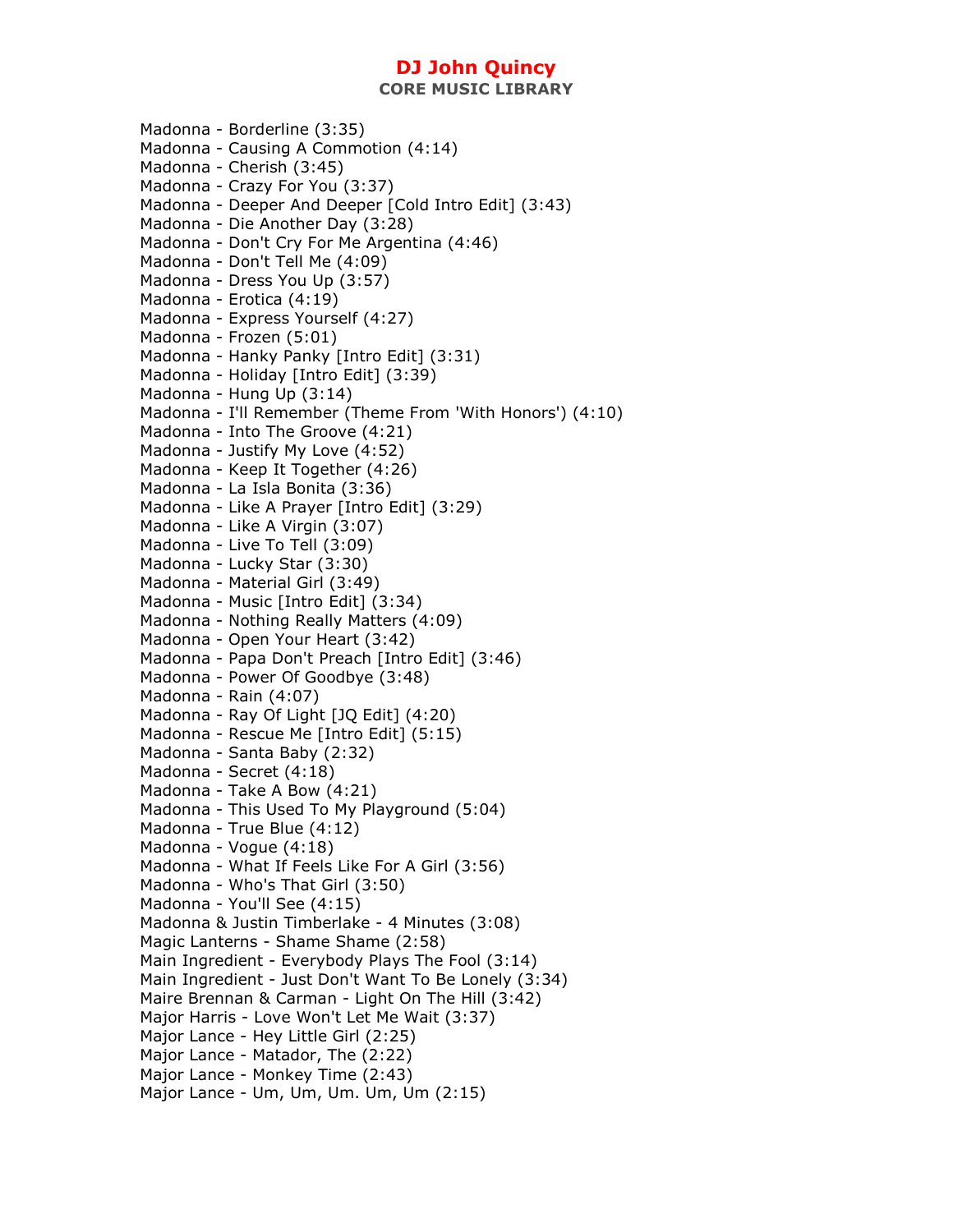Madonna - Borderline (3:35)
Madonna - Causing A Commotion (4:14)
Madonna - Cherish (3:45)
Madonna - Crazy For You (3:37)
Madonna - Deeper And Deeper [Cold Intro Edit] (3:43)
Madonna - Die Another Day (3:28)
Madonna - Don't Cry For Me Argentina (4:46)
Madonna - Don't Tell Me (4:09)
Madonna - Dress You Up (3:57)
Madonna - Erotica (4:19)
Madonna - Express Yourself (4:27)
Madonna - Frozen (5:01)
Madonna - Hanky Panky [Intro Edit] (3:31)
Madonna - Holiday [Intro Edit] (3:39)
Madonna - Hung Up (3:14)
Madonna - I'll Remember (Theme From 'With Honors') (4:10)
Madonna - Into The Groove (4:21)
Madonna - Justify My Love (4:52)
Madonna - Keep It Together (4:26)
Madonna - La Isla Bonita (3:36)
Madonna - Like A Prayer [Intro Edit] (3:29)
Madonna - Like A Virgin (3:07)
Madonna - Live To Tell (3:09)
Madonna - Lucky Star (3:30)
Madonna - Material Girl (3:49)
Madonna - Music [Intro Edit] (3:34)
Madonna - Nothing Really Matters (4:09)
Madonna - Open Your Heart (3:42)
Madonna - Papa Don't Preach [Intro Edit] (3:46)
Madonna - Power Of Goodbye (3:48)
Madonna - Rain (4:07)
Madonna - Ray Of Light [JQ Edit] (4:20)
Madonna - Rescue Me [Intro Edit] (5:15)
Madonna - Santa Baby (2:32)
Madonna - Secret (4:18)
Madonna - Take A Bow (4:21)
Madonna - This Used To My Playground (5:04)
Madonna - True Blue (4:12)
Madonna - Vogue (4:18)
Madonna - What If Feels Like For A Girl (3:56)
Madonna - Who's That Girl (3:50)
Madonna - You'll See (4:15)
Madonna & Justin Timberlake - 4 Minutes (3:08)
Magic Lanterns - Shame Shame (2:58)
Main Ingredient - Everybody Plays The Fool (3:14)
Main Ingredient - Just Don't Want To Be Lonely (3:34)
Maire Brennan & Carman - Light On The Hill (3:42)
Major Harris - Love Won't Let Me Wait (3:37)
Major Lance - Hey Little Girl (2:25)
Major Lance - Matador, The (2:22)
Major Lance - Monkey Time (2:43)
Major Lance - Um, Um, Um. Um, Um (2:15)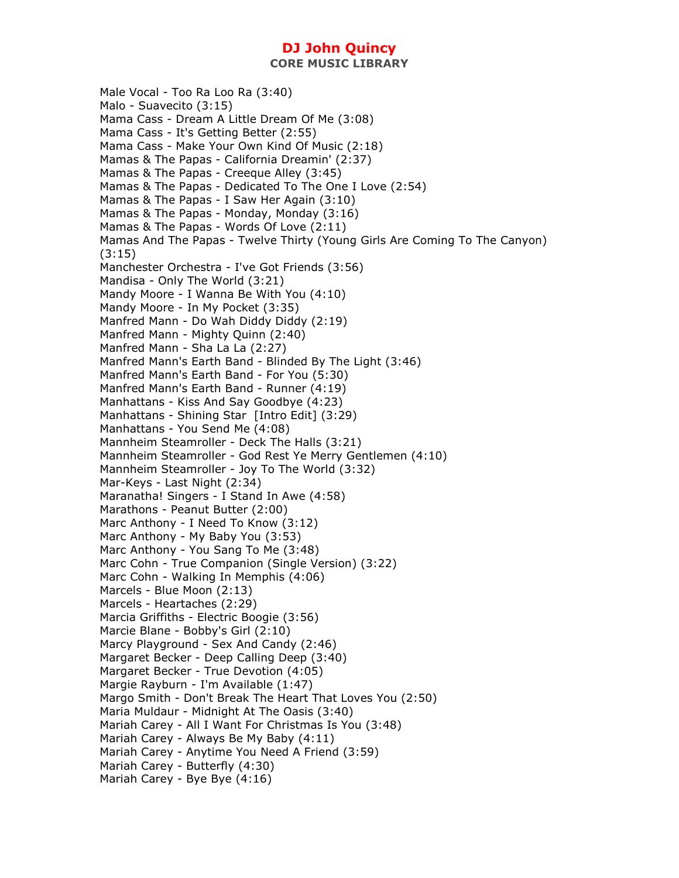Male Vocal - Too Ra Loo Ra (3:40)
Malo - Suavecito (3:15)
Mama Cass - Dream A Little Dream Of Me (3:08)
Mama Cass - It's Getting Better (2:55)
Mama Cass - Make Your Own Kind Of Music (2:18)
Mamas & The Papas - California Dreamin' (2:37)
Mamas & The Papas - Creeque Alley (3:45)
Mamas & The Papas - Dedicated To The One I Love (2:54)
Mamas & The Papas - I Saw Her Again (3:10)
Mamas & The Papas - Monday, Monday (3:16)
Mamas & The Papas - Words Of Love (2:11)
Mamas And The Papas - Twelve Thirty (Young Girls Are Coming To The Canyon) (3:15)
Manchester Orchestra - I've Got Friends (3:56)
Mandisa - Only The World (3:21)
Mandy Moore - I Wanna Be With You (4:10)
Mandy Moore - In My Pocket (3:35)
Manfred Mann - Do Wah Diddy Diddy (2:19)
Manfred Mann - Mighty Quinn (2:40)
Manfred Mann - Sha La La (2:27)
Manfred Mann's Earth Band - Blinded By The Light (3:46)
Manfred Mann's Earth Band - For You (5:30)
Manfred Mann's Earth Band - Runner (4:19)
Manhattans - Kiss And Say Goodbye (4:23)
Manhattans - Shining Star  [Intro Edit] (3:29)
Manhattans - You Send Me (4:08)
Mannheim Steamroller - Deck The Halls (3:21)
Mannheim Steamroller - God Rest Ye Merry Gentlemen (4:10)
Mannheim Steamroller - Joy To The World (3:32)
Mar-Keys - Last Night (2:34)
Maranatha! Singers - I Stand In Awe (4:58)
Marathons - Peanut Butter (2:00)
Marc Anthony - I Need To Know (3:12)
Marc Anthony - My Baby You (3:53)
Marc Anthony - You Sang To Me (3:48)
Marc Cohn - True Companion (Single Version) (3:22)
Marc Cohn - Walking In Memphis (4:06)
Marcels - Blue Moon (2:13)
Marcels - Heartaches (2:29)
Marcia Griffiths - Electric Boogie (3:56)
Marcie Blane - Bobby's Girl (2:10)
Marcy Playground - Sex And Candy (2:46)
Margaret Becker - Deep Calling Deep (3:40)
Margaret Becker - True Devotion (4:05)
Margie Rayburn - I'm Available (1:47)
Margo Smith - Don't Break The Heart That Loves You (2:50)
Maria Muldaur - Midnight At The Oasis (3:40)
Mariah Carey - All I Want For Christmas Is You (3:48)
Mariah Carey - Always Be My Baby (4:11)
Mariah Carey - Anytime You Need A Friend (3:59)
Mariah Carey - Butterfly (4:30)
Mariah Carey - Bye Bye (4:16)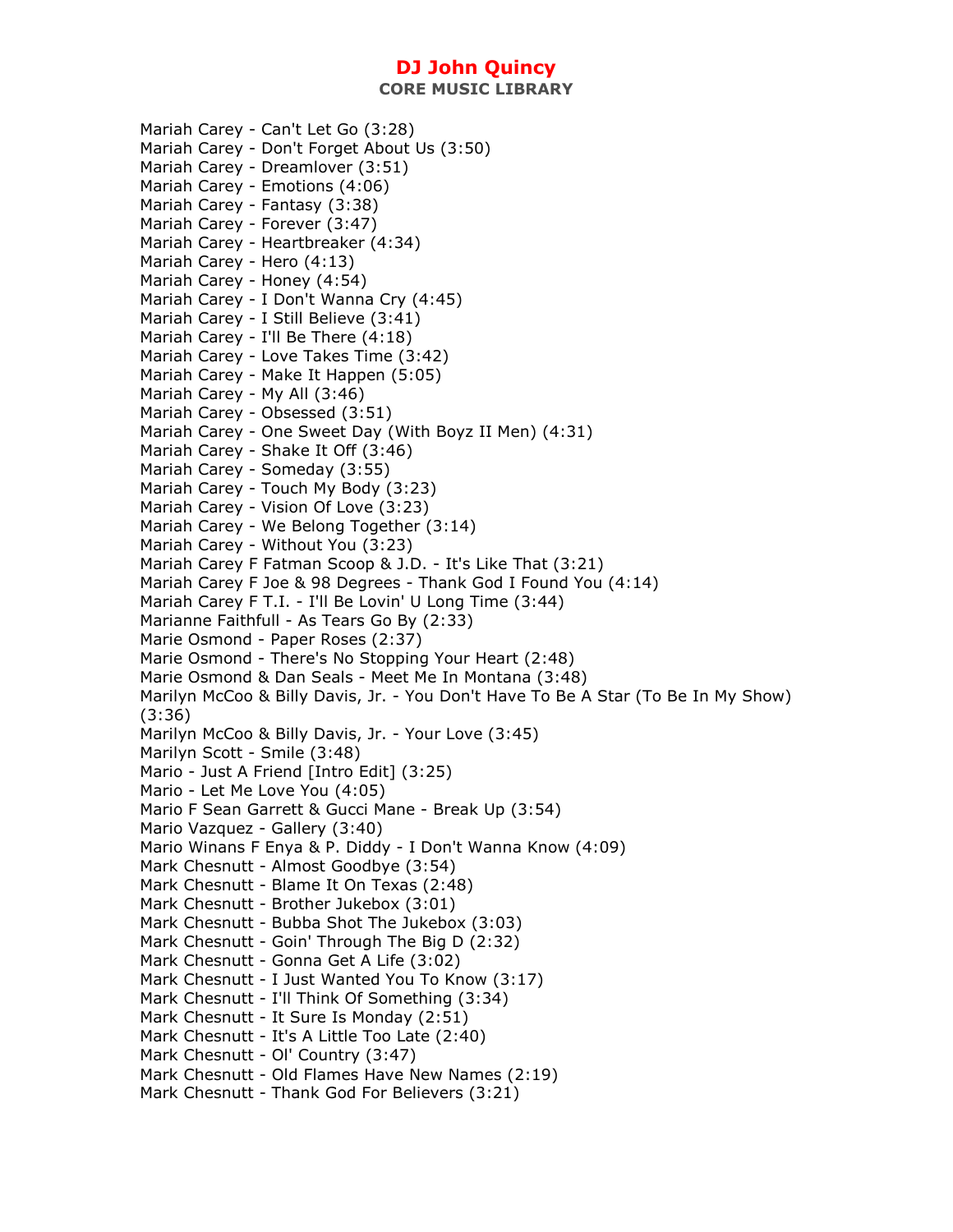Mariah Carey - Can't Let Go (3:28)
Mariah Carey - Don't Forget About Us (3:50)
Mariah Carey - Dreamlover (3:51)
Mariah Carey - Emotions (4:06)
Mariah Carey - Fantasy (3:38)
Mariah Carey - Forever (3:47)
Mariah Carey - Heartbreaker (4:34)
Mariah Carey - Hero (4:13)
Mariah Carey - Honey (4:54)
Mariah Carey - I Don't Wanna Cry (4:45)
Mariah Carey - I Still Believe (3:41)
Mariah Carey - I'll Be There (4:18)
Mariah Carey - Love Takes Time (3:42)
Mariah Carey - Make It Happen (5:05)
Mariah Carey - My All (3:46)
Mariah Carey - Obsessed (3:51)
Mariah Carey - One Sweet Day (With Boyz II Men) (4:31)
Mariah Carey - Shake It Off (3:46)
Mariah Carey - Someday (3:55)
Mariah Carey - Touch My Body (3:23)
Mariah Carey - Vision Of Love (3:23)
Mariah Carey - We Belong Together (3:14)
Mariah Carey - Without You (3:23)
Mariah Carey F Fatman Scoop & J.D. - It's Like That (3:21)
Mariah Carey F Joe & 98 Degrees - Thank God I Found You (4:14)
Mariah Carey F T.I. - I'll Be Lovin' U Long Time (3:44)
Marianne Faithfull - As Tears Go By (2:33)
Marie Osmond - Paper Roses (2:37)
Marie Osmond - There's No Stopping Your Heart (2:48)
Marie Osmond & Dan Seals - Meet Me In Montana (3:48)
Marilyn McCoo & Billy Davis, Jr. - You Don't Have To Be A Star (To Be In My Show) (3:36)
Marilyn McCoo & Billy Davis, Jr. - Your Love (3:45)
Marilyn Scott - Smile (3:48)
Mario - Just A Friend [Intro Edit] (3:25)
Mario - Let Me Love You (4:05)
Mario F Sean Garrett & Gucci Mane - Break Up (3:54)
Mario Vazquez - Gallery (3:40)
Mario Winans F Enya & P. Diddy - I Don't Wanna Know (4:09)
Mark Chesnutt - Almost Goodbye (3:54)
Mark Chesnutt - Blame It On Texas (2:48)
Mark Chesnutt - Brother Jukebox (3:01)
Mark Chesnutt - Bubba Shot The Jukebox (3:03)
Mark Chesnutt - Goin' Through The Big D (2:32)
Mark Chesnutt - Gonna Get A Life (3:02)
Mark Chesnutt - I Just Wanted You To Know (3:17)
Mark Chesnutt - I'll Think Of Something (3:34)
Mark Chesnutt - It Sure Is Monday (2:51)
Mark Chesnutt - It's A Little Too Late (2:40)
Mark Chesnutt - Ol' Country (3:47)
Mark Chesnutt - Old Flames Have New Names (2:19)
Mark Chesnutt - Thank God For Believers (3:21)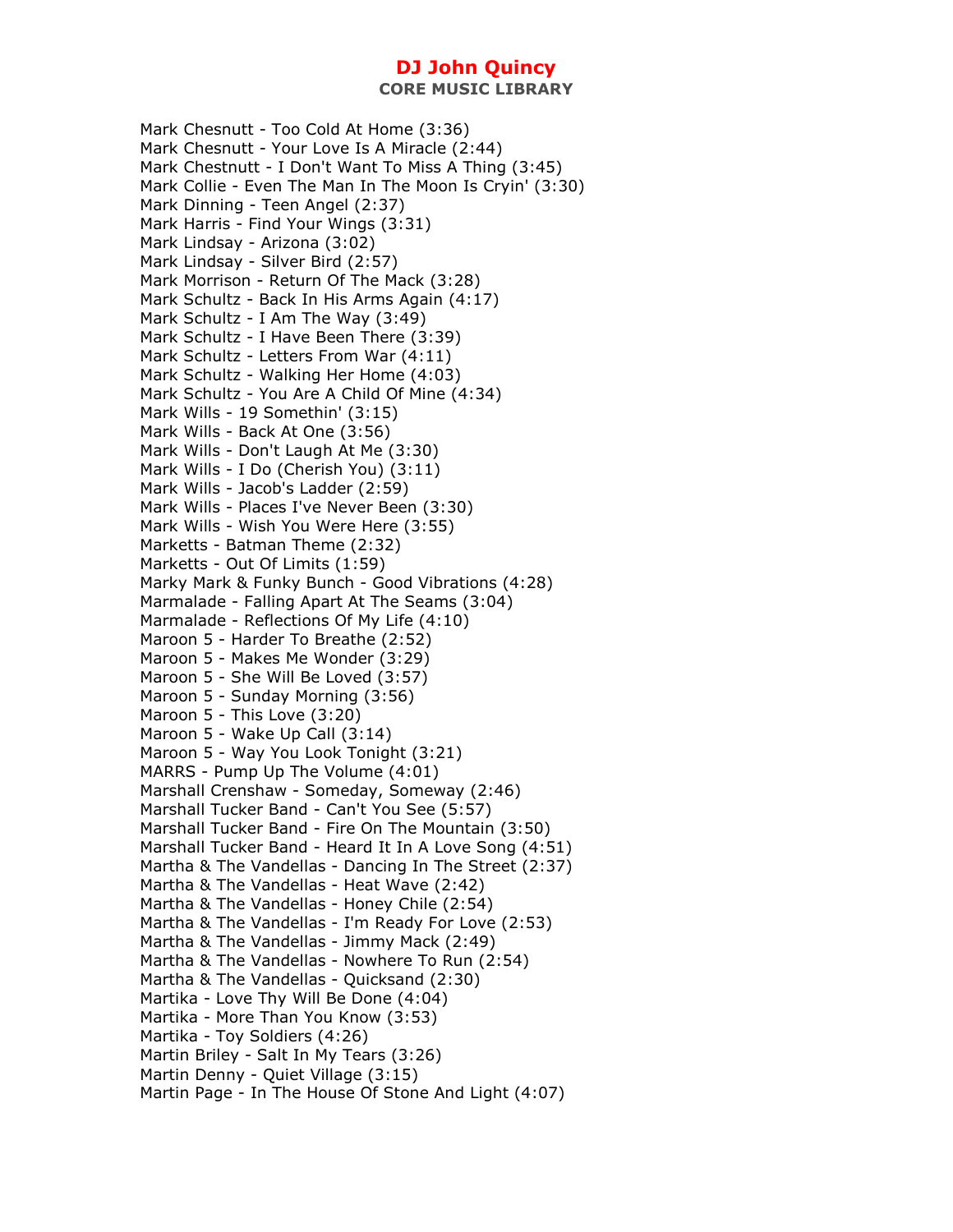# DJ John Quincy

**CORE MUSIC LIBRARY**

Mark Chesnutt - Too Cold At Home (3:36)
Mark Chesnutt - Your Love Is A Miracle (2:44)
Mark Chestnutt - I Don't Want To Miss A Thing (3:45)
Mark Collie - Even The Man In The Moon Is Cryin' (3:30)
Mark Dinning - Teen Angel (2:37)
Mark Harris - Find Your Wings (3:31)
Mark Lindsay - Arizona (3:02)
Mark Lindsay - Silver Bird (2:57)
Mark Morrison - Return Of The Mack (3:28)
Mark Schultz - Back In His Arms Again (4:17)
Mark Schultz - I Am The Way (3:49)
Mark Schultz - I Have Been There (3:39)
Mark Schultz - Letters From War (4:11)
Mark Schultz - Walking Her Home (4:03)
Mark Schultz - You Are A Child Of Mine (4:34)
Mark Wills - 19 Somethin' (3:15)
Mark Wills - Back At One (3:56)
Mark Wills - Don't Laugh At Me (3:30)
Mark Wills - I Do (Cherish You) (3:11)
Mark Wills - Jacob's Ladder (2:59)
Mark Wills - Places I've Never Been (3:30)
Mark Wills - Wish You Were Here (3:55)
Marketts - Batman Theme (2:32)
Marketts - Out Of Limits (1:59)
Marky Mark & Funky Bunch - Good Vibrations (4:28)
Marmalade - Falling Apart At The Seams (3:04)
Marmalade - Reflections Of My Life (4:10)
Maroon 5 - Harder To Breathe (2:52)
Maroon 5 - Makes Me Wonder (3:29)
Maroon 5 - She Will Be Loved (3:57)
Maroon 5 - Sunday Morning (3:56)
Maroon 5 - This Love (3:20)
Maroon 5 - Wake Up Call (3:14)
Maroon 5 - Way You Look Tonight (3:21)
MARRS - Pump Up The Volume (4:01)
Marshall Crenshaw - Someday, Someway (2:46)
Marshall Tucker Band - Can't You See (5:57)
Marshall Tucker Band - Fire On The Mountain (3:50)
Marshall Tucker Band - Heard It In A Love Song (4:51)
Martha & The Vandellas - Dancing In The Street (2:37)
Martha & The Vandellas - Heat Wave (2:42)
Martha & The Vandellas - Honey Chile (2:54)
Martha & The Vandellas - I'm Ready For Love (2:53)
Martha & The Vandellas - Jimmy Mack (2:49)
Martha & The Vandellas - Nowhere To Run (2:54)
Martha & The Vandellas - Quicksand (2:30)
Martika - Love Thy Will Be Done (4:04)
Martika - More Than You Know (3:53)
Martika - Toy Soldiers (4:26)
Martin Briley - Salt In My Tears (3:26)
Martin Denny - Quiet Village (3:15)
Martin Page - In The House Of Stone And Light (4:07)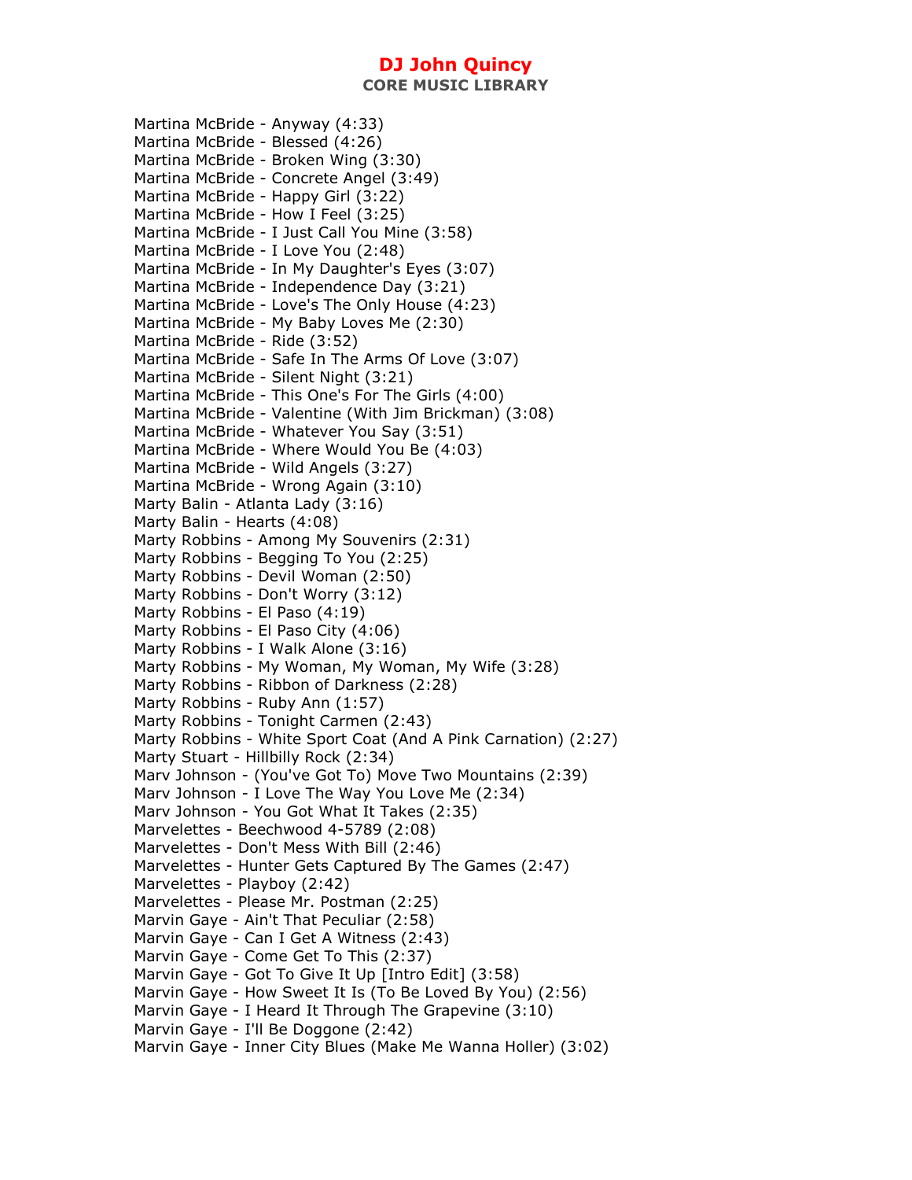Martina McBride - Anyway (4:33)
Martina McBride - Blessed (4:26)
Martina McBride - Broken Wing (3:30)
Martina McBride - Concrete Angel (3:49)
Martina McBride - Happy Girl (3:22)
Martina McBride - How I Feel (3:25)
Martina McBride - I Just Call You Mine (3:58)
Martina McBride - I Love You (2:48)
Martina McBride - In My Daughter's Eyes (3:07)
Martina McBride - Independence Day (3:21)
Martina McBride - Love's The Only House (4:23)
Martina McBride - My Baby Loves Me (2:30)
Martina McBride - Ride (3:52)
Martina McBride - Safe In The Arms Of Love (3:07)
Martina McBride - Silent Night (3:21)
Martina McBride - This One's For The Girls (4:00)
Martina McBride - Valentine (With Jim Brickman) (3:08)
Martina McBride - Whatever You Say (3:51)
Martina McBride - Where Would You Be (4:03)
Martina McBride - Wild Angels (3:27)
Martina McBride - Wrong Again (3:10)
Marty Balin - Atlanta Lady (3:16)
Marty Balin - Hearts (4:08)
Marty Robbins - Among My Souvenirs (2:31)
Marty Robbins - Begging To You (2:25)
Marty Robbins - Devil Woman (2:50)
Marty Robbins - Don't Worry (3:12)
Marty Robbins - El Paso (4:19)
Marty Robbins - El Paso City (4:06)
Marty Robbins - I Walk Alone (3:16)
Marty Robbins - My Woman, My Woman, My Wife (3:28)
Marty Robbins - Ribbon of Darkness (2:28)
Marty Robbins - Ruby Ann (1:57)
Marty Robbins - Tonight Carmen (2:43)
Marty Robbins - White Sport Coat (And A Pink Carnation) (2:27)
Marty Stuart - Hillbilly Rock (2:34)
Marv Johnson - (You've Got To) Move Two Mountains (2:39)
Marv Johnson - I Love The Way You Love Me (2:34)
Marv Johnson - You Got What It Takes (2:35)
Marvelettes - Beechwood 4-5789 (2:08)
Marvelettes - Don't Mess With Bill (2:46)
Marvelettes - Hunter Gets Captured By The Games (2:47)
Marvelettes - Playboy (2:42)
Marvelettes - Please Mr. Postman (2:25)
Marvin Gaye - Ain't That Peculiar (2:58)
Marvin Gaye - Can I Get A Witness (2:43)
Marvin Gaye - Come Get To This (2:37)
Marvin Gaye - Got To Give It Up [Intro Edit] (3:58)
Marvin Gaye - How Sweet It Is (To Be Loved By You) (2:56)
Marvin Gaye - I Heard It Through The Grapevine (3:10)
Marvin Gaye - I'll Be Doggone (2:42)
Marvin Gaye - Inner City Blues (Make Me Wanna Holler) (3:02)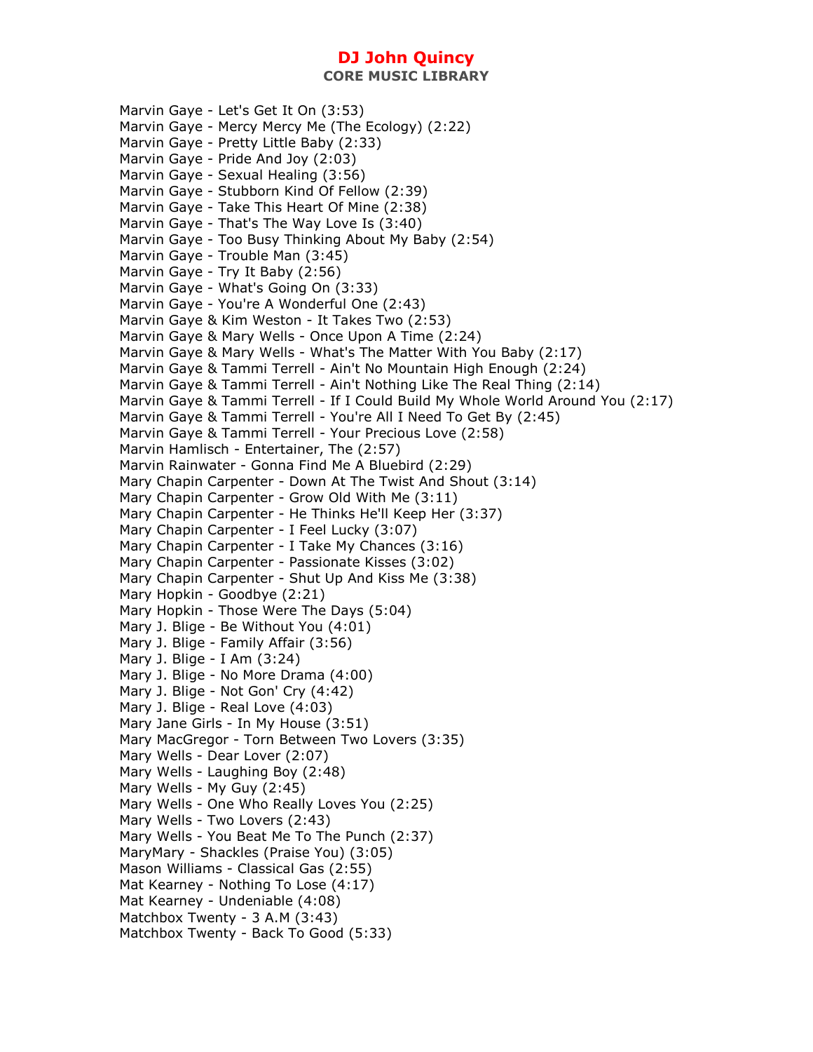Marvin Gaye - Let's Get It On (3:53)
Marvin Gaye - Mercy Mercy Me (The Ecology) (2:22)
Marvin Gaye - Pretty Little Baby (2:33)
Marvin Gaye - Pride And Joy (2:03)
Marvin Gaye - Sexual Healing (3:56)
Marvin Gaye - Stubborn Kind Of Fellow (2:39)
Marvin Gaye - Take This Heart Of Mine (2:38)
Marvin Gaye - That's The Way Love Is (3:40)
Marvin Gaye - Too Busy Thinking About My Baby (2:54)
Marvin Gaye - Trouble Man (3:45)
Marvin Gaye - Try It Baby (2:56)
Marvin Gaye - What's Going On (3:33)
Marvin Gaye - You're A Wonderful One (2:43)
Marvin Gaye & Kim Weston - It Takes Two (2:53)
Marvin Gaye & Mary Wells - Once Upon A Time (2:24)
Marvin Gaye & Mary Wells - What's The Matter With You Baby (2:17)
Marvin Gaye & Tammi Terrell - Ain't No Mountain High Enough (2:24)
Marvin Gaye & Tammi Terrell - Ain't Nothing Like The Real Thing (2:14)
Marvin Gaye & Tammi Terrell - If I Could Build My Whole World Around You (2:17)
Marvin Gaye & Tammi Terrell - You're All I Need To Get By (2:45)
Marvin Gaye & Tammi Terrell - Your Precious Love (2:58)
Marvin Hamlisch - Entertainer, The (2:57)
Marvin Rainwater - Gonna Find Me A Bluebird (2:29)
Mary Chapin Carpenter - Down At The Twist And Shout (3:14)
Mary Chapin Carpenter - Grow Old With Me (3:11)
Mary Chapin Carpenter - He Thinks He'll Keep Her (3:37)
Mary Chapin Carpenter - I Feel Lucky (3:07)
Mary Chapin Carpenter - I Take My Chances (3:16)
Mary Chapin Carpenter - Passionate Kisses (3:02)
Mary Chapin Carpenter - Shut Up And Kiss Me (3:38)
Mary Hopkin - Goodbye (2:21)
Mary Hopkin - Those Were The Days (5:04)
Mary J. Blige - Be Without You (4:01)
Mary J. Blige - Family Affair (3:56)
Mary J. Blige - I Am (3:24)
Mary J. Blige - No More Drama (4:00)
Mary J. Blige - Not Gon' Cry (4:42)
Mary J. Blige - Real Love (4:03)
Mary Jane Girls - In My House (3:51)
Mary MacGregor - Torn Between Two Lovers (3:35)
Mary Wells - Dear Lover (2:07)
Mary Wells - Laughing Boy (2:48)
Mary Wells - My Guy (2:45)
Mary Wells - One Who Really Loves You (2:25)
Mary Wells - Two Lovers (2:43)
Mary Wells - You Beat Me To The Punch (2:37)
MaryMary - Shackles (Praise You) (3:05)
Mason Williams - Classical Gas (2:55)
Mat Kearney - Nothing To Lose (4:17)
Mat Kearney - Undeniable (4:08)
Matchbox Twenty - 3 A.M (3:43)
Matchbox Twenty - Back To Good (5:33)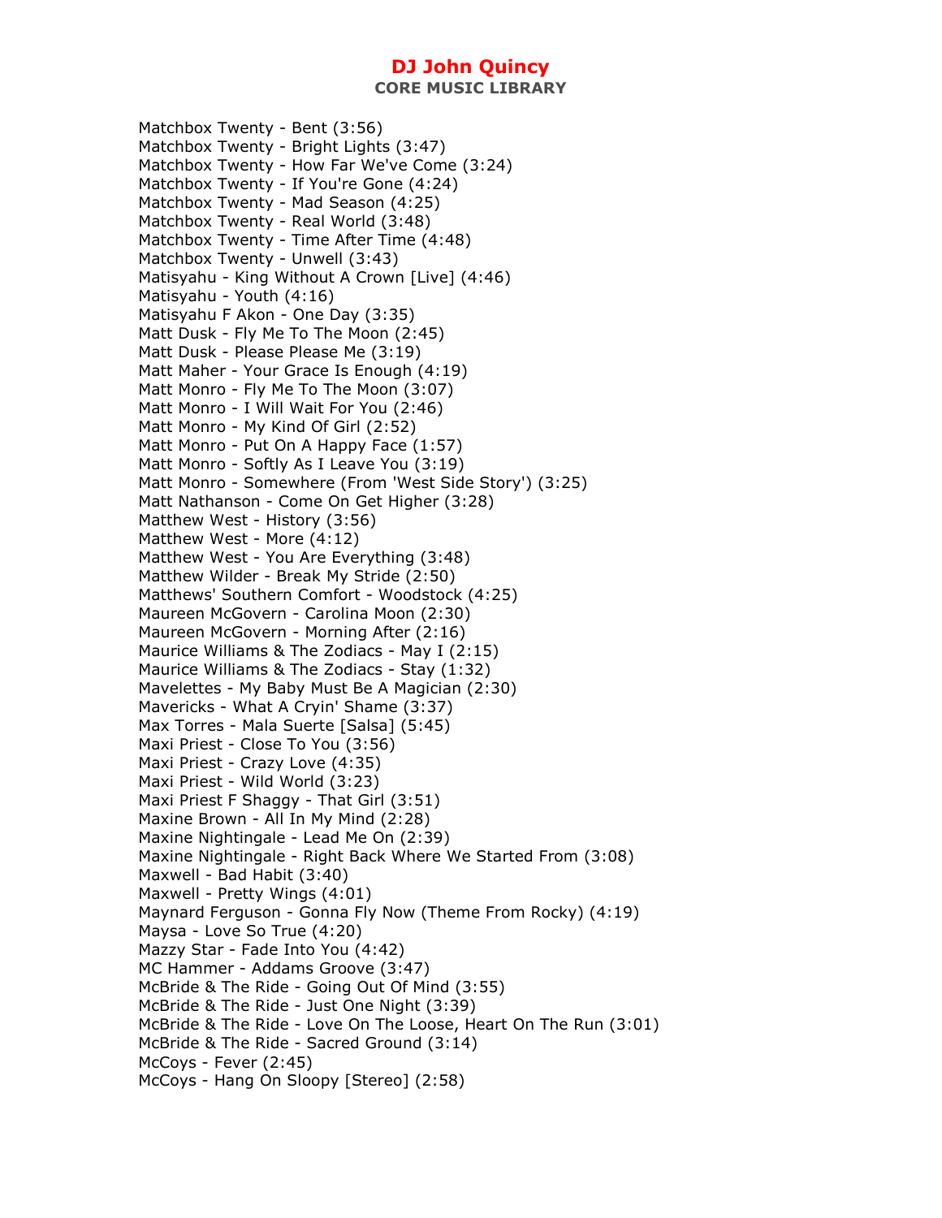Matchbox Twenty - Bent (3:56)
Matchbox Twenty - Bright Lights (3:47)
Matchbox Twenty - How Far We've Come (3:24)
Matchbox Twenty - If You're Gone (4:24)
Matchbox Twenty - Mad Season (4:25)
Matchbox Twenty - Real World (3:48)
Matchbox Twenty - Time After Time (4:48)
Matchbox Twenty - Unwell (3:43)
Matisyahu - King Without A Crown [Live] (4:46)
Matisyahu - Youth (4:16)
Matisyahu F Akon - One Day (3:35)
Matt Dusk - Fly Me To The Moon (2:45)
Matt Dusk - Please Please Me (3:19)
Matt Maher - Your Grace Is Enough (4:19)
Matt Monro - Fly Me To The Moon (3:07)
Matt Monro - I Will Wait For You (2:46)
Matt Monro - My Kind Of Girl (2:52)
Matt Monro - Put On A Happy Face (1:57)
Matt Monro - Softly As I Leave You (3:19)
Matt Monro - Somewhere (From 'West Side Story') (3:25)
Matt Nathanson - Come On Get Higher (3:28)
Matthew West - History (3:56)
Matthew West - More (4:12)
Matthew West - You Are Everything (3:48)
Matthew Wilder - Break My Stride (2:50)
Matthews' Southern Comfort - Woodstock (4:25)
Maureen McGovern - Carolina Moon (2:30)
Maureen McGovern - Morning After (2:16)
Maurice Williams & The Zodiacs - May I (2:15)
Maurice Williams & The Zodiacs - Stay (1:32)
Mavelettes - My Baby Must Be A Magician (2:30)
Mavericks - What A Cryin' Shame (3:37)
Max Torres - Mala Suerte [Salsa] (5:45)
Maxi Priest - Close To You (3:56)
Maxi Priest - Crazy Love (4:35)
Maxi Priest - Wild World (3:23)
Maxi Priest F Shaggy - That Girl (3:51)
Maxine Brown - All In My Mind (2:28)
Maxine Nightingale - Lead Me On (2:39)
Maxine Nightingale - Right Back Where We Started From (3:08)
Maxwell - Bad Habit (3:40)
Maxwell - Pretty Wings (4:01)
Maynard Ferguson - Gonna Fly Now (Theme From Rocky) (4:19)
Maysa - Love So True (4:20)
Mazzy Star - Fade Into You (4:42)
MC Hammer - Addams Groove (3:47)
McBride & The Ride - Going Out Of Mind (3:55)
McBride & The Ride - Just One Night (3:39)
McBride & The Ride - Love On The Loose, Heart On The Run (3:01)
McBride & The Ride - Sacred Ground (3:14)
McCoys - Fever (2:45)
McCoys - Hang On Sloopy [Stereo] (2:58)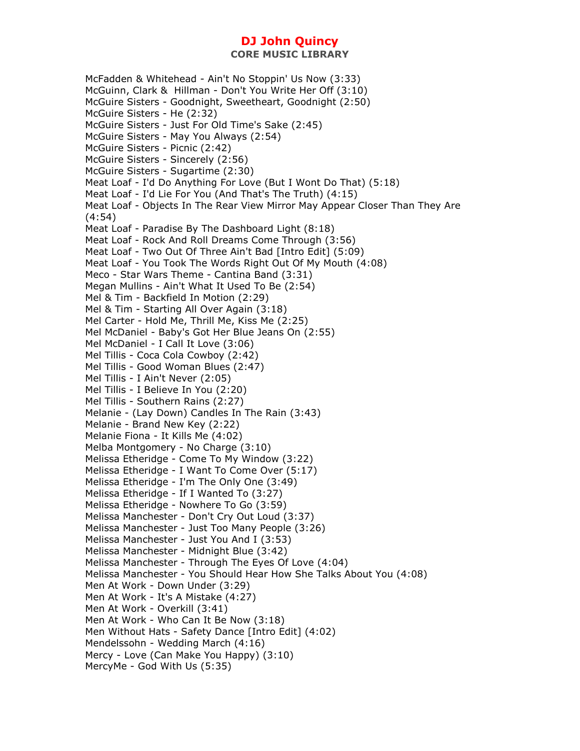McFadden & Whitehead - Ain't No Stoppin' Us Now (3:33)
McGuinn, Clark &  Hillman - Don't You Write Her Off (3:10)
McGuire Sisters - Goodnight, Sweetheart, Goodnight (2:50)
McGuire Sisters - He (2:32)
McGuire Sisters - Just For Old Time's Sake (2:45)
McGuire Sisters - May You Always (2:54)
McGuire Sisters - Picnic (2:42)
McGuire Sisters - Sincerely (2:56)
McGuire Sisters - Sugartime (2:30)
Meat Loaf - I'd Do Anything For Love (But I Wont Do That) (5:18)
Meat Loaf - I'd Lie For You (And That's The Truth) (4:15)
Meat Loaf - Objects In The Rear View Mirror May Appear Closer Than They Are (4:54)
Meat Loaf - Paradise By The Dashboard Light (8:18)
Meat Loaf - Rock And Roll Dreams Come Through (3:56)
Meat Loaf - Two Out Of Three Ain't Bad [Intro Edit] (5:09)
Meat Loaf - You Took The Words Right Out Of My Mouth (4:08)
Meco - Star Wars Theme - Cantina Band (3:31)
Megan Mullins - Ain't What It Used To Be (2:54)
Mel & Tim - Backfield In Motion (2:29)
Mel & Tim - Starting All Over Again (3:18)
Mel Carter - Hold Me, Thrill Me, Kiss Me (2:25)
Mel McDaniel - Baby's Got Her Blue Jeans On (2:55)
Mel McDaniel - I Call It Love (3:06)
Mel Tillis - Coca Cola Cowboy (2:42)
Mel Tillis - Good Woman Blues (2:47)
Mel Tillis - I Ain't Never (2:05)
Mel Tillis - I Believe In You (2:20)
Mel Tillis - Southern Rains (2:27)
Melanie - (Lay Down) Candles In The Rain (3:43)
Melanie - Brand New Key (2:22)
Melanie Fiona - It Kills Me (4:02)
Melba Montgomery - No Charge (3:10)
Melissa Etheridge - Come To My Window (3:22)
Melissa Etheridge - I Want To Come Over (5:17)
Melissa Etheridge - I'm The Only One (3:49)
Melissa Etheridge - If I Wanted To (3:27)
Melissa Etheridge - Nowhere To Go (3:59)
Melissa Manchester - Don't Cry Out Loud (3:37)
Melissa Manchester - Just Too Many People (3:26)
Melissa Manchester - Just You And I (3:53)
Melissa Manchester - Midnight Blue (3:42)
Melissa Manchester - Through The Eyes Of Love (4:04)
Melissa Manchester - You Should Hear How She Talks About You (4:08)
Men At Work - Down Under (3:29)
Men At Work - It's A Mistake (4:27)
Men At Work - Overkill (3:41)
Men At Work - Who Can It Be Now (3:18)
Men Without Hats - Safety Dance [Intro Edit] (4:02)
Mendelssohn - Wedding March (4:16)
Mercy - Love (Can Make You Happy) (3:10)
MercyMe - God With Us (5:35)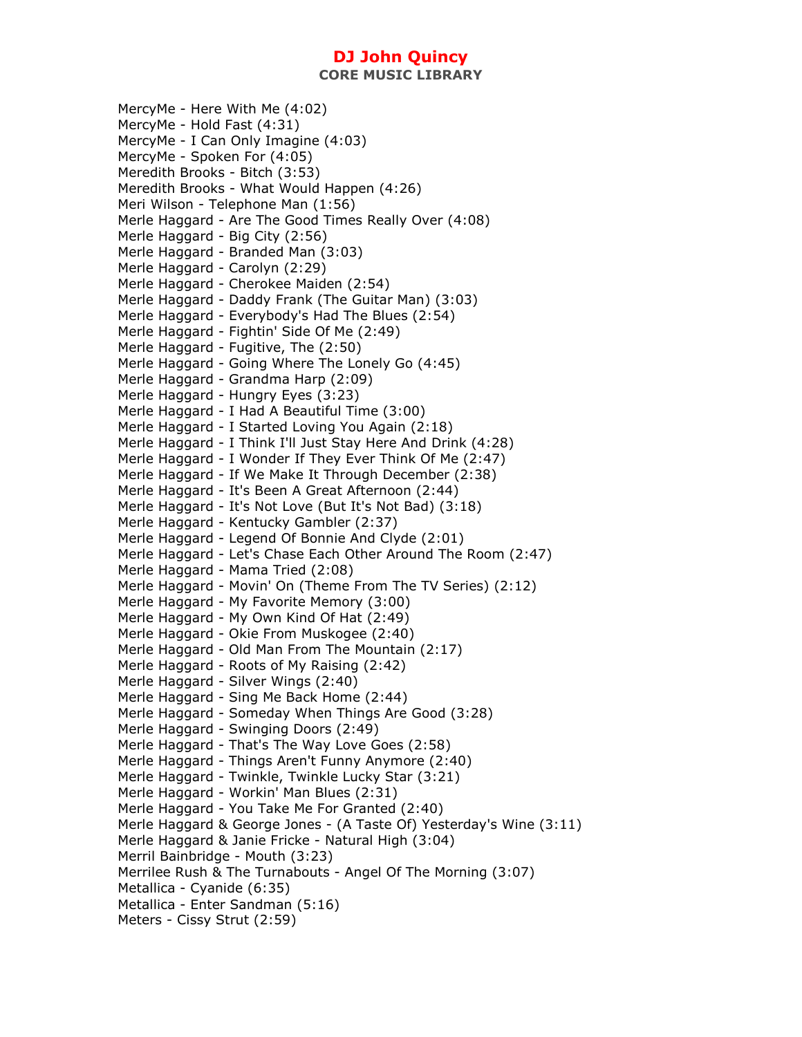MercyMe - Here With Me (4:02)
MercyMe - Hold Fast (4:31)
MercyMe - I Can Only Imagine (4:03)
MercyMe - Spoken For (4:05)
Meredith Brooks - Bitch (3:53)
Meredith Brooks - What Would Happen (4:26)
Meri Wilson - Telephone Man (1:56)
Merle Haggard - Are The Good Times Really Over (4:08)
Merle Haggard - Big City (2:56)
Merle Haggard - Branded Man (3:03)
Merle Haggard - Carolyn (2:29)
Merle Haggard - Cherokee Maiden (2:54)
Merle Haggard - Daddy Frank (The Guitar Man) (3:03)
Merle Haggard - Everybody's Had The Blues (2:54)
Merle Haggard - Fightin' Side Of Me (2:49)
Merle Haggard - Fugitive, The (2:50)
Merle Haggard - Going Where The Lonely Go (4:45)
Merle Haggard - Grandma Harp (2:09)
Merle Haggard - Hungry Eyes (3:23)
Merle Haggard - I Had A Beautiful Time (3:00)
Merle Haggard - I Started Loving You Again (2:18)
Merle Haggard - I Think I'll Just Stay Here And Drink (4:28)
Merle Haggard - I Wonder If They Ever Think Of Me (2:47)
Merle Haggard - If We Make It Through December (2:38)
Merle Haggard - It's Been A Great Afternoon (2:44)
Merle Haggard - It's Not Love (But It's Not Bad) (3:18)
Merle Haggard - Kentucky Gambler (2:37)
Merle Haggard - Legend Of Bonnie And Clyde (2:01)
Merle Haggard - Let's Chase Each Other Around The Room (2:47)
Merle Haggard - Mama Tried (2:08)
Merle Haggard - Movin' On (Theme From The TV Series) (2:12)
Merle Haggard - My Favorite Memory (3:00)
Merle Haggard - My Own Kind Of Hat (2:49)
Merle Haggard - Okie From Muskogee (2:40)
Merle Haggard - Old Man From The Mountain (2:17)
Merle Haggard - Roots of My Raising (2:42)
Merle Haggard - Silver Wings (2:40)
Merle Haggard - Sing Me Back Home (2:44)
Merle Haggard - Someday When Things Are Good (3:28)
Merle Haggard - Swinging Doors (2:49)
Merle Haggard - That's The Way Love Goes (2:58)
Merle Haggard - Things Aren't Funny Anymore (2:40)
Merle Haggard - Twinkle, Twinkle Lucky Star (3:21)
Merle Haggard - Workin' Man Blues (2:31)
Merle Haggard - You Take Me For Granted (2:40)
Merle Haggard & George Jones - (A Taste Of) Yesterday's Wine (3:11)
Merle Haggard & Janie Fricke - Natural High (3:04)
Merril Bainbridge - Mouth (3:23)
Merrilee Rush & The Turnabouts - Angel Of The Morning (3:07)
Metallica - Cyanide (6:35)
Metallica - Enter Sandman (5:16)
Meters - Cissy Strut (2:59)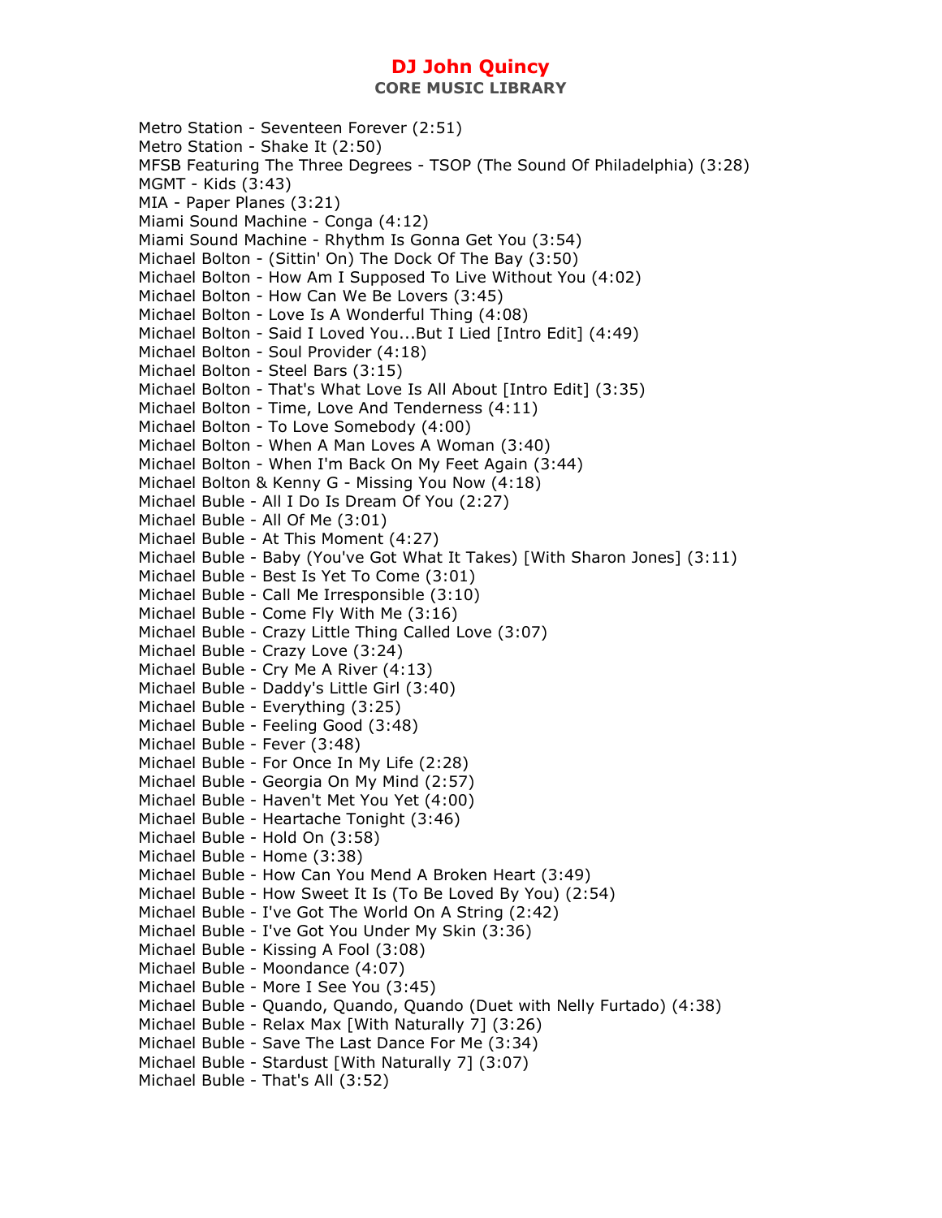Metro Station - Seventeen Forever (2:51)
Metro Station - Shake It (2:50)
MFSB Featuring The Three Degrees - TSOP (The Sound Of Philadelphia) (3:28)
MGMT - Kids (3:43)
MIA - Paper Planes (3:21)
Miami Sound Machine - Conga (4:12)
Miami Sound Machine - Rhythm Is Gonna Get You (3:54)
Michael Bolton - (Sittin' On) The Dock Of The Bay (3:50)
Michael Bolton - How Am I Supposed To Live Without You (4:02)
Michael Bolton - How Can We Be Lovers (3:45)
Michael Bolton - Love Is A Wonderful Thing (4:08)
Michael Bolton - Said I Loved You...But I Lied [Intro Edit] (4:49)
Michael Bolton - Soul Provider (4:18)
Michael Bolton - Steel Bars (3:15)
Michael Bolton - That's What Love Is All About [Intro Edit] (3:35)
Michael Bolton - Time, Love And Tenderness (4:11)
Michael Bolton - To Love Somebody (4:00)
Michael Bolton - When A Man Loves A Woman (3:40)
Michael Bolton - When I'm Back On My Feet Again (3:44)
Michael Bolton & Kenny G - Missing You Now (4:18)
Michael Buble - All I Do Is Dream Of You (2:27)
Michael Buble - All Of Me (3:01)
Michael Buble - At This Moment (4:27)
Michael Buble - Baby (You've Got What It Takes) [With Sharon Jones] (3:11)
Michael Buble - Best Is Yet To Come (3:01)
Michael Buble - Call Me Irresponsible (3:10)
Michael Buble - Come Fly With Me (3:16)
Michael Buble - Crazy Little Thing Called Love (3:07)
Michael Buble - Crazy Love (3:24)
Michael Buble - Cry Me A River (4:13)
Michael Buble - Daddy's Little Girl (3:40)
Michael Buble - Everything (3:25)
Michael Buble - Feeling Good (3:48)
Michael Buble - Fever (3:48)
Michael Buble - For Once In My Life (2:28)
Michael Buble - Georgia On My Mind (2:57)
Michael Buble - Haven't Met You Yet (4:00)
Michael Buble - Heartache Tonight (3:46)
Michael Buble - Hold On (3:58)
Michael Buble - Home (3:38)
Michael Buble - How Can You Mend A Broken Heart (3:49)
Michael Buble - How Sweet It Is (To Be Loved By You) (2:54)
Michael Buble - I've Got The World On A String (2:42)
Michael Buble - I've Got You Under My Skin (3:36)
Michael Buble - Kissing A Fool (3:08)
Michael Buble - Moondance (4:07)
Michael Buble - More I See You (3:45)
Michael Buble - Quando, Quando, Quando (Duet with Nelly Furtado) (4:38)
Michael Buble - Relax Max [With Naturally 7] (3:26)
Michael Buble - Save The Last Dance For Me (3:34)
Michael Buble - Stardust [With Naturally 7] (3:07)
Michael Buble - That's All (3:52)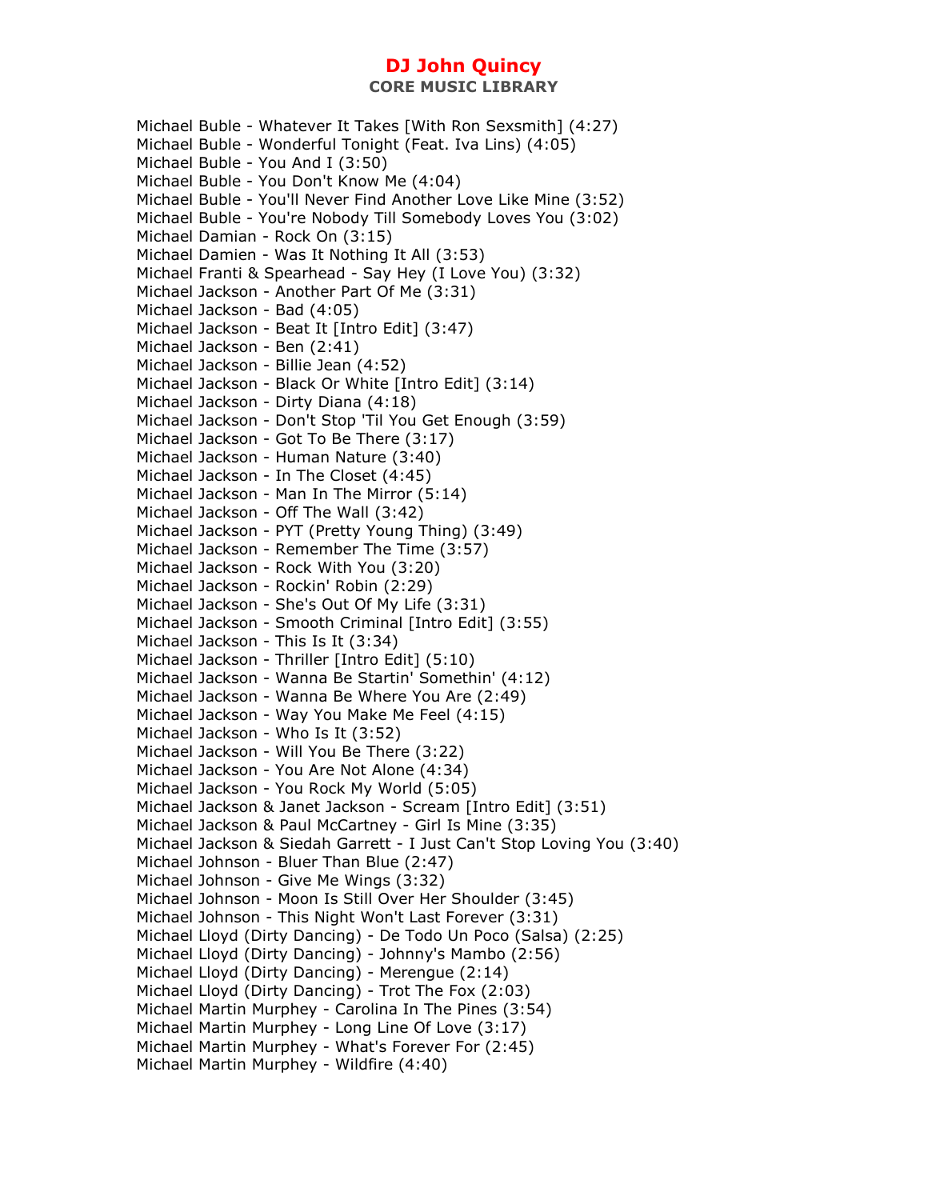Michael Buble - Whatever It Takes [With Ron Sexsmith] (4:27)
Michael Buble - Wonderful Tonight (Feat. Iva Lins) (4:05)
Michael Buble - You And I (3:50)
Michael Buble - You Don't Know Me (4:04)
Michael Buble - You'll Never Find Another Love Like Mine (3:52)
Michael Buble - You're Nobody Till Somebody Loves You (3:02)
Michael Damian - Rock On (3:15)
Michael Damien - Was It Nothing It All (3:53)
Michael Franti & Spearhead - Say Hey (I Love You) (3:32)
Michael Jackson - Another Part Of Me (3:31)
Michael Jackson - Bad (4:05)
Michael Jackson - Beat It [Intro Edit] (3:47)
Michael Jackson - Ben (2:41)
Michael Jackson - Billie Jean (4:52)
Michael Jackson - Black Or White [Intro Edit] (3:14)
Michael Jackson - Dirty Diana (4:18)
Michael Jackson - Don't Stop 'Til You Get Enough (3:59)
Michael Jackson - Got To Be There (3:17)
Michael Jackson - Human Nature (3:40)
Michael Jackson - In The Closet (4:45)
Michael Jackson - Man In The Mirror (5:14)
Michael Jackson - Off The Wall (3:42)
Michael Jackson - PYT (Pretty Young Thing) (3:49)
Michael Jackson - Remember The Time (3:57)
Michael Jackson - Rock With You (3:20)
Michael Jackson - Rockin' Robin (2:29)
Michael Jackson - She's Out Of My Life (3:31)
Michael Jackson - Smooth Criminal [Intro Edit] (3:55)
Michael Jackson - This Is It (3:34)
Michael Jackson - Thriller [Intro Edit] (5:10)
Michael Jackson - Wanna Be Startin' Somethin' (4:12)
Michael Jackson - Wanna Be Where You Are (2:49)
Michael Jackson - Way You Make Me Feel (4:15)
Michael Jackson - Who Is It (3:52)
Michael Jackson - Will You Be There (3:22)
Michael Jackson - You Are Not Alone (4:34)
Michael Jackson - You Rock My World (5:05)
Michael Jackson & Janet Jackson - Scream [Intro Edit] (3:51)
Michael Jackson & Paul McCartney - Girl Is Mine (3:35)
Michael Jackson & Siedah Garrett - I Just Can't Stop Loving You (3:40)
Michael Johnson - Bluer Than Blue (2:47)
Michael Johnson - Give Me Wings (3:32)
Michael Johnson - Moon Is Still Over Her Shoulder (3:45)
Michael Johnson - This Night Won't Last Forever (3:31)
Michael Lloyd (Dirty Dancing) - De Todo Un Poco (Salsa) (2:25)
Michael Lloyd (Dirty Dancing) - Johnny's Mambo (2:56)
Michael Lloyd (Dirty Dancing) - Merengue (2:14)
Michael Lloyd (Dirty Dancing) - Trot The Fox (2:03)
Michael Martin Murphey - Carolina In The Pines (3:54)
Michael Martin Murphey - Long Line Of Love (3:17)
Michael Martin Murphey - What's Forever For (2:45)
Michael Martin Murphey - Wildfire (4:40)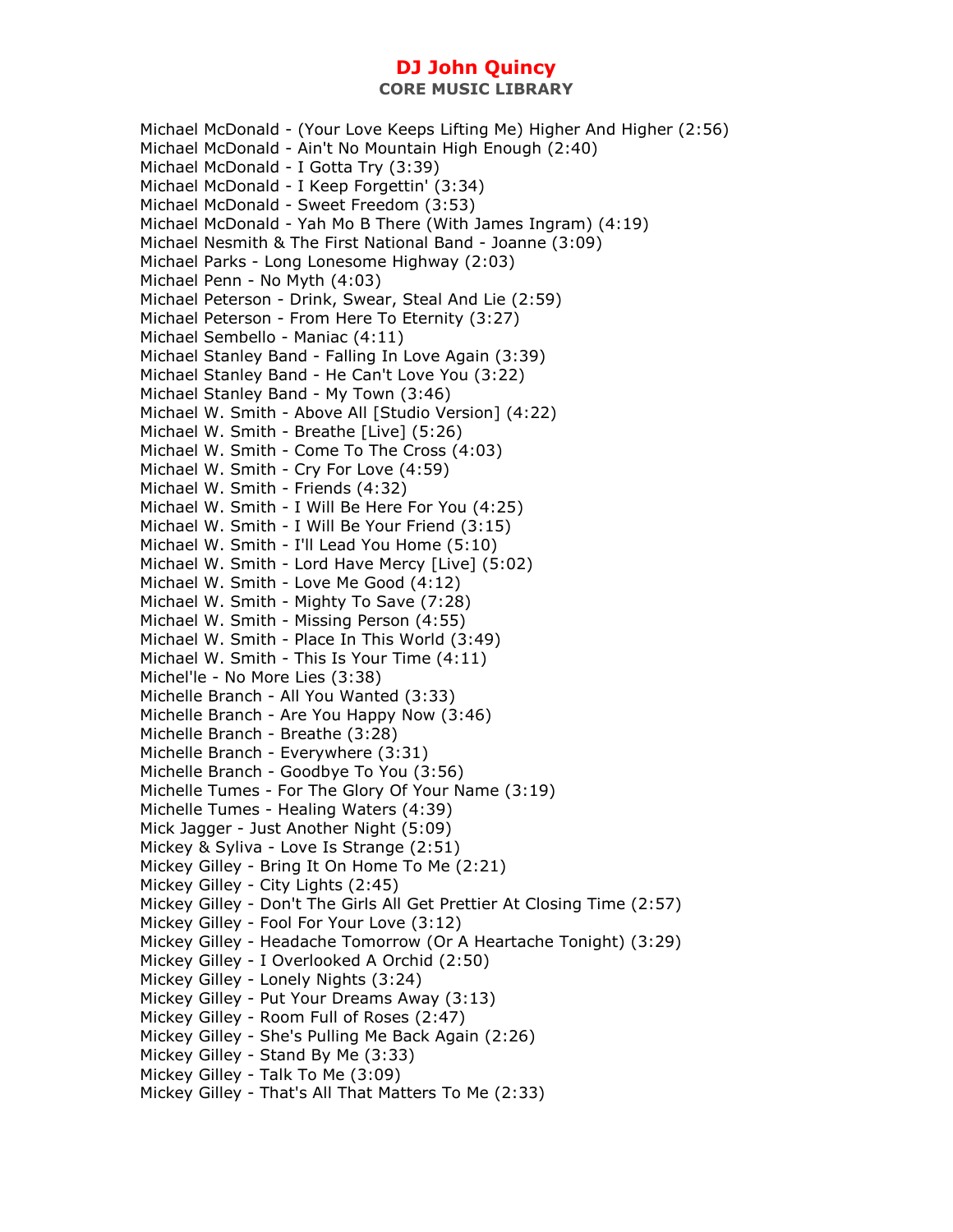Michael McDonald - (Your Love Keeps Lifting Me) Higher And Higher (2:56)
Michael McDonald - Ain't No Mountain High Enough (2:40)
Michael McDonald - I Gotta Try (3:39)
Michael McDonald - I Keep Forgettin' (3:34)
Michael McDonald - Sweet Freedom (3:53)
Michael McDonald - Yah Mo B There (With James Ingram) (4:19)
Michael Nesmith & The First National Band - Joanne (3:09)
Michael Parks - Long Lonesome Highway (2:03)
Michael Penn - No Myth (4:03)
Michael Peterson - Drink, Swear, Steal And Lie (2:59)
Michael Peterson - From Here To Eternity (3:27)
Michael Sembello - Maniac (4:11)
Michael Stanley Band - Falling In Love Again (3:39)
Michael Stanley Band - He Can't Love You (3:22)
Michael Stanley Band - My Town (3:46)
Michael W. Smith - Above All [Studio Version] (4:22)
Michael W. Smith - Breathe [Live] (5:26)
Michael W. Smith - Come To The Cross (4:03)
Michael W. Smith - Cry For Love (4:59)
Michael W. Smith - Friends (4:32)
Michael W. Smith - I Will Be Here For You (4:25)
Michael W. Smith - I Will Be Your Friend (3:15)
Michael W. Smith - I'll Lead You Home (5:10)
Michael W. Smith - Lord Have Mercy [Live] (5:02)
Michael W. Smith - Love Me Good (4:12)
Michael W. Smith - Mighty To Save (7:28)
Michael W. Smith - Missing Person (4:55)
Michael W. Smith - Place In This World (3:49)
Michael W. Smith - This Is Your Time (4:11)
Michel'le - No More Lies (3:38)
Michelle Branch - All You Wanted (3:33)
Michelle Branch - Are You Happy Now (3:46)
Michelle Branch - Breathe (3:28)
Michelle Branch - Everywhere (3:31)
Michelle Branch - Goodbye To You (3:56)
Michelle Tumes - For The Glory Of Your Name (3:19)
Michelle Tumes - Healing Waters (4:39)
Mick Jagger - Just Another Night (5:09)
Mickey & Syliva - Love Is Strange (2:51)
Mickey Gilley - Bring It On Home To Me (2:21)
Mickey Gilley - City Lights (2:45)
Mickey Gilley - Don't The Girls All Get Prettier At Closing Time (2:57)
Mickey Gilley - Fool For Your Love (3:12)
Mickey Gilley - Headache Tomorrow (Or A Heartache Tonight) (3:29)
Mickey Gilley - I Overlooked A Orchid (2:50)
Mickey Gilley - Lonely Nights (3:24)
Mickey Gilley - Put Your Dreams Away (3:13)
Mickey Gilley - Room Full of Roses (2:47)
Mickey Gilley - She's Pulling Me Back Again (2:26)
Mickey Gilley - Stand By Me (3:33)
Mickey Gilley - Talk To Me (3:09)
Mickey Gilley - That's All That Matters To Me (2:33)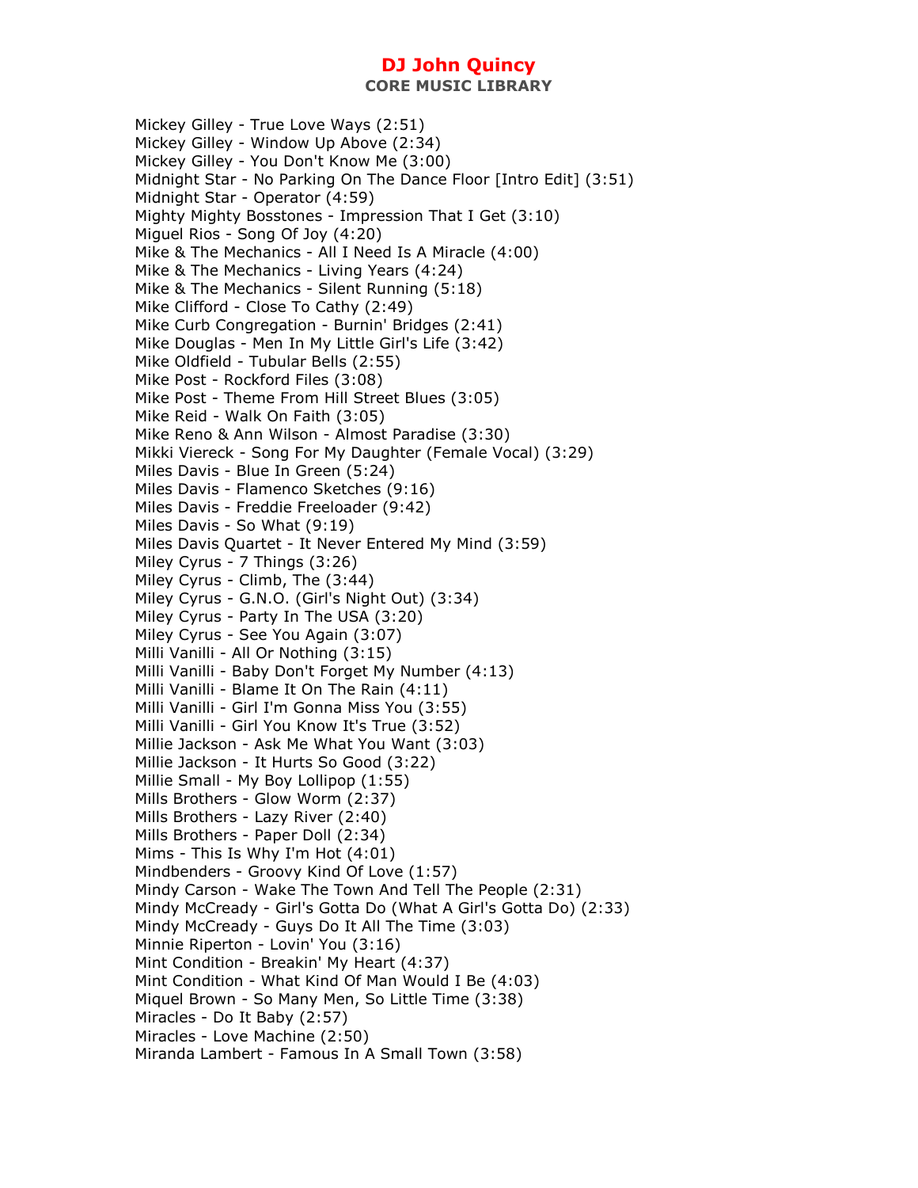Mickey Gilley - True Love Ways (2:51)
Mickey Gilley - Window Up Above (2:34)
Mickey Gilley - You Don't Know Me (3:00)
Midnight Star - No Parking On The Dance Floor [Intro Edit] (3:51)
Midnight Star - Operator (4:59)
Mighty Mighty Bosstones - Impression That I Get (3:10)
Miguel Rios - Song Of Joy (4:20)
Mike & The Mechanics - All I Need Is A Miracle (4:00)
Mike & The Mechanics - Living Years (4:24)
Mike & The Mechanics - Silent Running (5:18)
Mike Clifford - Close To Cathy (2:49)
Mike Curb Congregation - Burnin' Bridges (2:41)
Mike Douglas - Men In My Little Girl's Life (3:42)
Mike Oldfield - Tubular Bells (2:55)
Mike Post - Rockford Files (3:08)
Mike Post - Theme From Hill Street Blues (3:05)
Mike Reid - Walk On Faith (3:05)
Mike Reno & Ann Wilson - Almost Paradise (3:30)
Mikki Viereck - Song For My Daughter (Female Vocal) (3:29)
Miles Davis - Blue In Green (5:24)
Miles Davis - Flamenco Sketches (9:16)
Miles Davis - Freddie Freeloader (9:42)
Miles Davis - So What (9:19)
Miles Davis Quartet - It Never Entered My Mind (3:59)
Miley Cyrus - 7 Things (3:26)
Miley Cyrus - Climb, The (3:44)
Miley Cyrus - G.N.O. (Girl's Night Out) (3:34)
Miley Cyrus - Party In The USA (3:20)
Miley Cyrus - See You Again (3:07)
Milli Vanilli - All Or Nothing (3:15)
Milli Vanilli - Baby Don't Forget My Number (4:13)
Milli Vanilli - Blame It On The Rain (4:11)
Milli Vanilli - Girl I'm Gonna Miss You (3:55)
Milli Vanilli - Girl You Know It's True (3:52)
Millie Jackson - Ask Me What You Want (3:03)
Millie Jackson - It Hurts So Good (3:22)
Millie Small - My Boy Lollipop (1:55)
Mills Brothers - Glow Worm (2:37)
Mills Brothers - Lazy River (2:40)
Mills Brothers - Paper Doll (2:34)
Mims - This Is Why I'm Hot (4:01)
Mindbenders - Groovy Kind Of Love (1:57)
Mindy Carson - Wake The Town And Tell The People (2:31)
Mindy McCready - Girl's Gotta Do (What A Girl's Gotta Do) (2:33)
Mindy McCready - Guys Do It All The Time (3:03)
Minnie Riperton - Lovin' You (3:16)
Mint Condition - Breakin' My Heart (4:37)
Mint Condition - What Kind Of Man Would I Be (4:03)
Miquel Brown - So Many Men, So Little Time (3:38)
Miracles - Do It Baby (2:57)
Miracles - Love Machine (2:50)
Miranda Lambert - Famous In A Small Town (3:58)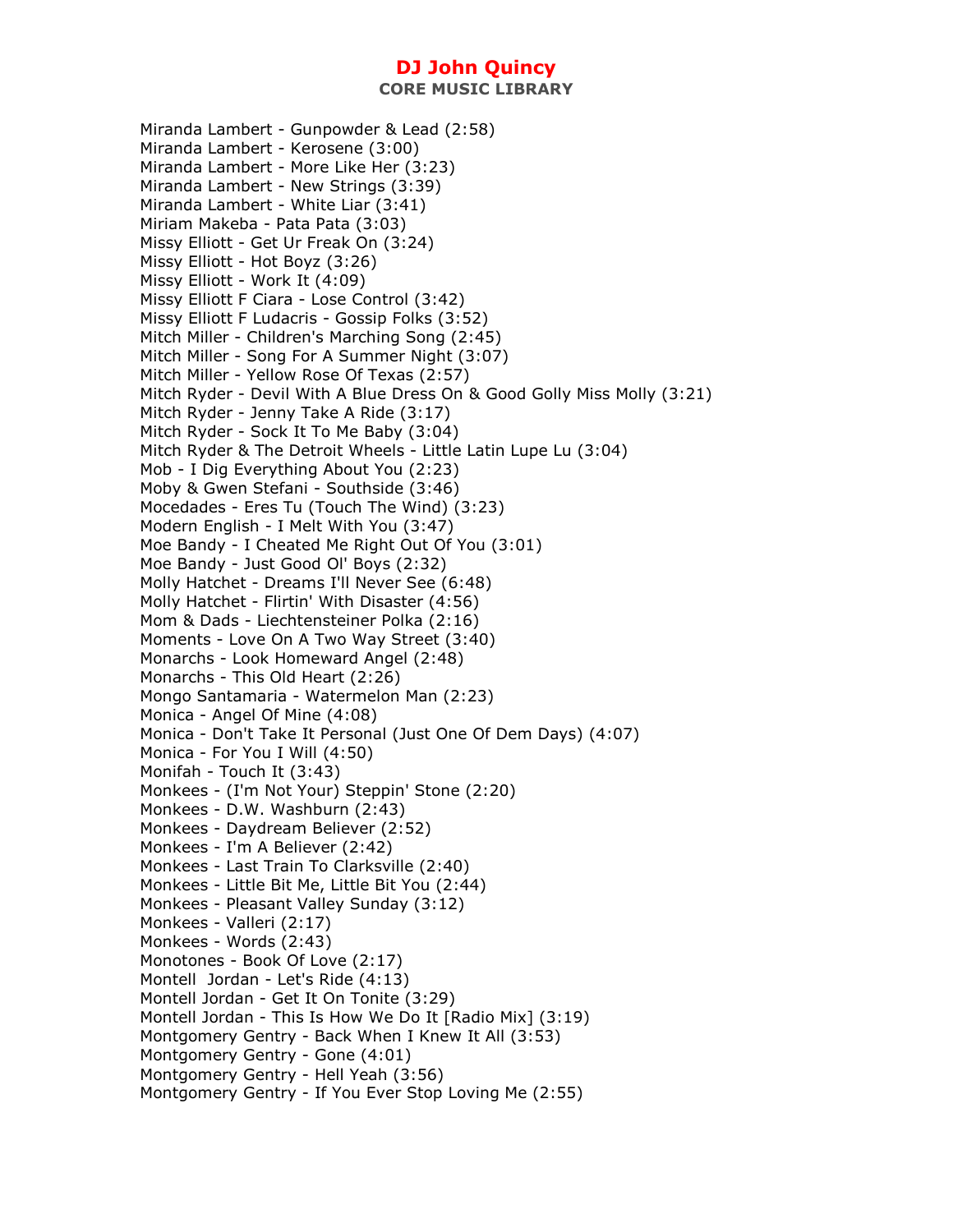Miranda Lambert - Gunpowder & Lead (2:58)
Miranda Lambert - Kerosene (3:00)
Miranda Lambert - More Like Her (3:23)
Miranda Lambert - New Strings (3:39)
Miranda Lambert - White Liar (3:41)
Miriam Makeba - Pata Pata (3:03)
Missy Elliott - Get Ur Freak On (3:24)
Missy Elliott - Hot Boyz (3:26)
Missy Elliott - Work It (4:09)
Missy Elliott F Ciara - Lose Control (3:42)
Missy Elliott F Ludacris - Gossip Folks (3:52)
Mitch Miller - Children's Marching Song (2:45)
Mitch Miller - Song For A Summer Night (3:07)
Mitch Miller - Yellow Rose Of Texas (2:57)
Mitch Ryder - Devil With A Blue Dress On & Good Golly Miss Molly (3:21)
Mitch Ryder - Jenny Take A Ride (3:17)
Mitch Ryder - Sock It To Me Baby (3:04)
Mitch Ryder & The Detroit Wheels - Little Latin Lupe Lu (3:04)
Mob - I Dig Everything About You (2:23)
Moby & Gwen Stefani - Southside (3:46)
Mocedades - Eres Tu (Touch The Wind) (3:23)
Modern English - I Melt With You (3:47)
Moe Bandy - I Cheated Me Right Out Of You (3:01)
Moe Bandy - Just Good Ol' Boys (2:32)
Molly Hatchet - Dreams I'll Never See (6:48)
Molly Hatchet - Flirtin' With Disaster (4:56)
Mom & Dads - Liechtensteiner Polka (2:16)
Moments - Love On A Two Way Street (3:40)
Monarchs - Look Homeward Angel (2:48)
Monarchs - This Old Heart (2:26)
Mongo Santamaria - Watermelon Man (2:23)
Monica - Angel Of Mine (4:08)
Monica - Don't Take It Personal (Just One Of Dem Days) (4:07)
Monica - For You I Will (4:50)
Monifah - Touch It (3:43)
Monkees - (I'm Not Your) Steppin' Stone (2:20)
Monkees - D.W. Washburn (2:43)
Monkees - Daydream Believer (2:52)
Monkees - I'm A Believer (2:42)
Monkees - Last Train To Clarksville (2:40)
Monkees - Little Bit Me, Little Bit You (2:44)
Monkees - Pleasant Valley Sunday (3:12)
Monkees - Valleri (2:17)
Monkees - Words (2:43)
Monotones - Book Of Love (2:17)
Montell  Jordan - Let's Ride (4:13)
Montell Jordan - Get It On Tonite (3:29)
Montell Jordan - This Is How We Do It [Radio Mix] (3:19)
Montgomery Gentry - Back When I Knew It All (3:53)
Montgomery Gentry - Gone (4:01)
Montgomery Gentry - Hell Yeah (3:56)
Montgomery Gentry - If You Ever Stop Loving Me (2:55)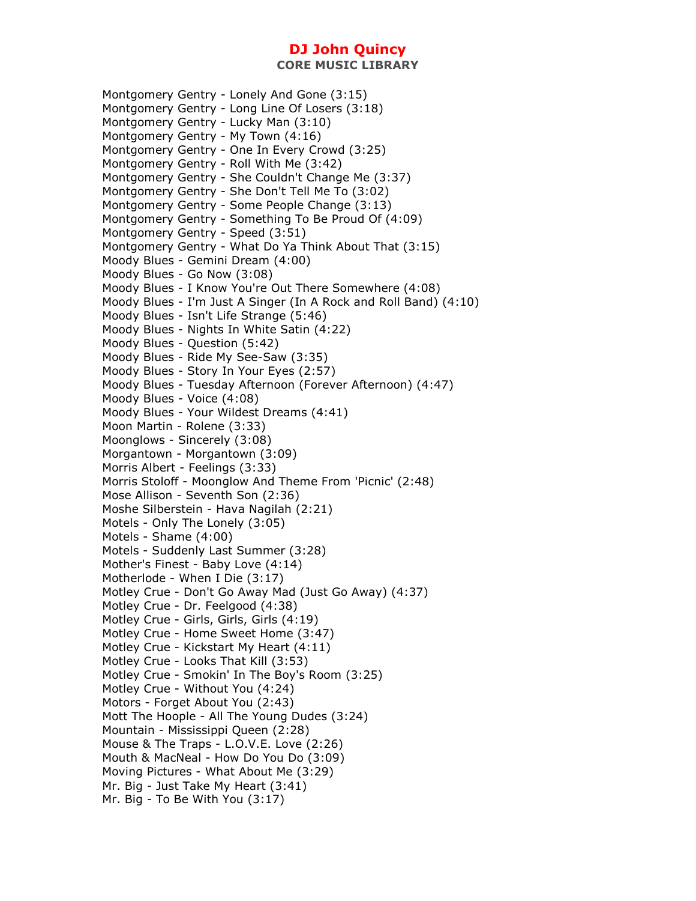Montgomery Gentry - Lonely And Gone (3:15)
Montgomery Gentry - Long Line Of Losers (3:18)
Montgomery Gentry - Lucky Man (3:10)
Montgomery Gentry - My Town (4:16)
Montgomery Gentry - One In Every Crowd (3:25)
Montgomery Gentry - Roll With Me (3:42)
Montgomery Gentry - She Couldn't Change Me (3:37)
Montgomery Gentry - She Don't Tell Me To (3:02)
Montgomery Gentry - Some People Change (3:13)
Montgomery Gentry - Something To Be Proud Of (4:09)
Montgomery Gentry - Speed (3:51)
Montgomery Gentry - What Do Ya Think About That (3:15)
Moody Blues - Gemini Dream (4:00)
Moody Blues - Go Now (3:08)
Moody Blues - I Know You're Out There Somewhere (4:08)
Moody Blues - I'm Just A Singer (In A Rock and Roll Band) (4:10)
Moody Blues - Isn't Life Strange (5:46)
Moody Blues - Nights In White Satin (4:22)
Moody Blues - Question (5:42)
Moody Blues - Ride My See-Saw (3:35)
Moody Blues - Story In Your Eyes (2:57)
Moody Blues - Tuesday Afternoon (Forever Afternoon) (4:47)
Moody Blues - Voice (4:08)
Moody Blues - Your Wildest Dreams (4:41)
Moon Martin - Rolene (3:33)
Moonglows - Sincerely (3:08)
Morgantown - Morgantown (3:09)
Morris Albert - Feelings (3:33)
Morris Stoloff - Moonglow And Theme From 'Picnic' (2:48)
Mose Allison - Seventh Son (2:36)
Moshe Silberstein - Hava Nagilah (2:21)
Motels - Only The Lonely (3:05)
Motels - Shame (4:00)
Motels - Suddenly Last Summer (3:28)
Mother's Finest - Baby Love (4:14)
Motherlode - When I Die (3:17)
Motley Crue - Don't Go Away Mad (Just Go Away) (4:37)
Motley Crue - Dr. Feelgood (4:38)
Motley Crue - Girls, Girls, Girls (4:19)
Motley Crue - Home Sweet Home (3:47)
Motley Crue - Kickstart My Heart (4:11)
Motley Crue - Looks That Kill (3:53)
Motley Crue - Smokin' In The Boy's Room (3:25)
Motley Crue - Without You (4:24)
Motors - Forget About You (2:43)
Mott The Hoople - All The Young Dudes (3:24)
Mountain - Mississippi Queen (2:28)
Mouse & The Traps - L.O.V.E. Love (2:26)
Mouth & MacNeal - How Do You Do (3:09)
Moving Pictures - What About Me (3:29)
Mr. Big - Just Take My Heart (3:41)
Mr. Big - To Be With You (3:17)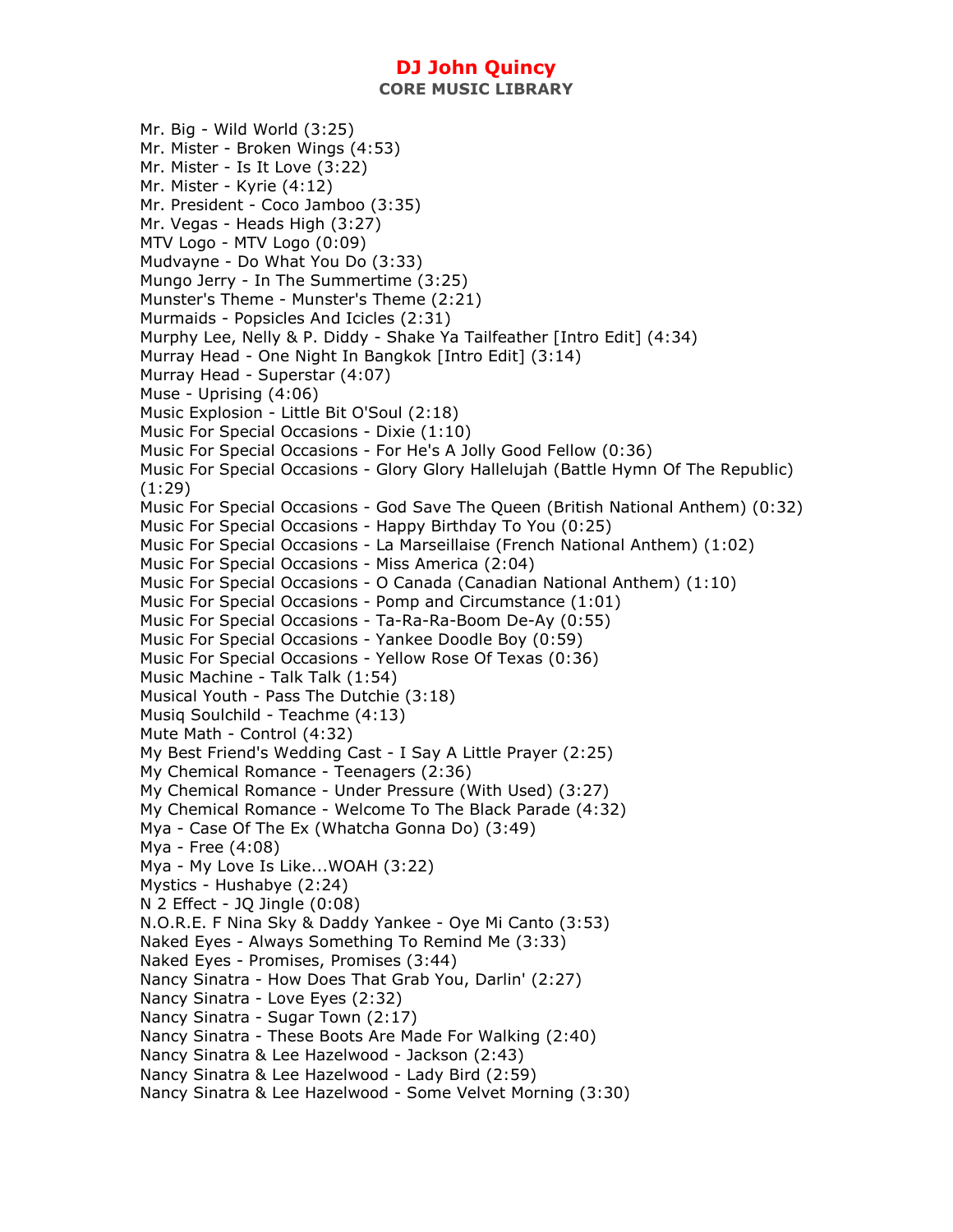Mr. Big - Wild World (3:25)
Mr. Mister - Broken Wings (4:53)
Mr. Mister - Is It Love (3:22)
Mr. Mister - Kyrie (4:12)
Mr. President - Coco Jamboo (3:35)
Mr. Vegas - Heads High (3:27)
MTV Logo - MTV Logo (0:09)
Mudvayne - Do What You Do (3:33)
Mungo Jerry - In The Summertime (3:25)
Munster's Theme - Munster's Theme (2:21)
Murmaids - Popsicles And Icicles (2:31)
Murphy Lee, Nelly & P. Diddy - Shake Ya Tailfeather [Intro Edit] (4:34)
Murray Head - One Night In Bangkok [Intro Edit] (3:14)
Murray Head - Superstar (4:07)
Muse - Uprising (4:06)
Music Explosion - Little Bit O'Soul (2:18)
Music For Special Occasions - Dixie (1:10)
Music For Special Occasions - For He's A Jolly Good Fellow (0:36)
Music For Special Occasions - Glory Glory Hallelujah (Battle Hymn Of The Republic) (1:29)
Music For Special Occasions - God Save The Queen (British National Anthem) (0:32)
Music For Special Occasions - Happy Birthday To You (0:25)
Music For Special Occasions - La Marseillaise (French National Anthem) (1:02)
Music For Special Occasions - Miss America (2:04)
Music For Special Occasions - O Canada (Canadian National Anthem) (1:10)
Music For Special Occasions - Pomp and Circumstance (1:01)
Music For Special Occasions - Ta-Ra-Ra-Boom De-Ay (0:55)
Music For Special Occasions - Yankee Doodle Boy (0:59)
Music For Special Occasions - Yellow Rose Of Texas (0:36)
Music Machine - Talk Talk (1:54)
Musical Youth - Pass The Dutchie (3:18)
Musiq Soulchild - Teachme (4:13)
Mute Math - Control (4:32)
My Best Friend's Wedding Cast - I Say A Little Prayer (2:25)
My Chemical Romance - Teenagers (2:36)
My Chemical Romance - Under Pressure (With Used) (3:27)
My Chemical Romance - Welcome To The Black Parade (4:32)
Mya - Case Of The Ex (Whatcha Gonna Do) (3:49)
Mya - Free (4:08)
Mya - My Love Is Like...WOAH (3:22)
Mystics - Hushabye (2:24)
N 2 Effect - JQ Jingle (0:08)
N.O.R.E. F Nina Sky & Daddy Yankee - Oye Mi Canto (3:53)
Naked Eyes - Always Something To Remind Me (3:33)
Naked Eyes - Promises, Promises (3:44)
Nancy Sinatra - How Does That Grab You, Darlin' (2:27)
Nancy Sinatra - Love Eyes (2:32)
Nancy Sinatra - Sugar Town (2:17)
Nancy Sinatra - These Boots Are Made For Walking (2:40)
Nancy Sinatra & Lee Hazelwood - Jackson (2:43)
Nancy Sinatra & Lee Hazelwood - Lady Bird (2:59)
Nancy Sinatra & Lee Hazelwood - Some Velvet Morning (3:30)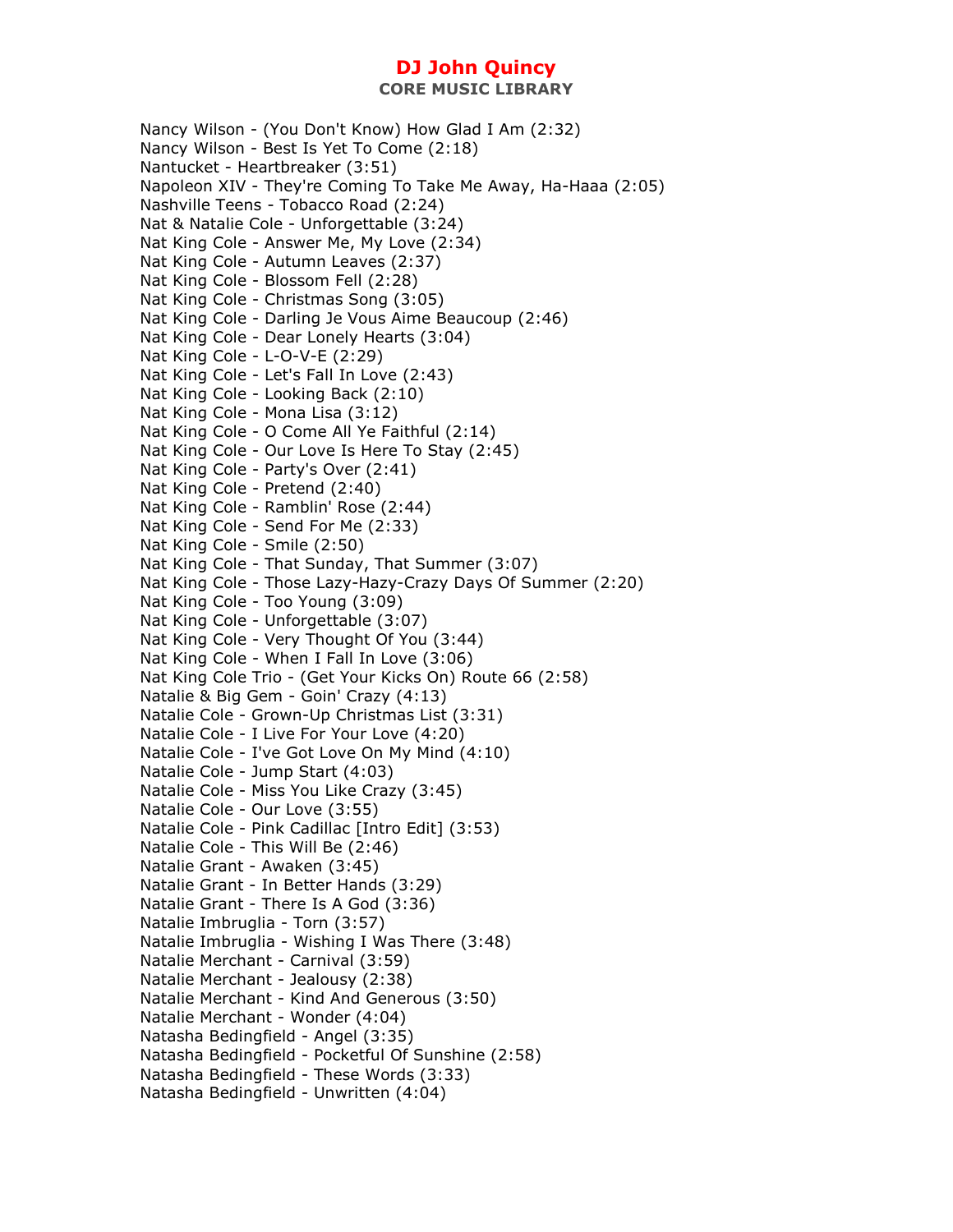# DJ John Quincy

## CORE MUSIC LIBRARY

Nancy Wilson - (You Don't Know) How Glad I Am (2:32)
Nancy Wilson - Best Is Yet To Come (2:18)
Nantucket - Heartbreaker (3:51)
Napoleon XIV - They're Coming To Take Me Away, Ha-Haaa (2:05)
Nashville Teens - Tobacco Road (2:24)
Nat & Natalie Cole - Unforgettable (3:24)
Nat King Cole - Answer Me, My Love (2:34)
Nat King Cole - Autumn Leaves (2:37)
Nat King Cole - Blossom Fell (2:28)
Nat King Cole - Christmas Song (3:05)
Nat King Cole - Darling Je Vous Aime Beaucoup (2:46)
Nat King Cole - Dear Lonely Hearts (3:04)
Nat King Cole - L-O-V-E (2:29)
Nat King Cole - Let's Fall In Love (2:43)
Nat King Cole - Looking Back (2:10)
Nat King Cole - Mona Lisa (3:12)
Nat King Cole - O Come All Ye Faithful (2:14)
Nat King Cole - Our Love Is Here To Stay (2:45)
Nat King Cole - Party's Over (2:41)
Nat King Cole - Pretend (2:40)
Nat King Cole - Ramblin' Rose (2:44)
Nat King Cole - Send For Me (2:33)
Nat King Cole - Smile (2:50)
Nat King Cole - That Sunday, That Summer (3:07)
Nat King Cole - Those Lazy-Hazy-Crazy Days Of Summer (2:20)
Nat King Cole - Too Young (3:09)
Nat King Cole - Unforgettable (3:07)
Nat King Cole - Very Thought Of You (3:44)
Nat King Cole - When I Fall In Love (3:06)
Nat King Cole Trio - (Get Your Kicks On) Route 66 (2:58)
Natalie & Big Gem - Goin' Crazy (4:13)
Natalie Cole - Grown-Up Christmas List (3:31)
Natalie Cole - I Live For Your Love (4:20)
Natalie Cole - I've Got Love On My Mind (4:10)
Natalie Cole - Jump Start (4:03)
Natalie Cole - Miss You Like Crazy (3:45)
Natalie Cole - Our Love (3:55)
Natalie Cole - Pink Cadillac [Intro Edit] (3:53)
Natalie Cole - This Will Be (2:46)
Natalie Grant - Awaken (3:45)
Natalie Grant - In Better Hands (3:29)
Natalie Grant - There Is A God (3:36)
Natalie Imbruglia - Torn (3:57)
Natalie Imbruglia - Wishing I Was There (3:48)
Natalie Merchant - Carnival (3:59)
Natalie Merchant - Jealousy (2:38)
Natalie Merchant - Kind And Generous (3:50)
Natalie Merchant - Wonder (4:04)
Natasha Bedingfield - Angel (3:35)
Natasha Bedingfield - Pocketful Of Sunshine (2:58)
Natasha Bedingfield - These Words (3:33)
Natasha Bedingfield - Unwritten (4:04)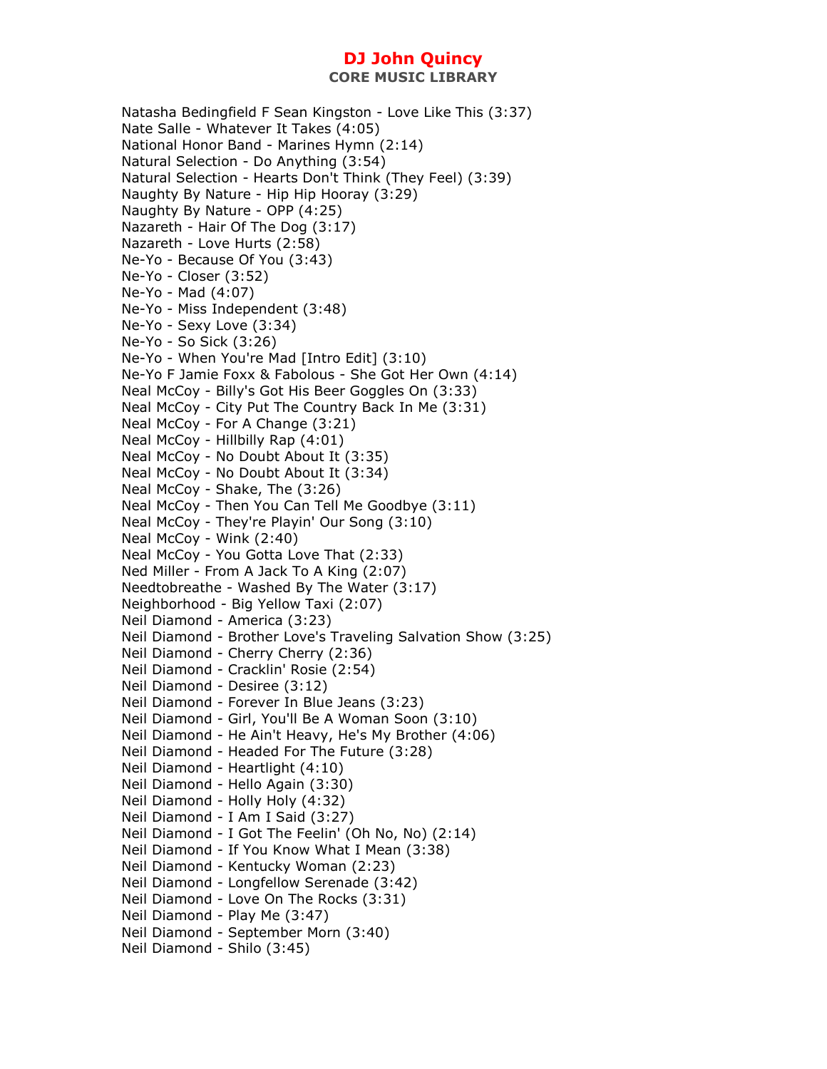# DJ John Quincy

## CORE MUSIC LIBRARY

Natasha Bedingfield F Sean Kingston - Love Like This (3:37)
Nate Salle - Whatever It Takes (4:05)
National Honor Band - Marines Hymn (2:14)
Natural Selection - Do Anything (3:54)
Natural Selection - Hearts Don't Think (They Feel) (3:39)
Naughty By Nature - Hip Hip Hooray (3:29)
Naughty By Nature - OPP (4:25)
Nazareth - Hair Of The Dog (3:17)
Nazareth - Love Hurts (2:58)
Ne-Yo - Because Of You (3:43)
Ne-Yo - Closer (3:52)
Ne-Yo - Mad (4:07)
Ne-Yo - Miss Independent (3:48)
Ne-Yo - Sexy Love (3:34)
Ne-Yo - So Sick (3:26)
Ne-Yo - When You're Mad [Intro Edit] (3:10)
Ne-Yo F Jamie Foxx & Fabolous - She Got Her Own (4:14)
Neal McCoy - Billy's Got His Beer Goggles On (3:33)
Neal McCoy - City Put The Country Back In Me (3:31)
Neal McCoy - For A Change (3:21)
Neal McCoy - Hillbilly Rap (4:01)
Neal McCoy - No Doubt About It (3:35)
Neal McCoy - No Doubt About It (3:34)
Neal McCoy - Shake, The (3:26)
Neal McCoy - Then You Can Tell Me Goodbye (3:11)
Neal McCoy - They're Playin' Our Song (3:10)
Neal McCoy - Wink (2:40)
Neal McCoy - You Gotta Love That (2:33)
Ned Miller - From A Jack To A King (2:07)
Needtobreathe - Washed By The Water (3:17)
Neighborhood - Big Yellow Taxi (2:07)
Neil Diamond - America (3:23)
Neil Diamond - Brother Love's Traveling Salvation Show (3:25)
Neil Diamond - Cherry Cherry (2:36)
Neil Diamond - Cracklin' Rosie (2:54)
Neil Diamond - Desiree (3:12)
Neil Diamond - Forever In Blue Jeans (3:23)
Neil Diamond - Girl, You'll Be A Woman Soon (3:10)
Neil Diamond - He Ain't Heavy, He's My Brother (4:06)
Neil Diamond - Headed For The Future (3:28)
Neil Diamond - Heartlight (4:10)
Neil Diamond - Hello Again (3:30)
Neil Diamond - Holly Holy (4:32)
Neil Diamond - I Am I Said (3:27)
Neil Diamond - I Got The Feelin' (Oh No, No) (2:14)
Neil Diamond - If You Know What I Mean (3:38)
Neil Diamond - Kentucky Woman (2:23)
Neil Diamond - Longfellow Serenade (3:42)
Neil Diamond - Love On The Rocks (3:31)
Neil Diamond - Play Me (3:47)
Neil Diamond - September Morn (3:40)
Neil Diamond - Shilo (3:45)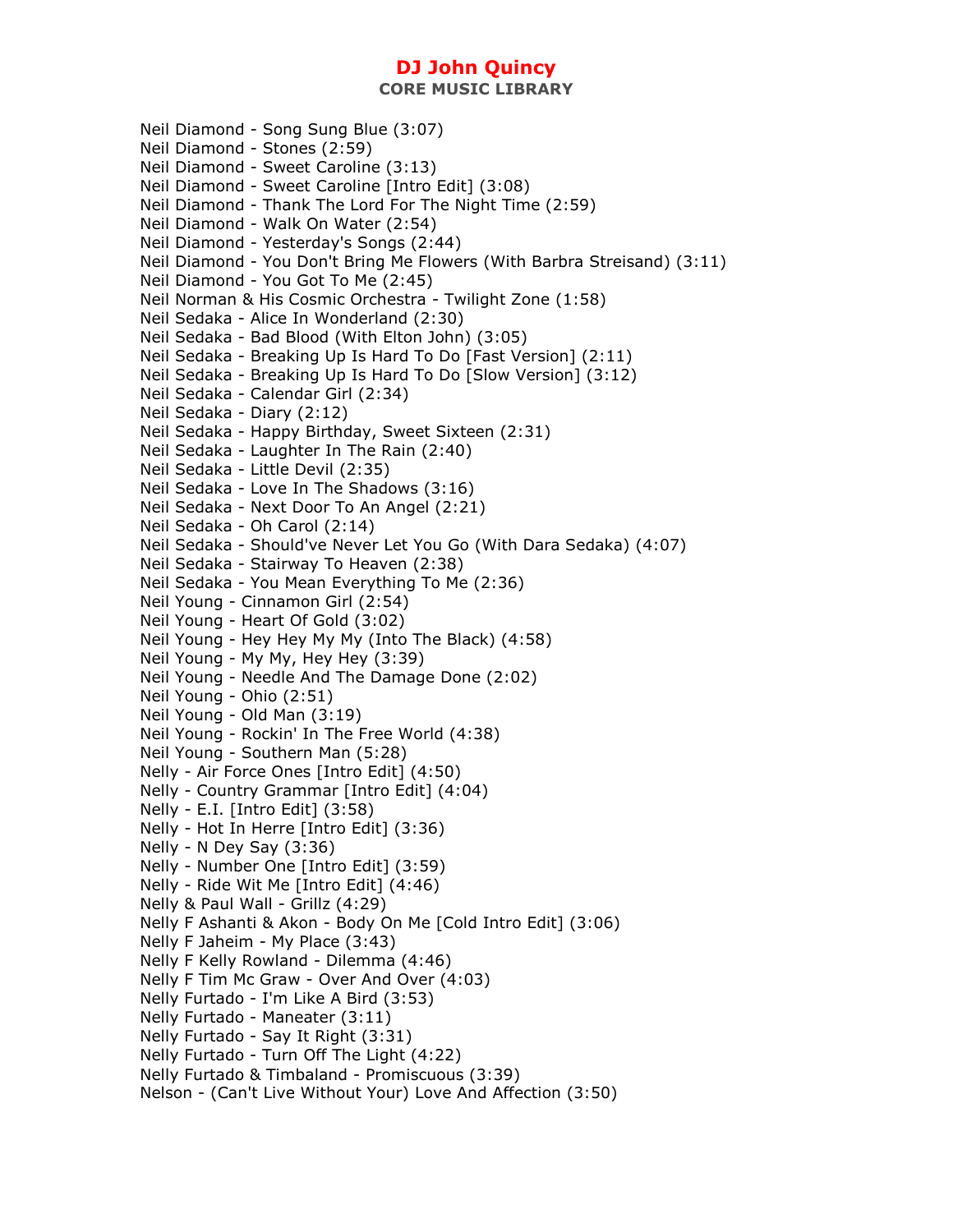# DJ John Quincy

**CORE MUSIC LIBRARY**

Neil Diamond - Song Sung Blue (3:07)
Neil Diamond - Stones (2:59)
Neil Diamond - Sweet Caroline (3:13)
Neil Diamond - Sweet Caroline [Intro Edit] (3:08)
Neil Diamond - Thank The Lord For The Night Time (2:59)
Neil Diamond - Walk On Water (2:54)
Neil Diamond - Yesterday's Songs (2:44)
Neil Diamond - You Don't Bring Me Flowers (With Barbra Streisand) (3:11)
Neil Diamond - You Got To Me (2:45)
Neil Norman & His Cosmic Orchestra - Twilight Zone (1:58)
Neil Sedaka - Alice In Wonderland (2:30)
Neil Sedaka - Bad Blood (With Elton John) (3:05)
Neil Sedaka - Breaking Up Is Hard To Do [Fast Version] (2:11)
Neil Sedaka - Breaking Up Is Hard To Do [Slow Version] (3:12)
Neil Sedaka - Calendar Girl (2:34)
Neil Sedaka - Diary (2:12)
Neil Sedaka - Happy Birthday, Sweet Sixteen (2:31)
Neil Sedaka - Laughter In The Rain (2:40)
Neil Sedaka - Little Devil (2:35)
Neil Sedaka - Love In The Shadows (3:16)
Neil Sedaka - Next Door To An Angel (2:21)
Neil Sedaka - Oh Carol (2:14)
Neil Sedaka - Should've Never Let You Go (With Dara Sedaka) (4:07)
Neil Sedaka - Stairway To Heaven (2:38)
Neil Sedaka - You Mean Everything To Me (2:36)
Neil Young - Cinnamon Girl (2:54)
Neil Young - Heart Of Gold (3:02)
Neil Young - Hey Hey My My (Into The Black) (4:58)
Neil Young - My My, Hey Hey (3:39)
Neil Young - Needle And The Damage Done (2:02)
Neil Young - Ohio (2:51)
Neil Young - Old Man (3:19)
Neil Young - Rockin' In The Free World (4:38)
Neil Young - Southern Man (5:28)
Nelly - Air Force Ones [Intro Edit] (4:50)
Nelly - Country Grammar [Intro Edit] (4:04)
Nelly - E.I. [Intro Edit] (3:58)
Nelly - Hot In Herre [Intro Edit] (3:36)
Nelly - N Dey Say (3:36)
Nelly - Number One [Intro Edit] (3:59)
Nelly - Ride Wit Me [Intro Edit] (4:46)
Nelly & Paul Wall - Grillz (4:29)
Nelly F Ashanti & Akon - Body On Me [Cold Intro Edit] (3:06)
Nelly F Jaheim - My Place (3:43)
Nelly F Kelly Rowland - Dilemma (4:46)
Nelly F Tim Mc Graw - Over And Over (4:03)
Nelly Furtado - I'm Like A Bird (3:53)
Nelly Furtado - Maneater (3:11)
Nelly Furtado - Say It Right (3:31)
Nelly Furtado - Turn Off The Light (4:22)
Nelly Furtado & Timbaland - Promiscuous (3:39)
Nelson - (Can't Live Without Your) Love And Affection (3:50)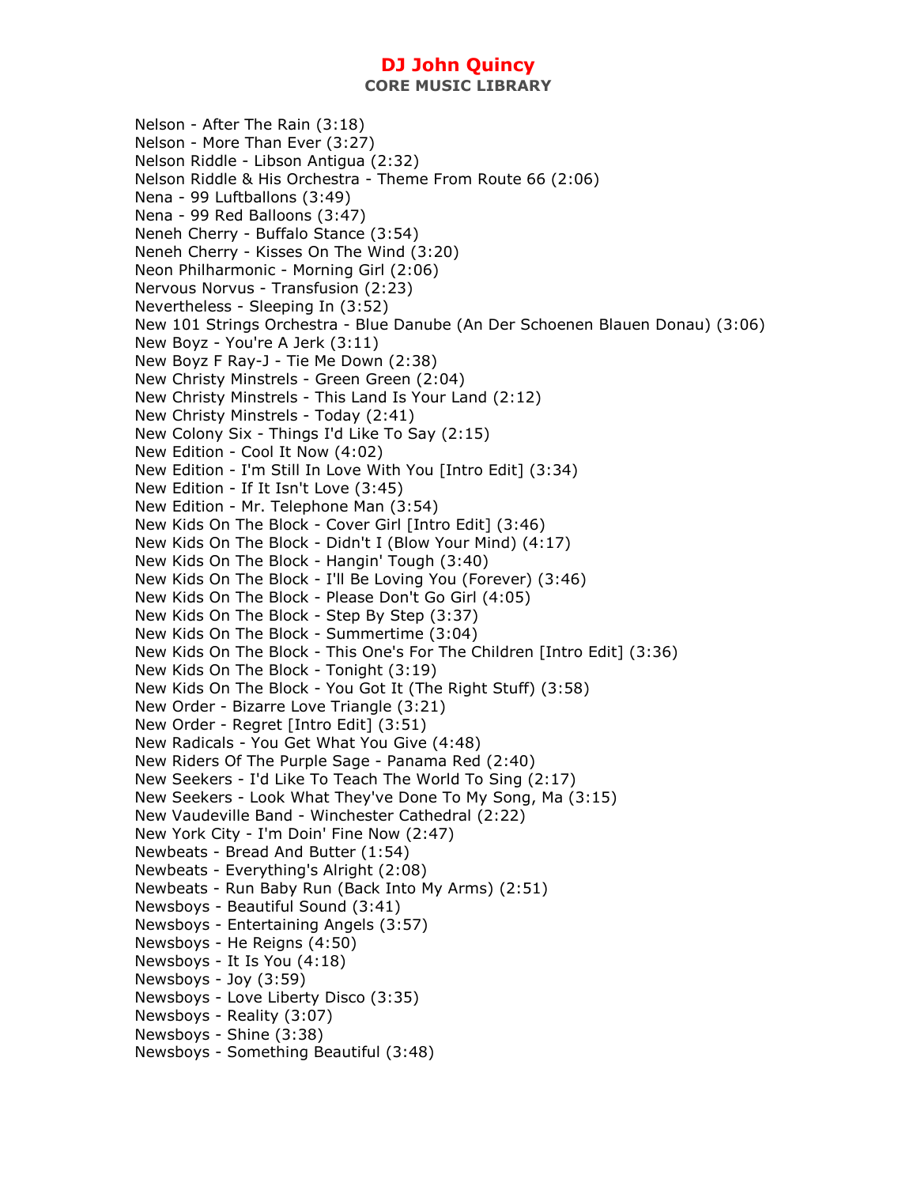# DJ John Quincy

## CORE MUSIC LIBRARY

Nelson - After The Rain (3:18)
Nelson - More Than Ever (3:27)
Nelson Riddle - Libson Antigua (2:32)
Nelson Riddle & His Orchestra - Theme From Route 66 (2:06)
Nena - 99 Luftballons (3:49)
Nena - 99 Red Balloons (3:47)
Neneh Cherry - Buffalo Stance (3:54)
Neneh Cherry - Kisses On The Wind (3:20)
Neon Philharmonic - Morning Girl (2:06)
Nervous Norvus - Transfusion (2:23)
Nevertheless - Sleeping In (3:52)
New 101 Strings Orchestra - Blue Danube (An Der Schoenen Blauen Donau) (3:06)
New Boyz - You're A Jerk (3:11)
New Boyz F Ray-J - Tie Me Down (2:38)
New Christy Minstrels - Green Green (2:04)
New Christy Minstrels - This Land Is Your Land (2:12)
New Christy Minstrels - Today (2:41)
New Colony Six - Things I'd Like To Say (2:15)
New Edition - Cool It Now (4:02)
New Edition - I'm Still In Love With You [Intro Edit] (3:34)
New Edition - If It Isn't Love (3:45)
New Edition - Mr. Telephone Man (3:54)
New Kids On The Block - Cover Girl [Intro Edit] (3:46)
New Kids On The Block - Didn't I (Blow Your Mind) (4:17)
New Kids On The Block - Hangin' Tough (3:40)
New Kids On The Block - I'll Be Loving You (Forever) (3:46)
New Kids On The Block - Please Don't Go Girl (4:05)
New Kids On The Block - Step By Step (3:37)
New Kids On The Block - Summertime (3:04)
New Kids On The Block - This One's For The Children [Intro Edit] (3:36)
New Kids On The Block - Tonight (3:19)
New Kids On The Block - You Got It (The Right Stuff) (3:58)
New Order - Bizarre Love Triangle (3:21)
New Order - Regret [Intro Edit] (3:51)
New Radicals - You Get What You Give (4:48)
New Riders Of The Purple Sage - Panama Red (2:40)
New Seekers - I'd Like To Teach The World To Sing (2:17)
New Seekers - Look What They've Done To My Song, Ma (3:15)
New Vaudeville Band - Winchester Cathedral (2:22)
New York City - I'm Doin' Fine Now (2:47)
Newbeats - Bread And Butter (1:54)
Newbeats - Everything's Alright (2:08)
Newbeats - Run Baby Run (Back Into My Arms) (2:51)
Newsboys - Beautiful Sound (3:41)
Newsboys - Entertaining Angels (3:57)
Newsboys - He Reigns (4:50)
Newsboys - It Is You (4:18)
Newsboys - Joy (3:59)
Newsboys - Love Liberty Disco (3:35)
Newsboys - Reality (3:07)
Newsboys - Shine (3:38)
Newsboys - Something Beautiful (3:48)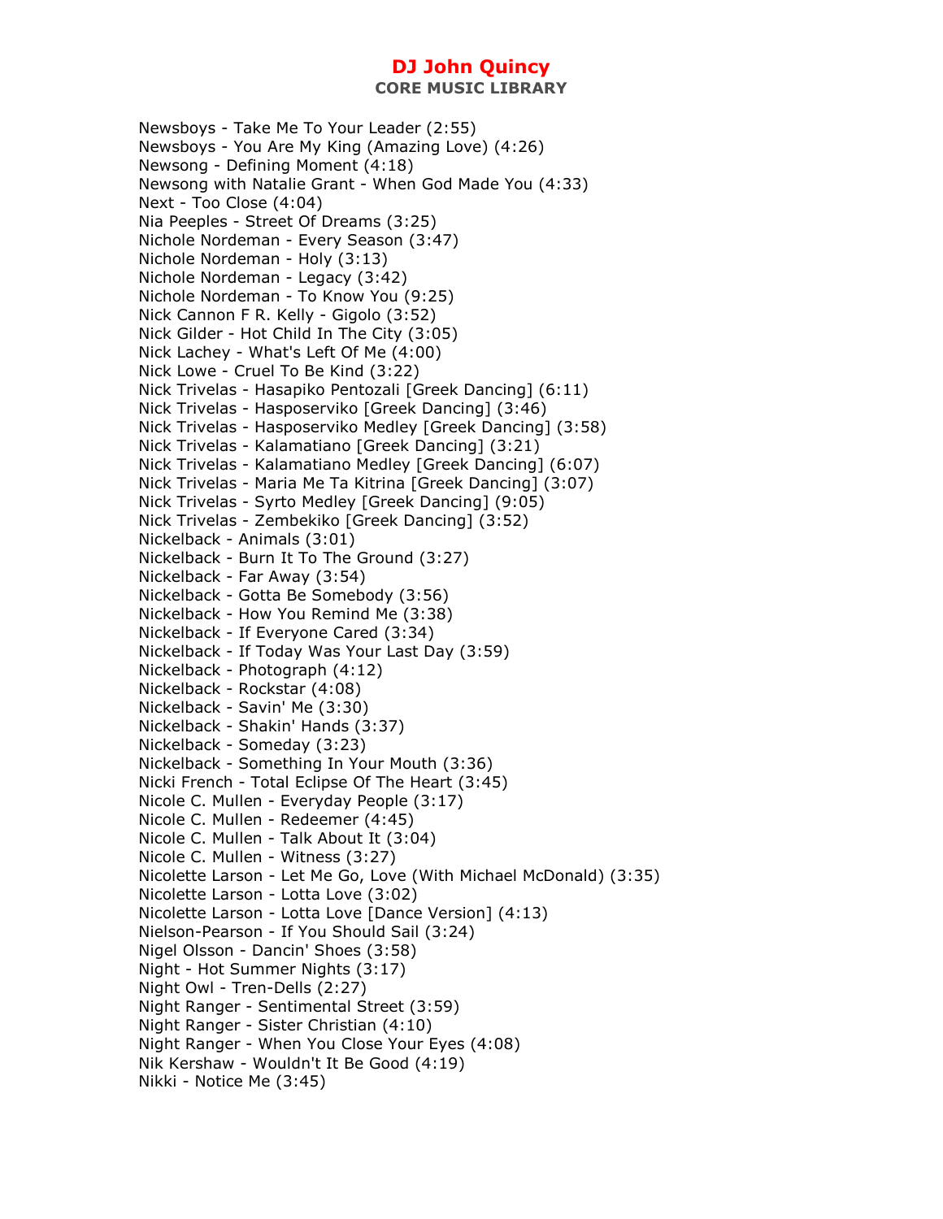Newsboys - Take Me To Your Leader (2:55)
Newsboys - You Are My King (Amazing Love) (4:26)
Newsong - Defining Moment (4:18)
Newsong with Natalie Grant - When God Made You (4:33)
Next - Too Close (4:04)
Nia Peeples - Street Of Dreams (3:25)
Nichole Nordeman - Every Season (3:47)
Nichole Nordeman - Holy (3:13)
Nichole Nordeman - Legacy (3:42)
Nichole Nordeman - To Know You (9:25)
Nick Cannon F R. Kelly - Gigolo (3:52)
Nick Gilder - Hot Child In The City (3:05)
Nick Lachey - What's Left Of Me (4:00)
Nick Lowe - Cruel To Be Kind (3:22)
Nick Trivelas - Hasapiko Pentozali [Greek Dancing] (6:11)
Nick Trivelas - Hasposerviko [Greek Dancing] (3:46)
Nick Trivelas - Hasposerviko Medley [Greek Dancing] (3:58)
Nick Trivelas - Kalamatiano [Greek Dancing] (3:21)
Nick Trivelas - Kalamatiano Medley [Greek Dancing] (6:07)
Nick Trivelas - Maria Me Ta Kitrina [Greek Dancing] (3:07)
Nick Trivelas - Syrto Medley [Greek Dancing] (9:05)
Nick Trivelas - Zembekiko [Greek Dancing] (3:52)
Nickelback - Animals (3:01)
Nickelback - Burn It To The Ground (3:27)
Nickelback - Far Away (3:54)
Nickelback - Gotta Be Somebody (3:56)
Nickelback - How You Remind Me (3:38)
Nickelback - If Everyone Cared (3:34)
Nickelback - If Today Was Your Last Day (3:59)
Nickelback - Photograph (4:12)
Nickelback - Rockstar (4:08)
Nickelback - Savin' Me (3:30)
Nickelback - Shakin' Hands (3:37)
Nickelback - Someday (3:23)
Nickelback - Something In Your Mouth (3:36)
Nicki French - Total Eclipse Of The Heart (3:45)
Nicole C. Mullen - Everyday People (3:17)
Nicole C. Mullen - Redeemer (4:45)
Nicole C. Mullen - Talk About It (3:04)
Nicole C. Mullen - Witness (3:27)
Nicolette Larson - Let Me Go, Love (With Michael McDonald) (3:35)
Nicolette Larson - Lotta Love (3:02)
Nicolette Larson - Lotta Love [Dance Version] (4:13)
Nielson-Pearson - If You Should Sail (3:24)
Nigel Olsson - Dancin' Shoes (3:58)
Night - Hot Summer Nights (3:17)
Night Owl - Tren-Dells (2:27)
Night Ranger - Sentimental Street (3:59)
Night Ranger - Sister Christian (4:10)
Night Ranger - When You Close Your Eyes (4:08)
Nik Kershaw - Wouldn't It Be Good (4:19)
Nikki - Notice Me (3:45)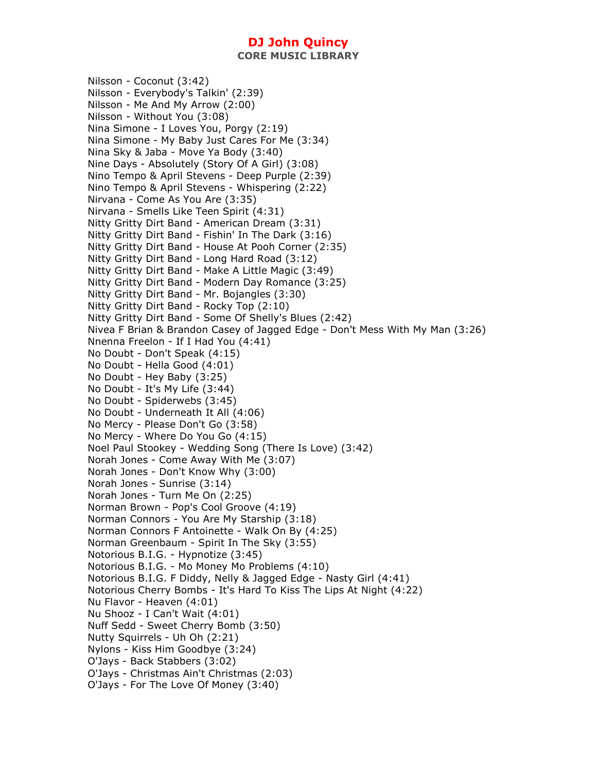Nilsson - Coconut (3:42)
Nilsson - Everybody's Talkin' (2:39)
Nilsson - Me And My Arrow (2:00)
Nilsson - Without You (3:08)
Nina Simone - I Loves You, Porgy (2:19)
Nina Simone - My Baby Just Cares For Me (3:34)
Nina Sky & Jaba - Move Ya Body (3:40)
Nine Days - Absolutely (Story Of A Girl) (3:08)
Nino Tempo & April Stevens - Deep Purple (2:39)
Nino Tempo & April Stevens - Whispering (2:22)
Nirvana - Come As You Are (3:35)
Nirvana - Smells Like Teen Spirit (4:31)
Nitty Gritty Dirt Band - American Dream (3:31)
Nitty Gritty Dirt Band - Fishin' In The Dark (3:16)
Nitty Gritty Dirt Band - House At Pooh Corner (2:35)
Nitty Gritty Dirt Band - Long Hard Road (3:12)
Nitty Gritty Dirt Band - Make A Little Magic (3:49)
Nitty Gritty Dirt Band - Modern Day Romance (3:25)
Nitty Gritty Dirt Band - Mr. Bojangles (3:30)
Nitty Gritty Dirt Band - Rocky Top (2:10)
Nitty Gritty Dirt Band - Some Of Shelly's Blues (2:42)
Nivea F Brian & Brandon Casey of Jagged Edge - Don't Mess With My Man (3:26)
Nnenna Freelon - If I Had You (4:41)
No Doubt - Don't Speak (4:15)
No Doubt - Hella Good (4:01)
No Doubt - Hey Baby (3:25)
No Doubt - It's My Life (3:44)
No Doubt - Spiderwebs (3:45)
No Doubt - Underneath It All (4:06)
No Mercy - Please Don't Go (3:58)
No Mercy - Where Do You Go (4:15)
Noel Paul Stookey - Wedding Song (There Is Love) (3:42)
Norah Jones - Come Away With Me (3:07)
Norah Jones - Don't Know Why (3:00)
Norah Jones - Sunrise (3:14)
Norah Jones - Turn Me On (2:25)
Norman Brown - Pop's Cool Groove (4:19)
Norman Connors - You Are My Starship (3:18)
Norman Connors F Antoinette - Walk On By (4:25)
Norman Greenbaum - Spirit In The Sky (3:55)
Notorious B.I.G. - Hypnotize (3:45)
Notorious B.I.G. - Mo Money Mo Problems (4:10)
Notorious B.I.G. F Diddy, Nelly & Jagged Edge - Nasty Girl (4:41)
Notorious Cherry Bombs - It's Hard To Kiss The Lips At Night (4:22)
Nu Flavor - Heaven (4:01)
Nu Shooz - I Can't Wait (4:01)
Nuff Sedd - Sweet Cherry Bomb (3:50)
Nutty Squirrels - Uh Oh (2:21)
Nylons - Kiss Him Goodbye (3:24)
O'Jays - Back Stabbers (3:02)
O'Jays - Christmas Ain't Christmas (2:03)
O'Jays - For The Love Of Money (3:40)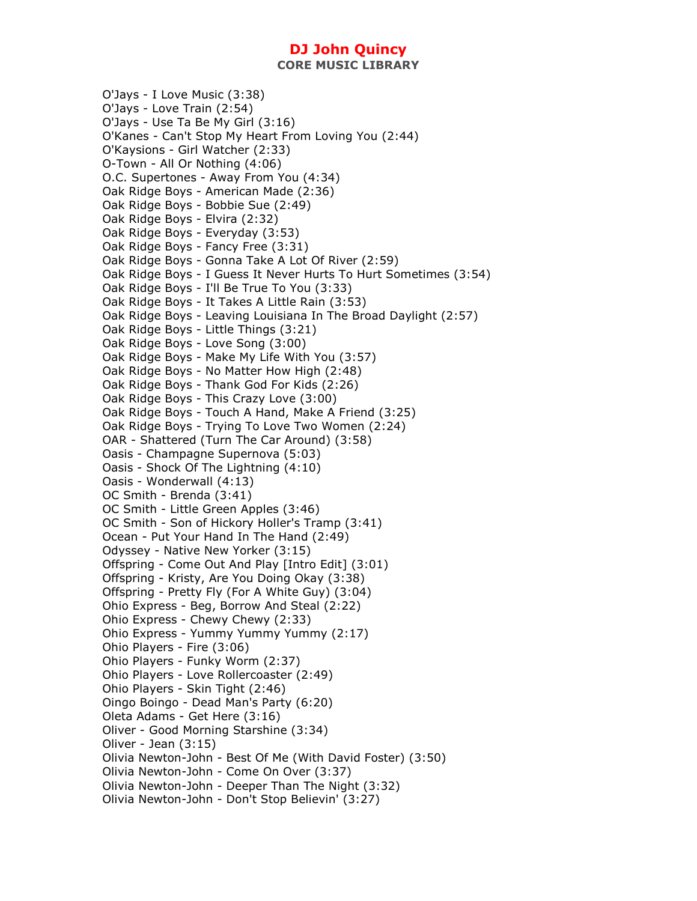# DJ John Quincy

## CORE MUSIC LIBRARY

O'Jays - I Love Music (3:38)
O'Jays - Love Train (2:54)
O'Jays - Use Ta Be My Girl (3:16)
O'Kanes - Can't Stop My Heart From Loving You (2:44)
O'Kaysions - Girl Watcher (2:33)
O-Town - All Or Nothing (4:06)
O.C. Supertones - Away From You (4:34)
Oak Ridge Boys - American Made (2:36)
Oak Ridge Boys - Bobbie Sue (2:49)
Oak Ridge Boys - Elvira (2:32)
Oak Ridge Boys - Everyday (3:53)
Oak Ridge Boys - Fancy Free (3:31)
Oak Ridge Boys - Gonna Take A Lot Of River (2:59)
Oak Ridge Boys - I Guess It Never Hurts To Hurt Sometimes (3:54)
Oak Ridge Boys - I'll Be True To You (3:33)
Oak Ridge Boys - It Takes A Little Rain (3:53)
Oak Ridge Boys - Leaving Louisiana In The Broad Daylight (2:57)
Oak Ridge Boys - Little Things (3:21)
Oak Ridge Boys - Love Song (3:00)
Oak Ridge Boys - Make My Life With You (3:57)
Oak Ridge Boys - No Matter How High (2:48)
Oak Ridge Boys - Thank God For Kids (2:26)
Oak Ridge Boys - This Crazy Love (3:00)
Oak Ridge Boys - Touch A Hand, Make A Friend (3:25)
Oak Ridge Boys - Trying To Love Two Women (2:24)
OAR - Shattered (Turn The Car Around) (3:58)
Oasis - Champagne Supernova (5:03)
Oasis - Shock Of The Lightning (4:10)
Oasis - Wonderwall (4:13)
OC Smith - Brenda (3:41)
OC Smith - Little Green Apples (3:46)
OC Smith - Son of Hickory Holler's Tramp (3:41)
Ocean - Put Your Hand In The Hand (2:49)
Odyssey - Native New Yorker (3:15)
Offspring - Come Out And Play [Intro Edit] (3:01)
Offspring - Kristy, Are You Doing Okay (3:38)
Offspring - Pretty Fly (For A White Guy) (3:04)
Ohio Express - Beg, Borrow And Steal (2:22)
Ohio Express - Chewy Chewy (2:33)
Ohio Express - Yummy Yummy Yummy (2:17)
Ohio Players - Fire (3:06)
Ohio Players - Funky Worm (2:37)
Ohio Players - Love Rollercoaster (2:49)
Ohio Players - Skin Tight (2:46)
Oingo Boingo - Dead Man's Party (6:20)
Oleta Adams - Get Here (3:16)
Oliver - Good Morning Starshine (3:34)
Oliver - Jean (3:15)
Olivia Newton-John - Best Of Me (With David Foster) (3:50)
Olivia Newton-John - Come On Over (3:37)
Olivia Newton-John - Deeper Than The Night (3:32)
Olivia Newton-John - Don't Stop Believin' (3:27)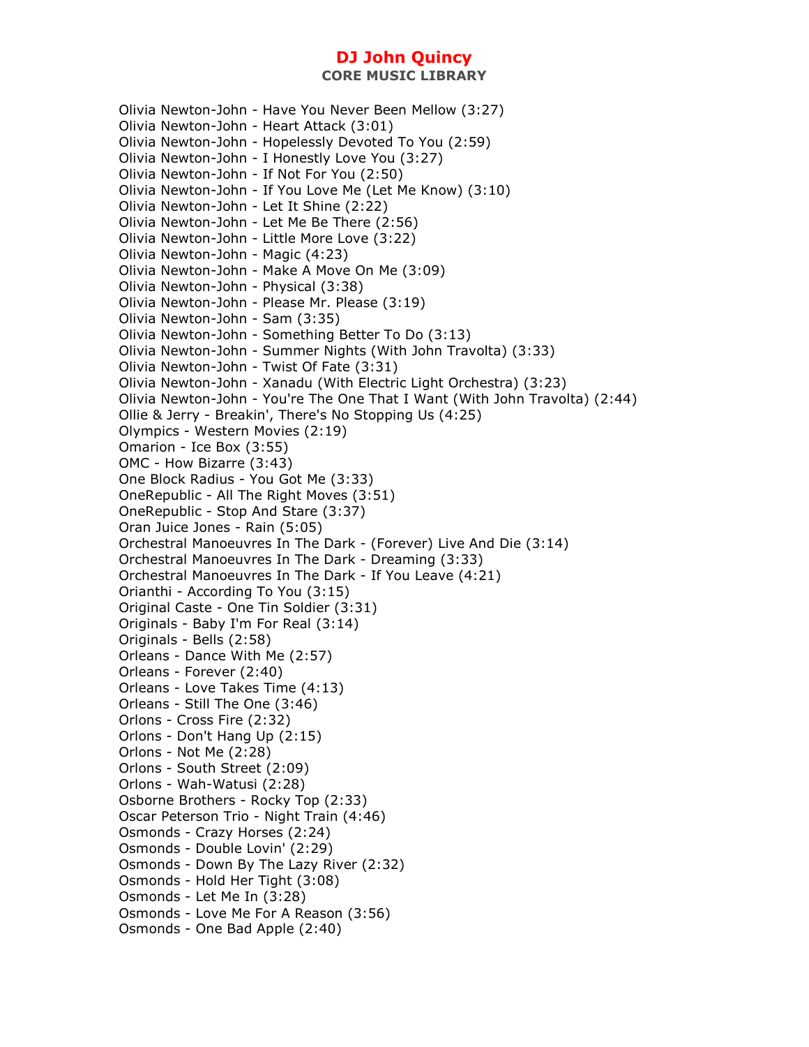# DJ John Quincy

## CORE MUSIC LIBRARY

Olivia Newton-John - Have You Never Been Mellow (3:27)
Olivia Newton-John - Heart Attack (3:01)
Olivia Newton-John - Hopelessly Devoted To You (2:59)
Olivia Newton-John - I Honestly Love You (3:27)
Olivia Newton-John - If Not For You (2:50)
Olivia Newton-John - If You Love Me (Let Me Know) (3:10)
Olivia Newton-John - Let It Shine (2:22)
Olivia Newton-John - Let Me Be There (2:56)
Olivia Newton-John - Little More Love (3:22)
Olivia Newton-John - Magic (4:23)
Olivia Newton-John - Make A Move On Me (3:09)
Olivia Newton-John - Physical (3:38)
Olivia Newton-John - Please Mr. Please (3:19)
Olivia Newton-John - Sam (3:35)
Olivia Newton-John - Something Better To Do (3:13)
Olivia Newton-John - Summer Nights (With John Travolta) (3:33)
Olivia Newton-John - Twist Of Fate (3:31)
Olivia Newton-John - Xanadu (With Electric Light Orchestra) (3:23)
Olivia Newton-John - You're The One That I Want (With John Travolta) (2:44)
Ollie & Jerry - Breakin', There's No Stopping Us (4:25)
Olympics - Western Movies (2:19)
Omarion - Ice Box (3:55)
OMC - How Bizarre (3:43)
One Block Radius - You Got Me (3:33)
OneRepublic - All The Right Moves (3:51)
OneRepublic - Stop And Stare (3:37)
Oran Juice Jones - Rain (5:05)
Orchestral Manoeuvres In The Dark - (Forever) Live And Die (3:14)
Orchestral Manoeuvres In The Dark - Dreaming (3:33)
Orchestral Manoeuvres In The Dark - If You Leave (4:21)
Orianthi - According To You (3:15)
Original Caste - One Tin Soldier (3:31)
Originals - Baby I'm For Real (3:14)
Originals - Bells (2:58)
Orleans - Dance With Me (2:57)
Orleans - Forever (2:40)
Orleans - Love Takes Time (4:13)
Orleans - Still The One (3:46)
Orlons - Cross Fire (2:32)
Orlons - Don't Hang Up (2:15)
Orlons - Not Me (2:28)
Orlons - South Street (2:09)
Orlons - Wah-Watusi (2:28)
Osborne Brothers - Rocky Top (2:33)
Oscar Peterson Trio - Night Train (4:46)
Osmonds - Crazy Horses (2:24)
Osmonds - Double Lovin' (2:29)
Osmonds - Down By The Lazy River (2:32)
Osmonds - Hold Her Tight (3:08)
Osmonds - Let Me In (3:28)
Osmonds - Love Me For A Reason (3:56)
Osmonds - One Bad Apple (2:40)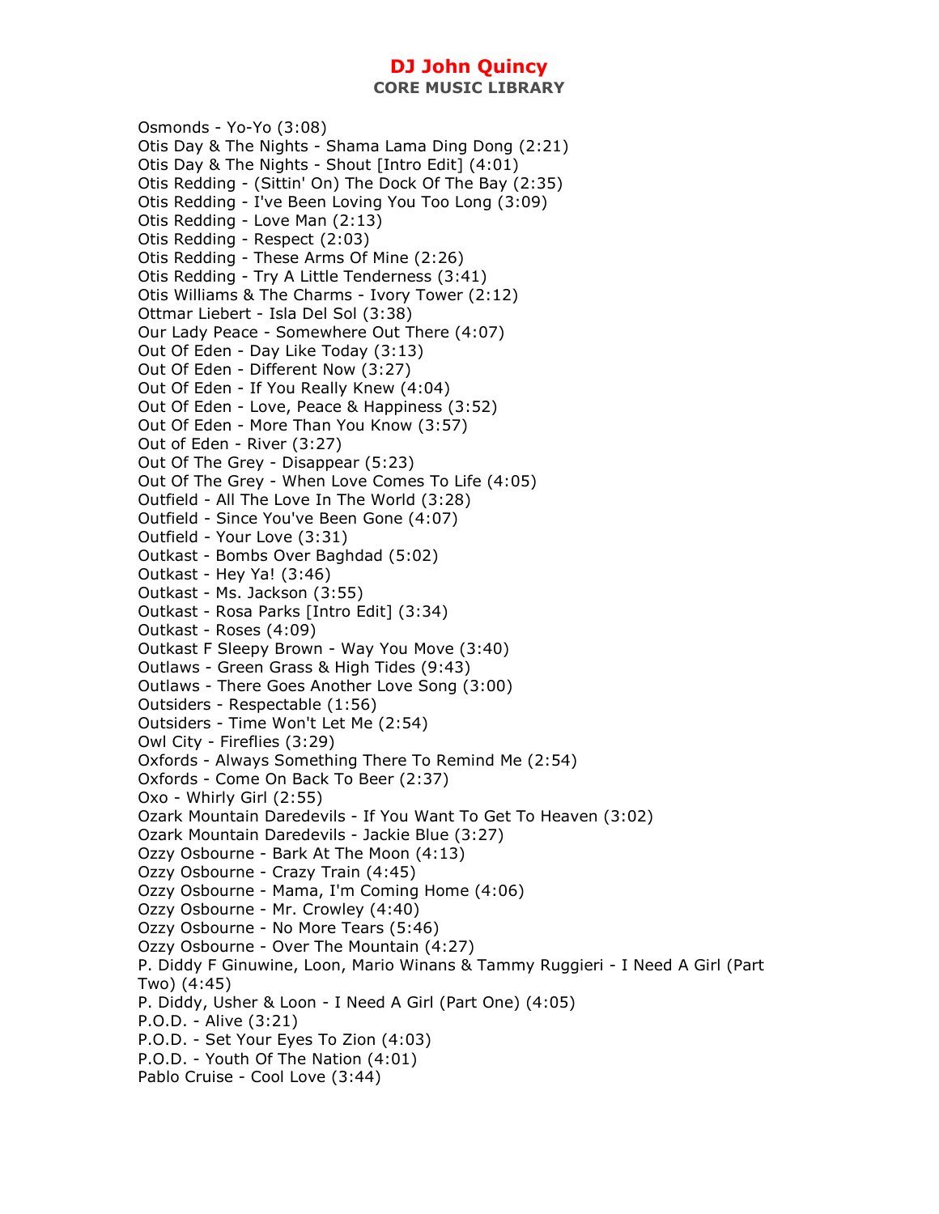Osmonds - Yo-Yo (3:08)
Otis Day & The Nights - Shama Lama Ding Dong (2:21)
Otis Day & The Nights - Shout [Intro Edit] (4:01)
Otis Redding - (Sittin' On) The Dock Of The Bay (2:35)
Otis Redding - I've Been Loving You Too Long (3:09)
Otis Redding - Love Man (2:13)
Otis Redding - Respect (2:03)
Otis Redding - These Arms Of Mine (2:26)
Otis Redding - Try A Little Tenderness (3:41)
Otis Williams & The Charms - Ivory Tower (2:12)
Ottmar Liebert - Isla Del Sol (3:38)
Our Lady Peace - Somewhere Out There (4:07)
Out Of Eden - Day Like Today (3:13)
Out Of Eden - Different Now (3:27)
Out Of Eden - If You Really Knew (4:04)
Out Of Eden - Love, Peace & Happiness (3:52)
Out Of Eden - More Than You Know (3:57)
Out of Eden - River (3:27)
Out Of The Grey - Disappear (5:23)
Out Of The Grey - When Love Comes To Life (4:05)
Outfield - All The Love In The World (3:28)
Outfield - Since You've Been Gone (4:07)
Outfield - Your Love (3:31)
Outkast - Bombs Over Baghdad (5:02)
Outkast - Hey Ya! (3:46)
Outkast - Ms. Jackson (3:55)
Outkast - Rosa Parks [Intro Edit] (3:34)
Outkast - Roses (4:09)
Outkast F Sleepy Brown - Way You Move (3:40)
Outlaws - Green Grass & High Tides (9:43)
Outlaws - There Goes Another Love Song (3:00)
Outsiders - Respectable (1:56)
Outsiders - Time Won't Let Me (2:54)
Owl City - Fireflies (3:29)
Oxfords - Always Something There To Remind Me (2:54)
Oxfords - Come On Back To Beer (2:37)
Oxo - Whirly Girl (2:55)
Ozark Mountain Daredevils - If You Want To Get To Heaven (3:02)
Ozark Mountain Daredevils - Jackie Blue (3:27)
Ozzy Osbourne - Bark At The Moon (4:13)
Ozzy Osbourne - Crazy Train (4:45)
Ozzy Osbourne - Mama, I'm Coming Home (4:06)
Ozzy Osbourne - Mr. Crowley (4:40)
Ozzy Osbourne - No More Tears (5:46)
Ozzy Osbourne - Over The Mountain (4:27)
P. Diddy F Ginuwine, Loon, Mario Winans & Tammy Ruggieri - I Need A Girl (Part Two) (4:45)
P. Diddy, Usher & Loon - I Need A Girl (Part One) (4:05)
P.O.D. - Alive (3:21)
P.O.D. - Set Your Eyes To Zion (4:03)
P.O.D. - Youth Of The Nation (4:01)
Pablo Cruise - Cool Love (3:44)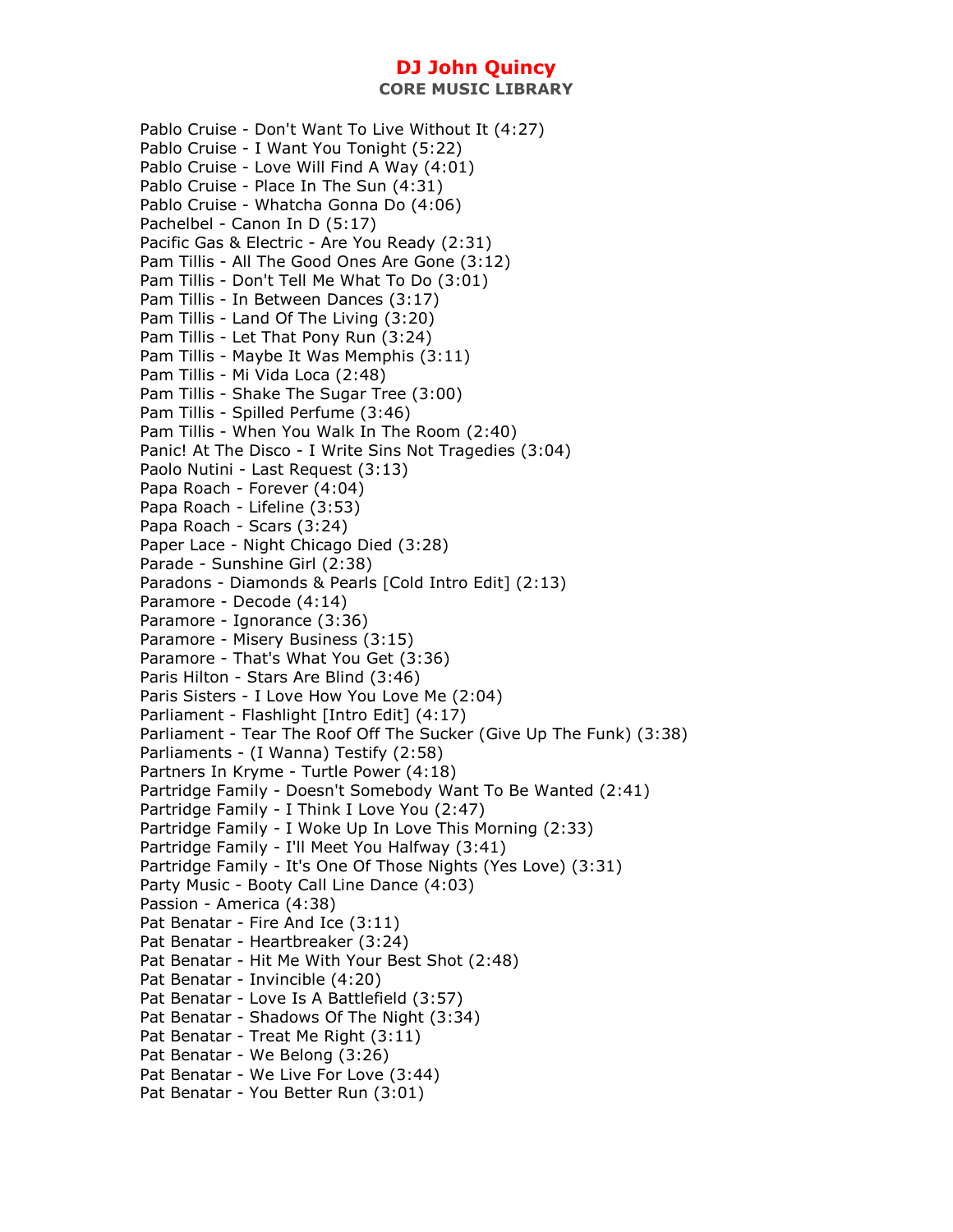Pablo Cruise - Don't Want To Live Without It (4:27)
Pablo Cruise - I Want You Tonight (5:22)
Pablo Cruise - Love Will Find A Way (4:01)
Pablo Cruise - Place In The Sun (4:31)
Pablo Cruise - Whatcha Gonna Do (4:06)
Pachelbel - Canon In D (5:17)
Pacific Gas & Electric - Are You Ready (2:31)
Pam Tillis - All The Good Ones Are Gone (3:12)
Pam Tillis - Don't Tell Me What To Do (3:01)
Pam Tillis - In Between Dances (3:17)
Pam Tillis - Land Of The Living (3:20)
Pam Tillis - Let That Pony Run (3:24)
Pam Tillis - Maybe It Was Memphis (3:11)
Pam Tillis - Mi Vida Loca (2:48)
Pam Tillis - Shake The Sugar Tree (3:00)
Pam Tillis - Spilled Perfume (3:46)
Pam Tillis - When You Walk In The Room (2:40)
Panic! At The Disco - I Write Sins Not Tragedies (3:04)
Paolo Nutini - Last Request (3:13)
Papa Roach - Forever (4:04)
Papa Roach - Lifeline (3:53)
Papa Roach - Scars (3:24)
Paper Lace - Night Chicago Died (3:28)
Parade - Sunshine Girl (2:38)
Paradons - Diamonds & Pearls [Cold Intro Edit] (2:13)
Paramore - Decode (4:14)
Paramore - Ignorance (3:36)
Paramore - Misery Business (3:15)
Paramore - That's What You Get (3:36)
Paris Hilton - Stars Are Blind (3:46)
Paris Sisters - I Love How You Love Me (2:04)
Parliament - Flashlight [Intro Edit] (4:17)
Parliament - Tear The Roof Off The Sucker (Give Up The Funk) (3:38)
Parliaments - (I Wanna) Testify (2:58)
Partners In Kryme - Turtle Power (4:18)
Partridge Family - Doesn't Somebody Want To Be Wanted (2:41)
Partridge Family - I Think I Love You (2:47)
Partridge Family - I Woke Up In Love This Morning (2:33)
Partridge Family - I'll Meet You Halfway (3:41)
Partridge Family - It's One Of Those Nights (Yes Love) (3:31)
Party Music - Booty Call Line Dance (4:03)
Passion - America (4:38)
Pat Benatar - Fire And Ice (3:11)
Pat Benatar - Heartbreaker (3:24)
Pat Benatar - Hit Me With Your Best Shot (2:48)
Pat Benatar - Invincible (4:20)
Pat Benatar - Love Is A Battlefield (3:57)
Pat Benatar - Shadows Of The Night (3:34)
Pat Benatar - Treat Me Right (3:11)
Pat Benatar - We Belong (3:26)
Pat Benatar - We Live For Love (3:44)
Pat Benatar - You Better Run (3:01)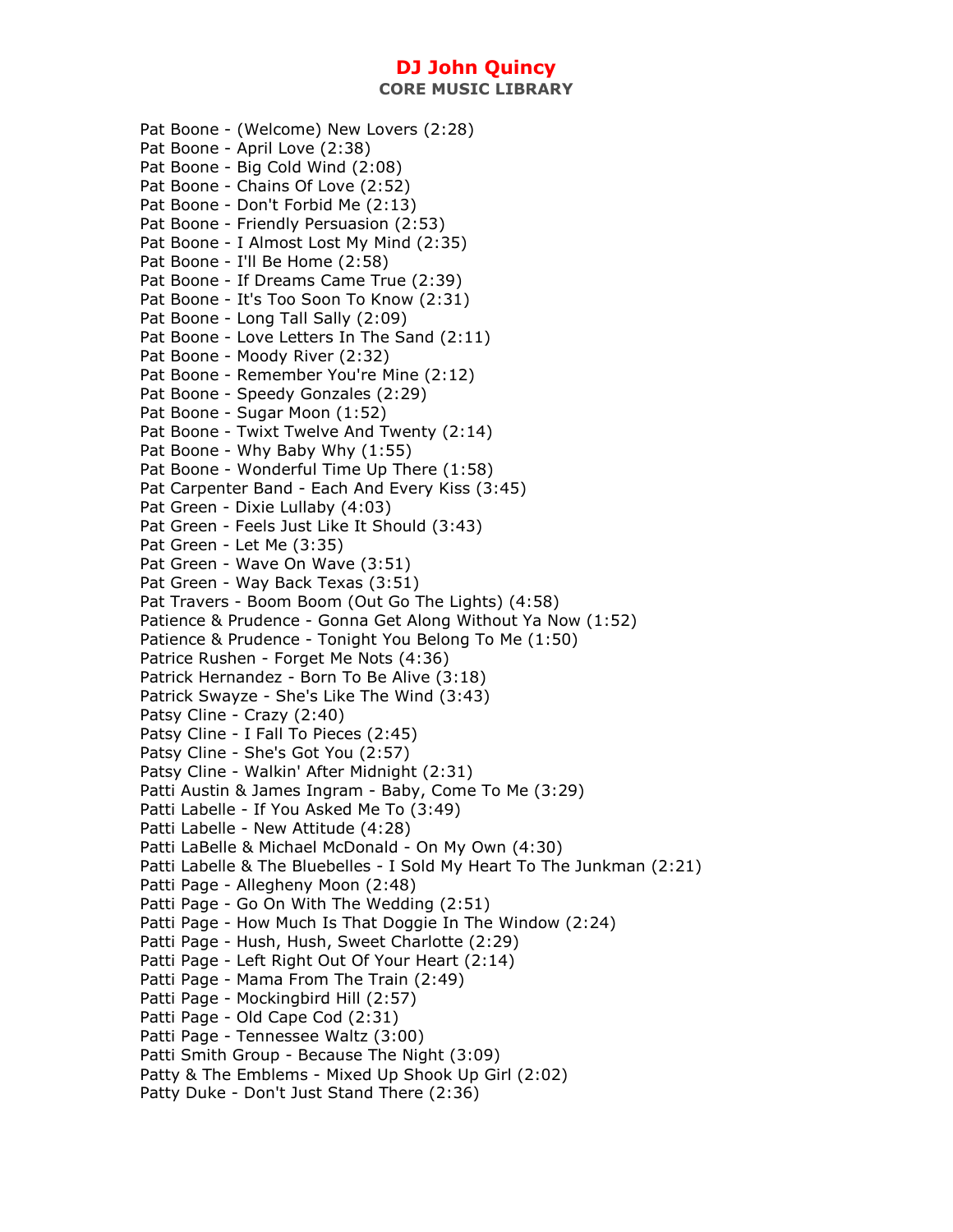Pat Boone - (Welcome) New Lovers (2:28)
Pat Boone - April Love (2:38)
Pat Boone - Big Cold Wind (2:08)
Pat Boone - Chains Of Love (2:52)
Pat Boone - Don't Forbid Me (2:13)
Pat Boone - Friendly Persuasion (2:53)
Pat Boone - I Almost Lost My Mind (2:35)
Pat Boone - I'll Be Home (2:58)
Pat Boone - If Dreams Came True (2:39)
Pat Boone - It's Too Soon To Know (2:31)
Pat Boone - Long Tall Sally (2:09)
Pat Boone - Love Letters In The Sand (2:11)
Pat Boone - Moody River (2:32)
Pat Boone - Remember You're Mine (2:12)
Pat Boone - Speedy Gonzales (2:29)
Pat Boone - Sugar Moon (1:52)
Pat Boone - Twixt Twelve And Twenty (2:14)
Pat Boone - Why Baby Why (1:55)
Pat Boone - Wonderful Time Up There (1:58)
Pat Carpenter Band - Each And Every Kiss (3:45)
Pat Green - Dixie Lullaby (4:03)
Pat Green - Feels Just Like It Should (3:43)
Pat Green - Let Me (3:35)
Pat Green - Wave On Wave (3:51)
Pat Green - Way Back Texas (3:51)
Pat Travers - Boom Boom (Out Go The Lights) (4:58)
Patience & Prudence - Gonna Get Along Without Ya Now (1:52)
Patience & Prudence - Tonight You Belong To Me (1:50)
Patrice Rushen - Forget Me Nots (4:36)
Patrick Hernandez - Born To Be Alive (3:18)
Patrick Swayze - She's Like The Wind (3:43)
Patsy Cline - Crazy (2:40)
Patsy Cline - I Fall To Pieces (2:45)
Patsy Cline - She's Got You (2:57)
Patsy Cline - Walkin' After Midnight (2:31)
Patti Austin & James Ingram - Baby, Come To Me (3:29)
Patti Labelle - If You Asked Me To (3:49)
Patti Labelle - New Attitude (4:28)
Patti LaBelle & Michael McDonald - On My Own (4:30)
Patti Labelle & The Bluebelles - I Sold My Heart To The Junkman (2:21)
Patti Page - Allegheny Moon (2:48)
Patti Page - Go On With The Wedding (2:51)
Patti Page - How Much Is That Doggie In The Window (2:24)
Patti Page - Hush, Hush, Sweet Charlotte (2:29)
Patti Page - Left Right Out Of Your Heart (2:14)
Patti Page - Mama From The Train (2:49)
Patti Page - Mockingbird Hill (2:57)
Patti Page - Old Cape Cod (2:31)
Patti Page - Tennessee Waltz (3:00)
Patti Smith Group - Because The Night (3:09)
Patty & The Emblems - Mixed Up Shook Up Girl (2:02)
Patty Duke - Don't Just Stand There (2:36)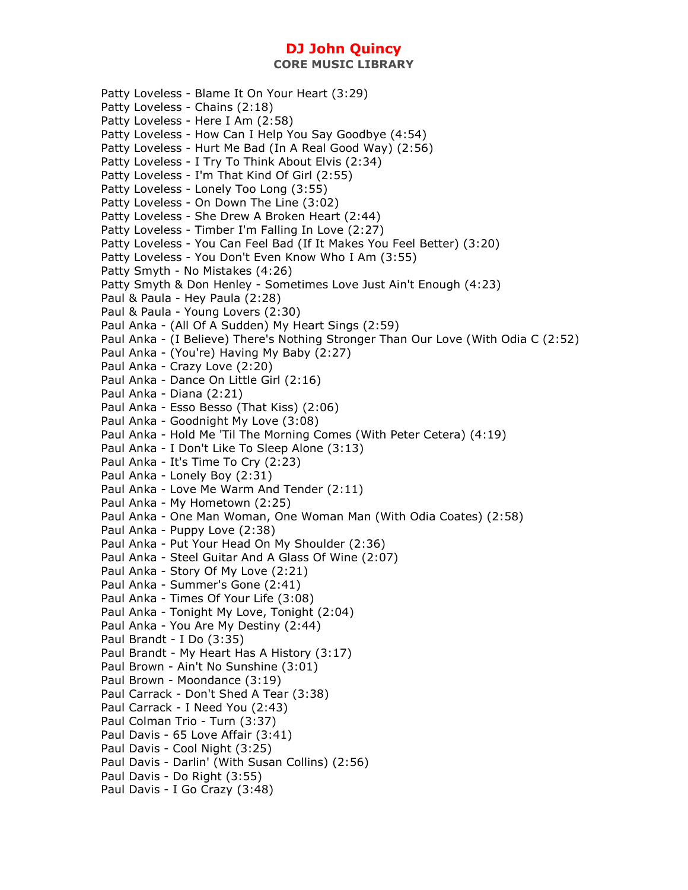Patty Loveless - Blame It On Your Heart (3:29)
Patty Loveless - Chains (2:18)
Patty Loveless - Here I Am (2:58)
Patty Loveless - How Can I Help You Say Goodbye (4:54)
Patty Loveless - Hurt Me Bad (In A Real Good Way) (2:56)
Patty Loveless - I Try To Think About Elvis (2:34)
Patty Loveless - I'm That Kind Of Girl (2:55)
Patty Loveless - Lonely Too Long (3:55)
Patty Loveless - On Down The Line (3:02)
Patty Loveless - She Drew A Broken Heart (2:44)
Patty Loveless - Timber I'm Falling In Love (2:27)
Patty Loveless - You Can Feel Bad (If It Makes You Feel Better) (3:20)
Patty Loveless - You Don't Even Know Who I Am (3:55)
Patty Smyth - No Mistakes (4:26)
Patty Smyth & Don Henley - Sometimes Love Just Ain't Enough (4:23)
Paul & Paula - Hey Paula (2:28)
Paul & Paula - Young Lovers (2:30)
Paul Anka - (All Of A Sudden) My Heart Sings (2:59)
Paul Anka - (I Believe) There's Nothing Stronger Than Our Love (With Odia C (2:52)
Paul Anka - (You're) Having My Baby (2:27)
Paul Anka - Crazy Love (2:20)
Paul Anka - Dance On Little Girl (2:16)
Paul Anka - Diana (2:21)
Paul Anka - Esso Besso (That Kiss) (2:06)
Paul Anka - Goodnight My Love (3:08)
Paul Anka - Hold Me 'Til The Morning Comes (With Peter Cetera) (4:19)
Paul Anka - I Don't Like To Sleep Alone (3:13)
Paul Anka - It's Time To Cry (2:23)
Paul Anka - Lonely Boy (2:31)
Paul Anka - Love Me Warm And Tender (2:11)
Paul Anka - My Hometown (2:25)
Paul Anka - One Man Woman, One Woman Man (With Odia Coates) (2:58)
Paul Anka - Puppy Love (2:38)
Paul Anka - Put Your Head On My Shoulder (2:36)
Paul Anka - Steel Guitar And A Glass Of Wine (2:07)
Paul Anka - Story Of My Love (2:21)
Paul Anka - Summer's Gone (2:41)
Paul Anka - Times Of Your Life (3:08)
Paul Anka - Tonight My Love, Tonight (2:04)
Paul Anka - You Are My Destiny (2:44)
Paul Brandt - I Do (3:35)
Paul Brandt - My Heart Has A History (3:17)
Paul Brown - Ain't No Sunshine (3:01)
Paul Brown - Moondance (3:19)
Paul Carrack - Don't Shed A Tear (3:38)
Paul Carrack - I Need You (2:43)
Paul Colman Trio - Turn (3:37)
Paul Davis - 65 Love Affair (3:41)
Paul Davis - Cool Night (3:25)
Paul Davis - Darlin' (With Susan Collins) (2:56)
Paul Davis - Do Right (3:55)
Paul Davis - I Go Crazy (3:48)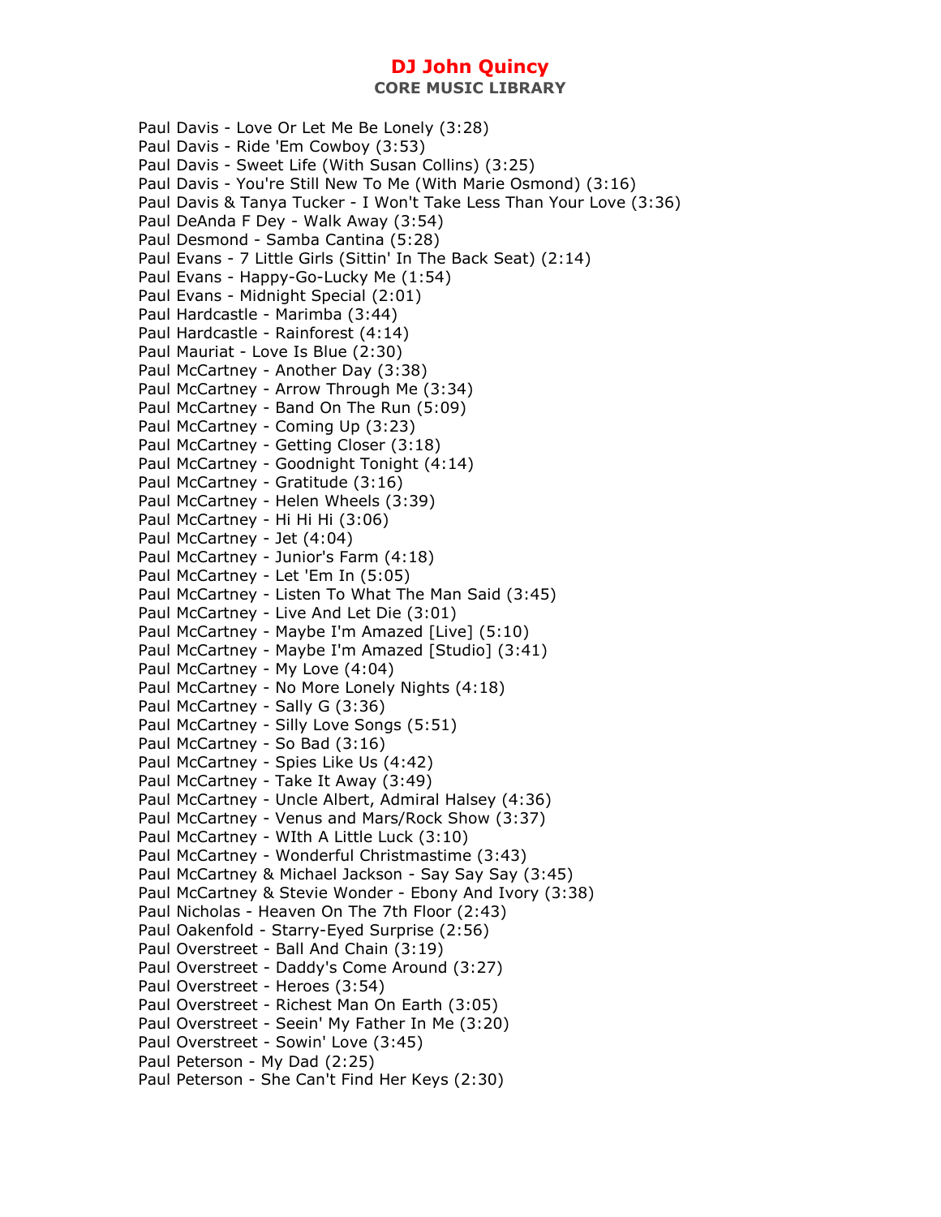Paul Davis - Love Or Let Me Be Lonely (3:28)
Paul Davis - Ride 'Em Cowboy (3:53)
Paul Davis - Sweet Life (With Susan Collins) (3:25)
Paul Davis - You're Still New To Me (With Marie Osmond) (3:16)
Paul Davis & Tanya Tucker - I Won't Take Less Than Your Love (3:36)
Paul DeAnda F Dey - Walk Away (3:54)
Paul Desmond - Samba Cantina (5:28)
Paul Evans - 7 Little Girls (Sittin' In The Back Seat) (2:14)
Paul Evans - Happy-Go-Lucky Me (1:54)
Paul Evans - Midnight Special (2:01)
Paul Hardcastle - Marimba (3:44)
Paul Hardcastle - Rainforest (4:14)
Paul Mauriat - Love Is Blue (2:30)
Paul McCartney - Another Day (3:38)
Paul McCartney - Arrow Through Me (3:34)
Paul McCartney - Band On The Run (5:09)
Paul McCartney - Coming Up (3:23)
Paul McCartney - Getting Closer (3:18)
Paul McCartney - Goodnight Tonight (4:14)
Paul McCartney - Gratitude (3:16)
Paul McCartney - Helen Wheels (3:39)
Paul McCartney - Hi Hi Hi (3:06)
Paul McCartney - Jet (4:04)
Paul McCartney - Junior's Farm (4:18)
Paul McCartney - Let 'Em In (5:05)
Paul McCartney - Listen To What The Man Said (3:45)
Paul McCartney - Live And Let Die (3:01)
Paul McCartney - Maybe I'm Amazed [Live] (5:10)
Paul McCartney - Maybe I'm Amazed [Studio] (3:41)
Paul McCartney - My Love (4:04)
Paul McCartney - No More Lonely Nights (4:18)
Paul McCartney - Sally G (3:36)
Paul McCartney - Silly Love Songs (5:51)
Paul McCartney - So Bad (3:16)
Paul McCartney - Spies Like Us (4:42)
Paul McCartney - Take It Away (3:49)
Paul McCartney - Uncle Albert, Admiral Halsey (4:36)
Paul McCartney - Venus and Mars/Rock Show (3:37)
Paul McCartney - WIth A Little Luck (3:10)
Paul McCartney - Wonderful Christmastime (3:43)
Paul McCartney & Michael Jackson - Say Say Say (3:45)
Paul McCartney & Stevie Wonder - Ebony And Ivory (3:38)
Paul Nicholas - Heaven On The 7th Floor (2:43)
Paul Oakenfold - Starry-Eyed Surprise (2:56)
Paul Overstreet - Ball And Chain (3:19)
Paul Overstreet - Daddy's Come Around (3:27)
Paul Overstreet - Heroes (3:54)
Paul Overstreet - Richest Man On Earth (3:05)
Paul Overstreet - Seein' My Father In Me (3:20)
Paul Overstreet - Sowin' Love (3:45)
Paul Peterson - My Dad (2:25)
Paul Peterson - She Can't Find Her Keys (2:30)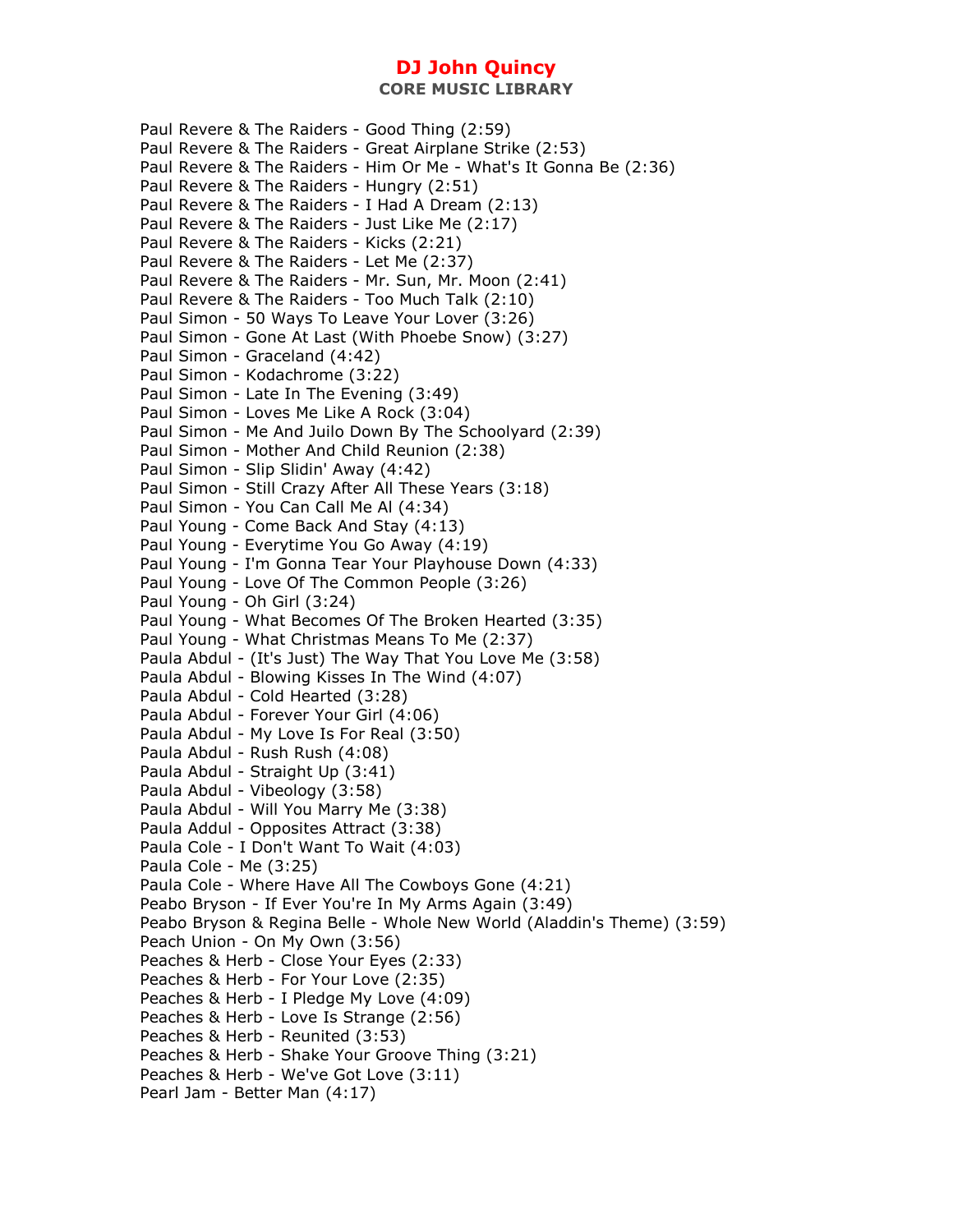# DJ John Quincy

**CORE MUSIC LIBRARY**

Paul Revere & The Raiders - Good Thing (2:59)
Paul Revere & The Raiders - Great Airplane Strike (2:53)
Paul Revere & The Raiders - Him Or Me - What's It Gonna Be (2:36)
Paul Revere & The Raiders - Hungry (2:51)
Paul Revere & The Raiders - I Had A Dream (2:13)
Paul Revere & The Raiders - Just Like Me (2:17)
Paul Revere & The Raiders - Kicks (2:21)
Paul Revere & The Raiders - Let Me (2:37)
Paul Revere & The Raiders - Mr. Sun, Mr. Moon (2:41)
Paul Revere & The Raiders - Too Much Talk (2:10)
Paul Simon - 50 Ways To Leave Your Lover (3:26)
Paul Simon - Gone At Last (With Phoebe Snow) (3:27)
Paul Simon - Graceland (4:42)
Paul Simon - Kodachrome (3:22)
Paul Simon - Late In The Evening (3:49)
Paul Simon - Loves Me Like A Rock (3:04)
Paul Simon - Me And Juilo Down By The Schoolyard (2:39)
Paul Simon - Mother And Child Reunion (2:38)
Paul Simon - Slip Slidin' Away (4:42)
Paul Simon - Still Crazy After All These Years (3:18)
Paul Simon - You Can Call Me Al (4:34)
Paul Young - Come Back And Stay (4:13)
Paul Young - Everytime You Go Away (4:19)
Paul Young - I'm Gonna Tear Your Playhouse Down (4:33)
Paul Young - Love Of The Common People (3:26)
Paul Young - Oh Girl (3:24)
Paul Young - What Becomes Of The Broken Hearted (3:35)
Paul Young - What Christmas Means To Me (2:37)
Paula Abdul - (It's Just) The Way That You Love Me (3:58)
Paula Abdul - Blowing Kisses In The Wind (4:07)
Paula Abdul - Cold Hearted (3:28)
Paula Abdul - Forever Your Girl (4:06)
Paula Abdul - My Love Is For Real (3:50)
Paula Abdul - Rush Rush (4:08)
Paula Abdul - Straight Up (3:41)
Paula Abdul - Vibeology (3:58)
Paula Abdul - Will You Marry Me (3:38)
Paula Addul - Opposites Attract (3:38)
Paula Cole - I Don't Want To Wait (4:03)
Paula Cole - Me (3:25)
Paula Cole - Where Have All The Cowboys Gone (4:21)
Peabo Bryson - If Ever You're In My Arms Again (3:49)
Peabo Bryson & Regina Belle - Whole New World (Aladdin's Theme) (3:59)
Peach Union - On My Own (3:56)
Peaches & Herb - Close Your Eyes (2:33)
Peaches & Herb - For Your Love (2:35)
Peaches & Herb - I Pledge My Love (4:09)
Peaches & Herb - Love Is Strange (2:56)
Peaches & Herb - Reunited (3:53)
Peaches & Herb - Shake Your Groove Thing (3:21)
Peaches & Herb - We've Got Love (3:11)
Pearl Jam - Better Man (4:17)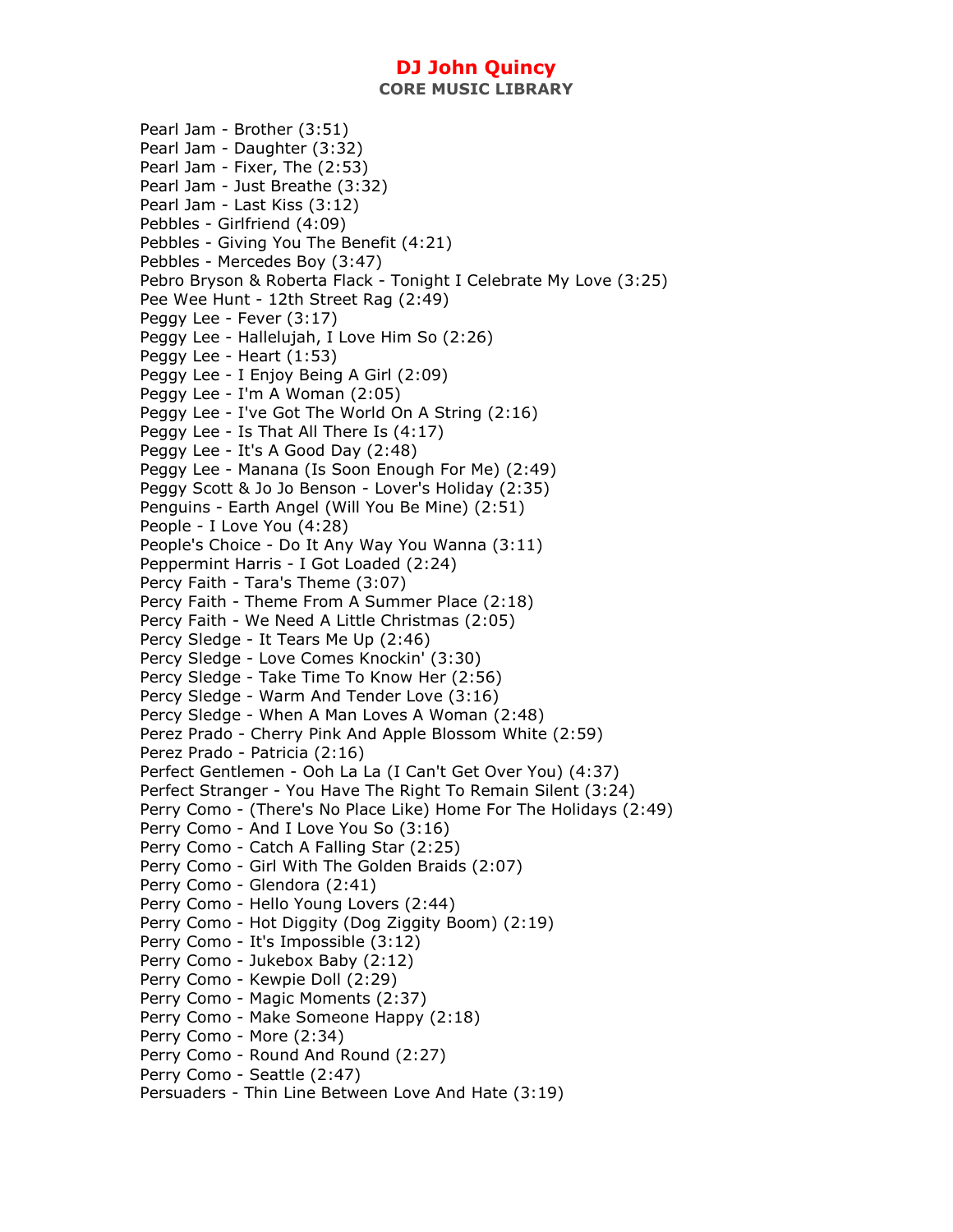Pearl Jam - Brother (3:51)
Pearl Jam - Daughter (3:32)
Pearl Jam - Fixer, The (2:53)
Pearl Jam - Just Breathe (3:32)
Pearl Jam - Last Kiss (3:12)
Pebbles - Girlfriend (4:09)
Pebbles - Giving You The Benefit (4:21)
Pebbles - Mercedes Boy (3:47)
Pebro Bryson & Roberta Flack - Tonight I Celebrate My Love (3:25)
Pee Wee Hunt - 12th Street Rag (2:49)
Peggy Lee - Fever (3:17)
Peggy Lee - Hallelujah, I Love Him So (2:26)
Peggy Lee - Heart (1:53)
Peggy Lee - I Enjoy Being A Girl (2:09)
Peggy Lee - I'm A Woman (2:05)
Peggy Lee - I've Got The World On A String (2:16)
Peggy Lee - Is That All There Is (4:17)
Peggy Lee - It's A Good Day (2:48)
Peggy Lee - Manana (Is Soon Enough For Me) (2:49)
Peggy Scott & Jo Jo Benson - Lover's Holiday (2:35)
Penguins - Earth Angel (Will You Be Mine) (2:51)
People - I Love You (4:28)
People's Choice - Do It Any Way You Wanna (3:11)
Peppermint Harris - I Got Loaded (2:24)
Percy Faith - Tara's Theme (3:07)
Percy Faith - Theme From A Summer Place (2:18)
Percy Faith - We Need A Little Christmas (2:05)
Percy Sledge - It Tears Me Up (2:46)
Percy Sledge - Love Comes Knockin' (3:30)
Percy Sledge - Take Time To Know Her (2:56)
Percy Sledge - Warm And Tender Love (3:16)
Percy Sledge - When A Man Loves A Woman (2:48)
Perez Prado - Cherry Pink And Apple Blossom White (2:59)
Perez Prado - Patricia (2:16)
Perfect Gentlemen - Ooh La La (I Can't Get Over You) (4:37)
Perfect Stranger - You Have The Right To Remain Silent (3:24)
Perry Como - (There's No Place Like) Home For The Holidays (2:49)
Perry Como - And I Love You So (3:16)
Perry Como - Catch A Falling Star (2:25)
Perry Como - Girl With The Golden Braids (2:07)
Perry Como - Glendora (2:41)
Perry Como - Hello Young Lovers (2:44)
Perry Como - Hot Diggity (Dog Ziggity Boom) (2:19)
Perry Como - It's Impossible (3:12)
Perry Como - Jukebox Baby (2:12)
Perry Como - Kewpie Doll (2:29)
Perry Como - Magic Moments (2:37)
Perry Como - Make Someone Happy (2:18)
Perry Como - More (2:34)
Perry Como - Round And Round (2:27)
Perry Como - Seattle (2:47)
Persuaders - Thin Line Between Love And Hate (3:19)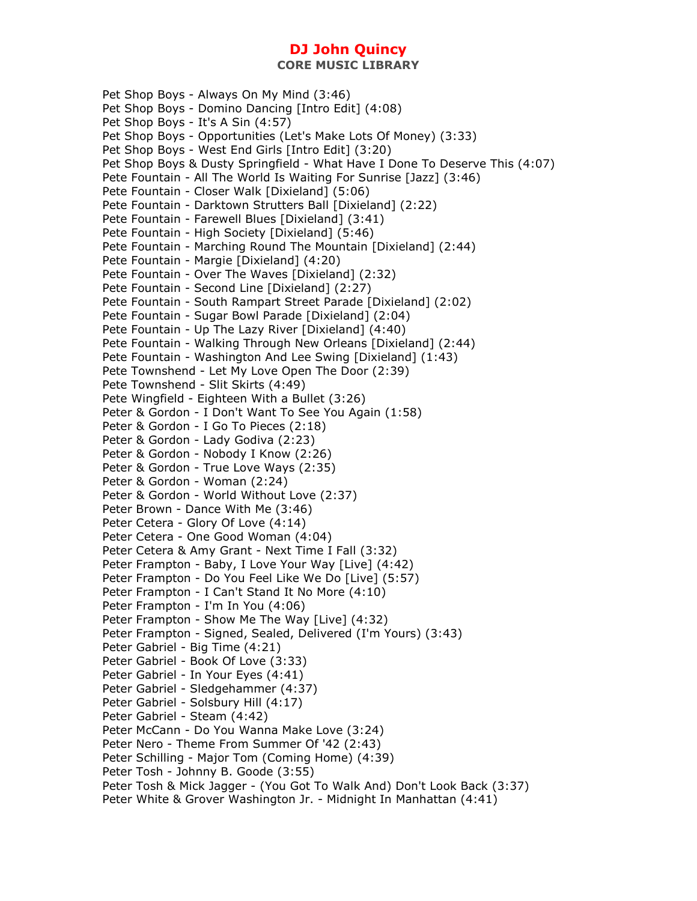# DJ John Quincy

## CORE MUSIC LIBRARY

Pet Shop Boys - Always On My Mind (3:46)
Pet Shop Boys - Domino Dancing [Intro Edit] (4:08)
Pet Shop Boys - It's A Sin (4:57)
Pet Shop Boys - Opportunities (Let's Make Lots Of Money) (3:33)
Pet Shop Boys - West End Girls [Intro Edit] (3:20)
Pet Shop Boys & Dusty Springfield - What Have I Done To Deserve This (4:07)
Pete Fountain - All The World Is Waiting For Sunrise [Jazz] (3:46)
Pete Fountain - Closer Walk [Dixieland] (5:06)
Pete Fountain - Darktown Strutters Ball [Dixieland] (2:22)
Pete Fountain - Farewell Blues [Dixieland] (3:41)
Pete Fountain - High Society [Dixieland] (5:46)
Pete Fountain - Marching Round The Mountain [Dixieland] (2:44)
Pete Fountain - Margie [Dixieland] (4:20)
Pete Fountain - Over The Waves [Dixieland] (2:32)
Pete Fountain - Second Line [Dixieland] (2:27)
Pete Fountain - South Rampart Street Parade [Dixieland] (2:02)
Pete Fountain - Sugar Bowl Parade [Dixieland] (2:04)
Pete Fountain - Up The Lazy River [Dixieland] (4:40)
Pete Fountain - Walking Through New Orleans [Dixieland] (2:44)
Pete Fountain - Washington And Lee Swing [Dixieland] (1:43)
Pete Townshend - Let My Love Open The Door (2:39)
Pete Townshend - Slit Skirts (4:49)
Pete Wingfield - Eighteen With a Bullet (3:26)
Peter & Gordon - I Don't Want To See You Again (1:58)
Peter & Gordon - I Go To Pieces (2:18)
Peter & Gordon - Lady Godiva (2:23)
Peter & Gordon - Nobody I Know (2:26)
Peter & Gordon - True Love Ways (2:35)
Peter & Gordon - Woman (2:24)
Peter & Gordon - World Without Love (2:37)
Peter Brown - Dance With Me (3:46)
Peter Cetera - Glory Of Love (4:14)
Peter Cetera - One Good Woman (4:04)
Peter Cetera & Amy Grant - Next Time I Fall (3:32)
Peter Frampton - Baby, I Love Your Way [Live] (4:42)
Peter Frampton - Do You Feel Like We Do [Live] (5:57)
Peter Frampton - I Can't Stand It No More (4:10)
Peter Frampton - I'm In You (4:06)
Peter Frampton - Show Me The Way [Live] (4:32)
Peter Frampton - Signed, Sealed, Delivered (I'm Yours) (3:43)
Peter Gabriel - Big Time (4:21)
Peter Gabriel - Book Of Love (3:33)
Peter Gabriel - In Your Eyes (4:41)
Peter Gabriel - Sledgehammer (4:37)
Peter Gabriel - Solsbury Hill (4:17)
Peter Gabriel - Steam (4:42)
Peter McCann - Do You Wanna Make Love (3:24)
Peter Nero - Theme From Summer Of '42 (2:43)
Peter Schilling - Major Tom (Coming Home) (4:39)
Peter Tosh - Johnny B. Goode (3:55)
Peter Tosh & Mick Jagger - (You Got To Walk And) Don't Look Back (3:37)
Peter White & Grover Washington Jr. - Midnight In Manhattan (4:41)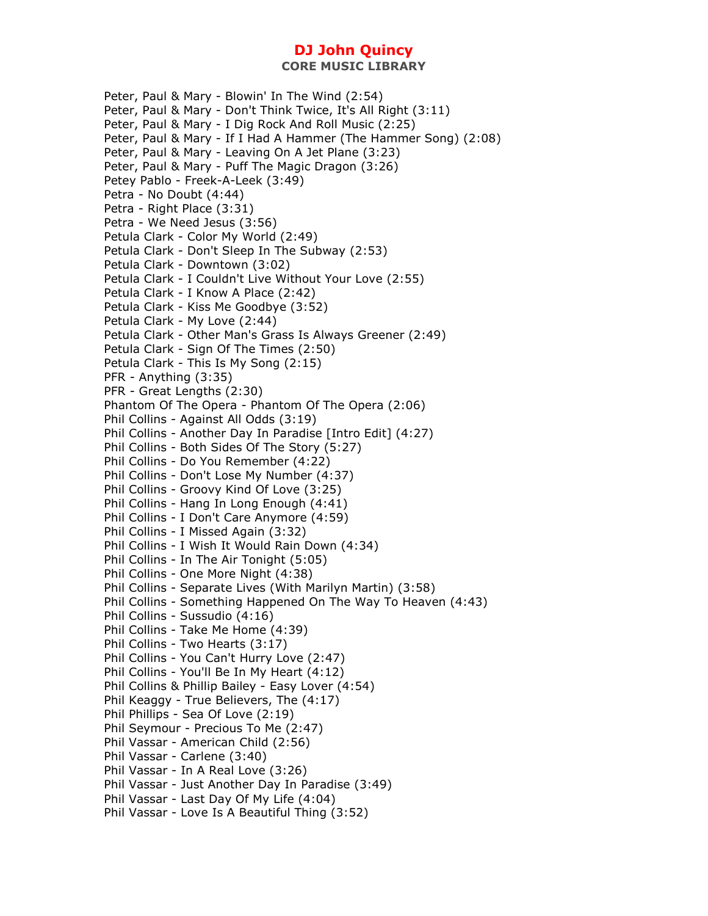Peter, Paul & Mary - Blowin' In The Wind (2:54)
Peter, Paul & Mary - Don't Think Twice, It's All Right (3:11)
Peter, Paul & Mary - I Dig Rock And Roll Music (2:25)
Peter, Paul & Mary - If I Had A Hammer (The Hammer Song) (2:08)
Peter, Paul & Mary - Leaving On A Jet Plane (3:23)
Peter, Paul & Mary - Puff The Magic Dragon (3:26)
Petey Pablo - Freek-A-Leek (3:49)
Petra - No Doubt (4:44)
Petra - Right Place (3:31)
Petra - We Need Jesus (3:56)
Petula Clark - Color My World (2:49)
Petula Clark - Don't Sleep In The Subway (2:53)
Petula Clark - Downtown (3:02)
Petula Clark - I Couldn't Live Without Your Love (2:55)
Petula Clark - I Know A Place (2:42)
Petula Clark - Kiss Me Goodbye (3:52)
Petula Clark - My Love (2:44)
Petula Clark - Other Man's Grass Is Always Greener (2:49)
Petula Clark - Sign Of The Times (2:50)
Petula Clark - This Is My Song (2:15)
PFR - Anything (3:35)
PFR - Great Lengths (2:30)
Phantom Of The Opera - Phantom Of The Opera (2:06)
Phil Collins - Against All Odds (3:19)
Phil Collins - Another Day In Paradise [Intro Edit] (4:27)
Phil Collins - Both Sides Of The Story (5:27)
Phil Collins - Do You Remember (4:22)
Phil Collins - Don't Lose My Number (4:37)
Phil Collins - Groovy Kind Of Love (3:25)
Phil Collins - Hang In Long Enough (4:41)
Phil Collins - I Don't Care Anymore (4:59)
Phil Collins - I Missed Again (3:32)
Phil Collins - I Wish It Would Rain Down (4:34)
Phil Collins - In The Air Tonight (5:05)
Phil Collins - One More Night (4:38)
Phil Collins - Separate Lives (With Marilyn Martin) (3:58)
Phil Collins - Something Happened On The Way To Heaven (4:43)
Phil Collins - Sussudio (4:16)
Phil Collins - Take Me Home (4:39)
Phil Collins - Two Hearts (3:17)
Phil Collins - You Can't Hurry Love (2:47)
Phil Collins - You'll Be In My Heart (4:12)
Phil Collins & Phillip Bailey - Easy Lover (4:54)
Phil Keaggy - True Believers, The (4:17)
Phil Phillips - Sea Of Love (2:19)
Phil Seymour - Precious To Me (2:47)
Phil Vassar - American Child (2:56)
Phil Vassar - Carlene (3:40)
Phil Vassar - In A Real Love (3:26)
Phil Vassar - Just Another Day In Paradise (3:49)
Phil Vassar - Last Day Of My Life (4:04)
Phil Vassar - Love Is A Beautiful Thing (3:52)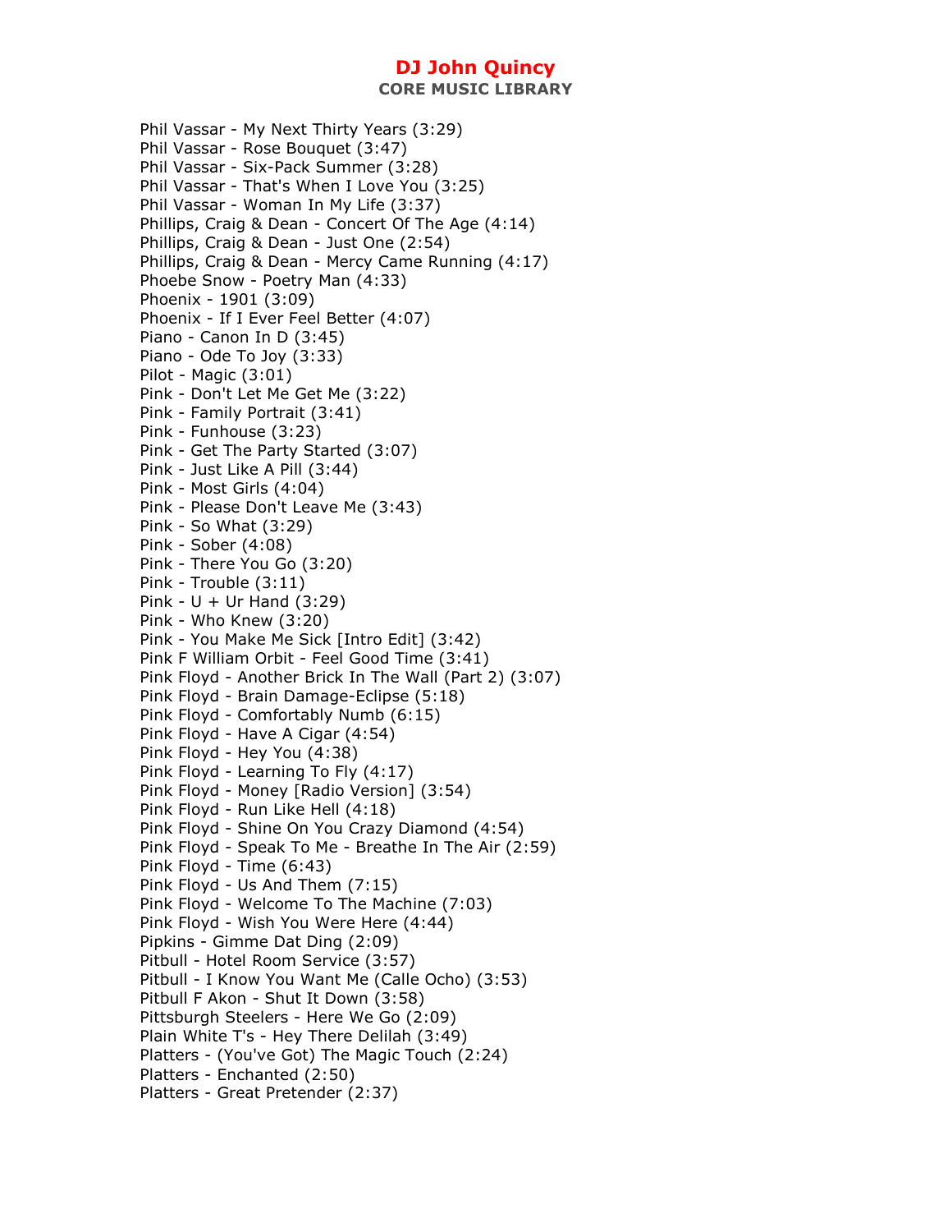Phil Vassar - My Next Thirty Years (3:29)
Phil Vassar - Rose Bouquet (3:47)
Phil Vassar - Six-Pack Summer (3:28)
Phil Vassar - That's When I Love You (3:25)
Phil Vassar - Woman In My Life (3:37)
Phillips, Craig & Dean - Concert Of The Age (4:14)
Phillips, Craig & Dean - Just One (2:54)
Phillips, Craig & Dean - Mercy Came Running (4:17)
Phoebe Snow - Poetry Man (4:33)
Phoenix - 1901 (3:09)
Phoenix - If I Ever Feel Better (4:07)
Piano - Canon In D (3:45)
Piano - Ode To Joy (3:33)
Pilot - Magic (3:01)
Pink - Don't Let Me Get Me (3:22)
Pink - Family Portrait (3:41)
Pink - Funhouse (3:23)
Pink - Get The Party Started (3:07)
Pink - Just Like A Pill (3:44)
Pink - Most Girls (4:04)
Pink - Please Don't Leave Me (3:43)
Pink - So What (3:29)
Pink - Sober (4:08)
Pink - There You Go (3:20)
Pink - Trouble (3:11)
Pink - U + Ur Hand (3:29)
Pink - Who Knew (3:20)
Pink - You Make Me Sick [Intro Edit] (3:42)
Pink F William Orbit - Feel Good Time (3:41)
Pink Floyd - Another Brick In The Wall (Part 2) (3:07)
Pink Floyd - Brain Damage-Eclipse (5:18)
Pink Floyd - Comfortably Numb (6:15)
Pink Floyd - Have A Cigar (4:54)
Pink Floyd - Hey You (4:38)
Pink Floyd - Learning To Fly (4:17)
Pink Floyd - Money [Radio Version] (3:54)
Pink Floyd - Run Like Hell (4:18)
Pink Floyd - Shine On You Crazy Diamond (4:54)
Pink Floyd - Speak To Me - Breathe In The Air (2:59)
Pink Floyd - Time (6:43)
Pink Floyd - Us And Them (7:15)
Pink Floyd - Welcome To The Machine (7:03)
Pink Floyd - Wish You Were Here (4:44)
Pipkins - Gimme Dat Ding (2:09)
Pitbull - Hotel Room Service (3:57)
Pitbull - I Know You Want Me (Calle Ocho) (3:53)
Pitbull F Akon - Shut It Down (3:58)
Pittsburgh Steelers - Here We Go (2:09)
Plain White T's - Hey There Delilah (3:49)
Platters - (You've Got) The Magic Touch (2:24)
Platters - Enchanted (2:50)
Platters - Great Pretender (2:37)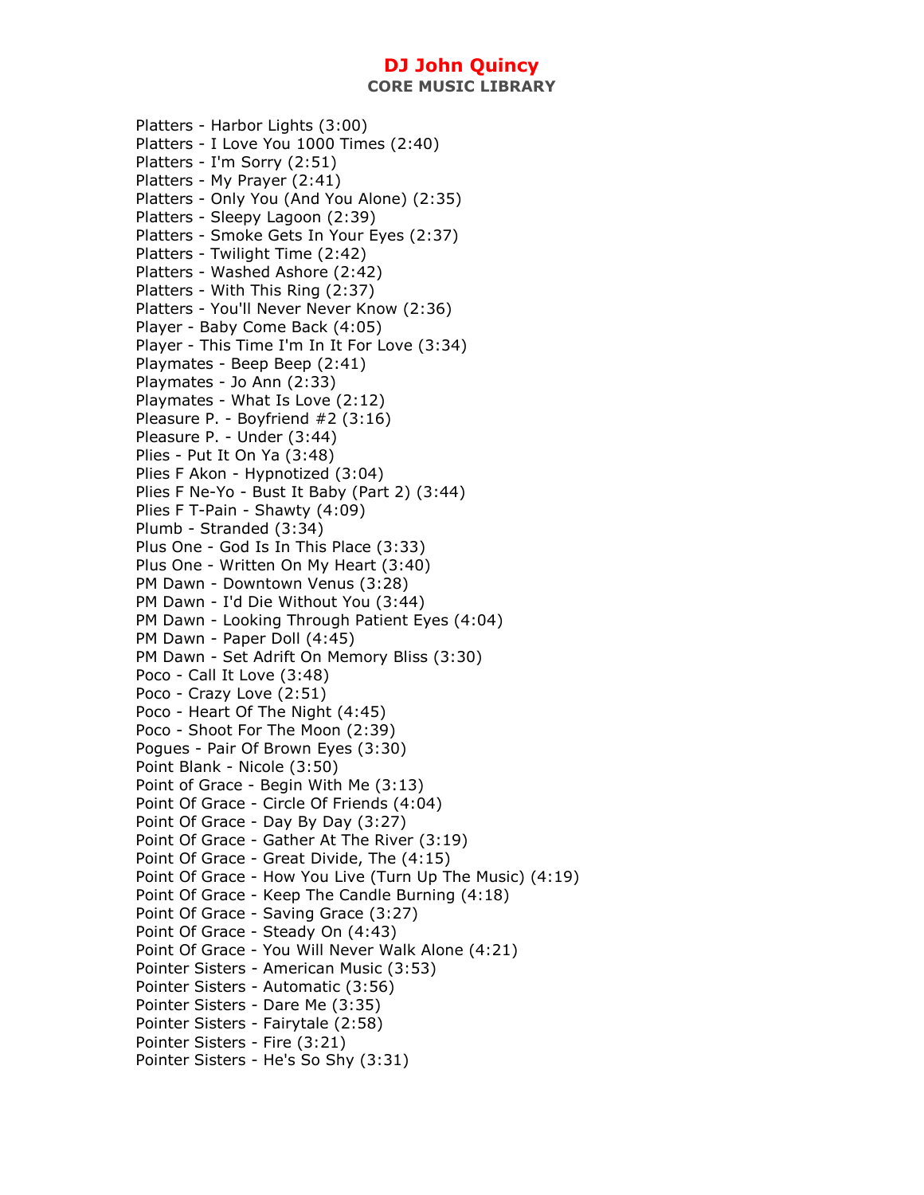# DJ John Quincy

## CORE MUSIC LIBRARY

Platters - Harbor Lights (3:00)
Platters - I Love You 1000 Times (2:40)
Platters - I'm Sorry (2:51)
Platters - My Prayer (2:41)
Platters - Only You (And You Alone) (2:35)
Platters - Sleepy Lagoon (2:39)
Platters - Smoke Gets In Your Eyes (2:37)
Platters - Twilight Time (2:42)
Platters - Washed Ashore (2:42)
Platters - With This Ring (2:37)
Platters - You'll Never Never Know (2:36)
Player - Baby Come Back (4:05)
Player - This Time I'm In It For Love (3:34)
Playmates - Beep Beep (2:41)
Playmates - Jo Ann (2:33)
Playmates - What Is Love (2:12)
Pleasure P. - Boyfriend #2 (3:16)
Pleasure P. - Under (3:44)
Plies - Put It On Ya (3:48)
Plies F Akon - Hypnotized (3:04)
Plies F Ne-Yo - Bust It Baby (Part 2) (3:44)
Plies F T-Pain - Shawty (4:09)
Plumb - Stranded (3:34)
Plus One - God Is In This Place (3:33)
Plus One - Written On My Heart (3:40)
PM Dawn - Downtown Venus (3:28)
PM Dawn - I'd Die Without You (3:44)
PM Dawn - Looking Through Patient Eyes (4:04)
PM Dawn - Paper Doll (4:45)
PM Dawn - Set Adrift On Memory Bliss (3:30)
Poco - Call It Love (3:48)
Poco - Crazy Love (2:51)
Poco - Heart Of The Night (4:45)
Poco - Shoot For The Moon (2:39)
Pogues - Pair Of Brown Eyes (3:30)
Point Blank - Nicole (3:50)
Point of Grace - Begin With Me (3:13)
Point Of Grace - Circle Of Friends (4:04)
Point Of Grace - Day By Day (3:27)
Point Of Grace - Gather At The River (3:19)
Point Of Grace - Great Divide, The (4:15)
Point Of Grace - How You Live (Turn Up The Music) (4:19)
Point Of Grace - Keep The Candle Burning (4:18)
Point Of Grace - Saving Grace (3:27)
Point Of Grace - Steady On (4:43)
Point Of Grace - You Will Never Walk Alone (4:21)
Pointer Sisters - American Music (3:53)
Pointer Sisters - Automatic (3:56)
Pointer Sisters - Dare Me (3:35)
Pointer Sisters - Fairytale (2:58)
Pointer Sisters - Fire (3:21)
Pointer Sisters - He's So Shy (3:31)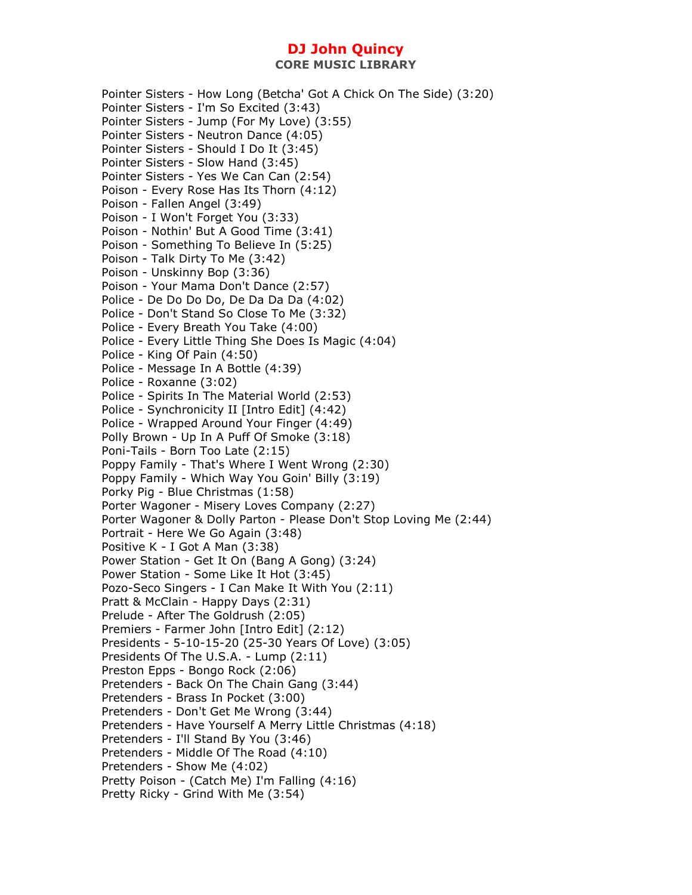Pointer Sisters - How Long (Betcha' Got A Chick On The Side) (3:20)
Pointer Sisters - I'm So Excited (3:43)
Pointer Sisters - Jump (For My Love) (3:55)
Pointer Sisters - Neutron Dance (4:05)
Pointer Sisters - Should I Do It (3:45)
Pointer Sisters - Slow Hand (3:45)
Pointer Sisters - Yes We Can Can (2:54)
Poison - Every Rose Has Its Thorn (4:12)
Poison - Fallen Angel (3:49)
Poison - I Won't Forget You (3:33)
Poison - Nothin' But A Good Time (3:41)
Poison - Something To Believe In (5:25)
Poison - Talk Dirty To Me (3:42)
Poison - Unskinny Bop (3:36)
Poison - Your Mama Don't Dance (2:57)
Police - De Do Do Do, De Da Da Da (4:02)
Police - Don't Stand So Close To Me (3:32)
Police - Every Breath You Take (4:00)
Police - Every Little Thing She Does Is Magic (4:04)
Police - King Of Pain (4:50)
Police - Message In A Bottle (4:39)
Police - Roxanne (3:02)
Police - Spirits In The Material World (2:53)
Police - Synchronicity II [Intro Edit] (4:42)
Police - Wrapped Around Your Finger (4:49)
Polly Brown - Up In A Puff Of Smoke (3:18)
Poni-Tails - Born Too Late (2:15)
Poppy Family - That's Where I Went Wrong (2:30)
Poppy Family - Which Way You Goin' Billy (3:19)
Porky Pig - Blue Christmas (1:58)
Porter Wagoner - Misery Loves Company (2:27)
Porter Wagoner & Dolly Parton - Please Don't Stop Loving Me (2:44)
Portrait - Here We Go Again (3:48)
Positive K - I Got A Man (3:38)
Power Station - Get It On (Bang A Gong) (3:24)
Power Station - Some Like It Hot (3:45)
Pozo-Seco Singers - I Can Make It With You (2:11)
Pratt & McClain - Happy Days (2:31)
Prelude - After The Goldrush (2:05)
Premiers - Farmer John [Intro Edit] (2:12)
Presidents - 5-10-15-20 (25-30 Years Of Love) (3:05)
Presidents Of The U.S.A. - Lump (2:11)
Preston Epps - Bongo Rock (2:06)
Pretenders - Back On The Chain Gang (3:44)
Pretenders - Brass In Pocket (3:00)
Pretenders - Don't Get Me Wrong (3:44)
Pretenders - Have Yourself A Merry Little Christmas (4:18)
Pretenders - I'll Stand By You (3:46)
Pretenders - Middle Of The Road (4:10)
Pretenders - Show Me (4:02)
Pretty Poison - (Catch Me) I'm Falling (4:16)
Pretty Ricky - Grind With Me (3:54)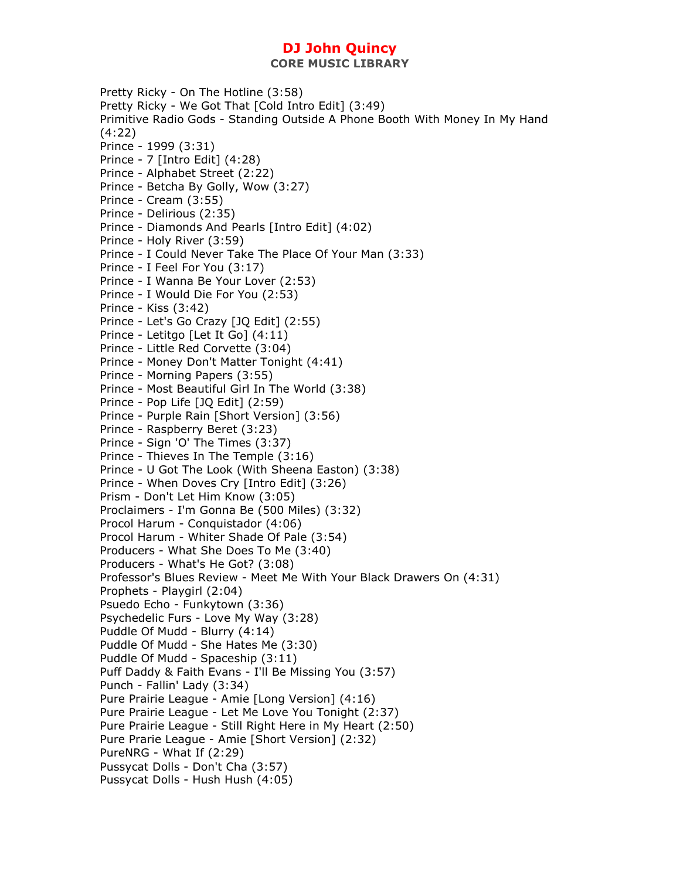Pretty Ricky - On The Hotline (3:58)
Pretty Ricky - We Got That [Cold Intro Edit] (3:49)
Primitive Radio Gods - Standing Outside A Phone Booth With Money In My Hand (4:22)
Prince - 1999 (3:31)
Prince - 7 [Intro Edit] (4:28)
Prince - Alphabet Street (2:22)
Prince - Betcha By Golly, Wow (3:27)
Prince - Cream (3:55)
Prince - Delirious (2:35)
Prince - Diamonds And Pearls [Intro Edit] (4:02)
Prince - Holy River (3:59)
Prince - I Could Never Take The Place Of Your Man (3:33)
Prince - I Feel For You (3:17)
Prince - I Wanna Be Your Lover (2:53)
Prince - I Would Die For You (2:53)
Prince - Kiss (3:42)
Prince - Let's Go Crazy [JQ Edit] (2:55)
Prince - Letitgo [Let It Go] (4:11)
Prince - Little Red Corvette (3:04)
Prince - Money Don't Matter Tonight (4:41)
Prince - Morning Papers (3:55)
Prince - Most Beautiful Girl In The World (3:38)
Prince - Pop Life [JQ Edit] (2:59)
Prince - Purple Rain [Short Version] (3:56)
Prince - Raspberry Beret (3:23)
Prince - Sign 'O' The Times (3:37)
Prince - Thieves In The Temple (3:16)
Prince - U Got The Look (With Sheena Easton) (3:38)
Prince - When Doves Cry [Intro Edit] (3:26)
Prism - Don't Let Him Know (3:05)
Proclaimers - I'm Gonna Be (500 Miles) (3:32)
Procol Harum - Conquistador (4:06)
Procol Harum - Whiter Shade Of Pale (3:54)
Producers - What She Does To Me (3:40)
Producers - What's He Got? (3:08)
Professor's Blues Review - Meet Me With Your Black Drawers On (4:31)
Prophets - Playgirl (2:04)
Psuedo Echo - Funkytown (3:36)
Psychedelic Furs - Love My Way (3:28)
Puddle Of Mudd - Blurry (4:14)
Puddle Of Mudd - She Hates Me (3:30)
Puddle Of Mudd - Spaceship (3:11)
Puff Daddy & Faith Evans - I'll Be Missing You (3:57)
Punch - Fallin' Lady (3:34)
Pure Prairie League - Amie [Long Version] (4:16)
Pure Prairie League - Let Me Love You Tonight (2:37)
Pure Prairie League - Still Right Here in My Heart (2:50)
Pure Prarie League - Amie [Short Version] (2:32)
PureNRG - What If (2:29)
Pussycat Dolls - Don't Cha (3:57)
Pussycat Dolls - Hush Hush (4:05)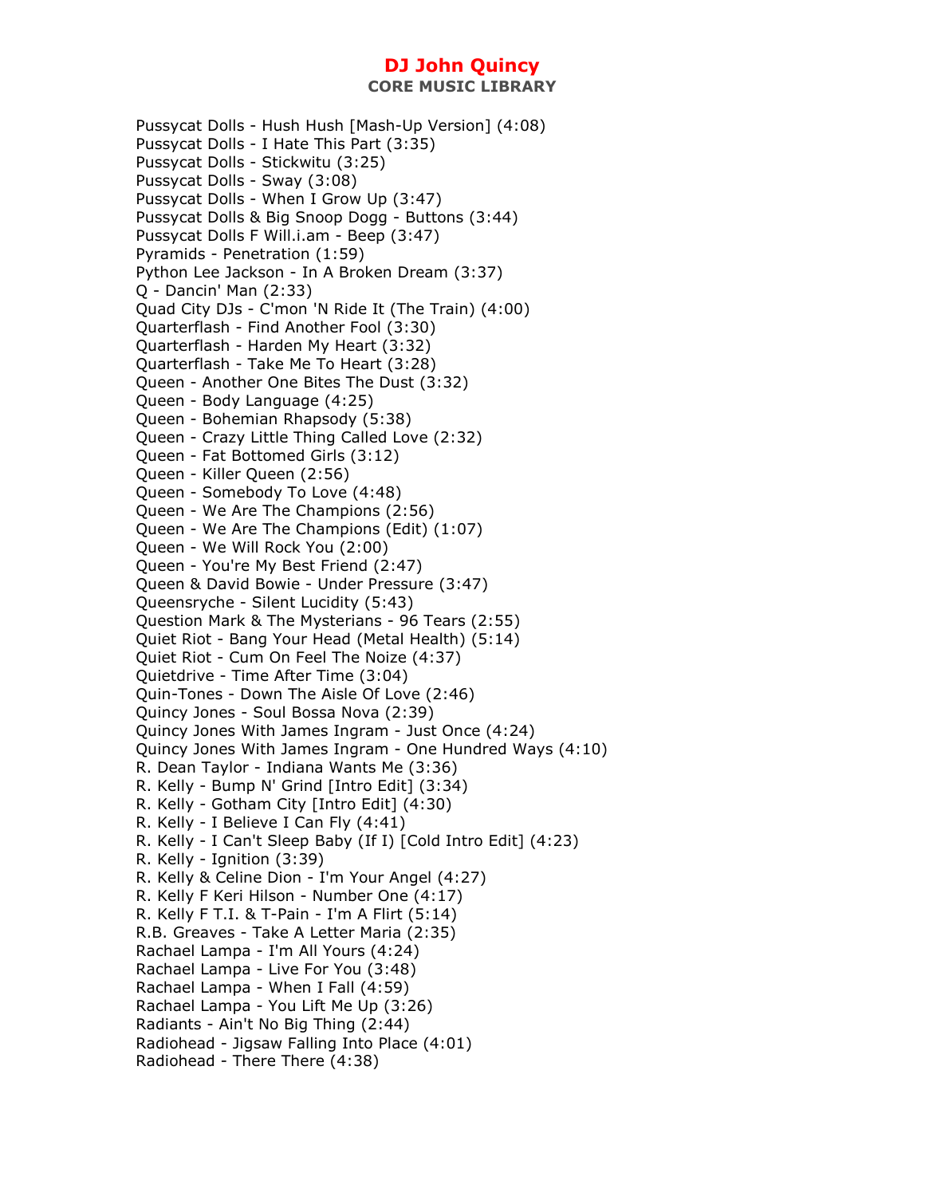Pussycat Dolls - Hush Hush [Mash-Up Version] (4:08)
Pussycat Dolls - I Hate This Part (3:35)
Pussycat Dolls - Stickwitu (3:25)
Pussycat Dolls - Sway (3:08)
Pussycat Dolls - When I Grow Up (3:47)
Pussycat Dolls & Big Snoop Dogg - Buttons (3:44)
Pussycat Dolls F Will.i.am - Beep (3:47)
Pyramids - Penetration (1:59)
Python Lee Jackson - In A Broken Dream (3:37)
Q - Dancin' Man (2:33)
Quad City DJs - C'mon 'N Ride It (The Train) (4:00)
Quarterflash - Find Another Fool (3:30)
Quarterflash - Harden My Heart (3:32)
Quarterflash - Take Me To Heart (3:28)
Queen - Another One Bites The Dust (3:32)
Queen - Body Language (4:25)
Queen - Bohemian Rhapsody (5:38)
Queen - Crazy Little Thing Called Love (2:32)
Queen - Fat Bottomed Girls (3:12)
Queen - Killer Queen (2:56)
Queen - Somebody To Love (4:48)
Queen - We Are The Champions (2:56)
Queen - We Are The Champions (Edit) (1:07)
Queen - We Will Rock You (2:00)
Queen - You're My Best Friend (2:47)
Queen & David Bowie - Under Pressure (3:47)
Queensryche - Silent Lucidity (5:43)
Question Mark & The Mysterians - 96 Tears (2:55)
Quiet Riot - Bang Your Head (Metal Health) (5:14)
Quiet Riot - Cum On Feel The Noize (4:37)
Quietdrive - Time After Time (3:04)
Quin-Tones - Down The Aisle Of Love (2:46)
Quincy Jones - Soul Bossa Nova (2:39)
Quincy Jones With James Ingram - Just Once (4:24)
Quincy Jones With James Ingram - One Hundred Ways (4:10)
R. Dean Taylor - Indiana Wants Me (3:36)
R. Kelly - Bump N' Grind [Intro Edit] (3:34)
R. Kelly - Gotham City [Intro Edit] (4:30)
R. Kelly - I Believe I Can Fly (4:41)
R. Kelly - I Can't Sleep Baby (If I) [Cold Intro Edit] (4:23)
R. Kelly - Ignition (3:39)
R. Kelly & Celine Dion - I'm Your Angel (4:27)
R. Kelly F Keri Hilson - Number One (4:17)
R. Kelly F T.I. & T-Pain - I'm A Flirt (5:14)
R.B. Greaves - Take A Letter Maria (2:35)
Rachael Lampa - I'm All Yours (4:24)
Rachael Lampa - Live For You (3:48)
Rachael Lampa - When I Fall (4:59)
Rachael Lampa - You Lift Me Up (3:26)
Radiants - Ain't No Big Thing (2:44)
Radiohead - Jigsaw Falling Into Place (4:01)
Radiohead - There There (4:38)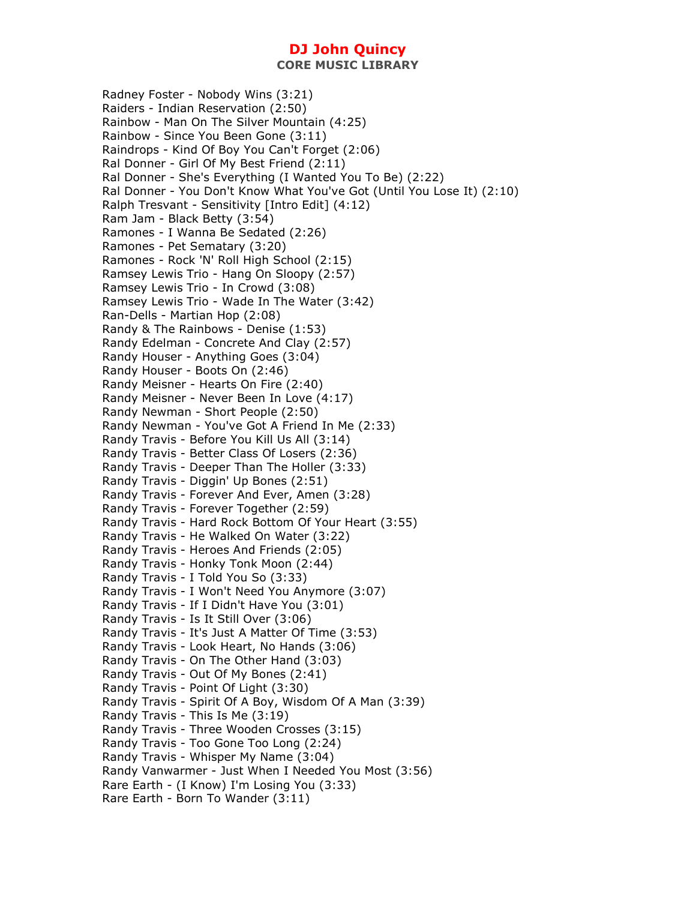Radney Foster - Nobody Wins (3:21)
Raiders - Indian Reservation (2:50)
Rainbow - Man On The Silver Mountain (4:25)
Rainbow - Since You Been Gone (3:11)
Raindrops - Kind Of Boy You Can't Forget (2:06)
Ral Donner - Girl Of My Best Friend (2:11)
Ral Donner - She's Everything (I Wanted You To Be) (2:22)
Ral Donner - You Don't Know What You've Got (Until You Lose It) (2:10)
Ralph Tresvant - Sensitivity [Intro Edit] (4:12)
Ram Jam - Black Betty (3:54)
Ramones - I Wanna Be Sedated (2:26)
Ramones - Pet Sematary (3:20)
Ramones - Rock 'N' Roll High School (2:15)
Ramsey Lewis Trio - Hang On Sloopy (2:57)
Ramsey Lewis Trio - In Crowd (3:08)
Ramsey Lewis Trio - Wade In The Water (3:42)
Ran-Dells - Martian Hop (2:08)
Randy & The Rainbows - Denise (1:53)
Randy Edelman - Concrete And Clay (2:57)
Randy Houser - Anything Goes (3:04)
Randy Houser - Boots On (2:46)
Randy Meisner - Hearts On Fire (2:40)
Randy Meisner - Never Been In Love (4:17)
Randy Newman - Short People (2:50)
Randy Newman - You've Got A Friend In Me (2:33)
Randy Travis - Before You Kill Us All (3:14)
Randy Travis - Better Class Of Losers (2:36)
Randy Travis - Deeper Than The Holler (3:33)
Randy Travis - Diggin' Up Bones (2:51)
Randy Travis - Forever And Ever, Amen (3:28)
Randy Travis - Forever Together (2:59)
Randy Travis - Hard Rock Bottom Of Your Heart (3:55)
Randy Travis - He Walked On Water (3:22)
Randy Travis - Heroes And Friends (2:05)
Randy Travis - Honky Tonk Moon (2:44)
Randy Travis - I Told You So (3:33)
Randy Travis - I Won't Need You Anymore (3:07)
Randy Travis - If I Didn't Have You (3:01)
Randy Travis - Is It Still Over (3:06)
Randy Travis - It's Just A Matter Of Time (3:53)
Randy Travis - Look Heart, No Hands (3:06)
Randy Travis - On The Other Hand (3:03)
Randy Travis - Out Of My Bones (2:41)
Randy Travis - Point Of Light (3:30)
Randy Travis - Spirit Of A Boy, Wisdom Of A Man (3:39)
Randy Travis - This Is Me (3:19)
Randy Travis - Three Wooden Crosses (3:15)
Randy Travis - Too Gone Too Long (2:24)
Randy Travis - Whisper My Name (3:04)
Randy Vanwarmer - Just When I Needed You Most (3:56)
Rare Earth - (I Know) I'm Losing You (3:33)
Rare Earth - Born To Wander (3:11)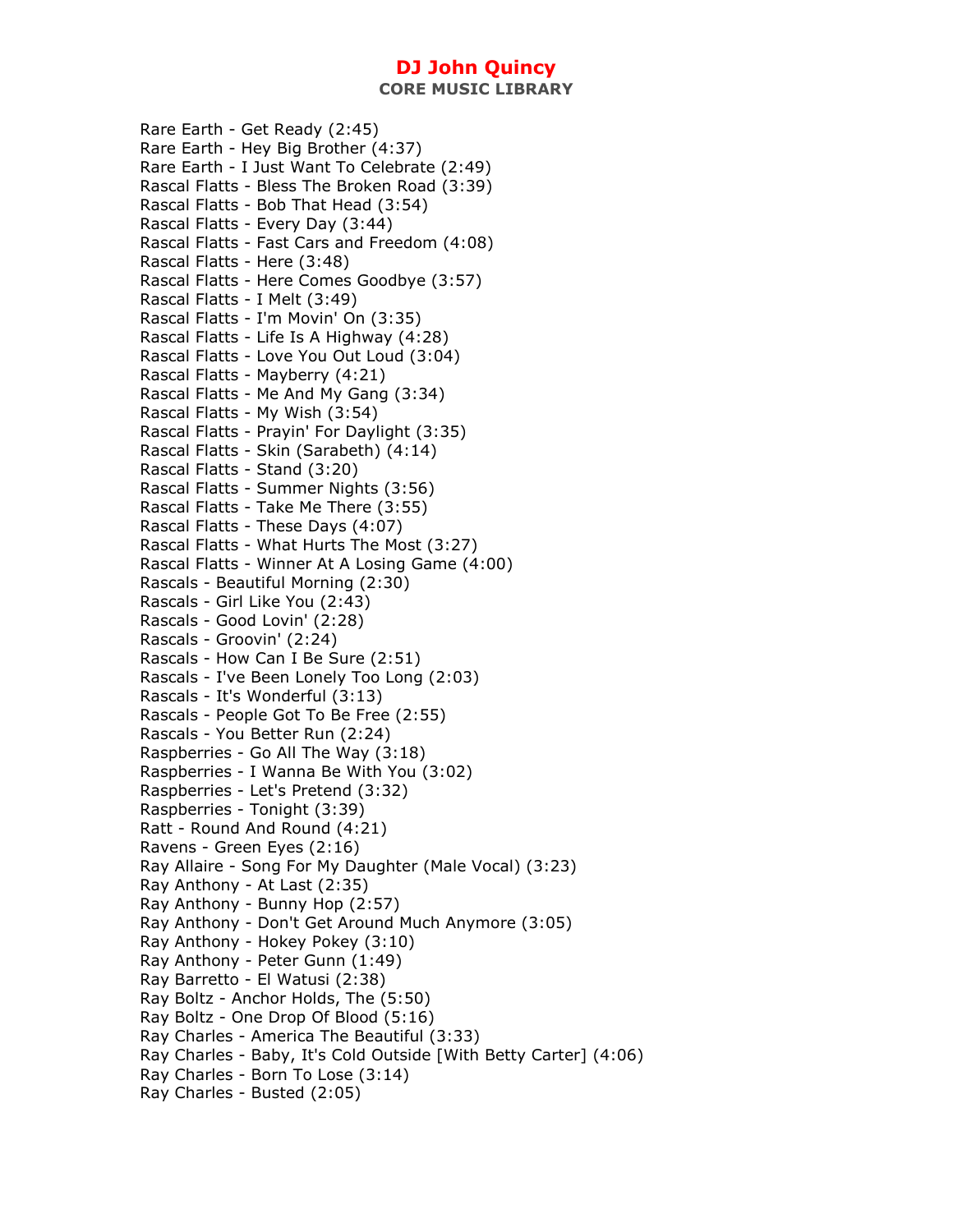Rare Earth - Get Ready (2:45)
Rare Earth - Hey Big Brother (4:37)
Rare Earth - I Just Want To Celebrate (2:49)
Rascal Flatts - Bless The Broken Road (3:39)
Rascal Flatts - Bob That Head (3:54)
Rascal Flatts - Every Day (3:44)
Rascal Flatts - Fast Cars and Freedom (4:08)
Rascal Flatts - Here (3:48)
Rascal Flatts - Here Comes Goodbye (3:57)
Rascal Flatts - I Melt (3:49)
Rascal Flatts - I'm Movin' On (3:35)
Rascal Flatts - Life Is A Highway (4:28)
Rascal Flatts - Love You Out Loud (3:04)
Rascal Flatts - Mayberry (4:21)
Rascal Flatts - Me And My Gang (3:34)
Rascal Flatts - My Wish (3:54)
Rascal Flatts - Prayin' For Daylight (3:35)
Rascal Flatts - Skin (Sarabeth) (4:14)
Rascal Flatts - Stand (3:20)
Rascal Flatts - Summer Nights (3:56)
Rascal Flatts - Take Me There (3:55)
Rascal Flatts - These Days (4:07)
Rascal Flatts - What Hurts The Most (3:27)
Rascal Flatts - Winner At A Losing Game (4:00)
Rascals - Beautiful Morning (2:30)
Rascals - Girl Like You (2:43)
Rascals - Good Lovin' (2:28)
Rascals - Groovin' (2:24)
Rascals - How Can I Be Sure (2:51)
Rascals - I've Been Lonely Too Long (2:03)
Rascals - It's Wonderful (3:13)
Rascals - People Got To Be Free (2:55)
Rascals - You Better Run (2:24)
Raspberries - Go All The Way (3:18)
Raspberries - I Wanna Be With You (3:02)
Raspberries - Let's Pretend (3:32)
Raspberries - Tonight (3:39)
Ratt - Round And Round (4:21)
Ravens - Green Eyes (2:16)
Ray Allaire - Song For My Daughter (Male Vocal) (3:23)
Ray Anthony - At Last (2:35)
Ray Anthony - Bunny Hop (2:57)
Ray Anthony - Don't Get Around Much Anymore (3:05)
Ray Anthony - Hokey Pokey (3:10)
Ray Anthony - Peter Gunn (1:49)
Ray Barretto - El Watusi (2:38)
Ray Boltz - Anchor Holds, The (5:50)
Ray Boltz - One Drop Of Blood (5:16)
Ray Charles - America The Beautiful (3:33)
Ray Charles - Baby, It's Cold Outside [With Betty Carter] (4:06)
Ray Charles - Born To Lose (3:14)
Ray Charles - Busted (2:05)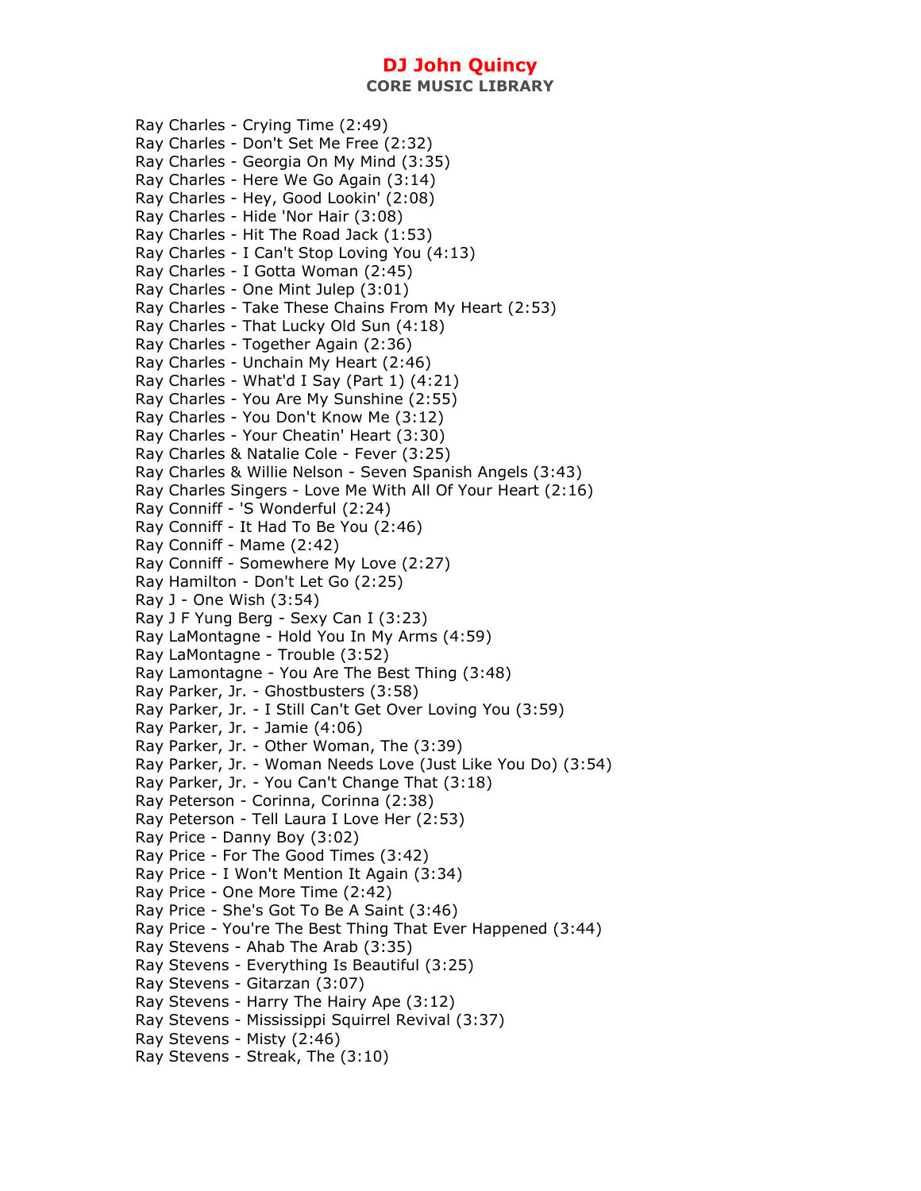Ray Charles - Crying Time (2:49)
Ray Charles - Don't Set Me Free (2:32)
Ray Charles - Georgia On My Mind (3:35)
Ray Charles - Here We Go Again (3:14)
Ray Charles - Hey, Good Lookin' (2:08)
Ray Charles - Hide 'Nor Hair (3:08)
Ray Charles - Hit The Road Jack (1:53)
Ray Charles - I Can't Stop Loving You (4:13)
Ray Charles - I Gotta Woman (2:45)
Ray Charles - One Mint Julep (3:01)
Ray Charles - Take These Chains From My Heart (2:53)
Ray Charles - That Lucky Old Sun (4:18)
Ray Charles - Together Again (2:36)
Ray Charles - Unchain My Heart (2:46)
Ray Charles - What'd I Say (Part 1) (4:21)
Ray Charles - You Are My Sunshine (2:55)
Ray Charles - You Don't Know Me (3:12)
Ray Charles - Your Cheatin' Heart (3:30)
Ray Charles & Natalie Cole - Fever (3:25)
Ray Charles & Willie Nelson - Seven Spanish Angels (3:43)
Ray Charles Singers - Love Me With All Of Your Heart (2:16)
Ray Conniff - 'S Wonderful (2:24)
Ray Conniff - It Had To Be You (2:46)
Ray Conniff - Mame (2:42)
Ray Conniff - Somewhere My Love (2:27)
Ray Hamilton - Don't Let Go (2:25)
Ray J - One Wish (3:54)
Ray J F Yung Berg - Sexy Can I (3:23)
Ray LaMontagne - Hold You In My Arms (4:59)
Ray LaMontagne - Trouble (3:52)
Ray Lamontagne - You Are The Best Thing (3:48)
Ray Parker, Jr. - Ghostbusters (3:58)
Ray Parker, Jr. - I Still Can't Get Over Loving You (3:59)
Ray Parker, Jr. - Jamie (4:06)
Ray Parker, Jr. - Other Woman, The (3:39)
Ray Parker, Jr. - Woman Needs Love (Just Like You Do) (3:54)
Ray Parker, Jr. - You Can't Change That (3:18)
Ray Peterson - Corinna, Corinna (2:38)
Ray Peterson - Tell Laura I Love Her (2:53)
Ray Price - Danny Boy (3:02)
Ray Price - For The Good Times (3:42)
Ray Price - I Won't Mention It Again (3:34)
Ray Price - One More Time (2:42)
Ray Price - She's Got To Be A Saint (3:46)
Ray Price - You're The Best Thing That Ever Happened (3:44)
Ray Stevens - Ahab The Arab (3:35)
Ray Stevens - Everything Is Beautiful (3:25)
Ray Stevens - Gitarzan (3:07)
Ray Stevens - Harry The Hairy Ape (3:12)
Ray Stevens - Mississippi Squirrel Revival (3:37)
Ray Stevens - Misty (2:46)
Ray Stevens - Streak, The (3:10)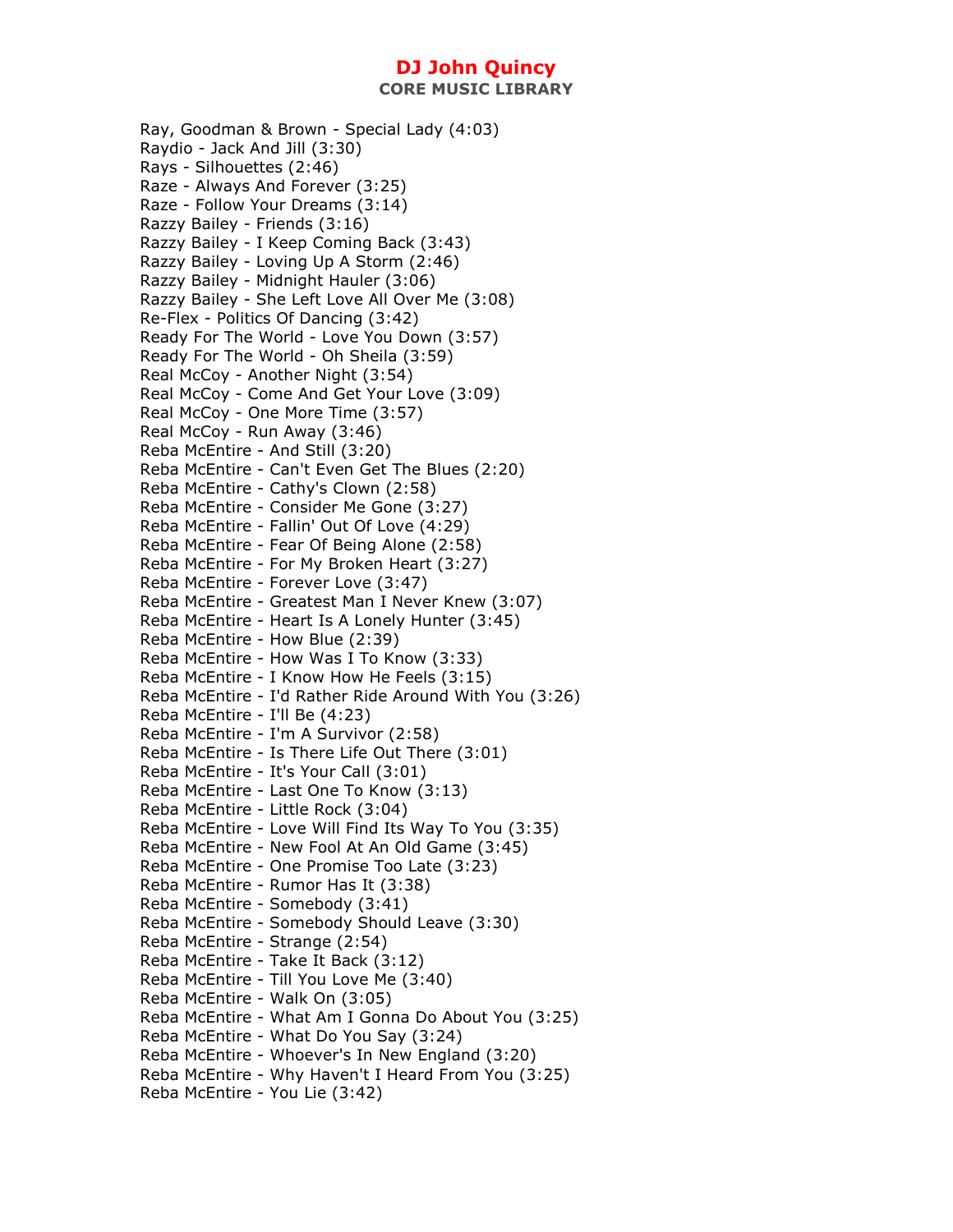Ray, Goodman & Brown - Special Lady (4:03)
Raydio - Jack And Jill (3:30)
Rays - Silhouettes (2:46)
Raze - Always And Forever (3:25)
Raze - Follow Your Dreams (3:14)
Razzy Bailey - Friends (3:16)
Razzy Bailey - I Keep Coming Back (3:43)
Razzy Bailey - Loving Up A Storm (2:46)
Razzy Bailey - Midnight Hauler (3:06)
Razzy Bailey - She Left Love All Over Me (3:08)
Re-Flex - Politics Of Dancing (3:42)
Ready For The World - Love You Down (3:57)
Ready For The World - Oh Sheila (3:59)
Real McCoy - Another Night (3:54)
Real McCoy - Come And Get Your Love (3:09)
Real McCoy - One More Time (3:57)
Real McCoy - Run Away (3:46)
Reba McEntire - And Still (3:20)
Reba McEntire - Can't Even Get The Blues (2:20)
Reba McEntire - Cathy's Clown (2:58)
Reba McEntire - Consider Me Gone (3:27)
Reba McEntire - Fallin' Out Of Love (4:29)
Reba McEntire - Fear Of Being Alone (2:58)
Reba McEntire - For My Broken Heart (3:27)
Reba McEntire - Forever Love (3:47)
Reba McEntire - Greatest Man I Never Knew (3:07)
Reba McEntire - Heart Is A Lonely Hunter (3:45)
Reba McEntire - How Blue (2:39)
Reba McEntire - How Was I To Know (3:33)
Reba McEntire - I Know How He Feels (3:15)
Reba McEntire - I'd Rather Ride Around With You (3:26)
Reba McEntire - I'll Be (4:23)
Reba McEntire - I'm A Survivor (2:58)
Reba McEntire - Is There Life Out There (3:01)
Reba McEntire - It's Your Call (3:01)
Reba McEntire - Last One To Know (3:13)
Reba McEntire - Little Rock (3:04)
Reba McEntire - Love Will Find Its Way To You (3:35)
Reba McEntire - New Fool At An Old Game (3:45)
Reba McEntire - One Promise Too Late (3:23)
Reba McEntire - Rumor Has It (3:38)
Reba McEntire - Somebody (3:41)
Reba McEntire - Somebody Should Leave (3:30)
Reba McEntire - Strange (2:54)
Reba McEntire - Take It Back (3:12)
Reba McEntire - Till You Love Me (3:40)
Reba McEntire - Walk On (3:05)
Reba McEntire - What Am I Gonna Do About You (3:25)
Reba McEntire - What Do You Say (3:24)
Reba McEntire - Whoever's In New England (3:20)
Reba McEntire - Why Haven't I Heard From You (3:25)
Reba McEntire - You Lie (3:42)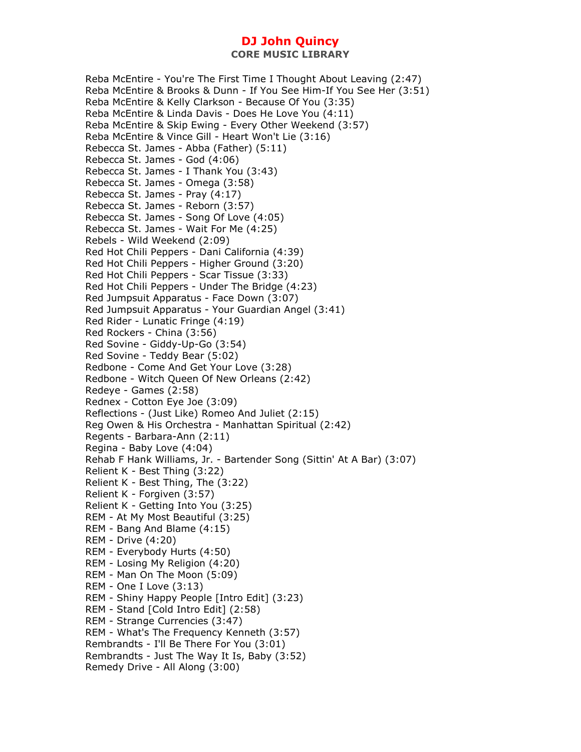# DJ John Quincy
## CORE MUSIC LIBRARY

Reba McEntire - You're The First Time I Thought About Leaving (2:47)
Reba McEntire & Brooks & Dunn - If You See Him-If You See Her (3:51)
Reba McEntire & Kelly Clarkson - Because Of You (3:35)
Reba McEntire & Linda Davis - Does He Love You (4:11)
Reba McEntire & Skip Ewing - Every Other Weekend (3:57)
Reba McEntire & Vince Gill - Heart Won't Lie (3:16)
Rebecca St. James - Abba (Father) (5:11)
Rebecca St. James - God (4:06)
Rebecca St. James - I Thank You (3:43)
Rebecca St. James - Omega (3:58)
Rebecca St. James - Pray (4:17)
Rebecca St. James - Reborn (3:57)
Rebecca St. James - Song Of Love (4:05)
Rebecca St. James - Wait For Me (4:25)
Rebels - Wild Weekend (2:09)
Red Hot Chili Peppers - Dani California (4:39)
Red Hot Chili Peppers - Higher Ground (3:20)
Red Hot Chili Peppers - Scar Tissue (3:33)
Red Hot Chili Peppers - Under The Bridge (4:23)
Red Jumpsuit Apparatus - Face Down (3:07)
Red Jumpsuit Apparatus - Your Guardian Angel (3:41)
Red Rider - Lunatic Fringe (4:19)
Red Rockers - China (3:56)
Red Sovine - Giddy-Up-Go (3:54)
Red Sovine - Teddy Bear (5:02)
Redbone - Come And Get Your Love (3:28)
Redbone - Witch Queen Of New Orleans (2:42)
Redeye - Games (2:58)
Rednex - Cotton Eye Joe (3:09)
Reflections - (Just Like) Romeo And Juliet (2:15)
Reg Owen & His Orchestra - Manhattan Spiritual (2:42)
Regents - Barbara-Ann (2:11)
Regina - Baby Love (4:04)
Rehab F Hank Williams, Jr. - Bartender Song (Sittin' At A Bar) (3:07)
Relient K - Best Thing (3:22)
Relient K - Best Thing, The (3:22)
Relient K - Forgiven (3:57)
Relient K - Getting Into You (3:25)
REM - At My Most Beautiful (3:25)
REM - Bang And Blame (4:15)
REM - Drive (4:20)
REM - Everybody Hurts (4:50)
REM - Losing My Religion (4:20)
REM - Man On The Moon (5:09)
REM - One I Love (3:13)
REM - Shiny Happy People [Intro Edit] (3:23)
REM - Stand [Cold Intro Edit] (2:58)
REM - Strange Currencies (3:47)
REM - What's The Frequency Kenneth (3:57)
Rembrandts - I'll Be There For You (3:01)
Rembrandts - Just The Way It Is, Baby (3:52)
Remedy Drive - All Along (3:00)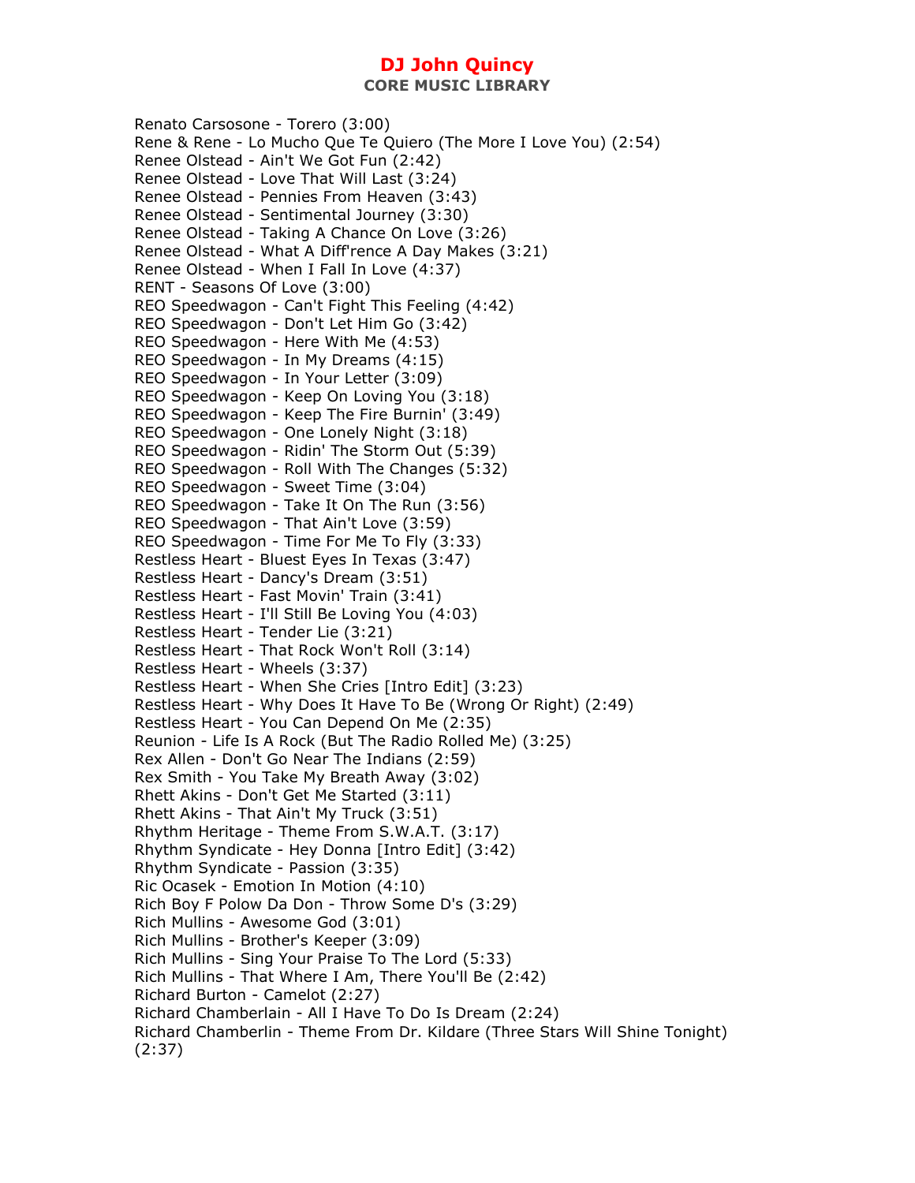Renato Carsosone - Torero (3:00)
Rene & Rene - Lo Mucho Que Te Quiero (The More I Love You) (2:54)
Renee Olstead - Ain't We Got Fun (2:42)
Renee Olstead - Love That Will Last (3:24)
Renee Olstead - Pennies From Heaven (3:43)
Renee Olstead - Sentimental Journey (3:30)
Renee Olstead - Taking A Chance On Love (3:26)
Renee Olstead - What A Diff'rence A Day Makes (3:21)
Renee Olstead - When I Fall In Love (4:37)
RENT - Seasons Of Love (3:00)
REO Speedwagon - Can't Fight This Feeling (4:42)
REO Speedwagon - Don't Let Him Go (3:42)
REO Speedwagon - Here With Me (4:53)
REO Speedwagon - In My Dreams (4:15)
REO Speedwagon - In Your Letter (3:09)
REO Speedwagon - Keep On Loving You (3:18)
REO Speedwagon - Keep The Fire Burnin' (3:49)
REO Speedwagon - One Lonely Night (3:18)
REO Speedwagon - Ridin' The Storm Out (5:39)
REO Speedwagon - Roll With The Changes (5:32)
REO Speedwagon - Sweet Time (3:04)
REO Speedwagon - Take It On The Run (3:56)
REO Speedwagon - That Ain't Love (3:59)
REO Speedwagon - Time For Me To Fly (3:33)
Restless Heart - Bluest Eyes In Texas (3:47)
Restless Heart - Dancy's Dream (3:51)
Restless Heart - Fast Movin' Train (3:41)
Restless Heart - I'll Still Be Loving You (4:03)
Restless Heart - Tender Lie (3:21)
Restless Heart - That Rock Won't Roll (3:14)
Restless Heart - Wheels (3:37)
Restless Heart - When She Cries [Intro Edit] (3:23)
Restless Heart - Why Does It Have To Be (Wrong Or Right) (2:49)
Restless Heart - You Can Depend On Me (2:35)
Reunion - Life Is A Rock (But The Radio Rolled Me) (3:25)
Rex Allen - Don't Go Near The Indians (2:59)
Rex Smith - You Take My Breath Away (3:02)
Rhett Akins - Don't Get Me Started (3:11)
Rhett Akins - That Ain't My Truck (3:51)
Rhythm Heritage - Theme From S.W.A.T. (3:17)
Rhythm Syndicate - Hey Donna [Intro Edit] (3:42)
Rhythm Syndicate - Passion (3:35)
Ric Ocasek - Emotion In Motion (4:10)
Rich Boy F Polow Da Don - Throw Some D's (3:29)
Rich Mullins - Awesome God (3:01)
Rich Mullins - Brother's Keeper (3:09)
Rich Mullins - Sing Your Praise To The Lord (5:33)
Rich Mullins - That Where I Am, There You'll Be (2:42)
Richard Burton - Camelot (2:27)
Richard Chamberlain - All I Have To Do Is Dream (2:24)
Richard Chamberlin - Theme From Dr. Kildare (Three Stars Will Shine Tonight) (2:37)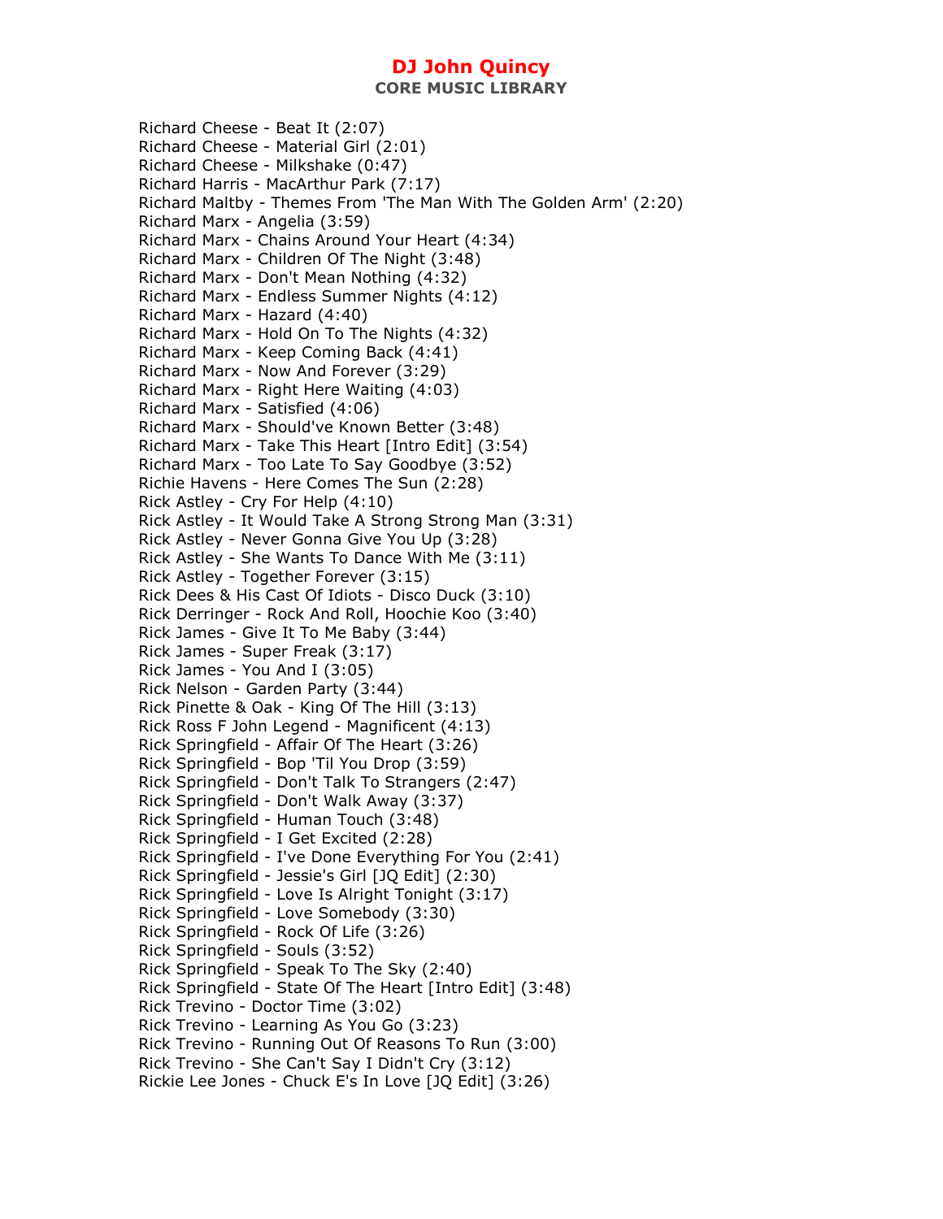Richard Cheese - Beat It (2:07)
Richard Cheese - Material Girl (2:01)
Richard Cheese - Milkshake (0:47)
Richard Harris - MacArthur Park (7:17)
Richard Maltby - Themes From 'The Man With The Golden Arm' (2:20)
Richard Marx - Angelia (3:59)
Richard Marx - Chains Around Your Heart (4:34)
Richard Marx - Children Of The Night (3:48)
Richard Marx - Don't Mean Nothing (4:32)
Richard Marx - Endless Summer Nights (4:12)
Richard Marx - Hazard (4:40)
Richard Marx - Hold On To The Nights (4:32)
Richard Marx - Keep Coming Back (4:41)
Richard Marx - Now And Forever (3:29)
Richard Marx - Right Here Waiting (4:03)
Richard Marx - Satisfied (4:06)
Richard Marx - Should've Known Better (3:48)
Richard Marx - Take This Heart [Intro Edit] (3:54)
Richard Marx - Too Late To Say Goodbye (3:52)
Richie Havens - Here Comes The Sun (2:28)
Rick Astley - Cry For Help (4:10)
Rick Astley - It Would Take A Strong Strong Man (3:31)
Rick Astley - Never Gonna Give You Up (3:28)
Rick Astley - She Wants To Dance With Me (3:11)
Rick Astley - Together Forever (3:15)
Rick Dees & His Cast Of Idiots - Disco Duck (3:10)
Rick Derringer - Rock And Roll, Hoochie Koo (3:40)
Rick James - Give It To Me Baby (3:44)
Rick James - Super Freak (3:17)
Rick James - You And I (3:05)
Rick Nelson - Garden Party (3:44)
Rick Pinette & Oak - King Of The Hill (3:13)
Rick Ross F John Legend - Magnificent (4:13)
Rick Springfield - Affair Of The Heart (3:26)
Rick Springfield - Bop 'Til You Drop (3:59)
Rick Springfield - Don't Talk To Strangers (2:47)
Rick Springfield - Don't Walk Away (3:37)
Rick Springfield - Human Touch (3:48)
Rick Springfield - I Get Excited (2:28)
Rick Springfield - I've Done Everything For You (2:41)
Rick Springfield - Jessie's Girl [JQ Edit] (2:30)
Rick Springfield - Love Is Alright Tonight (3:17)
Rick Springfield - Love Somebody (3:30)
Rick Springfield - Rock Of Life (3:26)
Rick Springfield - Souls (3:52)
Rick Springfield - Speak To The Sky (2:40)
Rick Springfield - State Of The Heart [Intro Edit] (3:48)
Rick Trevino - Doctor Time (3:02)
Rick Trevino - Learning As You Go (3:23)
Rick Trevino - Running Out Of Reasons To Run (3:00)
Rick Trevino - She Can't Say I Didn't Cry (3:12)
Rickie Lee Jones - Chuck E's In Love [JQ Edit] (3:26)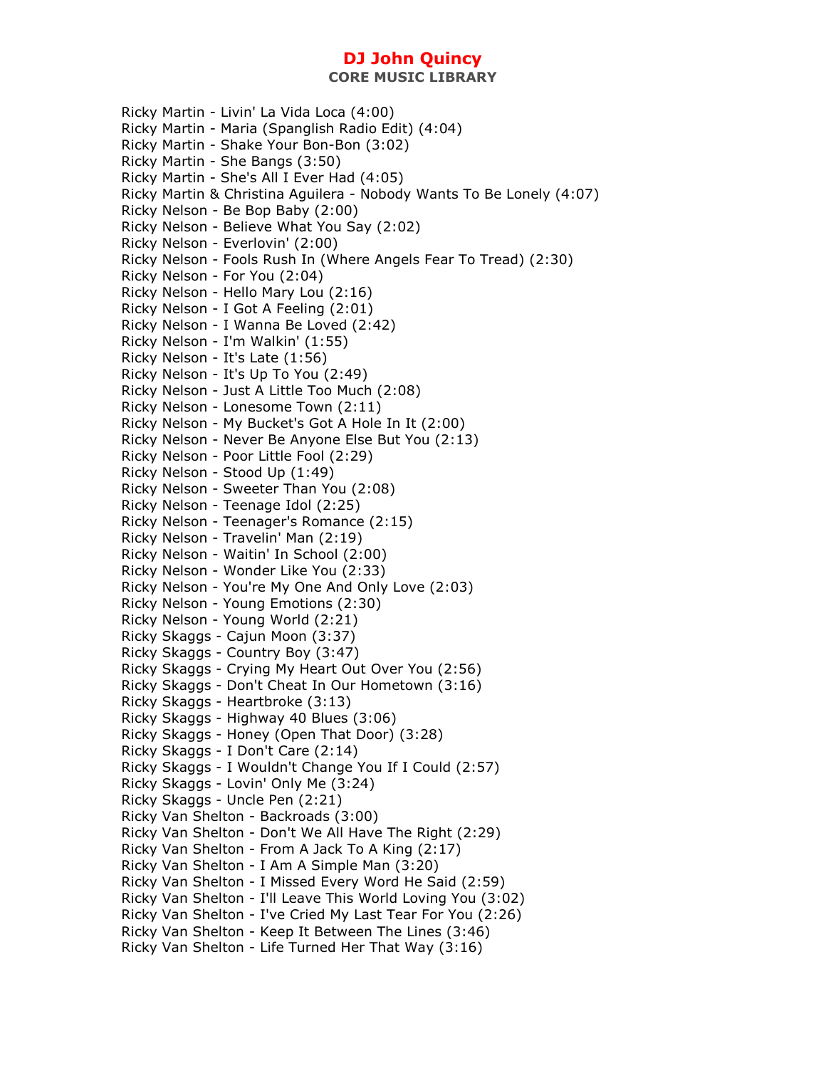Ricky Martin - Livin' La Vida Loca (4:00)
Ricky Martin - Maria (Spanglish Radio Edit) (4:04)
Ricky Martin - Shake Your Bon-Bon (3:02)
Ricky Martin - She Bangs (3:50)
Ricky Martin - She's All I Ever Had (4:05)
Ricky Martin & Christina Aguilera - Nobody Wants To Be Lonely (4:07)
Ricky Nelson - Be Bop Baby (2:00)
Ricky Nelson - Believe What You Say (2:02)
Ricky Nelson - Everlovin' (2:00)
Ricky Nelson - Fools Rush In (Where Angels Fear To Tread) (2:30)
Ricky Nelson - For You (2:04)
Ricky Nelson - Hello Mary Lou (2:16)
Ricky Nelson - I Got A Feeling (2:01)
Ricky Nelson - I Wanna Be Loved (2:42)
Ricky Nelson - I'm Walkin' (1:55)
Ricky Nelson - It's Late (1:56)
Ricky Nelson - It's Up To You (2:49)
Ricky Nelson - Just A Little Too Much (2:08)
Ricky Nelson - Lonesome Town (2:11)
Ricky Nelson - My Bucket's Got A Hole In It (2:00)
Ricky Nelson - Never Be Anyone Else But You (2:13)
Ricky Nelson - Poor Little Fool (2:29)
Ricky Nelson - Stood Up (1:49)
Ricky Nelson - Sweeter Than You (2:08)
Ricky Nelson - Teenage Idol (2:25)
Ricky Nelson - Teenager's Romance (2:15)
Ricky Nelson - Travelin' Man (2:19)
Ricky Nelson - Waitin' In School (2:00)
Ricky Nelson - Wonder Like You (2:33)
Ricky Nelson - You're My One And Only Love (2:03)
Ricky Nelson - Young Emotions (2:30)
Ricky Nelson - Young World (2:21)
Ricky Skaggs - Cajun Moon (3:37)
Ricky Skaggs - Country Boy (3:47)
Ricky Skaggs - Crying My Heart Out Over You (2:56)
Ricky Skaggs - Don't Cheat In Our Hometown (3:16)
Ricky Skaggs - Heartbroke (3:13)
Ricky Skaggs - Highway 40 Blues (3:06)
Ricky Skaggs - Honey (Open That Door) (3:28)
Ricky Skaggs - I Don't Care (2:14)
Ricky Skaggs - I Wouldn't Change You If I Could (2:57)
Ricky Skaggs - Lovin' Only Me (3:24)
Ricky Skaggs - Uncle Pen (2:21)
Ricky Van Shelton - Backroads (3:00)
Ricky Van Shelton - Don't We All Have The Right (2:29)
Ricky Van Shelton - From A Jack To A King (2:17)
Ricky Van Shelton - I Am A Simple Man (3:20)
Ricky Van Shelton - I Missed Every Word He Said (2:59)
Ricky Van Shelton - I'll Leave This World Loving You (3:02)
Ricky Van Shelton - I've Cried My Last Tear For You (2:26)
Ricky Van Shelton - Keep It Between The Lines (3:46)
Ricky Van Shelton - Life Turned Her That Way (3:16)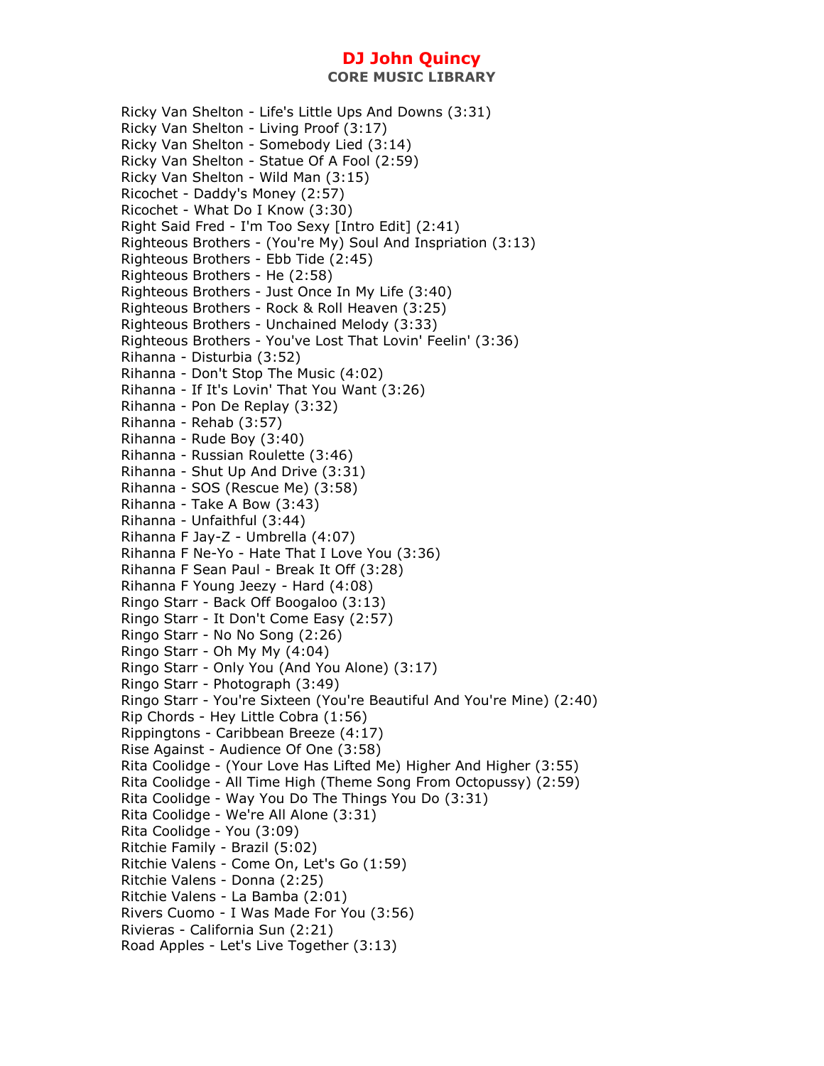Ricky Van Shelton - Life's Little Ups And Downs (3:31)
Ricky Van Shelton - Living Proof (3:17)
Ricky Van Shelton - Somebody Lied (3:14)
Ricky Van Shelton - Statue Of A Fool (2:59)
Ricky Van Shelton - Wild Man (3:15)
Ricochet - Daddy's Money (2:57)
Ricochet - What Do I Know (3:30)
Right Said Fred - I'm Too Sexy [Intro Edit] (2:41)
Righteous Brothers - (You're My) Soul And Inspriation (3:13)
Righteous Brothers - Ebb Tide (2:45)
Righteous Brothers - He (2:58)
Righteous Brothers - Just Once In My Life (3:40)
Righteous Brothers - Rock & Roll Heaven (3:25)
Righteous Brothers - Unchained Melody (3:33)
Righteous Brothers - You've Lost That Lovin' Feelin' (3:36)
Rihanna - Disturbia (3:52)
Rihanna - Don't Stop The Music (4:02)
Rihanna - If It's Lovin' That You Want (3:26)
Rihanna - Pon De Replay (3:32)
Rihanna - Rehab (3:57)
Rihanna - Rude Boy (3:40)
Rihanna - Russian Roulette (3:46)
Rihanna - Shut Up And Drive (3:31)
Rihanna - SOS (Rescue Me) (3:58)
Rihanna - Take A Bow (3:43)
Rihanna - Unfaithful (3:44)
Rihanna F Jay-Z - Umbrella (4:07)
Rihanna F Ne-Yo - Hate That I Love You (3:36)
Rihanna F Sean Paul - Break It Off (3:28)
Rihanna F Young Jeezy - Hard (4:08)
Ringo Starr - Back Off Boogaloo (3:13)
Ringo Starr - It Don't Come Easy (2:57)
Ringo Starr - No No Song (2:26)
Ringo Starr - Oh My My (4:04)
Ringo Starr - Only You (And You Alone) (3:17)
Ringo Starr - Photograph (3:49)
Ringo Starr - You're Sixteen (You're Beautiful And You're Mine) (2:40)
Rip Chords - Hey Little Cobra (1:56)
Rippingtons - Caribbean Breeze (4:17)
Rise Against - Audience Of One (3:58)
Rita Coolidge - (Your Love Has Lifted Me) Higher And Higher (3:55)
Rita Coolidge - All Time High (Theme Song From Octopussy) (2:59)
Rita Coolidge - Way You Do The Things You Do (3:31)
Rita Coolidge - We're All Alone (3:31)
Rita Coolidge - You (3:09)
Ritchie Family - Brazil (5:02)
Ritchie Valens - Come On, Let's Go (1:59)
Ritchie Valens - Donna (2:25)
Ritchie Valens - La Bamba (2:01)
Rivers Cuomo - I Was Made For You (3:56)
Rivieras - California Sun (2:21)
Road Apples - Let's Live Together (3:13)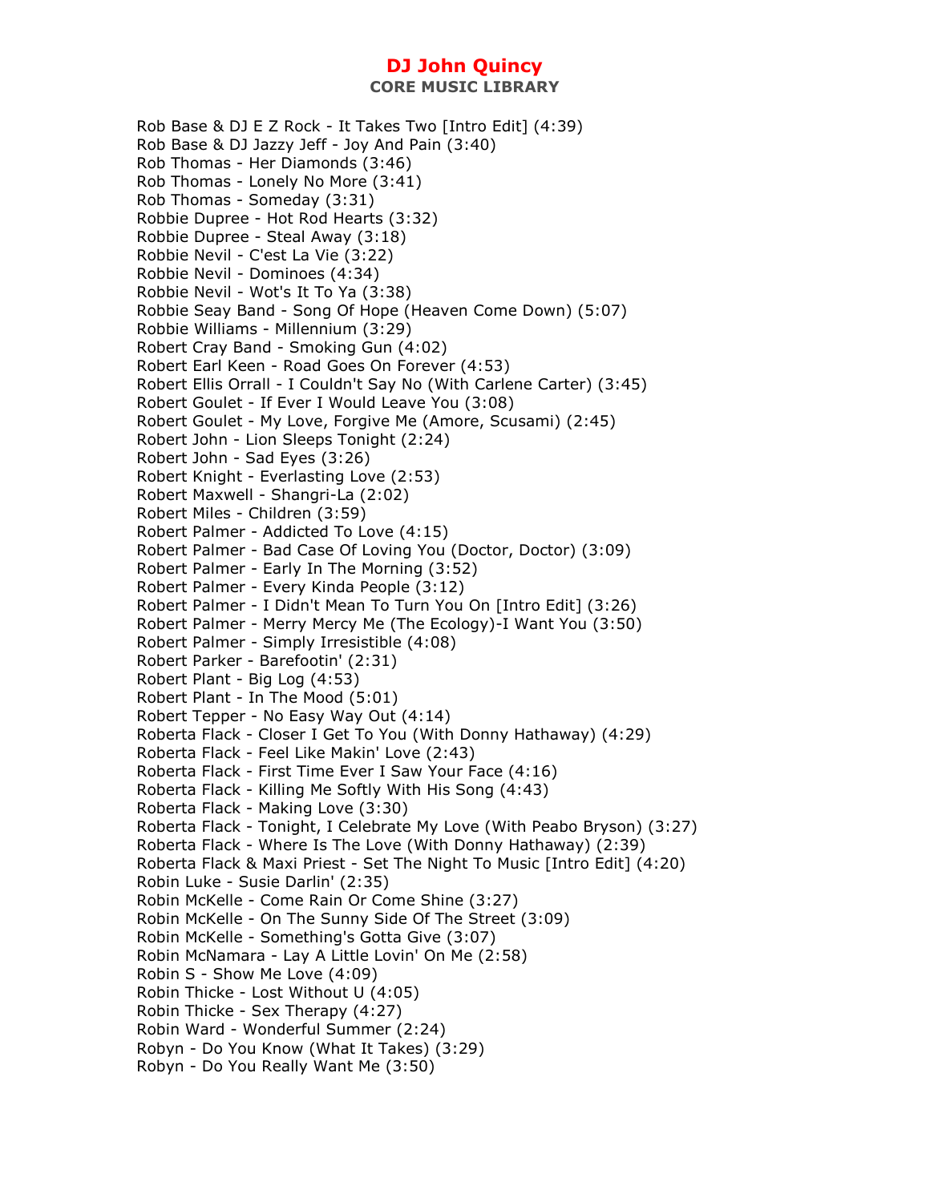Rob Base & DJ E Z Rock - It Takes Two [Intro Edit] (4:39)
Rob Base & DJ Jazzy Jeff - Joy And Pain (3:40)
Rob Thomas - Her Diamonds (3:46)
Rob Thomas - Lonely No More (3:41)
Rob Thomas - Someday (3:31)
Robbie Dupree - Hot Rod Hearts (3:32)
Robbie Dupree - Steal Away (3:18)
Robbie Nevil - C'est La Vie (3:22)
Robbie Nevil - Dominoes (4:34)
Robbie Nevil - Wot's It To Ya (3:38)
Robbie Seay Band - Song Of Hope (Heaven Come Down) (5:07)
Robbie Williams - Millennium (3:29)
Robert Cray Band - Smoking Gun (4:02)
Robert Earl Keen - Road Goes On Forever (4:53)
Robert Ellis Orrall - I Couldn't Say No (With Carlene Carter) (3:45)
Robert Goulet - If Ever I Would Leave You (3:08)
Robert Goulet - My Love, Forgive Me (Amore, Scusami) (2:45)
Robert John - Lion Sleeps Tonight (2:24)
Robert John - Sad Eyes (3:26)
Robert Knight - Everlasting Love (2:53)
Robert Maxwell - Shangri-La (2:02)
Robert Miles - Children (3:59)
Robert Palmer - Addicted To Love (4:15)
Robert Palmer - Bad Case Of Loving You (Doctor, Doctor) (3:09)
Robert Palmer - Early In The Morning (3:52)
Robert Palmer - Every Kinda People (3:12)
Robert Palmer - I Didn't Mean To Turn You On [Intro Edit] (3:26)
Robert Palmer - Merry Mercy Me (The Ecology)-I Want You (3:50)
Robert Palmer - Simply Irresistible (4:08)
Robert Parker - Barefootin' (2:31)
Robert Plant - Big Log (4:53)
Robert Plant - In The Mood (5:01)
Robert Tepper - No Easy Way Out (4:14)
Roberta Flack - Closer I Get To You (With Donny Hathaway) (4:29)
Roberta Flack - Feel Like Makin' Love (2:43)
Roberta Flack - First Time Ever I Saw Your Face (4:16)
Roberta Flack - Killing Me Softly With His Song (4:43)
Roberta Flack - Making Love (3:30)
Roberta Flack - Tonight, I Celebrate My Love (With Peabo Bryson) (3:27)
Roberta Flack - Where Is The Love (With Donny Hathaway) (2:39)
Roberta Flack & Maxi Priest - Set The Night To Music [Intro Edit] (4:20)
Robin Luke - Susie Darlin' (2:35)
Robin McKelle - Come Rain Or Come Shine (3:27)
Robin McKelle - On The Sunny Side Of The Street (3:09)
Robin McKelle - Something's Gotta Give (3:07)
Robin McNamara - Lay A Little Lovin' On Me (2:58)
Robin S - Show Me Love (4:09)
Robin Thicke - Lost Without U (4:05)
Robin Thicke - Sex Therapy (4:27)
Robin Ward - Wonderful Summer (2:24)
Robyn - Do You Know (What It Takes) (3:29)
Robyn - Do You Really Want Me (3:50)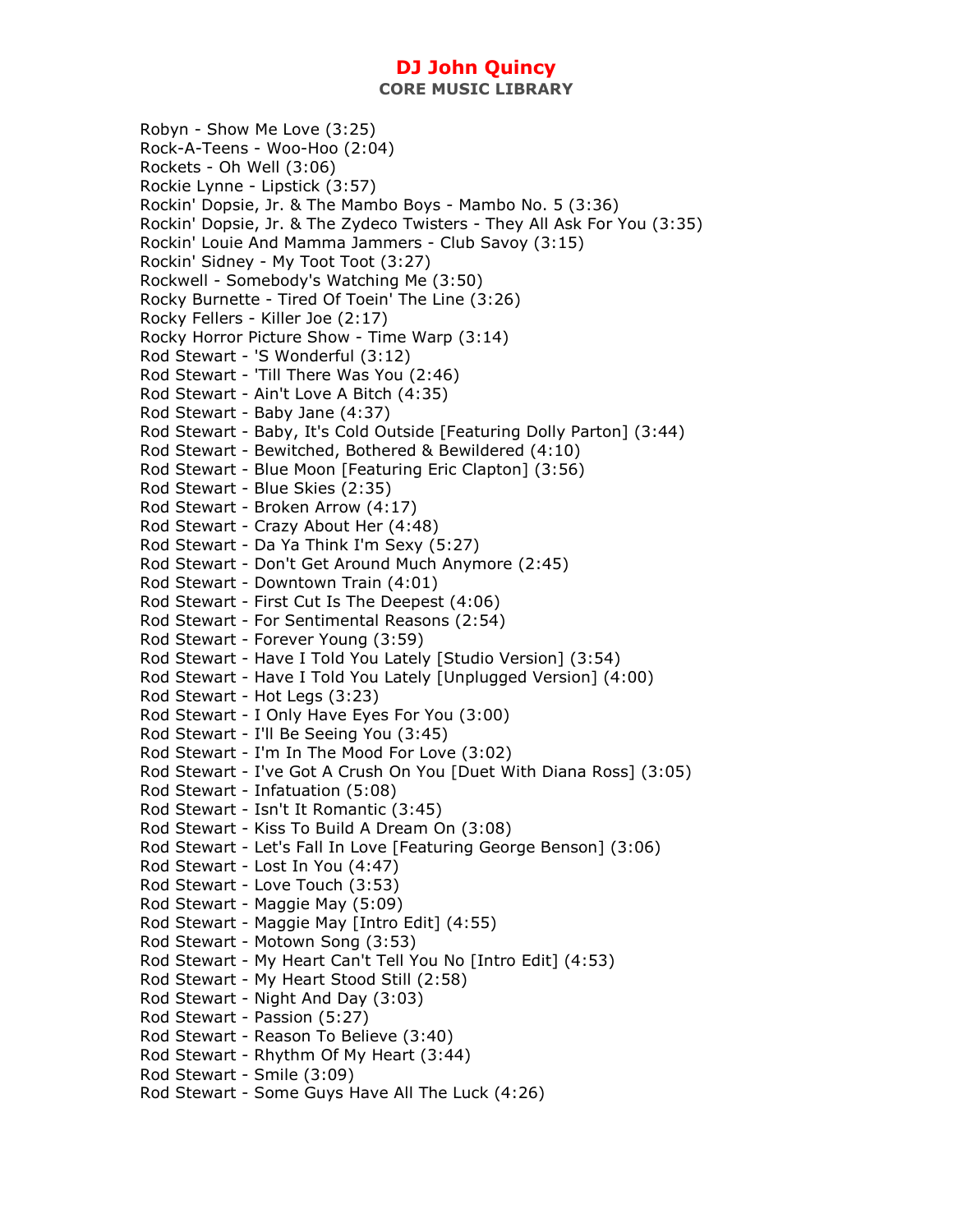Robyn - Show Me Love (3:25)
Rock-A-Teens - Woo-Hoo (2:04)
Rockets - Oh Well (3:06)
Rockie Lynne - Lipstick (3:57)
Rockin' Dopsie, Jr. & The Mambo Boys - Mambo No. 5 (3:36)
Rockin' Dopsie, Jr. & The Zydeco Twisters - They All Ask For You (3:35)
Rockin' Louie And Mamma Jammers - Club Savoy (3:15)
Rockin' Sidney - My Toot Toot (3:27)
Rockwell - Somebody's Watching Me (3:50)
Rocky Burnette - Tired Of Toein' The Line (3:26)
Rocky Fellers - Killer Joe (2:17)
Rocky Horror Picture Show - Time Warp (3:14)
Rod Stewart - 'S Wonderful (3:12)
Rod Stewart - 'Till There Was You (2:46)
Rod Stewart - Ain't Love A Bitch (4:35)
Rod Stewart - Baby Jane (4:37)
Rod Stewart - Baby, It's Cold Outside [Featuring Dolly Parton] (3:44)
Rod Stewart - Bewitched, Bothered & Bewildered (4:10)
Rod Stewart - Blue Moon [Featuring Eric Clapton] (3:56)
Rod Stewart - Blue Skies (2:35)
Rod Stewart - Broken Arrow (4:17)
Rod Stewart - Crazy About Her (4:48)
Rod Stewart - Da Ya Think I'm Sexy (5:27)
Rod Stewart - Don't Get Around Much Anymore (2:45)
Rod Stewart - Downtown Train (4:01)
Rod Stewart - First Cut Is The Deepest (4:06)
Rod Stewart - For Sentimental Reasons (2:54)
Rod Stewart - Forever Young (3:59)
Rod Stewart - Have I Told You Lately [Studio Version] (3:54)
Rod Stewart - Have I Told You Lately [Unplugged Version] (4:00)
Rod Stewart - Hot Legs (3:23)
Rod Stewart - I Only Have Eyes For You (3:00)
Rod Stewart - I'll Be Seeing You (3:45)
Rod Stewart - I'm In The Mood For Love (3:02)
Rod Stewart - I've Got A Crush On You [Duet With Diana Ross] (3:05)
Rod Stewart - Infatuation (5:08)
Rod Stewart - Isn't It Romantic (3:45)
Rod Stewart - Kiss To Build A Dream On (3:08)
Rod Stewart - Let's Fall In Love [Featuring George Benson] (3:06)
Rod Stewart - Lost In You (4:47)
Rod Stewart - Love Touch (3:53)
Rod Stewart - Maggie May (5:09)
Rod Stewart - Maggie May [Intro Edit] (4:55)
Rod Stewart - Motown Song (3:53)
Rod Stewart - My Heart Can't Tell You No [Intro Edit] (4:53)
Rod Stewart - My Heart Stood Still (2:58)
Rod Stewart - Night And Day (3:03)
Rod Stewart - Passion (5:27)
Rod Stewart - Reason To Believe (3:40)
Rod Stewart - Rhythm Of My Heart (3:44)
Rod Stewart - Smile (3:09)
Rod Stewart - Some Guys Have All The Luck (4:26)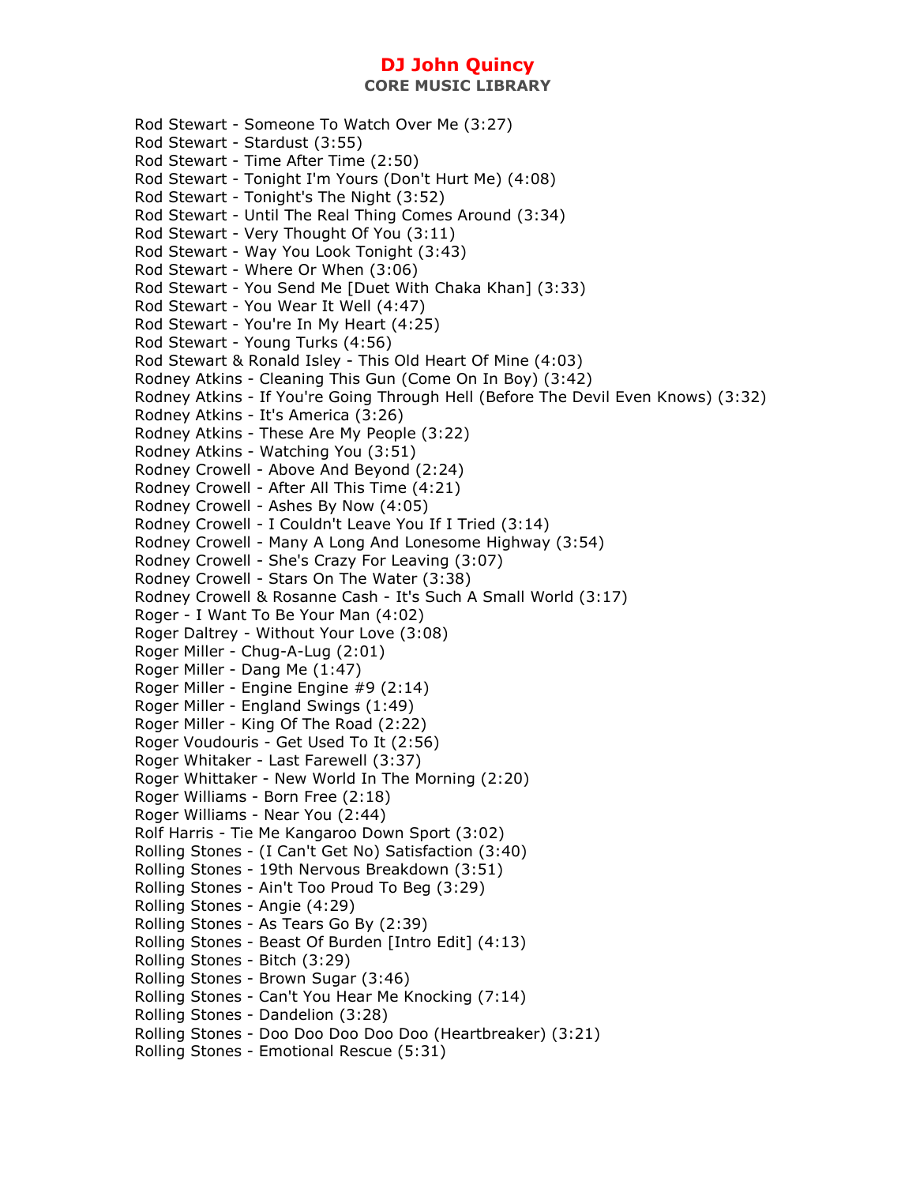Rod Stewart - Someone To Watch Over Me (3:27)
Rod Stewart - Stardust (3:55)
Rod Stewart - Time After Time (2:50)
Rod Stewart - Tonight I'm Yours (Don't Hurt Me) (4:08)
Rod Stewart - Tonight's The Night (3:52)
Rod Stewart - Until The Real Thing Comes Around (3:34)
Rod Stewart - Very Thought Of You (3:11)
Rod Stewart - Way You Look Tonight (3:43)
Rod Stewart - Where Or When (3:06)
Rod Stewart - You Send Me [Duet With Chaka Khan] (3:33)
Rod Stewart - You Wear It Well (4:47)
Rod Stewart - You're In My Heart (4:25)
Rod Stewart - Young Turks (4:56)
Rod Stewart & Ronald Isley - This Old Heart Of Mine (4:03)
Rodney Atkins - Cleaning This Gun (Come On In Boy) (3:42)
Rodney Atkins - If You're Going Through Hell (Before The Devil Even Knows) (3:32)
Rodney Atkins - It's America (3:26)
Rodney Atkins - These Are My People (3:22)
Rodney Atkins - Watching You (3:51)
Rodney Crowell - Above And Beyond (2:24)
Rodney Crowell - After All This Time (4:21)
Rodney Crowell - Ashes By Now (4:05)
Rodney Crowell - I Couldn't Leave You If I Tried (3:14)
Rodney Crowell - Many A Long And Lonesome Highway (3:54)
Rodney Crowell - She's Crazy For Leaving (3:07)
Rodney Crowell - Stars On The Water (3:38)
Rodney Crowell & Rosanne Cash - It's Such A Small World (3:17)
Roger - I Want To Be Your Man (4:02)
Roger Daltrey - Without Your Love (3:08)
Roger Miller - Chug-A-Lug (2:01)
Roger Miller - Dang Me (1:47)
Roger Miller - Engine Engine #9 (2:14)
Roger Miller - England Swings (1:49)
Roger Miller - King Of The Road (2:22)
Roger Voudouris - Get Used To It (2:56)
Roger Whitaker - Last Farewell (3:37)
Roger Whittaker - New World In The Morning (2:20)
Roger Williams - Born Free (2:18)
Roger Williams - Near You (2:44)
Rolf Harris - Tie Me Kangaroo Down Sport (3:02)
Rolling Stones - (I Can't Get No) Satisfaction (3:40)
Rolling Stones - 19th Nervous Breakdown (3:51)
Rolling Stones - Ain't Too Proud To Beg (3:29)
Rolling Stones - Angie (4:29)
Rolling Stones - As Tears Go By (2:39)
Rolling Stones - Beast Of Burden [Intro Edit] (4:13)
Rolling Stones - Bitch (3:29)
Rolling Stones - Brown Sugar (3:46)
Rolling Stones - Can't You Hear Me Knocking (7:14)
Rolling Stones - Dandelion (3:28)
Rolling Stones - Doo Doo Doo Doo Doo (Heartbreaker) (3:21)
Rolling Stones - Emotional Rescue (5:31)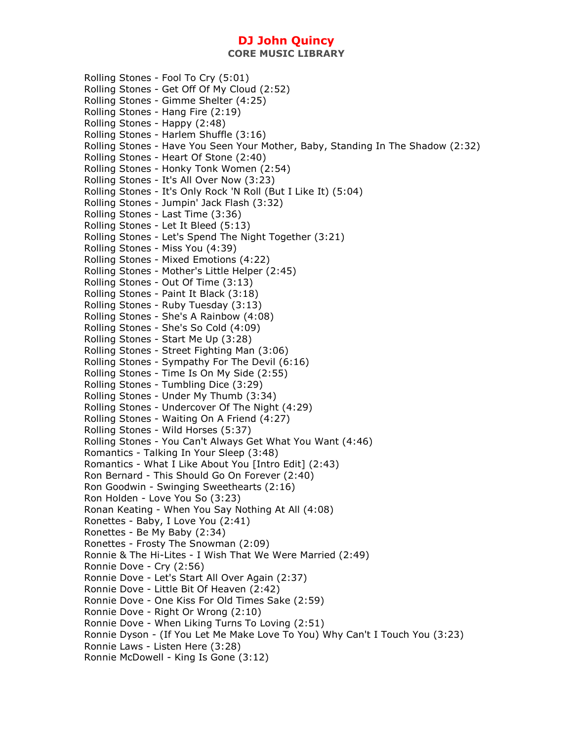# DJ John Quincy

**CORE MUSIC LIBRARY**

Rolling Stones - Fool To Cry (5:01)
Rolling Stones - Get Off Of My Cloud (2:52)
Rolling Stones - Gimme Shelter (4:25)
Rolling Stones - Hang Fire (2:19)
Rolling Stones - Happy (2:48)
Rolling Stones - Harlem Shuffle (3:16)
Rolling Stones - Have You Seen Your Mother, Baby, Standing In The Shadow (2:32)
Rolling Stones - Heart Of Stone (2:40)
Rolling Stones - Honky Tonk Women (2:54)
Rolling Stones - It's All Over Now (3:23)
Rolling Stones - It's Only Rock 'N Roll (But I Like It) (5:04)
Rolling Stones - Jumpin' Jack Flash (3:32)
Rolling Stones - Last Time (3:36)
Rolling Stones - Let It Bleed (5:13)
Rolling Stones - Let's Spend The Night Together (3:21)
Rolling Stones - Miss You (4:39)
Rolling Stones - Mixed Emotions (4:22)
Rolling Stones - Mother's Little Helper (2:45)
Rolling Stones - Out Of Time (3:13)
Rolling Stones - Paint It Black (3:18)
Rolling Stones - Ruby Tuesday (3:13)
Rolling Stones - She's A Rainbow (4:08)
Rolling Stones - She's So Cold (4:09)
Rolling Stones - Start Me Up (3:28)
Rolling Stones - Street Fighting Man (3:06)
Rolling Stones - Sympathy For The Devil (6:16)
Rolling Stones - Time Is On My Side (2:55)
Rolling Stones - Tumbling Dice (3:29)
Rolling Stones - Under My Thumb (3:34)
Rolling Stones - Undercover Of The Night (4:29)
Rolling Stones - Waiting On A Friend (4:27)
Rolling Stones - Wild Horses (5:37)
Rolling Stones - You Can't Always Get What You Want (4:46)
Romantics - Talking In Your Sleep (3:48)
Romantics - What I Like About You [Intro Edit] (2:43)
Ron Bernard - This Should Go On Forever (2:40)
Ron Goodwin - Swinging Sweethearts (2:16)
Ron Holden - Love You So (3:23)
Ronan Keating - When You Say Nothing At All (4:08)
Ronettes - Baby, I Love You (2:41)
Ronettes - Be My Baby (2:34)
Ronettes - Frosty The Snowman (2:09)
Ronnie & The Hi-Lites - I Wish That We Were Married (2:49)
Ronnie Dove - Cry (2:56)
Ronnie Dove - Let's Start All Over Again (2:37)
Ronnie Dove - Little Bit Of Heaven (2:42)
Ronnie Dove - One Kiss For Old Times Sake (2:59)
Ronnie Dove - Right Or Wrong (2:10)
Ronnie Dove - When Liking Turns To Loving (2:51)
Ronnie Dyson - (If You Let Me Make Love To You) Why Can't I Touch You (3:23)
Ronnie Laws - Listen Here (3:28)
Ronnie McDowell - King Is Gone (3:12)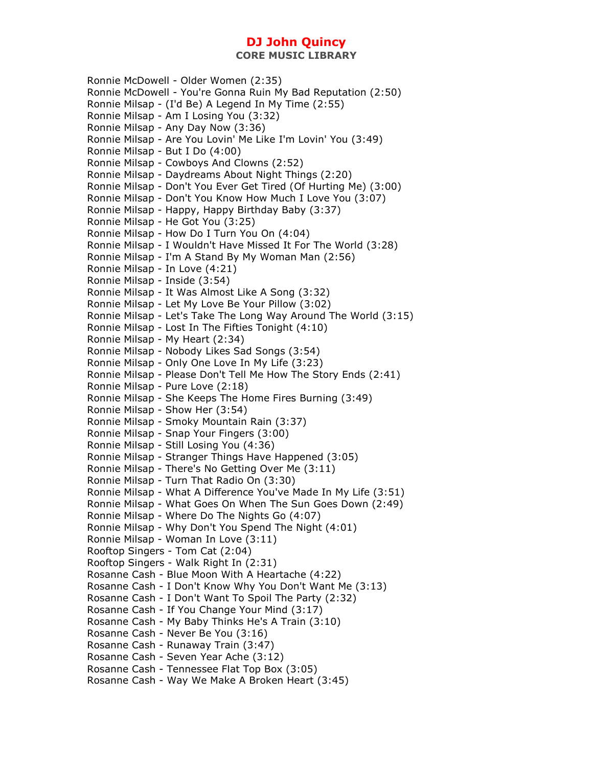Ronnie McDowell - Older Women (2:35)
Ronnie McDowell - You're Gonna Ruin My Bad Reputation (2:50)
Ronnie Milsap - (I'd Be) A Legend In My Time (2:55)
Ronnie Milsap - Am I Losing You (3:32)
Ronnie Milsap - Any Day Now (3:36)
Ronnie Milsap - Are You Lovin' Me Like I'm Lovin' You (3:49)
Ronnie Milsap - But I Do (4:00)
Ronnie Milsap - Cowboys And Clowns (2:52)
Ronnie Milsap - Daydreams About Night Things (2:20)
Ronnie Milsap - Don't You Ever Get Tired (Of Hurting Me) (3:00)
Ronnie Milsap - Don't You Know How Much I Love You (3:07)
Ronnie Milsap - Happy, Happy Birthday Baby (3:37)
Ronnie Milsap - He Got You (3:25)
Ronnie Milsap - How Do I Turn You On (4:04)
Ronnie Milsap - I Wouldn't Have Missed It For The World (3:28)
Ronnie Milsap - I'm A Stand By My Woman Man (2:56)
Ronnie Milsap - In Love (4:21)
Ronnie Milsap - Inside (3:54)
Ronnie Milsap - It Was Almost Like A Song (3:32)
Ronnie Milsap - Let My Love Be Your Pillow (3:02)
Ronnie Milsap - Let's Take The Long Way Around The World (3:15)
Ronnie Milsap - Lost In The Fifties Tonight (4:10)
Ronnie Milsap - My Heart (2:34)
Ronnie Milsap - Nobody Likes Sad Songs (3:54)
Ronnie Milsap - Only One Love In My Life (3:23)
Ronnie Milsap - Please Don't Tell Me How The Story Ends (2:41)
Ronnie Milsap - Pure Love (2:18)
Ronnie Milsap - She Keeps The Home Fires Burning (3:49)
Ronnie Milsap - Show Her (3:54)
Ronnie Milsap - Smoky Mountain Rain (3:37)
Ronnie Milsap - Snap Your Fingers (3:00)
Ronnie Milsap - Still Losing You (4:36)
Ronnie Milsap - Stranger Things Have Happened (3:05)
Ronnie Milsap - There's No Getting Over Me (3:11)
Ronnie Milsap - Turn That Radio On (3:30)
Ronnie Milsap - What A Difference You've Made In My Life (3:51)
Ronnie Milsap - What Goes On When The Sun Goes Down (2:49)
Ronnie Milsap - Where Do The Nights Go (4:07)
Ronnie Milsap - Why Don't You Spend The Night (4:01)
Ronnie Milsap - Woman In Love (3:11)
Rooftop Singers - Tom Cat (2:04)
Rooftop Singers - Walk Right In (2:31)
Rosanne Cash - Blue Moon With A Heartache (4:22)
Rosanne Cash - I Don't Know Why You Don't Want Me (3:13)
Rosanne Cash - I Don't Want To Spoil The Party (2:32)
Rosanne Cash - If You Change Your Mind (3:17)
Rosanne Cash - My Baby Thinks He's A Train (3:10)
Rosanne Cash - Never Be You (3:16)
Rosanne Cash - Runaway Train (3:47)
Rosanne Cash - Seven Year Ache (3:12)
Rosanne Cash - Tennessee Flat Top Box (3:05)
Rosanne Cash - Way We Make A Broken Heart (3:45)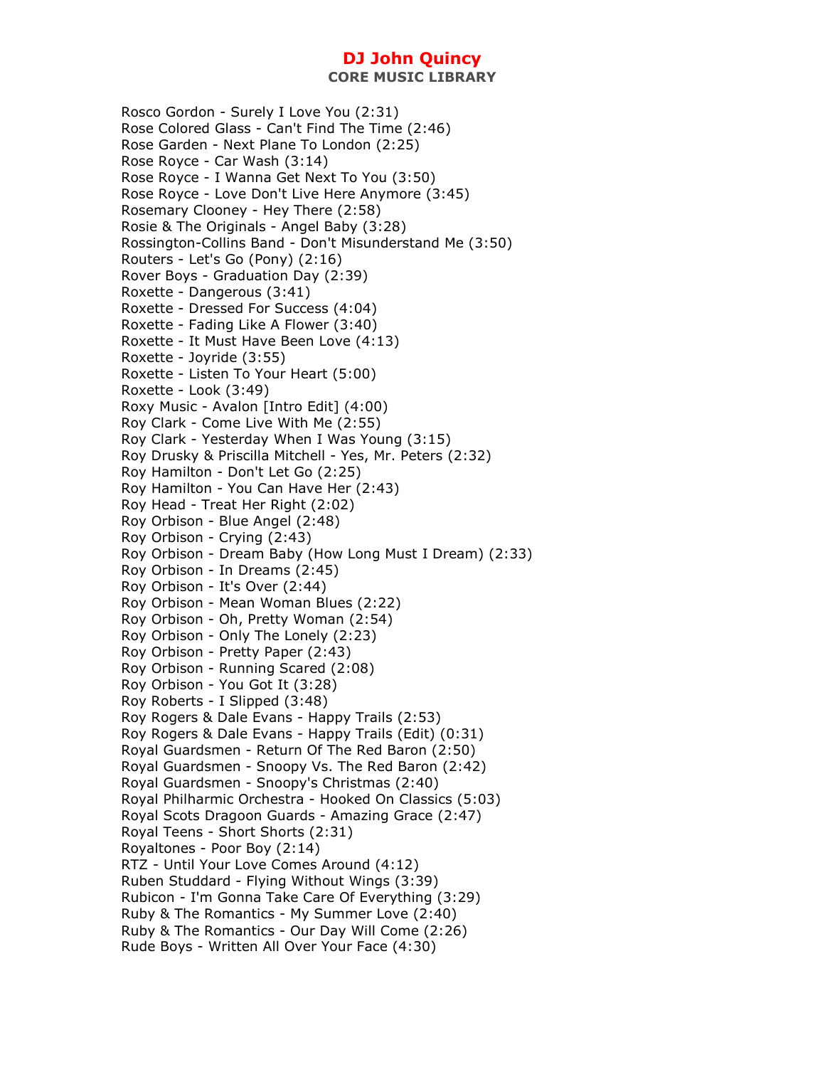Rosco Gordon - Surely I Love You (2:31)
Rose Colored Glass - Can't Find The Time (2:46)
Rose Garden - Next Plane To London (2:25)
Rose Royce - Car Wash (3:14)
Rose Royce - I Wanna Get Next To You (3:50)
Rose Royce - Love Don't Live Here Anymore (3:45)
Rosemary Clooney - Hey There (2:58)
Rosie & The Originals - Angel Baby (3:28)
Rossington-Collins Band - Don't Misunderstand Me (3:50)
Routers - Let's Go (Pony) (2:16)
Rover Boys - Graduation Day (2:39)
Roxette - Dangerous (3:41)
Roxette - Dressed For Success (4:04)
Roxette - Fading Like A Flower (3:40)
Roxette - It Must Have Been Love (4:13)
Roxette - Joyride (3:55)
Roxette - Listen To Your Heart (5:00)
Roxette - Look (3:49)
Roxy Music - Avalon [Intro Edit] (4:00)
Roy Clark - Come Live With Me (2:55)
Roy Clark - Yesterday When I Was Young (3:15)
Roy Drusky & Priscilla Mitchell - Yes, Mr. Peters (2:32)
Roy Hamilton - Don't Let Go (2:25)
Roy Hamilton - You Can Have Her (2:43)
Roy Head - Treat Her Right (2:02)
Roy Orbison - Blue Angel (2:48)
Roy Orbison - Crying (2:43)
Roy Orbison - Dream Baby (How Long Must I Dream) (2:33)
Roy Orbison - In Dreams (2:45)
Roy Orbison - It's Over (2:44)
Roy Orbison - Mean Woman Blues (2:22)
Roy Orbison - Oh, Pretty Woman (2:54)
Roy Orbison - Only The Lonely (2:23)
Roy Orbison - Pretty Paper (2:43)
Roy Orbison - Running Scared (2:08)
Roy Orbison - You Got It (3:28)
Roy Roberts - I Slipped (3:48)
Roy Rogers & Dale Evans - Happy Trails (2:53)
Roy Rogers & Dale Evans - Happy Trails (Edit) (0:31)
Royal Guardsmen - Return Of The Red Baron (2:50)
Royal Guardsmen - Snoopy Vs. The Red Baron (2:42)
Royal Guardsmen - Snoopy's Christmas (2:40)
Royal Philharmic Orchestra - Hooked On Classics (5:03)
Royal Scots Dragoon Guards - Amazing Grace (2:47)
Royal Teens - Short Shorts (2:31)
Royaltones - Poor Boy (2:14)
RTZ - Until Your Love Comes Around (4:12)
Ruben Studdard - Flying Without Wings (3:39)
Rubicon - I'm Gonna Take Care Of Everything (3:29)
Ruby & The Romantics - My Summer Love (2:40)
Ruby & The Romantics - Our Day Will Come (2:26)
Rude Boys - Written All Over Your Face (4:30)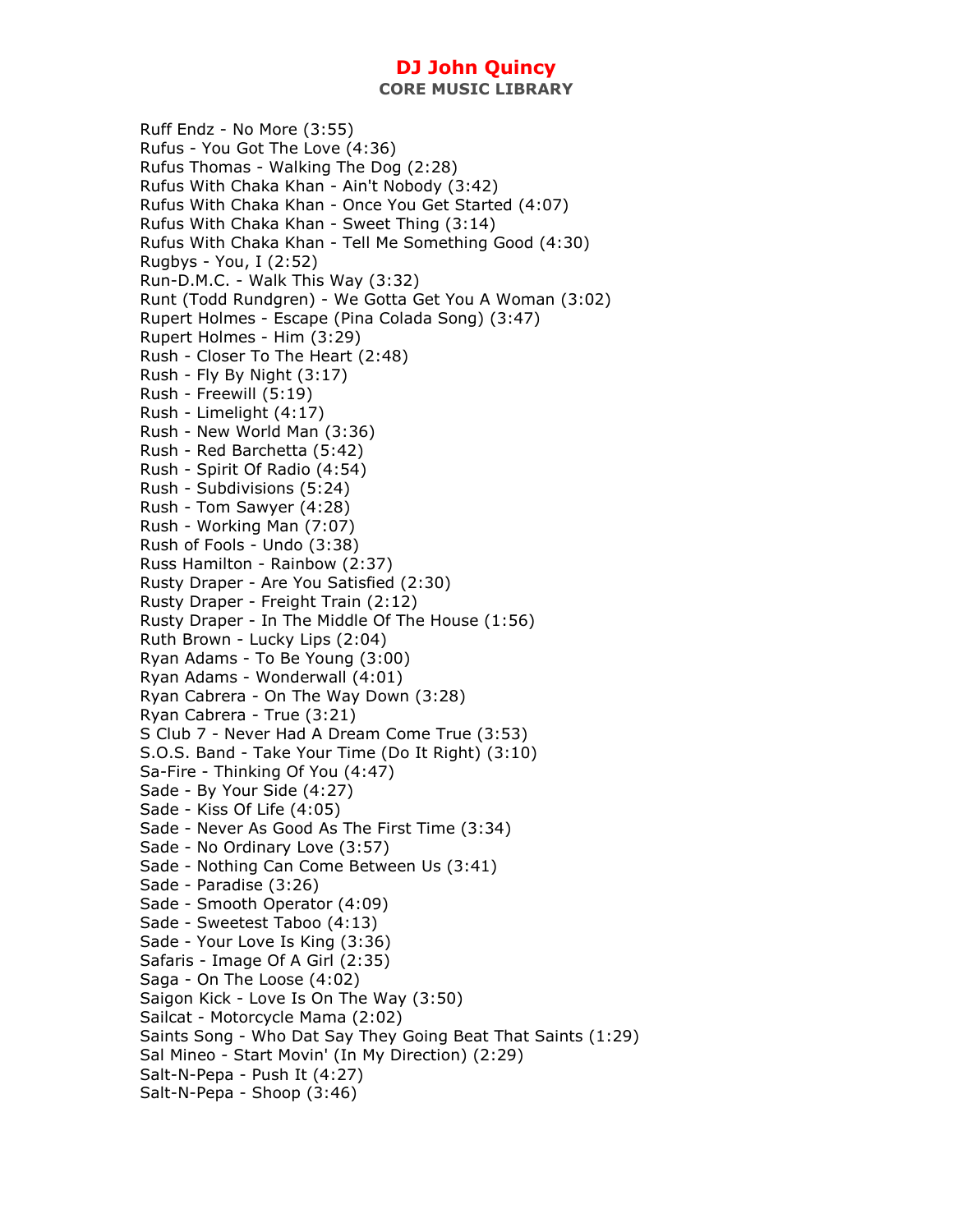# DJ John Quincy

## CORE MUSIC LIBRARY

Ruff Endz - No More (3:55)
Rufus - You Got The Love (4:36)
Rufus Thomas - Walking The Dog (2:28)
Rufus With Chaka Khan - Ain't Nobody (3:42)
Rufus With Chaka Khan - Once You Get Started (4:07)
Rufus With Chaka Khan - Sweet Thing (3:14)
Rufus With Chaka Khan - Tell Me Something Good (4:30)
Rugbys - You, I (2:52)
Run-D.M.C. - Walk This Way (3:32)
Runt (Todd Rundgren) - We Gotta Get You A Woman (3:02)
Rupert Holmes - Escape (Pina Colada Song) (3:47)
Rupert Holmes - Him (3:29)
Rush - Closer To The Heart (2:48)
Rush - Fly By Night (3:17)
Rush - Freewill (5:19)
Rush - Limelight (4:17)
Rush - New World Man (3:36)
Rush - Red Barchetta (5:42)
Rush - Spirit Of Radio (4:54)
Rush - Subdivisions (5:24)
Rush - Tom Sawyer (4:28)
Rush - Working Man (7:07)
Rush of Fools - Undo (3:38)
Russ Hamilton - Rainbow (2:37)
Rusty Draper - Are You Satisfied (2:30)
Rusty Draper - Freight Train (2:12)
Rusty Draper - In The Middle Of The House (1:56)
Ruth Brown - Lucky Lips (2:04)
Ryan Adams - To Be Young (3:00)
Ryan Adams - Wonderwall (4:01)
Ryan Cabrera - On The Way Down (3:28)
Ryan Cabrera - True (3:21)
S Club 7 - Never Had A Dream Come True (3:53)
S.O.S. Band - Take Your Time (Do It Right) (3:10)
Sa-Fire - Thinking Of You (4:47)
Sade - By Your Side (4:27)
Sade - Kiss Of Life (4:05)
Sade - Never As Good As The First Time (3:34)
Sade - No Ordinary Love (3:57)
Sade - Nothing Can Come Between Us (3:41)
Sade - Paradise (3:26)
Sade - Smooth Operator (4:09)
Sade - Sweetest Taboo (4:13)
Sade - Your Love Is King (3:36)
Safaris - Image Of A Girl (2:35)
Saga - On The Loose (4:02)
Saigon Kick - Love Is On The Way (3:50)
Sailcat - Motorcycle Mama (2:02)
Saints Song - Who Dat Say They Going Beat That Saints (1:29)
Sal Mineo - Start Movin' (In My Direction) (2:29)
Salt-N-Pepa - Push It (4:27)
Salt-N-Pepa - Shoop (3:46)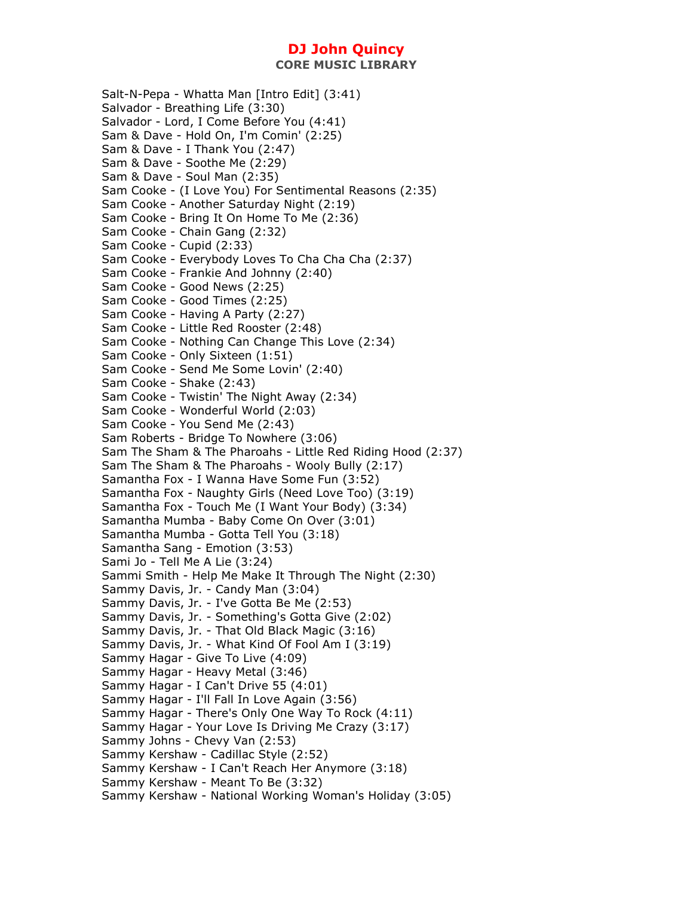Salt-N-Pepa - Whatta Man [Intro Edit] (3:41)
Salvador - Breathing Life (3:30)
Salvador - Lord, I Come Before You (4:41)
Sam & Dave - Hold On, I'm Comin' (2:25)
Sam & Dave - I Thank You (2:47)
Sam & Dave - Soothe Me (2:29)
Sam & Dave - Soul Man (2:35)
Sam Cooke - (I Love You) For Sentimental Reasons (2:35)
Sam Cooke - Another Saturday Night (2:19)
Sam Cooke - Bring It On Home To Me (2:36)
Sam Cooke - Chain Gang (2:32)
Sam Cooke - Cupid (2:33)
Sam Cooke - Everybody Loves To Cha Cha Cha (2:37)
Sam Cooke - Frankie And Johnny (2:40)
Sam Cooke - Good News (2:25)
Sam Cooke - Good Times (2:25)
Sam Cooke - Having A Party (2:27)
Sam Cooke - Little Red Rooster (2:48)
Sam Cooke - Nothing Can Change This Love (2:34)
Sam Cooke - Only Sixteen (1:51)
Sam Cooke - Send Me Some Lovin' (2:40)
Sam Cooke - Shake (2:43)
Sam Cooke - Twistin' The Night Away (2:34)
Sam Cooke - Wonderful World (2:03)
Sam Cooke - You Send Me (2:43)
Sam Roberts - Bridge To Nowhere (3:06)
Sam The Sham & The Pharoahs - Little Red Riding Hood (2:37)
Sam The Sham & The Pharoahs - Wooly Bully (2:17)
Samantha Fox - I Wanna Have Some Fun (3:52)
Samantha Fox - Naughty Girls (Need Love Too) (3:19)
Samantha Fox - Touch Me (I Want Your Body) (3:34)
Samantha Mumba - Baby Come On Over (3:01)
Samantha Mumba - Gotta Tell You (3:18)
Samantha Sang - Emotion (3:53)
Sami Jo - Tell Me A Lie (3:24)
Sammi Smith - Help Me Make It Through The Night (2:30)
Sammy Davis, Jr. - Candy Man (3:04)
Sammy Davis, Jr. - I've Gotta Be Me (2:53)
Sammy Davis, Jr. - Something's Gotta Give (2:02)
Sammy Davis, Jr. - That Old Black Magic (3:16)
Sammy Davis, Jr. - What Kind Of Fool Am I (3:19)
Sammy Hagar - Give To Live (4:09)
Sammy Hagar - Heavy Metal (3:46)
Sammy Hagar - I Can't Drive 55 (4:01)
Sammy Hagar - I'll Fall In Love Again (3:56)
Sammy Hagar - There's Only One Way To Rock (4:11)
Sammy Hagar - Your Love Is Driving Me Crazy (3:17)
Sammy Johns - Chevy Van (2:53)
Sammy Kershaw - Cadillac Style (2:52)
Sammy Kershaw - I Can't Reach Her Anymore (3:18)
Sammy Kershaw - Meant To Be (3:32)
Sammy Kershaw - National Working Woman's Holiday (3:05)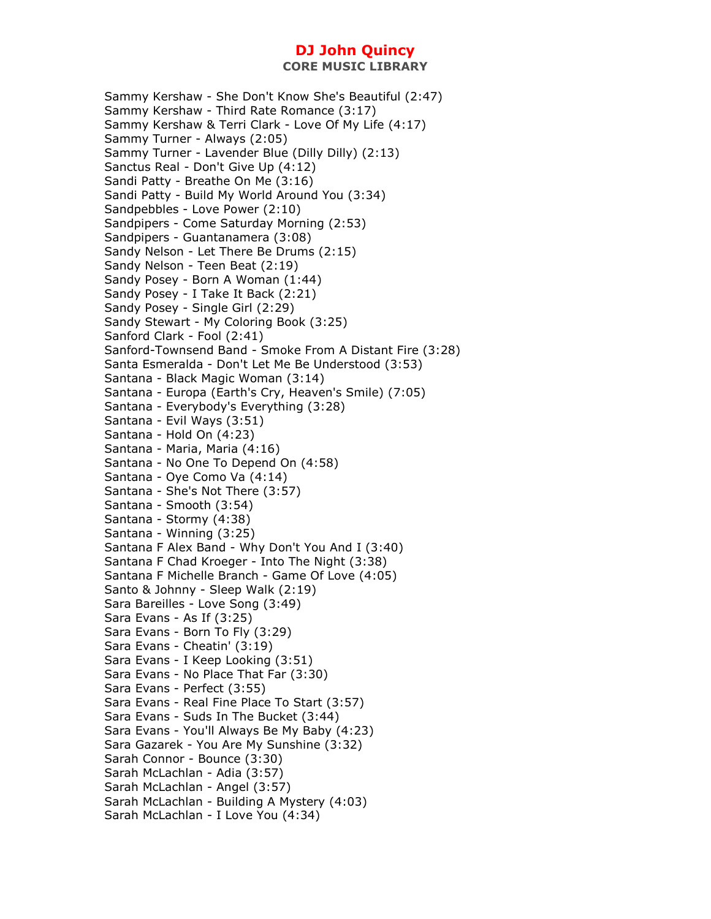Sammy Kershaw - She Don't Know She's Beautiful (2:47)
Sammy Kershaw - Third Rate Romance (3:17)
Sammy Kershaw & Terri Clark - Love Of My Life (4:17)
Sammy Turner - Always (2:05)
Sammy Turner - Lavender Blue (Dilly Dilly) (2:13)
Sanctus Real - Don't Give Up (4:12)
Sandi Patty - Breathe On Me (3:16)
Sandi Patty - Build My World Around You (3:34)
Sandpebbles - Love Power (2:10)
Sandpipers - Come Saturday Morning (2:53)
Sandpipers - Guantanamera (3:08)
Sandy Nelson - Let There Be Drums (2:15)
Sandy Nelson - Teen Beat (2:19)
Sandy Posey - Born A Woman (1:44)
Sandy Posey - I Take It Back (2:21)
Sandy Posey - Single Girl (2:29)
Sandy Stewart - My Coloring Book (3:25)
Sanford Clark - Fool (2:41)
Sanford-Townsend Band - Smoke From A Distant Fire (3:28)
Santa Esmeralda - Don't Let Me Be Understood (3:53)
Santana - Black Magic Woman (3:14)
Santana - Europa (Earth's Cry, Heaven's Smile) (7:05)
Santana - Everybody's Everything (3:28)
Santana - Evil Ways (3:51)
Santana - Hold On (4:23)
Santana - Maria, Maria (4:16)
Santana - No One To Depend On (4:58)
Santana - Oye Como Va (4:14)
Santana - She's Not There (3:57)
Santana - Smooth (3:54)
Santana - Stormy (4:38)
Santana - Winning (3:25)
Santana F Alex Band - Why Don't You And I (3:40)
Santana F Chad Kroeger - Into The Night (3:38)
Santana F Michelle Branch - Game Of Love (4:05)
Santo & Johnny - Sleep Walk (2:19)
Sara Bareilles - Love Song (3:49)
Sara Evans - As If (3:25)
Sara Evans - Born To Fly (3:29)
Sara Evans - Cheatin' (3:19)
Sara Evans - I Keep Looking (3:51)
Sara Evans - No Place That Far (3:30)
Sara Evans - Perfect (3:55)
Sara Evans - Real Fine Place To Start (3:57)
Sara Evans - Suds In The Bucket (3:44)
Sara Evans - You'll Always Be My Baby (4:23)
Sara Gazarek - You Are My Sunshine (3:32)
Sarah Connor - Bounce (3:30)
Sarah McLachlan - Adia (3:57)
Sarah McLachlan - Angel (3:57)
Sarah McLachlan - Building A Mystery (4:03)
Sarah McLachlan - I Love You (4:34)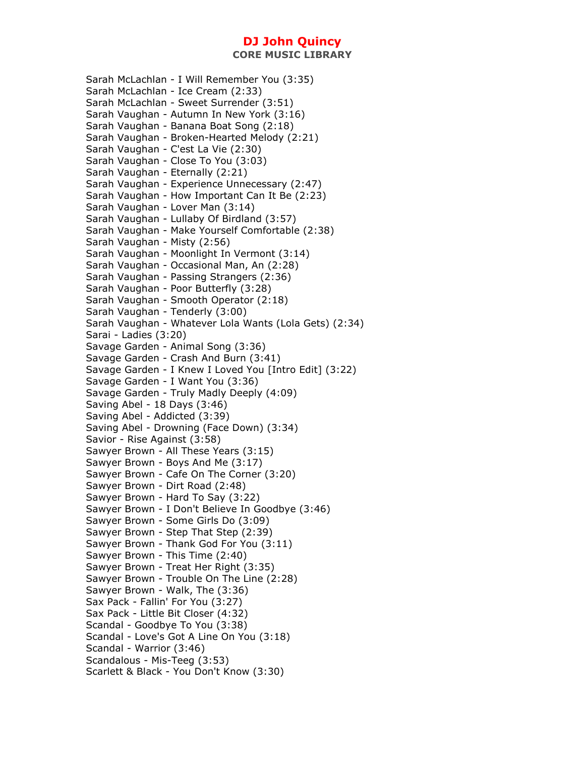Sarah McLachlan - I Will Remember You (3:35)
Sarah McLachlan - Ice Cream (2:33)
Sarah McLachlan - Sweet Surrender (3:51)
Sarah Vaughan - Autumn In New York (3:16)
Sarah Vaughan - Banana Boat Song (2:18)
Sarah Vaughan - Broken-Hearted Melody (2:21)
Sarah Vaughan - C'est La Vie (2:30)
Sarah Vaughan - Close To You (3:03)
Sarah Vaughan - Eternally (2:21)
Sarah Vaughan - Experience Unnecessary (2:47)
Sarah Vaughan - How Important Can It Be (2:23)
Sarah Vaughan - Lover Man (3:14)
Sarah Vaughan - Lullaby Of Birdland (3:57)
Sarah Vaughan - Make Yourself Comfortable (2:38)
Sarah Vaughan - Misty (2:56)
Sarah Vaughan - Moonlight In Vermont (3:14)
Sarah Vaughan - Occasional Man, An (2:28)
Sarah Vaughan - Passing Strangers (2:36)
Sarah Vaughan - Poor Butterfly (3:28)
Sarah Vaughan - Smooth Operator (2:18)
Sarah Vaughan - Tenderly (3:00)
Sarah Vaughan - Whatever Lola Wants (Lola Gets) (2:34)
Sarai - Ladies (3:20)
Savage Garden - Animal Song (3:36)
Savage Garden - Crash And Burn (3:41)
Savage Garden - I Knew I Loved You [Intro Edit] (3:22)
Savage Garden - I Want You (3:36)
Savage Garden - Truly Madly Deeply (4:09)
Saving Abel - 18 Days (3:46)
Saving Abel - Addicted (3:39)
Saving Abel - Drowning (Face Down) (3:34)
Savior - Rise Against (3:58)
Sawyer Brown - All These Years (3:15)
Sawyer Brown - Boys And Me (3:17)
Sawyer Brown - Cafe On The Corner (3:20)
Sawyer Brown - Dirt Road (2:48)
Sawyer Brown - Hard To Say (3:22)
Sawyer Brown - I Don't Believe In Goodbye (3:46)
Sawyer Brown - Some Girls Do (3:09)
Sawyer Brown - Step That Step (2:39)
Sawyer Brown - Thank God For You (3:11)
Sawyer Brown - This Time (2:40)
Sawyer Brown - Treat Her Right (3:35)
Sawyer Brown - Trouble On The Line (2:28)
Sawyer Brown - Walk, The (3:36)
Sax Pack - Fallin' For You (3:27)
Sax Pack - Little Bit Closer (4:32)
Scandal - Goodbye To You (3:38)
Scandal - Love's Got A Line On You (3:18)
Scandal - Warrior (3:46)
Scandalous - Mis-Teeg (3:53)
Scarlett & Black - You Don't Know (3:30)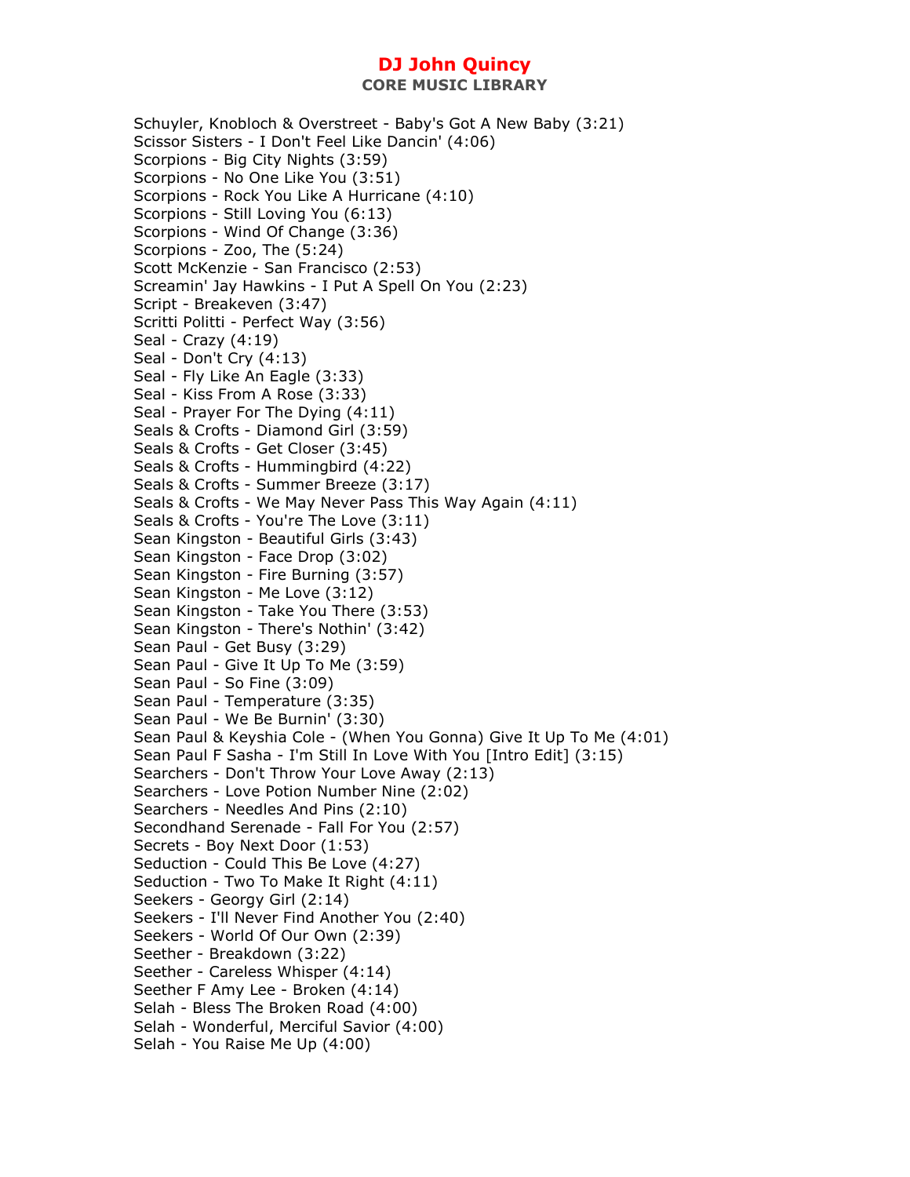Schuyler, Knobloch & Overstreet - Baby's Got A New Baby (3:21)
Scissor Sisters - I Don't Feel Like Dancin' (4:06)
Scorpions - Big City Nights (3:59)
Scorpions - No One Like You (3:51)
Scorpions - Rock You Like A Hurricane (4:10)
Scorpions - Still Loving You (6:13)
Scorpions - Wind Of Change (3:36)
Scorpions - Zoo, The (5:24)
Scott McKenzie - San Francisco (2:53)
Screamin' Jay Hawkins - I Put A Spell On You (2:23)
Script - Breakeven (3:47)
Scritti Politti - Perfect Way (3:56)
Seal - Crazy (4:19)
Seal - Don't Cry (4:13)
Seal - Fly Like An Eagle (3:33)
Seal - Kiss From A Rose (3:33)
Seal - Prayer For The Dying (4:11)
Seals & Crofts - Diamond Girl (3:59)
Seals & Crofts - Get Closer (3:45)
Seals & Crofts - Hummingbird (4:22)
Seals & Crofts - Summer Breeze (3:17)
Seals & Crofts - We May Never Pass This Way Again (4:11)
Seals & Crofts - You're The Love (3:11)
Sean Kingston - Beautiful Girls (3:43)
Sean Kingston - Face Drop (3:02)
Sean Kingston - Fire Burning (3:57)
Sean Kingston - Me Love (3:12)
Sean Kingston - Take You There (3:53)
Sean Kingston - There's Nothin' (3:42)
Sean Paul - Get Busy (3:29)
Sean Paul - Give It Up To Me (3:59)
Sean Paul - So Fine (3:09)
Sean Paul - Temperature (3:35)
Sean Paul - We Be Burnin' (3:30)
Sean Paul & Keyshia Cole - (When You Gonna) Give It Up To Me (4:01)
Sean Paul F Sasha - I'm Still In Love With You [Intro Edit] (3:15)
Searchers - Don't Throw Your Love Away (2:13)
Searchers - Love Potion Number Nine (2:02)
Searchers - Needles And Pins (2:10)
Secondhand Serenade - Fall For You (2:57)
Secrets - Boy Next Door (1:53)
Seduction - Could This Be Love (4:27)
Seduction - Two To Make It Right (4:11)
Seekers - Georgy Girl (2:14)
Seekers - I'll Never Find Another You (2:40)
Seekers - World Of Our Own (2:39)
Seether - Breakdown (3:22)
Seether - Careless Whisper (4:14)
Seether F Amy Lee - Broken (4:14)
Selah - Bless The Broken Road (4:00)
Selah - Wonderful, Merciful Savior (4:00)
Selah - You Raise Me Up (4:00)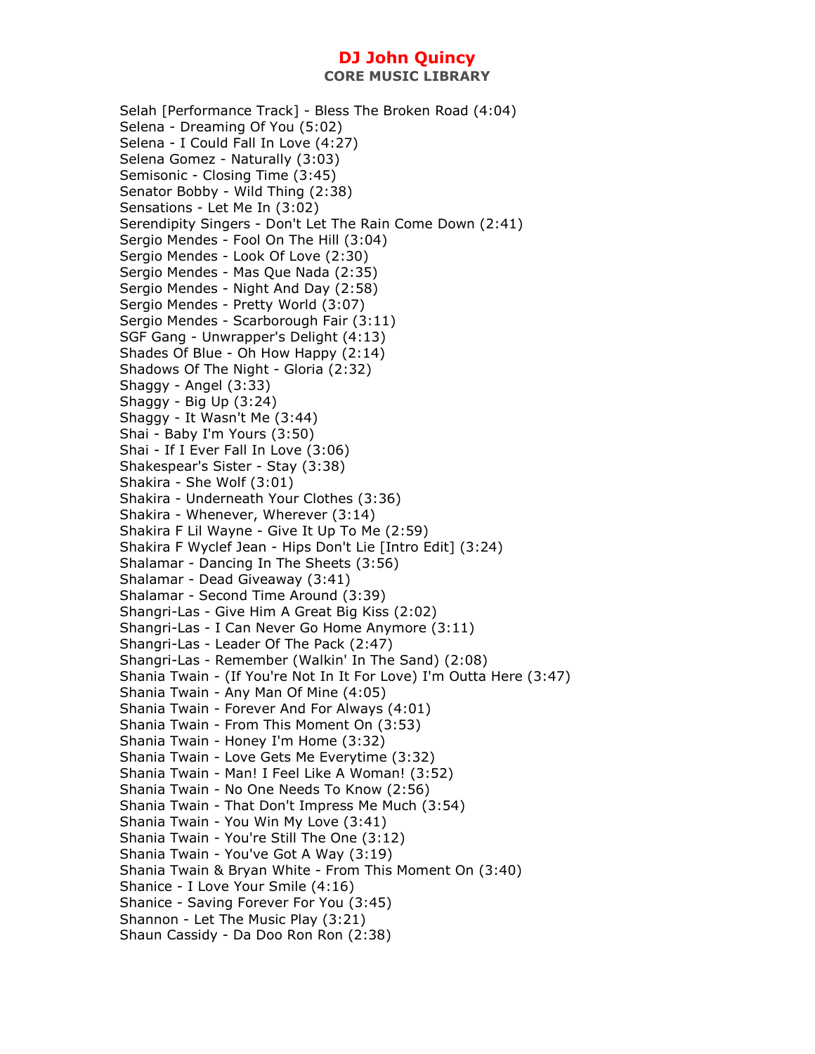Selah [Performance Track] - Bless The Broken Road (4:04)
Selena - Dreaming Of You (5:02)
Selena - I Could Fall In Love (4:27)
Selena Gomez - Naturally (3:03)
Semisonic - Closing Time (3:45)
Senator Bobby - Wild Thing (2:38)
Sensations - Let Me In (3:02)
Serendipity Singers - Don't Let The Rain Come Down (2:41)
Sergio Mendes - Fool On The Hill (3:04)
Sergio Mendes - Look Of Love (2:30)
Sergio Mendes - Mas Que Nada (2:35)
Sergio Mendes - Night And Day (2:58)
Sergio Mendes - Pretty World (3:07)
Sergio Mendes - Scarborough Fair (3:11)
SGF Gang - Unwrapper's Delight (4:13)
Shades Of Blue - Oh How Happy (2:14)
Shadows Of The Night - Gloria (2:32)
Shaggy - Angel (3:33)
Shaggy - Big Up (3:24)
Shaggy - It Wasn't Me (3:44)
Shai - Baby I'm Yours (3:50)
Shai - If I Ever Fall In Love (3:06)
Shakespear's Sister - Stay (3:38)
Shakira - She Wolf (3:01)
Shakira - Underneath Your Clothes (3:36)
Shakira - Whenever, Wherever (3:14)
Shakira F Lil Wayne - Give It Up To Me (2:59)
Shakira F Wyclef Jean - Hips Don't Lie [Intro Edit] (3:24)
Shalamar - Dancing In The Sheets (3:56)
Shalamar - Dead Giveaway (3:41)
Shalamar - Second Time Around (3:39)
Shangri-Las - Give Him A Great Big Kiss (2:02)
Shangri-Las - I Can Never Go Home Anymore (3:11)
Shangri-Las - Leader Of The Pack (2:47)
Shangri-Las - Remember (Walkin' In The Sand) (2:08)
Shania Twain - (If You're Not In It For Love) I'm Outta Here (3:47)
Shania Twain - Any Man Of Mine (4:05)
Shania Twain - Forever And For Always (4:01)
Shania Twain - From This Moment On (3:53)
Shania Twain - Honey I'm Home (3:32)
Shania Twain - Love Gets Me Everytime (3:32)
Shania Twain - Man! I Feel Like A Woman! (3:52)
Shania Twain - No One Needs To Know (2:56)
Shania Twain - That Don't Impress Me Much (3:54)
Shania Twain - You Win My Love (3:41)
Shania Twain - You're Still The One (3:12)
Shania Twain - You've Got A Way (3:19)
Shania Twain & Bryan White - From This Moment On (3:40)
Shanice - I Love Your Smile (4:16)
Shanice - Saving Forever For You (3:45)
Shannon - Let The Music Play (3:21)
Shaun Cassidy - Da Doo Ron Ron (2:38)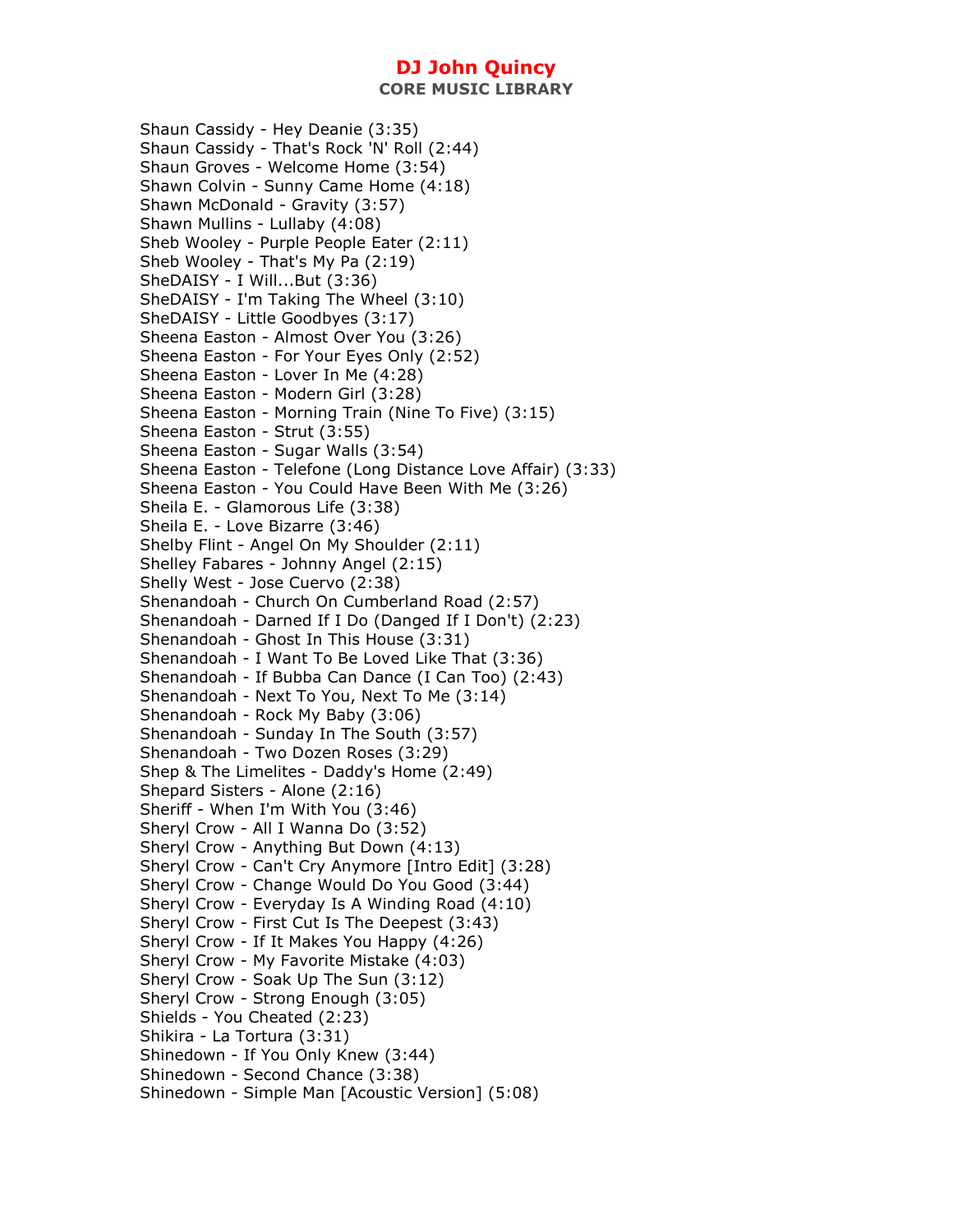Shaun Cassidy - Hey Deanie (3:35)
Shaun Cassidy - That's Rock 'N' Roll (2:44)
Shaun Groves - Welcome Home (3:54)
Shawn Colvin - Sunny Came Home (4:18)
Shawn McDonald - Gravity (3:57)
Shawn Mullins - Lullaby (4:08)
Sheb Wooley - Purple People Eater (2:11)
Sheb Wooley - That's My Pa (2:19)
SheDAISY - I Will...But (3:36)
SheDAISY - I'm Taking The Wheel (3:10)
SheDAISY - Little Goodbyes (3:17)
Sheena Easton - Almost Over You (3:26)
Sheena Easton - For Your Eyes Only (2:52)
Sheena Easton - Lover In Me (4:28)
Sheena Easton - Modern Girl (3:28)
Sheena Easton - Morning Train (Nine To Five) (3:15)
Sheena Easton - Strut (3:55)
Sheena Easton - Sugar Walls (3:54)
Sheena Easton - Telefone (Long Distance Love Affair) (3:33)
Sheena Easton - You Could Have Been With Me (3:26)
Sheila E. - Glamorous Life (3:38)
Sheila E. - Love Bizarre (3:46)
Shelby Flint - Angel On My Shoulder (2:11)
Shelley Fabares - Johnny Angel (2:15)
Shelly West - Jose Cuervo (2:38)
Shenandoah - Church On Cumberland Road (2:57)
Shenandoah - Darned If I Do (Danged If I Don't) (2:23)
Shenandoah - Ghost In This House (3:31)
Shenandoah - I Want To Be Loved Like That (3:36)
Shenandoah - If Bubba Can Dance (I Can Too) (2:43)
Shenandoah - Next To You, Next To Me (3:14)
Shenandoah - Rock My Baby (3:06)
Shenandoah - Sunday In The South (3:57)
Shenandoah - Two Dozen Roses (3:29)
Shep & The Limelites - Daddy's Home (2:49)
Shepard Sisters - Alone (2:16)
Sheriff - When I'm With You (3:46)
Sheryl Crow - All I Wanna Do (3:52)
Sheryl Crow - Anything But Down (4:13)
Sheryl Crow - Can't Cry Anymore [Intro Edit] (3:28)
Sheryl Crow - Change Would Do You Good (3:44)
Sheryl Crow - Everyday Is A Winding Road (4:10)
Sheryl Crow - First Cut Is The Deepest (3:43)
Sheryl Crow - If It Makes You Happy (4:26)
Sheryl Crow - My Favorite Mistake (4:03)
Sheryl Crow - Soak Up The Sun (3:12)
Sheryl Crow - Strong Enough (3:05)
Shields - You Cheated (2:23)
Shikira - La Tortura (3:31)
Shinedown - If You Only Knew (3:44)
Shinedown - Second Chance (3:38)
Shinedown - Simple Man [Acoustic Version] (5:08)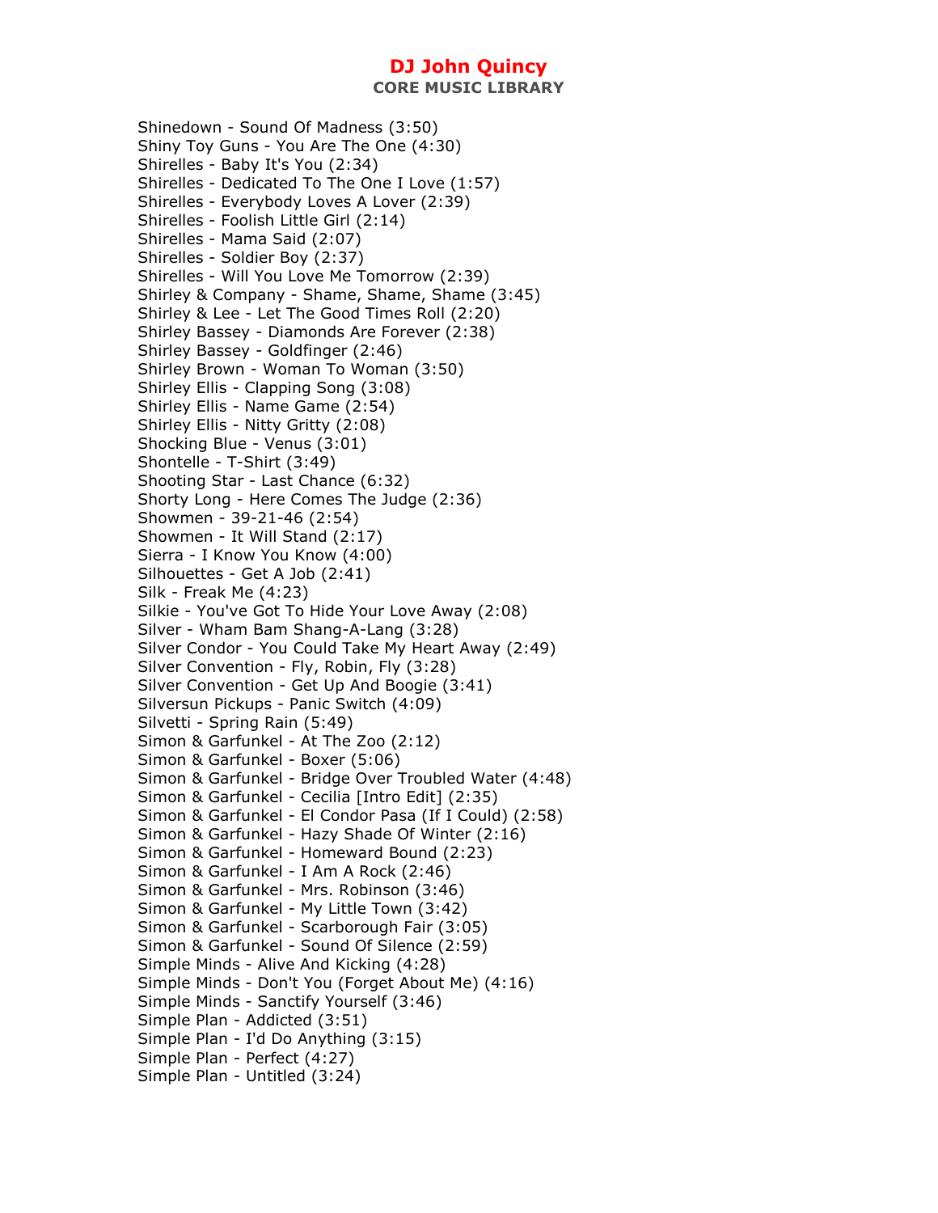Shinedown - Sound Of Madness (3:50)
Shiny Toy Guns - You Are The One (4:30)
Shirelles - Baby It's You (2:34)
Shirelles - Dedicated To The One I Love (1:57)
Shirelles - Everybody Loves A Lover (2:39)
Shirelles - Foolish Little Girl (2:14)
Shirelles - Mama Said (2:07)
Shirelles - Soldier Boy (2:37)
Shirelles - Will You Love Me Tomorrow (2:39)
Shirley & Company - Shame, Shame, Shame (3:45)
Shirley & Lee - Let The Good Times Roll (2:20)
Shirley Bassey - Diamonds Are Forever (2:38)
Shirley Bassey - Goldfinger (2:46)
Shirley Brown - Woman To Woman (3:50)
Shirley Ellis - Clapping Song (3:08)
Shirley Ellis - Name Game (2:54)
Shirley Ellis - Nitty Gritty (2:08)
Shocking Blue - Venus (3:01)
Shontelle - T-Shirt (3:49)
Shooting Star - Last Chance (6:32)
Shorty Long - Here Comes The Judge (2:36)
Showmen - 39-21-46 (2:54)
Showmen - It Will Stand (2:17)
Sierra - I Know You Know (4:00)
Silhouettes - Get A Job (2:41)
Silk - Freak Me (4:23)
Silkie - You've Got To Hide Your Love Away (2:08)
Silver - Wham Bam Shang-A-Lang (3:28)
Silver Condor - You Could Take My Heart Away (2:49)
Silver Convention - Fly, Robin, Fly (3:28)
Silver Convention - Get Up And Boogie (3:41)
Silversun Pickups - Panic Switch (4:09)
Silvetti - Spring Rain (5:49)
Simon & Garfunkel - At The Zoo (2:12)
Simon & Garfunkel - Boxer (5:06)
Simon & Garfunkel - Bridge Over Troubled Water (4:48)
Simon & Garfunkel - Cecilia [Intro Edit] (2:35)
Simon & Garfunkel - El Condor Pasa (If I Could) (2:58)
Simon & Garfunkel - Hazy Shade Of Winter (2:16)
Simon & Garfunkel - Homeward Bound (2:23)
Simon & Garfunkel - I Am A Rock (2:46)
Simon & Garfunkel - Mrs. Robinson (3:46)
Simon & Garfunkel - My Little Town (3:42)
Simon & Garfunkel - Scarborough Fair (3:05)
Simon & Garfunkel - Sound Of Silence (2:59)
Simple Minds - Alive And Kicking (4:28)
Simple Minds - Don't You (Forget About Me) (4:16)
Simple Minds - Sanctify Yourself (3:46)
Simple Plan - Addicted (3:51)
Simple Plan - I'd Do Anything (3:15)
Simple Plan - Perfect (4:27)
Simple Plan - Untitled (3:24)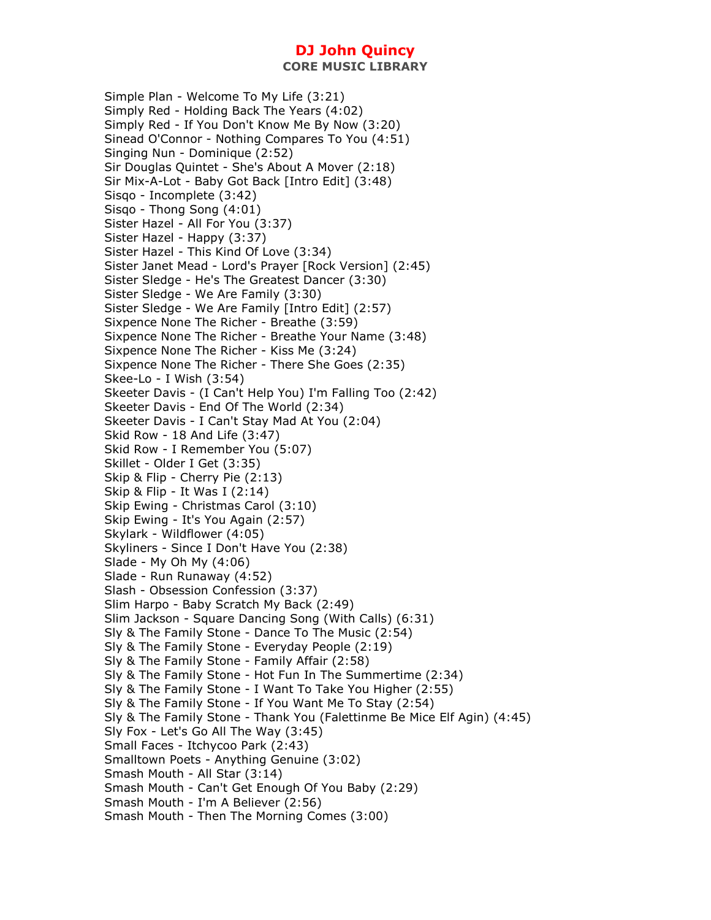# DJ John Quincy

## CORE MUSIC LIBRARY

Simple Plan - Welcome To My Life (3:21)
Simply Red - Holding Back The Years (4:02)
Simply Red - If You Don't Know Me By Now (3:20)
Sinead O'Connor - Nothing Compares To You (4:51)
Singing Nun - Dominique (2:52)
Sir Douglas Quintet - She's About A Mover (2:18)
Sir Mix-A-Lot - Baby Got Back [Intro Edit] (3:48)
Sisqo - Incomplete (3:42)
Sisqo - Thong Song (4:01)
Sister Hazel - All For You (3:37)
Sister Hazel - Happy (3:37)
Sister Hazel - This Kind Of Love (3:34)
Sister Janet Mead - Lord's Prayer [Rock Version] (2:45)
Sister Sledge - He's The Greatest Dancer (3:30)
Sister Sledge - We Are Family (3:30)
Sister Sledge - We Are Family [Intro Edit] (2:57)
Sixpence None The Richer - Breathe (3:59)
Sixpence None The Richer - Breathe Your Name (3:48)
Sixpence None The Richer - Kiss Me (3:24)
Sixpence None The Richer - There She Goes (2:35)
Skee-Lo - I Wish (3:54)
Skeeter Davis - (I Can't Help You) I'm Falling Too (2:42)
Skeeter Davis - End Of The World (2:34)
Skeeter Davis - I Can't Stay Mad At You (2:04)
Skid Row - 18 And Life (3:47)
Skid Row - I Remember You (5:07)
Skillet - Older I Get (3:35)
Skip & Flip - Cherry Pie (2:13)
Skip & Flip - It Was I (2:14)
Skip Ewing - Christmas Carol (3:10)
Skip Ewing - It's You Again (2:57)
Skylark - Wildflower (4:05)
Skyliners - Since I Don't Have You (2:38)
Slade - My Oh My (4:06)
Slade - Run Runaway (4:52)
Slash - Obsession Confession (3:37)
Slim Harpo - Baby Scratch My Back (2:49)
Slim Jackson - Square Dancing Song (With Calls) (6:31)
Sly & The Family Stone - Dance To The Music (2:54)
Sly & The Family Stone - Everyday People (2:19)
Sly & The Family Stone - Family Affair (2:58)
Sly & The Family Stone - Hot Fun In The Summertime (2:34)
Sly & The Family Stone - I Want To Take You Higher (2:55)
Sly & The Family Stone - If You Want Me To Stay (2:54)
Sly & The Family Stone - Thank You (Falettinme Be Mice Elf Agin) (4:45)
Sly Fox - Let's Go All The Way (3:45)
Small Faces - Itchycoo Park (2:43)
Smalltown Poets - Anything Genuine (3:02)
Smash Mouth - All Star (3:14)
Smash Mouth - Can't Get Enough Of You Baby (2:29)
Smash Mouth - I'm A Believer (2:56)
Smash Mouth - Then The Morning Comes (3:00)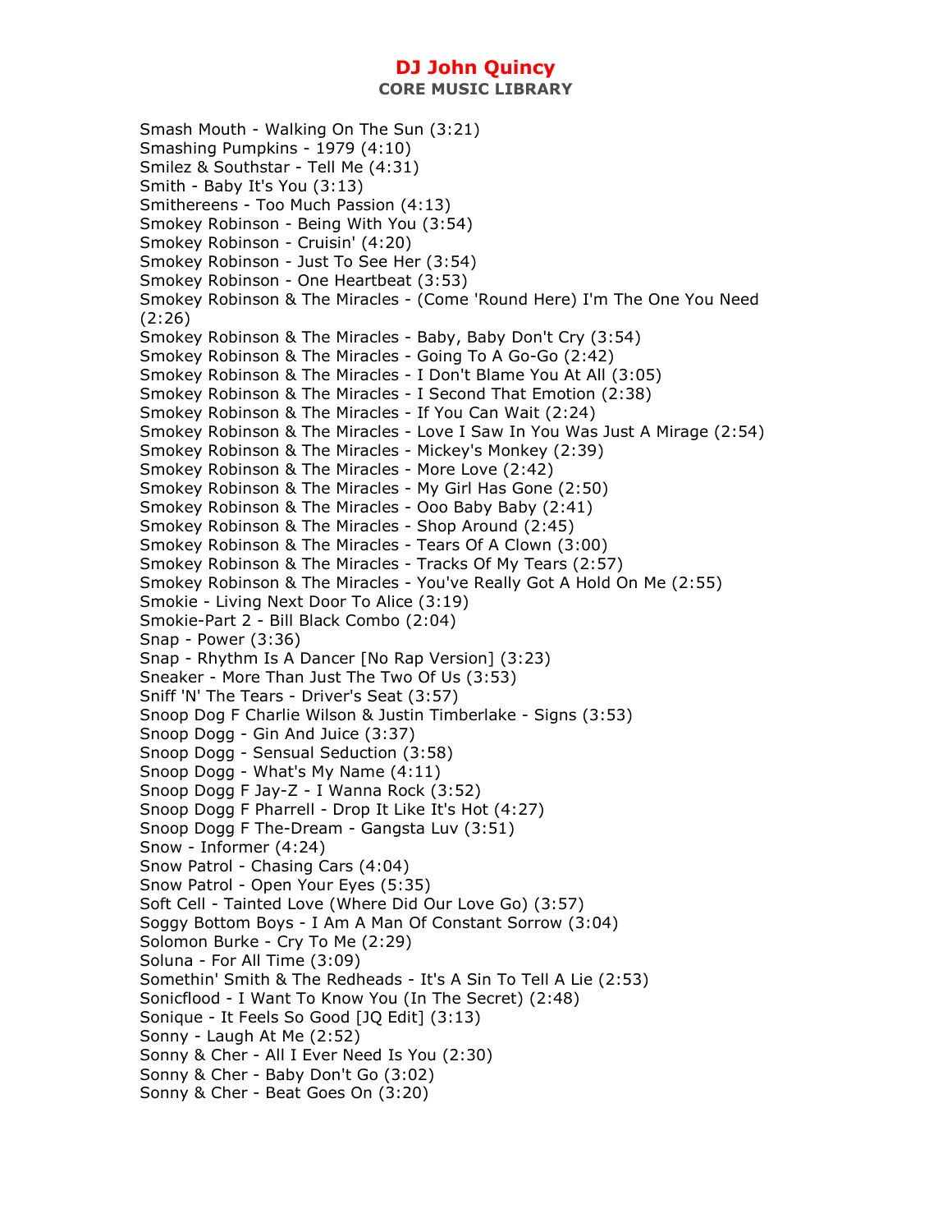Smash Mouth - Walking On The Sun (3:21)
Smashing Pumpkins - 1979 (4:10)
Smilez & Southstar - Tell Me (4:31)
Smith - Baby It's You (3:13)
Smithereens - Too Much Passion (4:13)
Smokey Robinson - Being With You (3:54)
Smokey Robinson - Cruisin' (4:20)
Smokey Robinson - Just To See Her (3:54)
Smokey Robinson - One Heartbeat (3:53)
Smokey Robinson & The Miracles - (Come 'Round Here) I'm The One You Need (2:26)
Smokey Robinson & The Miracles - Baby, Baby Don't Cry (3:54)
Smokey Robinson & The Miracles - Going To A Go-Go (2:42)
Smokey Robinson & The Miracles - I Don't Blame You At All (3:05)
Smokey Robinson & The Miracles - I Second That Emotion (2:38)
Smokey Robinson & The Miracles - If You Can Wait (2:24)
Smokey Robinson & The Miracles - Love I Saw In You Was Just A Mirage (2:54)
Smokey Robinson & The Miracles - Mickey's Monkey (2:39)
Smokey Robinson & The Miracles - More Love (2:42)
Smokey Robinson & The Miracles - My Girl Has Gone (2:50)
Smokey Robinson & The Miracles - Ooo Baby Baby (2:41)
Smokey Robinson & The Miracles - Shop Around (2:45)
Smokey Robinson & The Miracles - Tears Of A Clown (3:00)
Smokey Robinson & The Miracles - Tracks Of My Tears (2:57)
Smokey Robinson & The Miracles - You've Really Got A Hold On Me (2:55)
Smokie - Living Next Door To Alice (3:19)
Smokie-Part 2 - Bill Black Combo (2:04)
Snap - Power (3:36)
Snap - Rhythm Is A Dancer [No Rap Version] (3:23)
Sneaker - More Than Just The Two Of Us (3:53)
Sniff 'N' The Tears - Driver's Seat (3:57)
Snoop Dog F Charlie Wilson & Justin Timberlake - Signs (3:53)
Snoop Dogg - Gin And Juice (3:37)
Snoop Dogg - Sensual Seduction (3:58)
Snoop Dogg - What's My Name (4:11)
Snoop Dogg F Jay-Z - I Wanna Rock (3:52)
Snoop Dogg F Pharrell - Drop It Like It's Hot (4:27)
Snoop Dogg F The-Dream - Gangsta Luv (3:51)
Snow - Informer (4:24)
Snow Patrol - Chasing Cars (4:04)
Snow Patrol - Open Your Eyes (5:35)
Soft Cell - Tainted Love (Where Did Our Love Go) (3:57)
Soggy Bottom Boys - I Am A Man Of Constant Sorrow (3:04)
Solomon Burke - Cry To Me (2:29)
Soluna - For All Time (3:09)
Somethin' Smith & The Redheads - It's A Sin To Tell A Lie (2:53)
Sonicflood - I Want To Know You (In The Secret) (2:48)
Sonique - It Feels So Good [JQ Edit] (3:13)
Sonny - Laugh At Me (2:52)
Sonny & Cher - All I Ever Need Is You (2:30)
Sonny & Cher - Baby Don't Go (3:02)
Sonny & Cher - Beat Goes On (3:20)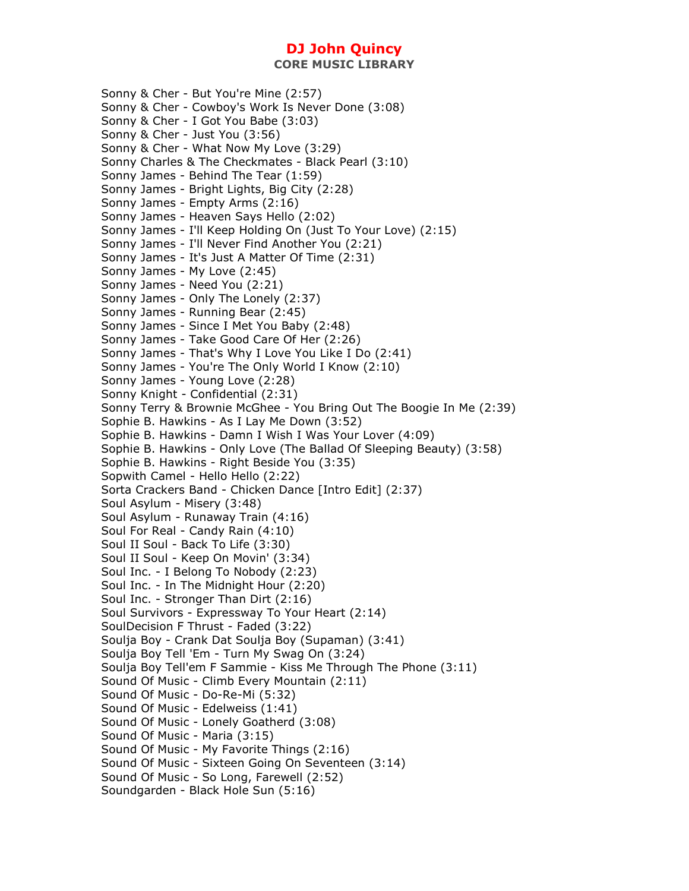Sonny & Cher - But You're Mine (2:57)
Sonny & Cher - Cowboy's Work Is Never Done (3:08)
Sonny & Cher - I Got You Babe (3:03)
Sonny & Cher - Just You (3:56)
Sonny & Cher - What Now My Love (3:29)
Sonny Charles & The Checkmates - Black Pearl (3:10)
Sonny James - Behind The Tear (1:59)
Sonny James - Bright Lights, Big City (2:28)
Sonny James - Empty Arms (2:16)
Sonny James - Heaven Says Hello (2:02)
Sonny James - I'll Keep Holding On (Just To Your Love) (2:15)
Sonny James - I'll Never Find Another You (2:21)
Sonny James - It's Just A Matter Of Time (2:31)
Sonny James - My Love (2:45)
Sonny James - Need You (2:21)
Sonny James - Only The Lonely (2:37)
Sonny James - Running Bear (2:45)
Sonny James - Since I Met You Baby (2:48)
Sonny James - Take Good Care Of Her (2:26)
Sonny James - That's Why I Love You Like I Do (2:41)
Sonny James - You're The Only World I Know (2:10)
Sonny James - Young Love (2:28)
Sonny Knight - Confidential (2:31)
Sonny Terry & Brownie McGhee - You Bring Out The Boogie In Me (2:39)
Sophie B. Hawkins - As I Lay Me Down (3:52)
Sophie B. Hawkins - Damn I Wish I Was Your Lover (4:09)
Sophie B. Hawkins - Only Love (The Ballad Of Sleeping Beauty) (3:58)
Sophie B. Hawkins - Right Beside You (3:35)
Sopwith Camel - Hello Hello (2:22)
Sorta Crackers Band - Chicken Dance [Intro Edit] (2:37)
Soul Asylum - Misery (3:48)
Soul Asylum - Runaway Train (4:16)
Soul For Real - Candy Rain (4:10)
Soul II Soul - Back To Life (3:30)
Soul II Soul - Keep On Movin' (3:34)
Soul Inc. - I Belong To Nobody (2:23)
Soul Inc. - In The Midnight Hour (2:20)
Soul Inc. - Stronger Than Dirt (2:16)
Soul Survivors - Expressway To Your Heart (2:14)
SoulDecision F Thrust - Faded (3:22)
Soulja Boy - Crank Dat Soulja Boy (Supaman) (3:41)
Soulja Boy Tell 'Em - Turn My Swag On (3:24)
Soulja Boy Tell'em F Sammie - Kiss Me Through The Phone (3:11)
Sound Of Music - Climb Every Mountain (2:11)
Sound Of Music - Do-Re-Mi (5:32)
Sound Of Music - Edelweiss (1:41)
Sound Of Music - Lonely Goatherd (3:08)
Sound Of Music - Maria (3:15)
Sound Of Music - My Favorite Things (2:16)
Sound Of Music - Sixteen Going On Seventeen (3:14)
Sound Of Music - So Long, Farewell (2:52)
Soundgarden - Black Hole Sun (5:16)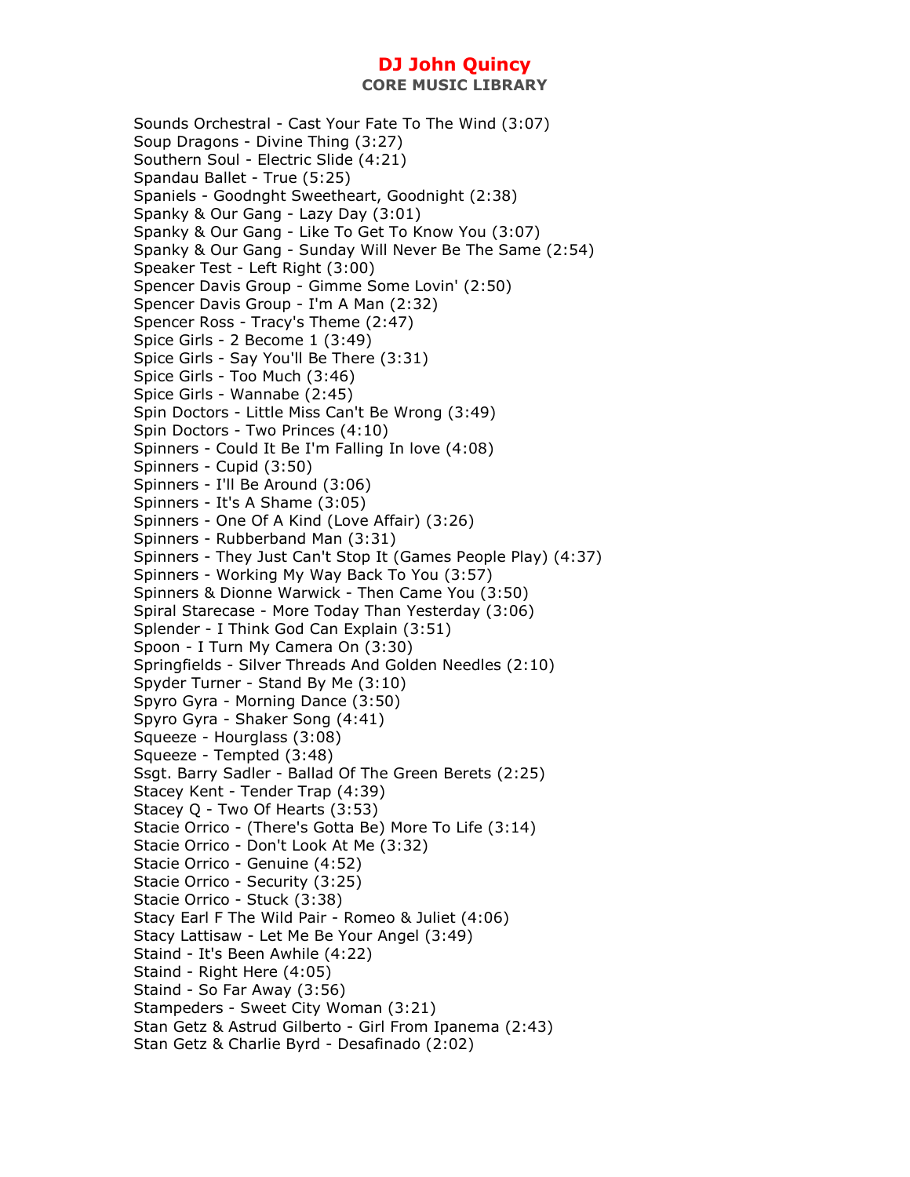Sounds Orchestral - Cast Your Fate To The Wind (3:07)
Soup Dragons - Divine Thing (3:27)
Southern Soul - Electric Slide (4:21)
Spandau Ballet - True (5:25)
Spaniels - Goodnght Sweetheart, Goodnight (2:38)
Spanky & Our Gang - Lazy Day (3:01)
Spanky & Our Gang - Like To Get To Know You (3:07)
Spanky & Our Gang - Sunday Will Never Be The Same (2:54)
Speaker Test - Left Right (3:00)
Spencer Davis Group - Gimme Some Lovin' (2:50)
Spencer Davis Group - I'm A Man (2:32)
Spencer Ross - Tracy's Theme (2:47)
Spice Girls - 2 Become 1 (3:49)
Spice Girls - Say You'll Be There (3:31)
Spice Girls - Too Much (3:46)
Spice Girls - Wannabe (2:45)
Spin Doctors - Little Miss Can't Be Wrong (3:49)
Spin Doctors - Two Princes (4:10)
Spinners - Could It Be I'm Falling In love (4:08)
Spinners - Cupid (3:50)
Spinners - I'll Be Around (3:06)
Spinners - It's A Shame (3:05)
Spinners - One Of A Kind (Love Affair) (3:26)
Spinners - Rubberband Man (3:31)
Spinners - They Just Can't Stop It (Games People Play) (4:37)
Spinners - Working My Way Back To You (3:57)
Spinners & Dionne Warwick - Then Came You (3:50)
Spiral Starecase - More Today Than Yesterday (3:06)
Splender - I Think God Can Explain (3:51)
Spoon - I Turn My Camera On (3:30)
Springfields - Silver Threads And Golden Needles (2:10)
Spyder Turner - Stand By Me (3:10)
Spyro Gyra - Morning Dance (3:50)
Spyro Gyra - Shaker Song (4:41)
Squeeze - Hourglass (3:08)
Squeeze - Tempted (3:48)
Ssgt. Barry Sadler - Ballad Of The Green Berets (2:25)
Stacey Kent - Tender Trap (4:39)
Stacey Q - Two Of Hearts (3:53)
Stacie Orrico - (There's Gotta Be) More To Life (3:14)
Stacie Orrico - Don't Look At Me (3:32)
Stacie Orrico - Genuine (4:52)
Stacie Orrico - Security (3:25)
Stacie Orrico - Stuck (3:38)
Stacy Earl F The Wild Pair - Romeo & Juliet (4:06)
Stacy Lattisaw - Let Me Be Your Angel (3:49)
Staind - It's Been Awhile (4:22)
Staind - Right Here (4:05)
Staind - So Far Away (3:56)
Stampeders - Sweet City Woman (3:21)
Stan Getz & Astrud Gilberto - Girl From Ipanema (2:43)
Stan Getz & Charlie Byrd - Desafinado (2:02)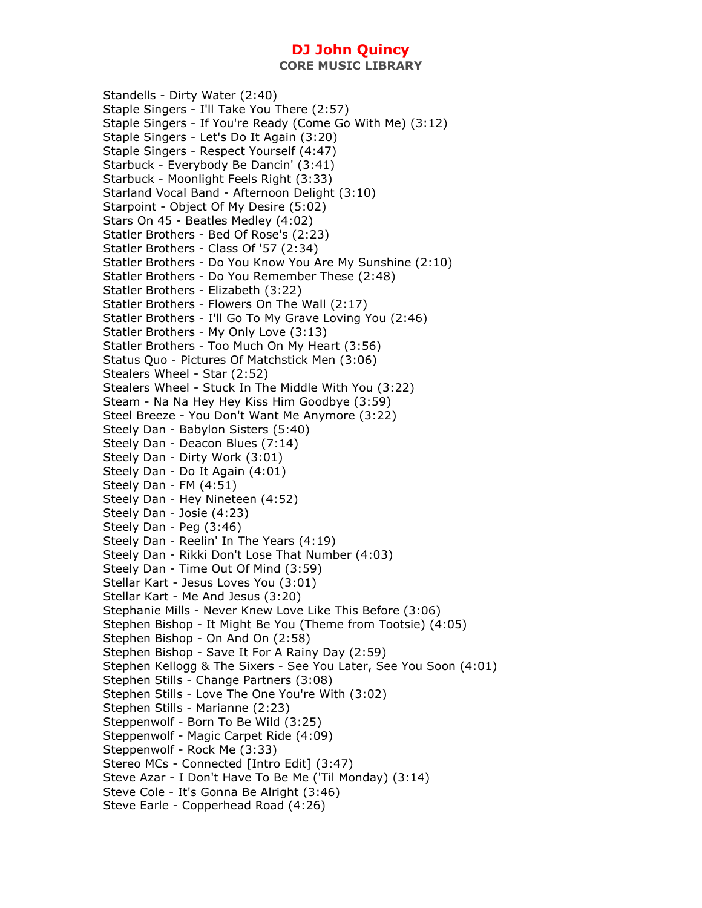# DJ John Quincy

**CORE MUSIC LIBRARY**

Standells - Dirty Water (2:40)
Staple Singers - I'll Take You There (2:57)
Staple Singers - If You're Ready (Come Go With Me) (3:12)
Staple Singers - Let's Do It Again (3:20)
Staple Singers - Respect Yourself (4:47)
Starbuck - Everybody Be Dancin' (3:41)
Starbuck - Moonlight Feels Right (3:33)
Starland Vocal Band - Afternoon Delight (3:10)
Starpoint - Object Of My Desire (5:02)
Stars On 45 - Beatles Medley (4:02)
Statler Brothers - Bed Of Rose's (2:23)
Statler Brothers - Class Of '57 (2:34)
Statler Brothers - Do You Know You Are My Sunshine (2:10)
Statler Brothers - Do You Remember These (2:48)
Statler Brothers - Elizabeth (3:22)
Statler Brothers - Flowers On The Wall (2:17)
Statler Brothers - I'll Go To My Grave Loving You (2:46)
Statler Brothers - My Only Love (3:13)
Statler Brothers - Too Much On My Heart (3:56)
Status Quo - Pictures Of Matchstick Men (3:06)
Stealers Wheel - Star (2:52)
Stealers Wheel - Stuck In The Middle With You (3:22)
Steam - Na Na Hey Hey Kiss Him Goodbye (3:59)
Steel Breeze - You Don't Want Me Anymore (3:22)
Steely Dan - Babylon Sisters (5:40)
Steely Dan - Deacon Blues (7:14)
Steely Dan - Dirty Work (3:01)
Steely Dan - Do It Again (4:01)
Steely Dan - FM (4:51)
Steely Dan - Hey Nineteen (4:52)
Steely Dan - Josie (4:23)
Steely Dan - Peg (3:46)
Steely Dan - Reelin' In The Years (4:19)
Steely Dan - Rikki Don't Lose That Number (4:03)
Steely Dan - Time Out Of Mind (3:59)
Stellar Kart - Jesus Loves You (3:01)
Stellar Kart - Me And Jesus (3:20)
Stephanie Mills - Never Knew Love Like This Before (3:06)
Stephen Bishop - It Might Be You (Theme from Tootsie) (4:05)
Stephen Bishop - On And On (2:58)
Stephen Bishop - Save It For A Rainy Day (2:59)
Stephen Kellogg & The Sixers - See You Later, See You Soon (4:01)
Stephen Stills - Change Partners (3:08)
Stephen Stills - Love The One You're With (3:02)
Stephen Stills - Marianne (2:23)
Steppenwolf - Born To Be Wild (3:25)
Steppenwolf - Magic Carpet Ride (4:09)
Steppenwolf - Rock Me (3:33)
Stereo MCs - Connected [Intro Edit] (3:47)
Steve Azar - I Don't Have To Be Me ('Til Monday) (3:14)
Steve Cole - It's Gonna Be Alright (3:46)
Steve Earle - Copperhead Road (4:26)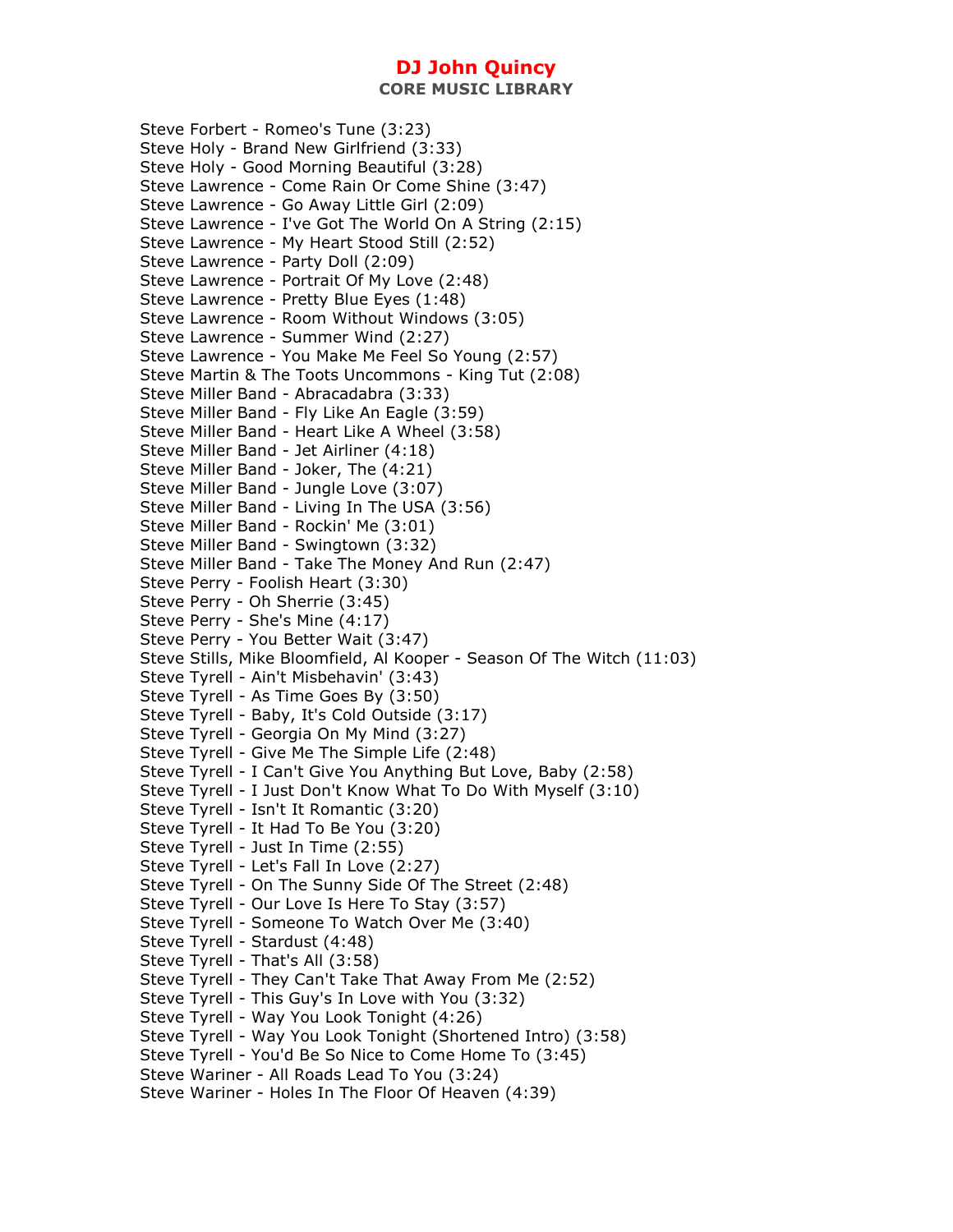Steve Forbert - Romeo's Tune (3:23)
Steve Holy - Brand New Girlfriend (3:33)
Steve Holy - Good Morning Beautiful (3:28)
Steve Lawrence - Come Rain Or Come Shine (3:47)
Steve Lawrence - Go Away Little Girl (2:09)
Steve Lawrence - I've Got The World On A String (2:15)
Steve Lawrence - My Heart Stood Still (2:52)
Steve Lawrence - Party Doll (2:09)
Steve Lawrence - Portrait Of My Love (2:48)
Steve Lawrence - Pretty Blue Eyes (1:48)
Steve Lawrence - Room Without Windows (3:05)
Steve Lawrence - Summer Wind (2:27)
Steve Lawrence - You Make Me Feel So Young (2:57)
Steve Martin & The Toots Uncommons - King Tut (2:08)
Steve Miller Band - Abracadabra (3:33)
Steve Miller Band - Fly Like An Eagle (3:59)
Steve Miller Band - Heart Like A Wheel (3:58)
Steve Miller Band - Jet Airliner (4:18)
Steve Miller Band - Joker, The (4:21)
Steve Miller Band - Jungle Love (3:07)
Steve Miller Band - Living In The USA (3:56)
Steve Miller Band - Rockin' Me (3:01)
Steve Miller Band - Swingtown (3:32)
Steve Miller Band - Take The Money And Run (2:47)
Steve Perry - Foolish Heart (3:30)
Steve Perry - Oh Sherrie (3:45)
Steve Perry - She's Mine (4:17)
Steve Perry - You Better Wait (3:47)
Steve Stills, Mike Bloomfield, Al Kooper - Season Of The Witch (11:03)
Steve Tyrell - Ain't Misbehavin' (3:43)
Steve Tyrell - As Time Goes By (3:50)
Steve Tyrell - Baby, It's Cold Outside (3:17)
Steve Tyrell - Georgia On My Mind (3:27)
Steve Tyrell - Give Me The Simple Life (2:48)
Steve Tyrell - I Can't Give You Anything But Love, Baby (2:58)
Steve Tyrell - I Just Don't Know What To Do With Myself (3:10)
Steve Tyrell - Isn't It Romantic (3:20)
Steve Tyrell - It Had To Be You (3:20)
Steve Tyrell - Just In Time (2:55)
Steve Tyrell - Let's Fall In Love (2:27)
Steve Tyrell - On The Sunny Side Of The Street (2:48)
Steve Tyrell - Our Love Is Here To Stay (3:57)
Steve Tyrell - Someone To Watch Over Me (3:40)
Steve Tyrell - Stardust (4:48)
Steve Tyrell - That's All (3:58)
Steve Tyrell - They Can't Take That Away From Me (2:52)
Steve Tyrell - This Guy's In Love with You (3:32)
Steve Tyrell - Way You Look Tonight (4:26)
Steve Tyrell - Way You Look Tonight (Shortened Intro) (3:58)
Steve Tyrell - You'd Be So Nice to Come Home To (3:45)
Steve Wariner - All Roads Lead To You (3:24)
Steve Wariner - Holes In The Floor Of Heaven (4:39)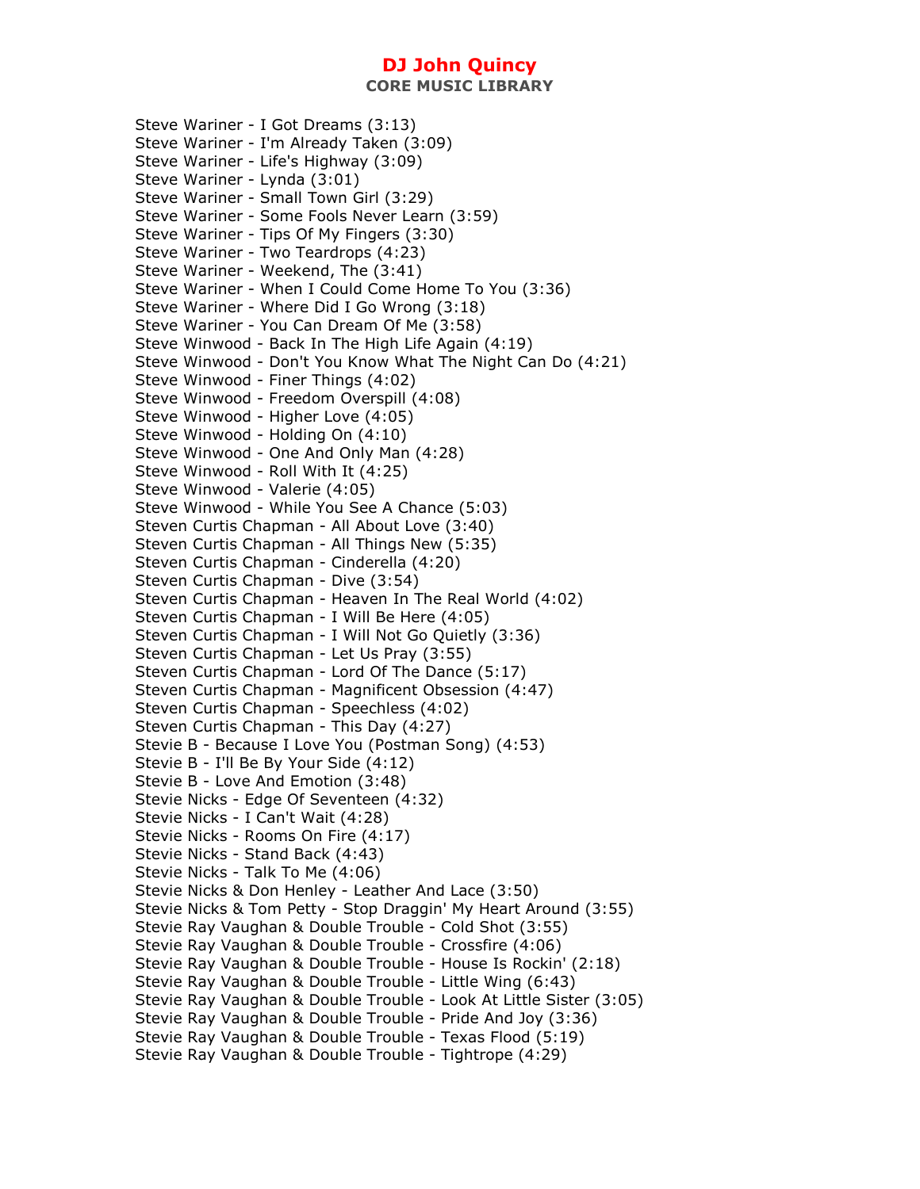Steve Wariner - I Got Dreams (3:13)
Steve Wariner - I'm Already Taken (3:09)
Steve Wariner - Life's Highway (3:09)
Steve Wariner - Lynda (3:01)
Steve Wariner - Small Town Girl (3:29)
Steve Wariner - Some Fools Never Learn (3:59)
Steve Wariner - Tips Of My Fingers (3:30)
Steve Wariner - Two Teardrops (4:23)
Steve Wariner - Weekend, The (3:41)
Steve Wariner - When I Could Come Home To You (3:36)
Steve Wariner - Where Did I Go Wrong (3:18)
Steve Wariner - You Can Dream Of Me (3:58)
Steve Winwood - Back In The High Life Again (4:19)
Steve Winwood - Don't You Know What The Night Can Do (4:21)
Steve Winwood - Finer Things (4:02)
Steve Winwood - Freedom Overspill (4:08)
Steve Winwood - Higher Love (4:05)
Steve Winwood - Holding On (4:10)
Steve Winwood - One And Only Man (4:28)
Steve Winwood - Roll With It (4:25)
Steve Winwood - Valerie (4:05)
Steve Winwood - While You See A Chance (5:03)
Steven Curtis Chapman - All About Love (3:40)
Steven Curtis Chapman - All Things New (5:35)
Steven Curtis Chapman - Cinderella (4:20)
Steven Curtis Chapman - Dive (3:54)
Steven Curtis Chapman - Heaven In The Real World (4:02)
Steven Curtis Chapman - I Will Be Here (4:05)
Steven Curtis Chapman - I Will Not Go Quietly (3:36)
Steven Curtis Chapman - Let Us Pray (3:55)
Steven Curtis Chapman - Lord Of The Dance (5:17)
Steven Curtis Chapman - Magnificent Obsession (4:47)
Steven Curtis Chapman - Speechless (4:02)
Steven Curtis Chapman - This Day (4:27)
Stevie B - Because I Love You (Postman Song) (4:53)
Stevie B - I'll Be By Your Side (4:12)
Stevie B - Love And Emotion (3:48)
Stevie Nicks - Edge Of Seventeen (4:32)
Stevie Nicks - I Can't Wait (4:28)
Stevie Nicks - Rooms On Fire (4:17)
Stevie Nicks - Stand Back (4:43)
Stevie Nicks - Talk To Me (4:06)
Stevie Nicks & Don Henley - Leather And Lace (3:50)
Stevie Nicks & Tom Petty - Stop Draggin' My Heart Around (3:55)
Stevie Ray Vaughan & Double Trouble - Cold Shot (3:55)
Stevie Ray Vaughan & Double Trouble - Crossfire (4:06)
Stevie Ray Vaughan & Double Trouble - House Is Rockin' (2:18)
Stevie Ray Vaughan & Double Trouble - Little Wing (6:43)
Stevie Ray Vaughan & Double Trouble - Look At Little Sister (3:05)
Stevie Ray Vaughan & Double Trouble - Pride And Joy (3:36)
Stevie Ray Vaughan & Double Trouble - Texas Flood (5:19)
Stevie Ray Vaughan & Double Trouble - Tightrope (4:29)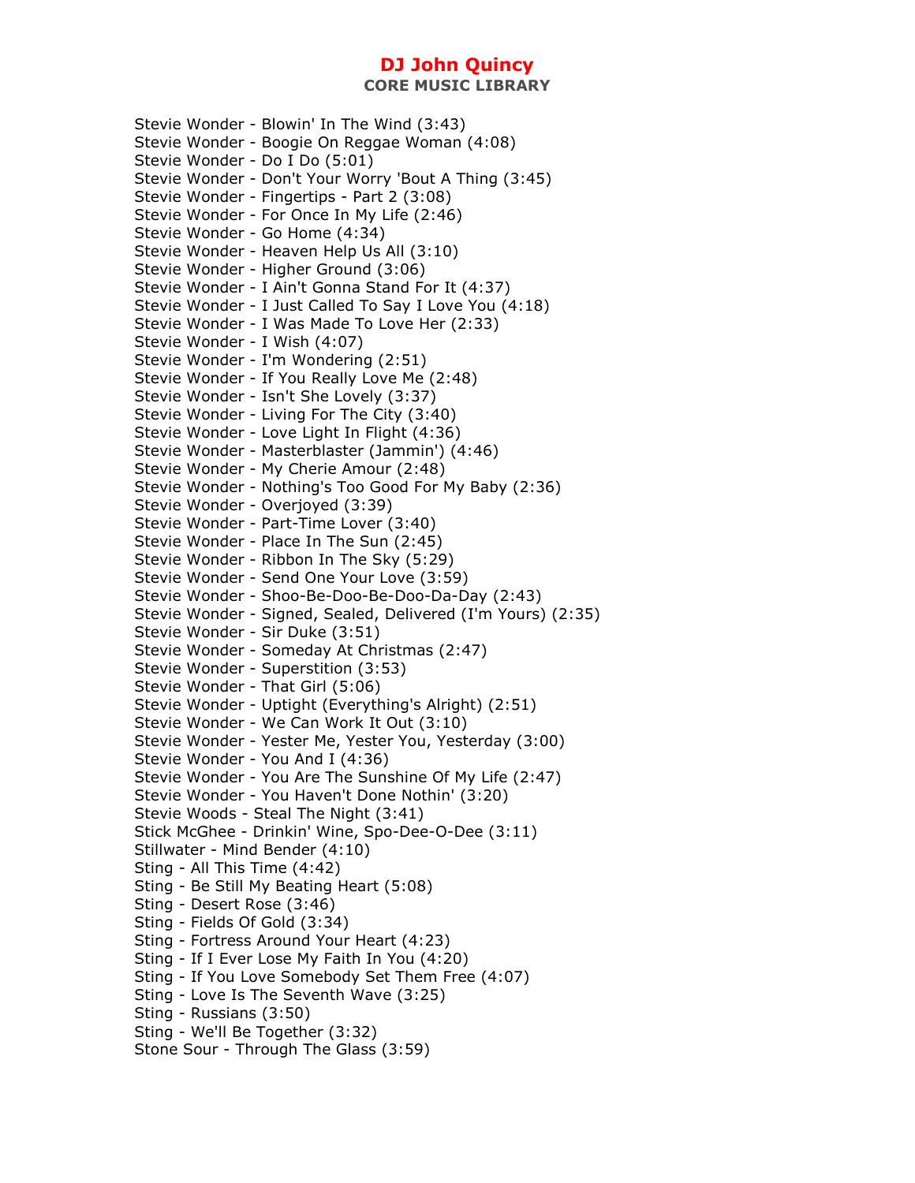Stevie Wonder - Blowin' In The Wind (3:43)
Stevie Wonder - Boogie On Reggae Woman (4:08)
Stevie Wonder - Do I Do (5:01)
Stevie Wonder - Don't Your Worry 'Bout A Thing (3:45)
Stevie Wonder - Fingertips - Part 2 (3:08)
Stevie Wonder - For Once In My Life (2:46)
Stevie Wonder - Go Home (4:34)
Stevie Wonder - Heaven Help Us All (3:10)
Stevie Wonder - Higher Ground (3:06)
Stevie Wonder - I Ain't Gonna Stand For It (4:37)
Stevie Wonder - I Just Called To Say I Love You (4:18)
Stevie Wonder - I Was Made To Love Her (2:33)
Stevie Wonder - I Wish (4:07)
Stevie Wonder - I'm Wondering (2:51)
Stevie Wonder - If You Really Love Me (2:48)
Stevie Wonder - Isn't She Lovely (3:37)
Stevie Wonder - Living For The City (3:40)
Stevie Wonder - Love Light In Flight (4:36)
Stevie Wonder - Masterblaster (Jammin') (4:46)
Stevie Wonder - My Cherie Amour (2:48)
Stevie Wonder - Nothing's Too Good For My Baby (2:36)
Stevie Wonder - Overjoyed (3:39)
Stevie Wonder - Part-Time Lover (3:40)
Stevie Wonder - Place In The Sun (2:45)
Stevie Wonder - Ribbon In The Sky (5:29)
Stevie Wonder - Send One Your Love (3:59)
Stevie Wonder - Shoo-Be-Doo-Be-Doo-Da-Day (2:43)
Stevie Wonder - Signed, Sealed, Delivered (I'm Yours) (2:35)
Stevie Wonder - Sir Duke (3:51)
Stevie Wonder - Someday At Christmas (2:47)
Stevie Wonder - Superstition (3:53)
Stevie Wonder - That Girl (5:06)
Stevie Wonder - Uptight (Everything's Alright) (2:51)
Stevie Wonder - We Can Work It Out (3:10)
Stevie Wonder - Yester Me, Yester You, Yesterday (3:00)
Stevie Wonder - You And I (4:36)
Stevie Wonder - You Are The Sunshine Of My Life (2:47)
Stevie Wonder - You Haven't Done Nothin' (3:20)
Stevie Woods - Steal The Night (3:41)
Stick McGhee - Drinkin' Wine, Spo-Dee-O-Dee (3:11)
Stillwater - Mind Bender (4:10)
Sting - All This Time (4:42)
Sting - Be Still My Beating Heart (5:08)
Sting - Desert Rose (3:46)
Sting - Fields Of Gold (3:34)
Sting - Fortress Around Your Heart (4:23)
Sting - If I Ever Lose My Faith In You (4:20)
Sting - If You Love Somebody Set Them Free (4:07)
Sting - Love Is The Seventh Wave (3:25)
Sting - Russians (3:50)
Sting - We'll Be Together (3:32)
Stone Sour - Through The Glass (3:59)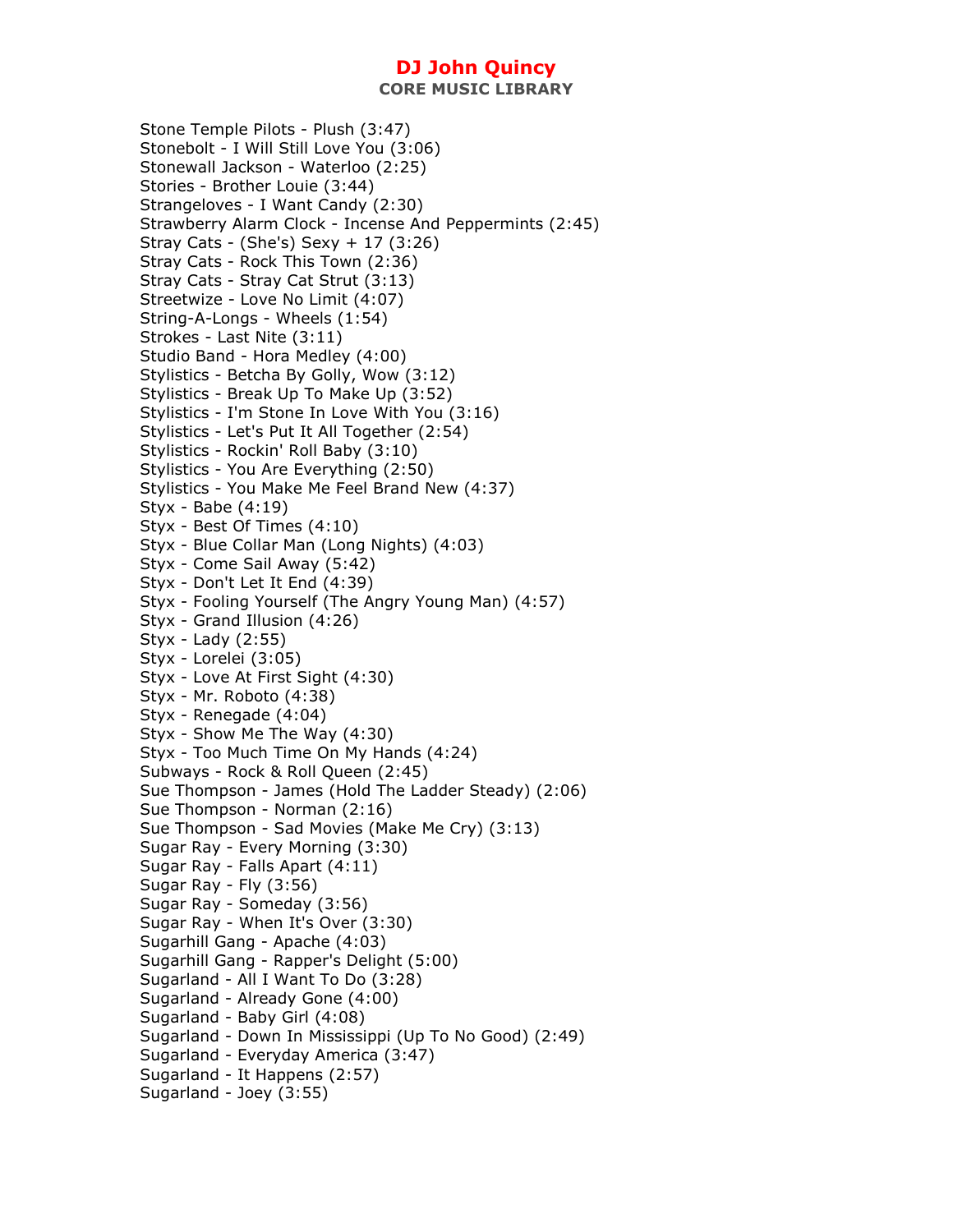Stone Temple Pilots - Plush (3:47)
Stonebolt - I Will Still Love You (3:06)
Stonewall Jackson - Waterloo (2:25)
Stories - Brother Louie (3:44)
Strangeloves - I Want Candy (2:30)
Strawberry Alarm Clock - Incense And Peppermints (2:45)
Stray Cats - (She's) Sexy + 17 (3:26)
Stray Cats - Rock This Town (2:36)
Stray Cats - Stray Cat Strut (3:13)
Streetwize - Love No Limit (4:07)
String-A-Longs - Wheels (1:54)
Strokes - Last Nite (3:11)
Studio Band - Hora Medley (4:00)
Stylistics - Betcha By Golly, Wow (3:12)
Stylistics - Break Up To Make Up (3:52)
Stylistics - I'm Stone In Love With You (3:16)
Stylistics - Let's Put It All Together (2:54)
Stylistics - Rockin' Roll Baby (3:10)
Stylistics - You Are Everything (2:50)
Stylistics - You Make Me Feel Brand New (4:37)
Styx - Babe (4:19)
Styx - Best Of Times (4:10)
Styx - Blue Collar Man (Long Nights) (4:03)
Styx - Come Sail Away (5:42)
Styx - Don't Let It End (4:39)
Styx - Fooling Yourself (The Angry Young Man) (4:57)
Styx - Grand Illusion (4:26)
Styx - Lady (2:55)
Styx - Lorelei (3:05)
Styx - Love At First Sight (4:30)
Styx - Mr. Roboto (4:38)
Styx - Renegade (4:04)
Styx - Show Me The Way (4:30)
Styx - Too Much Time On My Hands (4:24)
Subways - Rock & Roll Queen (2:45)
Sue Thompson - James (Hold The Ladder Steady) (2:06)
Sue Thompson - Norman (2:16)
Sue Thompson - Sad Movies (Make Me Cry) (3:13)
Sugar Ray - Every Morning (3:30)
Sugar Ray - Falls Apart (4:11)
Sugar Ray - Fly (3:56)
Sugar Ray - Someday (3:56)
Sugar Ray - When It's Over (3:30)
Sugarhill Gang - Apache (4:03)
Sugarhill Gang - Rapper's Delight (5:00)
Sugarland - All I Want To Do (3:28)
Sugarland - Already Gone (4:00)
Sugarland - Baby Girl (4:08)
Sugarland - Down In Mississippi (Up To No Good) (2:49)
Sugarland - Everyday America (3:47)
Sugarland - It Happens (2:57)
Sugarland - Joey (3:55)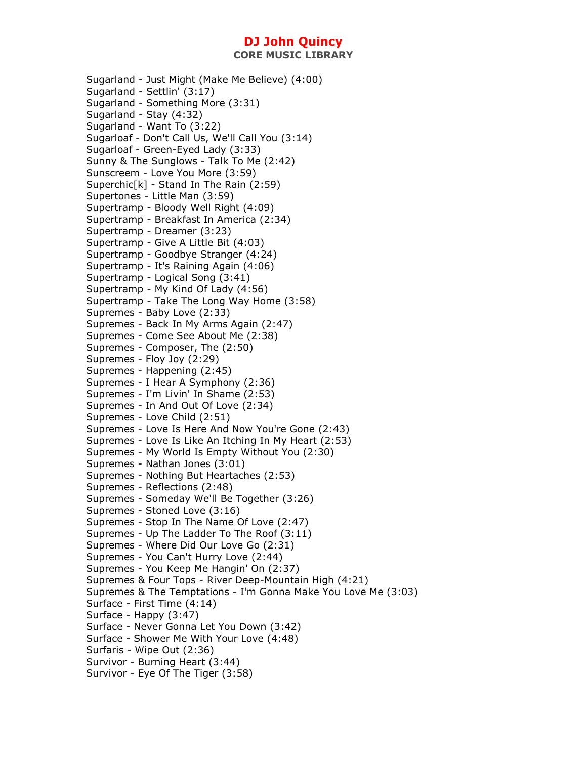Sugarland - Just Might (Make Me Believe) (4:00)
Sugarland - Settlin' (3:17)
Sugarland - Something More (3:31)
Sugarland - Stay (4:32)
Sugarland - Want To (3:22)
Sugarloaf - Don't Call Us, We'll Call You (3:14)
Sugarloaf - Green-Eyed Lady (3:33)
Sunny & The Sunglows - Talk To Me (2:42)
Sunscreem - Love You More (3:59)
Superchic[k] - Stand In The Rain (2:59)
Supertones - Little Man (3:59)
Supertramp - Bloody Well Right (4:09)
Supertramp - Breakfast In America (2:34)
Supertramp - Dreamer (3:23)
Supertramp - Give A Little Bit (4:03)
Supertramp - Goodbye Stranger (4:24)
Supertramp - It's Raining Again (4:06)
Supertramp - Logical Song (3:41)
Supertramp - My Kind Of Lady (4:56)
Supertramp - Take The Long Way Home (3:58)
Supremes - Baby Love (2:33)
Supremes - Back In My Arms Again (2:47)
Supremes - Come See About Me (2:38)
Supremes - Composer, The (2:50)
Supremes - Floy Joy (2:29)
Supremes - Happening (2:45)
Supremes - I Hear A Symphony (2:36)
Supremes - I'm Livin' In Shame (2:53)
Supremes - In And Out Of Love (2:34)
Supremes - Love Child (2:51)
Supremes - Love Is Here And Now You're Gone (2:43)
Supremes - Love Is Like An Itching In My Heart (2:53)
Supremes - My World Is Empty Without You (2:30)
Supremes - Nathan Jones (3:01)
Supremes - Nothing But Heartaches (2:53)
Supremes - Reflections (2:48)
Supremes - Someday We'll Be Together (3:26)
Supremes - Stoned Love (3:16)
Supremes - Stop In The Name Of Love (2:47)
Supremes - Up The Ladder To The Roof (3:11)
Supremes - Where Did Our Love Go (2:31)
Supremes - You Can't Hurry Love (2:44)
Supremes - You Keep Me Hangin' On (2:37)
Supremes & Four Tops - River Deep-Mountain High (4:21)
Supremes & The Temptations - I'm Gonna Make You Love Me (3:03)
Surface - First Time (4:14)
Surface - Happy (3:47)
Surface - Never Gonna Let You Down (3:42)
Surface - Shower Me With Your Love (4:48)
Surfaris - Wipe Out (2:36)
Survivor - Burning Heart (3:44)
Survivor - Eye Of The Tiger (3:58)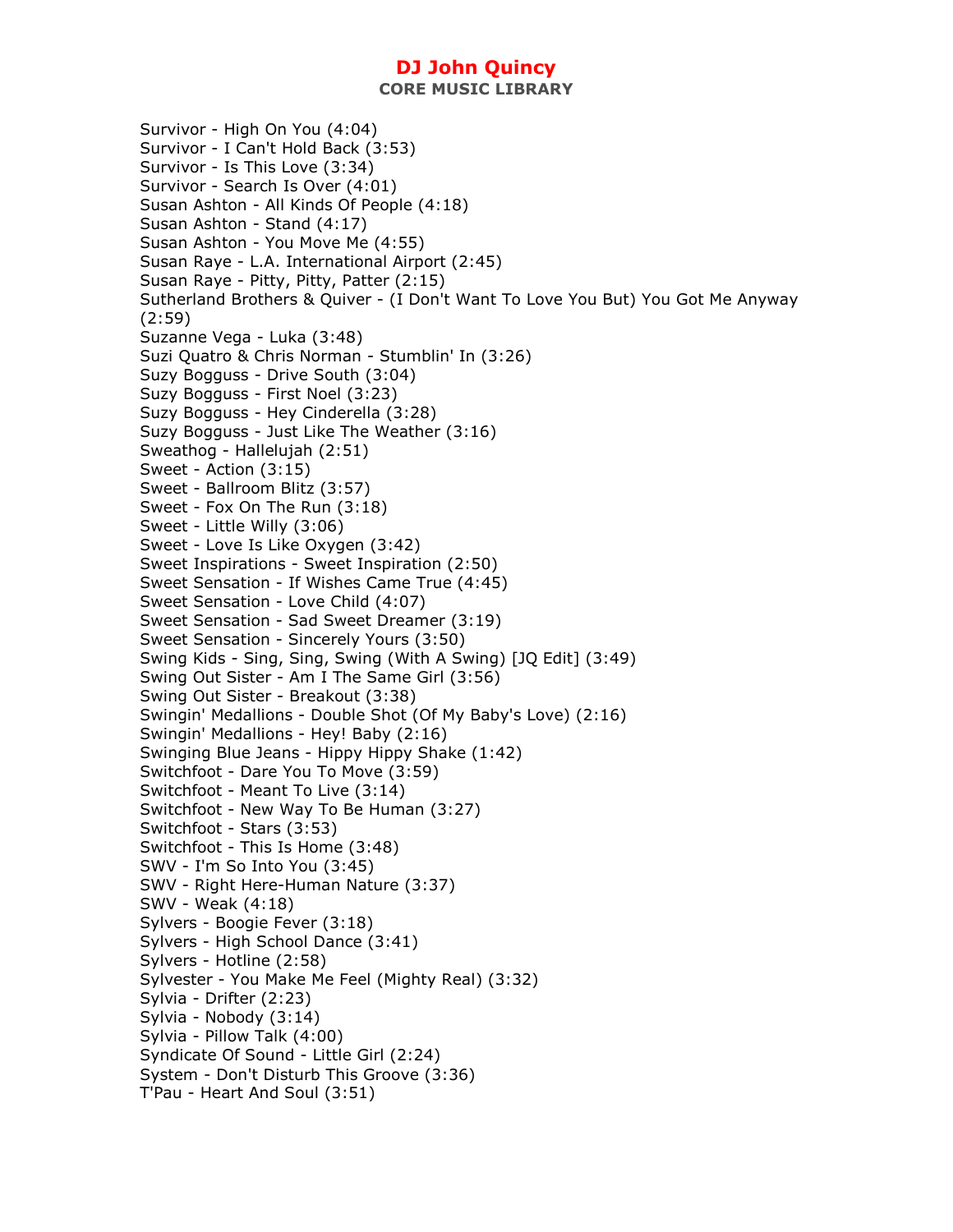Survivor - High On You (4:04)
Survivor - I Can't Hold Back (3:53)
Survivor - Is This Love (3:34)
Survivor - Search Is Over (4:01)
Susan Ashton - All Kinds Of People (4:18)
Susan Ashton - Stand (4:17)
Susan Ashton - You Move Me (4:55)
Susan Raye - L.A. International Airport (2:45)
Susan Raye - Pitty, Pitty, Patter (2:15)
Sutherland Brothers & Quiver - (I Don't Want To Love You But) You Got Me Anyway (2:59)
Suzanne Vega - Luka (3:48)
Suzi Quatro & Chris Norman - Stumblin' In (3:26)
Suzy Bogguss - Drive South (3:04)
Suzy Bogguss - First Noel (3:23)
Suzy Bogguss - Hey Cinderella (3:28)
Suzy Bogguss - Just Like The Weather (3:16)
Sweathog - Hallelujah (2:51)
Sweet - Action (3:15)
Sweet - Ballroom Blitz (3:57)
Sweet - Fox On The Run (3:18)
Sweet - Little Willy (3:06)
Sweet - Love Is Like Oxygen (3:42)
Sweet Inspirations - Sweet Inspiration (2:50)
Sweet Sensation - If Wishes Came True (4:45)
Sweet Sensation - Love Child (4:07)
Sweet Sensation - Sad Sweet Dreamer (3:19)
Sweet Sensation - Sincerely Yours (3:50)
Swing Kids - Sing, Sing, Swing (With A Swing) [JQ Edit] (3:49)
Swing Out Sister - Am I The Same Girl (3:56)
Swing Out Sister - Breakout (3:38)
Swingin' Medallions - Double Shot (Of My Baby's Love) (2:16)
Swingin' Medallions - Hey! Baby (2:16)
Swinging Blue Jeans - Hippy Hippy Shake (1:42)
Switchfoot - Dare You To Move (3:59)
Switchfoot - Meant To Live (3:14)
Switchfoot - New Way To Be Human (3:27)
Switchfoot - Stars (3:53)
Switchfoot - This Is Home (3:48)
SWV - I'm So Into You (3:45)
SWV - Right Here-Human Nature (3:37)
SWV - Weak (4:18)
Sylvers - Boogie Fever (3:18)
Sylvers - High School Dance (3:41)
Sylvers - Hotline (2:58)
Sylvester - You Make Me Feel (Mighty Real) (3:32)
Sylvia - Drifter (2:23)
Sylvia - Nobody (3:14)
Sylvia - Pillow Talk (4:00)
Syndicate Of Sound - Little Girl (2:24)
System - Don't Disturb This Groove (3:36)
T'Pau - Heart And Soul (3:51)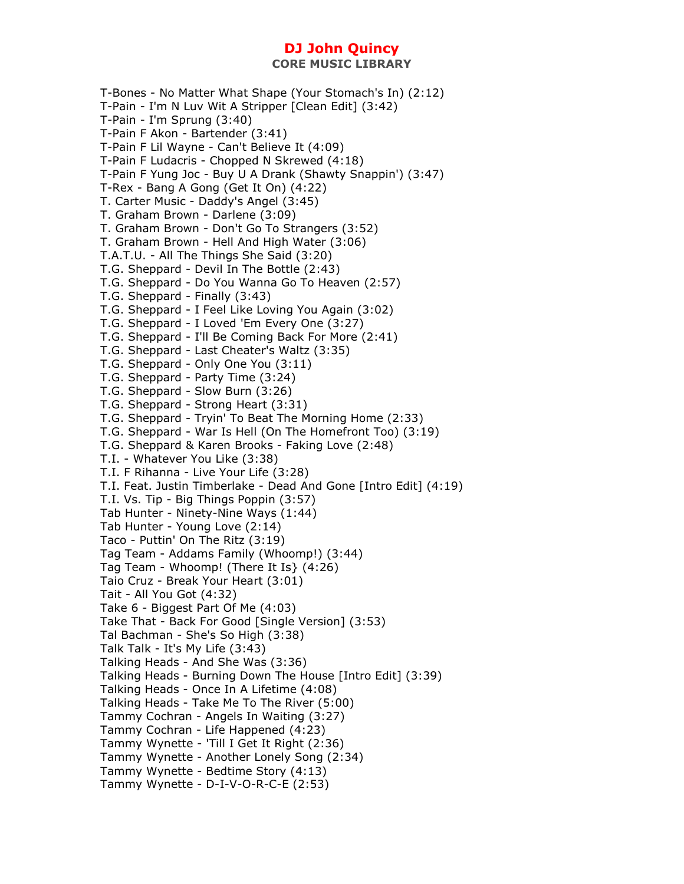# DJ John Quincy

## CORE MUSIC LIBRARY

T-Bones - No Matter What Shape (Your Stomach's In) (2:12)
T-Pain - I'm N Luv Wit A Stripper [Clean Edit] (3:42)
T-Pain - I'm Sprung (3:40)
T-Pain F Akon - Bartender (3:41)
T-Pain F Lil Wayne - Can't Believe It (4:09)
T-Pain F Ludacris - Chopped N Skrewed (4:18)
T-Pain F Yung Joc - Buy U A Drank (Shawty Snappin') (3:47)
T-Rex - Bang A Gong (Get It On) (4:22)
T. Carter Music - Daddy's Angel (3:45)
T. Graham Brown - Darlene (3:09)
T. Graham Brown - Don't Go To Strangers (3:52)
T. Graham Brown - Hell And High Water (3:06)
T.A.T.U. - All The Things She Said (3:20)
T.G. Sheppard - Devil In The Bottle (2:43)
T.G. Sheppard - Do You Wanna Go To Heaven (2:57)
T.G. Sheppard - Finally (3:43)
T.G. Sheppard - I Feel Like Loving You Again (3:02)
T.G. Sheppard - I Loved 'Em Every One (3:27)
T.G. Sheppard - I'll Be Coming Back For More (2:41)
T.G. Sheppard - Last Cheater's Waltz (3:35)
T.G. Sheppard - Only One You (3:11)
T.G. Sheppard - Party Time (3:24)
T.G. Sheppard - Slow Burn (3:26)
T.G. Sheppard - Strong Heart (3:31)
T.G. Sheppard - Tryin' To Beat The Morning Home (2:33)
T.G. Sheppard - War Is Hell (On The Homefront Too) (3:19)
T.G. Sheppard & Karen Brooks - Faking Love (2:48)
T.I. - Whatever You Like (3:38)
T.I. F Rihanna - Live Your Life (3:28)
T.I. Feat. Justin Timberlake - Dead And Gone [Intro Edit] (4:19)
T.I. Vs. Tip - Big Things Poppin (3:57)
Tab Hunter - Ninety-Nine Ways (1:44)
Tab Hunter - Young Love (2:14)
Taco - Puttin' On The Ritz (3:19)
Tag Team - Addams Family (Whoomp!) (3:44)
Tag Team - Whoomp! (There It Is} (4:26)
Taio Cruz - Break Your Heart (3:01)
Tait - All You Got (4:32)
Take 6 - Biggest Part Of Me (4:03)
Take That - Back For Good [Single Version] (3:53)
Tal Bachman - She's So High (3:38)
Talk Talk - It's My Life (3:43)
Talking Heads - And She Was (3:36)
Talking Heads - Burning Down The House [Intro Edit] (3:39)
Talking Heads - Once In A Lifetime (4:08)
Talking Heads - Take Me To The River (5:00)
Tammy Cochran - Angels In Waiting (3:27)
Tammy Cochran - Life Happened (4:23)
Tammy Wynette - 'Till I Get It Right (2:36)
Tammy Wynette - Another Lonely Song (2:34)
Tammy Wynette - Bedtime Story (4:13)
Tammy Wynette - D-I-V-O-R-C-E (2:53)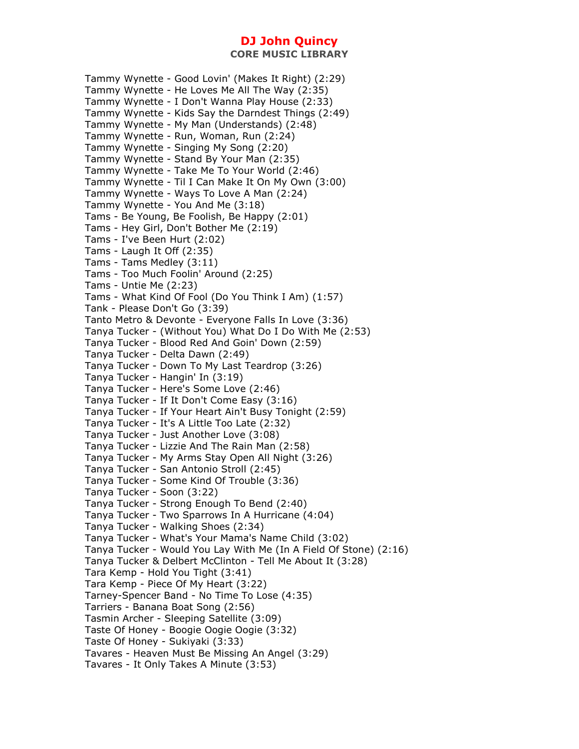Tammy Wynette - Good Lovin' (Makes It Right) (2:29)
Tammy Wynette - He Loves Me All The Way (2:35)
Tammy Wynette - I Don't Wanna Play House (2:33)
Tammy Wynette - Kids Say the Darndest Things (2:49)
Tammy Wynette - My Man (Understands) (2:48)
Tammy Wynette - Run, Woman, Run (2:24)
Tammy Wynette - Singing My Song (2:20)
Tammy Wynette - Stand By Your Man (2:35)
Tammy Wynette - Take Me To Your World (2:46)
Tammy Wynette - Til I Can Make It On My Own (3:00)
Tammy Wynette - Ways To Love A Man (2:24)
Tammy Wynette - You And Me (3:18)
Tams - Be Young, Be Foolish, Be Happy (2:01)
Tams - Hey Girl, Don't Bother Me (2:19)
Tams - I've Been Hurt (2:02)
Tams - Laugh It Off (2:35)
Tams - Tams Medley (3:11)
Tams - Too Much Foolin' Around (2:25)
Tams - Untie Me (2:23)
Tams - What Kind Of Fool (Do You Think I Am) (1:57)
Tank - Please Don't Go (3:39)
Tanto Metro & Devonte - Everyone Falls In Love (3:36)
Tanya Tucker - (Without You) What Do I Do With Me (2:53)
Tanya Tucker - Blood Red And Goin' Down (2:59)
Tanya Tucker - Delta Dawn (2:49)
Tanya Tucker - Down To My Last Teardrop (3:26)
Tanya Tucker - Hangin' In (3:19)
Tanya Tucker - Here's Some Love (2:46)
Tanya Tucker - If It Don't Come Easy (3:16)
Tanya Tucker - If Your Heart Ain't Busy Tonight (2:59)
Tanya Tucker - It's A Little Too Late (2:32)
Tanya Tucker - Just Another Love (3:08)
Tanya Tucker - Lizzie And The Rain Man (2:58)
Tanya Tucker - My Arms Stay Open All Night (3:26)
Tanya Tucker - San Antonio Stroll (2:45)
Tanya Tucker - Some Kind Of Trouble (3:36)
Tanya Tucker - Soon (3:22)
Tanya Tucker - Strong Enough To Bend (2:40)
Tanya Tucker - Two Sparrows In A Hurricane (4:04)
Tanya Tucker - Walking Shoes (2:34)
Tanya Tucker - What's Your Mama's Name Child (3:02)
Tanya Tucker - Would You Lay With Me (In A Field Of Stone) (2:16)
Tanya Tucker & Delbert McClinton - Tell Me About It (3:28)
Tara Kemp - Hold You Tight (3:41)
Tara Kemp - Piece Of My Heart (3:22)
Tarney-Spencer Band - No Time To Lose (4:35)
Tarriers - Banana Boat Song (2:56)
Tasmin Archer - Sleeping Satellite (3:09)
Taste Of Honey - Boogie Oogie Oogie (3:32)
Taste Of Honey - Sukiyaki (3:33)
Tavares - Heaven Must Be Missing An Angel (3:29)
Tavares - It Only Takes A Minute (3:53)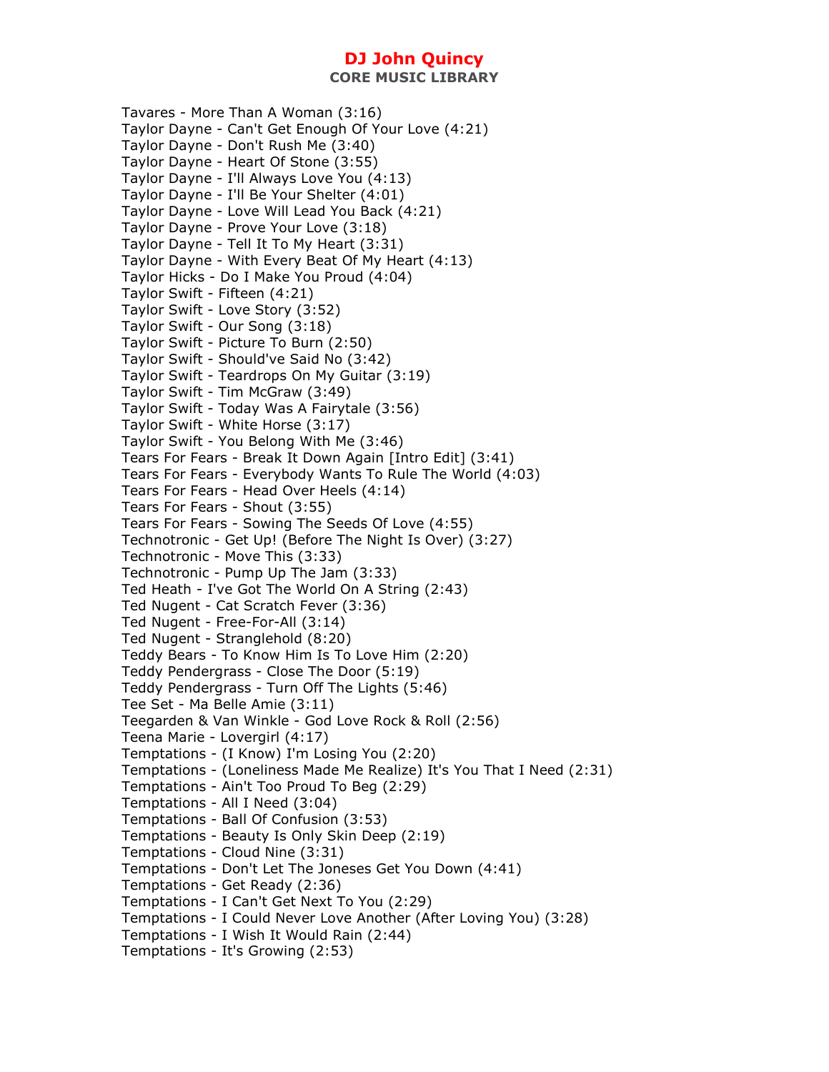Tavares - More Than A Woman (3:16)
Taylor Dayne - Can't Get Enough Of Your Love (4:21)
Taylor Dayne - Don't Rush Me (3:40)
Taylor Dayne - Heart Of Stone (3:55)
Taylor Dayne - I'll Always Love You (4:13)
Taylor Dayne - I'll Be Your Shelter (4:01)
Taylor Dayne - Love Will Lead You Back (4:21)
Taylor Dayne - Prove Your Love (3:18)
Taylor Dayne - Tell It To My Heart (3:31)
Taylor Dayne - With Every Beat Of My Heart (4:13)
Taylor Hicks - Do I Make You Proud (4:04)
Taylor Swift - Fifteen (4:21)
Taylor Swift - Love Story (3:52)
Taylor Swift - Our Song (3:18)
Taylor Swift - Picture To Burn (2:50)
Taylor Swift - Should've Said No (3:42)
Taylor Swift - Teardrops On My Guitar (3:19)
Taylor Swift - Tim McGraw (3:49)
Taylor Swift - Today Was A Fairytale (3:56)
Taylor Swift - White Horse (3:17)
Taylor Swift - You Belong With Me (3:46)
Tears For Fears - Break It Down Again [Intro Edit] (3:41)
Tears For Fears - Everybody Wants To Rule The World (4:03)
Tears For Fears - Head Over Heels (4:14)
Tears For Fears - Shout (3:55)
Tears For Fears - Sowing The Seeds Of Love (4:55)
Technotronic - Get Up! (Before The Night Is Over) (3:27)
Technotronic - Move This (3:33)
Technotronic - Pump Up The Jam (3:33)
Ted Heath - I've Got The World On A String (2:43)
Ted Nugent - Cat Scratch Fever (3:36)
Ted Nugent - Free-For-All (3:14)
Ted Nugent - Stranglehold (8:20)
Teddy Bears - To Know Him Is To Love Him (2:20)
Teddy Pendergrass - Close The Door (5:19)
Teddy Pendergrass - Turn Off The Lights (5:46)
Tee Set - Ma Belle Amie (3:11)
Teegarden & Van Winkle - God Love Rock & Roll (2:56)
Teena Marie - Lovergirl (4:17)
Temptations - (I Know) I'm Losing You (2:20)
Temptations - (Loneliness Made Me Realize) It's You That I Need (2:31)
Temptations - Ain't Too Proud To Beg (2:29)
Temptations - All I Need (3:04)
Temptations - Ball Of Confusion (3:53)
Temptations - Beauty Is Only Skin Deep (2:19)
Temptations - Cloud Nine (3:31)
Temptations - Don't Let The Joneses Get You Down (4:41)
Temptations - Get Ready (2:36)
Temptations - I Can't Get Next To You (2:29)
Temptations - I Could Never Love Another (After Loving You) (3:28)
Temptations - I Wish It Would Rain (2:44)
Temptations - It's Growing (2:53)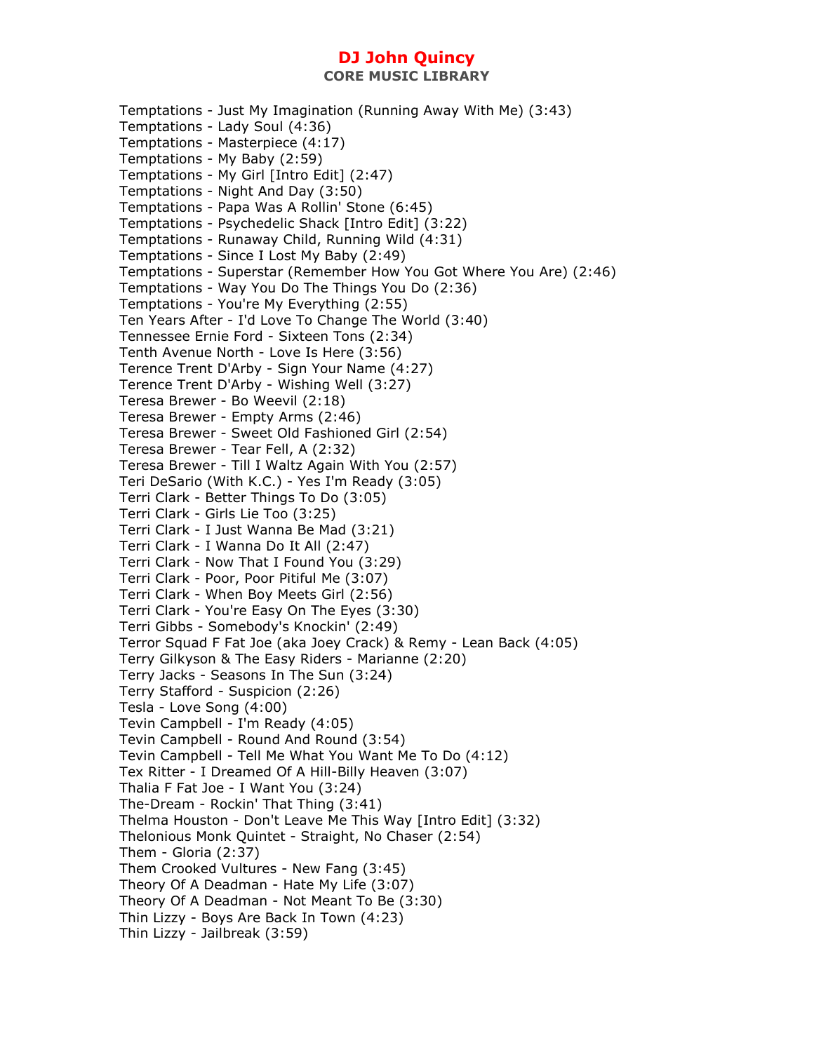Temptations - Just My Imagination (Running Away With Me) (3:43)
Temptations - Lady Soul (4:36)
Temptations - Masterpiece (4:17)
Temptations - My Baby (2:59)
Temptations - My Girl [Intro Edit] (2:47)
Temptations - Night And Day (3:50)
Temptations - Papa Was A Rollin' Stone (6:45)
Temptations - Psychedelic Shack [Intro Edit] (3:22)
Temptations - Runaway Child, Running Wild (4:31)
Temptations - Since I Lost My Baby (2:49)
Temptations - Superstar (Remember How You Got Where You Are) (2:46)
Temptations - Way You Do The Things You Do (2:36)
Temptations - You're My Everything (2:55)
Ten Years After - I'd Love To Change The World (3:40)
Tennessee Ernie Ford - Sixteen Tons (2:34)
Tenth Avenue North - Love Is Here (3:56)
Terence Trent D'Arby - Sign Your Name (4:27)
Terence Trent D'Arby - Wishing Well (3:27)
Teresa Brewer - Bo Weevil (2:18)
Teresa Brewer - Empty Arms (2:46)
Teresa Brewer - Sweet Old Fashioned Girl (2:54)
Teresa Brewer - Tear Fell, A (2:32)
Teresa Brewer - Till I Waltz Again With You (2:57)
Teri DeSario (With K.C.) - Yes I'm Ready (3:05)
Terri Clark - Better Things To Do (3:05)
Terri Clark - Girls Lie Too (3:25)
Terri Clark - I Just Wanna Be Mad (3:21)
Terri Clark - I Wanna Do It All (2:47)
Terri Clark - Now That I Found You (3:29)
Terri Clark - Poor, Poor Pitiful Me (3:07)
Terri Clark - When Boy Meets Girl (2:56)
Terri Clark - You're Easy On The Eyes (3:30)
Terri Gibbs - Somebody's Knockin' (2:49)
Terror Squad F Fat Joe (aka Joey Crack) & Remy - Lean Back (4:05)
Terry Gilkyson & The Easy Riders - Marianne (2:20)
Terry Jacks - Seasons In The Sun (3:24)
Terry Stafford - Suspicion (2:26)
Tesla - Love Song (4:00)
Tevin Campbell - I'm Ready (4:05)
Tevin Campbell - Round And Round (3:54)
Tevin Campbell - Tell Me What You Want Me To Do (4:12)
Tex Ritter - I Dreamed Of A Hill-Billy Heaven (3:07)
Thalia F Fat Joe - I Want You (3:24)
The-Dream - Rockin' That Thing (3:41)
Thelma Houston - Don't Leave Me This Way [Intro Edit] (3:32)
Thelonious Monk Quintet - Straight, No Chaser (2:54)
Them - Gloria (2:37)
Them Crooked Vultures - New Fang (3:45)
Theory Of A Deadman - Hate My Life (3:07)
Theory Of A Deadman - Not Meant To Be (3:30)
Thin Lizzy - Boys Are Back In Town (4:23)
Thin Lizzy - Jailbreak (3:59)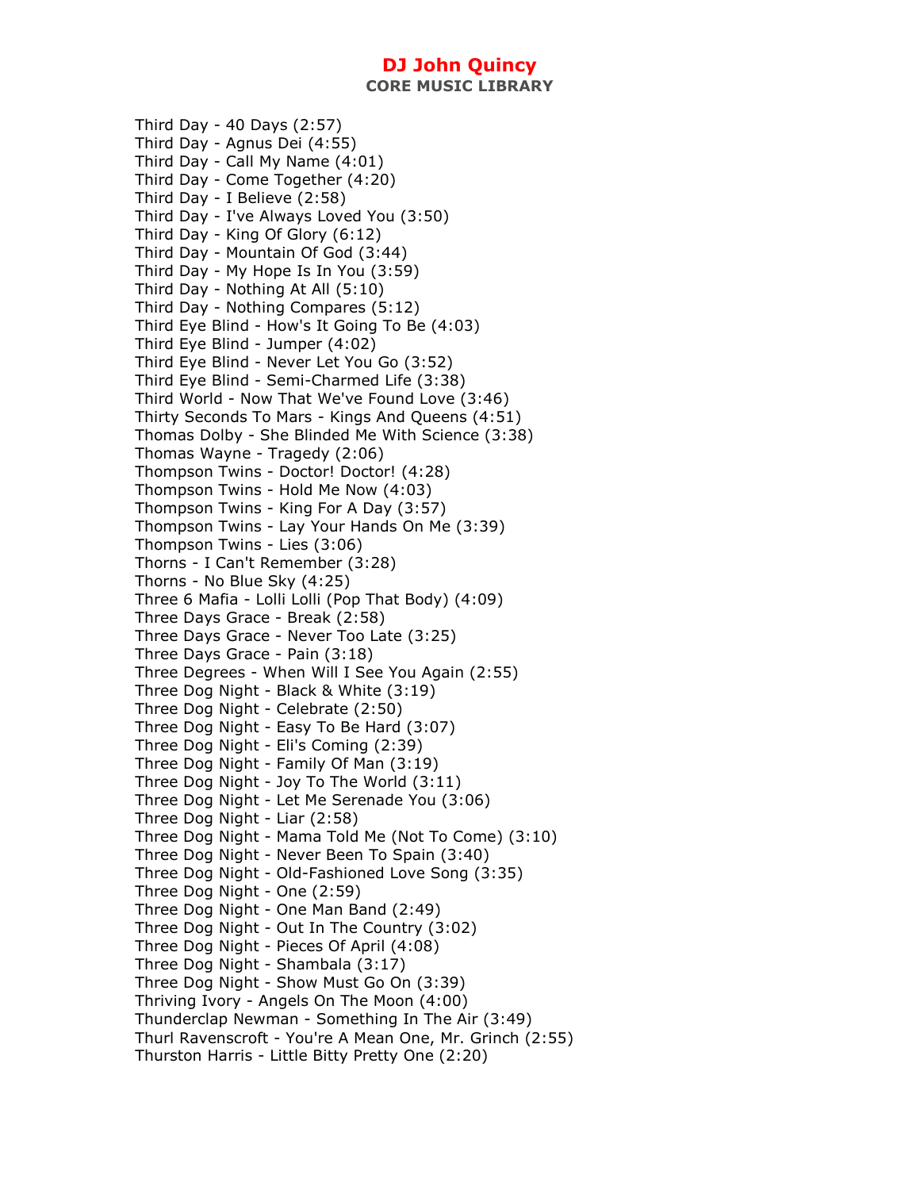Third Day - 40 Days (2:57)
Third Day - Agnus Dei (4:55)
Third Day - Call My Name (4:01)
Third Day - Come Together (4:20)
Third Day - I Believe (2:58)
Third Day - I've Always Loved You (3:50)
Third Day - King Of Glory (6:12)
Third Day - Mountain Of God (3:44)
Third Day - My Hope Is In You (3:59)
Third Day - Nothing At All (5:10)
Third Day - Nothing Compares (5:12)
Third Eye Blind - How's It Going To Be (4:03)
Third Eye Blind - Jumper (4:02)
Third Eye Blind - Never Let You Go (3:52)
Third Eye Blind - Semi-Charmed Life (3:38)
Third World - Now That We've Found Love (3:46)
Thirty Seconds To Mars - Kings And Queens (4:51)
Thomas Dolby - She Blinded Me With Science (3:38)
Thomas Wayne - Tragedy (2:06)
Thompson Twins - Doctor! Doctor! (4:28)
Thompson Twins - Hold Me Now (4:03)
Thompson Twins - King For A Day (3:57)
Thompson Twins - Lay Your Hands On Me (3:39)
Thompson Twins - Lies (3:06)
Thorns - I Can't Remember (3:28)
Thorns - No Blue Sky (4:25)
Three 6 Mafia - Lolli Lolli (Pop That Body) (4:09)
Three Days Grace - Break (2:58)
Three Days Grace - Never Too Late (3:25)
Three Days Grace - Pain (3:18)
Three Degrees - When Will I See You Again (2:55)
Three Dog Night - Black & White (3:19)
Three Dog Night - Celebrate (2:50)
Three Dog Night - Easy To Be Hard (3:07)
Three Dog Night - Eli's Coming (2:39)
Three Dog Night - Family Of Man (3:19)
Three Dog Night - Joy To The World (3:11)
Three Dog Night - Let Me Serenade You (3:06)
Three Dog Night - Liar (2:58)
Three Dog Night - Mama Told Me (Not To Come) (3:10)
Three Dog Night - Never Been To Spain (3:40)
Three Dog Night - Old-Fashioned Love Song (3:35)
Three Dog Night - One (2:59)
Three Dog Night - One Man Band (2:49)
Three Dog Night - Out In The Country (3:02)
Three Dog Night - Pieces Of April (4:08)
Three Dog Night - Shambala (3:17)
Three Dog Night - Show Must Go On (3:39)
Thriving Ivory - Angels On The Moon (4:00)
Thunderclap Newman - Something In The Air (3:49)
Thurl Ravenscroft - You're A Mean One, Mr. Grinch (2:55)
Thurston Harris - Little Bitty Pretty One (2:20)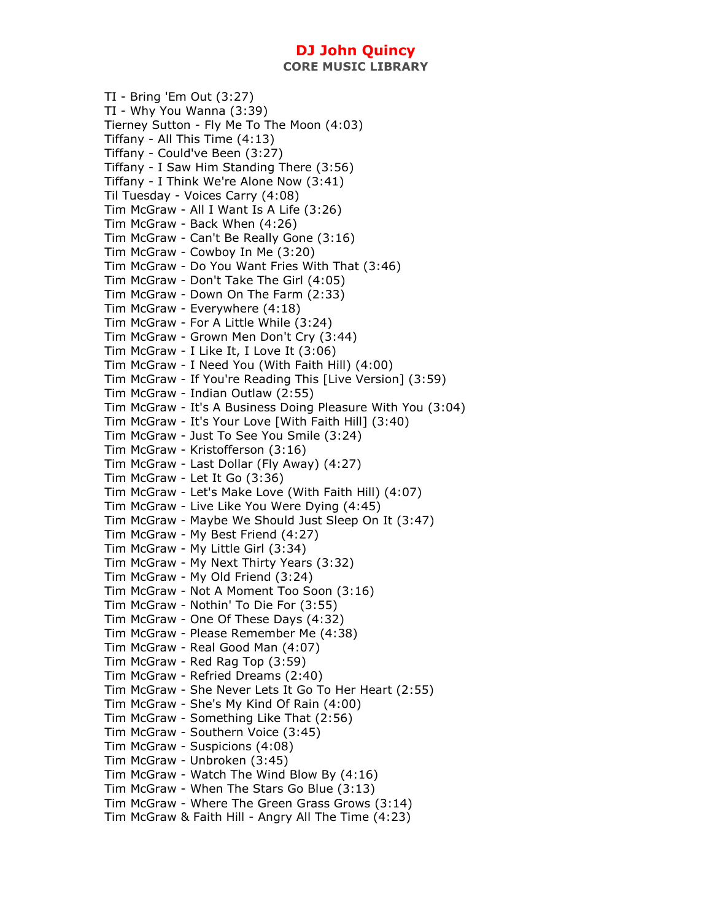# DJ John Quincy

## CORE MUSIC LIBRARY

TI - Bring 'Em Out (3:27)
TI - Why You Wanna (3:39)
Tierney Sutton - Fly Me To The Moon (4:03)
Tiffany - All This Time (4:13)
Tiffany - Could've Been (3:27)
Tiffany - I Saw Him Standing There (3:56)
Tiffany - I Think We're Alone Now (3:41)
Til Tuesday - Voices Carry (4:08)
Tim McGraw - All I Want Is A Life (3:26)
Tim McGraw - Back When (4:26)
Tim McGraw - Can't Be Really Gone (3:16)
Tim McGraw - Cowboy In Me (3:20)
Tim McGraw - Do You Want Fries With That (3:46)
Tim McGraw - Don't Take The Girl (4:05)
Tim McGraw - Down On The Farm (2:33)
Tim McGraw - Everywhere (4:18)
Tim McGraw - For A Little While (3:24)
Tim McGraw - Grown Men Don't Cry (3:44)
Tim McGraw - I Like It, I Love It (3:06)
Tim McGraw - I Need You (With Faith Hill) (4:00)
Tim McGraw - If You're Reading This [Live Version] (3:59)
Tim McGraw - Indian Outlaw (2:55)
Tim McGraw - It's A Business Doing Pleasure With You (3:04)
Tim McGraw - It's Your Love [With Faith Hill] (3:40)
Tim McGraw - Just To See You Smile (3:24)
Tim McGraw - Kristofferson (3:16)
Tim McGraw - Last Dollar (Fly Away) (4:27)
Tim McGraw - Let It Go (3:36)
Tim McGraw - Let's Make Love (With Faith Hill) (4:07)
Tim McGraw - Live Like You Were Dying (4:45)
Tim McGraw - Maybe We Should Just Sleep On It (3:47)
Tim McGraw - My Best Friend (4:27)
Tim McGraw - My Little Girl (3:34)
Tim McGraw - My Next Thirty Years (3:32)
Tim McGraw - My Old Friend (3:24)
Tim McGraw - Not A Moment Too Soon (3:16)
Tim McGraw - Nothin' To Die For (3:55)
Tim McGraw - One Of These Days (4:32)
Tim McGraw - Please Remember Me (4:38)
Tim McGraw - Real Good Man (4:07)
Tim McGraw - Red Rag Top (3:59)
Tim McGraw - Refried Dreams (2:40)
Tim McGraw - She Never Lets It Go To Her Heart (2:55)
Tim McGraw - She's My Kind Of Rain (4:00)
Tim McGraw - Something Like That (2:56)
Tim McGraw - Southern Voice (3:45)
Tim McGraw - Suspicions (4:08)
Tim McGraw - Unbroken (3:45)
Tim McGraw - Watch The Wind Blow By (4:16)
Tim McGraw - When The Stars Go Blue (3:13)
Tim McGraw - Where The Green Grass Grows (3:14)
Tim McGraw & Faith Hill - Angry All The Time (4:23)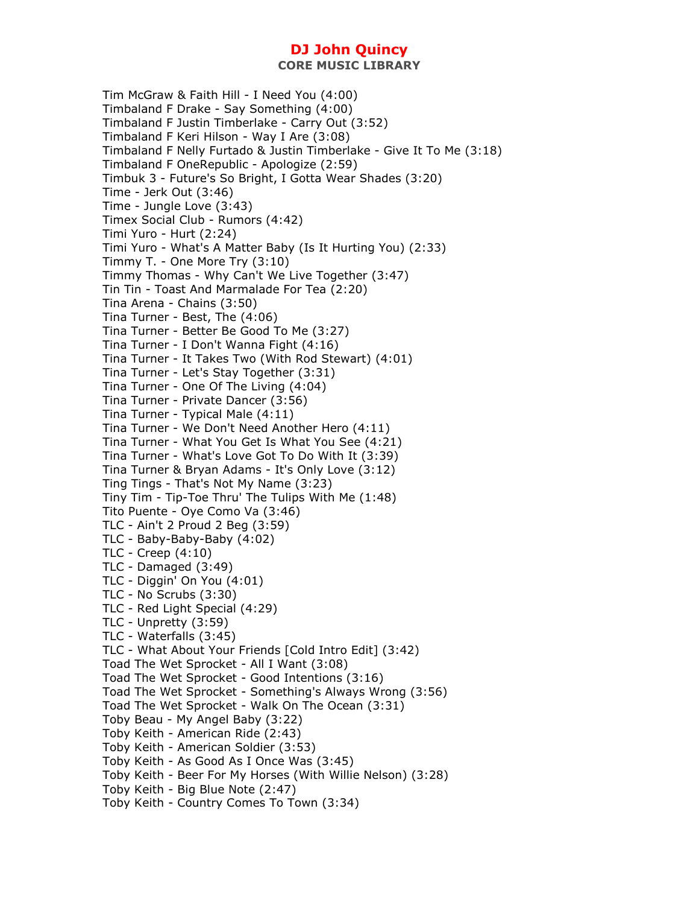Tim McGraw & Faith Hill - I Need You (4:00)
Timbaland F Drake - Say Something (4:00)
Timbaland F Justin Timberlake - Carry Out (3:52)
Timbaland F Keri Hilson - Way I Are (3:08)
Timbaland F Nelly Furtado & Justin Timberlake - Give It To Me (3:18)
Timbaland F OneRepublic - Apologize (2:59)
Timbuk 3 - Future's So Bright, I Gotta Wear Shades (3:20)
Time - Jerk Out (3:46)
Time - Jungle Love (3:43)
Timex Social Club - Rumors (4:42)
Timi Yuro - Hurt (2:24)
Timi Yuro - What's A Matter Baby (Is It Hurting You) (2:33)
Timmy T. - One More Try (3:10)
Timmy Thomas - Why Can't We Live Together (3:47)
Tin Tin - Toast And Marmalade For Tea (2:20)
Tina Arena - Chains (3:50)
Tina Turner - Best, The (4:06)
Tina Turner - Better Be Good To Me (3:27)
Tina Turner - I Don't Wanna Fight (4:16)
Tina Turner - It Takes Two (With Rod Stewart) (4:01)
Tina Turner - Let's Stay Together (3:31)
Tina Turner - One Of The Living (4:04)
Tina Turner - Private Dancer (3:56)
Tina Turner - Typical Male (4:11)
Tina Turner - We Don't Need Another Hero (4:11)
Tina Turner - What You Get Is What You See (4:21)
Tina Turner - What's Love Got To Do With It (3:39)
Tina Turner & Bryan Adams - It's Only Love (3:12)
Ting Tings - That's Not My Name (3:23)
Tiny Tim - Tip-Toe Thru' The Tulips With Me (1:48)
Tito Puente - Oye Como Va (3:46)
TLC - Ain't 2 Proud 2 Beg (3:59)
TLC - Baby-Baby-Baby (4:02)
TLC - Creep (4:10)
TLC - Damaged (3:49)
TLC - Diggin' On You (4:01)
TLC - No Scrubs (3:30)
TLC - Red Light Special (4:29)
TLC - Unpretty (3:59)
TLC - Waterfalls (3:45)
TLC - What About Your Friends [Cold Intro Edit] (3:42)
Toad The Wet Sprocket - All I Want (3:08)
Toad The Wet Sprocket - Good Intentions (3:16)
Toad The Wet Sprocket - Something's Always Wrong (3:56)
Toad The Wet Sprocket - Walk On The Ocean (3:31)
Toby Beau - My Angel Baby (3:22)
Toby Keith - American Ride (2:43)
Toby Keith - American Soldier (3:53)
Toby Keith - As Good As I Once Was (3:45)
Toby Keith - Beer For My Horses (With Willie Nelson) (3:28)
Toby Keith - Big Blue Note (2:47)
Toby Keith - Country Comes To Town (3:34)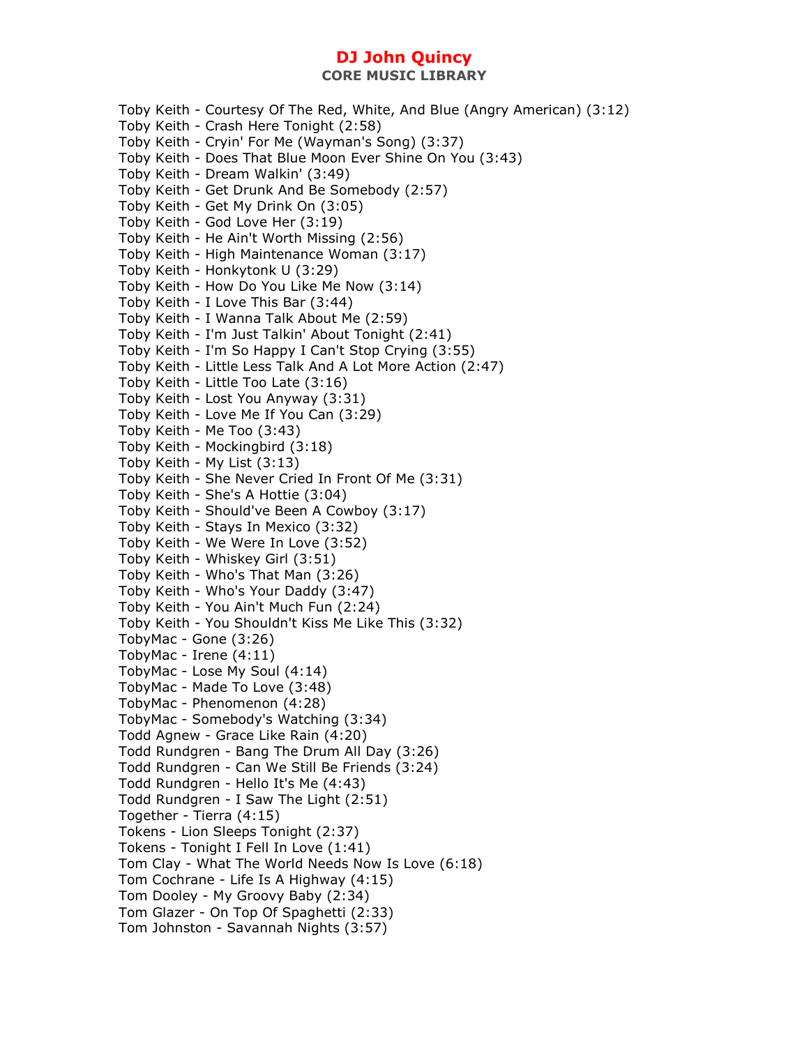Toby Keith - Courtesy Of The Red, White, And Blue (Angry American) (3:12)
Toby Keith - Crash Here Tonight (2:58)
Toby Keith - Cryin' For Me (Wayman's Song) (3:37)
Toby Keith - Does That Blue Moon Ever Shine On You (3:43)
Toby Keith - Dream Walkin' (3:49)
Toby Keith - Get Drunk And Be Somebody (2:57)
Toby Keith - Get My Drink On (3:05)
Toby Keith - God Love Her (3:19)
Toby Keith - He Ain't Worth Missing (2:56)
Toby Keith - High Maintenance Woman (3:17)
Toby Keith - Honkytonk U (3:29)
Toby Keith - How Do You Like Me Now (3:14)
Toby Keith - I Love This Bar (3:44)
Toby Keith - I Wanna Talk About Me (2:59)
Toby Keith - I'm Just Talkin' About Tonight (2:41)
Toby Keith - I'm So Happy I Can't Stop Crying (3:55)
Toby Keith - Little Less Talk And A Lot More Action (2:47)
Toby Keith - Little Too Late (3:16)
Toby Keith - Lost You Anyway (3:31)
Toby Keith - Love Me If You Can (3:29)
Toby Keith - Me Too (3:43)
Toby Keith - Mockingbird (3:18)
Toby Keith - My List (3:13)
Toby Keith - She Never Cried In Front Of Me (3:31)
Toby Keith - She's A Hottie (3:04)
Toby Keith - Should've Been A Cowboy (3:17)
Toby Keith - Stays In Mexico (3:32)
Toby Keith - We Were In Love (3:52)
Toby Keith - Whiskey Girl (3:51)
Toby Keith - Who's That Man (3:26)
Toby Keith - Who's Your Daddy (3:47)
Toby Keith - You Ain't Much Fun (2:24)
Toby Keith - You Shouldn't Kiss Me Like This (3:32)
TobyMac - Gone (3:26)
TobyMac - Irene (4:11)
TobyMac - Lose My Soul (4:14)
TobyMac - Made To Love (3:48)
TobyMac - Phenomenon (4:28)
TobyMac - Somebody's Watching (3:34)
Todd Agnew - Grace Like Rain (4:20)
Todd Rundgren - Bang The Drum All Day (3:26)
Todd Rundgren - Can We Still Be Friends (3:24)
Todd Rundgren - Hello It's Me (4:43)
Todd Rundgren - I Saw The Light (2:51)
Together - Tierra (4:15)
Tokens - Lion Sleeps Tonight (2:37)
Tokens - Tonight I Fell In Love (1:41)
Tom Clay - What The World Needs Now Is Love (6:18)
Tom Cochrane - Life Is A Highway (4:15)
Tom Dooley - My Groovy Baby (2:34)
Tom Glazer - On Top Of Spaghetti (2:33)
Tom Johnston - Savannah Nights (3:57)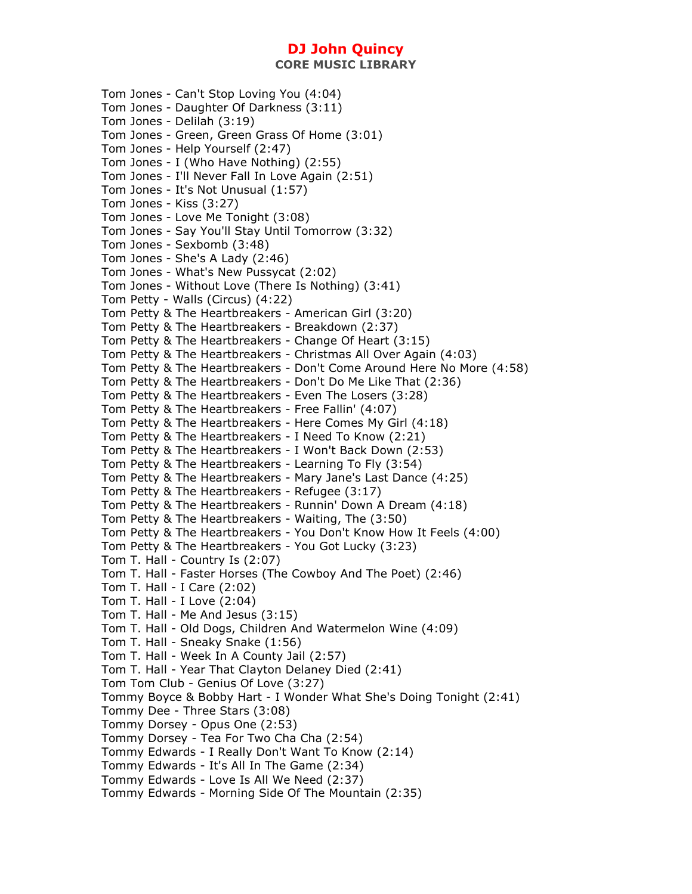Tom Jones - Can't Stop Loving You (4:04)
Tom Jones - Daughter Of Darkness (3:11)
Tom Jones - Delilah (3:19)
Tom Jones - Green, Green Grass Of Home (3:01)
Tom Jones - Help Yourself (2:47)
Tom Jones - I (Who Have Nothing) (2:55)
Tom Jones - I'll Never Fall In Love Again (2:51)
Tom Jones - It's Not Unusual (1:57)
Tom Jones - Kiss (3:27)
Tom Jones - Love Me Tonight (3:08)
Tom Jones - Say You'll Stay Until Tomorrow (3:32)
Tom Jones - Sexbomb (3:48)
Tom Jones - She's A Lady (2:46)
Tom Jones - What's New Pussycat (2:02)
Tom Jones - Without Love (There Is Nothing) (3:41)
Tom Petty - Walls (Circus) (4:22)
Tom Petty & The Heartbreakers - American Girl (3:20)
Tom Petty & The Heartbreakers - Breakdown (2:37)
Tom Petty & The Heartbreakers - Change Of Heart (3:15)
Tom Petty & The Heartbreakers - Christmas All Over Again (4:03)
Tom Petty & The Heartbreakers - Don't Come Around Here No More (4:58)
Tom Petty & The Heartbreakers - Don't Do Me Like That (2:36)
Tom Petty & The Heartbreakers - Even The Losers (3:28)
Tom Petty & The Heartbreakers - Free Fallin' (4:07)
Tom Petty & The Heartbreakers - Here Comes My Girl (4:18)
Tom Petty & The Heartbreakers - I Need To Know (2:21)
Tom Petty & The Heartbreakers - I Won't Back Down (2:53)
Tom Petty & The Heartbreakers - Learning To Fly (3:54)
Tom Petty & The Heartbreakers - Mary Jane's Last Dance (4:25)
Tom Petty & The Heartbreakers - Refugee (3:17)
Tom Petty & The Heartbreakers - Runnin' Down A Dream (4:18)
Tom Petty & The Heartbreakers - Waiting, The (3:50)
Tom Petty & The Heartbreakers - You Don't Know How It Feels (4:00)
Tom Petty & The Heartbreakers - You Got Lucky (3:23)
Tom T. Hall - Country Is (2:07)
Tom T. Hall - Faster Horses (The Cowboy And The Poet) (2:46)
Tom T. Hall - I Care (2:02)
Tom T. Hall - I Love (2:04)
Tom T. Hall - Me And Jesus (3:15)
Tom T. Hall - Old Dogs, Children And Watermelon Wine (4:09)
Tom T. Hall - Sneaky Snake (1:56)
Tom T. Hall - Week In A County Jail (2:57)
Tom T. Hall - Year That Clayton Delaney Died (2:41)
Tom Tom Club - Genius Of Love (3:27)
Tommy Boyce & Bobby Hart - I Wonder What She's Doing Tonight (2:41)
Tommy Dee - Three Stars (3:08)
Tommy Dorsey - Opus One (2:53)
Tommy Dorsey - Tea For Two Cha Cha (2:54)
Tommy Edwards - I Really Don't Want To Know (2:14)
Tommy Edwards - It's All In The Game (2:34)
Tommy Edwards - Love Is All We Need (2:37)
Tommy Edwards - Morning Side Of The Mountain (2:35)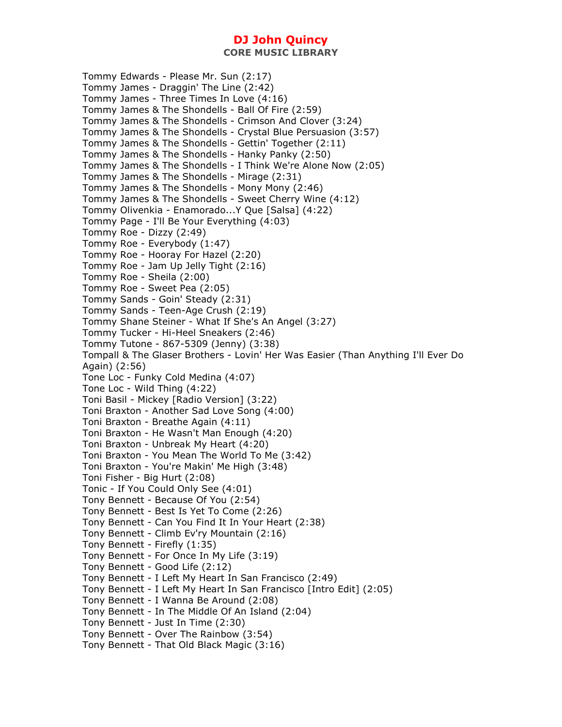Tommy Edwards - Please Mr. Sun (2:17)
Tommy James - Draggin' The Line (2:42)
Tommy James - Three Times In Love (4:16)
Tommy James & The Shondells - Ball Of Fire (2:59)
Tommy James & The Shondells - Crimson And Clover (3:24)
Tommy James & The Shondells - Crystal Blue Persuasion (3:57)
Tommy James & The Shondells - Gettin' Together (2:11)
Tommy James & The Shondells - Hanky Panky (2:50)
Tommy James & The Shondells - I Think We're Alone Now (2:05)
Tommy James & The Shondells - Mirage (2:31)
Tommy James & The Shondells - Mony Mony (2:46)
Tommy James & The Shondells - Sweet Cherry Wine (4:12)
Tommy Olivenkia - Enamorado...Y Que [Salsa] (4:22)
Tommy Page - I'll Be Your Everything (4:03)
Tommy Roe - Dizzy (2:49)
Tommy Roe - Everybody (1:47)
Tommy Roe - Hooray For Hazel (2:20)
Tommy Roe - Jam Up Jelly Tight (2:16)
Tommy Roe - Sheila (2:00)
Tommy Roe - Sweet Pea (2:05)
Tommy Sands - Goin' Steady (2:31)
Tommy Sands - Teen-Age Crush (2:19)
Tommy Shane Steiner - What If She's An Angel (3:27)
Tommy Tucker - Hi-Heel Sneakers (2:46)
Tommy Tutone - 867-5309 (Jenny) (3:38)
Tompall & The Glaser Brothers - Lovin' Her Was Easier (Than Anything I'll Ever Do Again) (2:56)
Tone Loc - Funky Cold Medina (4:07)
Tone Loc - Wild Thing (4:22)
Toni Basil - Mickey [Radio Version] (3:22)
Toni Braxton - Another Sad Love Song (4:00)
Toni Braxton - Breathe Again (4:11)
Toni Braxton - He Wasn't Man Enough (4:20)
Toni Braxton - Unbreak My Heart (4:20)
Toni Braxton - You Mean The World To Me (3:42)
Toni Braxton - You're Makin' Me High (3:48)
Toni Fisher - Big Hurt (2:08)
Tonic - If You Could Only See (4:01)
Tony Bennett - Because Of You (2:54)
Tony Bennett - Best Is Yet To Come (2:26)
Tony Bennett - Can You Find It In Your Heart (2:38)
Tony Bennett - Climb Ev'ry Mountain (2:16)
Tony Bennett - Firefly (1:35)
Tony Bennett - For Once In My Life (3:19)
Tony Bennett - Good Life (2:12)
Tony Bennett - I Left My Heart In San Francisco (2:49)
Tony Bennett - I Left My Heart In San Francisco [Intro Edit] (2:05)
Tony Bennett - I Wanna Be Around (2:08)
Tony Bennett - In The Middle Of An Island (2:04)
Tony Bennett - Just In Time (2:30)
Tony Bennett - Over The Rainbow (3:54)
Tony Bennett - That Old Black Magic (3:16)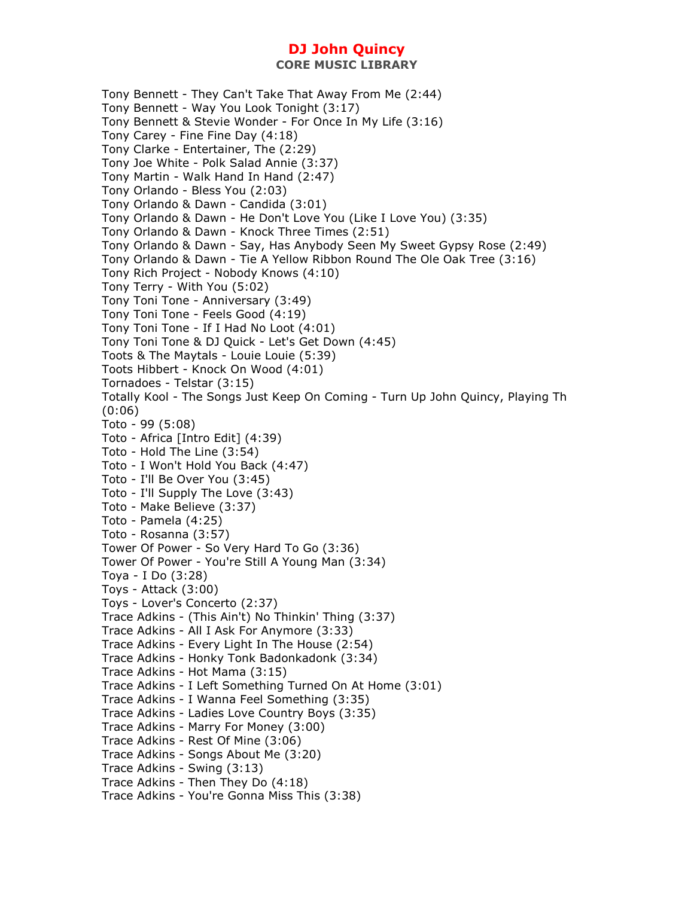Tony Bennett - They Can't Take That Away From Me (2:44)
Tony Bennett - Way You Look Tonight (3:17)
Tony Bennett & Stevie Wonder - For Once In My Life (3:16)
Tony Carey - Fine Fine Day (4:18)
Tony Clarke - Entertainer, The (2:29)
Tony Joe White - Polk Salad Annie (3:37)
Tony Martin - Walk Hand In Hand (2:47)
Tony Orlando - Bless You (2:03)
Tony Orlando & Dawn - Candida (3:01)
Tony Orlando & Dawn - He Don't Love You (Like I Love You) (3:35)
Tony Orlando & Dawn - Knock Three Times (2:51)
Tony Orlando & Dawn - Say, Has Anybody Seen My Sweet Gypsy Rose (2:49)
Tony Orlando & Dawn - Tie A Yellow Ribbon Round The Ole Oak Tree (3:16)
Tony Rich Project - Nobody Knows (4:10)
Tony Terry - With You (5:02)
Tony Toni Tone - Anniversary (3:49)
Tony Toni Tone - Feels Good (4:19)
Tony Toni Tone - If I Had No Loot (4:01)
Tony Toni Tone & DJ Quick - Let's Get Down (4:45)
Toots & The Maytals - Louie Louie (5:39)
Toots Hibbert - Knock On Wood (4:01)
Tornadoes - Telstar (3:15)
Totally Kool - The Songs Just Keep On Coming - Turn Up John Quincy, Playing Th (0:06)
Toto - 99 (5:08)
Toto - Africa [Intro Edit] (4:39)
Toto - Hold The Line (3:54)
Toto - I Won't Hold You Back (4:47)
Toto - I'll Be Over You (3:45)
Toto - I'll Supply The Love (3:43)
Toto - Make Believe (3:37)
Toto - Pamela (4:25)
Toto - Rosanna (3:57)
Tower Of Power - So Very Hard To Go (3:36)
Tower Of Power - You're Still A Young Man (3:34)
Toya - I Do (3:28)
Toys - Attack (3:00)
Toys - Lover's Concerto (2:37)
Trace Adkins - (This Ain't) No Thinkin' Thing (3:37)
Trace Adkins - All I Ask For Anymore (3:33)
Trace Adkins - Every Light In The House (2:54)
Trace Adkins - Honky Tonk Badonkadonk (3:34)
Trace Adkins - Hot Mama (3:15)
Trace Adkins - I Left Something Turned On At Home (3:01)
Trace Adkins - I Wanna Feel Something (3:35)
Trace Adkins - Ladies Love Country Boys (3:35)
Trace Adkins - Marry For Money (3:00)
Trace Adkins - Rest Of Mine (3:06)
Trace Adkins - Songs About Me (3:20)
Trace Adkins - Swing (3:13)
Trace Adkins - Then They Do (4:18)
Trace Adkins - You're Gonna Miss This (3:38)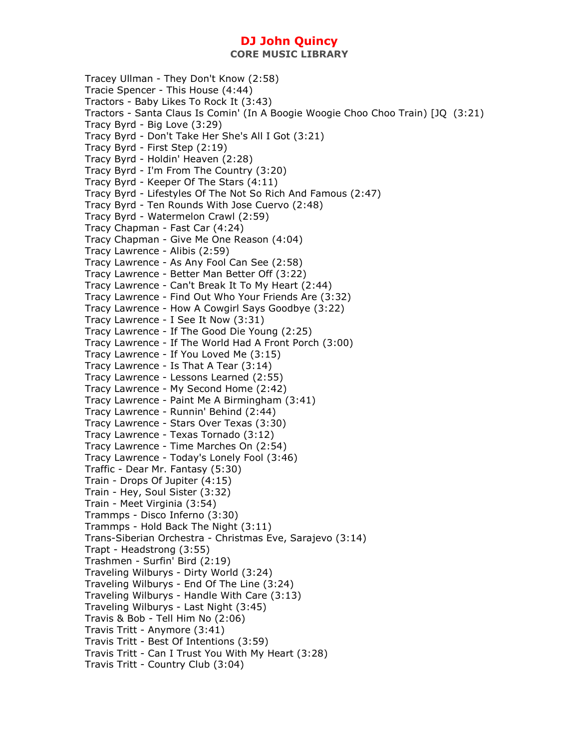Tracey Ullman - They Don't Know (2:58)
Tracie Spencer - This House (4:44)
Tractors - Baby Likes To Rock It (3:43)
Tractors - Santa Claus Is Comin' (In A Boogie Woogie Choo Choo Train) [JQ (3:21)
Tracy Byrd - Big Love (3:29)
Tracy Byrd - Don't Take Her She's All I Got (3:21)
Tracy Byrd - First Step (2:19)
Tracy Byrd - Holdin' Heaven (2:28)
Tracy Byrd - I'm From The Country (3:20)
Tracy Byrd - Keeper Of The Stars (4:11)
Tracy Byrd - Lifestyles Of The Not So Rich And Famous (2:47)
Tracy Byrd - Ten Rounds With Jose Cuervo (2:48)
Tracy Byrd - Watermelon Crawl (2:59)
Tracy Chapman - Fast Car (4:24)
Tracy Chapman - Give Me One Reason (4:04)
Tracy Lawrence - Alibis (2:59)
Tracy Lawrence - As Any Fool Can See (2:58)
Tracy Lawrence - Better Man Better Off (3:22)
Tracy Lawrence - Can't Break It To My Heart (2:44)
Tracy Lawrence - Find Out Who Your Friends Are (3:32)
Tracy Lawrence - How A Cowgirl Says Goodbye (3:22)
Tracy Lawrence - I See It Now (3:31)
Tracy Lawrence - If The Good Die Young (2:25)
Tracy Lawrence - If The World Had A Front Porch (3:00)
Tracy Lawrence - If You Loved Me (3:15)
Tracy Lawrence - Is That A Tear (3:14)
Tracy Lawrence - Lessons Learned (2:55)
Tracy Lawrence - My Second Home (2:42)
Tracy Lawrence - Paint Me A Birmingham (3:41)
Tracy Lawrence - Runnin' Behind (2:44)
Tracy Lawrence - Stars Over Texas (3:30)
Tracy Lawrence - Texas Tornado (3:12)
Tracy Lawrence - Time Marches On (2:54)
Tracy Lawrence - Today's Lonely Fool (3:46)
Traffic - Dear Mr. Fantasy (5:30)
Train - Drops Of Jupiter (4:15)
Train - Hey, Soul Sister (3:32)
Train - Meet Virginia (3:54)
Trammps - Disco Inferno (3:30)
Trammps - Hold Back The Night (3:11)
Trans-Siberian Orchestra - Christmas Eve, Sarajevo (3:14)
Trapt - Headstrong (3:55)
Trashmen - Surfin' Bird (2:19)
Traveling Wilburys - Dirty World (3:24)
Traveling Wilburys - End Of The Line (3:24)
Traveling Wilburys - Handle With Care (3:13)
Traveling Wilburys - Last Night (3:45)
Travis & Bob - Tell Him No (2:06)
Travis Tritt - Anymore (3:41)
Travis Tritt - Best Of Intentions (3:59)
Travis Tritt - Can I Trust You With My Heart (3:28)
Travis Tritt - Country Club (3:04)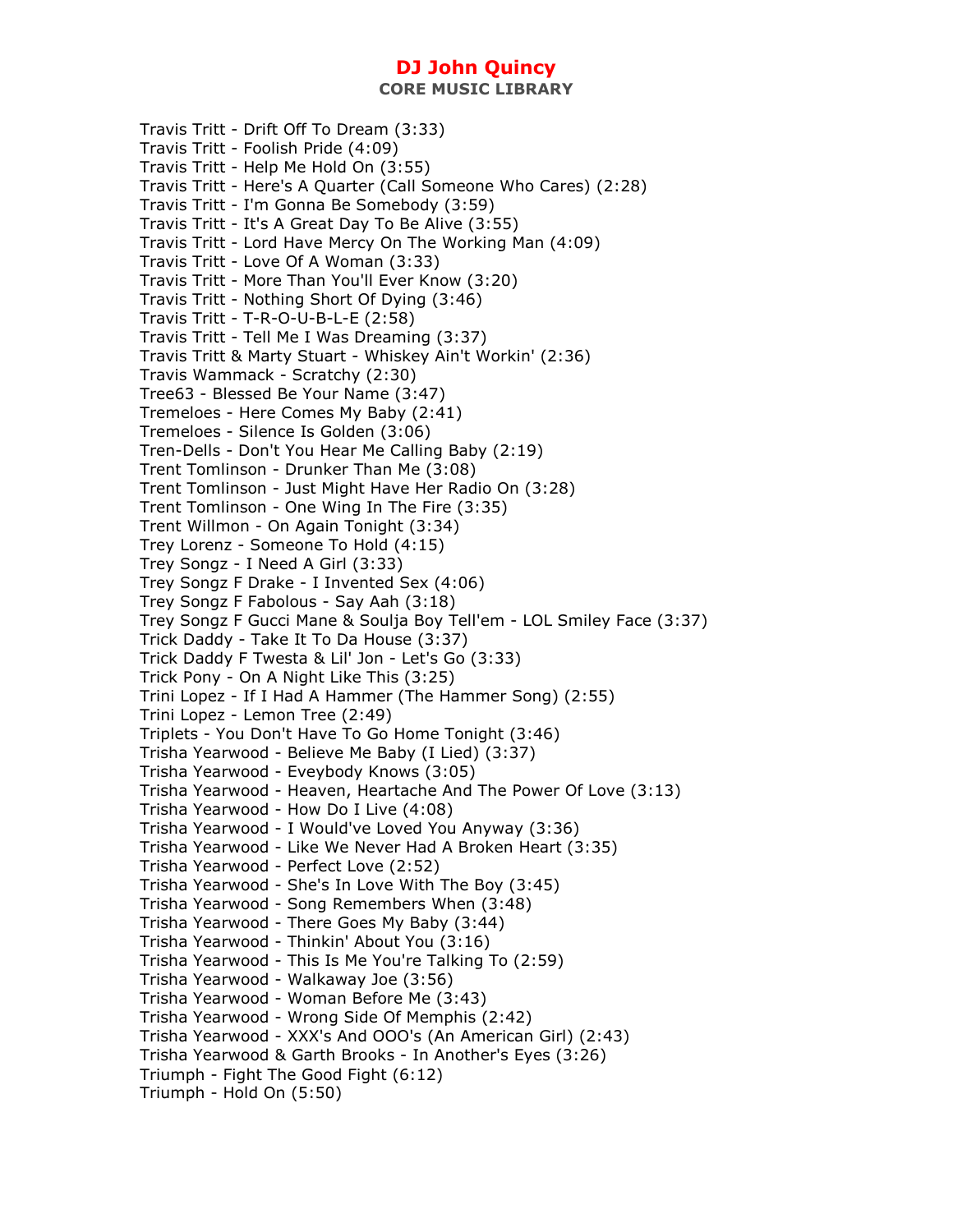Travis Tritt - Drift Off To Dream (3:33)
Travis Tritt - Foolish Pride (4:09)
Travis Tritt - Help Me Hold On (3:55)
Travis Tritt - Here's A Quarter (Call Someone Who Cares) (2:28)
Travis Tritt - I'm Gonna Be Somebody (3:59)
Travis Tritt - It's A Great Day To Be Alive (3:55)
Travis Tritt - Lord Have Mercy On The Working Man (4:09)
Travis Tritt - Love Of A Woman (3:33)
Travis Tritt - More Than You'll Ever Know (3:20)
Travis Tritt - Nothing Short Of Dying (3:46)
Travis Tritt - T-R-O-U-B-L-E (2:58)
Travis Tritt - Tell Me I Was Dreaming (3:37)
Travis Tritt & Marty Stuart - Whiskey Ain't Workin' (2:36)
Travis Wammack - Scratchy (2:30)
Tree63 - Blessed Be Your Name (3:47)
Tremeloes - Here Comes My Baby (2:41)
Tremeloes - Silence Is Golden (3:06)
Tren-Dells - Don't You Hear Me Calling Baby (2:19)
Trent Tomlinson - Drunker Than Me (3:08)
Trent Tomlinson - Just Might Have Her Radio On (3:28)
Trent Tomlinson - One Wing In The Fire (3:35)
Trent Willmon - On Again Tonight (3:34)
Trey Lorenz - Someone To Hold (4:15)
Trey Songz - I Need A Girl (3:33)
Trey Songz F Drake - I Invented Sex (4:06)
Trey Songz F Fabolous - Say Aah (3:18)
Trey Songz F Gucci Mane & Soulja Boy Tell'em - LOL Smiley Face (3:37)
Trick Daddy - Take It To Da House (3:37)
Trick Daddy F Twesta & Lil' Jon - Let's Go (3:33)
Trick Pony - On A Night Like This (3:25)
Trini Lopez - If I Had A Hammer (The Hammer Song) (2:55)
Trini Lopez - Lemon Tree (2:49)
Triplets - You Don't Have To Go Home Tonight (3:46)
Trisha Yearwood - Believe Me Baby (I Lied) (3:37)
Trisha Yearwood - Eveybody Knows (3:05)
Trisha Yearwood - Heaven, Heartache And The Power Of Love (3:13)
Trisha Yearwood - How Do I Live (4:08)
Trisha Yearwood - I Would've Loved You Anyway (3:36)
Trisha Yearwood - Like We Never Had A Broken Heart (3:35)
Trisha Yearwood - Perfect Love (2:52)
Trisha Yearwood - She's In Love With The Boy (3:45)
Trisha Yearwood - Song Remembers When (3:48)
Trisha Yearwood - There Goes My Baby (3:44)
Trisha Yearwood - Thinkin' About You (3:16)
Trisha Yearwood - This Is Me You're Talking To (2:59)
Trisha Yearwood - Walkaway Joe (3:56)
Trisha Yearwood - Woman Before Me (3:43)
Trisha Yearwood - Wrong Side Of Memphis (2:42)
Trisha Yearwood - XXX's And OOO's (An American Girl) (2:43)
Trisha Yearwood & Garth Brooks - In Another's Eyes (3:26)
Triumph - Fight The Good Fight (6:12)
Triumph - Hold On (5:50)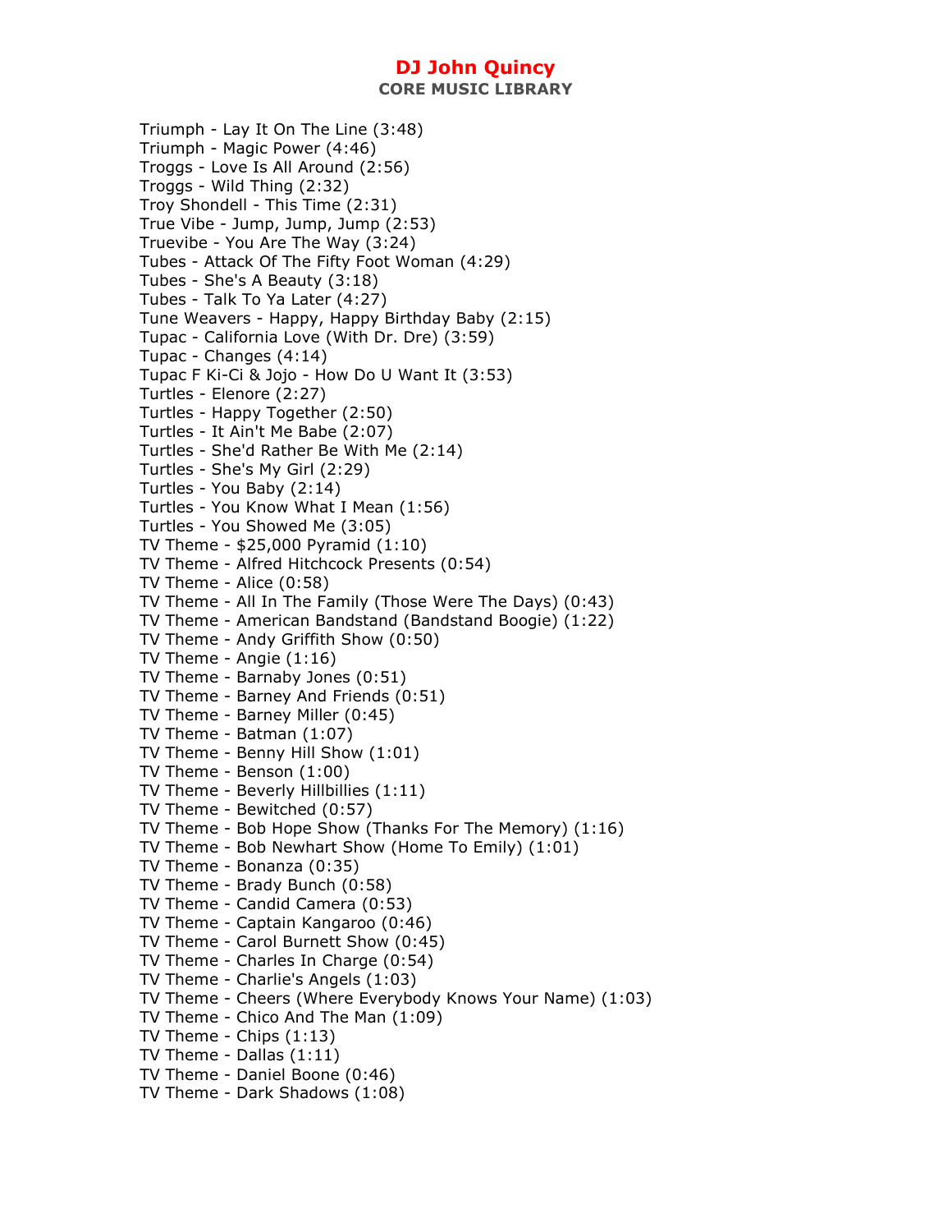Triumph - Lay It On The Line (3:48)
Triumph - Magic Power (4:46)
Troggs - Love Is All Around (2:56)
Troggs - Wild Thing (2:32)
Troy Shondell - This Time (2:31)
True Vibe - Jump, Jump, Jump (2:53)
Truevibe - You Are The Way (3:24)
Tubes - Attack Of The Fifty Foot Woman (4:29)
Tubes - She's A Beauty (3:18)
Tubes - Talk To Ya Later (4:27)
Tune Weavers - Happy, Happy Birthday Baby (2:15)
Tupac - California Love (With Dr. Dre) (3:59)
Tupac - Changes (4:14)
Tupac F Ki-Ci & Jojo - How Do U Want It (3:53)
Turtles - Elenore (2:27)
Turtles - Happy Together (2:50)
Turtles - It Ain't Me Babe (2:07)
Turtles - She'd Rather Be With Me (2:14)
Turtles - She's My Girl (2:29)
Turtles - You Baby (2:14)
Turtles - You Know What I Mean (1:56)
Turtles - You Showed Me (3:05)
TV Theme - $25,000 Pyramid (1:10)
TV Theme - Alfred Hitchcock Presents (0:54)
TV Theme - Alice (0:58)
TV Theme - All In The Family (Those Were The Days) (0:43)
TV Theme - American Bandstand (Bandstand Boogie) (1:22)
TV Theme - Andy Griffith Show (0:50)
TV Theme - Angie (1:16)
TV Theme - Barnaby Jones (0:51)
TV Theme - Barney And Friends (0:51)
TV Theme - Barney Miller (0:45)
TV Theme - Batman (1:07)
TV Theme - Benny Hill Show (1:01)
TV Theme - Benson (1:00)
TV Theme - Beverly Hillbillies (1:11)
TV Theme - Bewitched (0:57)
TV Theme - Bob Hope Show (Thanks For The Memory) (1:16)
TV Theme - Bob Newhart Show (Home To Emily) (1:01)
TV Theme - Bonanza (0:35)
TV Theme - Brady Bunch (0:58)
TV Theme - Candid Camera (0:53)
TV Theme - Captain Kangaroo (0:46)
TV Theme - Carol Burnett Show (0:45)
TV Theme - Charles In Charge (0:54)
TV Theme - Charlie's Angels (1:03)
TV Theme - Cheers (Where Everybody Knows Your Name) (1:03)
TV Theme - Chico And The Man (1:09)
TV Theme - Chips (1:13)
TV Theme - Dallas (1:11)
TV Theme - Daniel Boone (0:46)
TV Theme - Dark Shadows (1:08)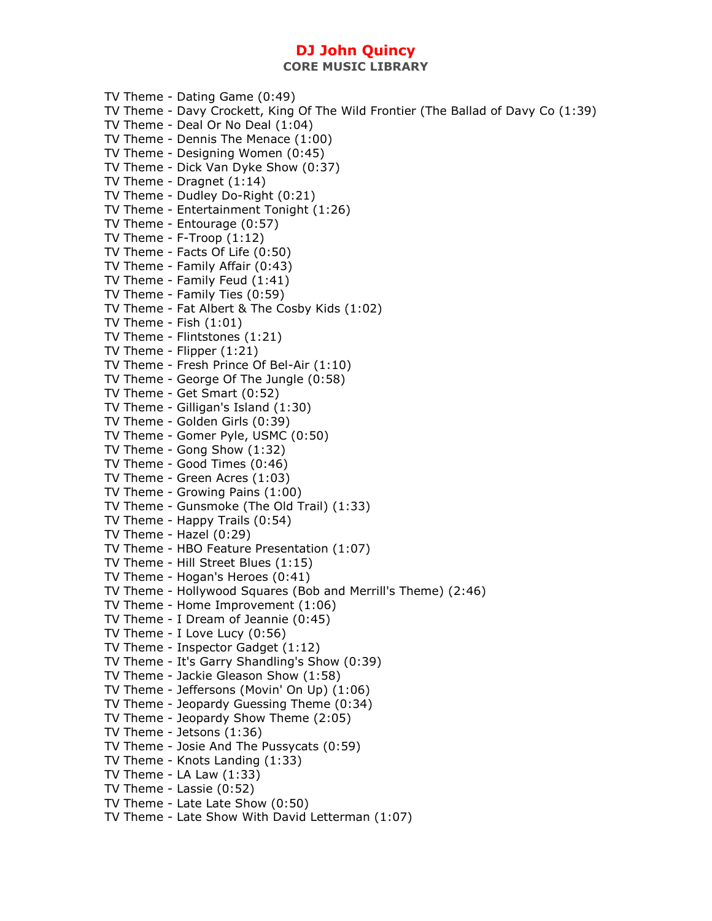TV Theme - Dating Game (0:49)
TV Theme - Davy Crockett, King Of The Wild Frontier (The Ballad of Davy Co (1:39)
TV Theme - Deal Or No Deal (1:04)
TV Theme - Dennis The Menace (1:00)
TV Theme - Designing Women (0:45)
TV Theme - Dick Van Dyke Show (0:37)
TV Theme - Dragnet (1:14)
TV Theme - Dudley Do-Right (0:21)
TV Theme - Entertainment Tonight (1:26)
TV Theme - Entourage (0:57)
TV Theme - F-Troop (1:12)
TV Theme - Facts Of Life (0:50)
TV Theme - Family Affair (0:43)
TV Theme - Family Feud (1:41)
TV Theme - Family Ties (0:59)
TV Theme - Fat Albert & The Cosby Kids (1:02)
TV Theme - Fish (1:01)
TV Theme - Flintstones (1:21)
TV Theme - Flipper (1:21)
TV Theme - Fresh Prince Of Bel-Air (1:10)
TV Theme - George Of The Jungle (0:58)
TV Theme - Get Smart (0:52)
TV Theme - Gilligan's Island (1:30)
TV Theme - Golden Girls (0:39)
TV Theme - Gomer Pyle, USMC (0:50)
TV Theme - Gong Show (1:32)
TV Theme - Good Times (0:46)
TV Theme - Green Acres (1:03)
TV Theme - Growing Pains (1:00)
TV Theme - Gunsmoke (The Old Trail) (1:33)
TV Theme - Happy Trails (0:54)
TV Theme - Hazel (0:29)
TV Theme - HBO Feature Presentation (1:07)
TV Theme - Hill Street Blues (1:15)
TV Theme - Hogan's Heroes (0:41)
TV Theme - Hollywood Squares (Bob and Merrill's Theme) (2:46)
TV Theme - Home Improvement (1:06)
TV Theme - I Dream of Jeannie (0:45)
TV Theme - I Love Lucy (0:56)
TV Theme - Inspector Gadget (1:12)
TV Theme - It's Garry Shandling's Show (0:39)
TV Theme - Jackie Gleason Show (1:58)
TV Theme - Jeffersons (Movin' On Up) (1:06)
TV Theme - Jeopardy Guessing Theme (0:34)
TV Theme - Jeopardy Show Theme (2:05)
TV Theme - Jetsons (1:36)
TV Theme - Josie And The Pussycats (0:59)
TV Theme - Knots Landing (1:33)
TV Theme - LA Law (1:33)
TV Theme - Lassie (0:52)
TV Theme - Late Late Show (0:50)
TV Theme - Late Show With David Letterman (1:07)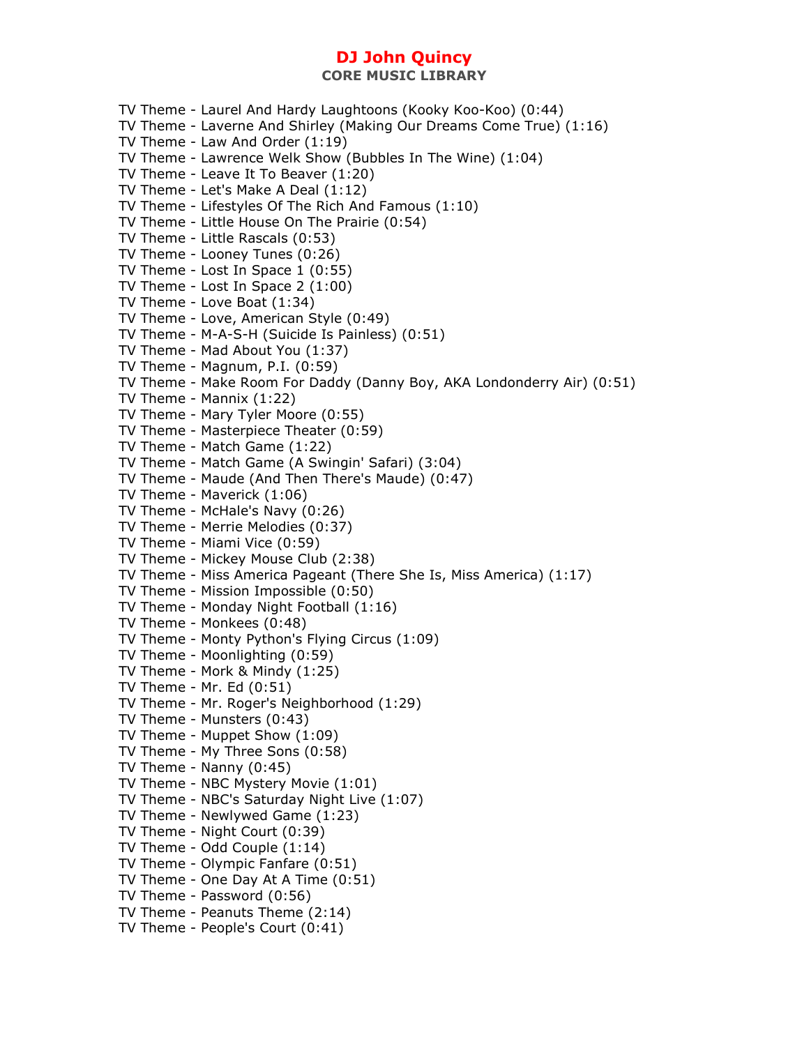TV Theme - Laurel And Hardy Laughtoons (Kooky Koo-Koo) (0:44)
TV Theme - Laverne And Shirley (Making Our Dreams Come True) (1:16)
TV Theme - Law And Order (1:19)
TV Theme - Lawrence Welk Show (Bubbles In The Wine) (1:04)
TV Theme - Leave It To Beaver (1:20)
TV Theme - Let's Make A Deal (1:12)
TV Theme - Lifestyles Of The Rich And Famous (1:10)
TV Theme - Little House On The Prairie (0:54)
TV Theme - Little Rascals (0:53)
TV Theme - Looney Tunes (0:26)
TV Theme - Lost In Space 1 (0:55)
TV Theme - Lost In Space 2 (1:00)
TV Theme - Love Boat (1:34)
TV Theme - Love, American Style (0:49)
TV Theme - M-A-S-H (Suicide Is Painless) (0:51)
TV Theme - Mad About You (1:37)
TV Theme - Magnum, P.I. (0:59)
TV Theme - Make Room For Daddy (Danny Boy, AKA Londonderry Air) (0:51)
TV Theme - Mannix (1:22)
TV Theme - Mary Tyler Moore (0:55)
TV Theme - Masterpiece Theater (0:59)
TV Theme - Match Game (1:22)
TV Theme - Match Game (A Swingin' Safari) (3:04)
TV Theme - Maude (And Then There's Maude) (0:47)
TV Theme - Maverick (1:06)
TV Theme - McHale's Navy (0:26)
TV Theme - Merrie Melodies (0:37)
TV Theme - Miami Vice (0:59)
TV Theme - Mickey Mouse Club (2:38)
TV Theme - Miss America Pageant (There She Is, Miss America) (1:17)
TV Theme - Mission Impossible (0:50)
TV Theme - Monday Night Football (1:16)
TV Theme - Monkees (0:48)
TV Theme - Monty Python's Flying Circus (1:09)
TV Theme - Moonlighting (0:59)
TV Theme - Mork & Mindy (1:25)
TV Theme - Mr. Ed (0:51)
TV Theme - Mr. Roger's Neighborhood (1:29)
TV Theme - Munsters (0:43)
TV Theme - Muppet Show (1:09)
TV Theme - My Three Sons (0:58)
TV Theme - Nanny (0:45)
TV Theme - NBC Mystery Movie (1:01)
TV Theme - NBC's Saturday Night Live (1:07)
TV Theme - Newlywed Game (1:23)
TV Theme - Night Court (0:39)
TV Theme - Odd Couple (1:14)
TV Theme - Olympic Fanfare (0:51)
TV Theme - One Day At A Time (0:51)
TV Theme - Password (0:56)
TV Theme - Peanuts Theme (2:14)
TV Theme - People's Court (0:41)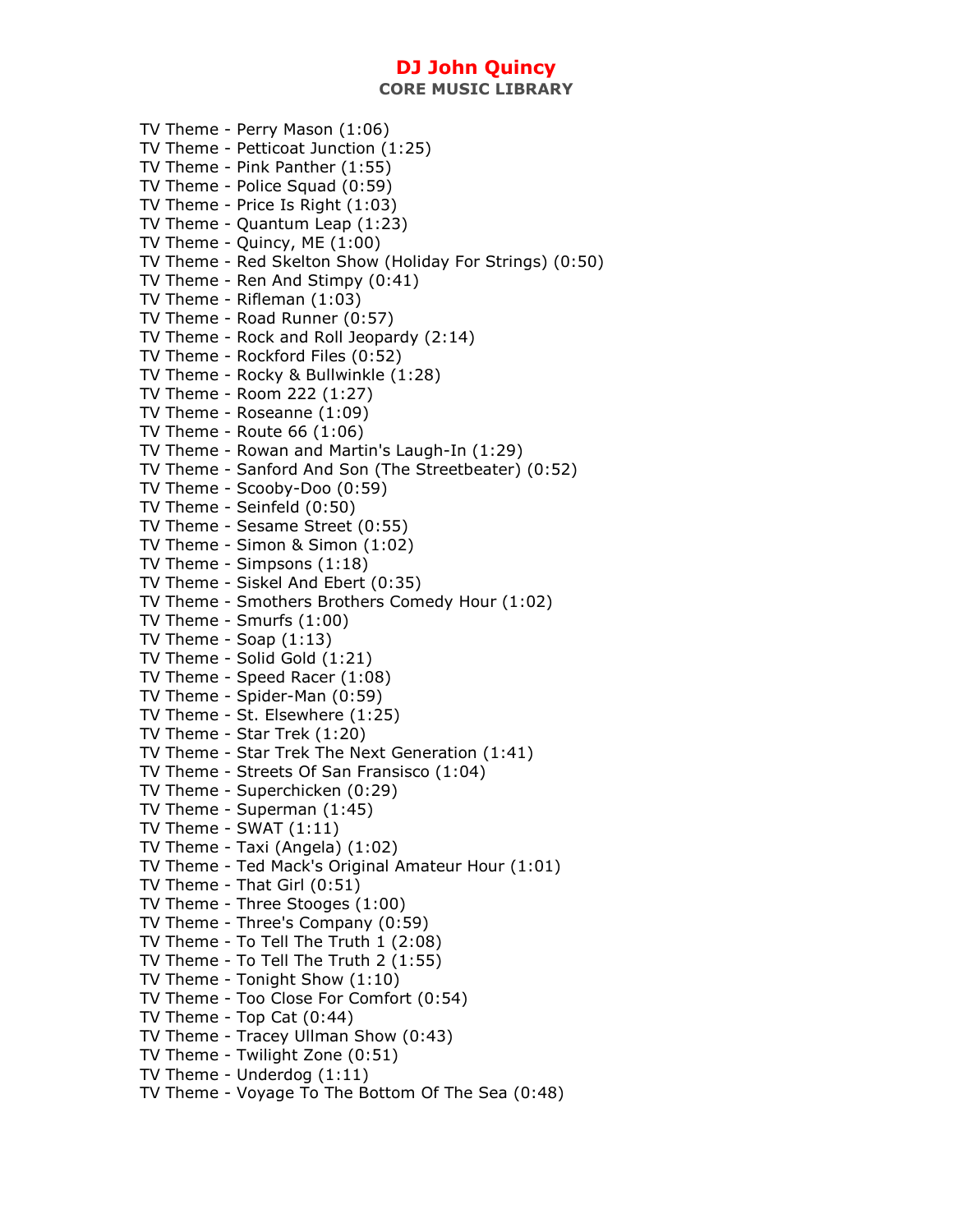TV Theme - Perry Mason (1:06)
TV Theme - Petticoat Junction (1:25)
TV Theme - Pink Panther (1:55)
TV Theme - Police Squad (0:59)
TV Theme - Price Is Right (1:03)
TV Theme - Quantum Leap (1:23)
TV Theme - Quincy, ME (1:00)
TV Theme - Red Skelton Show (Holiday For Strings) (0:50)
TV Theme - Ren And Stimpy (0:41)
TV Theme - Rifleman (1:03)
TV Theme - Road Runner (0:57)
TV Theme - Rock and Roll Jeopardy (2:14)
TV Theme - Rockford Files (0:52)
TV Theme - Rocky & Bullwinkle (1:28)
TV Theme - Room 222 (1:27)
TV Theme - Roseanne (1:09)
TV Theme - Route 66 (1:06)
TV Theme - Rowan and Martin's Laugh-In (1:29)
TV Theme - Sanford And Son (The Streetbeater) (0:52)
TV Theme - Scooby-Doo (0:59)
TV Theme - Seinfeld (0:50)
TV Theme - Sesame Street (0:55)
TV Theme - Simon & Simon (1:02)
TV Theme - Simpsons (1:18)
TV Theme - Siskel And Ebert (0:35)
TV Theme - Smothers Brothers Comedy Hour (1:02)
TV Theme - Smurfs (1:00)
TV Theme - Soap (1:13)
TV Theme - Solid Gold (1:21)
TV Theme - Speed Racer (1:08)
TV Theme - Spider-Man (0:59)
TV Theme - St. Elsewhere (1:25)
TV Theme - Star Trek (1:20)
TV Theme - Star Trek The Next Generation (1:41)
TV Theme - Streets Of San Fransisco (1:04)
TV Theme - Superchicken (0:29)
TV Theme - Superman (1:45)
TV Theme - SWAT (1:11)
TV Theme - Taxi (Angela) (1:02)
TV Theme - Ted Mack's Original Amateur Hour (1:01)
TV Theme - That Girl (0:51)
TV Theme - Three Stooges (1:00)
TV Theme - Three's Company (0:59)
TV Theme - To Tell The Truth 1 (2:08)
TV Theme - To Tell The Truth 2 (1:55)
TV Theme - Tonight Show (1:10)
TV Theme - Too Close For Comfort (0:54)
TV Theme - Top Cat (0:44)
TV Theme - Tracey Ullman Show (0:43)
TV Theme - Twilight Zone (0:51)
TV Theme - Underdog (1:11)
TV Theme - Voyage To The Bottom Of The Sea (0:48)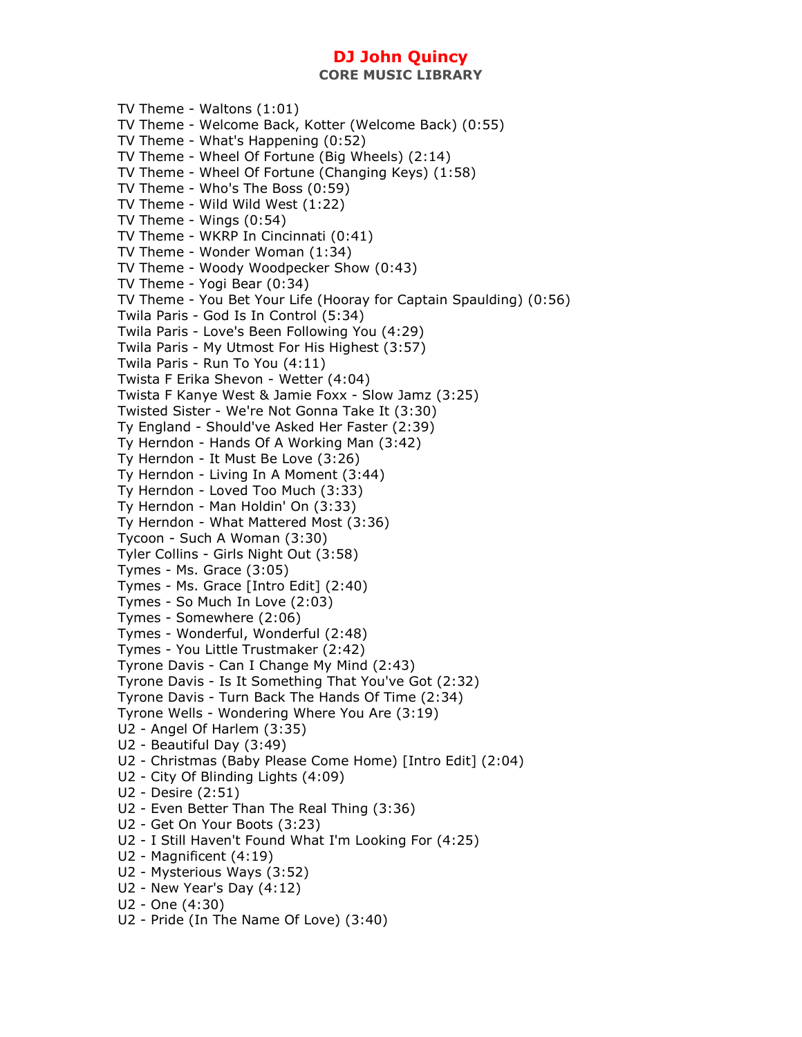TV Theme - Waltons (1:01)
TV Theme - Welcome Back, Kotter (Welcome Back) (0:55)
TV Theme - What's Happening (0:52)
TV Theme - Wheel Of Fortune (Big Wheels) (2:14)
TV Theme - Wheel Of Fortune (Changing Keys) (1:58)
TV Theme - Who's The Boss (0:59)
TV Theme - Wild Wild West (1:22)
TV Theme - Wings (0:54)
TV Theme - WKRP In Cincinnati (0:41)
TV Theme - Wonder Woman (1:34)
TV Theme - Woody Woodpecker Show (0:43)
TV Theme - Yogi Bear (0:34)
TV Theme - You Bet Your Life (Hooray for Captain Spaulding) (0:56)
Twila Paris - God Is In Control (5:34)
Twila Paris - Love's Been Following You (4:29)
Twila Paris - My Utmost For His Highest (3:57)
Twila Paris - Run To You (4:11)
Twista F Erika Shevon - Wetter (4:04)
Twista F Kanye West & Jamie Foxx - Slow Jamz (3:25)
Twisted Sister - We're Not Gonna Take It (3:30)
Ty England - Should've Asked Her Faster (2:39)
Ty Herndon - Hands Of A Working Man (3:42)
Ty Herndon - It Must Be Love (3:26)
Ty Herndon - Living In A Moment (3:44)
Ty Herndon - Loved Too Much (3:33)
Ty Herndon - Man Holdin' On (3:33)
Ty Herndon - What Mattered Most (3:36)
Tycoon - Such A Woman (3:30)
Tyler Collins - Girls Night Out (3:58)
Tymes - Ms. Grace (3:05)
Tymes - Ms. Grace [Intro Edit] (2:40)
Tymes - So Much In Love (2:03)
Tymes - Somewhere (2:06)
Tymes - Wonderful, Wonderful (2:48)
Tymes - You Little Trustmaker (2:42)
Tyrone Davis - Can I Change My Mind (2:43)
Tyrone Davis - Is It Something That You've Got (2:32)
Tyrone Davis - Turn Back The Hands Of Time (2:34)
Tyrone Wells - Wondering Where You Are (3:19)
U2 - Angel Of Harlem (3:35)
U2 - Beautiful Day (3:49)
U2 - Christmas (Baby Please Come Home) [Intro Edit] (2:04)
U2 - City Of Blinding Lights (4:09)
U2 - Desire (2:51)
U2 - Even Better Than The Real Thing (3:36)
U2 - Get On Your Boots (3:23)
U2 - I Still Haven't Found What I'm Looking For (4:25)
U2 - Magnificent (4:19)
U2 - Mysterious Ways (3:52)
U2 - New Year's Day (4:12)
U2 - One (4:30)
U2 - Pride (In The Name Of Love) (3:40)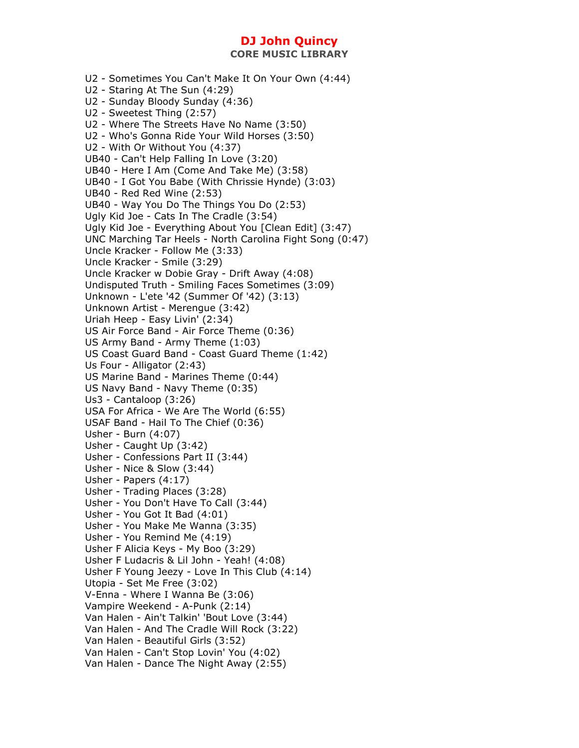U2 - Sometimes You Can't Make It On Your Own (4:44)
U2 - Staring At The Sun (4:29)
U2 - Sunday Bloody Sunday (4:36)
U2 - Sweetest Thing (2:57)
U2 - Where The Streets Have No Name (3:50)
U2 - Who's Gonna Ride Your Wild Horses (3:50)
U2 - With Or Without You (4:37)
UB40 - Can't Help Falling In Love (3:20)
UB40 - Here I Am (Come And Take Me) (3:58)
UB40 - I Got You Babe (With Chrissie Hynde) (3:03)
UB40 - Red Red Wine (2:53)
UB40 - Way You Do The Things You Do (2:53)
Ugly Kid Joe - Cats In The Cradle (3:54)
Ugly Kid Joe - Everything About You [Clean Edit] (3:47)
UNC Marching Tar Heels - North Carolina Fight Song (0:47)
Uncle Kracker - Follow Me (3:33)
Uncle Kracker - Smile (3:29)
Uncle Kracker w Dobie Gray - Drift Away (4:08)
Undisputed Truth - Smiling Faces Sometimes (3:09)
Unknown - L'ete '42 (Summer Of '42) (3:13)
Unknown Artist - Merengue (3:42)
Uriah Heep - Easy Livin' (2:34)
US Air Force Band - Air Force Theme (0:36)
US Army Band - Army Theme (1:03)
US Coast Guard Band - Coast Guard Theme (1:42)
Us Four - Alligator (2:43)
US Marine Band - Marines Theme (0:44)
US Navy Band - Navy Theme (0:35)
Us3 - Cantaloop (3:26)
USA For Africa - We Are The World (6:55)
USAF Band - Hail To The Chief (0:36)
Usher - Burn (4:07)
Usher - Caught Up (3:42)
Usher - Confessions Part II (3:44)
Usher - Nice & Slow (3:44)
Usher - Papers (4:17)
Usher - Trading Places (3:28)
Usher - You Don't Have To Call (3:44)
Usher - You Got It Bad (4:01)
Usher - You Make Me Wanna (3:35)
Usher - You Remind Me (4:19)
Usher F Alicia Keys - My Boo (3:29)
Usher F Ludacris & Lil John - Yeah! (4:08)
Usher F Young Jeezy - Love In This Club (4:14)
Utopia - Set Me Free (3:02)
V-Enna - Where I Wanna Be (3:06)
Vampire Weekend - A-Punk (2:14)
Van Halen - Ain't Talkin' 'Bout Love (3:44)
Van Halen - And The Cradle Will Rock (3:22)
Van Halen - Beautiful Girls (3:52)
Van Halen - Can't Stop Lovin' You (4:02)
Van Halen - Dance The Night Away (2:55)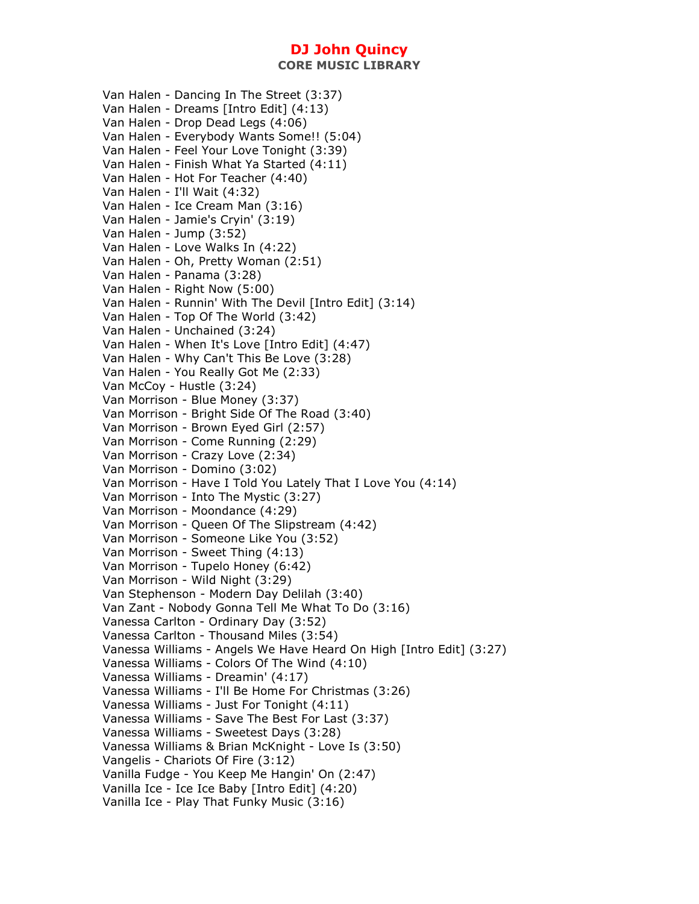# DJ John Quincy

## CORE MUSIC LIBRARY

Van Halen - Dancing In The Street (3:37)
Van Halen - Dreams [Intro Edit] (4:13)
Van Halen - Drop Dead Legs (4:06)
Van Halen - Everybody Wants Some!! (5:04)
Van Halen - Feel Your Love Tonight (3:39)
Van Halen - Finish What Ya Started (4:11)
Van Halen - Hot For Teacher (4:40)
Van Halen - I'll Wait (4:32)
Van Halen - Ice Cream Man (3:16)
Van Halen - Jamie's Cryin' (3:19)
Van Halen - Jump (3:52)
Van Halen - Love Walks In (4:22)
Van Halen - Oh, Pretty Woman (2:51)
Van Halen - Panama (3:28)
Van Halen - Right Now (5:00)
Van Halen - Runnin' With The Devil [Intro Edit] (3:14)
Van Halen - Top Of The World (3:42)
Van Halen - Unchained (3:24)
Van Halen - When It's Love [Intro Edit] (4:47)
Van Halen - Why Can't This Be Love (3:28)
Van Halen - You Really Got Me (2:33)
Van McCoy - Hustle (3:24)
Van Morrison - Blue Money (3:37)
Van Morrison - Bright Side Of The Road (3:40)
Van Morrison - Brown Eyed Girl (2:57)
Van Morrison - Come Running (2:29)
Van Morrison - Crazy Love (2:34)
Van Morrison - Domino (3:02)
Van Morrison - Have I Told You Lately That I Love You (4:14)
Van Morrison - Into The Mystic (3:27)
Van Morrison - Moondance (4:29)
Van Morrison - Queen Of The Slipstream (4:42)
Van Morrison - Someone Like You (3:52)
Van Morrison - Sweet Thing (4:13)
Van Morrison - Tupelo Honey (6:42)
Van Morrison - Wild Night (3:29)
Van Stephenson - Modern Day Delilah (3:40)
Van Zant - Nobody Gonna Tell Me What To Do (3:16)
Vanessa Carlton - Ordinary Day (3:52)
Vanessa Carlton - Thousand Miles (3:54)
Vanessa Williams - Angels We Have Heard On High [Intro Edit] (3:27)
Vanessa Williams - Colors Of The Wind (4:10)
Vanessa Williams - Dreamin' (4:17)
Vanessa Williams - I'll Be Home For Christmas (3:26)
Vanessa Williams - Just For Tonight (4:11)
Vanessa Williams - Save The Best For Last (3:37)
Vanessa Williams - Sweetest Days (3:28)
Vanessa Williams & Brian McKnight - Love Is (3:50)
Vangelis - Chariots Of Fire (3:12)
Vanilla Fudge - You Keep Me Hangin' On (2:47)
Vanilla Ice - Ice Ice Baby [Intro Edit] (4:20)
Vanilla Ice - Play That Funky Music (3:16)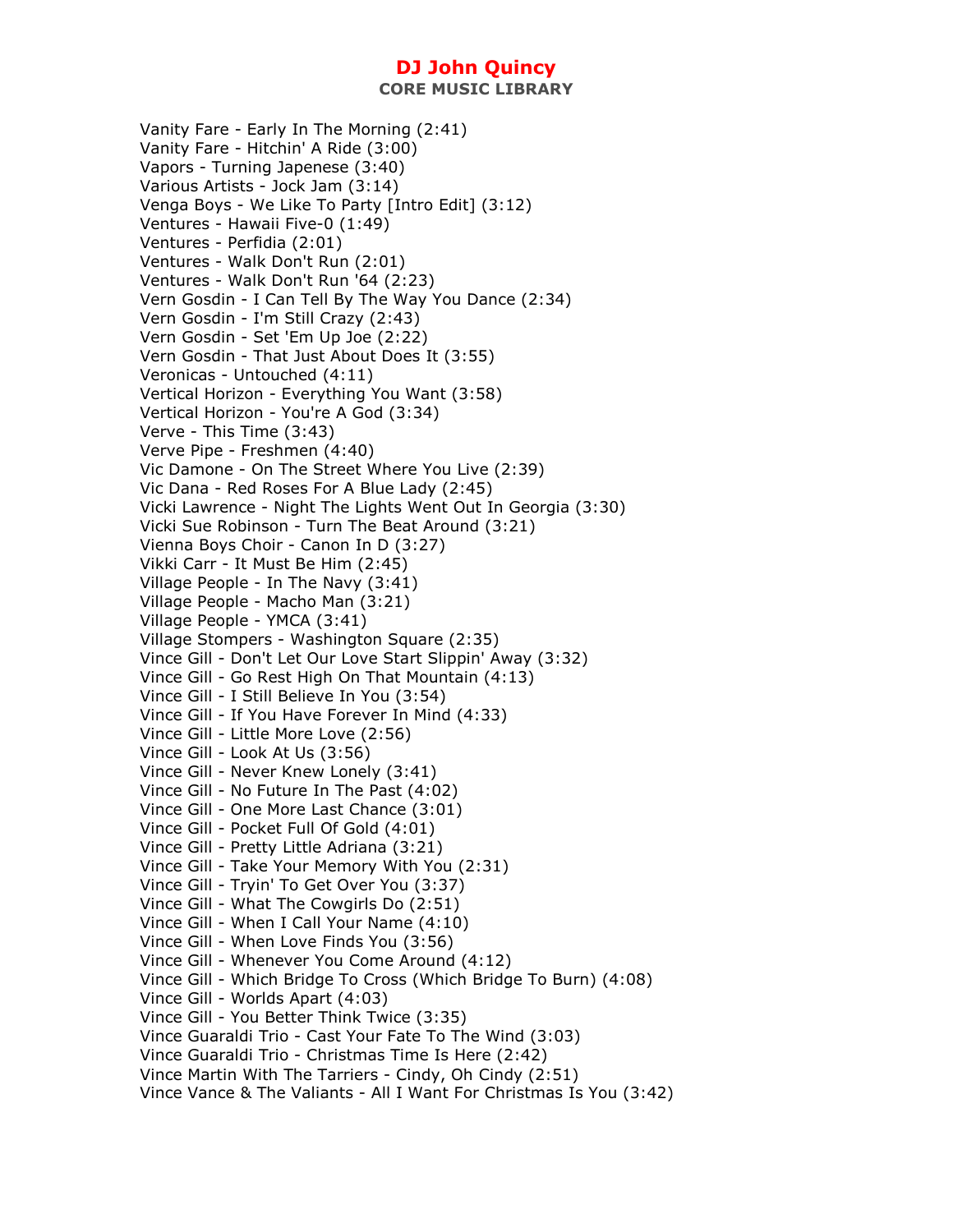Vanity Fare - Early In The Morning (2:41)
Vanity Fare - Hitchin' A Ride (3:00)
Vapors - Turning Japenese (3:40)
Various Artists - Jock Jam (3:14)
Venga Boys - We Like To Party [Intro Edit] (3:12)
Ventures - Hawaii Five-0 (1:49)
Ventures - Perfidia (2:01)
Ventures - Walk Don't Run (2:01)
Ventures - Walk Don't Run '64 (2:23)
Vern Gosdin - I Can Tell By The Way You Dance (2:34)
Vern Gosdin - I'm Still Crazy (2:43)
Vern Gosdin - Set 'Em Up Joe (2:22)
Vern Gosdin - That Just About Does It (3:55)
Veronicas - Untouched (4:11)
Vertical Horizon - Everything You Want (3:58)
Vertical Horizon - You're A God (3:34)
Verve - This Time (3:43)
Verve Pipe - Freshmen (4:40)
Vic Damone - On The Street Where You Live (2:39)
Vic Dana - Red Roses For A Blue Lady (2:45)
Vicki Lawrence - Night The Lights Went Out In Georgia (3:30)
Vicki Sue Robinson - Turn The Beat Around (3:21)
Vienna Boys Choir - Canon In D (3:27)
Vikki Carr - It Must Be Him (2:45)
Village People - In The Navy (3:41)
Village People - Macho Man (3:21)
Village People - YMCA (3:41)
Village Stompers - Washington Square (2:35)
Vince Gill - Don't Let Our Love Start Slippin' Away (3:32)
Vince Gill - Go Rest High On That Mountain (4:13)
Vince Gill - I Still Believe In You (3:54)
Vince Gill - If You Have Forever In Mind (4:33)
Vince Gill - Little More Love (2:56)
Vince Gill - Look At Us (3:56)
Vince Gill - Never Knew Lonely (3:41)
Vince Gill - No Future In The Past (4:02)
Vince Gill - One More Last Chance (3:01)
Vince Gill - Pocket Full Of Gold (4:01)
Vince Gill - Pretty Little Adriana (3:21)
Vince Gill - Take Your Memory With You (2:31)
Vince Gill - Tryin' To Get Over You (3:37)
Vince Gill - What The Cowgirls Do (2:51)
Vince Gill - When I Call Your Name (4:10)
Vince Gill - When Love Finds You (3:56)
Vince Gill - Whenever You Come Around (4:12)
Vince Gill - Which Bridge To Cross (Which Bridge To Burn) (4:08)
Vince Gill - Worlds Apart (4:03)
Vince Gill - You Better Think Twice (3:35)
Vince Guaraldi Trio - Cast Your Fate To The Wind (3:03)
Vince Guaraldi Trio - Christmas Time Is Here (2:42)
Vince Martin With The Tarriers - Cindy, Oh Cindy (2:51)
Vince Vance & The Valiants - All I Want For Christmas Is You (3:42)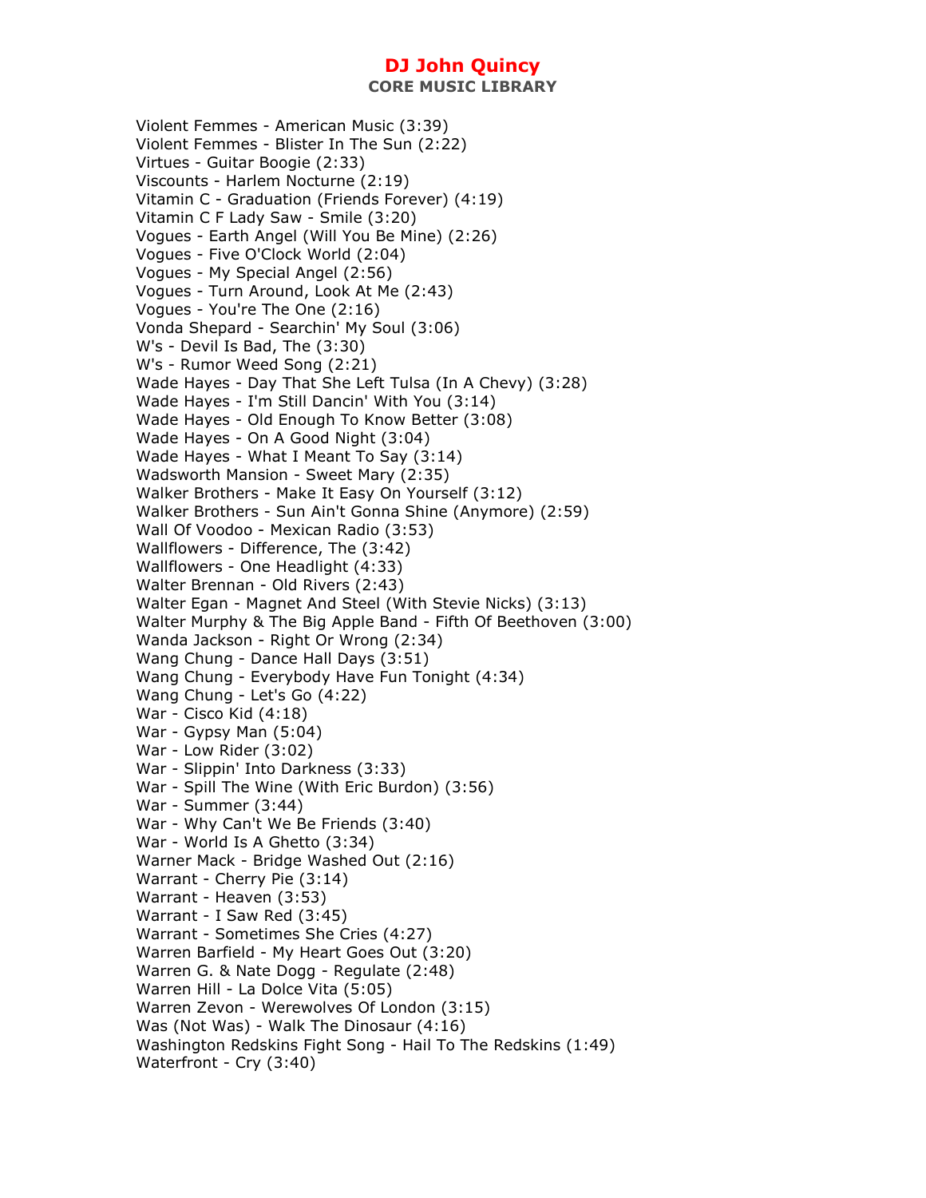# DJ John Quincy

**CORE MUSIC LIBRARY**

Violent Femmes - American Music (3:39)
Violent Femmes - Blister In The Sun (2:22)
Virtues - Guitar Boogie (2:33)
Viscounts - Harlem Nocturne (2:19)
Vitamin C - Graduation (Friends Forever) (4:19)
Vitamin C F Lady Saw - Smile (3:20)
Vogues - Earth Angel (Will You Be Mine) (2:26)
Vogues - Five O'Clock World (2:04)
Vogues - My Special Angel (2:56)
Vogues - Turn Around, Look At Me (2:43)
Vogues - You're The One (2:16)
Vonda Shepard - Searchin' My Soul (3:06)
W's - Devil Is Bad, The (3:30)
W's - Rumor Weed Song (2:21)
Wade Hayes - Day That She Left Tulsa (In A Chevy) (3:28)
Wade Hayes - I'm Still Dancin' With You (3:14)
Wade Hayes - Old Enough To Know Better (3:08)
Wade Hayes - On A Good Night (3:04)
Wade Hayes - What I Meant To Say (3:14)
Wadsworth Mansion - Sweet Mary (2:35)
Walker Brothers - Make It Easy On Yourself (3:12)
Walker Brothers - Sun Ain't Gonna Shine (Anymore) (2:59)
Wall Of Voodoo - Mexican Radio (3:53)
Wallflowers - Difference, The (3:42)
Wallflowers - One Headlight (4:33)
Walter Brennan - Old Rivers (2:43)
Walter Egan - Magnet And Steel (With Stevie Nicks) (3:13)
Walter Murphy & The Big Apple Band - Fifth Of Beethoven (3:00)
Wanda Jackson - Right Or Wrong (2:34)
Wang Chung - Dance Hall Days (3:51)
Wang Chung - Everybody Have Fun Tonight (4:34)
Wang Chung - Let's Go (4:22)
War - Cisco Kid (4:18)
War - Gypsy Man (5:04)
War - Low Rider (3:02)
War - Slippin' Into Darkness (3:33)
War - Spill The Wine (With Eric Burdon) (3:56)
War - Summer (3:44)
War - Why Can't We Be Friends (3:40)
War - World Is A Ghetto (3:34)
Warner Mack - Bridge Washed Out (2:16)
Warrant - Cherry Pie (3:14)
Warrant - Heaven (3:53)
Warrant - I Saw Red (3:45)
Warrant - Sometimes She Cries (4:27)
Warren Barfield - My Heart Goes Out (3:20)
Warren G. & Nate Dogg - Regulate (2:48)
Warren Hill - La Dolce Vita (5:05)
Warren Zevon - Werewolves Of London (3:15)
Was (Not Was) - Walk The Dinosaur (4:16)
Washington Redskins Fight Song - Hail To The Redskins (1:49)
Waterfront - Cry (3:40)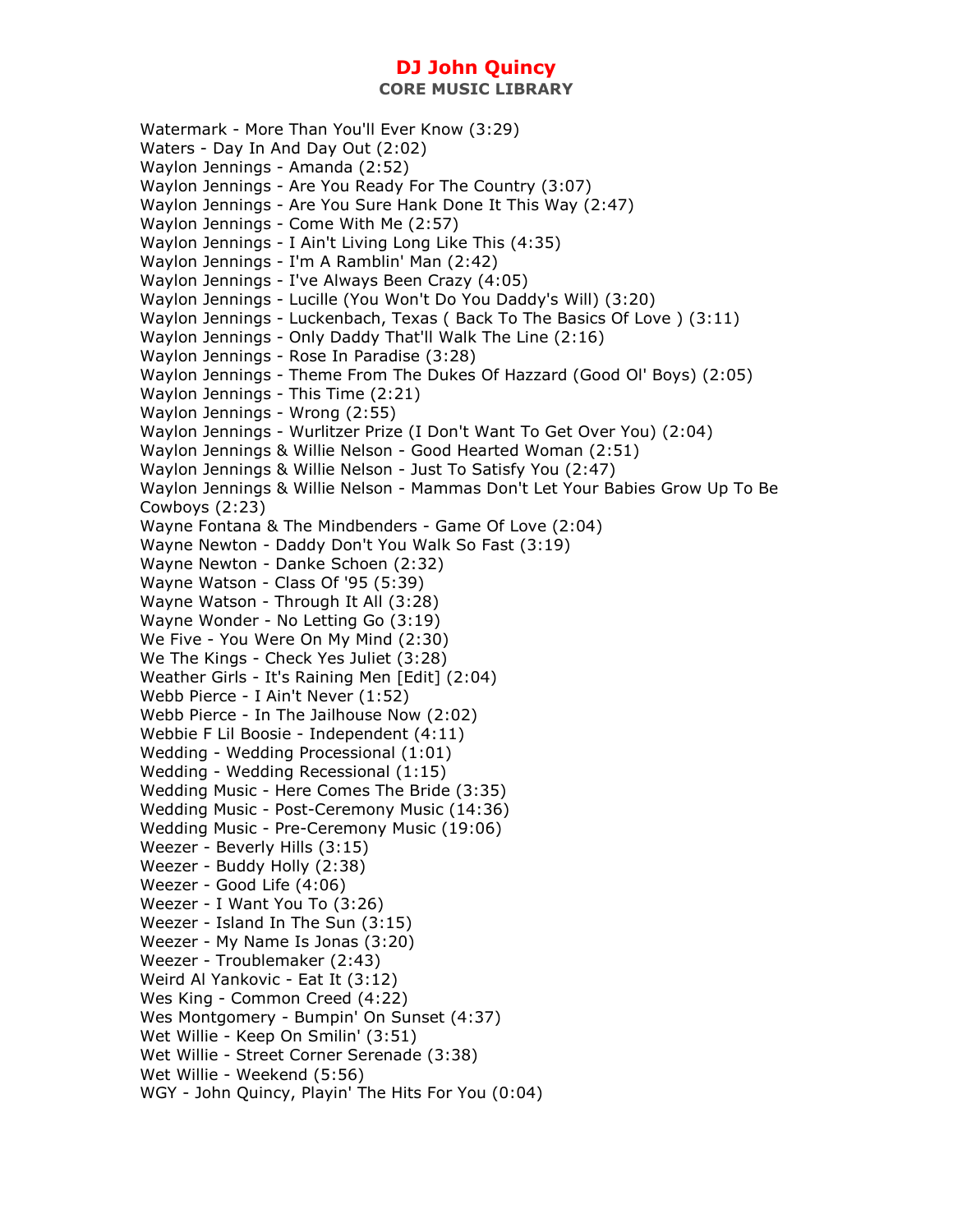Watermark - More Than You'll Ever Know (3:29)
Waters - Day In And Day Out (2:02)
Waylon Jennings - Amanda (2:52)
Waylon Jennings - Are You Ready For The Country (3:07)
Waylon Jennings - Are You Sure Hank Done It This Way (2:47)
Waylon Jennings - Come With Me (2:57)
Waylon Jennings - I Ain't Living Long Like This (4:35)
Waylon Jennings - I'm A Ramblin' Man (2:42)
Waylon Jennings - I've Always Been Crazy (4:05)
Waylon Jennings - Lucille (You Won't Do You Daddy's Will) (3:20)
Waylon Jennings - Luckenbach, Texas ( Back To The Basics Of Love ) (3:11)
Waylon Jennings - Only Daddy That'll Walk The Line (2:16)
Waylon Jennings - Rose In Paradise (3:28)
Waylon Jennings - Theme From The Dukes Of Hazzard (Good Ol' Boys) (2:05)
Waylon Jennings - This Time (2:21)
Waylon Jennings - Wrong (2:55)
Waylon Jennings - Wurlitzer Prize (I Don't Want To Get Over You) (2:04)
Waylon Jennings & Willie Nelson - Good Hearted Woman (2:51)
Waylon Jennings & Willie Nelson - Just To Satisfy You (2:47)
Waylon Jennings & Willie Nelson - Mammas Don't Let Your Babies Grow Up To Be Cowboys (2:23)
Wayne Fontana & The Mindbenders - Game Of Love (2:04)
Wayne Newton - Daddy Don't You Walk So Fast (3:19)
Wayne Newton - Danke Schoen (2:32)
Wayne Watson - Class Of '95 (5:39)
Wayne Watson - Through It All (3:28)
Wayne Wonder - No Letting Go (3:19)
We Five - You Were On My Mind (2:30)
We The Kings - Check Yes Juliet (3:28)
Weather Girls - It's Raining Men [Edit] (2:04)
Webb Pierce - I Ain't Never (1:52)
Webb Pierce - In The Jailhouse Now (2:02)
Webbie F Lil Boosie - Independent (4:11)
Wedding - Wedding Processional (1:01)
Wedding - Wedding Recessional (1:15)
Wedding Music - Here Comes The Bride (3:35)
Wedding Music - Post-Ceremony Music (14:36)
Wedding Music - Pre-Ceremony Music (19:06)
Weezer - Beverly Hills (3:15)
Weezer - Buddy Holly (2:38)
Weezer - Good Life (4:06)
Weezer - I Want You To (3:26)
Weezer - Island In The Sun (3:15)
Weezer - My Name Is Jonas (3:20)
Weezer - Troublemaker (2:43)
Weird Al Yankovic - Eat It (3:12)
Wes King - Common Creed (4:22)
Wes Montgomery - Bumpin' On Sunset (4:37)
Wet Willie - Keep On Smilin' (3:51)
Wet Willie - Street Corner Serenade (3:38)
Wet Willie - Weekend (5:56)
WGY - John Quincy, Playin' The Hits For You (0:04)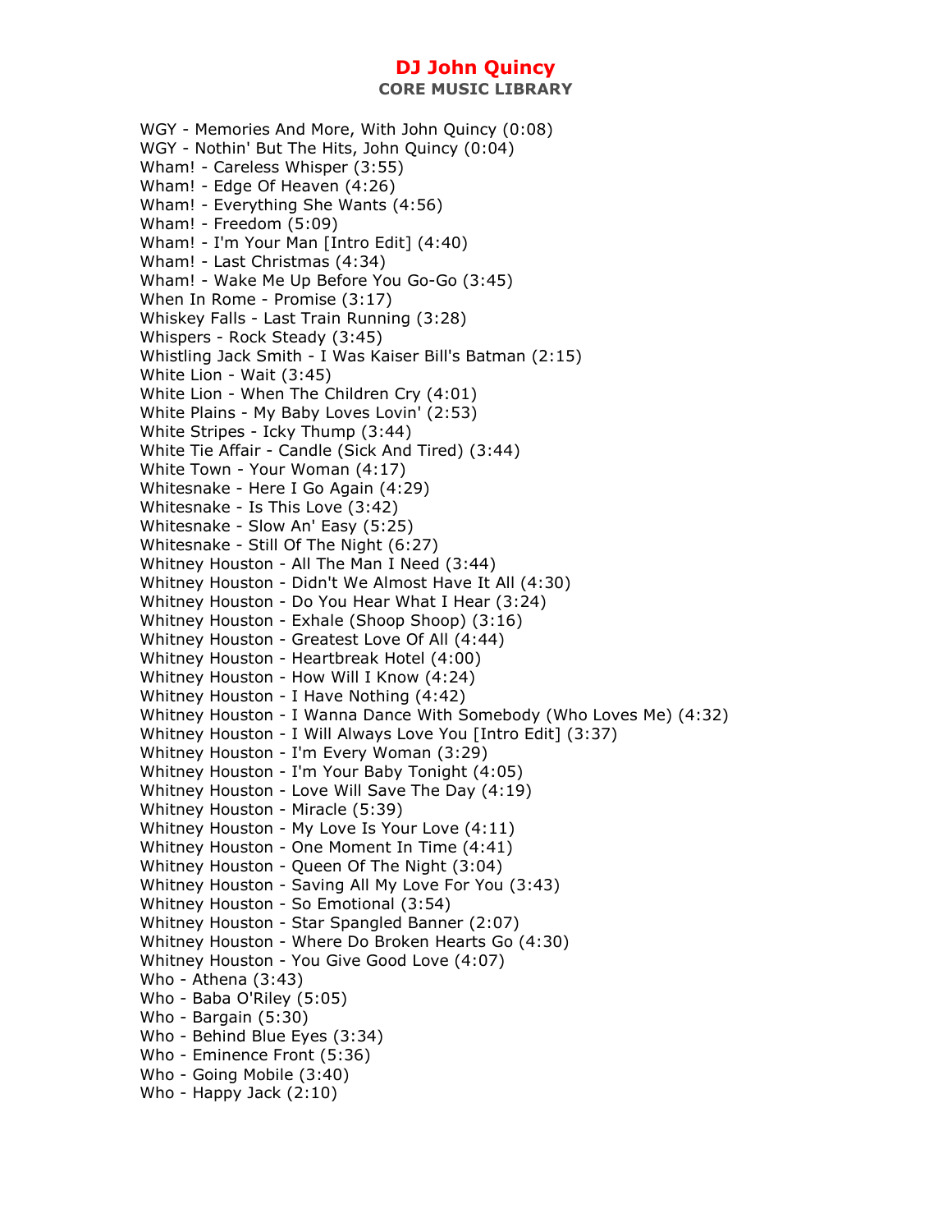# DJ John Quincy

## CORE MUSIC LIBRARY

WGY - Memories And More, With John Quincy (0:08)
WGY - Nothin' But The Hits, John Quincy (0:04)
Wham! - Careless Whisper (3:55)
Wham! - Edge Of Heaven (4:26)
Wham! - Everything She Wants (4:56)
Wham! - Freedom (5:09)
Wham! - I'm Your Man [Intro Edit] (4:40)
Wham! - Last Christmas (4:34)
Wham! - Wake Me Up Before You Go-Go (3:45)
When In Rome - Promise (3:17)
Whiskey Falls - Last Train Running (3:28)
Whispers - Rock Steady (3:45)
Whistling Jack Smith - I Was Kaiser Bill's Batman (2:15)
White Lion - Wait (3:45)
White Lion - When The Children Cry (4:01)
White Plains - My Baby Loves Lovin' (2:53)
White Stripes - Icky Thump (3:44)
White Tie Affair - Candle (Sick And Tired) (3:44)
White Town - Your Woman (4:17)
Whitesnake - Here I Go Again (4:29)
Whitesnake - Is This Love (3:42)
Whitesnake - Slow An' Easy (5:25)
Whitesnake - Still Of The Night (6:27)
Whitney Houston - All The Man I Need (3:44)
Whitney Houston - Didn't We Almost Have It All (4:30)
Whitney Houston - Do You Hear What I Hear (3:24)
Whitney Houston - Exhale (Shoop Shoop) (3:16)
Whitney Houston - Greatest Love Of All (4:44)
Whitney Houston - Heartbreak Hotel (4:00)
Whitney Houston - How Will I Know (4:24)
Whitney Houston - I Have Nothing (4:42)
Whitney Houston - I Wanna Dance With Somebody (Who Loves Me) (4:32)
Whitney Houston - I Will Always Love You [Intro Edit] (3:37)
Whitney Houston - I'm Every Woman (3:29)
Whitney Houston - I'm Your Baby Tonight (4:05)
Whitney Houston - Love Will Save The Day (4:19)
Whitney Houston - Miracle (5:39)
Whitney Houston - My Love Is Your Love (4:11)
Whitney Houston - One Moment In Time (4:41)
Whitney Houston - Queen Of The Night (3:04)
Whitney Houston - Saving All My Love For You (3:43)
Whitney Houston - So Emotional (3:54)
Whitney Houston - Star Spangled Banner (2:07)
Whitney Houston - Where Do Broken Hearts Go (4:30)
Whitney Houston - You Give Good Love (4:07)
Who - Athena (3:43)
Who - Baba O'Riley (5:05)
Who - Bargain (5:30)
Who - Behind Blue Eyes (3:34)
Who - Eminence Front (5:36)
Who - Going Mobile (3:40)
Who - Happy Jack (2:10)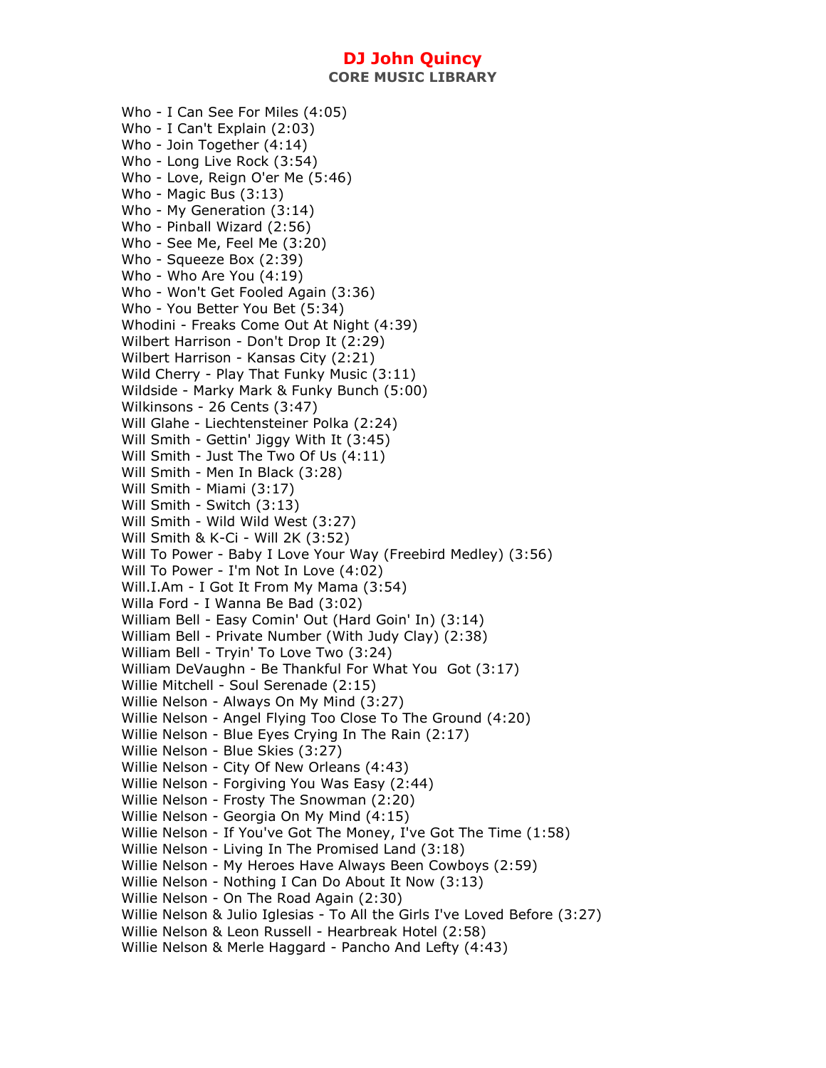Who - I Can See For Miles (4:05)
Who - I Can't Explain (2:03)
Who - Join Together (4:14)
Who - Long Live Rock (3:54)
Who - Love, Reign O'er Me (5:46)
Who - Magic Bus (3:13)
Who - My Generation (3:14)
Who - Pinball Wizard (2:56)
Who - See Me, Feel Me (3:20)
Who - Squeeze Box (2:39)
Who - Who Are You (4:19)
Who - Won't Get Fooled Again (3:36)
Who - You Better You Bet (5:34)
Whodini - Freaks Come Out At Night (4:39)
Wilbert Harrison - Don't Drop It (2:29)
Wilbert Harrison - Kansas City (2:21)
Wild Cherry - Play That Funky Music (3:11)
Wildside - Marky Mark & Funky Bunch (5:00)
Wilkinsons - 26 Cents (3:47)
Will Glahe - Liechtensteiner Polka (2:24)
Will Smith - Gettin' Jiggy With It (3:45)
Will Smith - Just The Two Of Us (4:11)
Will Smith - Men In Black (3:28)
Will Smith - Miami (3:17)
Will Smith - Switch (3:13)
Will Smith - Wild Wild West (3:27)
Will Smith & K-Ci - Will 2K (3:52)
Will To Power - Baby I Love Your Way (Freebird Medley) (3:56)
Will To Power - I'm Not In Love (4:02)
Will.I.Am - I Got It From My Mama (3:54)
Willa Ford - I Wanna Be Bad (3:02)
William Bell - Easy Comin' Out (Hard Goin' In) (3:14)
William Bell - Private Number (With Judy Clay) (2:38)
William Bell - Tryin' To Love Two (3:24)
William DeVaughn - Be Thankful For What You  Got (3:17)
Willie Mitchell - Soul Serenade (2:15)
Willie Nelson - Always On My Mind (3:27)
Willie Nelson - Angel Flying Too Close To The Ground (4:20)
Willie Nelson - Blue Eyes Crying In The Rain (2:17)
Willie Nelson - Blue Skies (3:27)
Willie Nelson - City Of New Orleans (4:43)
Willie Nelson - Forgiving You Was Easy (2:44)
Willie Nelson - Frosty The Snowman (2:20)
Willie Nelson - Georgia On My Mind (4:15)
Willie Nelson - If You've Got The Money, I've Got The Time (1:58)
Willie Nelson - Living In The Promised Land (3:18)
Willie Nelson - My Heroes Have Always Been Cowboys (2:59)
Willie Nelson - Nothing I Can Do About It Now (3:13)
Willie Nelson - On The Road Again (2:30)
Willie Nelson & Julio Iglesias - To All the Girls I've Loved Before (3:27)
Willie Nelson & Leon Russell - Hearbreak Hotel (2:58)
Willie Nelson & Merle Haggard - Pancho And Lefty (4:43)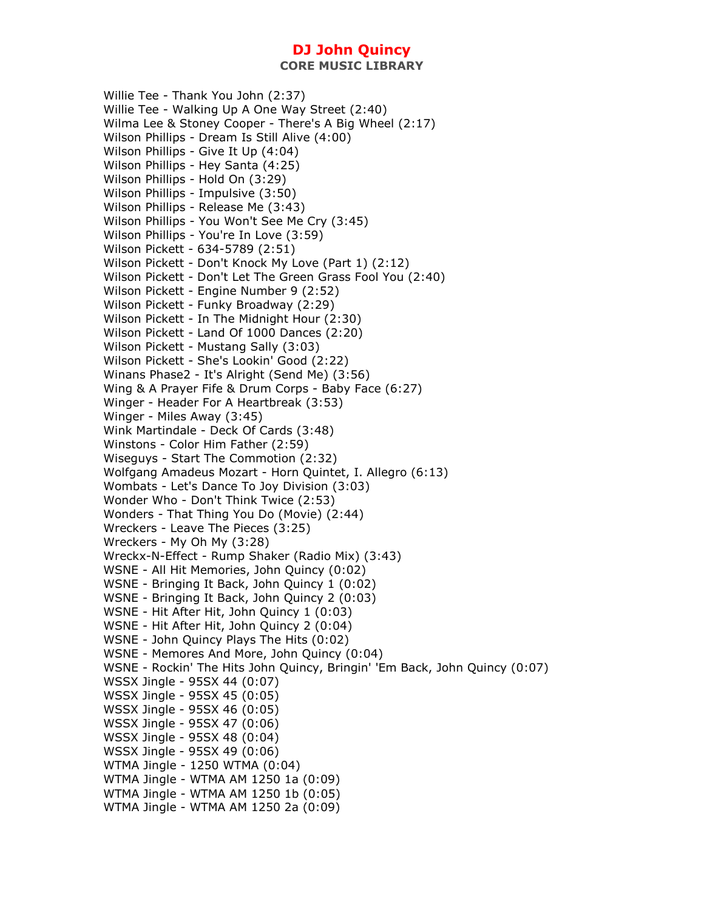Willie Tee - Thank You John (2:37)
Willie Tee - Walking Up A One Way Street (2:40)
Wilma Lee & Stoney Cooper - There's A Big Wheel (2:17)
Wilson Phillips - Dream Is Still Alive (4:00)
Wilson Phillips - Give It Up (4:04)
Wilson Phillips - Hey Santa (4:25)
Wilson Phillips - Hold On (3:29)
Wilson Phillips - Impulsive (3:50)
Wilson Phillips - Release Me (3:43)
Wilson Phillips - You Won't See Me Cry (3:45)
Wilson Phillips - You're In Love (3:59)
Wilson Pickett - 634-5789 (2:51)
Wilson Pickett - Don't Knock My Love (Part 1) (2:12)
Wilson Pickett - Don't Let The Green Grass Fool You (2:40)
Wilson Pickett - Engine Number 9 (2:52)
Wilson Pickett - Funky Broadway (2:29)
Wilson Pickett - In The Midnight Hour (2:30)
Wilson Pickett - Land Of 1000 Dances (2:20)
Wilson Pickett - Mustang Sally (3:03)
Wilson Pickett - She's Lookin' Good (2:22)
Winans Phase2 - It's Alright (Send Me) (3:56)
Wing & A Prayer Fife & Drum Corps - Baby Face (6:27)
Winger - Header For A Heartbreak (3:53)
Winger - Miles Away (3:45)
Wink Martindale - Deck Of Cards (3:48)
Winstons - Color Him Father (2:59)
Wiseguys - Start The Commotion (2:32)
Wolfgang Amadeus Mozart - Horn Quintet, I. Allegro (6:13)
Wombats - Let's Dance To Joy Division (3:03)
Wonder Who - Don't Think Twice (2:53)
Wonders - That Thing You Do (Movie) (2:44)
Wreckers - Leave The Pieces (3:25)
Wreckers - My Oh My (3:28)
Wreckx-N-Effect - Rump Shaker (Radio Mix) (3:43)
WSNE - All Hit Memories, John Quincy (0:02)
WSNE - Bringing It Back, John Quincy 1 (0:02)
WSNE - Bringing It Back, John Quincy 2 (0:03)
WSNE - Hit After Hit, John Quincy 1 (0:03)
WSNE - Hit After Hit, John Quincy 2 (0:04)
WSNE - John Quincy Plays The Hits (0:02)
WSNE - Memores And More, John Quincy (0:04)
WSNE - Rockin' The Hits John Quincy, Bringin' 'Em Back, John Quincy (0:07)
WSSX Jingle - 95SX 44 (0:07)
WSSX Jingle - 95SX 45 (0:05)
WSSX Jingle - 95SX 46 (0:05)
WSSX Jingle - 95SX 47 (0:06)
WSSX Jingle - 95SX 48 (0:04)
WSSX Jingle - 95SX 49 (0:06)
WTMA Jingle - 1250 WTMA (0:04)
WTMA Jingle - WTMA AM 1250 1a (0:09)
WTMA Jingle - WTMA AM 1250 1b (0:05)
WTMA Jingle - WTMA AM 1250 2a (0:09)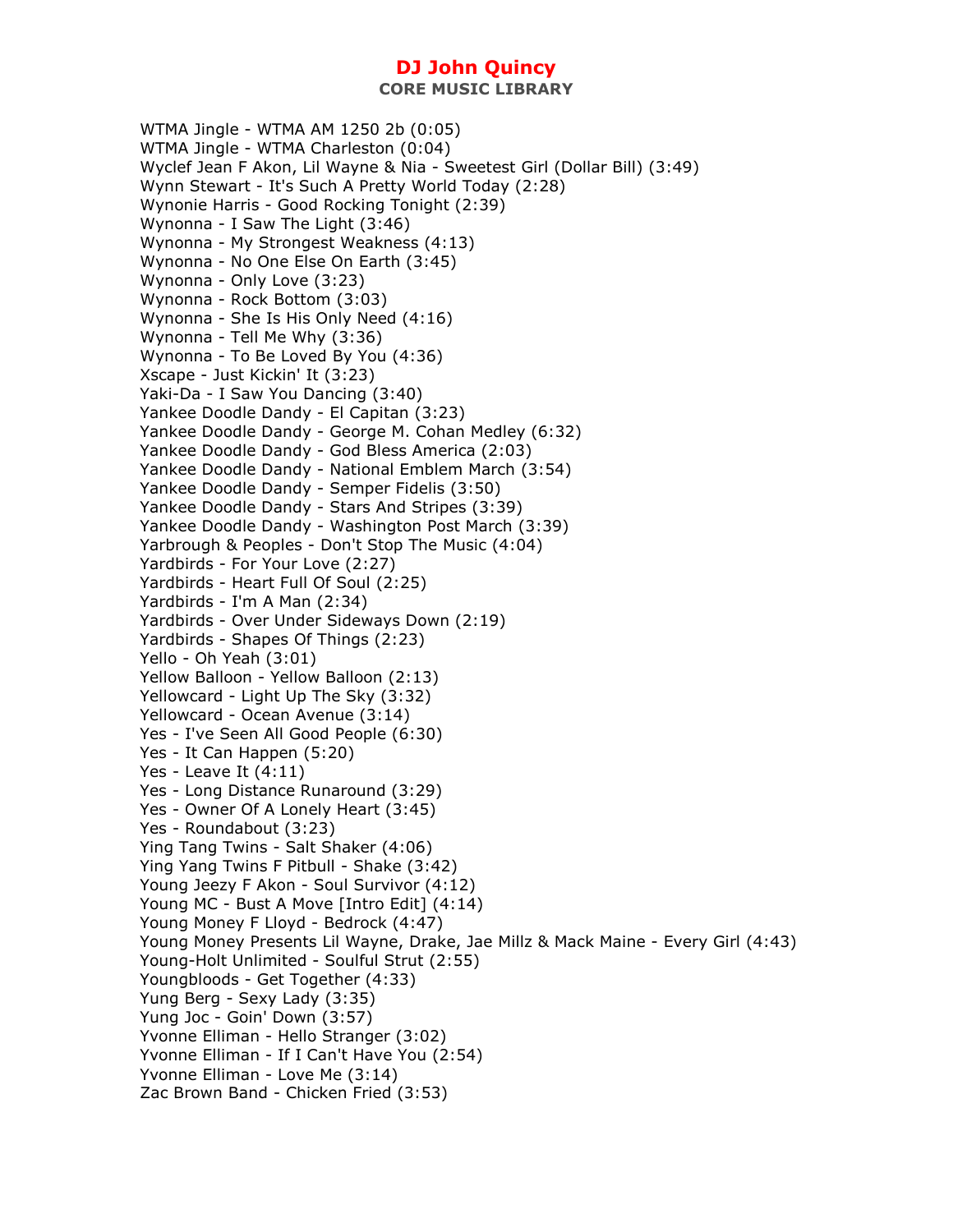WTMA Jingle - WTMA AM 1250 2b (0:05)
WTMA Jingle - WTMA Charleston (0:04)
Wyclef Jean F Akon, Lil Wayne & Nia - Sweetest Girl (Dollar Bill) (3:49)
Wynn Stewart - It's Such A Pretty World Today (2:28)
Wynonie Harris - Good Rocking Tonight (2:39)
Wynonna - I Saw The Light (3:46)
Wynonna - My Strongest Weakness (4:13)
Wynonna - No One Else On Earth (3:45)
Wynonna - Only Love (3:23)
Wynonna - Rock Bottom (3:03)
Wynonna - She Is His Only Need (4:16)
Wynonna - Tell Me Why (3:36)
Wynonna - To Be Loved By You (4:36)
Xscape - Just Kickin' It (3:23)
Yaki-Da - I Saw You Dancing (3:40)
Yankee Doodle Dandy - El Capitan (3:23)
Yankee Doodle Dandy - George M. Cohan Medley (6:32)
Yankee Doodle Dandy - God Bless America (2:03)
Yankee Doodle Dandy - National Emblem March (3:54)
Yankee Doodle Dandy - Semper Fidelis (3:50)
Yankee Doodle Dandy - Stars And Stripes (3:39)
Yankee Doodle Dandy - Washington Post March (3:39)
Yarbrough & Peoples - Don't Stop The Music (4:04)
Yardbirds - For Your Love (2:27)
Yardbirds - Heart Full Of Soul (2:25)
Yardbirds - I'm A Man (2:34)
Yardbirds - Over Under Sideways Down (2:19)
Yardbirds - Shapes Of Things (2:23)
Yello - Oh Yeah (3:01)
Yellow Balloon - Yellow Balloon (2:13)
Yellowcard - Light Up The Sky (3:32)
Yellowcard - Ocean Avenue (3:14)
Yes - I've Seen All Good People (6:30)
Yes - It Can Happen (5:20)
Yes - Leave It (4:11)
Yes - Long Distance Runaround (3:29)
Yes - Owner Of A Lonely Heart (3:45)
Yes - Roundabout (3:23)
Ying Tang Twins - Salt Shaker (4:06)
Ying Yang Twins F Pitbull - Shake (3:42)
Young Jeezy F Akon - Soul Survivor (4:12)
Young MC - Bust A Move [Intro Edit] (4:14)
Young Money F Lloyd - Bedrock (4:47)
Young Money Presents Lil Wayne, Drake, Jae Millz & Mack Maine - Every Girl (4:43)
Young-Holt Unlimited - Soulful Strut (2:55)
Youngbloods - Get Together (4:33)
Yung Berg - Sexy Lady (3:35)
Yung Joc - Goin' Down (3:57)
Yvonne Elliman - Hello Stranger (3:02)
Yvonne Elliman - If I Can't Have You (2:54)
Yvonne Elliman - Love Me (3:14)
Zac Brown Band - Chicken Fried (3:53)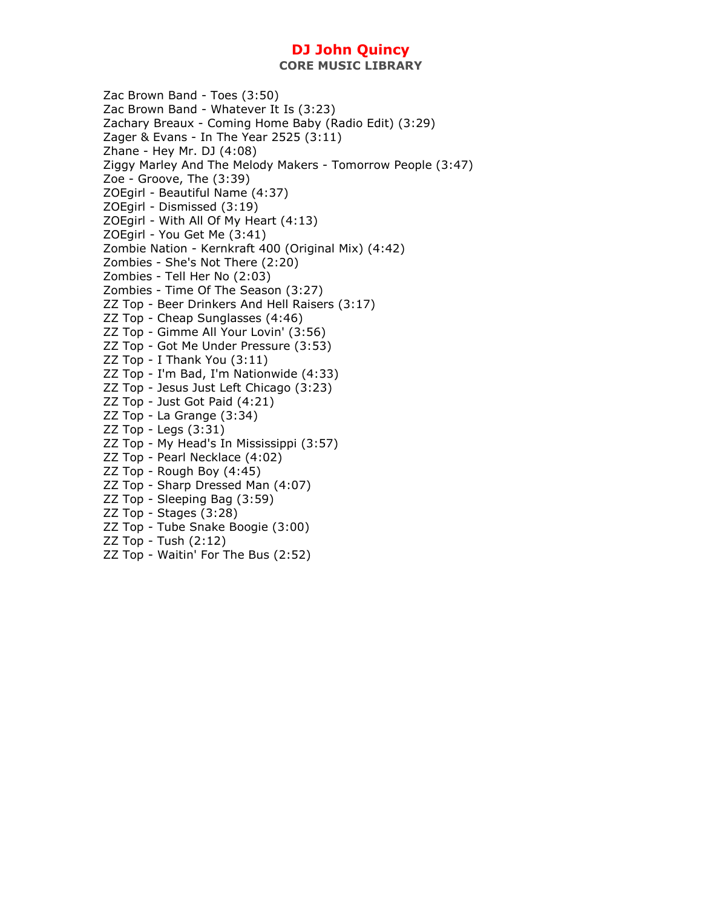# DJ John Quincy

## CORE MUSIC LIBRARY

Zac Brown Band - Toes (3:50)
Zac Brown Band - Whatever It Is (3:23)
Zachary Breaux - Coming Home Baby (Radio Edit) (3:29)
Zager & Evans - In The Year 2525 (3:11)
Zhane - Hey Mr. DJ (4:08)
Ziggy Marley And The Melody Makers - Tomorrow People (3:47)
Zoe - Groove, The (3:39)
ZOEgirl - Beautiful Name (4:37)
ZOEgirl - Dismissed (3:19)
ZOEgirl - With All Of My Heart (4:13)
ZOEgirl - You Get Me (3:41)
Zombie Nation - Kernkraft 400 (Original Mix) (4:42)
Zombies - She's Not There (2:20)
Zombies - Tell Her No (2:03)
Zombies - Time Of The Season (3:27)
ZZ Top - Beer Drinkers And Hell Raisers (3:17)
ZZ Top - Cheap Sunglasses (4:46)
ZZ Top - Gimme All Your Lovin' (3:56)
ZZ Top - Got Me Under Pressure (3:53)
ZZ Top - I Thank You (3:11)
ZZ Top - I'm Bad, I'm Nationwide (4:33)
ZZ Top - Jesus Just Left Chicago (3:23)
ZZ Top - Just Got Paid (4:21)
ZZ Top - La Grange (3:34)
ZZ Top - Legs (3:31)
ZZ Top - My Head's In Mississippi (3:57)
ZZ Top - Pearl Necklace (4:02)
ZZ Top - Rough Boy (4:45)
ZZ Top - Sharp Dressed Man (4:07)
ZZ Top - Sleeping Bag (3:59)
ZZ Top - Stages (3:28)
ZZ Top - Tube Snake Boogie (3:00)
ZZ Top - Tush (2:12)
ZZ Top - Waitin' For The Bus (2:52)